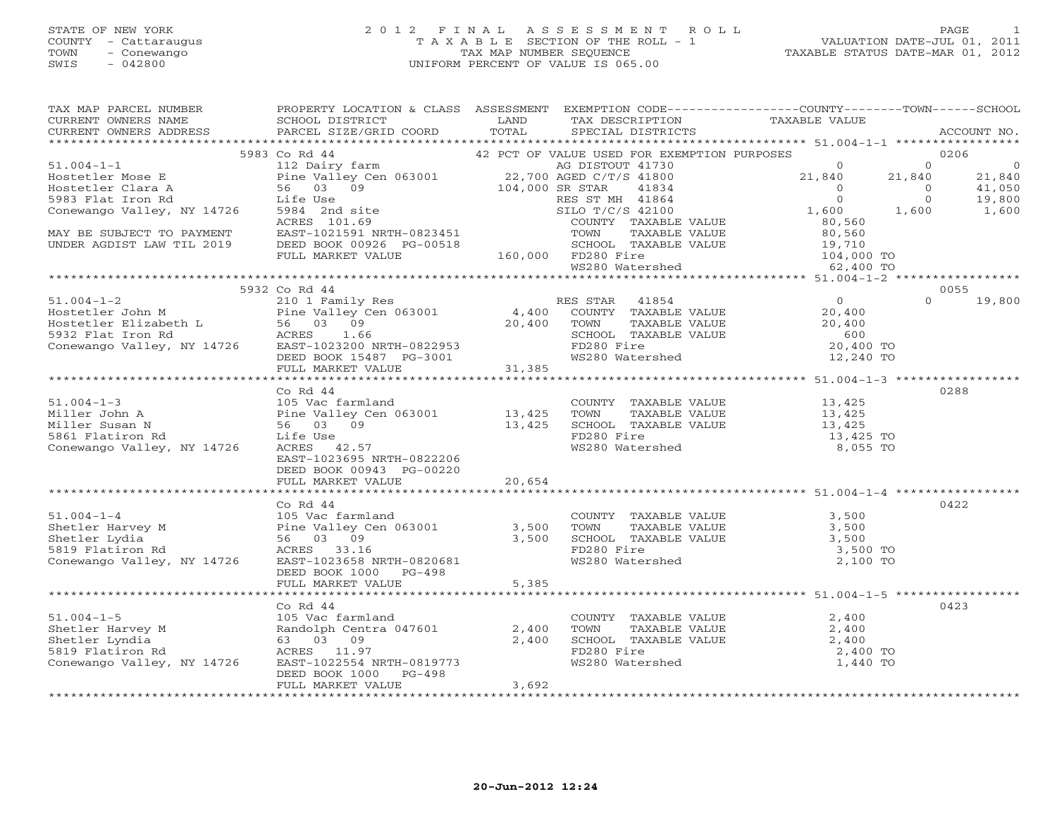STATE OF NEW YORK
COUNTY - Cattaraugus
TOWN - Conewango
SWIS - 042800

# 2012 FINAL ASSESSMENT ROLL
TAXABLE SECTION OF THE ROLL - 1
TAX MAP NUMBER SEQUENCE
UNIFORM PERCENT OF VALUE IS 065.00

VALUATION DATE-JUL 01, 2011
TAXABLE STATUS DATE-MAR 01, 2012

```
TAX MAP PARCEL NUMBER         PROPERTY LOCATION & CLASS  ASSESSMENT  EXEMPTION CODE-----------------COUNTY--------TOWN------SCHOOL
CURRENT OWNERS NAME           SCHOOL DISTRICT               LAND      TAX DESCRIPTION            TAXABLE VALUE
CURRENT OWNERS ADDRESS        PARCEL SIZE/GRID COORD       TOTAL      SPECIAL DISTRICTS                                           ACCOUNT NO.
******************************************************************************************************* 51.004-1-1 *****************
                          5983 Co Rd 44                          42 PCT OF VALUE USED FOR EXEMPTION PURPOSES                        0206
51.004-1-1                  112 Dairy farm                       AG DISTOUT 41730               0           0           0
Hostetler Mose E            Pine Valley Cen 063001      22,700 AGED C/T/S 41800          21,840      21,840      21,840
Hostetler Clara A           56   03   09               104,000 SR STAR       41834              0           0      41,050
5983 Flat Iron Rd           Life Use                             RES ST MH  41864               0           0      19,800
Conewango Valley, NY 14726  5984  2nd site                       SILO T/C/S 42100           1,600       1,600       1,600
                            ACRES  101.69                         COUNTY  TAXABLE VALUE        80,560
MAY BE SUBJECT TO PAYMENT   EAST-1021591 NRTH-0823451             TOWN    TAXABLE VALUE        80,560
UNDER AGDIST LAW TIL 2019   DEED BOOK 00926 PG-00518              SCHOOL  TAXABLE VALUE        19,710
                            FULL MARKET VALUE           160,000   FD280 Fire                  104,000 TO
                                                                  WS280 Watershed              62,400 TO
******************************************************************************************************* 51.004-1-2 *****************
                          5932 Co Rd 44                                                                                    0055
51.004-1-2                  210 1 Family Res                      RES STAR   41854                  0           0      19,800
Hostetler John M            Pine Valley Cen 063001       4,400    COUNTY  TAXABLE VALUE        20,400
Hostetler Elizabeth L       56   03   09                20,400    TOWN    TAXABLE VALUE        20,400
5932 Flat Iron Rd           ACRES    1.66                         SCHOOL  TAXABLE VALUE           600
Conewango Valley, NY 14726  EAST-1023200 NRTH-0822953             FD280 Fire                   20,400 TO
                            DEED BOOK 15487  PG-3001              WS280 Watershed              12,240 TO
                            FULL MARKET VALUE            31,385
******************************************************************************************************* 51.004-1-3 *****************
                            Co Rd 44                                                                                       0288
51.004-1-3                  105 Vac farmland                      COUNTY  TAXABLE VALUE        13,425
Miller John A               Pine Valley Cen 063001      13,425    TOWN    TAXABLE VALUE        13,425
Miller Susan N              56   03   09                13,425    SCHOOL  TAXABLE VALUE        13,425
5861 Flatiron Rd            Life Use                              FD280 Fire                   13,425 TO
Conewango Valley, NY 14726  ACRES   42.57                         WS280 Watershed               8,055 TO
                            EAST-1023695 NRTH-0822206
                            DEED BOOK 00943 PG-00220
                            FULL MARKET VALUE            20,654
******************************************************************************************************* 51.004-1-4 *****************
                            Co Rd 44                                                                                       0422
51.004-1-4                  105 Vac farmland                      COUNTY  TAXABLE VALUE         3,500
Shetler Harvey M            Pine Valley Cen 063001       3,500    TOWN    TAXABLE VALUE         3,500
Shetler Lydia               56   03   09                 3,500    SCHOOL  TAXABLE VALUE         3,500
5819 Flatiron Rd            ACRES   33.16                         FD280 Fire                    3,500 TO
Conewango Valley, NY 14726  EAST-1023658 NRTH-0820681             WS280 Watershed               2,100 TO
                            DEED BOOK 1000    PG-498
                            FULL MARKET VALUE             5,385
******************************************************************************************************* 51.004-1-5 *****************
                            Co Rd 44                                                                                       0423
51.004-1-5                  105 Vac farmland                      COUNTY  TAXABLE VALUE         2,400
Shetler Harvey M            Randolph Centra 047601       2,400    TOWN    TAXABLE VALUE         2,400
Shetler Lyndia              63   03   09                 2,400    SCHOOL  TAXABLE VALUE         2,400
5819 Flatiron Rd            ACRES   11.97                         FD280 Fire                    2,400 TO
Conewango Valley, NY 14726  EAST-1022554 NRTH-0819773             WS280 Watershed               1,440 TO
                            DEED BOOK 1000    PG-498
                            FULL MARKET VALUE             3,692
************************************************************************************************************************************
```

20-Jun-2012 12:24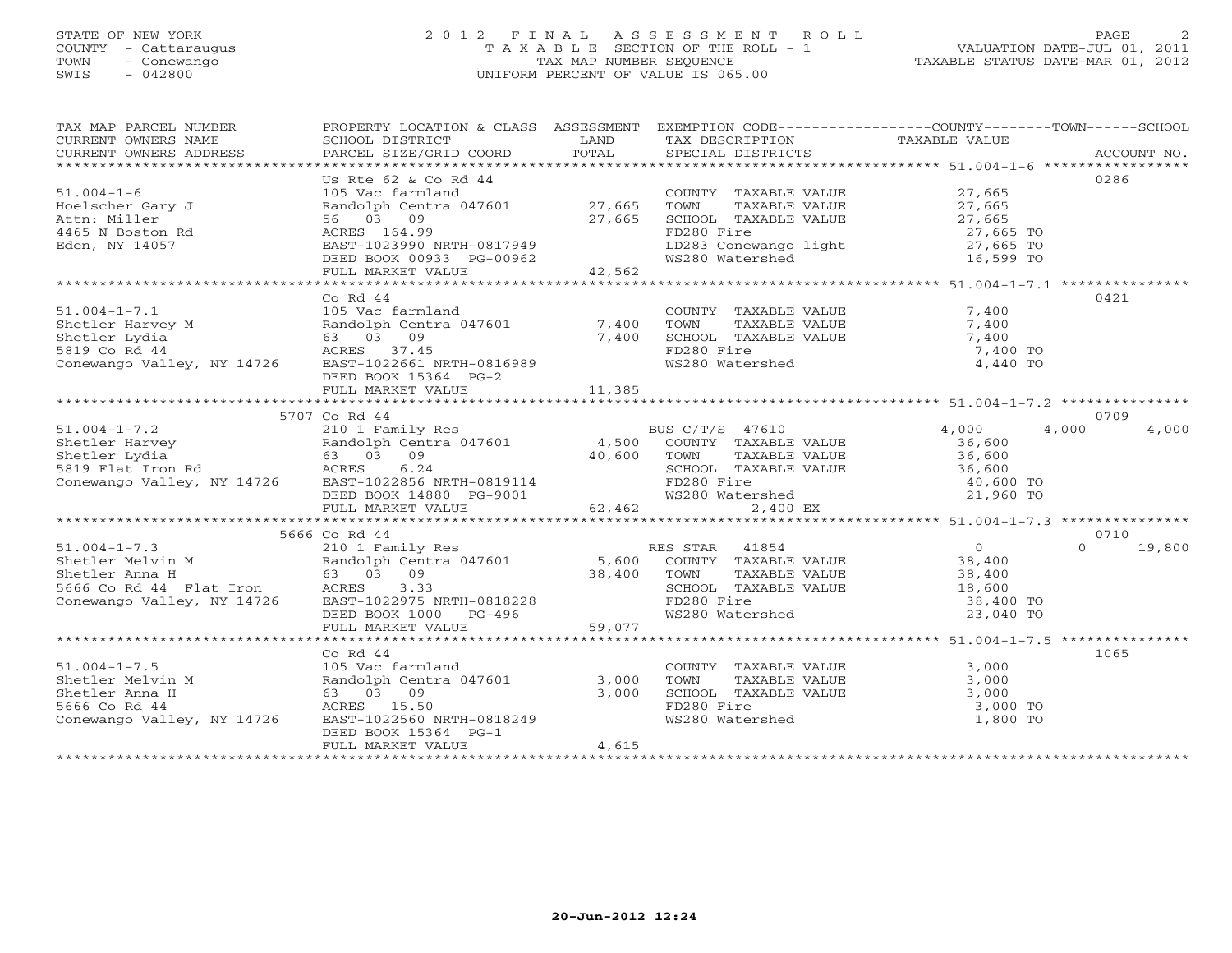STATE OF NEW YORK
COUNTY - Cattaraugus
TOWN - Conewango
SWIS - 042800

# 2012 FINAL ASSESSMENT ROLL
TAXABLE SECTION OF THE ROLL - 1
TAX MAP NUMBER SEQUENCE
UNIFORM PERCENT OF VALUE IS 065.00

VALUATION DATE-JUL 01, 2011
TAXABLE STATUS DATE-MAR 01, 2012

| TAX MAP PARCEL NUMBER / CURRENT OWNERS NAME / CURRENT OWNERS ADDRESS | PROPERTY LOCATION & CLASS / SCHOOL DISTRICT / PARCEL SIZE/GRID COORD | ASSESSMENT LAND | TOTAL | EXEMPTION CODE / TAX DESCRIPTION / SPECIAL DISTRICTS | COUNTY TAXABLE VALUE | TOWN | SCHOOL | ACCOUNT NO. |
|---|---|---|---|---|---|---|---|---|
| 51.004-1-6 | Us Rte 62 & Co Rd 44 | | | | | | | 0286 |
| Hoelscher Gary J | 105 Vac farmland | | | COUNTY TAXABLE VALUE | 27,665 | | | |
| Attn: Miller | Randolph Centra 047601 | 27,665 | | TOWN TAXABLE VALUE | 27,665 | | | |
| 4465 N Boston Rd | 56 03 09 | | 27,665 | SCHOOL TAXABLE VALUE | 27,665 | | | |
| Eden, NY 14057 | ACRES 164.99 | | | FD280 Fire | 27,665 TO | | | |
| | EAST-1023990 NRTH-0817949 | | | LD283 Conewango light | 27,665 TO | | | |
| | DEED BOOK 00933 PG-00962 | | | WS280 Watershed | 16,599 TO | | | |
| | FULL MARKET VALUE | | 42,562 | | | | | |
| 51.004-1-7.1 | Co Rd 44 | | | | | | | 0421 |
| Shetler Harvey M | 105 Vac farmland | | | COUNTY TAXABLE VALUE | 7,400 | | | |
| Shetler Lydia | Randolph Centra 047601 | 7,400 | | TOWN TAXABLE VALUE | 7,400 | | | |
| 5819 Co Rd 44 | 63 03 09 | | 7,400 | SCHOOL TAXABLE VALUE | 7,400 | | | |
| Conewango Valley, NY 14726 | ACRES 37.45 | | | FD280 Fire | 7,400 TO | | | |
| | EAST-1022661 NRTH-0816989 | | | WS280 Watershed | 4,440 TO | | | |
| | DEED BOOK 15364 PG-2 | | | | | | | |
| | FULL MARKET VALUE | | 11,385 | | | | | |
| 51.004-1-7.2 | 5707 Co Rd 44 | | | | | | | 0709 |
| Shetler Harvey | 210 1 Family Res | | | BUS C/T/S 47610 | 4,000 | 4,000 | 4,000 | |
| Shetler Lydia | Randolph Centra 047601 | 4,500 | | COUNTY TAXABLE VALUE | 36,600 | | | |
| 5819 Flat Iron Rd | 63 03 09 | | 40,600 | TOWN TAXABLE VALUE | 36,600 | | | |
| Conewango Valley, NY 14726 | ACRES 6.24 | | | SCHOOL TAXABLE VALUE | 36,600 | | | |
| | EAST-1022856 NRTH-0819114 | | | FD280 Fire | 40,600 TO | | | |
| | DEED BOOK 14880 PG-9001 | | | WS280 Watershed | 21,960 TO | | | |
| | FULL MARKET VALUE | | 62,462 | 2,400 EX | | | | |
| 51.004-1-7.3 | 5666 Co Rd 44 | | | | | | | 0710 |
| Shetler Melvin M | 210 1 Family Res | | | RES STAR 41854 | 0 | 0 | 19,800 | |
| Shetler Anna H | Randolph Centra 047601 | 5,600 | | COUNTY TAXABLE VALUE | 38,400 | | | |
| 5666 Co Rd 44 Flat Iron | 63 03 09 | | 38,400 | TOWN TAXABLE VALUE | 38,400 | | | |
| Conewango Valley, NY 14726 | ACRES 3.33 | | | SCHOOL TAXABLE VALUE | 18,600 | | | |
| | EAST-1022975 NRTH-0818228 | | | FD280 Fire | 38,400 TO | | | |
| | DEED BOOK 1000 PG-496 | | | WS280 Watershed | 23,040 TO | | | |
| | FULL MARKET VALUE | | 59,077 | | | | | |
| 51.004-1-7.5 | Co Rd 44 | | | | | | | 1065 |
| Shetler Melvin M | 105 Vac farmland | | | COUNTY TAXABLE VALUE | 3,000 | | | |
| Shetler Anna H | Randolph Centra 047601 | 3,000 | | TOWN TAXABLE VALUE | 3,000 | | | |
| 5666 Co Rd 44 | 63 03 09 | | 3,000 | SCHOOL TAXABLE VALUE | 3,000 | | | |
| Conewango Valley, NY 14726 | ACRES 15.50 | | | FD280 Fire | 3,000 TO | | | |
| | EAST-1022560 NRTH-0818249 | | | WS280 Watershed | 1,800 TO | | | |
| | DEED BOOK 15364 PG-1 | | | | | | | |
| | FULL MARKET VALUE | | 4,615 | | | | | |

20-Jun-2012 12:24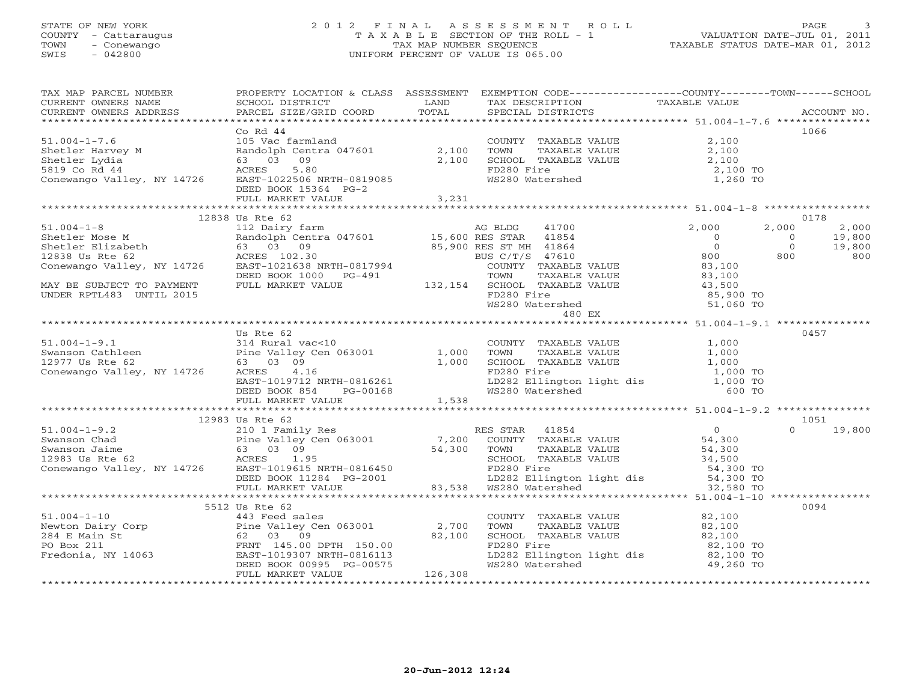STATE OF NEW YORK
COUNTY - Cattaraugus
TOWN - Conewango
SWIS - 042800

# 2012 FINAL ASSESSMENT ROLL
TAXABLE SECTION OF THE ROLL - 1
TAX MAP NUMBER SEQUENCE
UNIFORM PERCENT OF VALUE IS 065.00

VALUATION DATE-JUL 01, 2011
TAXABLE STATUS DATE-MAR 01, 2012

| TAX MAP PARCEL NUMBER / CURRENT OWNERS NAME / CURRENT OWNERS ADDRESS | PROPERTY LOCATION & CLASS / SCHOOL DISTRICT / PARCEL SIZE/GRID COORD | ASSESSMENT LAND / TOTAL | EXEMPTION CODE / TAX DESCRIPTION / SPECIAL DISTRICTS | COUNTY TAXABLE VALUE | TOWN | SCHOOL | ACCOUNT NO. |
|---|---|---|---|---|---|---|---|
| **51.004-1-7.6** | Co Rd 44 | | | | | | 1066 |
| Shetler Harvey M | 105 Vac farmland | | COUNTY TAXABLE VALUE | 2,100 | | | |
| Shetler Lydia | Randolph Centra 047601 | 2,100 | TOWN TAXABLE VALUE | 2,100 | | | |
| 5819 Co Rd 44 | 63 03 09 | 2,100 | SCHOOL TAXABLE VALUE | 2,100 | | | |
| Conewango Valley, NY 14726 | ACRES 5.80 | | FD280 Fire | 2,100 TO | | | |
| | EAST-1022506 NRTH-0819085 | | WS280 Watershed | 1,260 TO | | | |
| | DEED BOOK 15364 PG-2 | | | | | | |
| | FULL MARKET VALUE | 3,231 | | | | | |
| **51.004-1-8** | 12838 Us Rte 62 | | | | | | 0178 |
| Shetler Mose M | 112 Dairy farm | | AG BLDG 41700 | 2,000 | 2,000 | 2,000 | |
| Shetler Elizabeth | Randolph Centra 047601 | 15,600 | RES STAR 41854 | 0 | 0 | 19,800 | |
| 12838 Us Rte 62 | 63 03 09 | 85,900 | RES ST MH 41864 | 0 | 0 | 19,800 | |
| Conewango Valley, NY 14726 | ACRES 102.30 | | BUS C/T/S 47610 | 800 | 800 | 800 | |
| | EAST-1021638 NRTH-0817994 | | COUNTY TAXABLE VALUE | 83,100 | | | |
| | DEED BOOK 1000 PG-491 | | TOWN TAXABLE VALUE | 83,100 | | | |
| MAY BE SUBJECT TO PAYMENT | FULL MARKET VALUE | 132,154 | SCHOOL TAXABLE VALUE | 43,500 | | | |
| UNDER RPTL483 UNTIL 2015 | | | FD280 Fire | 85,900 TO | | | |
| | | | WS280 Watershed | 51,060 TO | | | |
| | | | 480 EX | | | | |
| **51.004-1-9.1** | Us Rte 62 | | | | | | 0457 |
| Swanson Cathleen | 314 Rural vac<10 | | COUNTY TAXABLE VALUE | 1,000 | | | |
| 12977 Us Rte 62 | Pine Valley Cen 063001 | 1,000 | TOWN TAXABLE VALUE | 1,000 | | | |
| Conewango Valley, NY 14726 | 63 03 09 | 1,000 | SCHOOL TAXABLE VALUE | 1,000 | | | |
| | ACRES 4.16 | | FD280 Fire | 1,000 TO | | | |
| | EAST-1019712 NRTH-0816261 | | LD282 Ellington light dis | 1,000 TO | | | |
| | DEED BOOK 854 PG-00168 | | WS280 Watershed | 600 TO | | | |
| | FULL MARKET VALUE | 1,538 | | | | | |
| **51.004-1-9.2** | 12983 Us Rte 62 | | | | | | 1051 |
| Swanson Chad | 210 1 Family Res | | RES STAR 41854 | 0 | 0 | 19,800 | |
| Swanson Jaime | Pine Valley Cen 063001 | 7,200 | COUNTY TAXABLE VALUE | 54,300 | | | |
| 12983 Us Rte 62 | 63 03 09 | 54,300 | TOWN TAXABLE VALUE | 54,300 | | | |
| Conewango Valley, NY 14726 | ACRES 1.95 | | SCHOOL TAXABLE VALUE | 34,500 | | | |
| | EAST-1019615 NRTH-0816450 | | FD280 Fire | 54,300 TO | | | |
| | DEED BOOK 11284 PG-2001 | | LD282 Ellington light dis | 54,300 TO | | | |
| | FULL MARKET VALUE | 83,538 | WS280 Watershed | 32,580 TO | | | |
| **51.004-1-10** | 5512 Us Rte 62 | | | | | | 0094 |
| Newton Dairy Corp | 443 Feed sales | | COUNTY TAXABLE VALUE | 82,100 | | | |
| 284 E Main St | Pine Valley Cen 063001 | 2,700 | TOWN TAXABLE VALUE | 82,100 | | | |
| PO Box 211 | 62 03 09 | 82,100 | SCHOOL TAXABLE VALUE | 82,100 | | | |
| Fredonia, NY 14063 | FRNT 145.00 DPTH 150.00 | | FD280 Fire | 82,100 TO | | | |
| | EAST-1019307 NRTH-0816113 | | LD282 Ellington light dis | 82,100 TO | | | |
| | DEED BOOK 00995 PG-00575 | | WS280 Watershed | 49,260 TO | | | |
| | FULL MARKET VALUE | 126,308 | | | | | |

20-Jun-2012 12:24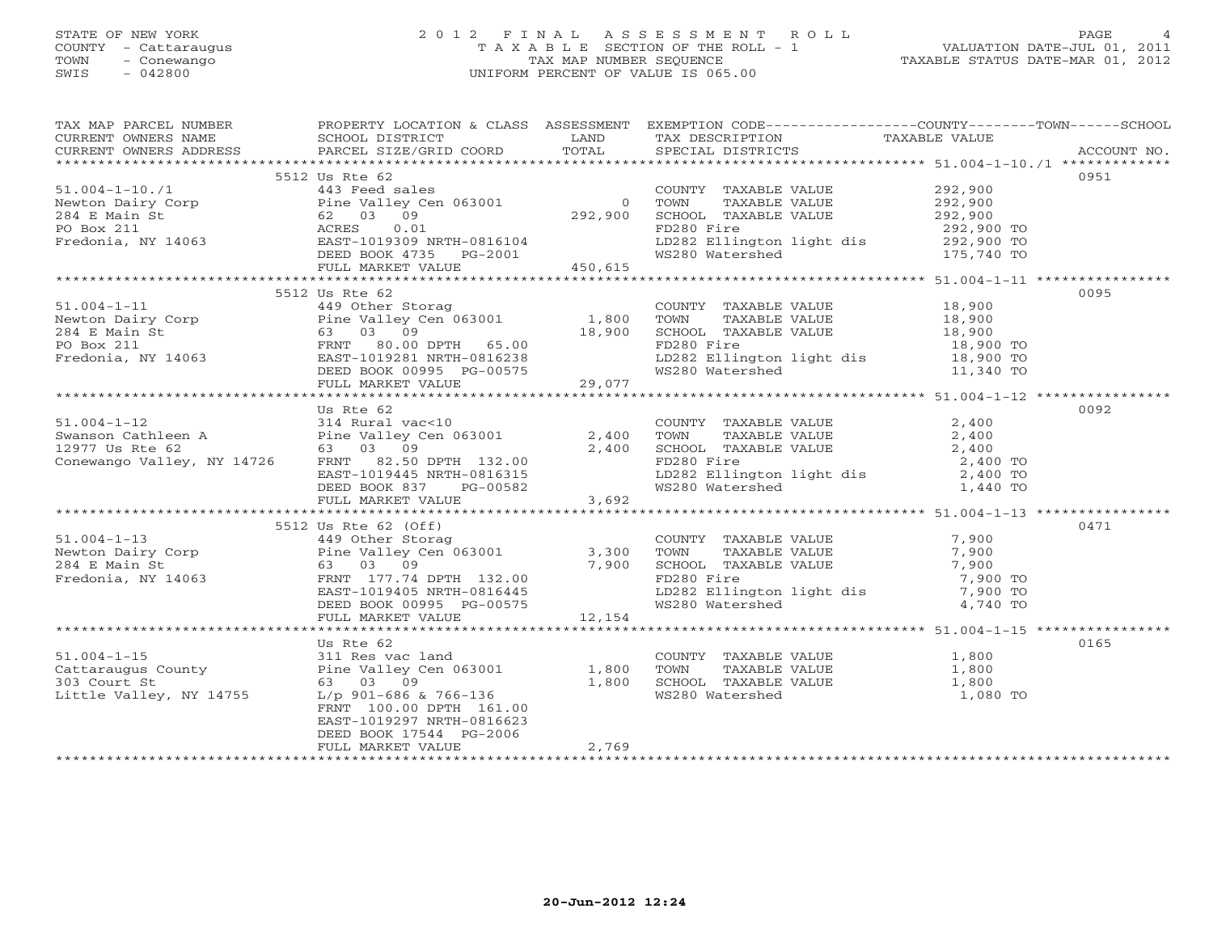STATE OF NEW YORK
COUNTY - Cattaraugus
TOWN - Conewango
SWIS - 042800

# 2012 FINAL ASSESSMENT ROLL

TAXABLE SECTION OF THE ROLL - 1
TAX MAP NUMBER SEQUENCE
UNIFORM PERCENT OF VALUE IS 065.00

VALUATION DATE-JUL 01, 2011
TAXABLE STATUS DATE-MAR 01, 2012

| TAX MAP PARCEL NUMBER / CURRENT OWNERS NAME / CURRENT OWNERS ADDRESS | PROPERTY LOCATION & CLASS / SCHOOL DISTRICT / PARCEL SIZE/GRID COORD | ASSESSMENT LAND / TOTAL | EXEMPTION CODE / TAX DESCRIPTION / SPECIAL DISTRICTS | COUNTY--------TOWN------SCHOOL TAXABLE VALUE | ACCOUNT NO. |
|---|---|---|---|---|---|
| **51.004-1-10./1** | 5512 Us Rte 62 | | | | 0951 |
| 51.004-1-10./1 | 443 Feed sales | | COUNTY TAXABLE VALUE | 292,900 | |
| Newton Dairy Corp | Pine Valley Cen 063001 | 0 | TOWN TAXABLE VALUE | 292,900 | |
| 284 E Main St | 62 03 09 | 292,900 | SCHOOL TAXABLE VALUE | 292,900 | |
| PO Box 211 | ACRES 0.01 | | FD280 Fire | 292,900 TO | |
| Fredonia, NY 14063 | EAST-1019309 NRTH-0816104 | | LD282 Ellington light dis | 292,900 TO | |
| | DEED BOOK 4735 PG-2001 | | WS280 Watershed | 175,740 TO | |
| | FULL MARKET VALUE | 450,615 | | | |
| **51.004-1-11** | 5512 Us Rte 62 | | | | 0095 |
| 51.004-1-11 | 449 Other Storag | | COUNTY TAXABLE VALUE | 18,900 | |
| Newton Dairy Corp | Pine Valley Cen 063001 | 1,800 | TOWN TAXABLE VALUE | 18,900 | |
| 284 E Main St | 63 03 09 | 18,900 | SCHOOL TAXABLE VALUE | 18,900 | |
| PO Box 211 | FRNT 80.00 DPTH 65.00 | | FD280 Fire | 18,900 TO | |
| Fredonia, NY 14063 | EAST-1019281 NRTH-0816238 | | LD282 Ellington light dis | 18,900 TO | |
| | DEED BOOK 00995 PG-00575 | | WS280 Watershed | 11,340 TO | |
| | FULL MARKET VALUE | 29,077 | | | |
| **51.004-1-12** | Us Rte 62 | | | | 0092 |
| 51.004-1-12 | 314 Rural vac<10 | | COUNTY TAXABLE VALUE | 2,400 | |
| Swanson Cathleen A | Pine Valley Cen 063001 | 2,400 | TOWN TAXABLE VALUE | 2,400 | |
| 12977 Us Rte 62 | 63 03 09 | 2,400 | SCHOOL TAXABLE VALUE | 2,400 | |
| Conewango Valley, NY 14726 | FRNT 82.50 DPTH 132.00 | | FD280 Fire | 2,400 TO | |
| | EAST-1019445 NRTH-0816315 | | LD282 Ellington light dis | 2,400 TO | |
| | DEED BOOK 837 PG-00582 | | WS280 Watershed | 1,440 TO | |
| | FULL MARKET VALUE | 3,692 | | | |
| **51.004-1-13** | 5512 Us Rte 62 (Off) | | | | 0471 |
| 51.004-1-13 | 449 Other Storag | | COUNTY TAXABLE VALUE | 7,900 | |
| Newton Dairy Corp | Pine Valley Cen 063001 | 3,300 | TOWN TAXABLE VALUE | 7,900 | |
| 284 E Main St | 63 03 09 | 7,900 | SCHOOL TAXABLE VALUE | 7,900 | |
| Fredonia, NY 14063 | FRNT 177.74 DPTH 132.00 | | FD280 Fire | 7,900 TO | |
| | EAST-1019405 NRTH-0816445 | | LD282 Ellington light dis | 7,900 TO | |
| | DEED BOOK 00995 PG-00575 | | WS280 Watershed | 4,740 TO | |
| | FULL MARKET VALUE | 12,154 | | | |
| **51.004-1-15** | Us Rte 62 | | | | 0165 |
| 51.004-1-15 | 311 Res vac land | | COUNTY TAXABLE VALUE | 1,800 | |
| Cattaraugus County | Pine Valley Cen 063001 | 1,800 | TOWN TAXABLE VALUE | 1,800 | |
| 303 Court St | 63 03 09 | 1,800 | SCHOOL TAXABLE VALUE | 1,800 | |
| Little Valley, NY 14755 | L/p 901-686 & 766-136 | | WS280 Watershed | 1,080 TO | |
| | FRNT 100.00 DPTH 161.00 | | | | |
| | EAST-1019297 NRTH-0816623 | | | | |
| | DEED BOOK 17544 PG-2006 | | | | |
| | FULL MARKET VALUE | 2,769 | | | |

20-Jun-2012 12:24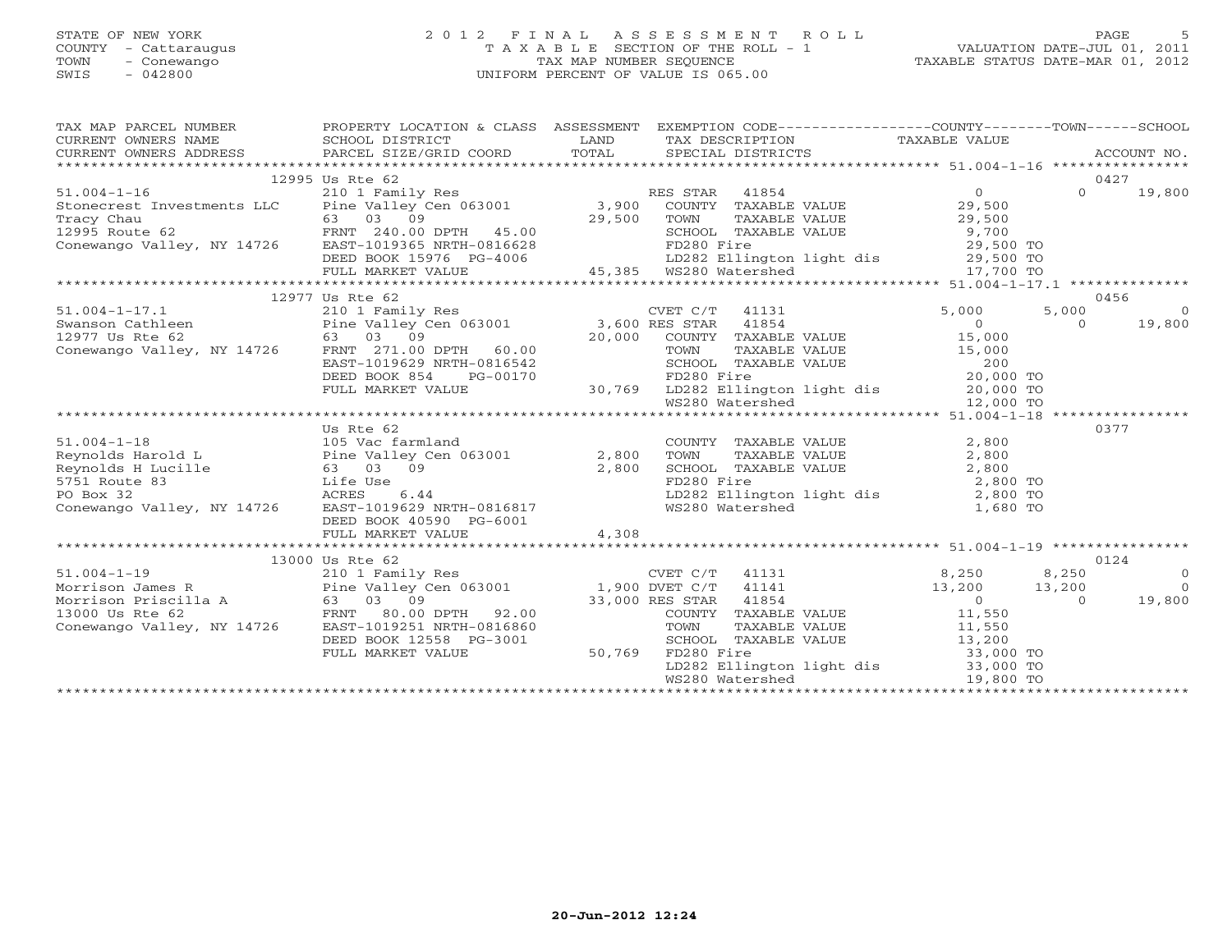STATE OF NEW YORK
COUNTY - Cattaraugus
TOWN - Conewango
SWIS - 042800

2012 FINAL ASSESSMENT ROLL
TAXABLE SECTION OF THE ROLL - 1
TAX MAP NUMBER SEQUENCE
UNIFORM PERCENT OF VALUE IS 065.00

VALUATION DATE-JUL 01, 2011
TAXABLE STATUS DATE-MAR 01, 2012

| TAX MAP PARCEL NUMBER / CURRENT OWNERS NAME / CURRENT OWNERS ADDRESS | PROPERTY LOCATION & CLASS / SCHOOL DISTRICT / PARCEL SIZE/GRID COORD | ASSESSMENT LAND / TOTAL | EXEMPTION CODE / TAX DESCRIPTION / SPECIAL DISTRICTS | COUNTY TAXABLE VALUE | TOWN | SCHOOL / ACCOUNT NO. |
|---|---|---|---|---|---|---|
| | 12995 Us Rte 62 | | | | | 0427 |
| 51.004-1-16 | 210 1 Family Res | | RES STAR 41854 | 0 | 0 | 19,800 |
| Stonecrest Investments LLC | Pine Valley Cen 063001 | 3,900 | COUNTY TAXABLE VALUE | 29,500 | | |
| Tracy Chau | 63 03 09 | 29,500 | TOWN TAXABLE VALUE | 29,500 | | |
| 12995 Route 62 | FRNT 240.00 DPTH 45.00 | | SCHOOL TAXABLE VALUE | 9,700 | | |
| Conewango Valley, NY 14726 | EAST-1019365 NRTH-0816628 | | FD280 Fire | 29,500 TO | | |
| | DEED BOOK 15976 PG-4006 | | LD282 Ellington light dis | 29,500 TO | | |
| | FULL MARKET VALUE | 45,385 | WS280 Watershed | 17,700 TO | | |
| | 12977 Us Rte 62 | | | | | 0456 |
| 51.004-1-17.1 | 210 1 Family Res | | CVET C/T 41131 | 5,000 | 5,000 | 0 |
| Swanson Cathleen | Pine Valley Cen 063001 | 3,600 | RES STAR 41854 | 0 | 0 | 19,800 |
| 12977 Us Rte 62 | 63 03 09 | 20,000 | COUNTY TAXABLE VALUE | 15,000 | | |
| Conewango Valley, NY 14726 | FRNT 271.00 DPTH 60.00 | | TOWN TAXABLE VALUE | 15,000 | | |
| | EAST-1019629 NRTH-0816542 | | SCHOOL TAXABLE VALUE | 200 | | |
| | DEED BOOK 854 PG-00170 | | FD280 Fire | 20,000 TO | | |
| | FULL MARKET VALUE | 30,769 | LD282 Ellington light dis | 20,000 TO | | |
| | | | WS280 Watershed | 12,000 TO | | |
| | Us Rte 62 | | | | | 0377 |
| 51.004-1-18 | 105 Vac farmland | | COUNTY TAXABLE VALUE | 2,800 | | |
| Reynolds Harold L | Pine Valley Cen 063001 | 2,800 | TOWN TAXABLE VALUE | 2,800 | | |
| Reynolds H Lucille | 63 03 09 | 2,800 | SCHOOL TAXABLE VALUE | 2,800 | | |
| 5751 Route 83 | Life Use | | FD280 Fire | 2,800 TO | | |
| PO Box 32 | ACRES 6.44 | | LD282 Ellington light dis | 2,800 TO | | |
| Conewango Valley, NY 14726 | EAST-1019629 NRTH-0816817 | | WS280 Watershed | 1,680 TO | | |
| | DEED BOOK 40590 PG-6001 | | | | | |
| | FULL MARKET VALUE | 4,308 | | | | |
| | 13000 Us Rte 62 | | | | | 0124 |
| 51.004-1-19 | 210 1 Family Res | | CVET C/T 41131 | 8,250 | 8,250 | 0 |
| Morrison James R | Pine Valley Cen 063001 | 1,900 | DVET C/T 41141 | 13,200 | 13,200 | 0 |
| Morrison Priscilla A | 63 03 09 | 33,000 | RES STAR 41854 | 0 | 0 | 19,800 |
| 13000 Us Rte 62 | FRNT 80.00 DPTH 92.00 | | COUNTY TAXABLE VALUE | 11,550 | | |
| Conewango Valley, NY 14726 | EAST-1019251 NRTH-0816860 | | TOWN TAXABLE VALUE | 11,550 | | |
| | DEED BOOK 12558 PG-3001 | | SCHOOL TAXABLE VALUE | 13,200 | | |
| | FULL MARKET VALUE | 50,769 | FD280 Fire | 33,000 TO | | |
| | | | LD282 Ellington light dis | 33,000 TO | | |
| | | | WS280 Watershed | 19,800 TO | | |

20-Jun-2012 12:24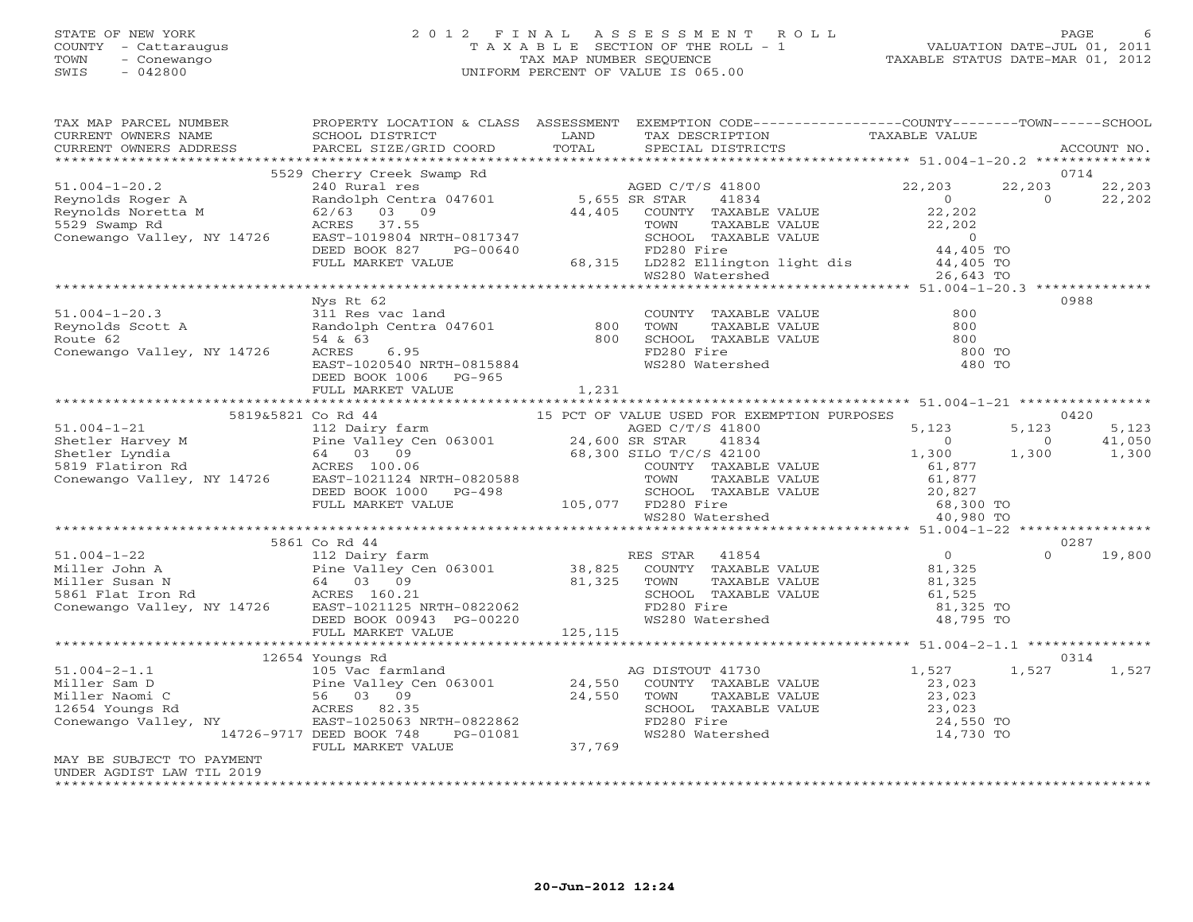STATE OF NEW YORK
COUNTY - Cattaraugus
TOWN - Conewango
SWIS - 042800

# 2012 FINAL ASSESSMENT ROLL

TAXABLE SECTION OF THE ROLL - 1
TAX MAP NUMBER SEQUENCE
UNIFORM PERCENT OF VALUE IS 065.00

VALUATION DATE-JUL 01, 2011
TAXABLE STATUS DATE-MAR 01, 2012

```
TAX MAP PARCEL NUMBER     PROPERTY LOCATION & CLASS  ASSESSMENT  EXEMPTION CODE------------------COUNTY--------TOWN------SCHOOL
CURRENT OWNERS NAME       SCHOOL DISTRICT              LAND      TAX DESCRIPTION              TAXABLE VALUE
CURRENT OWNERS ADDRESS    PARCEL SIZE/GRID COORD      TOTAL      SPECIAL DISTRICTS                                      ACCOUNT NO.
******************************************************************************************** 51.004-1-20.2 **************
                    5529 Cherry Creek Swamp Rd                                                                          0714
51.004-1-20.2             240 Rural res                            AGED C/T/S 41800           22,203     22,203       22,203
Reynolds Roger A          Randolph Centra 047601     5,655 SR STAR     41834                  0          0            22,202
Reynolds Noretta M        62/63  03  09             44,405   COUNTY  TAXABLE VALUE            22,202
5529 Swamp Rd             ACRES  37.55                       TOWN    TAXABLE VALUE            22,202
Conewango Valley, NY 14726 EAST-1019804 NRTH-0817347         SCHOOL  TAXABLE VALUE            0
                          DEED BOOK 827    PG-00640          FD280 Fire                       44,405 TO
                          FULL MARKET VALUE          68,315  LD282 Ellington light dis        44,405 TO
                                                             WS280 Watershed                  26,643 TO
******************************************************************************************** 51.004-1-20.3 **************
                          Nys Rt 62                                                                                     0988
51.004-1-20.3             311 Res vac land                   COUNTY  TAXABLE VALUE            800
Reynolds Scott A          Randolph Centra 047601       800   TOWN    TAXABLE VALUE            800
Route 62                  54 & 63                      800   SCHOOL  TAXABLE VALUE            800
Conewango Valley, NY 14726 ACRES    6.95                     FD280 Fire                       800 TO
                          EAST-1020540 NRTH-0815884          WS280 Watershed                  480 TO
                          DEED BOOK 1006   PG-965
                          FULL MARKET VALUE           1,231
******************************************************************************************** 51.004-1-21 ****************
                  5819&5821 Co Rd 44                15 PCT OF VALUE USED FOR EXEMPTION PURPOSES                         0420
51.004-1-21               112 Dairy farm                     AGED C/T/S 41800           5,123      5,123        5,123
Shetler Harvey M          Pine Valley Cen 063001    24,600 SR STAR     41834            0          0            41,050
Shetler Lyndia            64  03  09                68,300 SILO T/C/S 42100             1,300      1,300        1,300
5819 Flatiron Rd          ACRES 100.06                       COUNTY  TAXABLE VALUE            61,877
Conewango Valley, NY 14726 EAST-1021124 NRTH-0820588         TOWN    TAXABLE VALUE            61,877
                          DEED BOOK 1000   PG-498            SCHOOL  TAXABLE VALUE            20,827
                          FULL MARKET VALUE         105,077  FD280 Fire                       68,300 TO
                                                             WS280 Watershed                  40,980 TO
******************************************************************************************** 51.004-1-22 ****************
                    5861 Co Rd 44                                                                                       0287
51.004-1-22               112 Dairy farm                     RES STAR  41854                  0          0            19,800
Miller John A             Pine Valley Cen 063001    38,825   COUNTY  TAXABLE VALUE            81,325
Miller Susan N            64  03  09                81,325   TOWN    TAXABLE VALUE            81,325
5861 Flat Iron Rd         ACRES 160.21                       SCHOOL  TAXABLE VALUE            61,525
Conewango Valley, NY 14726 EAST-1021125 NRTH-0822062         FD280 Fire                       81,325 TO
                          DEED BOOK 00943 PG-00220           WS280 Watershed                  48,795 TO
                          FULL MARKET VALUE         125,115
******************************************************************************************** 51.004-2-1.1 ***************
                   12654 Youngs Rd                                                                                      0314
51.004-2-1.1              105 Vac farmland                   AG DISTOUT 41730           1,527      1,527        1,527
Miller Sam D              Pine Valley Cen 063001    24,550   COUNTY  TAXABLE VALUE            23,023
Miller Naomi C            56  03  09                24,550   TOWN    TAXABLE VALUE            23,023
12654 Youngs Rd           ACRES  82.35                       SCHOOL  TAXABLE VALUE            23,023
Conewango Valley, NY      EAST-1025063 NRTH-0822862          FD280 Fire                       24,550 TO
               14726-9717 DEED BOOK 748    PG-01081          WS280 Watershed                  14,730 TO
                          FULL MARKET VALUE          37,769
MAY BE SUBJECT TO PAYMENT
UNDER AGDIST LAW TIL 2019
****************************************************************************************************************************
```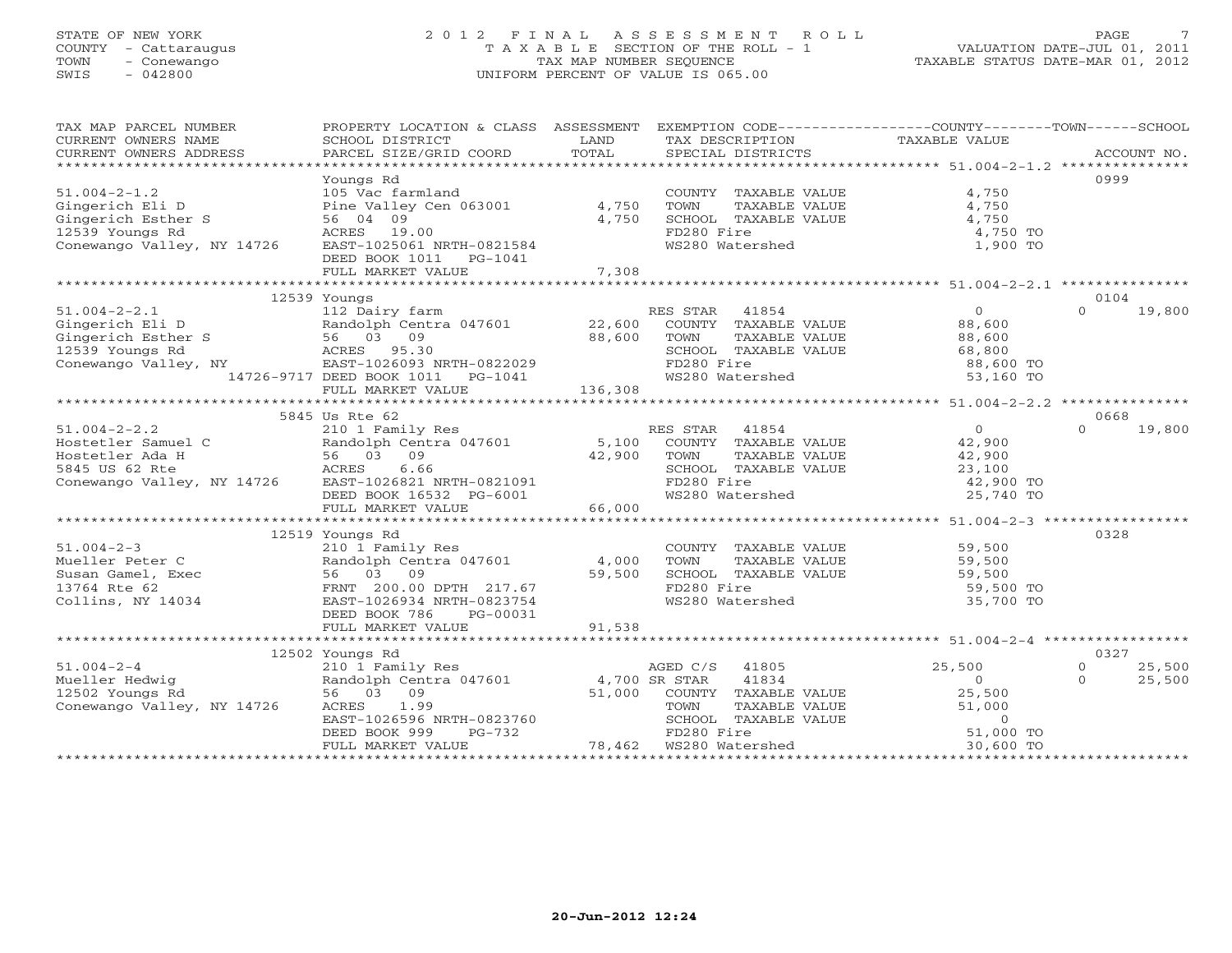STATE OF NEW YORK
COUNTY - Cattaraugus
TOWN - Conewango
SWIS - 042800

2012 FINAL ASSESSMENT ROLL
TAXABLE SECTION OF THE ROLL - 1
TAX MAP NUMBER SEQUENCE
UNIFORM PERCENT OF VALUE IS 065.00

VALUATION DATE-JUL 01, 2011
TAXABLE STATUS DATE-MAR 01, 2012

| TAX MAP PARCEL NUMBER / CURRENT OWNERS NAME / CURRENT OWNERS ADDRESS | PROPERTY LOCATION & CLASS / SCHOOL DISTRICT / PARCEL SIZE/GRID COORD | ASSESSMENT LAND / TOTAL | EXEMPTION CODE / TAX DESCRIPTION / SPECIAL DISTRICTS | COUNTY / TOWN TAXABLE VALUE | SCHOOL | ACCOUNT NO. |
|---|---|---|---|---|---|---|
| **51.004-2-1.2** | Youngs Rd | | | | | 0999 |
| 51.004-2-1.2 | 105 Vac farmland | | COUNTY TAXABLE VALUE | 4,750 | | |
| Gingerich Eli D | Pine Valley Cen 063001 | 4,750 | TOWN TAXABLE VALUE | 4,750 | | |
| Gingerich Esther S | 56 04 09 | 4,750 | SCHOOL TAXABLE VALUE | 4,750 | | |
| 12539 Youngs Rd | ACRES 19.00 | | FD280 Fire | 4,750 TO | | |
| Conewango Valley, NY 14726 | EAST-1025061 NRTH-0821584 | | WS280 Watershed | 1,900 TO | | |
| | DEED BOOK 1011 PG-1041 | | | | | |
| | FULL MARKET VALUE | 7,308 | | | | |
| **51.004-2-2.1** | 12539 Youngs | | | | | 0104 |
| 51.004-2-2.1 | 112 Dairy farm | | RES STAR 41854 | 0 | 0 | 19,800 |
| Gingerich Eli D | Randolph Centra 047601 | 22,600 | COUNTY TAXABLE VALUE | 88,600 | | |
| Gingerich Esther S | 56 03 09 | 88,600 | TOWN TAXABLE VALUE | 88,600 | | |
| 12539 Youngs Rd | ACRES 95.30 | | SCHOOL TAXABLE VALUE | 68,800 | | |
| Conewango Valley, NY | EAST-1026093 NRTH-0822029 | | FD280 Fire | 88,600 TO | | |
| 14726-9717 | DEED BOOK 1011 PG-1041 | | WS280 Watershed | 53,160 TO | | |
| | FULL MARKET VALUE | 136,308 | | | | |
| **51.004-2-2.2** | 5845 Us Rte 62 | | | | | 0668 |
| 51.004-2-2.2 | 210 1 Family Res | | RES STAR 41854 | 0 | 0 | 19,800 |
| Hostetler Samuel C | Randolph Centra 047601 | 5,100 | COUNTY TAXABLE VALUE | 42,900 | | |
| Hostetler Ada H | 56 03 09 | 42,900 | TOWN TAXABLE VALUE | 42,900 | | |
| 5845 US 62 Rte | ACRES 6.66 | | SCHOOL TAXABLE VALUE | 23,100 | | |
| Conewango Valley, NY 14726 | EAST-1026821 NRTH-0821091 | | FD280 Fire | 42,900 TO | | |
| | DEED BOOK 16532 PG-6001 | | WS280 Watershed | 25,740 TO | | |
| | FULL MARKET VALUE | 66,000 | | | | |
| **51.004-2-3** | 12519 Youngs Rd | | | | | 0328 |
| 51.004-2-3 | 210 1 Family Res | | COUNTY TAXABLE VALUE | 59,500 | | |
| Mueller Peter C | Randolph Centra 047601 | 4,000 | TOWN TAXABLE VALUE | 59,500 | | |
| Susan Gamel, Exec | 56 03 09 | 59,500 | SCHOOL TAXABLE VALUE | 59,500 | | |
| 13764 Rte 62 | FRNT 200.00 DPTH 217.67 | | FD280 Fire | 59,500 TO | | |
| Collins, NY 14034 | EAST-1026934 NRTH-0823754 | | WS280 Watershed | 35,700 TO | | |
| | DEED BOOK 786 PG-00031 | | | | | |
| | FULL MARKET VALUE | 91,538 | | | | |
| **51.004-2-4** | 12502 Youngs Rd | | | | | 0327 |
| 51.004-2-4 | 210 1 Family Res | | AGED C/S 41805 | 25,500 | 0 | 25,500 |
| Mueller Hedwig | Randolph Centra 047601 | 4,700 | SR STAR 41834 | 0 | 0 | 25,500 |
| 12502 Youngs Rd | 56 03 09 | 51,000 | COUNTY TAXABLE VALUE | 25,500 | | |
| Conewango Valley, NY 14726 | ACRES 1.99 | | TOWN TAXABLE VALUE | 51,000 | | |
| | EAST-1026596 NRTH-0823760 | | SCHOOL TAXABLE VALUE | 0 | | |
| | DEED BOOK 999 PG-732 | | FD280 Fire | 51,000 TO | | |
| | FULL MARKET VALUE | 78,462 | WS280 Watershed | 30,600 TO | | |

20-Jun-2012 12:24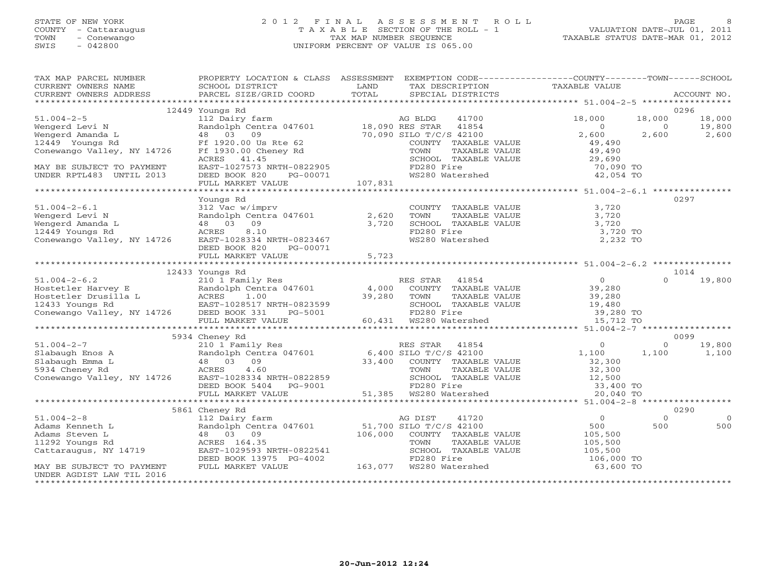STATE OF NEW YORK
COUNTY - Cattaraugus
TOWN - Conewango
SWIS - 042800

# 2012 FINAL ASSESSMENT ROLL
TAXABLE SECTION OF THE ROLL - 1
TAX MAP NUMBER SEQUENCE
UNIFORM PERCENT OF VALUE IS 065.00

VALUATION DATE-JUL 01, 2011
TAXABLE STATUS DATE-MAR 01, 2012

| TAX MAP PARCEL NUMBER / CURRENT OWNERS NAME / CURRENT OWNERS ADDRESS | PROPERTY LOCATION & CLASS / SCHOOL DISTRICT / PARCEL SIZE/GRID COORD | ASSESSMENT LAND / TOTAL | EXEMPTION CODE / TAX DESCRIPTION / SPECIAL DISTRICTS | COUNTY TAXABLE VALUE | TOWN | SCHOOL | ACCOUNT NO. |
|---|---|---|---|---|---|---|---|
| 51.004-2-5 | 12449 Youngs Rd | | | | | | 0296 |
| 51.004-2-5 | 112 Dairy farm | | AG BLDG 41700 | 18,000 | 18,000 | 18,000 | |
| Wengerd Levi N | Randolph Centra 047601 | 18,090 | RES STAR 41854 | 0 | 0 | 19,800 | |
| Wengerd Amanda L | 48 03 09 | 70,090 | SILO T/C/S 42100 | 2,600 | 2,600 | 2,600 | |
| 12449 Youngs Rd | Ff 1920.00 Us Rte 62 | | COUNTY TAXABLE VALUE | 49,490 | | | |
| Conewango Valley, NY 14726 | Ff 1930.00 Cheney Rd | | TOWN TAXABLE VALUE | 49,490 | | | |
| | ACRES 41.45 | | SCHOOL TAXABLE VALUE | 29,690 | | | |
| MAY BE SUBJECT TO PAYMENT | EAST-1027573 NRTH-0822905 | | FD280 Fire | 70,090 TO | | | |
| UNDER RPTL483 UNTIL 2013 | DEED BOOK 820 PG-00071 | | WS280 Watershed | 42,054 TO | | | |
| | FULL MARKET VALUE | 107,831 | | | | | |
| 51.004-2-6.1 | Youngs Rd | | | | | | 0297 |
| 51.004-2-6.1 | 312 Vac w/imprv | | COUNTY TAXABLE VALUE | 3,720 | | | |
| Wengerd Levi N | Randolph Centra 047601 | 2,620 | TOWN TAXABLE VALUE | 3,720 | | | |
| Wengerd Amanda L | 48 03 09 | 3,720 | SCHOOL TAXABLE VALUE | 3,720 | | | |
| 12449 Youngs Rd | ACRES 8.10 | | FD280 Fire | 3,720 TO | | | |
| Conewango Valley, NY 14726 | EAST-1028334 NRTH-0823467 | | WS280 Watershed | 2,232 TO | | | |
| | DEED BOOK 820 PG-00071 | | | | | | |
| | FULL MARKET VALUE | 5,723 | | | | | |
| 51.004-2-6.2 | 12433 Youngs Rd | | | | | | 1014 |
| 51.004-2-6.2 | 210 1 Family Res | | RES STAR 41854 | 0 | 0 | 19,800 | |
| Hostetler Harvey E | Randolph Centra 047601 | 4,000 | COUNTY TAXABLE VALUE | 39,280 | | | |
| Hostetler Drusilla L | ACRES 1.00 | 39,280 | TOWN TAXABLE VALUE | 39,280 | | | |
| 12433 Youngs Rd | EAST-1028517 NRTH-0823599 | | SCHOOL TAXABLE VALUE | 19,480 | | | |
| Conewango Valley, NY 14726 | DEED BOOK 331 PG-5001 | | FD280 Fire | 39,280 TO | | | |
| | FULL MARKET VALUE | 60,431 | WS280 Watershed | 15,712 TO | | | |
| 51.004-2-7 | 5934 Cheney Rd | | | | | | 0099 |
| 51.004-2-7 | 210 1 Family Res | | RES STAR 41854 | 0 | 0 | 19,800 | |
| Slabaugh Enos A | Randolph Centra 047601 | 6,400 | SILO T/C/S 42100 | 1,100 | 1,100 | 1,100 | |
| Slabaugh Emma L | 48 03 09 | 33,400 | COUNTY TAXABLE VALUE | 32,300 | | | |
| 5934 Cheney Rd | ACRES 4.60 | | TOWN TAXABLE VALUE | 32,300 | | | |
| Conewango Valley, NY 14726 | EAST-1028334 NRTH-0822859 | | SCHOOL TAXABLE VALUE | 12,500 | | | |
| | DEED BOOK 5404 PG-9001 | | FD280 Fire | 33,400 TO | | | |
| | FULL MARKET VALUE | 51,385 | WS280 Watershed | 20,040 TO | | | |
| 51.004-2-8 | 5861 Cheney Rd | | | | | | 0290 |
| 51.004-2-8 | 112 Dairy farm | | AG DIST 41720 | 0 | 0 | 0 | |
| Adams Kenneth L | Randolph Centra 047601 | 51,700 | SILO T/C/S 42100 | 500 | 500 | 500 | |
| Adams Steven L | 48 03 09 | 106,000 | COUNTY TAXABLE VALUE | 105,500 | | | |
| 11292 Youngs Rd | ACRES 164.35 | | TOWN TAXABLE VALUE | 105,500 | | | |
| Cattaraugus, NY 14719 | EAST-1029593 NRTH-0822541 | | SCHOOL TAXABLE VALUE | 105,500 | | | |
| | DEED BOOK 13975 PG-4002 | | FD280 Fire | 106,000 TO | | | |
| MAY BE SUBJECT TO PAYMENT | FULL MARKET VALUE | 163,077 | WS280 Watershed | 63,600 TO | | | |
| UNDER AGDIST LAW TIL 2016 | | | | | | | |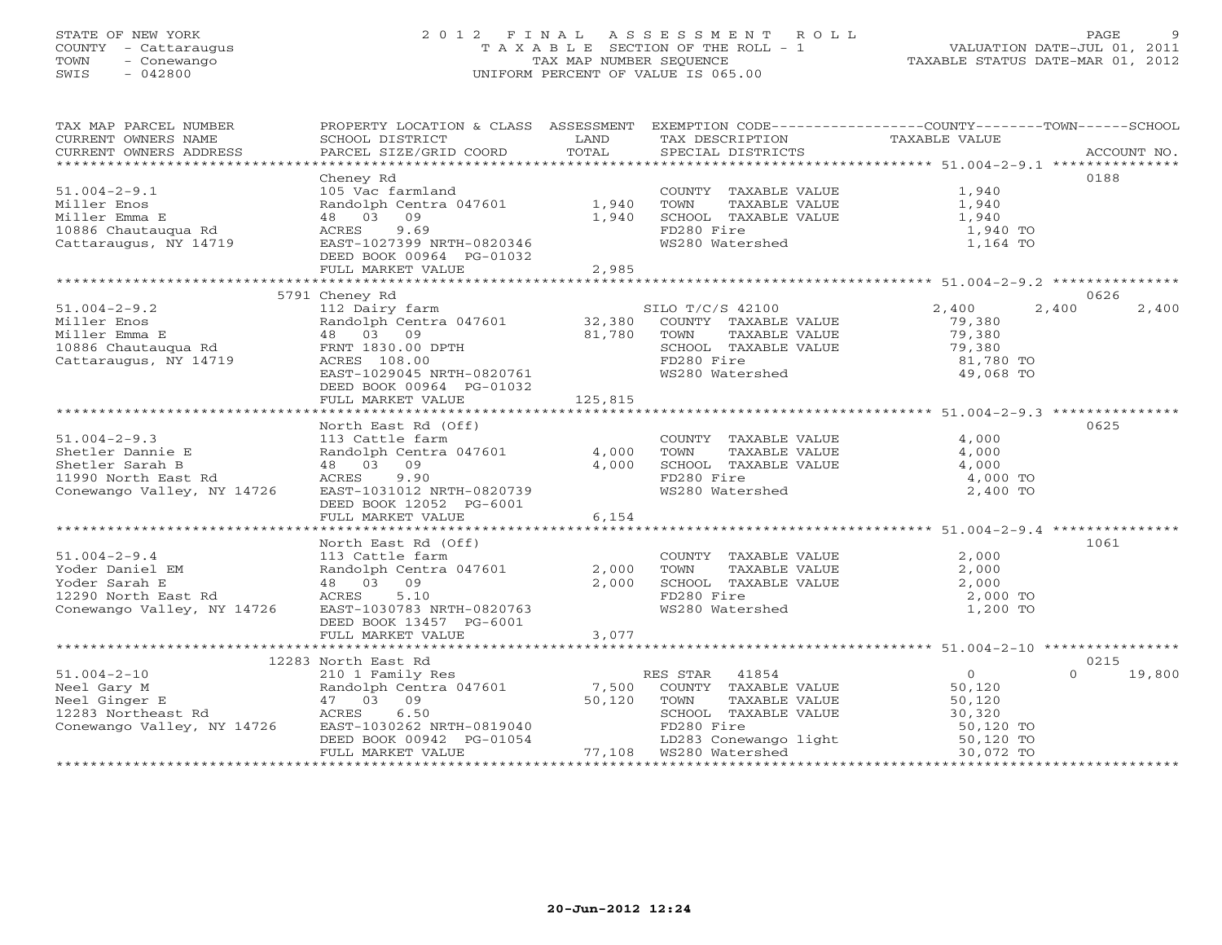STATE OF NEW YORK
COUNTY - Cattaraugus
TOWN - Conewango
SWIS - 042800

2 0 1 2 F I N A L A S S E S S M E N T R O L L
T A X A B L E SECTION OF THE ROLL - 1
TAX MAP NUMBER SEQUENCE
UNIFORM PERCENT OF VALUE IS 065.00

VALUATION DATE-JUL 01, 2011
TAXABLE STATUS DATE-MAR 01, 2012

| TAX MAP PARCEL NUMBER / CURRENT OWNERS NAME / CURRENT OWNERS ADDRESS | PROPERTY LOCATION & CLASS / SCHOOL DISTRICT / PARCEL SIZE/GRID COORD | ASSESSMENT LAND | TOTAL | EXEMPTION CODE / TAX DESCRIPTION / SPECIAL DISTRICTS | COUNTY TAXABLE VALUE | TOWN | SCHOOL | ACCOUNT NO. |
|---|---|---|---|---|---|---|---|---|
| 51.004-2-9.1 | Cheney Rd | | | | | | | 0188 |
| 51.004-2-9.1 | 105 Vac farmland | | | COUNTY TAXABLE VALUE | 1,940 | | | |
| Miller Enos | Randolph Centra 047601 | 1,940 | | TOWN TAXABLE VALUE | 1,940 | | | |
| Miller Emma E | 48 03 09 | | 1,940 | SCHOOL TAXABLE VALUE | 1,940 | | | |
| 10886 Chautauqua Rd | ACRES 9.69 | | | FD280 Fire | 1,940 TO | | | |
| Cattaraugus, NY 14719 | EAST-1027399 NRTH-0820346 | | | WS280 Watershed | 1,164 TO | | | |
| | DEED BOOK 00964 PG-01032 | | | | | | | |
| | FULL MARKET VALUE | | 2,985 | | | | | |
| 51.004-2-9.2 | 5791 Cheney Rd | | | | | | | 0626 |
| 51.004-2-9.2 | 112 Dairy farm | | | SILO T/C/S 42100 | 2,400 | 2,400 | 2,400 | |
| Miller Enos | Randolph Centra 047601 | 32,380 | | COUNTY TAXABLE VALUE | 79,380 | | | |
| Miller Emma E | 48 03 09 | | 81,780 | TOWN TAXABLE VALUE | 79,380 | | | |
| 10886 Chautauqua Rd | FRNT 1830.00 DPTH | | | SCHOOL TAXABLE VALUE | 79,380 | | | |
| Cattaraugus, NY 14719 | ACRES 108.00 | | | FD280 Fire | 81,780 TO | | | |
| | EAST-1029045 NRTH-0820761 | | | WS280 Watershed | 49,068 TO | | | |
| | DEED BOOK 00964 PG-01032 | | | | | | | |
| | FULL MARKET VALUE | | 125,815 | | | | | |
| 51.004-2-9.3 | North East Rd (Off) | | | | | | | 0625 |
| 51.004-2-9.3 | 113 Cattle farm | | | COUNTY TAXABLE VALUE | 4,000 | | | |
| Shetler Dannie E | Randolph Centra 047601 | 4,000 | | TOWN TAXABLE VALUE | 4,000 | | | |
| Shetler Sarah B | 48 03 09 | | 4,000 | SCHOOL TAXABLE VALUE | 4,000 | | | |
| 11990 North East Rd | ACRES 9.90 | | | FD280 Fire | 4,000 TO | | | |
| Conewango Valley, NY 14726 | EAST-1031012 NRTH-0820739 | | | WS280 Watershed | 2,400 TO | | | |
| | DEED BOOK 12052 PG-6001 | | | | | | | |
| | FULL MARKET VALUE | | 6,154 | | | | | |
| 51.004-2-9.4 | North East Rd (Off) | | | | | | | 1061 |
| 51.004-2-9.4 | 113 Cattle farm | | | COUNTY TAXABLE VALUE | 2,000 | | | |
| Yoder Daniel EM | Randolph Centra 047601 | 2,000 | | TOWN TAXABLE VALUE | 2,000 | | | |
| Yoder Sarah E | 48 03 09 | | 2,000 | SCHOOL TAXABLE VALUE | 2,000 | | | |
| 12290 North East Rd | ACRES 5.10 | | | FD280 Fire | 2,000 TO | | | |
| Conewango Valley, NY 14726 | EAST-1030783 NRTH-0820763 | | | WS280 Watershed | 1,200 TO | | | |
| | DEED BOOK 13457 PG-6001 | | | | | | | |
| | FULL MARKET VALUE | | 3,077 | | | | | |
| 51.004-2-10 | 12283 North East Rd | | | | | | | 0215 |
| 51.004-2-10 | 210 1 Family Res | | | RES STAR 41854 | 0 | 0 | 19,800 | |
| Neel Gary M | Randolph Centra 047601 | 7,500 | | COUNTY TAXABLE VALUE | 50,120 | | | |
| Neel Ginger E | 47 03 09 | | 50,120 | TOWN TAXABLE VALUE | 50,120 | | | |
| 12283 Northeast Rd | ACRES 6.50 | | | SCHOOL TAXABLE VALUE | 30,320 | | | |
| Conewango Valley, NY 14726 | EAST-1030262 NRTH-0819040 | | | FD280 Fire | 50,120 TO | | | |
| | DEED BOOK 00942 PG-01054 | | | LD283 Conewango light | 50,120 TO | | | |
| | FULL MARKET VALUE | | 77,108 | WS280 Watershed | 30,072 TO | | | |

20-Jun-2012 12:24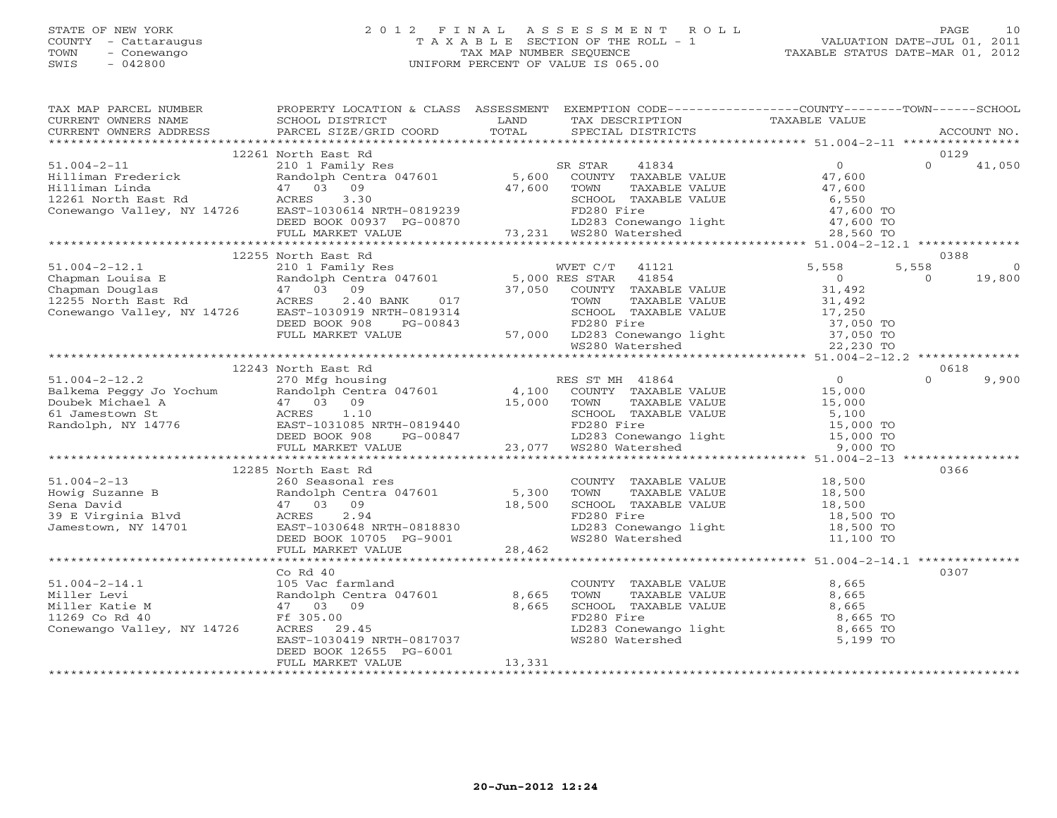STATE OF NEW YORK
COUNTY - Cattaraugus
TOWN - Conewango
SWIS - 042800

# 2012 FINAL ASSESSMENT ROLL

TAXABLE SECTION OF THE ROLL - 1
TAX MAP NUMBER SEQUENCE
UNIFORM PERCENT OF VALUE IS 065.00

VALUATION DATE-JUL 01, 2011
TAXABLE STATUS DATE-MAR 01, 2012

| TAX MAP PARCEL NUMBER / CURRENT OWNERS NAME / CURRENT OWNERS ADDRESS | PROPERTY LOCATION & CLASS / SCHOOL DISTRICT / PARCEL SIZE/GRID COORD | LAND | ASSESSMENT TOTAL | EXEMPTION CODE / TAX DESCRIPTION / SPECIAL DISTRICTS | COUNTY TAXABLE VALUE | TOWN | SCHOOL | ACCOUNT NO. |
|---|---|---|---|---|---|---|---|---|
| 51.004-2-11 | 12261 North East Rd | | | | | | | 0129 |
| 51.004-2-11 | 210 1 Family Res | | | SR STAR 41834 | 0 | 0 | 41,050 | |
| Hilliman Frederick | Randolph Centra 047601 | 5,600 | | COUNTY TAXABLE VALUE | 47,600 | | | |
| Hilliman Linda | 47 03 09 | | 47,600 | TOWN TAXABLE VALUE | 47,600 | | | |
| 12261 North East Rd | ACRES 3.30 | | | SCHOOL TAXABLE VALUE | 6,550 | | | |
| Conewango Valley, NY 14726 | EAST-1030614 NRTH-0819239 | | | FD280 Fire | 47,600 TO | | | |
| | DEED BOOK 00937 PG-00870 | | | LD283 Conewango light | 47,600 TO | | | |
| | FULL MARKET VALUE | | 73,231 | WS280 Watershed | 28,560 TO | | | |
| 51.004-2-12.1 | 12255 North East Rd | | | | | | | 0388 |
| 51.004-2-12.1 | 210 1 Family Res | | | WVET C/T 41121 | 5,558 | 5,558 | 0 | |
| Chapman Louisa E | Randolph Centra 047601 | 5,000 | | RES STAR 41854 | 0 | 0 | 19,800 | |
| Chapman Douglas | 47 03 09 | | 37,050 | COUNTY TAXABLE VALUE | 31,492 | | | |
| 12255 North East Rd | ACRES 2.40 BANK 017 | | | TOWN TAXABLE VALUE | 31,492 | | | |
| Conewango Valley, NY 14726 | EAST-1030919 NRTH-0819314 | | | SCHOOL TAXABLE VALUE | 17,250 | | | |
| | DEED BOOK 908 PG-00843 | | | FD280 Fire | 37,050 TO | | | |
| | FULL MARKET VALUE | | 57,000 | LD283 Conewango light | 37,050 TO | | | |
| | | | | WS280 Watershed | 22,230 TO | | | |
| 51.004-2-12.2 | 12243 North East Rd | | | | | | | 0618 |
| 51.004-2-12.2 | 270 Mfg housing | | | RES ST MH 41864 | 0 | 0 | 9,900 | |
| Balkema Peggy Jo Yochum | Randolph Centra 047601 | 4,100 | | COUNTY TAXABLE VALUE | 15,000 | | | |
| Doubek Michael A | 47 03 09 | | 15,000 | TOWN TAXABLE VALUE | 15,000 | | | |
| 61 Jamestown St | ACRES 1.10 | | | SCHOOL TAXABLE VALUE | 5,100 | | | |
| Randolph, NY 14776 | EAST-1031085 NRTH-0819440 | | | FD280 Fire | 15,000 TO | | | |
| | DEED BOOK 908 PG-00847 | | | LD283 Conewango light | 15,000 TO | | | |
| | FULL MARKET VALUE | | 23,077 | WS280 Watershed | 9,000 TO | | | |
| 51.004-2-13 | 12285 North East Rd | | | | | | | 0366 |
| 51.004-2-13 | 260 Seasonal res | | | COUNTY TAXABLE VALUE | 18,500 | | | |
| Howig Suzanne B | Randolph Centra 047601 | 5,300 | | TOWN TAXABLE VALUE | 18,500 | | | |
| Sena David | 47 03 09 | | 18,500 | SCHOOL TAXABLE VALUE | 18,500 | | | |
| 39 E Virginia Blvd | ACRES 2.94 | | | FD280 Fire | 18,500 TO | | | |
| Jamestown, NY 14701 | EAST-1030648 NRTH-0818830 | | | LD283 Conewango light | 18,500 TO | | | |
| | DEED BOOK 10705 PG-9001 | | | WS280 Watershed | 11,100 TO | | | |
| | FULL MARKET VALUE | | 28,462 | | | | | |
| 51.004-2-14.1 | Co Rd 40 | | | | | | | 0307 |
| 51.004-2-14.1 | 105 Vac farmland | | | COUNTY TAXABLE VALUE | 8,665 | | | |
| Miller Levi | Randolph Centra 047601 | 8,665 | | TOWN TAXABLE VALUE | 8,665 | | | |
| Miller Katie M | 47 03 09 | | 8,665 | SCHOOL TAXABLE VALUE | 8,665 | | | |
| 11269 Co Rd 40 | Ff 305.00 | | | FD280 Fire | 8,665 TO | | | |
| Conewango Valley, NY 14726 | ACRES 29.45 | | | LD283 Conewango light | 8,665 TO | | | |
| | EAST-1030419 NRTH-0817037 | | | WS280 Watershed | 5,199 TO | | | |
| | DEED BOOK 12655 PG-6001 | | | | | | | |
| | FULL MARKET VALUE | | 13,331 | | | | | |

20-Jun-2012 12:24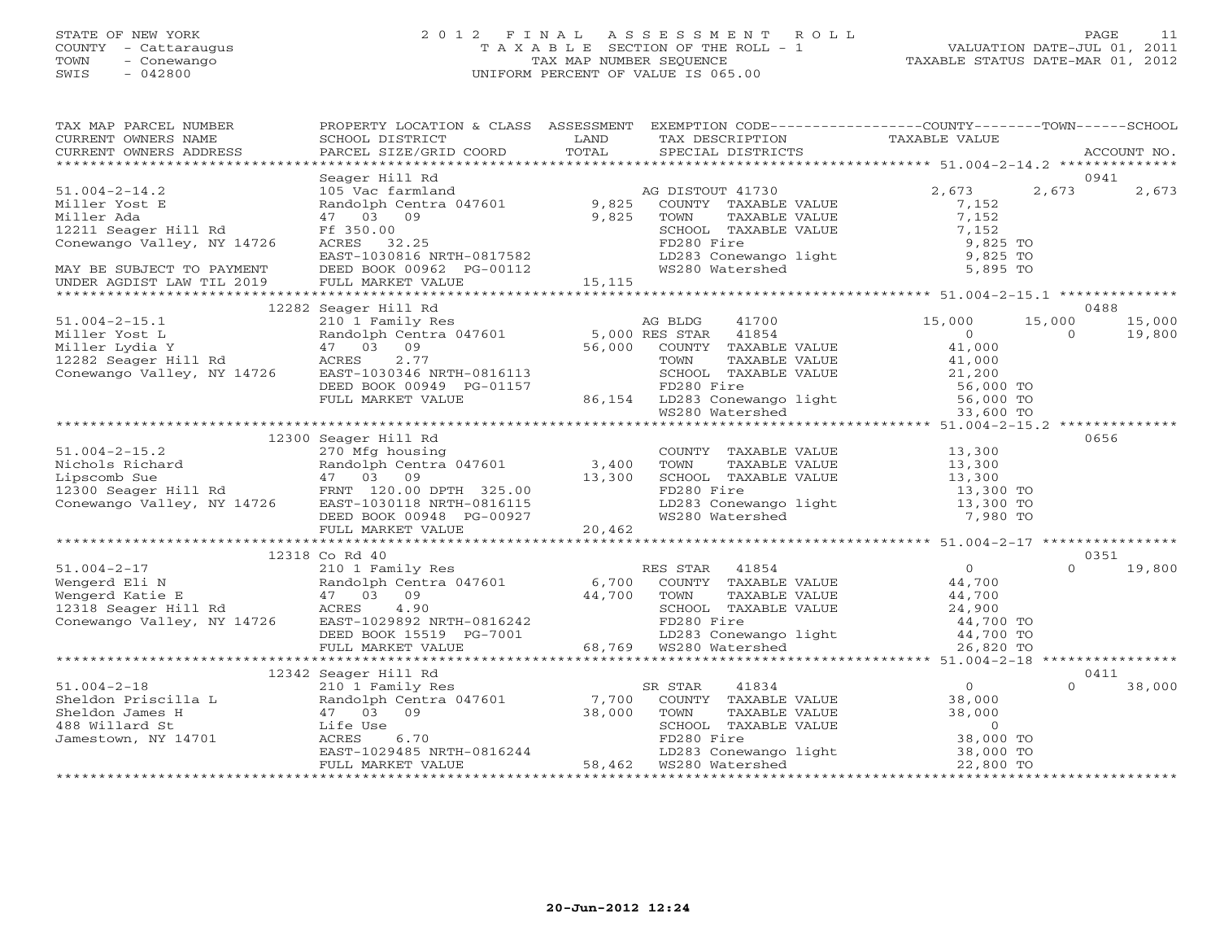STATE OF NEW YORK
COUNTY - Cattaraugus
TOWN - Conewango
SWIS - 042800

2012 FINAL ASSESSMENT ROLL
TAXABLE SECTION OF THE ROLL - 1
TAX MAP NUMBER SEQUENCE
UNIFORM PERCENT OF VALUE IS 065.00

VALUATION DATE-JUL 01, 2011
TAXABLE STATUS DATE-MAR 01, 2012

| TAX MAP PARCEL NUMBER / CURRENT OWNERS NAME / CURRENT OWNERS ADDRESS | PROPERTY LOCATION & CLASS / SCHOOL DISTRICT / PARCEL SIZE/GRID COORD | ASSESSMENT LAND / TOTAL | EXEMPTION CODE / TAX DESCRIPTION / SPECIAL DISTRICTS | COUNTY TAXABLE VALUE | TOWN | SCHOOL | ACCOUNT NO. |
|---|---|---|---|---|---|---|---|
| 51.004-2-14.2 | Seager Hill Rd | | | | | | 0941 |
| | 105 Vac farmland | | AG DISTOUT 41730 | 2,673 | 2,673 | 2,673 | |
| Miller Yost E | Randolph Centra 047601 | 9,825 | COUNTY TAXABLE VALUE | 7,152 | | | |
| Miller Ada | 47 03 09 | 9,825 | TOWN TAXABLE VALUE | 7,152 | | | |
| 12211 Seager Hill Rd | Ff 350.00 | | SCHOOL TAXABLE VALUE | 7,152 | | | |
| Conewango Valley, NY 14726 | ACRES 32.25 | | FD280 Fire | 9,825 TO | | | |
| | EAST-1030816 NRTH-0817582 | | LD283 Conewango light | 9,825 TO | | | |
| MAY BE SUBJECT TO PAYMENT | DEED BOOK 00962 PG-00112 | | WS280 Watershed | 5,895 TO | | | |
| UNDER AGDIST LAW TIL 2019 | FULL MARKET VALUE | 15,115 | | | | | |
| 51.004-2-15.1 | 12282 Seager Hill Rd | | | | | | 0488 |
| | 210 1 Family Res | | AG BLDG 41700 | 15,000 | 15,000 | 15,000 | |
| Miller Yost L | Randolph Centra 047601 | 5,000 | RES STAR 41854 | 0 | 0 | 19,800 | |
| Miller Lydia Y | 47 03 09 | 56,000 | COUNTY TAXABLE VALUE | 41,000 | | | |
| 12282 Seager Hill Rd | ACRES 2.77 | | TOWN TAXABLE VALUE | 41,000 | | | |
| Conewango Valley, NY 14726 | EAST-1030346 NRTH-0816113 | | SCHOOL TAXABLE VALUE | 21,200 | | | |
| | DEED BOOK 00949 PG-01157 | | FD280 Fire | 56,000 TO | | | |
| | FULL MARKET VALUE | 86,154 | LD283 Conewango light | 56,000 TO | | | |
| | | | WS280 Watershed | 33,600 TO | | | |
| 51.004-2-15.2 | 12300 Seager Hill Rd | | | | | | 0656 |
| | 270 Mfg housing | | COUNTY TAXABLE VALUE | 13,300 | | | |
| Nichols Richard | Randolph Centra 047601 | 3,400 | TOWN TAXABLE VALUE | 13,300 | | | |
| Lipscomb Sue | 47 03 09 | 13,300 | SCHOOL TAXABLE VALUE | 13,300 | | | |
| 12300 Seager Hill Rd | FRNT 120.00 DPTH 325.00 | | FD280 Fire | 13,300 TO | | | |
| Conewango Valley, NY 14726 | EAST-1030118 NRTH-0816115 | | LD283 Conewango light | 13,300 TO | | | |
| | DEED BOOK 00948 PG-00927 | | WS280 Watershed | 7,980 TO | | | |
| | FULL MARKET VALUE | 20,462 | | | | | |
| 51.004-2-17 | 12318 Co Rd 40 | | | | | | 0351 |
| | 210 1 Family Res | | RES STAR 41854 | 0 | 0 | 19,800 | |
| Wengerd Eli N | Randolph Centra 047601 | 6,700 | COUNTY TAXABLE VALUE | 44,700 | | | |
| Wengerd Katie E | 47 03 09 | 44,700 | TOWN TAXABLE VALUE | 44,700 | | | |
| 12318 Seager Hill Rd | ACRES 4.90 | | SCHOOL TAXABLE VALUE | 24,900 | | | |
| Conewango Valley, NY 14726 | EAST-1029892 NRTH-0816242 | | FD280 Fire | 44,700 TO | | | |
| | DEED BOOK 15519 PG-7001 | | LD283 Conewango light | 44,700 TO | | | |
| | FULL MARKET VALUE | 68,769 | WS280 Watershed | 26,820 TO | | | |
| 51.004-2-18 | 12342 Seager Hill Rd | | | | | | 0411 |
| | 210 1 Family Res | | SR STAR 41834 | 0 | 0 | 38,000 | |
| Sheldon Priscilla L | Randolph Centra 047601 | 7,700 | COUNTY TAXABLE VALUE | 38,000 | | | |
| Sheldon James H | 47 03 09 | 38,000 | TOWN TAXABLE VALUE | 38,000 | | | |
| 488 Willard St | Life Use | | SCHOOL TAXABLE VALUE | 0 | | | |
| Jamestown, NY 14701 | ACRES 6.70 | | FD280 Fire | 38,000 TO | | | |
| | EAST-1029485 NRTH-0816244 | | LD283 Conewango light | 38,000 TO | | | |
| | FULL MARKET VALUE | 58,462 | WS280 Watershed | 22,800 TO | | | |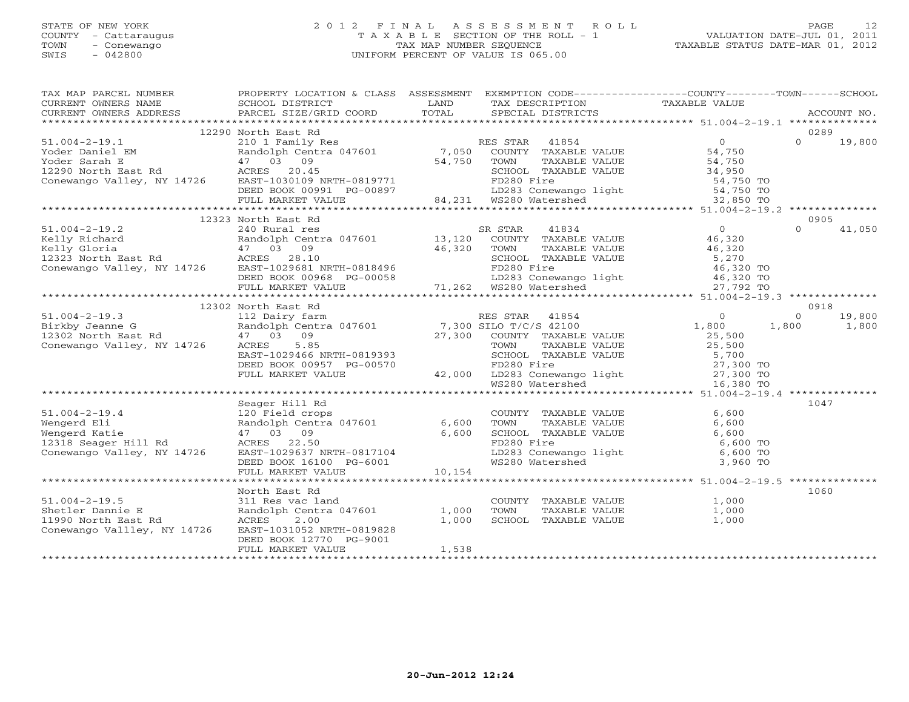STATE OF NEW YORK
COUNTY - Cattaraugus
TOWN - Conewango
SWIS - 042800

2012 FINAL ASSESSMENT ROLL
TAXABLE SECTION OF THE ROLL - 1
TAX MAP NUMBER SEQUENCE
UNIFORM PERCENT OF VALUE IS 065.00

VALUATION DATE-JUL 01, 2011
TAXABLE STATUS DATE-MAR 01, 2012

| TAX MAP PARCEL NUMBER / CURRENT OWNERS NAME / CURRENT OWNERS ADDRESS | PROPERTY LOCATION & CLASS / SCHOOL DISTRICT / PARCEL SIZE/GRID COORD | ASSESSMENT LAND / TOTAL | EXEMPTION CODE / TAX DESCRIPTION / SPECIAL DISTRICTS | COUNTY TAXABLE VALUE | TOWN | SCHOOL | ACCOUNT NO. |
|---|---|---|---|---|---|---|---|
| 51.004-2-19.1 | 12290 North East Rd | | | | | | 0289 |
| Yoder Daniel EM | 210 1 Family Res | | RES STAR 41854 | 0 | 0 | 19,800 | |
| Yoder Sarah E | Randolph Centra 047601 | 7,050 | COUNTY TAXABLE VALUE | 54,750 | | | |
| 12290 North East Rd | 47 03 09 | 54,750 | TOWN TAXABLE VALUE | 54,750 | | | |
| Conewango Valley, NY 14726 | ACRES 20.45 | | SCHOOL TAXABLE VALUE | 34,950 | | | |
| | EAST-1030109 NRTH-0819771 | | FD280 Fire | 54,750 TO | | | |
| | DEED BOOK 00991 PG-00897 | | LD283 Conewango light | 54,750 TO | | | |
| | FULL MARKET VALUE | 84,231 | WS280 Watershed | 32,850 TO | | | |
| 51.004-2-19.2 | 12323 North East Rd | | | | | | 0905 |
| Kelly Richard | 240 Rural res | | SR STAR 41834 | 0 | 0 | 41,050 | |
| Kelly Gloria | Randolph Centra 047601 | 13,120 | COUNTY TAXABLE VALUE | 46,320 | | | |
| 12323 North East Rd | 47 03 09 | 46,320 | TOWN TAXABLE VALUE | 46,320 | | | |
| Conewango Valley, NY 14726 | ACRES 28.10 | | SCHOOL TAXABLE VALUE | 5,270 | | | |
| | EAST-1029681 NRTH-0818496 | | FD280 Fire | 46,320 TO | | | |
| | DEED BOOK 00968 PG-00058 | | LD283 Conewango light | 46,320 TO | | | |
| | FULL MARKET VALUE | 71,262 | WS280 Watershed | 27,792 TO | | | |
| 51.004-2-19.3 | 12302 North East Rd | | | | | | 0918 |
| Birkby Jeanne G | 112 Dairy farm | | RES STAR 41854 | 0 | 0 | 19,800 | |
| 12302 North East Rd | Randolph Centra 047601 | 7,300 | SILO T/C/S 42100 | 1,800 | 1,800 | 1,800 | |
| Conewango Valley, NY 14726 | 47 03 09 | 27,300 | COUNTY TAXABLE VALUE | 25,500 | | | |
| | ACRES 5.85 | | TOWN TAXABLE VALUE | 25,500 | | | |
| | EAST-1029466 NRTH-0819393 | | SCHOOL TAXABLE VALUE | 5,700 | | | |
| | DEED BOOK 00957 PG-00570 | | FD280 Fire | 27,300 TO | | | |
| | FULL MARKET VALUE | 42,000 | LD283 Conewango light | 27,300 TO | | | |
| | | | WS280 Watershed | 16,380 TO | | | |
| 51.004-2-19.4 | Seager Hill Rd | | | | | | 1047 |
| Wengerd Eli | 120 Field crops | | COUNTY TAXABLE VALUE | 6,600 | | | |
| Wengerd Katie | Randolph Centra 047601 | 6,600 | TOWN TAXABLE VALUE | 6,600 | | | |
| 12318 Seager Hill Rd | 47 03 09 | 6,600 | SCHOOL TAXABLE VALUE | 6,600 | | | |
| Conewango Valley, NY 14726 | ACRES 22.50 | | FD280 Fire | 6,600 TO | | | |
| | EAST-1029637 NRTH-0817104 | | LD283 Conewango light | 6,600 TO | | | |
| | DEED BOOK 16100 PG-6001 | | WS280 Watershed | 3,960 TO | | | |
| | FULL MARKET VALUE | 10,154 | | | | | |
| 51.004-2-19.5 | North East Rd | | | | | | 1060 |
| Shetler Dannie E | 311 Res vac land | | COUNTY TAXABLE VALUE | 1,000 | | | |
| 11990 North East Rd | Randolph Centra 047601 | 1,000 | TOWN TAXABLE VALUE | 1,000 | | | |
| Conewango Vallley, NY 14726 | ACRES 2.00 | 1,000 | SCHOOL TAXABLE VALUE | 1,000 | | | |
| | EAST-1031052 NRTH-0819828 | | | | | | |
| | DEED BOOK 12770 PG-9001 | | | | | | |
| | FULL MARKET VALUE | 1,538 | | | | | |

20-Jun-2012 12:24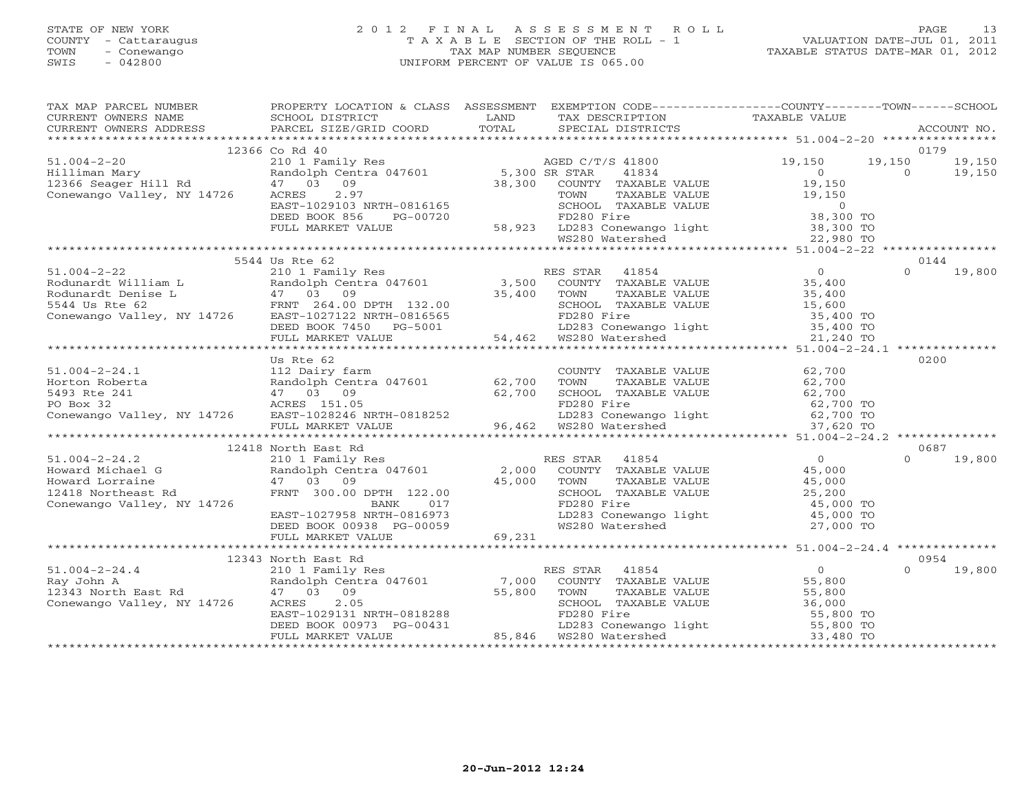STATE OF NEW YORK
COUNTY - Cattaraugus
TOWN - Conewango
SWIS - 042800

2012 FINAL ASSESSMENT ROLL
TAXABLE SECTION OF THE ROLL - 1
TAX MAP NUMBER SEQUENCE
UNIFORM PERCENT OF VALUE IS 065.00

VALUATION DATE-JUL 01, 2011
TAXABLE STATUS DATE-MAR 01, 2012

| TAX MAP PARCEL NUMBER / CURRENT OWNERS NAME / CURRENT OWNERS ADDRESS | PROPERTY LOCATION & CLASS / SCHOOL DISTRICT / PARCEL SIZE/GRID COORD | ASSESSMENT LAND / TOTAL | EXEMPTION CODE / TAX DESCRIPTION / SPECIAL DISTRICTS | COUNTY TAXABLE VALUE | TOWN | SCHOOL | ACCOUNT NO. |
|---|---|---|---|---|---|---|---|
| | 12366 Co Rd 40 | | | | | | 0179 |
| 51.004-2-20 | 210 1 Family Res | | AGED C/T/S 41800 | 19,150 | 19,150 | 19,150 | |
| Hilliman Mary | Randolph Centra 047601 | 5,300 | SR STAR 41834 | 0 | 0 | 19,150 | |
| 12366 Seager Hill Rd | 47 03 09 | 38,300 | COUNTY TAXABLE VALUE | 19,150 | | | |
| Conewango Valley, NY 14726 | ACRES 2.97 | | TOWN TAXABLE VALUE | 19,150 | | | |
| | EAST-1029103 NRTH-0816165 | | SCHOOL TAXABLE VALUE | 0 | | | |
| | DEED BOOK 856 PG-00720 | | FD280 Fire | 38,300 TO | | | |
| | FULL MARKET VALUE | 58,923 | LD283 Conewango light | 38,300 TO | | | |
| | | | WS280 Watershed | 22,980 TO | | | |
| | 5544 Us Rte 62 | | | | | | 0144 |
| 51.004-2-22 | 210 1 Family Res | | RES STAR 41854 | 0 | 0 | 19,800 | |
| Rodunardt William L | Randolph Centra 047601 | 3,500 | COUNTY TAXABLE VALUE | 35,400 | | | |
| Rodunardt Denise L | 47 03 09 | 35,400 | TOWN TAXABLE VALUE | 35,400 | | | |
| 5544 Us Rte 62 | FRNT 264.00 DPTH 132.00 | | SCHOOL TAXABLE VALUE | 15,600 | | | |
| Conewango Valley, NY 14726 | EAST-1027122 NRTH-0816565 | | FD280 Fire | 35,400 TO | | | |
| | DEED BOOK 7450 PG-5001 | | LD283 Conewango light | 35,400 TO | | | |
| | FULL MARKET VALUE | 54,462 | WS280 Watershed | 21,240 TO | | | |
| | Us Rte 62 | | | | | | 0200 |
| 51.004-2-24.1 | 112 Dairy farm | | COUNTY TAXABLE VALUE | 62,700 | | | |
| Horton Roberta | Randolph Centra 047601 | 62,700 | TOWN TAXABLE VALUE | 62,700 | | | |
| 5493 Rte 241 | 47 03 09 | 62,700 | SCHOOL TAXABLE VALUE | 62,700 | | | |
| PO Box 32 | ACRES 151.05 | | FD280 Fire | 62,700 TO | | | |
| Conewango Valley, NY 14726 | EAST-1028246 NRTH-0818252 | | LD283 Conewango light | 62,700 TO | | | |
| | FULL MARKET VALUE | 96,462 | WS280 Watershed | 37,620 TO | | | |
| | 12418 North East Rd | | | | | | 0687 |
| 51.004-2-24.2 | 210 1 Family Res | | RES STAR 41854 | 0 | 0 | 19,800 | |
| Howard Michael G | Randolph Centra 047601 | 2,000 | COUNTY TAXABLE VALUE | 45,000 | | | |
| Howard Lorraine | 47 03 09 | 45,000 | TOWN TAXABLE VALUE | 45,000 | | | |
| 12418 Northeast Rd | FRNT 300.00 DPTH 122.00 | | SCHOOL TAXABLE VALUE | 25,200 | | | |
| Conewango Valley, NY 14726 | BANK 017 | | FD280 Fire | 45,000 TO | | | |
| | EAST-1027958 NRTH-0816973 | | LD283 Conewango light | 45,000 TO | | | |
| | DEED BOOK 00938 PG-00059 | | WS280 Watershed | 27,000 TO | | | |
| | FULL MARKET VALUE | 69,231 | | | | | |
| | 12343 North East Rd | | | | | | 0954 |
| 51.004-2-24.4 | 210 1 Family Res | | RES STAR 41854 | 0 | 0 | 19,800 | |
| Ray John A | Randolph Centra 047601 | 7,000 | COUNTY TAXABLE VALUE | 55,800 | | | |
| 12343 North East Rd | 47 03 09 | 55,800 | TOWN TAXABLE VALUE | 55,800 | | | |
| Conewango Valley, NY 14726 | ACRES 2.05 | | SCHOOL TAXABLE VALUE | 36,000 | | | |
| | EAST-1029131 NRTH-0818288 | | FD280 Fire | 55,800 TO | | | |
| | DEED BOOK 00973 PG-00431 | | LD283 Conewango light | 55,800 TO | | | |
| | FULL MARKET VALUE | 85,846 | WS280 Watershed | 33,480 TO | | | |

20-Jun-2012 12:24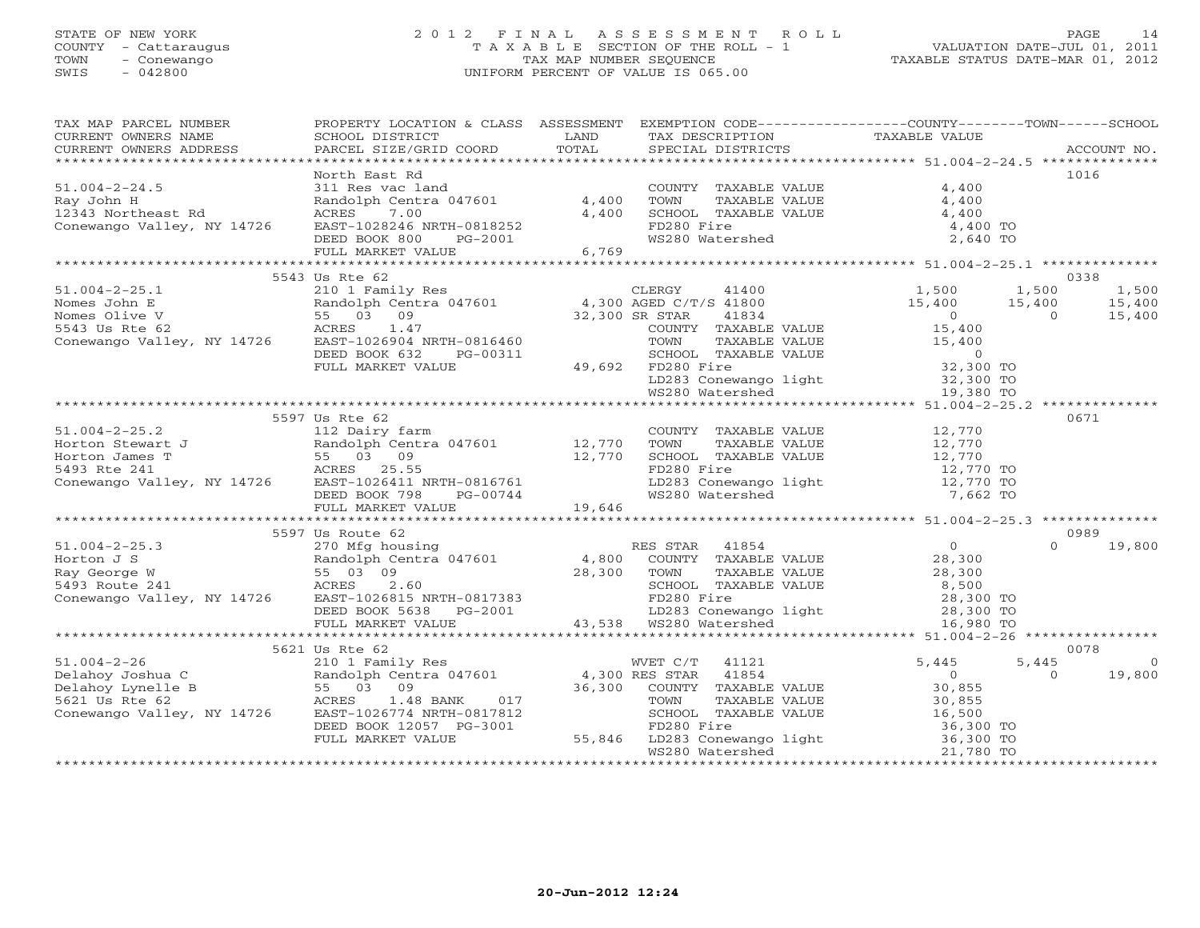STATE OF NEW YORK
COUNTY - Cattaraugus
TOWN - Conewango
SWIS - 042800

# 2012 FINAL ASSESSMENT ROLL
TAXABLE SECTION OF THE ROLL - 1
TAX MAP NUMBER SEQUENCE
UNIFORM PERCENT OF VALUE IS 065.00

VALUATION DATE-JUL 01, 2011
TAXABLE STATUS DATE-MAR 01, 2012

```
TAX MAP PARCEL NUMBER        PROPERTY LOCATION & CLASS  ASSESSMENT  EXEMPTION CODE-----------------COUNTY--------TOWN------SCHOOL
CURRENT OWNERS NAME          SCHOOL DISTRICT              LAND      TAX DESCRIPTION              TAXABLE VALUE
CURRENT OWNERS ADDRESS       PARCEL SIZE/GRID COORD       TOTAL     SPECIAL DISTRICTS                                        ACCOUNT NO.
******************************************************************************************************* 51.004-2-24.5 **************
                             North East Rd                                                                                 1016
51.004-2-24.5                311 Res vac land                       COUNTY  TAXABLE VALUE          4,400
Ray John H                   Randolph Centra 047601      4,400      TOWN    TAXABLE VALUE          4,400
12343 Northeast Rd           ACRES     7.00              4,400      SCHOOL  TAXABLE VALUE          4,400
Conewango Valley, NY 14726   EAST-1028246 NRTH-0818252              FD280 Fire                      4,400 TO
                             DEED BOOK 800    PG-2001               WS280 Watershed                 2,640 TO
                             FULL MARKET VALUE           6,769
******************************************************************************************************* 51.004-2-25.1 **************
                             5543 Us Rte 62                                                                                0338
51.004-2-25.1                210 1 Family Res                       CLERGY      41400              1,500      1,500       1,500
Nomes John E                 Randolph Centra 047601      4,300 AGED C/T/S 41800                   15,400     15,400      15,400
Nomes Olive V                55   03   09               32,300 SR STAR     41834                       0          0      15,400
5543 Us Rte 62               ACRES     1.47                         COUNTY  TAXABLE VALUE         15,400
Conewango Valley, NY 14726   EAST-1026904 NRTH-0816460              TOWN    TAXABLE VALUE         15,400
                             DEED BOOK 632    PG-00311              SCHOOL  TAXABLE VALUE              0
                             FULL MARKET VALUE          49,692      FD280 Fire                     32,300 TO
                                                                    LD283 Conewango light          32,300 TO
                                                                    WS280 Watershed                19,380 TO
******************************************************************************************************* 51.004-2-25.2 **************
                             5597 Us Rte 62                                                                                0671
51.004-2-25.2                112 Dairy farm                         COUNTY  TAXABLE VALUE         12,770
Horton Stewart J             Randolph Centra 047601     12,770      TOWN    TAXABLE VALUE         12,770
Horton James T               55   03   09               12,770      SCHOOL  TAXABLE VALUE         12,770
5493 Rte 241                 ACRES    25.55                         FD280 Fire                     12,770 TO
Conewango Valley, NY 14726   EAST-1026411 NRTH-0816761              LD283 Conewango light          12,770 TO
                             DEED BOOK 798    PG-00744              WS280 Watershed                 7,662 TO
                             FULL MARKET VALUE          19,646
******************************************************************************************************* 51.004-2-25.3 **************
                             5597 Us Route 62                                                                              0989
51.004-2-25.3                270 Mfg housing                        RES STAR    41854                  0          0      19,800
Horton J S                   Randolph Centra 047601      4,800      COUNTY  TAXABLE VALUE         28,300
Ray George W                 55 03 09                   28,300      TOWN    TAXABLE VALUE         28,300
5493 Route 241               ACRES     2.60                         SCHOOL  TAXABLE VALUE          8,500
Conewango Valley, NY 14726   EAST-1026815 NRTH-0817383              FD280 Fire                     28,300 TO
                             DEED BOOK 5638   PG-2001               LD283 Conewango light          28,300 TO
                             FULL MARKET VALUE          43,538      WS280 Watershed                16,980 TO
******************************************************************************************************* 51.004-2-26 ****************
                             5621 Us Rte 62                                                                                0078
51.004-2-26                  210 1 Family Res                       WVET C/T    41121              5,445      5,445           0
Delahoy Joshua C             Randolph Centra 047601      4,300 RES STAR     41854                      0          0      19,800
Delahoy Lynelle B            55   03   09               36,300      COUNTY  TAXABLE VALUE         30,855
5621 Us Rte 62               ACRES     1.48 BANK     017            TOWN    TAXABLE VALUE         30,855
Conewango Valley, NY 14726   EAST-1026774 NRTH-0817812              SCHOOL  TAXABLE VALUE         16,500
                             DEED BOOK 12057  PG-3001               FD280 Fire                     36,300 TO
                             FULL MARKET VALUE          55,846      LD283 Conewango light          36,300 TO
                                                                    WS280 Watershed                21,780 TO
************************************************************************************************************************************
```

20-Jun-2012 12:24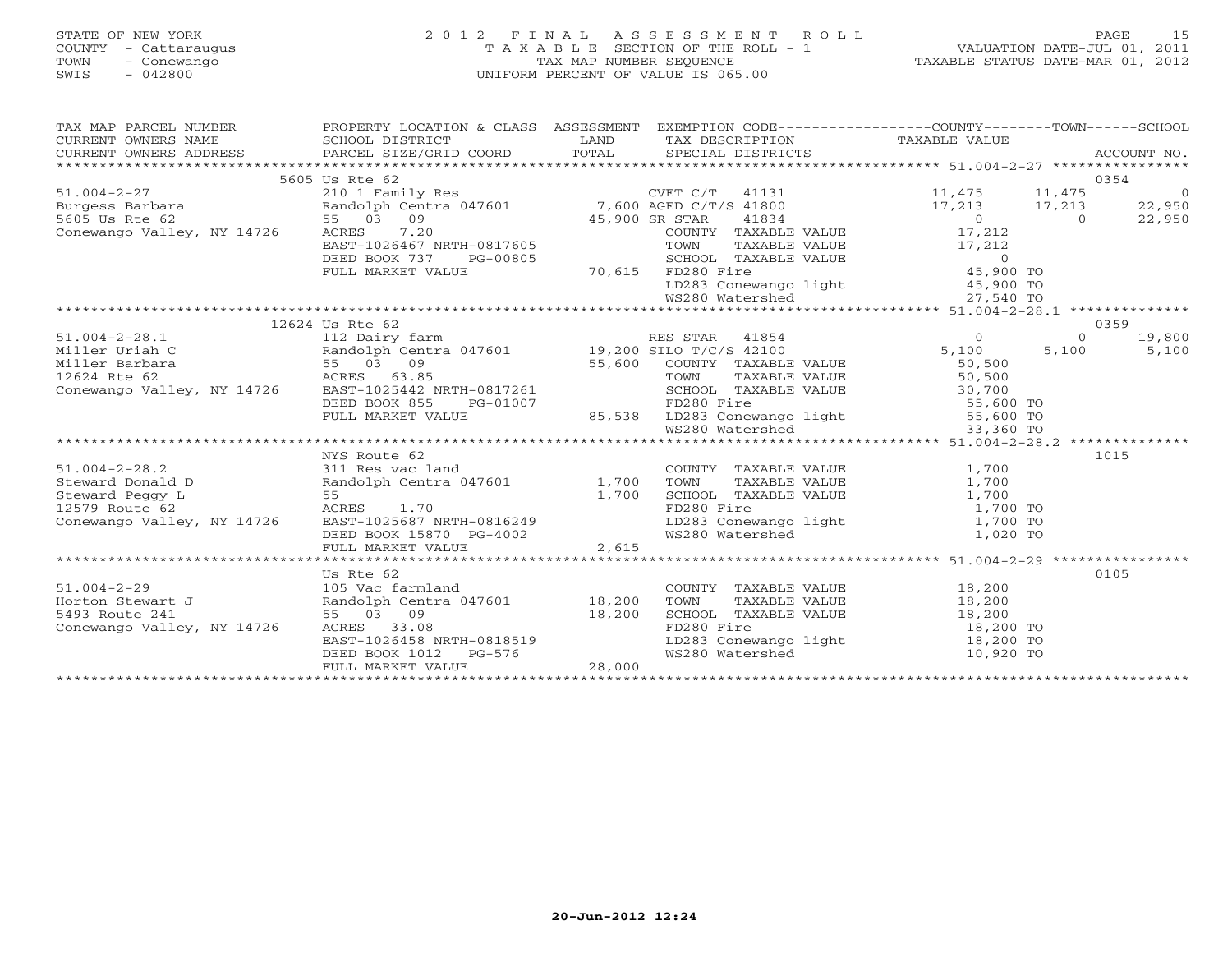STATE OF NEW YORK
COUNTY - Cattaraugus
TOWN - Conewango
SWIS - 042800

2012 FINAL ASSESSMENT ROLL
TAXABLE SECTION OF THE ROLL - 1
TAX MAP NUMBER SEQUENCE
UNIFORM PERCENT OF VALUE IS 065.00

VALUATION DATE-JUL 01, 2011
TAXABLE STATUS DATE-MAR 01, 2012

| TAX MAP PARCEL NUMBER / CURRENT OWNERS NAME / CURRENT OWNERS ADDRESS | PROPERTY LOCATION & CLASS / SCHOOL DISTRICT / PARCEL SIZE/GRID COORD | ASSESSMENT LAND / TOTAL | EXEMPTION CODE / TAX DESCRIPTION / SPECIAL DISTRICTS | COUNTY TAXABLE VALUE | TOWN | SCHOOL | ACCOUNT NO. |
|---|---|---|---|---|---|---|---|
| | 5605 Us Rte 62 | | | | | | 0354 |
| 51.004-2-27 | 210 1 Family Res | | CVET C/T 41131 | 11,475 | 11,475 | 0 | |
| Burgess Barbara | Randolph Centra 047601 | 7,600 | AGED C/T/S 41800 | 17,213 | 17,213 | 22,950 | |
| 5605 Us Rte 62 | 55 03 09 | 45,900 | SR STAR 41834 | 0 | 0 | 22,950 | |
| Conewango Valley, NY 14726 | ACRES 7.20 | | COUNTY TAXABLE VALUE | 17,212 | | | |
| | EAST-1026467 NRTH-0817605 | | TOWN TAXABLE VALUE | 17,212 | | | |
| | DEED BOOK 737 PG-00805 | | SCHOOL TAXABLE VALUE | 0 | | | |
| | FULL MARKET VALUE | 70,615 | FD280 Fire | 45,900 TO | | | |
| | | | LD283 Conewango light | 45,900 TO | | | |
| | | | WS280 Watershed | 27,540 TO | | | |
| | 12624 Us Rte 62 | | | | | | 0359 |
| 51.004-2-28.1 | 112 Dairy farm | | RES STAR 41854 | 0 | 0 | 19,800 | |
| Miller Uriah C | Randolph Centra 047601 | 19,200 | SILO T/C/S 42100 | 5,100 | 5,100 | 5,100 | |
| Miller Barbara | 55 03 09 | 55,600 | COUNTY TAXABLE VALUE | 50,500 | | | |
| 12624 Rte 62 | ACRES 63.85 | | TOWN TAXABLE VALUE | 50,500 | | | |
| Conewango Valley, NY 14726 | EAST-1025442 NRTH-0817261 | | SCHOOL TAXABLE VALUE | 30,700 | | | |
| | DEED BOOK 855 PG-01007 | | FD280 Fire | 55,600 TO | | | |
| | FULL MARKET VALUE | 85,538 | LD283 Conewango light | 55,600 TO | | | |
| | | | WS280 Watershed | 33,360 TO | | | |
| | NYS Route 62 | | | | | | 1015 |
| 51.004-2-28.2 | 311 Res vac land | | COUNTY TAXABLE VALUE | 1,700 | | | |
| Steward Donald D | Randolph Centra 047601 | 1,700 | TOWN TAXABLE VALUE | 1,700 | | | |
| Steward Peggy L | 55 | 1,700 | SCHOOL TAXABLE VALUE | 1,700 | | | |
| 12579 Route 62 | ACRES 1.70 | | FD280 Fire | 1,700 TO | | | |
| Conewango Valley, NY 14726 | EAST-1025687 NRTH-0816249 | | LD283 Conewango light | 1,700 TO | | | |
| | DEED BOOK 15870 PG-4002 | | WS280 Watershed | 1,020 TO | | | |
| | FULL MARKET VALUE | 2,615 | | | | | |
| | Us Rte 62 | | | | | | 0105 |
| 51.004-2-29 | 105 Vac farmland | | COUNTY TAXABLE VALUE | 18,200 | | | |
| Horton Stewart J | Randolph Centra 047601 | 18,200 | TOWN TAXABLE VALUE | 18,200 | | | |
| 5493 Route 241 | 55 03 09 | 18,200 | SCHOOL TAXABLE VALUE | 18,200 | | | |
| Conewango Valley, NY 14726 | ACRES 33.08 | | FD280 Fire | 18,200 TO | | | |
| | EAST-1026458 NRTH-0818519 | | LD283 Conewango light | 18,200 TO | | | |
| | DEED BOOK 1012 PG-576 | | WS280 Watershed | 10,920 TO | | | |
| | FULL MARKET VALUE | 28,000 | | | | | |

20-Jun-2012 12:24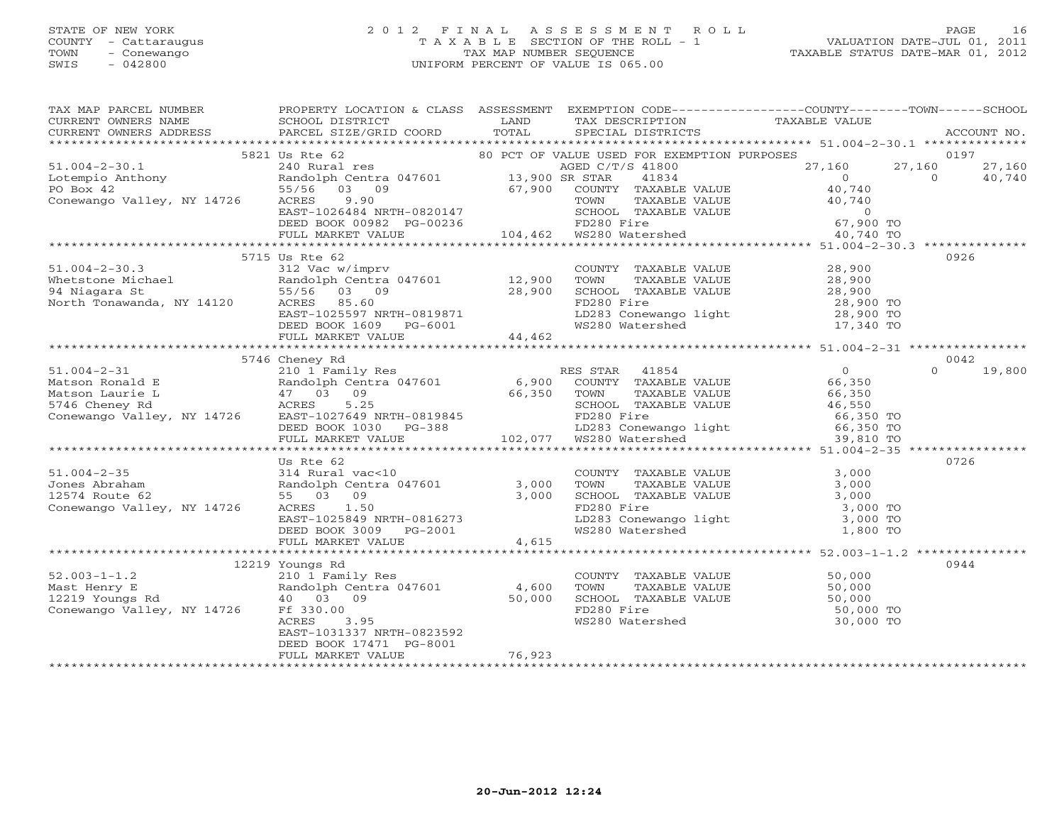STATE OF NEW YORK
COUNTY - Cattaraugus
TOWN - Conewango
SWIS - 042800

# 2012 FINAL ASSESSMENT ROLL
TAXABLE SECTION OF THE ROLL - 1
TAX MAP NUMBER SEQUENCE
UNIFORM PERCENT OF VALUE IS 065.00

VALUATION DATE-JUL 01, 2011
TAXABLE STATUS DATE-MAR 01, 2012

| TAX MAP PARCEL NUMBER / CURRENT OWNERS NAME / CURRENT OWNERS ADDRESS | PROPERTY LOCATION & CLASS / SCHOOL DISTRICT / PARCEL SIZE/GRID COORD | ASSESSMENT LAND | TOTAL | EXEMPTION CODE / TAX DESCRIPTION / SPECIAL DISTRICTS | COUNTY TAXABLE VALUE | TOWN | SCHOOL | ACCOUNT NO. |
|---|---|---|---|---|---|---|---|---|
| 51.004-2-30.1 | 5821 Us Rte 62 | | | 80 PCT OF VALUE USED FOR EXEMPTION PURPOSES | | | | 0197 |
| Lotempio Anthony | 240 Rural res | | | AGED C/T/S 41800 | 27,160 | 27,160 | 27,160 | |
| PO Box 42 | Randolph Centra 047601 | 13,900 | | SR STAR 41834 | 0 | 0 | 40,740 | |
| Conewango Valley, NY 14726 | 55/56 03 09 | | 67,900 | COUNTY TAXABLE VALUE | 40,740 | | | |
| | ACRES 9.90 | | | TOWN TAXABLE VALUE | 40,740 | | | |
| | EAST-1026484 NRTH-0820147 | | | SCHOOL TAXABLE VALUE | 0 | | | |
| | DEED BOOK 00982 PG-00236 | | | FD280 Fire | 67,900 TO | | | |
| | FULL MARKET VALUE | | 104,462 | WS280 Watershed | 40,740 TO | | | |
| 51.004-2-30.3 | 5715 Us Rte 62 | | | | | | | 0926 |
| Whetstone Michael | 312 Vac w/imprv | | | COUNTY TAXABLE VALUE | 28,900 | | | |
| 94 Niagara St | Randolph Centra 047601 | 12,900 | | TOWN TAXABLE VALUE | 28,900 | | | |
| North Tonawanda, NY 14120 | 55/56 03 09 | | 28,900 | SCHOOL TAXABLE VALUE | 28,900 | | | |
| | ACRES 85.60 | | | FD280 Fire | 28,900 TO | | | |
| | EAST-1025597 NRTH-0819871 | | | LD283 Conewango light | 28,900 TO | | | |
| | DEED BOOK 1609 PG-6001 | | | WS280 Watershed | 17,340 TO | | | |
| | FULL MARKET VALUE | | 44,462 | | | | | |
| 51.004-2-31 | 5746 Cheney Rd | | | | | | | 0042 |
| Matson Ronald E | 210 1 Family Res | | | RES STAR 41854 | 0 | 0 | 19,800 | |
| Matson Laurie L | Randolph Centra 047601 | 6,900 | | COUNTY TAXABLE VALUE | 66,350 | | | |
| 5746 Cheney Rd | 47 03 09 | | 66,350 | TOWN TAXABLE VALUE | 66,350 | | | |
| Conewango Valley, NY 14726 | ACRES 5.25 | | | SCHOOL TAXABLE VALUE | 46,550 | | | |
| | EAST-1027649 NRTH-0819845 | | | FD280 Fire | 66,350 TO | | | |
| | DEED BOOK 1030 PG-388 | | | LD283 Conewango light | 66,350 TO | | | |
| | FULL MARKET VALUE | | 102,077 | WS280 Watershed | 39,810 TO | | | |
| 51.004-2-35 | Us Rte 62 | | | | | | | 0726 |
| Jones Abraham | 314 Rural vac<10 | | | COUNTY TAXABLE VALUE | 3,000 | | | |
| 12574 Route 62 | Randolph Centra 047601 | 3,000 | | TOWN TAXABLE VALUE | 3,000 | | | |
| Conewango Valley, NY 14726 | 55 03 09 | | 3,000 | SCHOOL TAXABLE VALUE | 3,000 | | | |
| | ACRES 1.50 | | | FD280 Fire | 3,000 TO | | | |
| | EAST-1025849 NRTH-0816273 | | | LD283 Conewango light | 3,000 TO | | | |
| | DEED BOOK 3009 PG-2001 | | | WS280 Watershed | 1,800 TO | | | |
| | FULL MARKET VALUE | | 4,615 | | | | | |
| 52.003-1-1.2 | 12219 Youngs Rd | | | | | | | 0944 |
| Mast Henry E | 210 1 Family Res | | | COUNTY TAXABLE VALUE | 50,000 | | | |
| 12219 Youngs Rd | Randolph Centra 047601 | 4,600 | | TOWN TAXABLE VALUE | 50,000 | | | |
| Conewango Valley, NY 14726 | 40 03 09 | | 50,000 | SCHOOL TAXABLE VALUE | 50,000 | | | |
| | Ff 330.00 | | | FD280 Fire | 50,000 TO | | | |
| | ACRES 3.95 | | | WS280 Watershed | 30,000 TO | | | |
| | EAST-1031337 NRTH-0823592 | | | | | | | |
| | DEED BOOK 17471 PG-8001 | | | | | | | |
| | FULL MARKET VALUE | | 76,923 | | | | | |

20-Jun-2012 12:24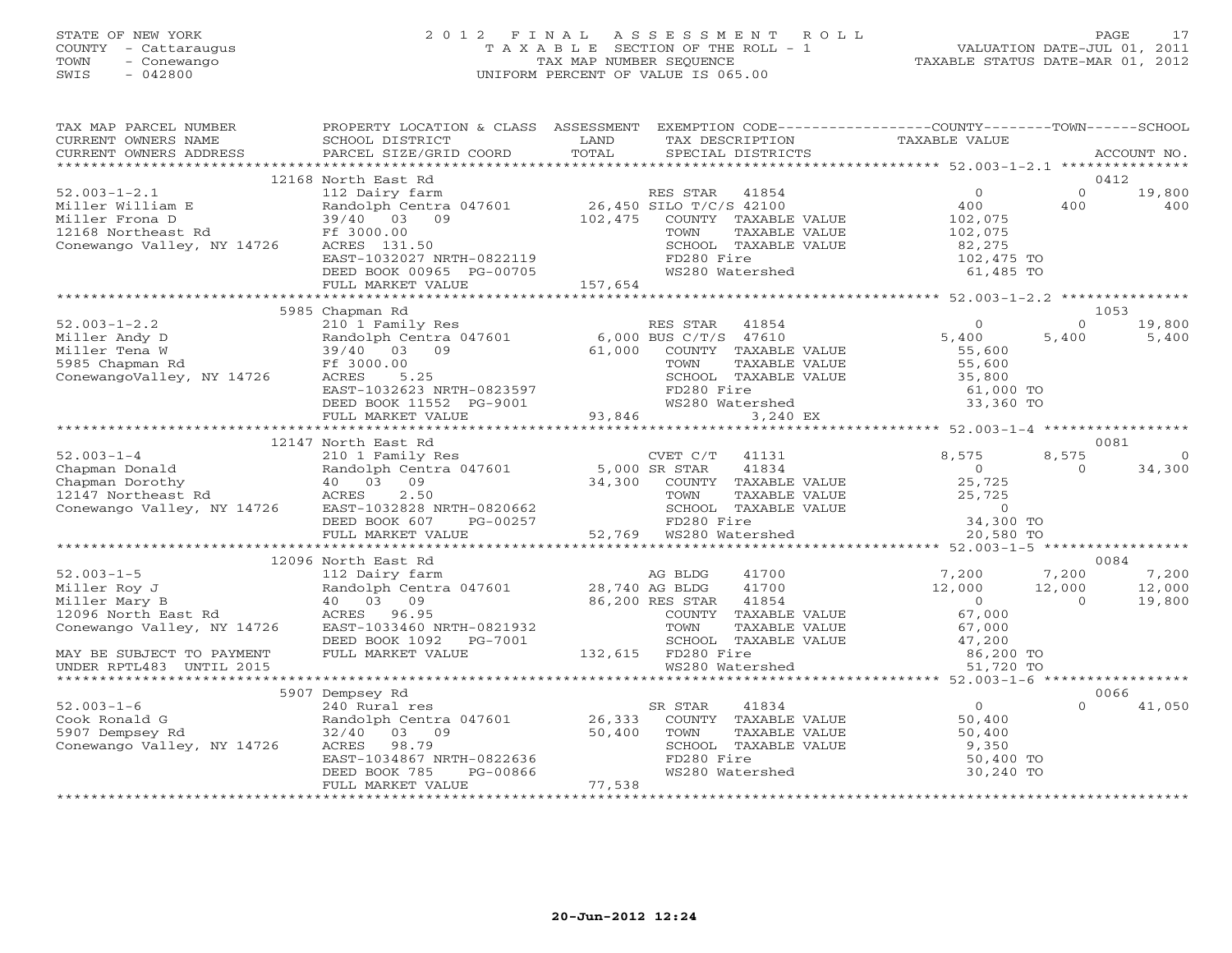STATE OF NEW YORK
COUNTY - Cattaraugus
TOWN - Conewango
SWIS - 042800

2012 FINAL ASSESSMENT ROLL
TAXABLE SECTION OF THE ROLL - 1
TAX MAP NUMBER SEQUENCE
UNIFORM PERCENT OF VALUE IS 065.00

VALUATION DATE-JUL 01, 2011
TAXABLE STATUS DATE-MAR 01, 2012

| TAX MAP PARCEL NUMBER / CURRENT OWNERS NAME / CURRENT OWNERS ADDRESS | PROPERTY LOCATION & CLASS / SCHOOL DISTRICT / PARCEL SIZE/GRID COORD | ASSESSMENT LAND / TOTAL | EXEMPTION CODE / TAX DESCRIPTION / SPECIAL DISTRICTS | COUNTY TAXABLE VALUE | TOWN | SCHOOL / ACCOUNT NO. |
|---|---|---|---|---|---|---|
| | 12168 North East Rd | | | | | 0412 |
| 52.003-1-2.1 | 112 Dairy farm | | RES STAR 41854 | 0 | 0 | 19,800 |
| Miller William E | Randolph Centra 047601 | 26,450 | SILO T/C/S 42100 | 400 | 400 | 400 |
| Miller Frona D | 39/40 03 09 | 102,475 | COUNTY TAXABLE VALUE | 102,075 | | |
| 12168 Northeast Rd | Ff 3000.00 | | TOWN TAXABLE VALUE | 102,075 | | |
| Conewango Valley, NY 14726 | ACRES 131.50 | | SCHOOL TAXABLE VALUE | 82,275 | | |
| | EAST-1032027 NRTH-0822119 | | FD280 Fire | 102,475 TO | | |
| | DEED BOOK 00965 PG-00705 | | WS280 Watershed | 61,485 TO | | |
| | FULL MARKET VALUE | 157,654 | | | | |
| | 5985 Chapman Rd | | | | | 1053 |
| 52.003-1-2.2 | 210 1 Family Res | | RES STAR 41854 | 0 | 0 | 19,800 |
| Miller Andy D | Randolph Centra 047601 | 6,000 | BUS C/T/S 47610 | 5,400 | 5,400 | 5,400 |
| Miller Tena W | 39/40 03 09 | 61,000 | COUNTY TAXABLE VALUE | 55,600 | | |
| 5985 Chapman Rd | Ff 3000.00 | | TOWN TAXABLE VALUE | 55,600 | | |
| ConewangoValley, NY 14726 | ACRES 5.25 | | SCHOOL TAXABLE VALUE | 35,800 | | |
| | EAST-1032623 NRTH-0823597 | | FD280 Fire | 61,000 TO | | |
| | DEED BOOK 11552 PG-9001 | | WS280 Watershed | 33,360 TO | | |
| | FULL MARKET VALUE | 93,846 | 3,240 EX | | | |
| | 12147 North East Rd | | | | | 0081 |
| 52.003-1-4 | 210 1 Family Res | | CVET C/T 41131 | 8,575 | 8,575 | 0 |
| Chapman Donald | Randolph Centra 047601 | 5,000 | SR STAR 41834 | 0 | 0 | 34,300 |
| Chapman Dorothy | 40 03 09 | 34,300 | COUNTY TAXABLE VALUE | 25,725 | | |
| 12147 Northeast Rd | ACRES 2.50 | | TOWN TAXABLE VALUE | 25,725 | | |
| Conewango Valley, NY 14726 | EAST-1032828 NRTH-0820662 | | SCHOOL TAXABLE VALUE | 0 | | |
| | DEED BOOK 607 PG-00257 | | FD280 Fire | 34,300 TO | | |
| | FULL MARKET VALUE | 52,769 | WS280 Watershed | 20,580 TO | | |
| | 12096 North East Rd | | | | | 0084 |
| 52.003-1-5 | 112 Dairy farm | | AG BLDG 41700 | 7,200 | 7,200 | 7,200 |
| Miller Roy J | Randolph Centra 047601 | 28,740 | AG BLDG 41700 | 12,000 | 12,000 | 12,000 |
| Miller Mary B | 40 03 09 | 86,200 | RES STAR 41854 | 0 | 0 | 19,800 |
| 12096 North East Rd | ACRES 96.95 | | COUNTY TAXABLE VALUE | 67,000 | | |
| Conewango Valley, NY 14726 | EAST-1033460 NRTH-0821932 | | TOWN TAXABLE VALUE | 67,000 | | |
| | DEED BOOK 1092 PG-7001 | | SCHOOL TAXABLE VALUE | 47,200 | | |
| MAY BE SUBJECT TO PAYMENT | FULL MARKET VALUE | 132,615 | FD280 Fire | 86,200 TO | | |
| UNDER RPTL483 UNTIL 2015 | | | WS280 Watershed | 51,720 TO | | |
| | 5907 Dempsey Rd | | | | | 0066 |
| 52.003-1-6 | 240 Rural res | | SR STAR 41834 | 0 | 0 | 41,050 |
| Cook Ronald G | Randolph Centra 047601 | 26,333 | COUNTY TAXABLE VALUE | 50,400 | | |
| 5907 Dempsey Rd | 32/40 03 09 | 50,400 | TOWN TAXABLE VALUE | 50,400 | | |
| Conewango Valley, NY 14726 | ACRES 98.79 | | SCHOOL TAXABLE VALUE | 9,350 | | |
| | EAST-1034867 NRTH-0822636 | | FD280 Fire | 50,400 TO | | |
| | DEED BOOK 785 PG-00866 | | WS280 Watershed | 30,240 TO | | |
| | FULL MARKET VALUE | 77,538 | | | | |

20-Jun-2012 12:24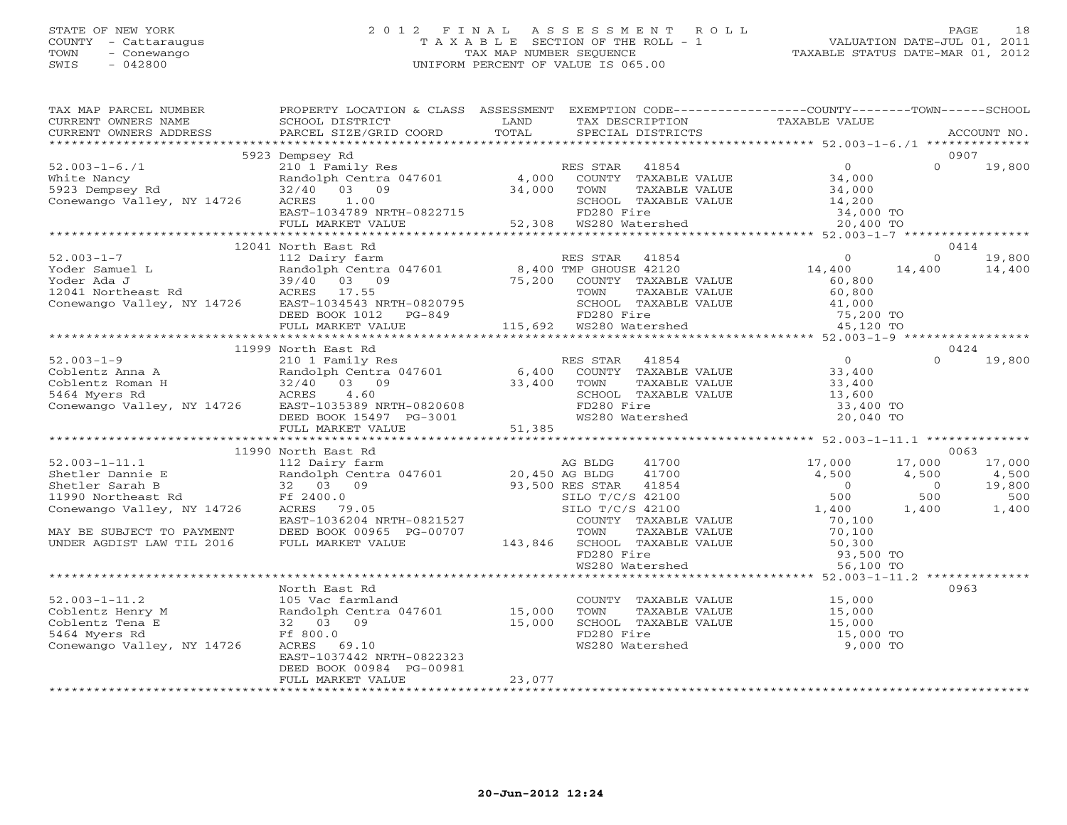STATE OF NEW YORK
COUNTY - Cattaraugus
TOWN - Conewango
SWIS - 042800

# 2012 FINAL ASSESSMENT ROLL
TAXABLE SECTION OF THE ROLL - 1
TAX MAP NUMBER SEQUENCE
UNIFORM PERCENT OF VALUE IS 065.00

VALUATION DATE-JUL 01, 2011
TAXABLE STATUS DATE-MAR 01, 2012

| TAX MAP PARCEL NUMBER / CURRENT OWNERS NAME / CURRENT OWNERS ADDRESS | PROPERTY LOCATION & CLASS / SCHOOL DISTRICT / PARCEL SIZE/GRID COORD | ASSESSMENT LAND / TOTAL | EXEMPTION CODE / TAX DESCRIPTION / SPECIAL DISTRICTS | COUNTY TAXABLE VALUE | TOWN | SCHOOL / ACCOUNT NO. |
|---|---|---|---|---|---|---|
| | 5923 Dempsey Rd | | | | | 0907 |
| 52.003-1-6./1 | 210 1 Family Res | | RES STAR 41854 | 0 | 0 | 19,800 |
| White Nancy | Randolph Centra 047601 | 4,000 | COUNTY TAXABLE VALUE | 34,000 | | |
| 5923 Dempsey Rd | 32/40 03 09 | 34,000 | TOWN TAXABLE VALUE | 34,000 | | |
| Conewango Valley, NY 14726 | ACRES 1.00 | | SCHOOL TAXABLE VALUE | 14,200 | | |
| | EAST-1034789 NRTH-0822715 | | FD280 Fire | 34,000 TO | | |
| | FULL MARKET VALUE | 52,308 | WS280 Watershed | 20,400 TO | | |
| | 12041 North East Rd | | | | | 0414 |
| 52.003-1-7 | 112 Dairy farm | | RES STAR 41854 | 0 | 0 | 19,800 |
| Yoder Samuel L | Randolph Centra 047601 | 8,400 | TMP GHOUSE 42120 | 14,400 | 14,400 | 14,400 |
| Yoder Ada J | 39/40 03 09 | 75,200 | COUNTY TAXABLE VALUE | 60,800 | | |
| 12041 Northeast Rd | ACRES 17.55 | | TOWN TAXABLE VALUE | 60,800 | | |
| Conewango Valley, NY 14726 | EAST-1034543 NRTH-0820795 | | SCHOOL TAXABLE VALUE | 41,000 | | |
| | DEED BOOK 1012 PG-849 | | FD280 Fire | 75,200 TO | | |
| | FULL MARKET VALUE | 115,692 | WS280 Watershed | 45,120 TO | | |
| | 11999 North East Rd | | | | | 0424 |
| 52.003-1-9 | 210 1 Family Res | | RES STAR 41854 | 0 | 0 | 19,800 |
| Coblentz Anna A | Randolph Centra 047601 | 6,400 | COUNTY TAXABLE VALUE | 33,400 | | |
| Coblentz Roman H | 32/40 03 09 | 33,400 | TOWN TAXABLE VALUE | 33,400 | | |
| 5464 Myers Rd | ACRES 4.60 | | SCHOOL TAXABLE VALUE | 13,600 | | |
| Conewango Valley, NY 14726 | EAST-1035389 NRTH-0820608 | | FD280 Fire | 33,400 TO | | |
| | DEED BOOK 15497 PG-3001 | | WS280 Watershed | 20,040 TO | | |
| | FULL MARKET VALUE | 51,385 | | | | |
| | 11990 North East Rd | | | | | 0063 |
| 52.003-1-11.1 | 112 Dairy farm | | AG BLDG 41700 | 17,000 | 17,000 | 17,000 |
| Shetler Dannie E | Randolph Centra 047601 | 20,450 | AG BLDG 41700 | 4,500 | 4,500 | 4,500 |
| Shetler Sarah B | 32 03 09 | 93,500 | RES STAR 41854 | 0 | 0 | 19,800 |
| 11990 Northeast Rd | Ff 2400.0 | | SILO T/C/S 42100 | 500 | 500 | 500 |
| Conewango Valley, NY 14726 | ACRES 79.05 | | SILO T/C/S 42100 | 1,400 | 1,400 | 1,400 |
| | EAST-1036204 NRTH-0821527 | | COUNTY TAXABLE VALUE | 70,100 | | |
| MAY BE SUBJECT TO PAYMENT | DEED BOOK 00965 PG-00707 | | TOWN TAXABLE VALUE | 70,100 | | |
| UNDER AGDIST LAW TIL 2016 | FULL MARKET VALUE | 143,846 | SCHOOL TAXABLE VALUE | 50,300 | | |
| | | | FD280 Fire | 93,500 TO | | |
| | | | WS280 Watershed | 56,100 TO | | |
| | North East Rd | | | | | 0963 |
| 52.003-1-11.2 | 105 Vac farmland | | COUNTY TAXABLE VALUE | 15,000 | | |
| Coblentz Henry M | Randolph Centra 047601 | 15,000 | TOWN TAXABLE VALUE | 15,000 | | |
| Coblentz Tena E | 32 03 09 | 15,000 | SCHOOL TAXABLE VALUE | 15,000 | | |
| 5464 Myers Rd | Ff 800.0 | | FD280 Fire | 15,000 TO | | |
| Conewango Valley, NY 14726 | ACRES 69.10 | | WS280 Watershed | 9,000 TO | | |
| | EAST-1037442 NRTH-0822323 | | | | | |
| | DEED BOOK 00984 PG-00981 | | | | | |
| | FULL MARKET VALUE | 23,077 | | | | |

20-Jun-2012 12:24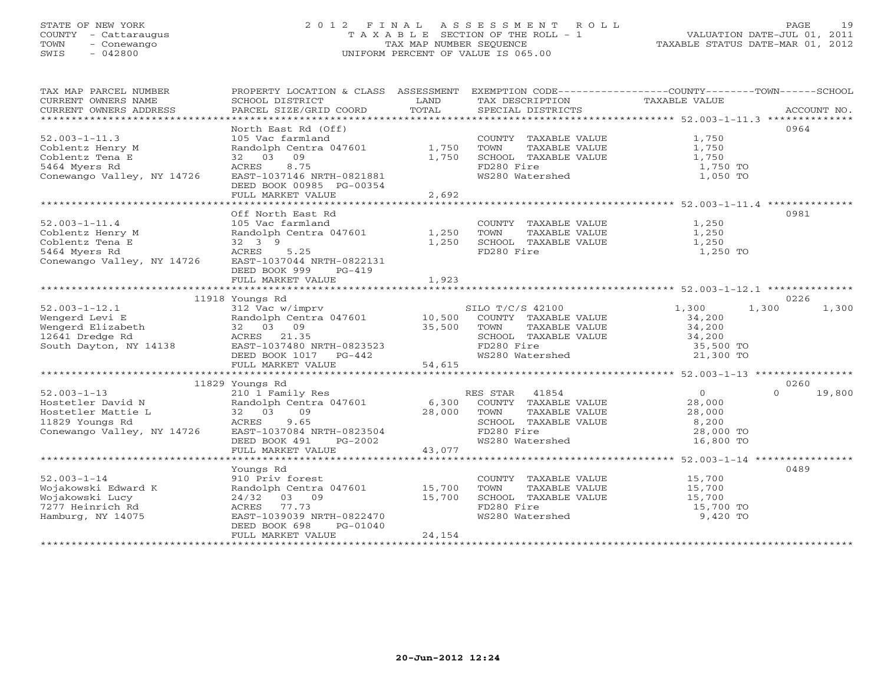STATE OF NEW YORK
COUNTY - Cattaraugus
TOWN - Conewango
SWIS - 042800

2 0 1 2 F I N A L A S S E S S M E N T R O L L
T A X A B L E SECTION OF THE ROLL - 1
TAX MAP NUMBER SEQUENCE
UNIFORM PERCENT OF VALUE IS 065.00

VALUATION DATE-JUL 01, 2011
TAXABLE STATUS DATE-MAR 01, 2012

| TAX MAP PARCEL NUMBER / CURRENT OWNERS NAME / CURRENT OWNERS ADDRESS | PROPERTY LOCATION & CLASS / SCHOOL DISTRICT / PARCEL SIZE/GRID COORD | ASSESSMENT LAND / TOTAL | EXEMPTION CODE / TAX DESCRIPTION / SPECIAL DISTRICTS | COUNTY TAXABLE VALUE | TOWN | SCHOOL | ACCOUNT NO. |
|---|---|---|---|---|---|---|---|
| 52.003-1-11.3 | North East Rd (Off) | | | | | | 0964 |
| | 105 Vac farmland | | COUNTY TAXABLE VALUE | 1,750 | | | |
| Coblentz Henry M | Randolph Centra 047601 | 1,750 | TOWN TAXABLE VALUE | 1,750 | | | |
| Coblentz Tena E | 32 03 09 | 1,750 | SCHOOL TAXABLE VALUE | 1,750 | | | |
| 5464 Myers Rd | ACRES 8.75 | | FD280 Fire | 1,750 TO | | | |
| Conewango Valley, NY 14726 | EAST-1037146 NRTH-0821881 | | WS280 Watershed | 1,050 TO | | | |
| | DEED BOOK 00985 PG-00354 | | | | | | |
| | FULL MARKET VALUE | 2,692 | | | | | |
| 52.003-1-11.4 | Off North East Rd | | | | | | 0981 |
| | 105 Vac farmland | | COUNTY TAXABLE VALUE | 1,250 | | | |
| Coblentz Henry M | Randolph Centra 047601 | 1,250 | TOWN TAXABLE VALUE | 1,250 | | | |
| Coblentz Tena E | 32 3 9 | 1,250 | SCHOOL TAXABLE VALUE | 1,250 | | | |
| 5464 Myers Rd | ACRES 5.25 | | FD280 Fire | 1,250 TO | | | |
| Conewango Valley, NY 14726 | EAST-1037044 NRTH-0822131 | | | | | | |
| | DEED BOOK 999 PG-419 | | | | | | |
| | FULL MARKET VALUE | 1,923 | | | | | |
| 52.003-1-12.1 | 11918 Youngs Rd | | | | | | 0226 |
| | 312 Vac w/imprv | | SILO T/C/S 42100 | 1,300 | 1,300 | 1,300 | |
| Wengerd Levi E | Randolph Centra 047601 | 10,500 | COUNTY TAXABLE VALUE | 34,200 | | | |
| Wengerd Elizabeth | 32 03 09 | 35,500 | TOWN TAXABLE VALUE | 34,200 | | | |
| 12641 Dredge Rd | ACRES 21.35 | | SCHOOL TAXABLE VALUE | 34,200 | | | |
| South Dayton, NY 14138 | EAST-1037480 NRTH-0823523 | | FD280 Fire | 35,500 TO | | | |
| | DEED BOOK 1017 PG-442 | | WS280 Watershed | 21,300 TO | | | |
| | FULL MARKET VALUE | 54,615 | | | | | |
| 52.003-1-13 | 11829 Youngs Rd | | | | | | 0260 |
| | 210 1 Family Res | | RES STAR 41854 | 0 | 0 | 19,800 | |
| Hostetler David N | Randolph Centra 047601 | 6,300 | COUNTY TAXABLE VALUE | 28,000 | | | |
| Hostetler Mattie L | 32 03 09 | 28,000 | TOWN TAXABLE VALUE | 28,000 | | | |
| 11829 Youngs Rd | ACRES 9.65 | | SCHOOL TAXABLE VALUE | 8,200 | | | |
| Conewango Valley, NY 14726 | EAST-1037084 NRTH-0823504 | | FD280 Fire | 28,000 TO | | | |
| | DEED BOOK 491 PG-2002 | | WS280 Watershed | 16,800 TO | | | |
| | FULL MARKET VALUE | 43,077 | | | | | |
| 52.003-1-14 | Youngs Rd | | | | | | 0489 |
| | 910 Priv forest | | COUNTY TAXABLE VALUE | 15,700 | | | |
| Wojakowski Edward K | Randolph Centra 047601 | 15,700 | TOWN TAXABLE VALUE | 15,700 | | | |
| Wojakowski Lucy | 24/32 03 09 | 15,700 | SCHOOL TAXABLE VALUE | 15,700 | | | |
| 7277 Heinrich Rd | ACRES 77.73 | | FD280 Fire | 15,700 TO | | | |
| Hamburg, NY 14075 | EAST-1039039 NRTH-0822470 | | WS280 Watershed | 9,420 TO | | | |
| | DEED BOOK 698 PG-01040 | | | | | | |
| | FULL MARKET VALUE | 24,154 | | | | | |

20-Jun-2012 12:24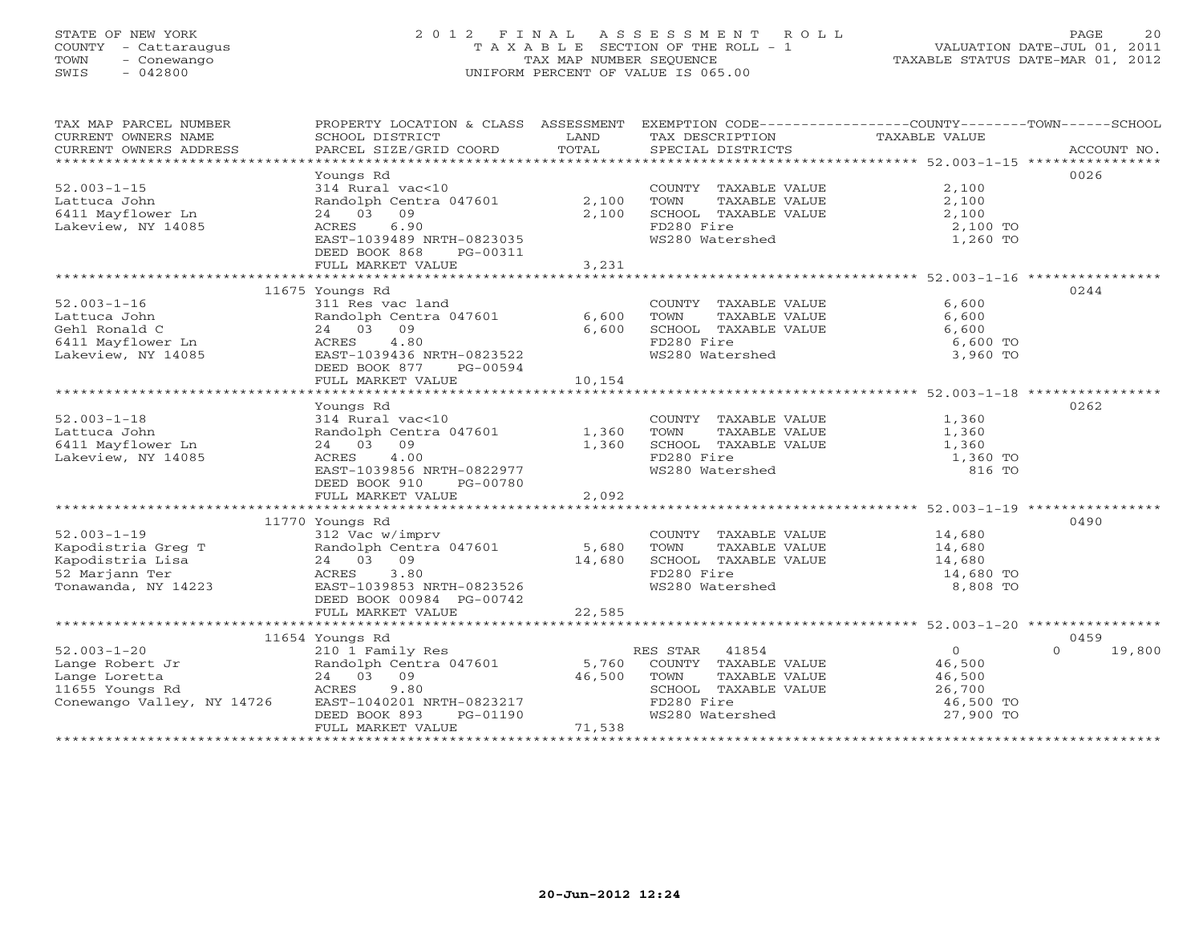STATE OF NEW YORK
COUNTY - Cattaraugus
TOWN - Conewango
SWIS - 042800

# 2012 FINAL ASSESSMENT ROLL
TAXABLE SECTION OF THE ROLL - 1
TAX MAP NUMBER SEQUENCE
UNIFORM PERCENT OF VALUE IS 065.00

VALUATION DATE-JUL 01, 2011
TAXABLE STATUS DATE-MAR 01, 2012

| TAX MAP PARCEL NUMBER / CURRENT OWNERS NAME / CURRENT OWNERS ADDRESS | PROPERTY LOCATION & CLASS / SCHOOL DISTRICT / PARCEL SIZE/GRID COORD | ASSESSMENT LAND / TOTAL | EXEMPTION CODE / TAX DESCRIPTION / SPECIAL DISTRICTS | COUNTY / TOWN / SCHOOL TAXABLE VALUE | ACCOUNT NO. |
|---|---|---|---|---|---|
| **52.003-1-15** | Youngs Rd | | | | 0026 |
| Lattuca John | 314 Rural vac<10 | | COUNTY TAXABLE VALUE | 2,100 | |
| 6411 Mayflower Ln | Randolph Centra 047601 | 2,100 | TOWN TAXABLE VALUE | 2,100 | |
| Lakeview, NY 14085 | 24 03 09 | 2,100 | SCHOOL TAXABLE VALUE | 2,100 | |
| | ACRES 6.90 | | FD280 Fire | 2,100 TO | |
| | EAST-1039489 NRTH-0823035 | | WS280 Watershed | 1,260 TO | |
| | DEED BOOK 868 PG-00311 | | | | |
| | FULL MARKET VALUE | 3,231 | | | |
| **52.003-1-16** | 11675 Youngs Rd | | | | 0244 |
| Lattuca John | 311 Res vac land | | COUNTY TAXABLE VALUE | 6,600 | |
| Gehl Ronald C | Randolph Centra 047601 | 6,600 | TOWN TAXABLE VALUE | 6,600 | |
| 6411 Mayflower Ln | 24 03 09 | 6,600 | SCHOOL TAXABLE VALUE | 6,600 | |
| Lakeview, NY 14085 | ACRES 4.80 | | FD280 Fire | 6,600 TO | |
| | EAST-1039436 NRTH-0823522 | | WS280 Watershed | 3,960 TO | |
| | DEED BOOK 877 PG-00594 | | | | |
| | FULL MARKET VALUE | 10,154 | | | |
| **52.003-1-18** | Youngs Rd | | | | 0262 |
| Lattuca John | 314 Rural vac<10 | | COUNTY TAXABLE VALUE | 1,360 | |
| 6411 Mayflower Ln | Randolph Centra 047601 | 1,360 | TOWN TAXABLE VALUE | 1,360 | |
| Lakeview, NY 14085 | 24 03 09 | 1,360 | SCHOOL TAXABLE VALUE | 1,360 | |
| | ACRES 4.00 | | FD280 Fire | 1,360 TO | |
| | EAST-1039856 NRTH-0822977 | | WS280 Watershed | 816 TO | |
| | DEED BOOK 910 PG-00780 | | | | |
| | FULL MARKET VALUE | 2,092 | | | |
| **52.003-1-19** | 11770 Youngs Rd | | | | 0490 |
| Kapodistria Greg T | 312 Vac w/imprv | | COUNTY TAXABLE VALUE | 14,680 | |
| Kapodistria Lisa | Randolph Centra 047601 | 5,680 | TOWN TAXABLE VALUE | 14,680 | |
| 52 Marjann Ter | 24 03 09 | 14,680 | SCHOOL TAXABLE VALUE | 14,680 | |
| Tonawanda, NY 14223 | ACRES 3.80 | | FD280 Fire | 14,680 TO | |
| | EAST-1039853 NRTH-0823526 | | WS280 Watershed | 8,808 TO | |
| | DEED BOOK 00984 PG-00742 | | | | |
| | FULL MARKET VALUE | 22,585 | | | |
| **52.003-1-20** | 11654 Youngs Rd | | | | 0459 |
| Lange Robert Jr | 210 1 Family Res | | RES STAR 41854 | 0 / 0 / 19,800 | |
| Lange Loretta | Randolph Centra 047601 | 5,760 | COUNTY TAXABLE VALUE | 46,500 | |
| 11655 Youngs Rd | 24 03 09 | 46,500 | TOWN TAXABLE VALUE | 46,500 | |
| Conewango Valley, NY 14726 | ACRES 9.80 | | SCHOOL TAXABLE VALUE | 26,700 | |
| | EAST-1040201 NRTH-0823217 | | FD280 Fire | 46,500 TO | |
| | DEED BOOK 893 PG-01190 | | WS280 Watershed | 27,900 TO | |
| | FULL MARKET VALUE | 71,538 | | | |

20-Jun-2012 12:24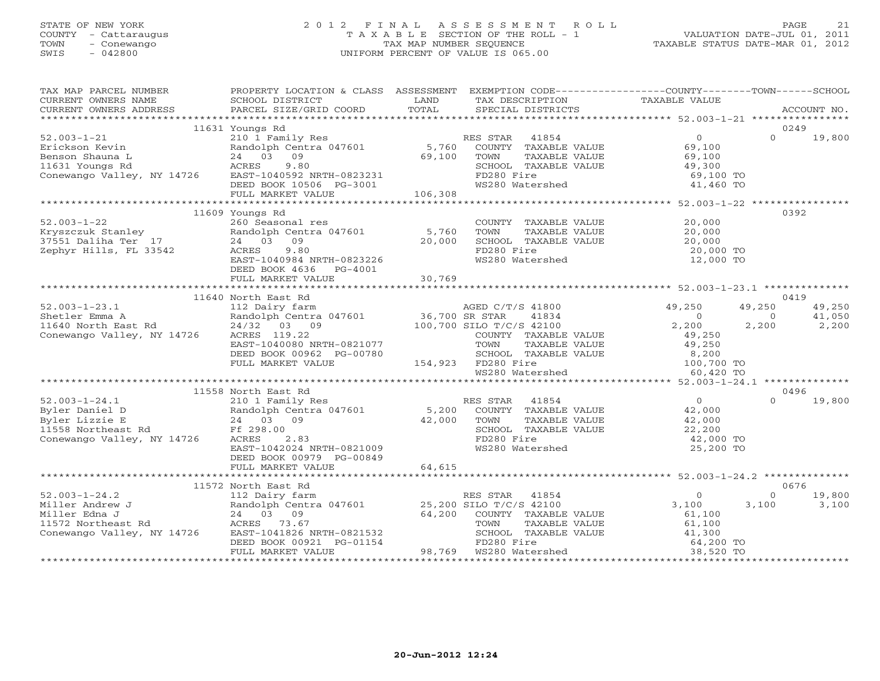STATE OF NEW YORK
COUNTY - Cattaraugus
TOWN - Conewango
SWIS - 042800

# 2012 FINAL ASSESSMENT ROLL
TAXABLE SECTION OF THE ROLL - 1
TAX MAP NUMBER SEQUENCE
UNIFORM PERCENT OF VALUE IS 065.00

VALUATION DATE-JUL 01, 2011
TAXABLE STATUS DATE-MAR 01, 2012

| TAX MAP PARCEL NUMBER / CURRENT OWNERS NAME / CURRENT OWNERS ADDRESS | PROPERTY LOCATION & CLASS / SCHOOL DISTRICT / PARCEL SIZE/GRID COORD | ASSESSMENT LAND / TOTAL | EXEMPTION CODE / TAX DESCRIPTION / SPECIAL DISTRICTS | COUNTY TAXABLE VALUE | TOWN | SCHOOL / ACCOUNT NO. |
|---|---|---|---|---|---|---|
| **52.003-1-21** | 11631 Youngs Rd | | | | | 0249 |
| Erickson Kevin | 210 1 Family Res | | RES STAR 41854 | 0 | 0 | 19,800 |
| Benson Shauna L | Randolph Centra 047601 | 5,760 | COUNTY TAXABLE VALUE | 69,100 | | |
| 11631 Youngs Rd | 24 03 09 | 69,100 | TOWN TAXABLE VALUE | 69,100 | | |
| Conewango Valley, NY 14726 | ACRES 9.80 | | SCHOOL TAXABLE VALUE | 49,300 | | |
| | EAST-1040592 NRTH-0823231 | | FD280 Fire | 69,100 TO | | |
| | DEED BOOK 10506 PG-3001 | | WS280 Watershed | 41,460 TO | | |
| | FULL MARKET VALUE | 106,308 | | | | |
| **52.003-1-22** | 11609 Youngs Rd | | | | | 0392 |
| Kryszczuk Stanley | 260 Seasonal res | | COUNTY TAXABLE VALUE | 20,000 | | |
| 37551 Daliha Ter 17 | Randolph Centra 047601 | 5,760 | TOWN TAXABLE VALUE | 20,000 | | |
| Zephyr Hills, FL 33542 | 24 03 09 | 20,000 | SCHOOL TAXABLE VALUE | 20,000 | | |
| | ACRES 9.80 | | FD280 Fire | 20,000 TO | | |
| | EAST-1040984 NRTH-0823226 | | WS280 Watershed | 12,000 TO | | |
| | DEED BOOK 4636 PG-4001 | | | | | |
| | FULL MARKET VALUE | 30,769 | | | | |
| **52.003-1-23.1** | 11640 North East Rd | | | | | 0419 |
| Shetler Emma A | 112 Dairy farm | | AGED C/T/S 41800 | 49,250 | 49,250 | 49,250 |
| 11640 North East Rd | Randolph Centra 047601 | 36,700 | SR STAR 41834 | 0 | 0 | 41,050 |
| Conewango Valley, NY 14726 | 24/32 03 09 | 100,700 | SILO T/C/S 42100 | 2,200 | 2,200 | 2,200 |
| | ACRES 119.22 | | COUNTY TAXABLE VALUE | 49,250 | | |
| | EAST-1040080 NRTH-0821077 | | TOWN TAXABLE VALUE | 49,250 | | |
| | DEED BOOK 00962 PG-00780 | | SCHOOL TAXABLE VALUE | 8,200 | | |
| | FULL MARKET VALUE | 154,923 | FD280 Fire | 100,700 TO | | |
| | | | WS280 Watershed | 60,420 TO | | |
| **52.003-1-24.1** | 11558 North East Rd | | | | | 0496 |
| Byler Daniel D | 210 1 Family Res | | RES STAR 41854 | 0 | 0 | 19,800 |
| Byler Lizzie E | Randolph Centra 047601 | 5,200 | COUNTY TAXABLE VALUE | 42,000 | | |
| 11558 Northeast Rd | 24 03 09 | 42,000 | TOWN TAXABLE VALUE | 42,000 | | |
| Conewango Valley, NY 14726 | Ff 298.00 | | SCHOOL TAXABLE VALUE | 22,200 | | |
| | ACRES 2.83 | | FD280 Fire | 42,000 TO | | |
| | EAST-1042024 NRTH-0821009 | | WS280 Watershed | 25,200 TO | | |
| | DEED BOOK 00979 PG-00849 | | | | | |
| | FULL MARKET VALUE | 64,615 | | | | |
| **52.003-1-24.2** | 11572 North East Rd | | | | | 0676 |
| Miller Andrew J | 112 Dairy farm | | RES STAR 41854 | 0 | 0 | 19,800 |
| Miller Edna J | Randolph Centra 047601 | 25,200 | SILO T/C/S 42100 | 3,100 | 3,100 | 3,100 |
| 11572 Northeast Rd | 24 03 09 | 64,200 | COUNTY TAXABLE VALUE | 61,100 | | |
| Conewango Valley, NY 14726 | ACRES 73.67 | | TOWN TAXABLE VALUE | 61,100 | | |
| | EAST-1041826 NRTH-0821532 | | SCHOOL TAXABLE VALUE | 41,300 | | |
| | DEED BOOK 00921 PG-01154 | | FD280 Fire | 64,200 TO | | |
| | FULL MARKET VALUE | 98,769 | WS280 Watershed | 38,520 TO | | |

20-Jun-2012 12:24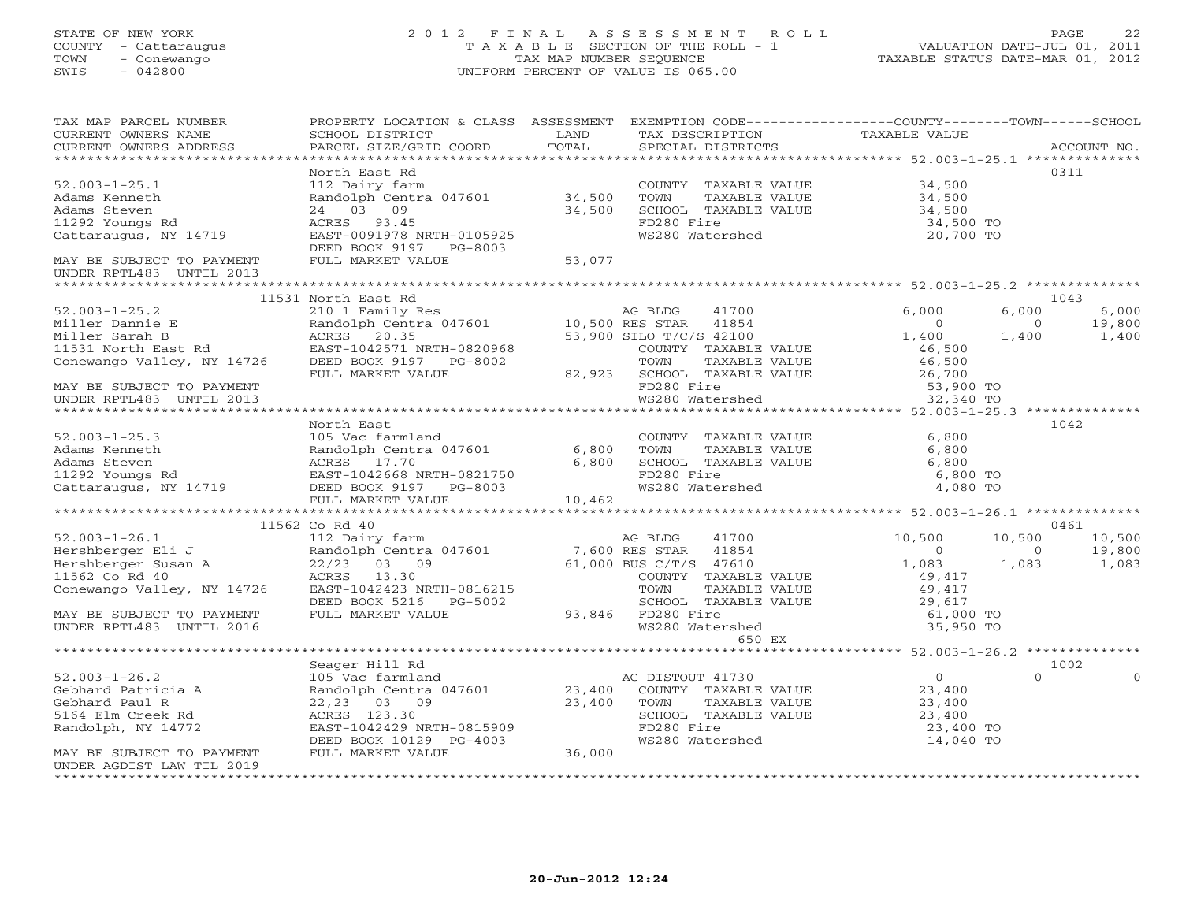STATE OF NEW YORK
COUNTY - Cattaraugus
TOWN - Conewango
SWIS - 042800

2012 FINAL ASSESSMENT ROLL
TAXABLE SECTION OF THE ROLL - 1
TAX MAP NUMBER SEQUENCE
UNIFORM PERCENT OF VALUE IS 065.00

VALUATION DATE-JUL 01, 2011
TAXABLE STATUS DATE-MAR 01, 2012

| TAX MAP PARCEL NUMBER / CURRENT OWNERS NAME / CURRENT OWNERS ADDRESS | PROPERTY LOCATION & CLASS / SCHOOL DISTRICT / PARCEL SIZE/GRID COORD | ASSESSMENT LAND | TOTAL | EXEMPTION CODE / TAX DESCRIPTION / SPECIAL DISTRICTS | COUNTY TAXABLE VALUE | TOWN | SCHOOL | ACCOUNT NO. |
|---|---|---|---|---|---|---|---|---|
| | North East Rd | | | | | | | 0311 |
| 52.003-1-25.1 | 112 Dairy farm | | | COUNTY TAXABLE VALUE | 34,500 | | | |
| Adams Kenneth | Randolph Centra 047601 | 34,500 | | TOWN TAXABLE VALUE | 34,500 | | | |
| Adams Steven | 24 03 09 | | 34,500 | SCHOOL TAXABLE VALUE | 34,500 | | | |
| 11292 Youngs Rd | ACRES 93.45 | | | FD280 Fire | 34,500 TO | | | |
| Cattaraugus, NY 14719 | EAST-0091978 NRTH-0105925 | | | WS280 Watershed | 20,700 TO | | | |
| | DEED BOOK 9197 PG-8003 | | | | | | | |
| MAY BE SUBJECT TO PAYMENT | FULL MARKET VALUE | | 53,077 | | | | | |
| UNDER RPTL483 UNTIL 2013 | | | | | | | | |
| | 11531 North East Rd | | | | | | | 1043 |
| 52.003-1-25.2 | 210 1 Family Res | | | AG BLDG 41700 | 6,000 | 6,000 | 6,000 | |
| Miller Dannie E | Randolph Centra 047601 | 10,500 | | RES STAR 41854 | 0 | 0 | 19,800 | |
| Miller Sarah B | ACRES 20.35 | | 53,900 | SILO T/C/S 42100 | 1,400 | 1,400 | 1,400 | |
| 11531 North East Rd | EAST-1042571 NRTH-0820968 | | | COUNTY TAXABLE VALUE | 46,500 | | | |
| Conewango Valley, NY 14726 | DEED BOOK 9197 PG-8002 | | | TOWN TAXABLE VALUE | 46,500 | | | |
| | FULL MARKET VALUE | | 82,923 | SCHOOL TAXABLE VALUE | 26,700 | | | |
| MAY BE SUBJECT TO PAYMENT | | | | FD280 Fire | 53,900 TO | | | |
| UNDER RPTL483 UNTIL 2013 | | | | WS280 Watershed | 32,340 TO | | | |
| | North East | | | | | | | 1042 |
| 52.003-1-25.3 | 105 Vac farmland | | | COUNTY TAXABLE VALUE | 6,800 | | | |
| Adams Kenneth | Randolph Centra 047601 | 6,800 | | TOWN TAXABLE VALUE | 6,800 | | | |
| Adams Steven | ACRES 17.70 | | 6,800 | SCHOOL TAXABLE VALUE | 6,800 | | | |
| 11292 Youngs Rd | EAST-1042668 NRTH-0821750 | | | FD280 Fire | 6,800 TO | | | |
| Cattaraugus, NY 14719 | DEED BOOK 9197 PG-8003 | | | WS280 Watershed | 4,080 TO | | | |
| | FULL MARKET VALUE | | 10,462 | | | | | |
| | 11562 Co Rd 40 | | | | | | | 0461 |
| 52.003-1-26.1 | 112 Dairy farm | | | AG BLDG 41700 | 10,500 | 10,500 | 10,500 | |
| Hershberger Eli J | Randolph Centra 047601 | 7,600 | | RES STAR 41854 | 0 | 0 | 19,800 | |
| Hershberger Susan A | 22/23 03 09 | | 61,000 | BUS C/T/S 47610 | 1,083 | 1,083 | 1,083 | |
| 11562 Co Rd 40 | ACRES 13.30 | | | COUNTY TAXABLE VALUE | 49,417 | | | |
| Conewango Valley, NY 14726 | EAST-1042423 NRTH-0816215 | | | TOWN TAXABLE VALUE | 49,417 | | | |
| | DEED BOOK 5216 PG-5002 | | | SCHOOL TAXABLE VALUE | 29,617 | | | |
| MAY BE SUBJECT TO PAYMENT | FULL MARKET VALUE | | 93,846 | FD280 Fire | 61,000 TO | | | |
| UNDER RPTL483 UNTIL 2016 | | | | WS280 Watershed | 35,950 TO | | | |
| | | | | 650 EX | | | | |
| | Seager Hill Rd | | | | | | | 1002 |
| 52.003-1-26.2 | 105 Vac farmland | | | AG DISTOUT 41730 | 0 | 0 | 0 | |
| Gebhard Patricia A | Randolph Centra 047601 | 23,400 | | COUNTY TAXABLE VALUE | 23,400 | | | |
| Gebhard Paul R | 22,23 03 09 | | 23,400 | TOWN TAXABLE VALUE | 23,400 | | | |
| 5164 Elm Creek Rd | ACRES 123.30 | | | SCHOOL TAXABLE VALUE | 23,400 | | | |
| Randolph, NY 14772 | EAST-1042429 NRTH-0815909 | | | FD280 Fire | 23,400 TO | | | |
| | DEED BOOK 10129 PG-4003 | | | WS280 Watershed | 14,040 TO | | | |
| MAY BE SUBJECT TO PAYMENT | FULL MARKET VALUE | | 36,000 | | | | | |
| UNDER AGDIST LAW TIL 2019 | | | | | | | | |

20-Jun-2012 12:24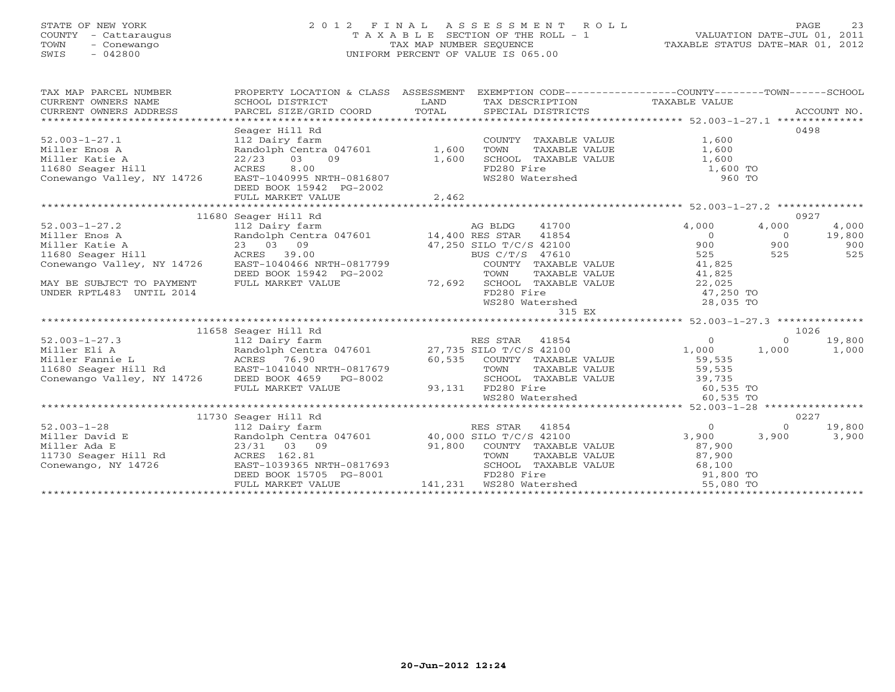STATE OF NEW YORK
COUNTY - Cattaraugus
TOWN - Conewango
SWIS - 042800

# 2012 FINAL ASSESSMENT ROLL
TAXABLE SECTION OF THE ROLL - 1
TAX MAP NUMBER SEQUENCE
UNIFORM PERCENT OF VALUE IS 065.00

VALUATION DATE-JUL 01, 2011
TAXABLE STATUS DATE-MAR 01, 2012

| TAX MAP PARCEL NUMBER / CURRENT OWNERS NAME / CURRENT OWNERS ADDRESS | PROPERTY LOCATION & CLASS / SCHOOL DISTRICT / PARCEL SIZE/GRID COORD | ASSESSMENT LAND / TOTAL | EXEMPTION CODE / TAX DESCRIPTION / SPECIAL DISTRICTS | COUNTY TAXABLE VALUE | TOWN | SCHOOL | ACCOUNT NO. |
|---|---|---|---|---|---|---|---|
| **52.003-1-27.1** | Seager Hill Rd | | | | | | 0498 |
| 52.003-1-27.1 | 112 Dairy farm | | COUNTY TAXABLE VALUE | 1,600 | | | |
| Miller Enos A | Randolph Centra 047601 | 1,600 | TOWN TAXABLE VALUE | 1,600 | | | |
| Miller Katie A | 22/23 03 09 | 1,600 | SCHOOL TAXABLE VALUE | 1,600 | | | |
| 11680 Seager Hill | ACRES 8.00 | | FD280 Fire | 1,600 TO | | | |
| Conewango Valley, NY 14726 | EAST-1040995 NRTH-0816807 | | WS280 Watershed | 960 TO | | | |
| | DEED BOOK 15942 PG-2002 | | | | | | |
| | FULL MARKET VALUE | 2,462 | | | | | |
| **52.003-1-27.2** | 11680 Seager Hill Rd | | | | | | 0927 |
| 52.003-1-27.2 | 112 Dairy farm | | AG BLDG 41700 | 4,000 | 4,000 | 4,000 | |
| Miller Enos A | Randolph Centra 047601 | 14,400 | RES STAR 41854 | 0 | 0 | 19,800 | |
| Miller Katie A | 23 03 09 | 47,250 | SILO T/C/S 42100 | 900 | 900 | 900 | |
| 11680 Seager Hill | ACRES 39.00 | | BUS C/T/S 47610 | 525 | 525 | 525 | |
| Conewango Valley, NY 14726 | EAST-1040466 NRTH-0817799 | | COUNTY TAXABLE VALUE | 41,825 | | | |
| | DEED BOOK 15942 PG-2002 | | TOWN TAXABLE VALUE | 41,825 | | | |
| MAY BE SUBJECT TO PAYMENT | FULL MARKET VALUE | 72,692 | SCHOOL TAXABLE VALUE | 22,025 | | | |
| UNDER RPTL483 UNTIL 2014 | | | FD280 Fire | 47,250 TO | | | |
| | | | WS280 Watershed | 28,035 TO | | | |
| | | | 315 EX | | | | |
| **52.003-1-27.3** | 11658 Seager Hill Rd | | | | | | 1026 |
| 52.003-1-27.3 | 112 Dairy farm | | RES STAR 41854 | 0 | 0 | 19,800 | |
| Miller Eli A | Randolph Centra 047601 | 27,735 | SILO T/C/S 42100 | 1,000 | 1,000 | 1,000 | |
| Miller Fannie L | ACRES 76.90 | 60,535 | COUNTY TAXABLE VALUE | 59,535 | | | |
| 11680 Seager Hill Rd | EAST-1041040 NRTH-0817679 | | TOWN TAXABLE VALUE | 59,535 | | | |
| Conewango Valley, NY 14726 | DEED BOOK 4659 PG-8002 | | SCHOOL TAXABLE VALUE | 39,735 | | | |
| | FULL MARKET VALUE | 93,131 | FD280 Fire | 60,535 TO | | | |
| | | | WS280 Watershed | 60,535 TO | | | |
| **52.003-1-28** | 11730 Seager Hill Rd | | | | | | 0227 |
| 52.003-1-28 | 112 Dairy farm | | RES STAR 41854 | 0 | 0 | 19,800 | |
| Miller David E | Randolph Centra 047601 | 40,000 | SILO T/C/S 42100 | 3,900 | 3,900 | 3,900 | |
| Miller Ada E | 23/31 03 09 | 91,800 | COUNTY TAXABLE VALUE | 87,900 | | | |
| 11730 Seager Hill Rd | ACRES 162.81 | | TOWN TAXABLE VALUE | 87,900 | | | |
| Conewango, NY 14726 | EAST-1039365 NRTH-0817693 | | SCHOOL TAXABLE VALUE | 68,100 | | | |
| | DEED BOOK 15705 PG-8001 | | FD280 Fire | 91,800 TO | | | |
| | FULL MARKET VALUE | 141,231 | WS280 Watershed | 55,080 TO | | | |

20-Jun-2012 12:24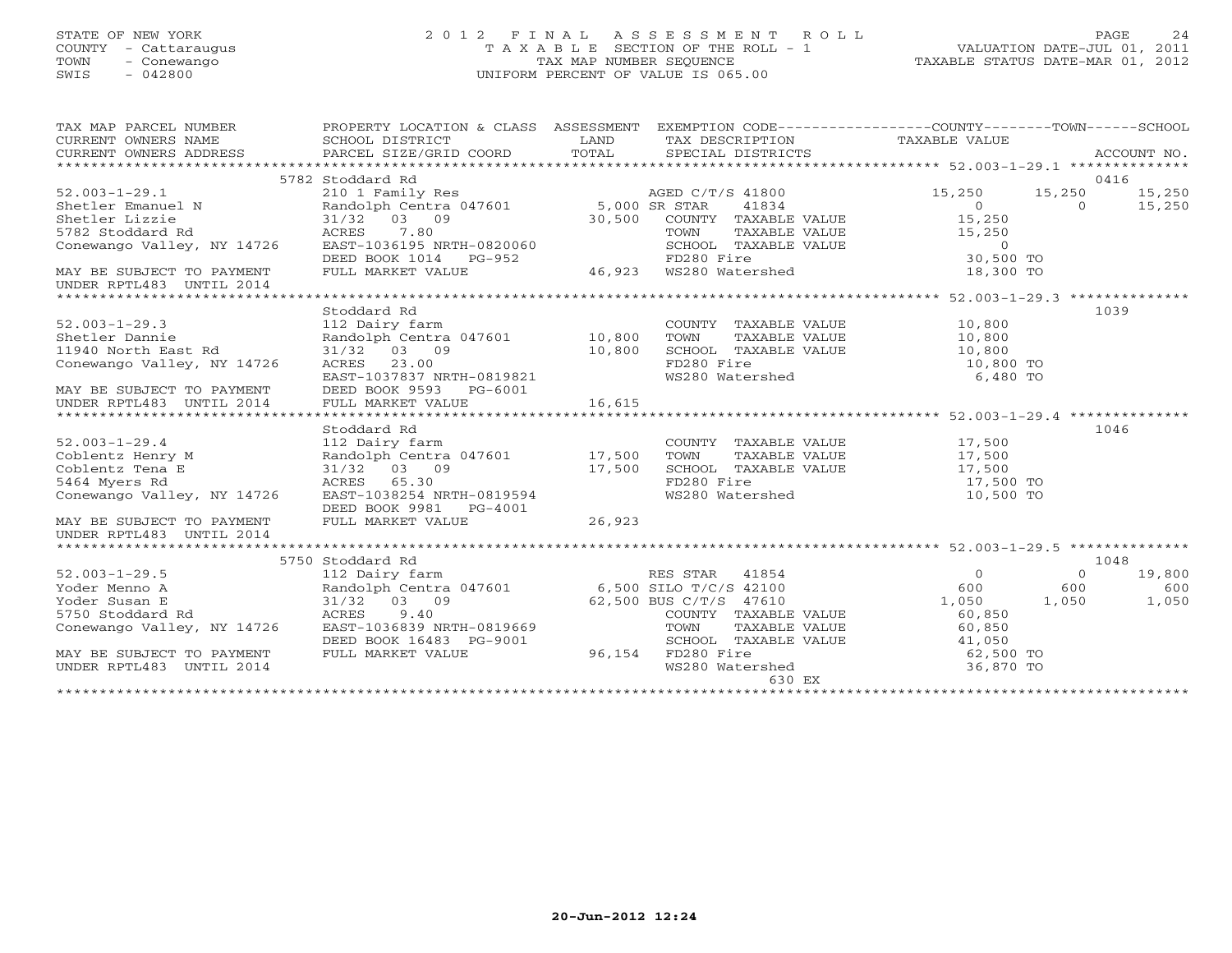STATE OF NEW YORK
COUNTY - Cattaraugus
TOWN - Conewango
SWIS - 042800

2012 FINAL ASSESSMENT ROLL
TAXABLE SECTION OF THE ROLL - 1
TAX MAP NUMBER SEQUENCE
UNIFORM PERCENT OF VALUE IS 065.00

VALUATION DATE-JUL 01, 2011
TAXABLE STATUS DATE-MAR 01, 2012

| TAX MAP PARCEL NUMBER / CURRENT OWNERS NAME / CURRENT OWNERS ADDRESS | PROPERTY LOCATION & CLASS / SCHOOL DISTRICT / PARCEL SIZE/GRID COORD | ASSESSMENT LAND / TOTAL | EXEMPTION CODE / TAX DESCRIPTION / SPECIAL DISTRICTS | COUNTY TAXABLE VALUE | TOWN | SCHOOL | ACCOUNT NO. |
|---|---|---|---|---|---|---|---|
| ******* 52.003-1-29.1 ******* | 5782 Stoddard Rd | | | | | | 0416 |
| 52.003-1-29.1 | 210 1 Family Res | | AGED C/T/S 41800 | 15,250 | 15,250 | 15,250 | |
| Shetler Emanuel N | Randolph Centra 047601 | 5,000 | SR STAR 41834 | 0 | 0 | 15,250 | |
| Shetler Lizzie | 31/32 03 09 | 30,500 | COUNTY TAXABLE VALUE | 15,250 | | | |
| 5782 Stoddard Rd | ACRES 7.80 | | TOWN TAXABLE VALUE | 15,250 | | | |
| Conewango Valley, NY 14726 | EAST-1036195 NRTH-0820060 | | SCHOOL TAXABLE VALUE | 0 | | | |
| | DEED BOOK 1014 PG-952 | | FD280 Fire | 30,500 TO | | | |
| MAY BE SUBJECT TO PAYMENT | FULL MARKET VALUE | 46,923 | WS280 Watershed | 18,300 TO | | | |
| UNDER RPTL483 UNTIL 2014 | | | | | | | |
| ******* 52.003-1-29.3 ******* | Stoddard Rd | | | | | | 1039 |
| 52.003-1-29.3 | 112 Dairy farm | | COUNTY TAXABLE VALUE | 10,800 | | | |
| Shetler Dannie | Randolph Centra 047601 | 10,800 | TOWN TAXABLE VALUE | 10,800 | | | |
| 11940 North East Rd | 31/32 03 09 | 10,800 | SCHOOL TAXABLE VALUE | 10,800 | | | |
| Conewango Valley, NY 14726 | ACRES 23.00 | | FD280 Fire | 10,800 TO | | | |
| | EAST-1037837 NRTH-0819821 | | WS280 Watershed | 6,480 TO | | | |
| MAY BE SUBJECT TO PAYMENT | DEED BOOK 9593 PG-6001 | | | | | | |
| UNDER RPTL483 UNTIL 2014 | FULL MARKET VALUE | 16,615 | | | | | |
| ******* 52.003-1-29.4 ******* | Stoddard Rd | | | | | | 1046 |
| 52.003-1-29.4 | 112 Dairy farm | | COUNTY TAXABLE VALUE | 17,500 | | | |
| Coblentz Henry M | Randolph Centra 047601 | 17,500 | TOWN TAXABLE VALUE | 17,500 | | | |
| Coblentz Tena E | 31/32 03 09 | 17,500 | SCHOOL TAXABLE VALUE | 17,500 | | | |
| 5464 Myers Rd | ACRES 65.30 | | FD280 Fire | 17,500 TO | | | |
| Conewango Valley, NY 14726 | EAST-1038254 NRTH-0819594 | | WS280 Watershed | 10,500 TO | | | |
| | DEED BOOK 9981 PG-4001 | | | | | | |
| MAY BE SUBJECT TO PAYMENT | FULL MARKET VALUE | 26,923 | | | | | |
| UNDER RPTL483 UNTIL 2014 | | | | | | | |
| ******* 52.003-1-29.5 ******* | 5750 Stoddard Rd | | | | | | 1048 |
| 52.003-1-29.5 | 112 Dairy farm | | RES STAR 41854 | 0 | 0 | 19,800 | |
| Yoder Menno A | Randolph Centra 047601 | 6,500 | SILO T/C/S 42100 | 600 | 600 | 600 | |
| Yoder Susan E | 31/32 03 09 | 62,500 | BUS C/T/S 47610 | 1,050 | 1,050 | 1,050 | |
| 5750 Stoddard Rd | ACRES 9.40 | | COUNTY TAXABLE VALUE | 60,850 | | | |
| Conewango Valley, NY 14726 | EAST-1036839 NRTH-0819669 | | TOWN TAXABLE VALUE | 60,850 | | | |
| | DEED BOOK 16483 PG-9001 | | SCHOOL TAXABLE VALUE | 41,050 | | | |
| MAY BE SUBJECT TO PAYMENT | FULL MARKET VALUE | 96,154 | FD280 Fire | 62,500 TO | | | |
| UNDER RPTL483 UNTIL 2014 | | | WS280 Watershed | 36,870 TO | | | |
| | | | 630 EX | | | | |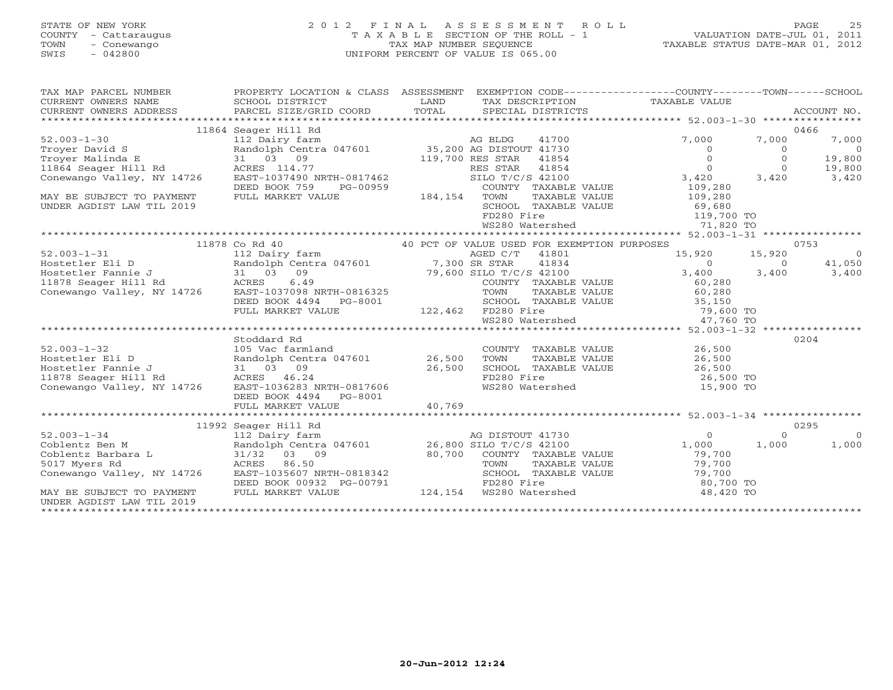STATE OF NEW YORK
COUNTY - Cattaraugus
TOWN - Conewango
SWIS - 042800

# 2012 FINAL ASSESSMENT ROLL
TAXABLE SECTION OF THE ROLL - 1
TAX MAP NUMBER SEQUENCE
UNIFORM PERCENT OF VALUE IS 065.00

VALUATION DATE-JUL 01, 2011
TAXABLE STATUS DATE-MAR 01, 2012

| TAX MAP PARCEL NUMBER / CURRENT OWNERS NAME / CURRENT OWNERS ADDRESS | PROPERTY LOCATION & CLASS / SCHOOL DISTRICT / PARCEL SIZE/GRID COORD | ASSESSMENT LAND / TOTAL | EXEMPTION CODE / TAX DESCRIPTION / SPECIAL DISTRICTS | COUNTY TAXABLE VALUE | TOWN | SCHOOL / ACCOUNT NO. |
|---|---|---|---|---|---|---|
| | 11864 Seager Hill Rd | | | | | 0466 |
| 52.003-1-30 | 112 Dairy farm | | AG BLDG 41700 | 7,000 | 7,000 | 7,000 |
| Troyer David S | Randolph Centra 047601 | 35,200 | AG DISTOUT 41730 | 0 | 0 | 0 |
| Troyer Malinda E | 31 03 09 | 119,700 | RES STAR 41854 | 0 | 0 | 19,800 |
| 11864 Seager Hill Rd | ACRES 114.77 | | RES STAR 41854 | 0 | 0 | 19,800 |
| Conewango Valley, NY 14726 | EAST-1037490 NRTH-0817462 | | SILO T/C/S 42100 | 3,420 | 3,420 | 3,420 |
| | DEED BOOK 759 PG-00959 | | COUNTY TAXABLE VALUE | 109,280 | | |
| MAY BE SUBJECT TO PAYMENT | FULL MARKET VALUE | 184,154 | TOWN TAXABLE VALUE | 109,280 | | |
| UNDER AGDIST LAW TIL 2019 | | | SCHOOL TAXABLE VALUE | 69,680 | | |
| | | | FD280 Fire | 119,700 TO | | |
| | | | WS280 Watershed | 71,820 TO | | |
| | 11878 Co Rd 40 | | 40 PCT OF VALUE USED FOR EXEMPTION PURPOSES | | | 0753 |
| 52.003-1-31 | 112 Dairy farm | | AGED C/T 41801 | 15,920 | 15,920 | 0 |
| Hostetler Eli D | Randolph Centra 047601 | 7,300 | SR STAR 41834 | 0 | 0 | 41,050 |
| Hostetler Fannie J | 31 03 09 | 79,600 | SILO T/C/S 42100 | 3,400 | 3,400 | 3,400 |
| 11878 Seager Hill Rd | ACRES 6.49 | | COUNTY TAXABLE VALUE | 60,280 | | |
| Conewango Valley, NY 14726 | EAST-1037098 NRTH-0816325 | | TOWN TAXABLE VALUE | 60,280 | | |
| | DEED BOOK 4494 PG-8001 | | SCHOOL TAXABLE VALUE | 35,150 | | |
| | FULL MARKET VALUE | 122,462 | FD280 Fire | 79,600 TO | | |
| | | | WS280 Watershed | 47,760 TO | | |
| | Stoddard Rd | | | | | 0204 |
| 52.003-1-32 | 105 Vac farmland | | COUNTY TAXABLE VALUE | 26,500 | | |
| Hostetler Eli D | Randolph Centra 047601 | 26,500 | TOWN TAXABLE VALUE | 26,500 | | |
| Hostetler Fannie J | 31 03 09 | 26,500 | SCHOOL TAXABLE VALUE | 26,500 | | |
| 11878 Seager Hill Rd | ACRES 46.24 | | FD280 Fire | 26,500 TO | | |
| Conewango Valley, NY 14726 | EAST-1036283 NRTH-0817606 | | WS280 Watershed | 15,900 TO | | |
| | DEED BOOK 4494 PG-8001 | | | | | |
| | FULL MARKET VALUE | 40,769 | | | | |
| | 11992 Seager Hill Rd | | | | | 0295 |
| 52.003-1-34 | 112 Dairy farm | | AG DISTOUT 41730 | 0 | 0 | 0 |
| Coblentz Ben M | Randolph Centra 047601 | 26,800 | SILO T/C/S 42100 | 1,000 | 1,000 | 1,000 |
| Coblentz Barbara L | 31/32 03 09 | 80,700 | COUNTY TAXABLE VALUE | 79,700 | | |
| 5017 Myers Rd | ACRES 86.50 | | TOWN TAXABLE VALUE | 79,700 | | |
| Conewango Valley, NY 14726 | EAST-1035607 NRTH-0818342 | | SCHOOL TAXABLE VALUE | 79,700 | | |
| | DEED BOOK 00932 PG-00791 | | FD280 Fire | 80,700 TO | | |
| MAY BE SUBJECT TO PAYMENT | FULL MARKET VALUE | 124,154 | WS280 Watershed | 48,420 TO | | |
| UNDER AGDIST LAW TIL 2019 | | | | | | |

20-Jun-2012 12:24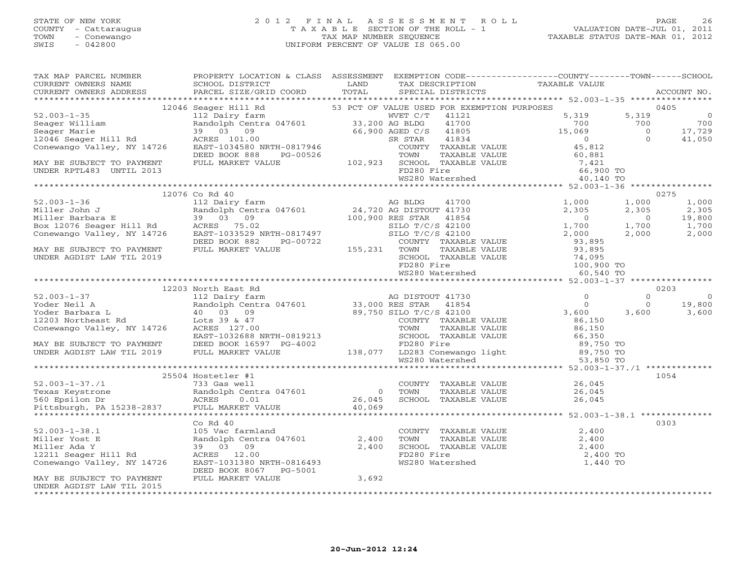STATE OF NEW YORK
COUNTY - Cattaraugus
TOWN - Conewango
SWIS - 042800

# 2012 FINAL ASSESSMENT ROLL

TAXABLE SECTION OF THE ROLL - 1
TAX MAP NUMBER SEQUENCE
UNIFORM PERCENT OF VALUE IS 065.00

VALUATION DATE-JUL 01, 2011
TAXABLE STATUS DATE-MAR 01, 2012

| TAX MAP PARCEL NUMBER / CURRENT OWNERS NAME / CURRENT OWNERS ADDRESS | PROPERTY LOCATION & CLASS / SCHOOL DISTRICT / PARCEL SIZE/GRID COORD | ASSESSMENT LAND / TOTAL | EXEMPTION CODE / TAX DESCRIPTION / SPECIAL DISTRICTS | COUNTY TAXABLE VALUE | TOWN | SCHOOL / ACCOUNT NO. |
|---|---|---|---|---|---|---|
| | 12046 Seager Hill Rd | | 53 PCT OF VALUE USED FOR EXEMPTION PURPOSES | | | 0405 |
| 52.003-1-35 | 112 Dairy farm | | WVET C/T 41121 | 5,319 | 5,319 | 0 |
| Seager William | Randolph Centra 047601 | 33,200 | AG BLDG 41700 | 700 | 700 | 700 |
| Seager Marie | 39 03 09 | 66,900 | AGED C/S 41805 | 15,069 | 0 | 17,729 |
| 12046 Seager Hill Rd | ACRES 101.00 | | SR STAR 41834 | 0 | 0 | 41,050 |
| Conewango Valley, NY 14726 | EAST-1034580 NRTH-0817946 | | COUNTY TAXABLE VALUE | 45,812 | | |
| | DEED BOOK 888 PG-00526 | | TOWN TAXABLE VALUE | 60,881 | | |
| MAY BE SUBJECT TO PAYMENT | FULL MARKET VALUE | 102,923 | SCHOOL TAXABLE VALUE | 7,421 | | |
| UNDER RPTL483 UNTIL 2013 | | | FD280 Fire | 66,900 TO | | |
| | | | WS280 Watershed | 40,140 TO | | |
| | 12076 Co Rd 40 | | | | | 0275 |
| 52.003-1-36 | 112 Dairy farm | | AG BLDG 41700 | 1,000 | 1,000 | 1,000 |
| Miller John J | Randolph Centra 047601 | 24,720 | AG DISTOUT 41730 | 2,305 | 2,305 | 2,305 |
| Miller Barbara E | 39 03 09 | 100,900 | RES STAR 41854 | 0 | 0 | 19,800 |
| Box 12076 Seager Hill Rd | ACRES 75.02 | | SILO T/C/S 42100 | 1,700 | 1,700 | 1,700 |
| Conewango Valley, NY 14726 | EAST-1033529 NRTH-0817497 | | SILO T/C/S 42100 | 2,000 | 2,000 | 2,000 |
| | DEED BOOK 882 PG-00722 | | COUNTY TAXABLE VALUE | 93,895 | | |
| MAY BE SUBJECT TO PAYMENT | FULL MARKET VALUE | 155,231 | TOWN TAXABLE VALUE | 93,895 | | |
| UNDER AGDIST LAW TIL 2019 | | | SCHOOL TAXABLE VALUE | 74,095 | | |
| | | | FD280 Fire | 100,900 TO | | |
| | | | WS280 Watershed | 60,540 TO | | |
| | 12203 North East Rd | | | | | 0203 |
| 52.003-1-37 | 112 Dairy farm | | AG DISTOUT 41730 | 0 | 0 | 0 |
| Yoder Neil A | Randolph Centra 047601 | 33,000 | RES STAR 41854 | 0 | 0 | 19,800 |
| Yoder Barbara L | 40 03 09 | 89,750 | SILO T/C/S 42100 | 3,600 | 3,600 | 3,600 |
| 12203 Northeast Rd | Lots 39 & 47 | | COUNTY TAXABLE VALUE | 86,150 | | |
| Conewango Valley, NY 14726 | ACRES 127.00 | | TOWN TAXABLE VALUE | 86,150 | | |
| | EAST-1032688 NRTH-0819213 | | SCHOOL TAXABLE VALUE | 66,350 | | |
| MAY BE SUBJECT TO PAYMENT | DEED BOOK 16597 PG-4002 | | FD280 Fire | 89,750 TO | | |
| UNDER AGDIST LAW TIL 2019 | FULL MARKET VALUE | 138,077 | LD283 Conewango light | 89,750 TO | | |
| | | | WS280 Watershed | 53,850 TO | | |
| | 25504 Hostetler #1 | | | | | 1054 |
| 52.003-1-37./1 | 733 Gas well | | COUNTY TAXABLE VALUE | 26,045 | | |
| Texas Keystrone | Randolph Centra 047601 | 0 | TOWN TAXABLE VALUE | 26,045 | | |
| 560 Epsilon Dr | ACRES 0.01 | 26,045 | SCHOOL TAXABLE VALUE | 26,045 | | |
| Pittsburgh, PA 15238-2837 | FULL MARKET VALUE | 40,069 | | | | |
| | Co Rd 40 | | | | | 0303 |
| 52.003-1-38.1 | 105 Vac farmland | | COUNTY TAXABLE VALUE | 2,400 | | |
| Miller Yost E | Randolph Centra 047601 | 2,400 | TOWN TAXABLE VALUE | 2,400 | | |
| Miller Ada Y | 39 03 09 | 2,400 | SCHOOL TAXABLE VALUE | 2,400 | | |
| 12211 Seager Hill Rd | ACRES 12.00 | | FD280 Fire | 2,400 TO | | |
| Conewango Valley, NY 14726 | EAST-1031380 NRTH-0816493 | | WS280 Watershed | 1,440 TO | | |
| | DEED BOOK 8067 PG-5001 | | | | | |
| MAY BE SUBJECT TO PAYMENT | FULL MARKET VALUE | 3,692 | | | | |
| UNDER AGDIST LAW TIL 2015 | | | | | | |

20-Jun-2012 12:24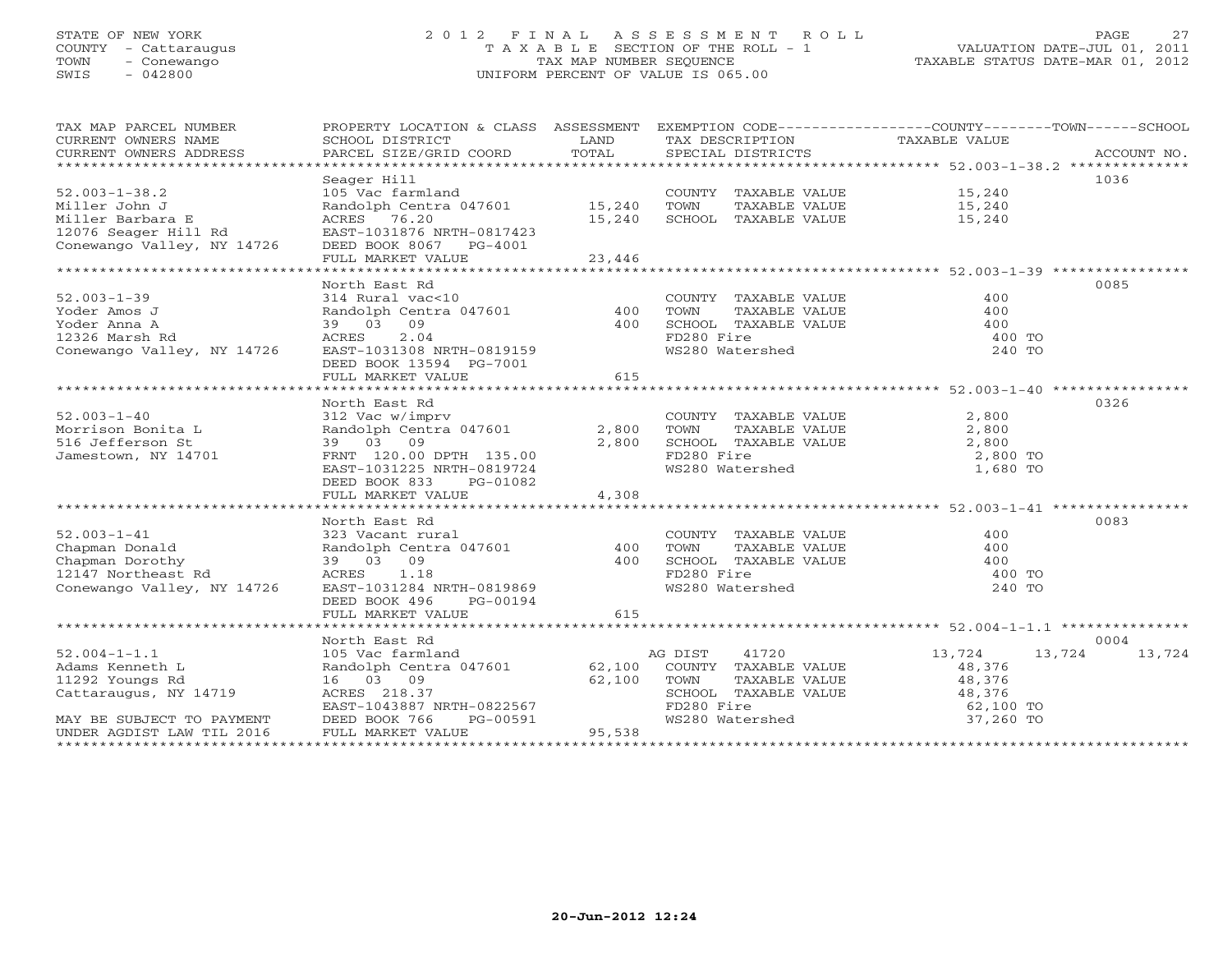STATE OF NEW YORK
COUNTY - Cattaraugus
TOWN - Conewango
SWIS - 042800

# 2012 FINAL ASSESSMENT ROLL
TAXABLE SECTION OF THE ROLL - 1
TAX MAP NUMBER SEQUENCE
UNIFORM PERCENT OF VALUE IS 065.00

VALUATION DATE-JUL 01, 2011
TAXABLE STATUS DATE-MAR 01, 2012

| TAX MAP PARCEL NUMBER / CURRENT OWNERS NAME / CURRENT OWNERS ADDRESS | PROPERTY LOCATION & CLASS / SCHOOL DISTRICT / PARCEL SIZE/GRID COORD | ASSESSMENT LAND / TOTAL | EXEMPTION CODE / TAX DESCRIPTION / SPECIAL DISTRICTS | COUNTY | TOWN | SCHOOL | ACCOUNT NO. |
|---|---|---|---|---|---|---|---|
| 52.003-1-38.2 | Seager Hill | | | | | | 1036 |
| | 105 Vac farmland | | COUNTY TAXABLE VALUE | 15,240 | | | |
| Miller John J | Randolph Centra 047601 | 15,240 | TOWN TAXABLE VALUE | | 15,240 | | |
| Miller Barbara E | ACRES 76.20 | 15,240 | SCHOOL TAXABLE VALUE | | | 15,240 | |
| 12076 Seager Hill Rd | EAST-1031876 NRTH-0817423 | | | | | | |
| Conewango Valley, NY 14726 | DEED BOOK 8067 PG-4001 | | | | | | |
| | FULL MARKET VALUE | 23,446 | | | | | |
| 52.003-1-39 | North East Rd | | | | | | 0085 |
| | 314 Rural vac<10 | | COUNTY TAXABLE VALUE | 400 | | | |
| Yoder Amos J | Randolph Centra 047601 | 400 | TOWN TAXABLE VALUE | | 400 | | |
| Yoder Anna A | 39 03 09 | 400 | SCHOOL TAXABLE VALUE | | | 400 | |
| 12326 Marsh Rd | ACRES 2.04 | | FD280 Fire | 400 TO | | | |
| Conewango Valley, NY 14726 | EAST-1031308 NRTH-0819159 | | WS280 Watershed | 240 TO | | | |
| | DEED BOOK 13594 PG-7001 | | | | | | |
| | FULL MARKET VALUE | 615 | | | | | |
| 52.003-1-40 | North East Rd | | | | | | 0326 |
| | 312 Vac w/imprv | | COUNTY TAXABLE VALUE | 2,800 | | | |
| Morrison Bonita L | Randolph Centra 047601 | 2,800 | TOWN TAXABLE VALUE | | 2,800 | | |
| 516 Jefferson St | 39 03 09 | 2,800 | SCHOOL TAXABLE VALUE | | | 2,800 | |
| Jamestown, NY 14701 | FRNT 120.00 DPTH 135.00 | | FD280 Fire | 2,800 TO | | | |
| | EAST-1031225 NRTH-0819724 | | WS280 Watershed | 1,680 TO | | | |
| | DEED BOOK 833 PG-01082 | | | | | | |
| | FULL MARKET VALUE | 4,308 | | | | | |
| 52.003-1-41 | North East Rd | | | | | | 0083 |
| | 323 Vacant rural | | COUNTY TAXABLE VALUE | 400 | | | |
| Chapman Donald | Randolph Centra 047601 | 400 | TOWN TAXABLE VALUE | | 400 | | |
| Chapman Dorothy | 39 03 09 | 400 | SCHOOL TAXABLE VALUE | | | 400 | |
| 12147 Northeast Rd | ACRES 1.18 | | FD280 Fire | 400 TO | | | |
| Conewango Valley, NY 14726 | EAST-1031284 NRTH-0819869 | | WS280 Watershed | 240 TO | | | |
| | DEED BOOK 496 PG-00194 | | | | | | |
| | FULL MARKET VALUE | 615 | | | | | |
| 52.004-1-1.1 | North East Rd | | | | | | 0004 |
| | 105 Vac farmland | | AG DIST 41720 | 13,724 | 13,724 | 13,724 | |
| Adams Kenneth L | Randolph Centra 047601 | 62,100 | COUNTY TAXABLE VALUE | 48,376 | | | |
| 11292 Youngs Rd | 16 03 09 | 62,100 | TOWN TAXABLE VALUE | | 48,376 | | |
| Cattaraugus, NY 14719 | ACRES 218.37 | | SCHOOL TAXABLE VALUE | | | 48,376 | |
| | EAST-1043887 NRTH-0822567 | | FD280 Fire | 62,100 TO | | | |
| MAY BE SUBJECT TO PAYMENT | DEED BOOK 766 PG-00591 | | WS280 Watershed | 37,260 TO | | | |
| UNDER AGDIST LAW TIL 2016 | FULL MARKET VALUE | 95,538 | | | | | |

20-Jun-2012 12:24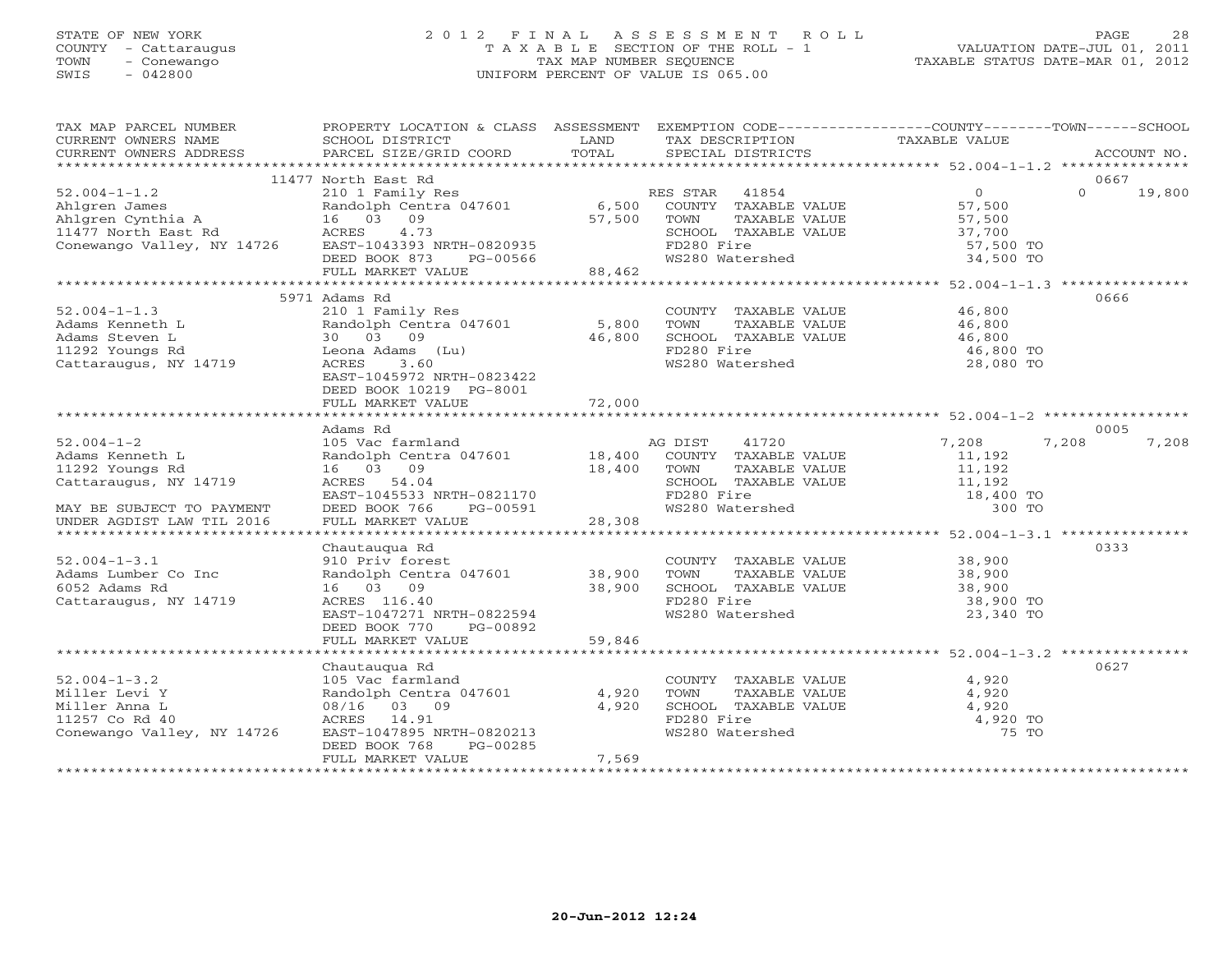STATE OF NEW YORK
COUNTY - Cattaraugus
TOWN - Conewango
SWIS - 042800

# 2012 FINAL ASSESSMENT ROLL

TAXABLE SECTION OF THE ROLL - 1
TAX MAP NUMBER SEQUENCE
UNIFORM PERCENT OF VALUE IS 065.00

VALUATION DATE-JUL 01, 2011
TAXABLE STATUS DATE-MAR 01, 2012

| TAX MAP PARCEL NUMBER / CURRENT OWNERS NAME / CURRENT OWNERS ADDRESS | PROPERTY LOCATION & CLASS / SCHOOL DISTRICT / PARCEL SIZE/GRID COORD | ASSESSMENT LAND / TOTAL | EXEMPTION CODE / TAX DESCRIPTION / SPECIAL DISTRICTS | COUNTY TAXABLE VALUE | TOWN | SCHOOL / ACCOUNT NO. |
|---|---|---|---|---|---|---|
| | 11477 North East Rd | | | | | 0667 |
| 52.004-1-1.2 | 210 1 Family Res | | RES STAR 41854 | 0 | 0 | 19,800 |
| Ahlgren James | Randolph Centra 047601 | 6,500 | COUNTY TAXABLE VALUE | 57,500 | | |
| Ahlgren Cynthia A | 16 03 09 | 57,500 | TOWN TAXABLE VALUE | 57,500 | | |
| 11477 North East Rd | ACRES 4.73 | | SCHOOL TAXABLE VALUE | 37,700 | | |
| Conewango Valley, NY 14726 | EAST-1043393 NRTH-0820935 | | FD280 Fire | 57,500 TO | | |
| | DEED BOOK 873 PG-00566 | | WS280 Watershed | 34,500 TO | | |
| | FULL MARKET VALUE | 88,462 | | | | |
| | 5971 Adams Rd | | | | | 0666 |
| 52.004-1-1.3 | 210 1 Family Res | | COUNTY TAXABLE VALUE | 46,800 | | |
| Adams Kenneth L | Randolph Centra 047601 | 5,800 | TOWN TAXABLE VALUE | 46,800 | | |
| Adams Steven L | 30 03 09 | 46,800 | SCHOOL TAXABLE VALUE | 46,800 | | |
| 11292 Youngs Rd | Leona Adams (Lu) | | FD280 Fire | 46,800 TO | | |
| Cattaraugus, NY 14719 | ACRES 3.60 | | WS280 Watershed | 28,080 TO | | |
| | EAST-1045972 NRTH-0823422 | | | | | |
| | DEED BOOK 10219 PG-8001 | | | | | |
| | FULL MARKET VALUE | 72,000 | | | | |
| | Adams Rd | | | | | 0005 |
| 52.004-1-2 | 105 Vac farmland | | AG DIST 41720 | 7,208 | 7,208 | 7,208 |
| Adams Kenneth L | Randolph Centra 047601 | 18,400 | COUNTY TAXABLE VALUE | 11,192 | | |
| 11292 Youngs Rd | 16 03 09 | 18,400 | TOWN TAXABLE VALUE | 11,192 | | |
| Cattaraugus, NY 14719 | ACRES 54.04 | | SCHOOL TAXABLE VALUE | 11,192 | | |
| | EAST-1045533 NRTH-0821170 | | FD280 Fire | 18,400 TO | | |
| MAY BE SUBJECT TO PAYMENT | DEED BOOK 766 PG-00591 | | WS280 Watershed | 300 TO | | |
| UNDER AGDIST LAW TIL 2016 | FULL MARKET VALUE | 28,308 | | | | |
| | Chautauqua Rd | | | | | 0333 |
| 52.004-1-3.1 | 910 Priv forest | | COUNTY TAXABLE VALUE | 38,900 | | |
| Adams Lumber Co Inc | Randolph Centra 047601 | 38,900 | TOWN TAXABLE VALUE | 38,900 | | |
| 6052 Adams Rd | 16 03 09 | 38,900 | SCHOOL TAXABLE VALUE | 38,900 | | |
| Cattaraugus, NY 14719 | ACRES 116.40 | | FD280 Fire | 38,900 TO | | |
| | EAST-1047271 NRTH-0822594 | | WS280 Watershed | 23,340 TO | | |
| | DEED BOOK 770 PG-00892 | | | | | |
| | FULL MARKET VALUE | 59,846 | | | | |
| | Chautauqua Rd | | | | | 0627 |
| 52.004-1-3.2 | 105 Vac farmland | | COUNTY TAXABLE VALUE | 4,920 | | |
| Miller Levi Y | Randolph Centra 047601 | 4,920 | TOWN TAXABLE VALUE | 4,920 | | |
| Miller Anna L | 08/16 03 09 | 4,920 | SCHOOL TAXABLE VALUE | 4,920 | | |
| 11257 Co Rd 40 | ACRES 14.91 | | FD280 Fire | 4,920 TO | | |
| Conewango Valley, NY 14726 | EAST-1047895 NRTH-0820213 | | WS280 Watershed | 75 TO | | |
| | DEED BOOK 768 PG-00285 | | | | | |
| | FULL MARKET VALUE | 7,569 | | | | |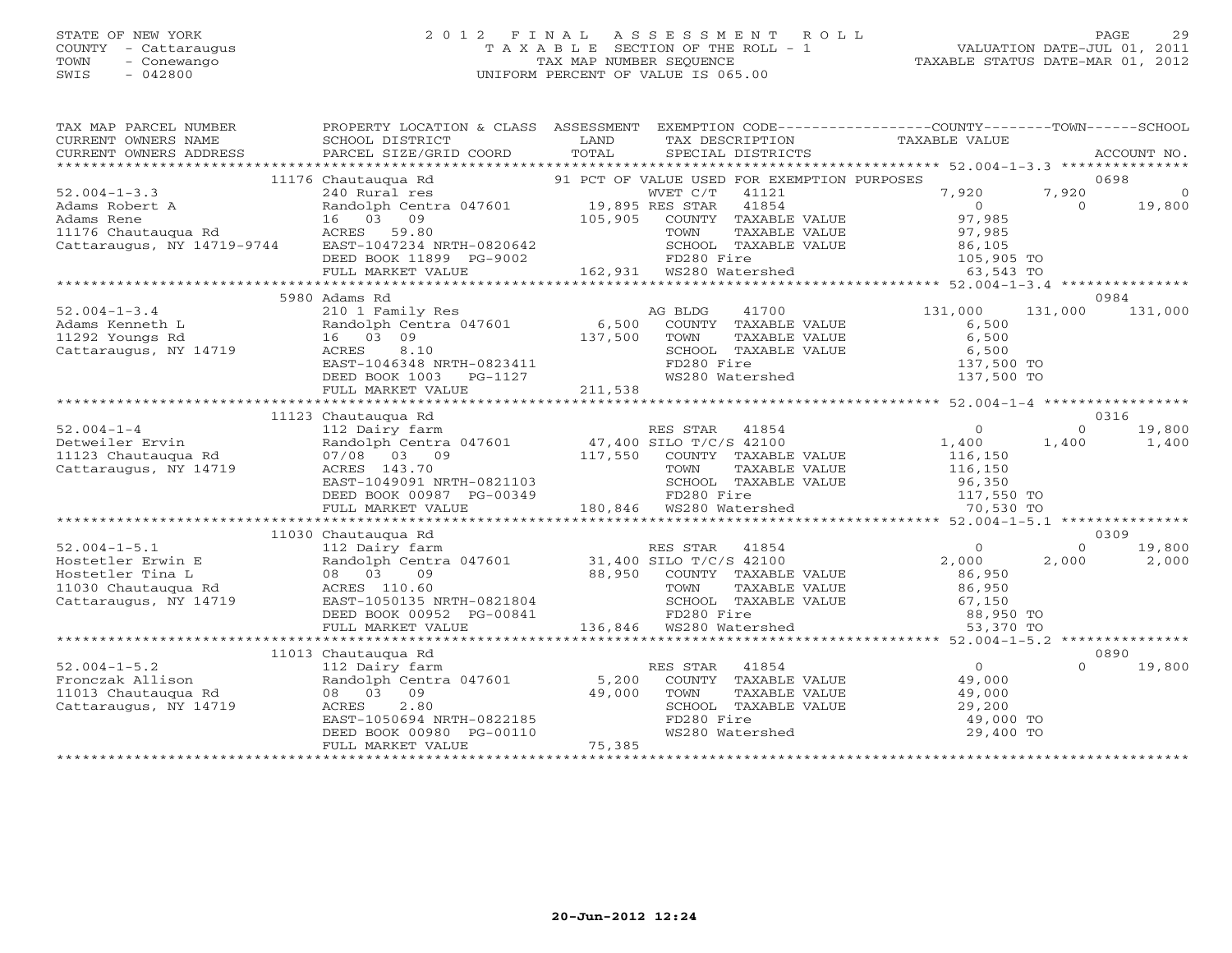STATE OF NEW YORK
COUNTY - Cattaraugus
TOWN - Conewango
SWIS - 042800

# 2012 FINAL ASSESSMENT ROLL
TAXABLE SECTION OF THE ROLL - 1
TAX MAP NUMBER SEQUENCE
UNIFORM PERCENT OF VALUE IS 065.00

VALUATION DATE-JUL 01, 2011
TAXABLE STATUS DATE-MAR 01, 2012

| TAX MAP PARCEL NUMBER / CURRENT OWNERS NAME / CURRENT OWNERS ADDRESS | PROPERTY LOCATION & CLASS / SCHOOL DISTRICT / PARCEL SIZE/GRID COORD | ASSESSMENT LAND / TOTAL | EXEMPTION CODE / TAX DESCRIPTION / SPECIAL DISTRICTS | COUNTY TAXABLE VALUE | TOWN | SCHOOL / ACCOUNT NO. |
|---|---|---|---|---|---|---|
| | 11176 Chautauqua Rd | | 91 PCT OF VALUE USED FOR EXEMPTION PURPOSES | | | 0698 |
| 52.004-1-3.3 | 240 Rural res | | WVET C/T 41121 | 7,920 | 7,920 | 0 |
| Adams Robert A | Randolph Centra 047601 | 19,895 | RES STAR 41854 | 0 | 0 | 19,800 |
| Adams Rene | 16 03 09 | 105,905 | COUNTY TAXABLE VALUE | 97,985 | | |
| 11176 Chautauqua Rd | ACRES 59.80 | | TOWN TAXABLE VALUE | 97,985 | | |
| Cattaraugus, NY 14719-9744 | EAST-1047234 NRTH-0820642 | | SCHOOL TAXABLE VALUE | 86,105 | | |
| | DEED BOOK 11899 PG-9002 | | FD280 Fire | 105,905 TO | | |
| | FULL MARKET VALUE | 162,931 | WS280 Watershed | 63,543 TO | | |
| | 5980 Adams Rd | | | | | 0984 |
| 52.004-1-3.4 | 210 1 Family Res | | AG BLDG 41700 | 131,000 | 131,000 | 131,000 |
| Adams Kenneth L | Randolph Centra 047601 | 6,500 | COUNTY TAXABLE VALUE | 6,500 | | |
| 11292 Youngs Rd | 16 03 09 | 137,500 | TOWN TAXABLE VALUE | 6,500 | | |
| Cattaraugus, NY 14719 | ACRES 8.10 | | SCHOOL TAXABLE VALUE | 6,500 | | |
| | EAST-1046348 NRTH-0823411 | | FD280 Fire | 137,500 TO | | |
| | DEED BOOK 1003 PG-1127 | | WS280 Watershed | 137,500 TO | | |
| | FULL MARKET VALUE | 211,538 | | | | |
| | 11123 Chautauqua Rd | | | | | 0316 |
| 52.004-1-4 | 112 Dairy farm | | RES STAR 41854 | 0 | 0 | 19,800 |
| Detweiler Ervin | Randolph Centra 047601 | 47,400 | SILO T/C/S 42100 | 1,400 | 1,400 | 1,400 |
| 11123 Chautauqua Rd | 07/08 03 09 | 117,550 | COUNTY TAXABLE VALUE | 116,150 | | |
| Cattaraugus, NY 14719 | ACRES 143.70 | | TOWN TAXABLE VALUE | 116,150 | | |
| | EAST-1049091 NRTH-0821103 | | SCHOOL TAXABLE VALUE | 96,350 | | |
| | DEED BOOK 00987 PG-00349 | | FD280 Fire | 117,550 TO | | |
| | FULL MARKET VALUE | 180,846 | WS280 Watershed | 70,530 TO | | |
| | 11030 Chautauqua Rd | | | | | 0309 |
| 52.004-1-5.1 | 112 Dairy farm | | RES STAR 41854 | 0 | 0 | 19,800 |
| Hostetler Erwin E | Randolph Centra 047601 | 31,400 | SILO T/C/S 42100 | 2,000 | 2,000 | 2,000 |
| Hostetler Tina L | 08 03 09 | 88,950 | COUNTY TAXABLE VALUE | 86,950 | | |
| 11030 Chautauqua Rd | ACRES 110.60 | | TOWN TAXABLE VALUE | 86,950 | | |
| Cattaraugus, NY 14719 | EAST-1050135 NRTH-0821804 | | SCHOOL TAXABLE VALUE | 67,150 | | |
| | DEED BOOK 00952 PG-00841 | | FD280 Fire | 88,950 TO | | |
| | FULL MARKET VALUE | 136,846 | WS280 Watershed | 53,370 TO | | |
| | 11013 Chautauqua Rd | | | | | 0890 |
| 52.004-1-5.2 | 112 Dairy farm | | RES STAR 41854 | 0 | 0 | 19,800 |
| Fronczak Allison | Randolph Centra 047601 | 5,200 | COUNTY TAXABLE VALUE | 49,000 | | |
| 11013 Chautauqua Rd | 08 03 09 | 49,000 | TOWN TAXABLE VALUE | 49,000 | | |
| Cattaraugus, NY 14719 | ACRES 2.80 | | SCHOOL TAXABLE VALUE | 29,200 | | |
| | EAST-1050694 NRTH-0822185 | | FD280 Fire | 49,000 TO | | |
| | DEED BOOK 00980 PG-00110 | | WS280 Watershed | 29,400 TO | | |
| | FULL MARKET VALUE | 75,385 | | | | |

20-Jun-2012 12:24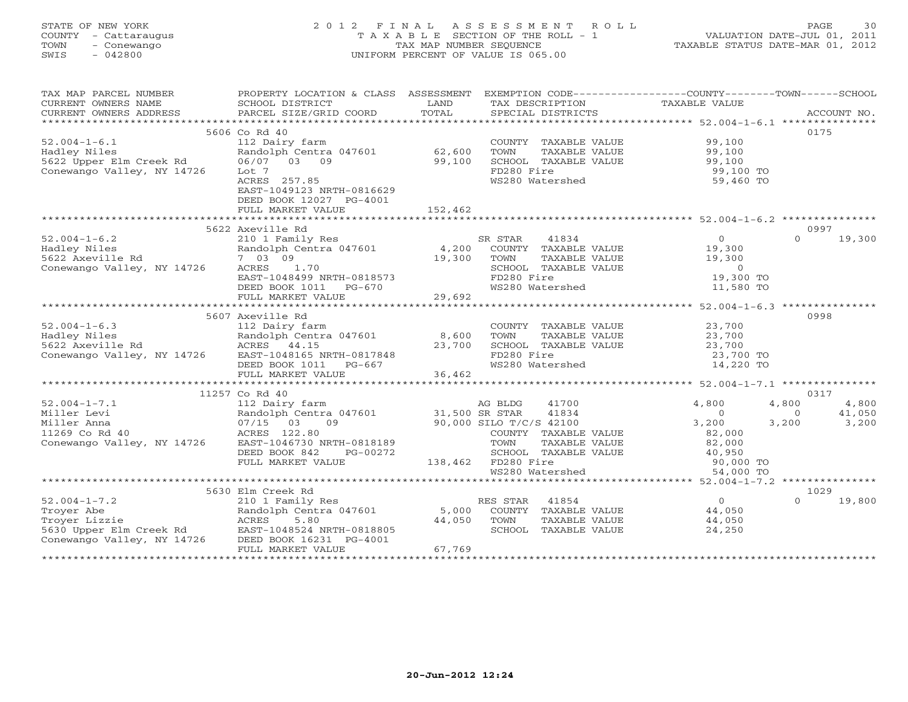STATE OF NEW YORK
COUNTY - Cattaraugus
TOWN - Conewango
SWIS - 042800

2012 FINAL ASSESSMENT ROLL
TAXABLE SECTION OF THE ROLL - 1
TAX MAP NUMBER SEQUENCE
UNIFORM PERCENT OF VALUE IS 065.00

VALUATION DATE-JUL 01, 2011
TAXABLE STATUS DATE-MAR 01, 2012

| TAX MAP PARCEL NUMBER / CURRENT OWNERS NAME / CURRENT OWNERS ADDRESS | PROPERTY LOCATION & CLASS / SCHOOL DISTRICT / PARCEL SIZE/GRID COORD | ASSESSMENT LAND / TOTAL | EXEMPTION CODE / TAX DESCRIPTION / SPECIAL DISTRICTS | COUNTY TAXABLE VALUE | TOWN | SCHOOL / ACCOUNT NO. |
|---|---|---|---|---|---|---|
| **52.004-1-6.1** | 5606 Co Rd 40 | | | | | 0175 |
| 52.004-1-6.1 | 112 Dairy farm | | COUNTY TAXABLE VALUE | 99,100 | | |
| Hadley Niles | Randolph Centra 047601 | 62,600 | TOWN TAXABLE VALUE | 99,100 | | |
| 5622 Upper Elm Creek Rd | 06/07 03 09 | 99,100 | SCHOOL TAXABLE VALUE | 99,100 | | |
| Conewango Valley, NY 14726 | Lot 7 | | FD280 Fire | 99,100 TO | | |
| | ACRES 257.85 | | WS280 Watershed | 59,460 TO | | |
| | EAST-1049123 NRTH-0816629 | | | | | |
| | DEED BOOK 12027 PG-4001 | | | | | |
| | FULL MARKET VALUE | 152,462 | | | | |
| **52.004-1-6.2** | 5622 Axeville Rd | | | | | 0997 |
| 52.004-1-6.2 | 210 1 Family Res | | SR STAR 41834 | 0 | 0 | 19,300 |
| Hadley Niles | Randolph Centra 047601 | 4,200 | COUNTY TAXABLE VALUE | 19,300 | | |
| 5622 Axeville Rd | 7 03 09 | 19,300 | TOWN TAXABLE VALUE | 19,300 | | |
| Conewango Valley, NY 14726 | ACRES 1.70 | | SCHOOL TAXABLE VALUE | 0 | | |
| | EAST-1048499 NRTH-0818573 | | FD280 Fire | 19,300 TO | | |
| | DEED BOOK 1011 PG-670 | | WS280 Watershed | 11,580 TO | | |
| | FULL MARKET VALUE | 29,692 | | | | |
| **52.004-1-6.3** | 5607 Axeville Rd | | | | | 0998 |
| 52.004-1-6.3 | 112 Dairy farm | | COUNTY TAXABLE VALUE | 23,700 | | |
| Hadley Niles | Randolph Centra 047601 | 8,600 | TOWN TAXABLE VALUE | 23,700 | | |
| 5622 Axeville Rd | ACRES 44.15 | 23,700 | SCHOOL TAXABLE VALUE | 23,700 | | |
| Conewango Valley, NY 14726 | EAST-1048165 NRTH-0817848 | | FD280 Fire | 23,700 TO | | |
| | DEED BOOK 1011 PG-667 | | WS280 Watershed | 14,220 TO | | |
| | FULL MARKET VALUE | 36,462 | | | | |
| **52.004-1-7.1** | 11257 Co Rd 40 | | | | | 0317 |
| 52.004-1-7.1 | 112 Dairy farm | | AG BLDG 41700 | 4,800 | 4,800 | 4,800 |
| Miller Levi | Randolph Centra 047601 | 31,500 | SR STAR 41834 | 0 | 0 | 41,050 |
| Miller Anna | 07/15 03 09 | 90,000 | SILO T/C/S 42100 | 3,200 | 3,200 | 3,200 |
| 11269 Co Rd 40 | ACRES 122.80 | | COUNTY TAXABLE VALUE | 82,000 | | |
| Conewango Valley, NY 14726 | EAST-1046730 NRTH-0818189 | | TOWN TAXABLE VALUE | 82,000 | | |
| | DEED BOOK 842 PG-00272 | | SCHOOL TAXABLE VALUE | 40,950 | | |
| | FULL MARKET VALUE | 138,462 | FD280 Fire | 90,000 TO | | |
| | | | WS280 Watershed | 54,000 TO | | |
| **52.004-1-7.2** | 5630 Elm Creek Rd | | | | | 1029 |
| 52.004-1-7.2 | 210 1 Family Res | | RES STAR 41854 | 0 | 0 | 19,800 |
| Troyer Abe | Randolph Centra 047601 | 5,000 | COUNTY TAXABLE VALUE | 44,050 | | |
| Troyer Lizzie | ACRES 5.80 | 44,050 | TOWN TAXABLE VALUE | 44,050 | | |
| 5630 Upper Elm Creek Rd | EAST-1048524 NRTH-0818805 | | SCHOOL TAXABLE VALUE | 24,250 | | |
| Conewango Valley, NY 14726 | DEED BOOK 16231 PG-4001 | | | | | |
| | FULL MARKET VALUE | 67,769 | | | | |

20-Jun-2012 12:24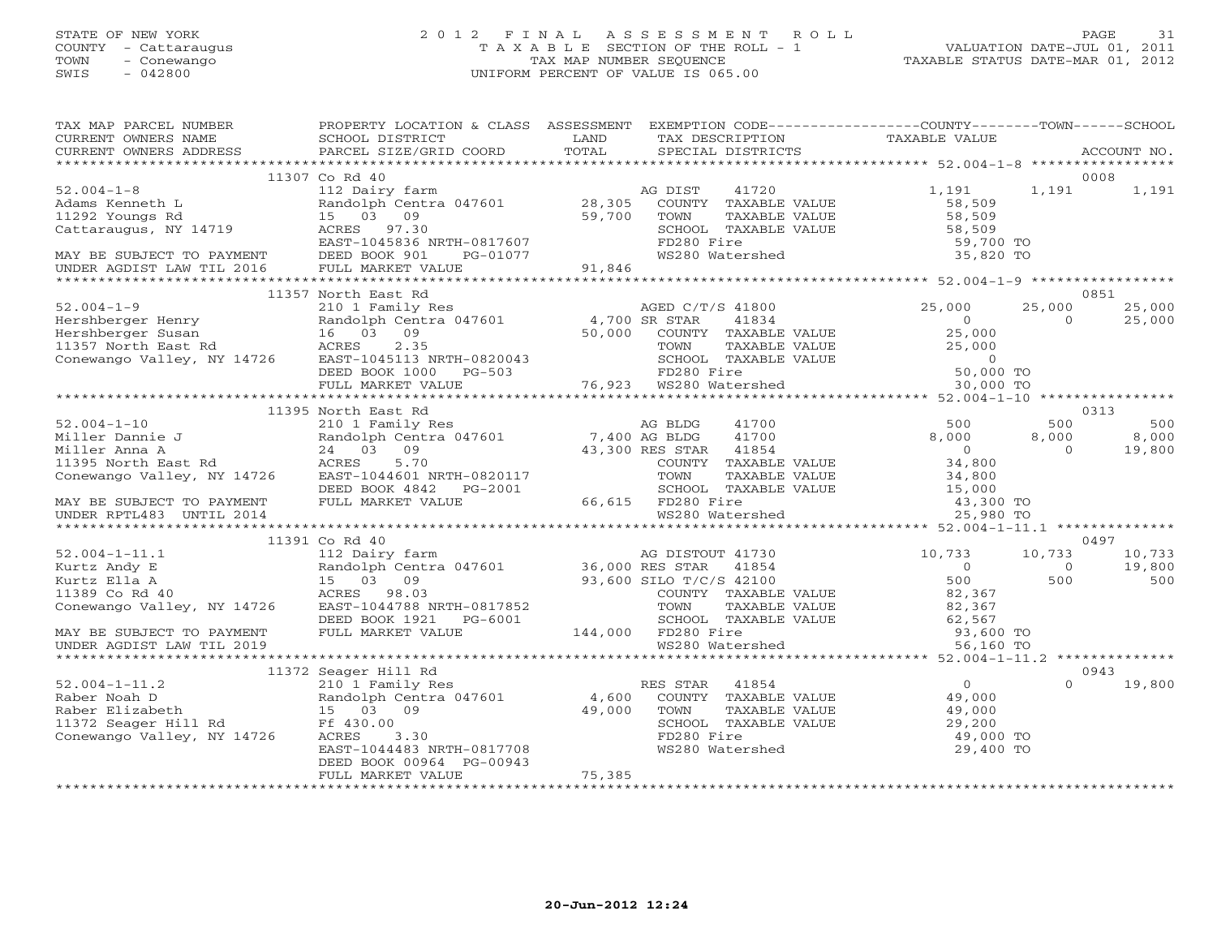STATE OF NEW YORK
COUNTY - Cattaraugus
TOWN - Conewango
SWIS - 042800

# 2012 FINAL ASSESSMENT ROLL
TAXABLE SECTION OF THE ROLL - 1
TAX MAP NUMBER SEQUENCE
UNIFORM PERCENT OF VALUE IS 065.00

VALUATION DATE-JUL 01, 2011
TAXABLE STATUS DATE-MAR 01, 2012

| TAX MAP PARCEL NUMBER / CURRENT OWNERS NAME / CURRENT OWNERS ADDRESS | PROPERTY LOCATION & CLASS / SCHOOL DISTRICT / PARCEL SIZE/GRID COORD | ASSESSMENT LAND / TOTAL | EXEMPTION CODE / TAX DESCRIPTION / SPECIAL DISTRICTS | COUNTY TAXABLE VALUE | TOWN | SCHOOL / ACCOUNT NO. |
|---|---|---|---|---|---|---|
| | 11307 Co Rd 40 | | | | | 0008 |
| 52.004-1-8 | 112 Dairy farm | | AG DIST 41720 | 1,191 | 1,191 | 1,191 |
| Adams Kenneth L | Randolph Centra 047601 | 28,305 | COUNTY TAXABLE VALUE | 58,509 | | |
| 11292 Youngs Rd | 15 03 09 | 59,700 | TOWN TAXABLE VALUE | 58,509 | | |
| Cattaraugus, NY 14719 | ACRES 97.30 | | SCHOOL TAXABLE VALUE | 58,509 | | |
| | EAST-1045836 NRTH-0817607 | | FD280 Fire | 59,700 TO | | |
| MAY BE SUBJECT TO PAYMENT | DEED BOOK 901 PG-01077 | | WS280 Watershed | 35,820 TO | | |
| UNDER AGDIST LAW TIL 2016 | FULL MARKET VALUE | 91,846 | | | | |
| | 11357 North East Rd | | | | | 0851 |
| 52.004-1-9 | 210 1 Family Res | | AGED C/T/S 41800 | 25,000 | 25,000 | 25,000 |
| Hershberger Henry | Randolph Centra 047601 | 4,700 | SR STAR 41834 | 0 | 0 | 25,000 |
| Hershberger Susan | 16 03 09 | 50,000 | COUNTY TAXABLE VALUE | 25,000 | | |
| 11357 North East Rd | ACRES 2.35 | | TOWN TAXABLE VALUE | 25,000 | | |
| Conewango Valley, NY 14726 | EAST-1045113 NRTH-0820043 | | SCHOOL TAXABLE VALUE | 0 | | |
| | DEED BOOK 1000 PG-503 | | FD280 Fire | 50,000 TO | | |
| | FULL MARKET VALUE | 76,923 | WS280 Watershed | 30,000 TO | | |
| | 11395 North East Rd | | | | | 0313 |
| 52.004-1-10 | 210 1 Family Res | | AG BLDG 41700 | 500 | 500 | 500 |
| Miller Dannie J | Randolph Centra 047601 | 7,400 | AG BLDG 41700 | 8,000 | 8,000 | 8,000 |
| Miller Anna A | 24 03 09 | 43,300 | RES STAR 41854 | 0 | 0 | 19,800 |
| 11395 North East Rd | ACRES 5.70 | | COUNTY TAXABLE VALUE | 34,800 | | |
| Conewango Valley, NY 14726 | EAST-1044601 NRTH-0820117 | | TOWN TAXABLE VALUE | 34,800 | | |
| | DEED BOOK 4842 PG-2001 | | SCHOOL TAXABLE VALUE | 15,000 | | |
| MAY BE SUBJECT TO PAYMENT | FULL MARKET VALUE | 66,615 | FD280 Fire | 43,300 TO | | |
| UNDER RPTL483 UNTIL 2014 | | | WS280 Watershed | 25,980 TO | | |
| | 11391 Co Rd 40 | | | | | 0497 |
| 52.004-1-11.1 | 112 Dairy farm | | AG DISTOUT 41730 | 10,733 | 10,733 | 10,733 |
| Kurtz Andy E | Randolph Centra 047601 | 36,000 | RES STAR 41854 | 0 | 0 | 19,800 |
| Kurtz Ella A | 15 03 09 | 93,600 | SILO T/C/S 42100 | 500 | 500 | 500 |
| 11389 Co Rd 40 | ACRES 98.03 | | COUNTY TAXABLE VALUE | 82,367 | | |
| Conewango Valley, NY 14726 | EAST-1044788 NRTH-0817852 | | TOWN TAXABLE VALUE | 82,367 | | |
| | DEED BOOK 1921 PG-6001 | | SCHOOL TAXABLE VALUE | 62,567 | | |
| MAY BE SUBJECT TO PAYMENT | FULL MARKET VALUE | 144,000 | FD280 Fire | 93,600 TO | | |
| UNDER AGDIST LAW TIL 2019 | | | WS280 Watershed | 56,160 TO | | |
| | 11372 Seager Hill Rd | | | | | 0943 |
| 52.004-1-11.2 | 210 1 Family Res | | RES STAR 41854 | 0 | 0 | 19,800 |
| Raber Noah D | Randolph Centra 047601 | 4,600 | COUNTY TAXABLE VALUE | 49,000 | | |
| Raber Elizabeth | 15 03 09 | 49,000 | TOWN TAXABLE VALUE | 49,000 | | |
| 11372 Seager Hill Rd | Ff 430.00 | | SCHOOL TAXABLE VALUE | 29,200 | | |
| Conewango Valley, NY 14726 | ACRES 3.30 | | FD280 Fire | 49,000 TO | | |
| | EAST-1044483 NRTH-0817708 | | WS280 Watershed | 29,400 TO | | |
| | DEED BOOK 00964 PG-00943 | | | | | |
| | FULL MARKET VALUE | 75,385 | | | | |

20-Jun-2012 12:24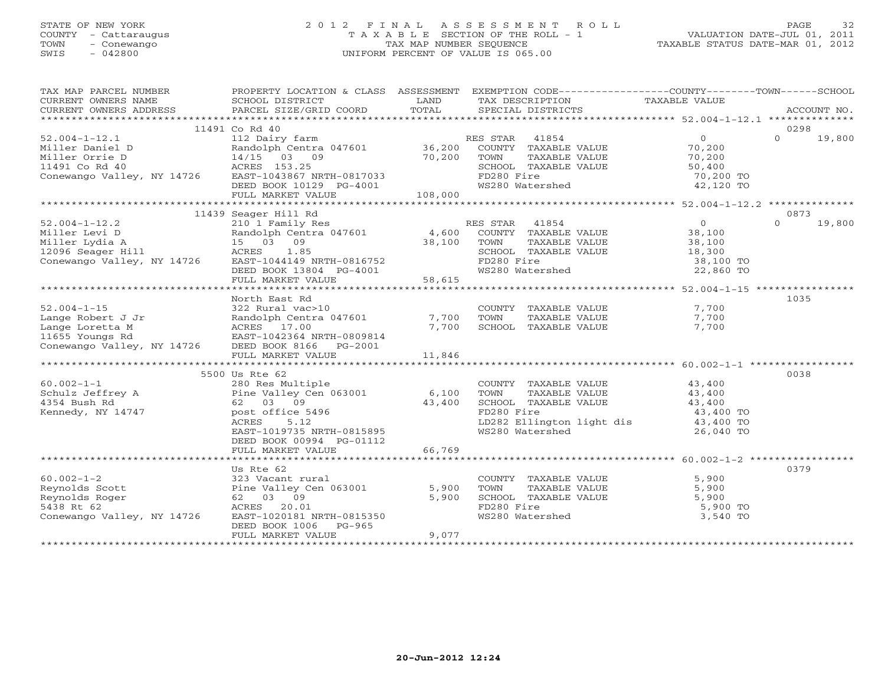STATE OF NEW YORK
COUNTY - Cattaraugus
TOWN - Conewango
SWIS - 042800

# 2012 FINAL ASSESSMENT ROLL

TAXABLE SECTION OF THE ROLL - 1
TAX MAP NUMBER SEQUENCE
UNIFORM PERCENT OF VALUE IS 065.00

VALUATION DATE-JUL 01, 2011
TAXABLE STATUS DATE-MAR 01, 2012

| TAX MAP PARCEL NUMBER / CURRENT OWNERS NAME / CURRENT OWNERS ADDRESS | PROPERTY LOCATION & CLASS / SCHOOL DISTRICT / PARCEL SIZE/GRID COORD | ASSESSMENT LAND / TOTAL | EXEMPTION CODE / TAX DESCRIPTION / SPECIAL DISTRICTS | COUNTY / TOWN TAXABLE VALUE | SCHOOL / ACCOUNT NO. |
|---|---|---|---|---|---|
| | 11491 Co Rd 40 | | | | 0298 |
| 52.004-1-12.1 | 112 Dairy farm | | RES STAR 41854 | 0 | 0 19,800 |
| Miller Daniel D | Randolph Centra 047601 | 36,200 | COUNTY TAXABLE VALUE | 70,200 | |
| Miller Orrie D | 14/15 03 09 | 70,200 | TOWN TAXABLE VALUE | 70,200 | |
| 11491 Co Rd 40 | ACRES 153.25 | | SCHOOL TAXABLE VALUE | 50,400 | |
| Conewango Valley, NY 14726 | EAST-1043867 NRTH-0817033 | | FD280 Fire | 70,200 TO | |
| | DEED BOOK 10129 PG-4001 | | WS280 Watershed | 42,120 TO | |
| | FULL MARKET VALUE | 108,000 | | | |
| | 11439 Seager Hill Rd | | | | 0873 |
| 52.004-1-12.2 | 210 1 Family Res | | RES STAR 41854 | 0 | 0 19,800 |
| Miller Levi D | Randolph Centra 047601 | 4,600 | COUNTY TAXABLE VALUE | 38,100 | |
| Miller Lydia A | 15 03 09 | 38,100 | TOWN TAXABLE VALUE | 38,100 | |
| 12096 Seager Hill | ACRES 1.85 | | SCHOOL TAXABLE VALUE | 18,300 | |
| Conewango Valley, NY 14726 | EAST-1044149 NRTH-0816752 | | FD280 Fire | 38,100 TO | |
| | DEED BOOK 13804 PG-4001 | | WS280 Watershed | 22,860 TO | |
| | FULL MARKET VALUE | 58,615 | | | |
| | North East Rd | | | | 1035 |
| 52.004-1-15 | 322 Rural vac>10 | | COUNTY TAXABLE VALUE | 7,700 | |
| Lange Robert J Jr | Randolph Centra 047601 | 7,700 | TOWN TAXABLE VALUE | 7,700 | |
| Lange Loretta M | ACRES 17.00 | 7,700 | SCHOOL TAXABLE VALUE | 7,700 | |
| 11655 Youngs Rd | EAST-1042364 NRTH-0809814 | | | | |
| Conewango Valley, NY 14726 | DEED BOOK 8166 PG-2001 | | | | |
| | FULL MARKET VALUE | 11,846 | | | |
| | 5500 Us Rte 62 | | | | 0038 |
| 60.002-1-1 | 280 Res Multiple | | COUNTY TAXABLE VALUE | 43,400 | |
| Schulz Jeffrey A | Pine Valley Cen 063001 | 6,100 | TOWN TAXABLE VALUE | 43,400 | |
| 4354 Bush Rd | 62 03 09 | 43,400 | SCHOOL TAXABLE VALUE | 43,400 | |
| Kennedy, NY 14747 | post office 5496 | | FD280 Fire | 43,400 TO | |
| | ACRES 5.12 | | LD282 Ellington light dis | 43,400 TO | |
| | EAST-1019735 NRTH-0815895 | | WS280 Watershed | 26,040 TO | |
| | DEED BOOK 00994 PG-01112 | | | | |
| | FULL MARKET VALUE | 66,769 | | | |
| | Us Rte 62 | | | | 0379 |
| 60.002-1-2 | 323 Vacant rural | | COUNTY TAXABLE VALUE | 5,900 | |
| Reynolds Scott | Pine Valley Cen 063001 | 5,900 | TOWN TAXABLE VALUE | 5,900 | |
| Reynolds Roger | 62 03 09 | 5,900 | SCHOOL TAXABLE VALUE | 5,900 | |
| 5438 Rt 62 | ACRES 20.01 | | FD280 Fire | 5,900 TO | |
| Conewango Valley, NY 14726 | EAST-1020181 NRTH-0815350 | | WS280 Watershed | 3,540 TO | |
| | DEED BOOK 1006 PG-965 | | | | |
| | FULL MARKET VALUE | 9,077 | | | |

20-Jun-2012 12:24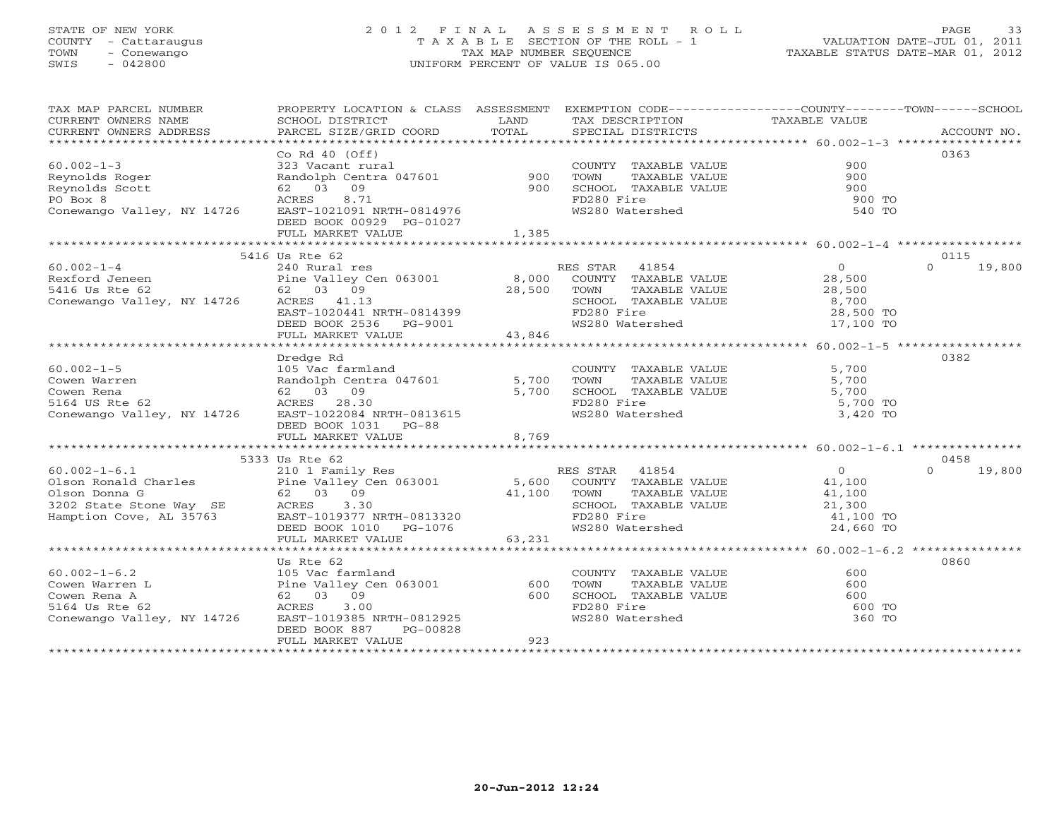STATE OF NEW YORK
COUNTY - Cattaraugus
TOWN - Conewango
SWIS - 042800

2012 FINAL ASSESSMENT ROLL
TAXABLE SECTION OF THE ROLL - 1
TAX MAP NUMBER SEQUENCE
UNIFORM PERCENT OF VALUE IS 065.00

VALUATION DATE-JUL 01, 2011
TAXABLE STATUS DATE-MAR 01, 2012

| TAX MAP PARCEL NUMBER / CURRENT OWNERS NAME / CURRENT OWNERS ADDRESS | PROPERTY LOCATION & CLASS / SCHOOL DISTRICT / PARCEL SIZE/GRID COORD | ASSESSMENT LAND / TOTAL | EXEMPTION CODE / TAX DESCRIPTION / SPECIAL DISTRICTS | COUNTY / TOWN / SCHOOL TAXABLE VALUE | ACCOUNT NO. |
|---|---|---|---|---|---|
| **60.002-1-3** | Co Rd 40 (Off) | | | | 0363 |
| 60.002-1-3 | 323 Vacant rural | | COUNTY TAXABLE VALUE | 900 | |
| Reynolds Roger | Randolph Centra 047601 | 900 | TOWN TAXABLE VALUE | 900 | |
| Reynolds Scott | 62 03 09 | 900 | SCHOOL TAXABLE VALUE | 900 | |
| PO Box 8 | ACRES 8.71 | | FD280 Fire | 900 TO | |
| Conewango Valley, NY 14726 | EAST-1021091 NRTH-0814976 | | WS280 Watershed | 540 TO | |
| | DEED BOOK 00929 PG-01027 | | | | |
| | FULL MARKET VALUE | 1,385 | | | |
| **60.002-1-4** | 5416 Us Rte 62 | | | | 0115 |
| 60.002-1-4 | 240 Rural res | | RES STAR 41854 | 0 / 0 / 19,800 | |
| Rexford Jeneen | Pine Valley Cen 063001 | 8,000 | COUNTY TAXABLE VALUE | 28,500 | |
| 5416 Us Rte 62 | 62 03 09 | 28,500 | TOWN TAXABLE VALUE | 28,500 | |
| Conewango Valley, NY 14726 | ACRES 41.13 | | SCHOOL TAXABLE VALUE | 8,700 | |
| | EAST-1020441 NRTH-0814399 | | FD280 Fire | 28,500 TO | |
| | DEED BOOK 2536 PG-9001 | | WS280 Watershed | 17,100 TO | |
| | FULL MARKET VALUE | 43,846 | | | |
| **60.002-1-5** | Dredge Rd | | | | 0382 |
| 60.002-1-5 | 105 Vac farmland | | COUNTY TAXABLE VALUE | 5,700 | |
| Cowen Warren | Randolph Centra 047601 | 5,700 | TOWN TAXABLE VALUE | 5,700 | |
| Cowen Rena | 62 03 09 | 5,700 | SCHOOL TAXABLE VALUE | 5,700 | |
| 5164 US Rte 62 | ACRES 28.30 | | FD280 Fire | 5,700 TO | |
| Conewango Valley, NY 14726 | EAST-1022084 NRTH-0813615 | | WS280 Watershed | 3,420 TO | |
| | DEED BOOK 1031 PG-88 | | | | |
| | FULL MARKET VALUE | 8,769 | | | |
| **60.002-1-6.1** | 5333 Us Rte 62 | | | | 0458 |
| 60.002-1-6.1 | 210 1 Family Res | | RES STAR 41854 | 0 / 0 / 19,800 | |
| Olson Ronald Charles | Pine Valley Cen 063001 | 5,600 | COUNTY TAXABLE VALUE | 41,100 | |
| Olson Donna G | 62 03 09 | 41,100 | TOWN TAXABLE VALUE | 41,100 | |
| 3202 State Stone Way SE | ACRES 3.30 | | SCHOOL TAXABLE VALUE | 21,300 | |
| Hamption Cove, AL 35763 | EAST-1019377 NRTH-0813320 | | FD280 Fire | 41,100 TO | |
| | DEED BOOK 1010 PG-1076 | | WS280 Watershed | 24,660 TO | |
| | FULL MARKET VALUE | 63,231 | | | |
| **60.002-1-6.2** | Us Rte 62 | | | | 0860 |
| 60.002-1-6.2 | 105 Vac farmland | | COUNTY TAXABLE VALUE | 600 | |
| Cowen Warren L | Pine Valley Cen 063001 | 600 | TOWN TAXABLE VALUE | 600 | |
| Cowen Rena A | 62 03 09 | 600 | SCHOOL TAXABLE VALUE | 600 | |
| 5164 Us Rte 62 | ACRES 3.00 | | FD280 Fire | 600 TO | |
| Conewango Valley, NY 14726 | EAST-1019385 NRTH-0812925 | | WS280 Watershed | 360 TO | |
| | DEED BOOK 887 PG-00828 | | | | |
| | FULL MARKET VALUE | 923 | | | |

20-Jun-2012 12:24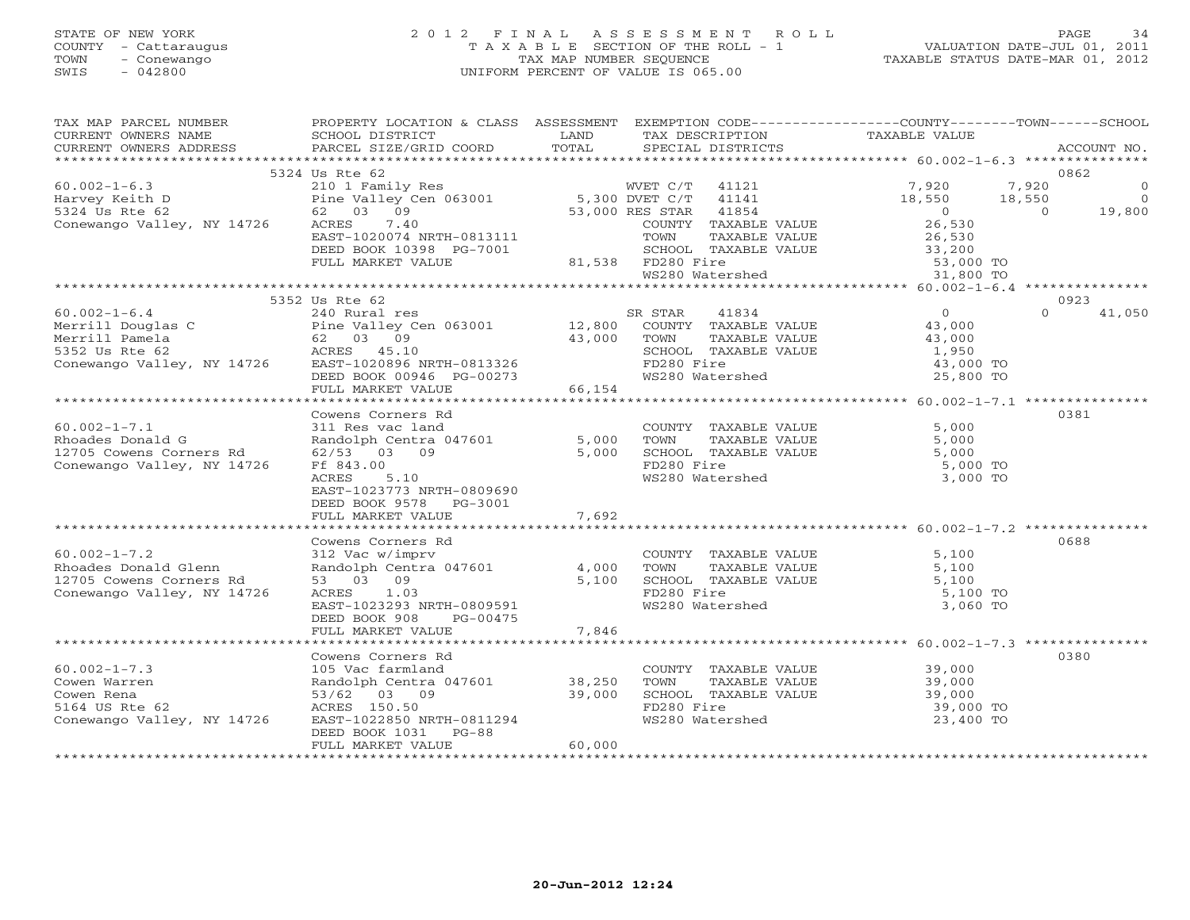STATE OF NEW YORK
COUNTY - Cattaraugus
TOWN - Conewango
SWIS - 042800

2012 FINAL ASSESSMENT ROLL
TAXABLE SECTION OF THE ROLL - 1
TAX MAP NUMBER SEQUENCE
UNIFORM PERCENT OF VALUE IS 065.00

VALUATION DATE-JUL 01, 2011
TAXABLE STATUS DATE-MAR 01, 2012

| TAX MAP PARCEL NUMBER / CURRENT OWNERS NAME / CURRENT OWNERS ADDRESS | PROPERTY LOCATION & CLASS / SCHOOL DISTRICT / PARCEL SIZE/GRID COORD | ASSESSMENT LAND / TOTAL | EXEMPTION CODE / TAX DESCRIPTION / SPECIAL DISTRICTS | COUNTY TAXABLE VALUE | TOWN | SCHOOL | ACCOUNT NO. |
|---|---|---|---|---|---|---|---|
| **60.002-1-6.3** | 5324 Us Rte 62 | | | | | | 0862 |
| 60.002-1-6.3 | 210 1 Family Res | | WVET C/T 41121 | 7,920 | 7,920 | 0 | |
| Harvey Keith D | Pine Valley Cen 063001 | 5,300 | DVET C/T 41141 | 18,550 | 18,550 | 0 | |
| 5324 Us Rte 62 | 62 03 09 | 53,000 | RES STAR 41854 | 0 | 0 | 19,800 | |
| Conewango Valley, NY 14726 | ACRES 7.40 | | COUNTY TAXABLE VALUE | 26,530 | | | |
| | EAST-1020074 NRTH-0813111 | | TOWN TAXABLE VALUE | 26,530 | | | |
| | DEED BOOK 10398 PG-7001 | | SCHOOL TAXABLE VALUE | 33,200 | | | |
| | FULL MARKET VALUE | 81,538 | FD280 Fire | 53,000 TO | | | |
| | | | WS280 Watershed | 31,800 TO | | | |
| **60.002-1-6.4** | 5352 Us Rte 62 | | | | | | 0923 |
| 60.002-1-6.4 | 240 Rural res | | SR STAR 41834 | 0 | 0 | 41,050 | |
| Merrill Douglas C | Pine Valley Cen 063001 | 12,800 | COUNTY TAXABLE VALUE | 43,000 | | | |
| Merrill Pamela | 62 03 09 | 43,000 | TOWN TAXABLE VALUE | 43,000 | | | |
| 5352 Us Rte 62 | ACRES 45.10 | | SCHOOL TAXABLE VALUE | 1,950 | | | |
| Conewango Valley, NY 14726 | EAST-1020896 NRTH-0813326 | | FD280 Fire | 43,000 TO | | | |
| | DEED BOOK 00946 PG-00273 | | WS280 Watershed | 25,800 TO | | | |
| | FULL MARKET VALUE | 66,154 | | | | | |
| **60.002-1-7.1** | Cowens Corners Rd | | | | | | 0381 |
| 60.002-1-7.1 | 311 Res vac land | | COUNTY TAXABLE VALUE | 5,000 | | | |
| Rhoades Donald G | Randolph Centra 047601 | 5,000 | TOWN TAXABLE VALUE | 5,000 | | | |
| 12705 Cowens Corners Rd | 62/53 03 09 | 5,000 | SCHOOL TAXABLE VALUE | 5,000 | | | |
| Conewango Valley, NY 14726 | Ff 843.00 | | FD280 Fire | 5,000 TO | | | |
| | ACRES 5.10 | | WS280 Watershed | 3,000 TO | | | |
| | EAST-1023773 NRTH-0809690 | | | | | | |
| | DEED BOOK 9578 PG-3001 | | | | | | |
| | FULL MARKET VALUE | 7,692 | | | | | |
| **60.002-1-7.2** | Cowens Corners Rd | | | | | | 0688 |
| 60.002-1-7.2 | 312 Vac w/imprv | | COUNTY TAXABLE VALUE | 5,100 | | | |
| Rhoades Donald Glenn | Randolph Centra 047601 | 4,000 | TOWN TAXABLE VALUE | 5,100 | | | |
| 12705 Cowens Corners Rd | 53 03 09 | 5,100 | SCHOOL TAXABLE VALUE | 5,100 | | | |
| Conewango Valley, NY 14726 | ACRES 1.03 | | FD280 Fire | 5,100 TO | | | |
| | EAST-1023293 NRTH-0809591 | | WS280 Watershed | 3,060 TO | | | |
| | DEED BOOK 908 PG-00475 | | | | | | |
| | FULL MARKET VALUE | 7,846 | | | | | |
| **60.002-1-7.3** | Cowens Corners Rd | | | | | | 0380 |
| 60.002-1-7.3 | 105 Vac farmland | | COUNTY TAXABLE VALUE | 39,000 | | | |
| Cowen Warren | Randolph Centra 047601 | 38,250 | TOWN TAXABLE VALUE | 39,000 | | | |
| Cowen Rena | 53/62 03 09 | 39,000 | SCHOOL TAXABLE VALUE | 39,000 | | | |
| 5164 US Rte 62 | ACRES 150.50 | | FD280 Fire | 39,000 TO | | | |
| Conewango Valley, NY 14726 | EAST-1022850 NRTH-0811294 | | WS280 Watershed | 23,400 TO | | | |
| | DEED BOOK 1031 PG-88 | | | | | | |
| | FULL MARKET VALUE | 60,000 | | | | | |

20-Jun-2012 12:24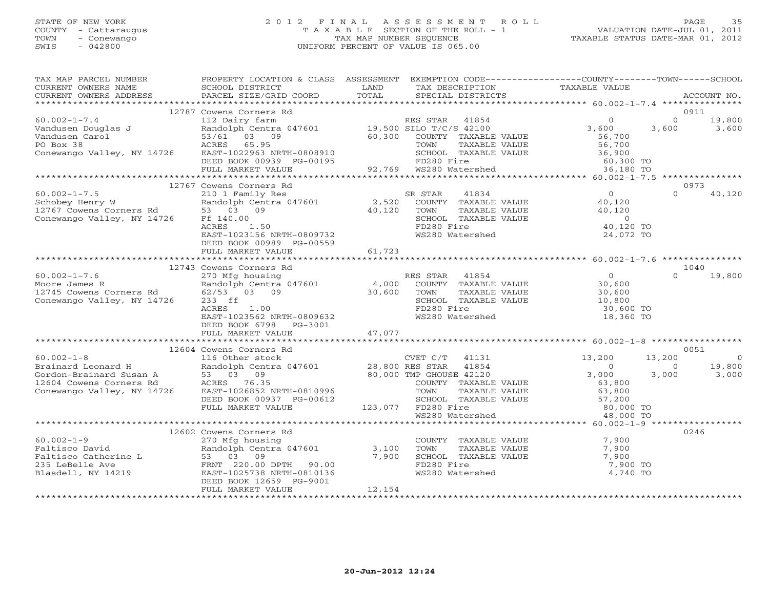STATE OF NEW YORK
COUNTY - Cattaraugus
TOWN - Conewango
SWIS - 042800

# 2012 FINAL ASSESSMENT ROLL

TAXABLE SECTION OF THE ROLL - 1
TAX MAP NUMBER SEQUENCE
UNIFORM PERCENT OF VALUE IS 065.00

VALUATION DATE-JUL 01, 2011
TAXABLE STATUS DATE-MAR 01, 2012

| TAX MAP PARCEL NUMBER / CURRENT OWNERS NAME / CURRENT OWNERS ADDRESS | PROPERTY LOCATION & CLASS / SCHOOL DISTRICT / PARCEL SIZE/GRID COORD | ASSESSMENT LAND / TOTAL | EXEMPTION CODE / TAX DESCRIPTION / SPECIAL DISTRICTS | COUNTY TAXABLE VALUE | TOWN | SCHOOL / ACCOUNT NO. |
|---|---|---|---|---|---|---|
| | 12787 Cowens Corners Rd | | | | | 0911 |
| 60.002-1-7.4 | 112 Dairy farm | | RES STAR 41854 | 0 | 0 | 19,800 |
| Vandusen Douglas J | Randolph Centra 047601 | 19,500 | SILO T/C/S 42100 | 3,600 | 3,600 | 3,600 |
| Vandusen Carol | 53/61 03 09 | 60,300 | COUNTY TAXABLE VALUE | 56,700 | | |
| PO Box 38 | ACRES 65.95 | | TOWN TAXABLE VALUE | 56,700 | | |
| Conewango Valley, NY 14726 | EAST-1022963 NRTH-0808910 | | SCHOOL TAXABLE VALUE | 36,900 | | |
| | DEED BOOK 00939 PG-00195 | | FD280 Fire | 60,300 TO | | |
| | FULL MARKET VALUE | 92,769 | WS280 Watershed | 36,180 TO | | |
| | 12767 Cowens Corners Rd | | | | | 0973 |
| 60.002-1-7.5 | 210 1 Family Res | | SR STAR 41834 | 0 | 0 | 40,120 |
| Schobey Henry W | Randolph Centra 047601 | 2,520 | COUNTY TAXABLE VALUE | 40,120 | | |
| 12767 Cowens Corners Rd | 53 03 09 | 40,120 | TOWN TAXABLE VALUE | 40,120 | | |
| Conewango Valley, NY 14726 | Ff 140.00 | | SCHOOL TAXABLE VALUE | 0 | | |
| | ACRES 1.50 | | FD280 Fire | 40,120 TO | | |
| | EAST-1023156 NRTH-0809732 | | WS280 Watershed | 24,072 TO | | |
| | DEED BOOK 00989 PG-00559 | | | | | |
| | FULL MARKET VALUE | 61,723 | | | | |
| | 12743 Cowens Corners Rd | | | | | 1040 |
| 60.002-1-7.6 | 270 Mfg housing | | RES STAR 41854 | 0 | 0 | 19,800 |
| Moore James R | Randolph Centra 047601 | 4,000 | COUNTY TAXABLE VALUE | 30,600 | | |
| 12745 Cowens Corners Rd | 62/53 03 09 | 30,600 | TOWN TAXABLE VALUE | 30,600 | | |
| Conewango Valley, NY 14726 | 233 ff | | SCHOOL TAXABLE VALUE | 10,800 | | |
| | ACRES 1.00 | | FD280 Fire | 30,600 TO | | |
| | EAST-1023562 NRTH-0809632 | | WS280 Watershed | 18,360 TO | | |
| | DEED BOOK 6798 PG-3001 | | | | | |
| | FULL MARKET VALUE | 47,077 | | | | |
| | 12604 Cowens Corners Rd | | | | | 0051 |
| 60.002-1-8 | 116 Other stock | | CVET C/T 41131 | 13,200 | 13,200 | 0 |
| Brainard Leonard H | Randolph Centra 047601 | 28,800 | RES STAR 41854 | 0 | 0 | 19,800 |
| Gordon-Brainard Susan A | 53 03 09 | 80,000 | TMP GHOUSE 42120 | 3,000 | 3,000 | 3,000 |
| 12604 Cowens Corners Rd | ACRES 76.35 | | COUNTY TAXABLE VALUE | 63,800 | | |
| Conewango Valley, NY 14726 | EAST-1026852 NRTH-0810996 | | TOWN TAXABLE VALUE | 63,800 | | |
| | DEED BOOK 00937 PG-00612 | | SCHOOL TAXABLE VALUE | 57,200 | | |
| | FULL MARKET VALUE | 123,077 | FD280 Fire | 80,000 TO | | |
| | | | WS280 Watershed | 48,000 TO | | |
| | 12602 Cowens Corners Rd | | | | | 0246 |
| 60.002-1-9 | 270 Mfg housing | | COUNTY TAXABLE VALUE | 7,900 | | |
| Faltisco David | Randolph Centra 047601 | 3,100 | TOWN TAXABLE VALUE | 7,900 | | |
| Faltisco Catherine L | 53 03 09 | 7,900 | SCHOOL TAXABLE VALUE | 7,900 | | |
| 235 LeBelle Ave | FRNT 220.00 DPTH 90.00 | | FD280 Fire | 7,900 TO | | |
| Blasdell, NY 14219 | EAST-1025738 NRTH-0810136 | | WS280 Watershed | 4,740 TO | | |
| | DEED BOOK 12659 PG-9001 | | | | | |
| | FULL MARKET VALUE | 12,154 | | | | |

20-Jun-2012 12:24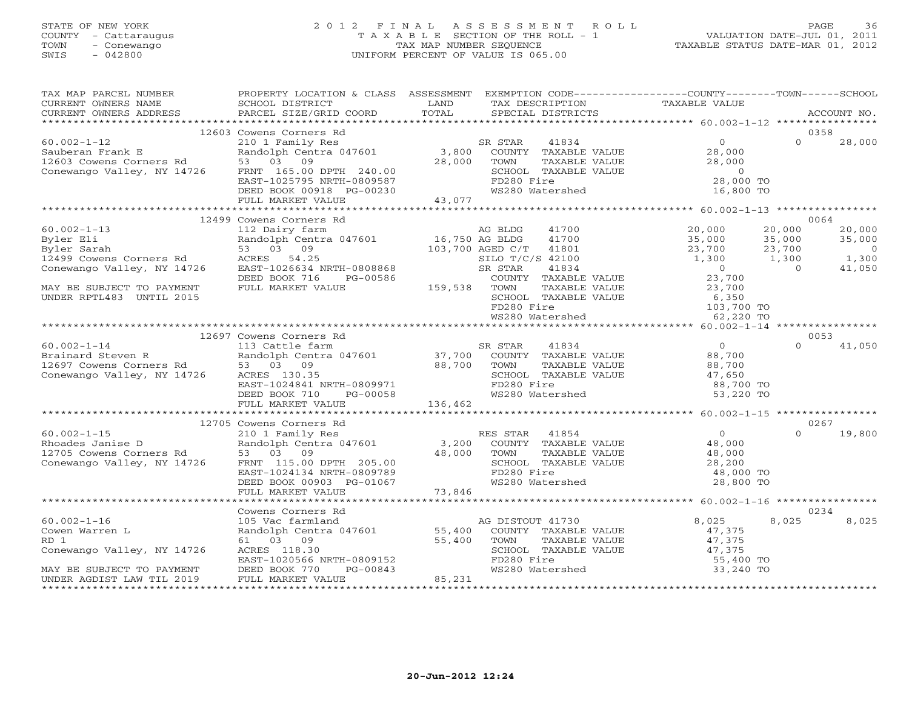STATE OF NEW YORK
COUNTY - Cattaraugus
TOWN - Conewango
SWIS - 042800

# 2012 FINAL ASSESSMENT ROLL

TAXABLE SECTION OF THE ROLL - 1
TAX MAP NUMBER SEQUENCE
UNIFORM PERCENT OF VALUE IS 065.00

VALUATION DATE-JUL 01, 2011
TAXABLE STATUS DATE-MAR 01, 2012

| TAX MAP PARCEL NUMBER / CURRENT OWNERS NAME / CURRENT OWNERS ADDRESS | PROPERTY LOCATION & CLASS / SCHOOL DISTRICT / PARCEL SIZE/GRID COORD | ASSESSMENT LAND / TOTAL | EXEMPTION CODE / TAX DESCRIPTION / SPECIAL DISTRICTS | COUNTY TAXABLE VALUE | TOWN | SCHOOL / ACCOUNT NO. |
|---|---|---|---|---|---|---|
| | 12603 Cowens Corners Rd | | | | | 0358 |
| 60.002-1-12 | 210 1 Family Res | | SR STAR 41834 | 0 | 0 | 28,000 |
| Sauberan Frank E | Randolph Centra 047601 | 3,800 | COUNTY TAXABLE VALUE | 28,000 | | |
| 12603 Cowens Corners Rd | 53 03 09 | 28,000 | TOWN TAXABLE VALUE | 28,000 | | |
| Conewango Valley, NY 14726 | FRNT 165.00 DPTH 240.00 | | SCHOOL TAXABLE VALUE | 0 | | |
| | EAST-1025795 NRTH-0809587 | | FD280 Fire | 28,000 TO | | |
| | DEED BOOK 00918 PG-00230 | | WS280 Watershed | 16,800 TO | | |
| | FULL MARKET VALUE | 43,077 | | | | |
| | 12499 Cowens Corners Rd | | | | | 0064 |
| 60.002-1-13 | 112 Dairy farm | | AG BLDG 41700 | 20,000 | 20,000 | 20,000 |
| Byler Eli | Randolph Centra 047601 | 16,750 | AG BLDG 41700 | 35,000 | 35,000 | 35,000 |
| Byler Sarah | 53 03 09 | 103,700 | AGED C/T 41801 | 23,700 | 23,700 | 0 |
| 12499 Cowens Corners Rd | ACRES 54.25 | | SILO T/C/S 42100 | 1,300 | 1,300 | 1,300 |
| Conewango Valley, NY 14726 | EAST-1026634 NRTH-0808868 | | SR STAR 41834 | 0 | 0 | 41,050 |
| | DEED BOOK 716 PG-00586 | | COUNTY TAXABLE VALUE | 23,700 | | |
| MAY BE SUBJECT TO PAYMENT | FULL MARKET VALUE | 159,538 | TOWN TAXABLE VALUE | 23,700 | | |
| UNDER RPTL483 UNTIL 2015 | | | SCHOOL TAXABLE VALUE | 6,350 | | |
| | | | FD280 Fire | 103,700 TO | | |
| | | | WS280 Watershed | 62,220 TO | | |
| | 12697 Cowens Corners Rd | | | | | 0053 |
| 60.002-1-14 | 113 Cattle farm | | SR STAR 41834 | 0 | 0 | 41,050 |
| Brainard Steven R | Randolph Centra 047601 | 37,700 | COUNTY TAXABLE VALUE | 88,700 | | |
| 12697 Cowens Corners Rd | 53 03 09 | 88,700 | TOWN TAXABLE VALUE | 88,700 | | |
| Conewango Valley, NY 14726 | ACRES 130.35 | | SCHOOL TAXABLE VALUE | 47,650 | | |
| | EAST-1024841 NRTH-0809971 | | FD280 Fire | 88,700 TO | | |
| | DEED BOOK 710 PG-00058 | | WS280 Watershed | 53,220 TO | | |
| | FULL MARKET VALUE | 136,462 | | | | |
| | 12705 Cowens Corners Rd | | | | | 0267 |
| 60.002-1-15 | 210 1 Family Res | | RES STAR 41854 | 0 | 0 | 19,800 |
| Rhoades Janise D | Randolph Centra 047601 | 3,200 | COUNTY TAXABLE VALUE | 48,000 | | |
| 12705 Cowens Corners Rd | 53 03 09 | 48,000 | TOWN TAXABLE VALUE | 48,000 | | |
| Conewango Valley, NY 14726 | FRNT 115.00 DPTH 205.00 | | SCHOOL TAXABLE VALUE | 28,200 | | |
| | EAST-1024134 NRTH-0809789 | | FD280 Fire | 48,000 TO | | |
| | DEED BOOK 00903 PG-01067 | | WS280 Watershed | 28,800 TO | | |
| | FULL MARKET VALUE | 73,846 | | | | |
| | Cowens Corners Rd | | | | | 0234 |
| 60.002-1-16 | 105 Vac farmland | | AG DISTOUT 41730 | 8,025 | 8,025 | 8,025 |
| Cowen Warren L | Randolph Centra 047601 | 55,400 | COUNTY TAXABLE VALUE | 47,375 | | |
| RD 1 | 61 03 09 | 55,400 | TOWN TAXABLE VALUE | 47,375 | | |
| Conewango Valley, NY 14726 | ACRES 118.30 | | SCHOOL TAXABLE VALUE | 47,375 | | |
| | EAST-1020566 NRTH-0809152 | | FD280 Fire | 55,400 TO | | |
| MAY BE SUBJECT TO PAYMENT | DEED BOOK 770 PG-00843 | | WS280 Watershed | 33,240 TO | | |
| UNDER AGDIST LAW TIL 2019 | FULL MARKET VALUE | 85,231 | | | | |

20-Jun-2012 12:24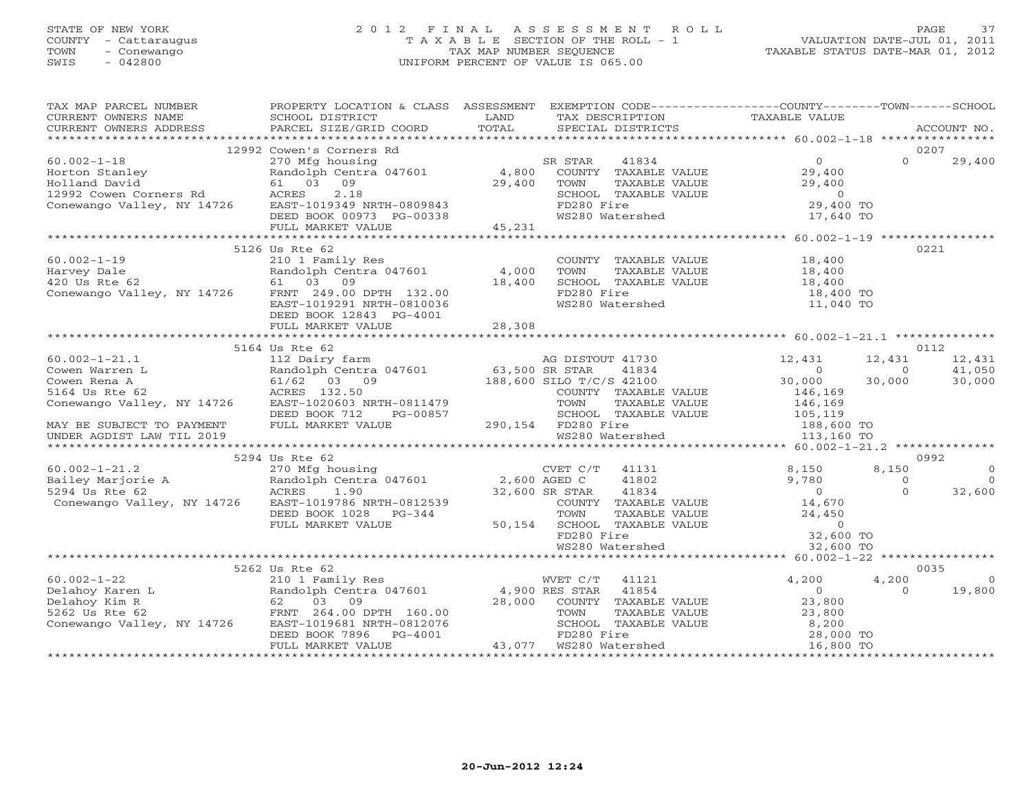STATE OF NEW YORK
COUNTY - Cattaraugus
TOWN - Conewango
SWIS - 042800

# 2012 FINAL ASSESSMENT ROLL

TAXABLE SECTION OF THE ROLL - 1
TAX MAP NUMBER SEQUENCE
UNIFORM PERCENT OF VALUE IS 065.00

VALUATION DATE-JUL 01, 2011
TAXABLE STATUS DATE-MAR 01, 2012

| TAX MAP PARCEL NUMBER / CURRENT OWNERS NAME / CURRENT OWNERS ADDRESS | PROPERTY LOCATION & CLASS / SCHOOL DISTRICT / PARCEL SIZE/GRID COORD | ASSESSMENT LAND / TOTAL | EXEMPTION CODE / TAX DESCRIPTION / SPECIAL DISTRICTS | COUNTY TAXABLE VALUE | TOWN | SCHOOL | ACCOUNT NO. |
|---|---|---|---|---|---|---|---|
| | 12992 Cowen's Corners Rd | | | | | | 0207 |
| 60.002-1-18 | 270 Mfg housing | | SR STAR 41834 | 0 | 0 | 29,400 | |
| Horton Stanley | Randolph Centra 047601 | 4,800 | COUNTY TAXABLE VALUE | 29,400 | | | |
| Holland David | 61 03 09 | 29,400 | TOWN TAXABLE VALUE | 29,400 | | | |
| 12992 Cowen Corners Rd | ACRES 2.18 | | SCHOOL TAXABLE VALUE | 0 | | | |
| Conewango Valley, NY 14726 | EAST-1019349 NRTH-0809843 | | FD280 Fire | 29,400 TO | | | |
| | DEED BOOK 00973 PG-00338 | | WS280 Watershed | 17,640 TO | | | |
| | FULL MARKET VALUE | 45,231 | | | | | |
| | 5126 Us Rte 62 | | | | | | 0221 |
| 60.002-1-19 | 210 1 Family Res | | COUNTY TAXABLE VALUE | 18,400 | | | |
| Harvey Dale | Randolph Centra 047601 | 4,000 | TOWN TAXABLE VALUE | 18,400 | | | |
| 420 Us Rte 62 | 61 03 09 | 18,400 | SCHOOL TAXABLE VALUE | 18,400 | | | |
| Conewango Valley, NY 14726 | FRNT 249.00 DPTH 132.00 | | FD280 Fire | 18,400 TO | | | |
| | EAST-1019291 NRTH-0810036 | | WS280 Watershed | 11,040 TO | | | |
| | DEED BOOK 12843 PG-4001 | | | | | | |
| | FULL MARKET VALUE | 28,308 | | | | | |
| | 5164 Us Rte 62 | | | | | | 0112 |
| 60.002-1-21.1 | 112 Dairy farm | | AG DISTOUT 41730 | 12,431 | 12,431 | 12,431 | |
| Cowen Warren L | Randolph Centra 047601 | 63,500 | SR STAR 41834 | 0 | 0 | 41,050 | |
| Cowen Rena A | 61/62 03 09 | 188,600 | SILO T/C/S 42100 | 30,000 | 30,000 | 30,000 | |
| 5164 Us Rte 62 | ACRES 132.50 | | COUNTY TAXABLE VALUE | 146,169 | | | |
| Conewango Valley, NY 14726 | EAST-1020603 NRTH-0811479 | | TOWN TAXABLE VALUE | 146,169 | | | |
| | DEED BOOK 712 PG-00857 | | SCHOOL TAXABLE VALUE | 105,119 | | | |
| MAY BE SUBJECT TO PAYMENT | FULL MARKET VALUE | 290,154 | FD280 Fire | 188,600 TO | | | |
| UNDER AGDIST LAW TIL 2019 | | | WS280 Watershed | 113,160 TO | | | |
| | 5294 Us Rte 62 | | | | | | 0992 |
| 60.002-1-21.2 | 270 Mfg housing | | CVET C/T 41131 | 8,150 | 8,150 | 0 | |
| Bailey Marjorie A | Randolph Centra 047601 | 2,600 | AGED C 41802 | 9,780 | 0 | 0 | |
| 5294 Us Rte 62 | ACRES 1.90 | 32,600 | SR STAR 41834 | 0 | 0 | 32,600 | |
| Conewango Valley, NY 14726 | EAST-1019786 NRTH-0812539 | | COUNTY TAXABLE VALUE | 14,670 | | | |
| | DEED BOOK 1028 PG-344 | | TOWN TAXABLE VALUE | 24,450 | | | |
| | FULL MARKET VALUE | 50,154 | SCHOOL TAXABLE VALUE | 0 | | | |
| | | | FD280 Fire | 32,600 TO | | | |
| | | | WS280 Watershed | 32,600 TO | | | |
| | 5262 Us Rte 62 | | | | | | 0035 |
| 60.002-1-22 | 210 1 Family Res | | WVET C/T 41121 | 4,200 | 4,200 | 0 | |
| Delahoy Karen L | Randolph Centra 047601 | 4,900 | RES STAR 41854 | 0 | 0 | 19,800 | |
| Delahoy Kim R | 62 03 09 | 28,000 | COUNTY TAXABLE VALUE | 23,800 | | | |
| 5262 Us Rte 62 | FRNT 264.00 DPTH 160.00 | | TOWN TAXABLE VALUE | 23,800 | | | |
| Conewango Valley, NY 14726 | EAST-1019681 NRTH-0812076 | | SCHOOL TAXABLE VALUE | 8,200 | | | |
| | DEED BOOK 7896 PG-4001 | | FD280 Fire | 28,000 TO | | | |
| | FULL MARKET VALUE | 43,077 | WS280 Watershed | 16,800 TO | | | |

20-Jun-2012 12:24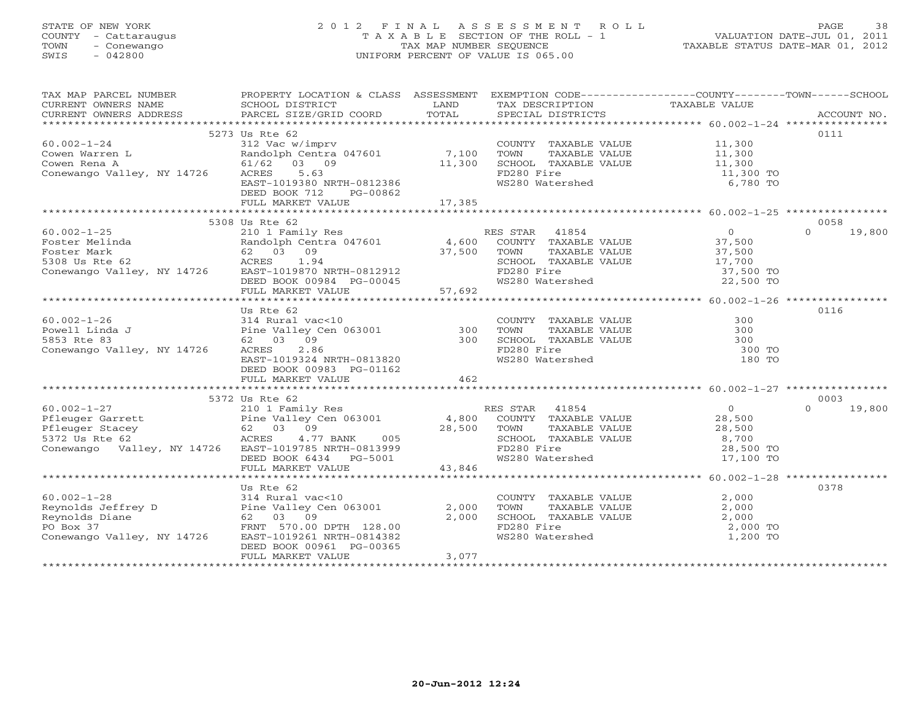STATE OF NEW YORK
COUNTY - Cattaraugus
TOWN - Conewango
SWIS - 042800

# 2012 FINAL ASSESSMENT ROLL
TAXABLE SECTION OF THE ROLL - 1
TAX MAP NUMBER SEQUENCE
UNIFORM PERCENT OF VALUE IS 065.00

VALUATION DATE-JUL 01, 2011
TAXABLE STATUS DATE-MAR 01, 2012

| TAX MAP PARCEL NUMBER / CURRENT OWNERS NAME / CURRENT OWNERS ADDRESS | PROPERTY LOCATION & CLASS / SCHOOL DISTRICT / PARCEL SIZE/GRID COORD | ASSESSMENT LAND / TOTAL | EXEMPTION CODE / TAX DESCRIPTION / SPECIAL DISTRICTS | COUNTY TOWN TAXABLE VALUE | SCHOOL / ACCOUNT NO. |
|---|---|---|---|---|---|
| | 5273 Us Rte 62 | | | | 0111 |
| 60.002-1-24 | 312 Vac w/imprv | | COUNTY TAXABLE VALUE | 11,300 | |
| Cowen Warren L | Randolph Centra 047601 | 7,100 | TOWN TAXABLE VALUE | 11,300 | |
| Cowen Rena A | 61/62 03 09 | 11,300 | SCHOOL TAXABLE VALUE | 11,300 | |
| Conewango Valley, NY 14726 | ACRES 5.63 | | FD280 Fire | 11,300 TO | |
| | EAST-1019380 NRTH-0812386 | | WS280 Watershed | 6,780 TO | |
| | DEED BOOK 712 PG-00862 | | | | |
| | FULL MARKET VALUE | 17,385 | | | |
| | 5308 Us Rte 62 | | | | 0058 |
| 60.002-1-25 | 210 1 Family Res | | RES STAR 41854 | 0 | 0 19,800 |
| Foster Melinda | Randolph Centra 047601 | 4,600 | COUNTY TAXABLE VALUE | 37,500 | |
| Foster Mark | 62 03 09 | 37,500 | TOWN TAXABLE VALUE | 37,500 | |
| 5308 Us Rte 62 | ACRES 1.94 | | SCHOOL TAXABLE VALUE | 17,700 | |
| Conewango Valley, NY 14726 | EAST-1019870 NRTH-0812912 | | FD280 Fire | 37,500 TO | |
| | DEED BOOK 00984 PG-00045 | | WS280 Watershed | 22,500 TO | |
| | FULL MARKET VALUE | 57,692 | | | |
| | Us Rte 62 | | | | 0116 |
| 60.002-1-26 | 314 Rural vac<10 | | COUNTY TAXABLE VALUE | 300 | |
| Powell Linda J | Pine Valley Cen 063001 | 300 | TOWN TAXABLE VALUE | 300 | |
| 5853 Rte 83 | 62 03 09 | 300 | SCHOOL TAXABLE VALUE | 300 | |
| Conewango Valley, NY 14726 | ACRES 2.86 | | FD280 Fire | 300 TO | |
| | EAST-1019324 NRTH-0813820 | | WS280 Watershed | 180 TO | |
| | DEED BOOK 00983 PG-01162 | | | | |
| | FULL MARKET VALUE | 462 | | | |
| | 5372 Us Rte 62 | | | | 0003 |
| 60.002-1-27 | 210 1 Family Res | | RES STAR 41854 | 0 | 0 19,800 |
| Pfleuger Garrett | Pine Valley Cen 063001 | 4,800 | COUNTY TAXABLE VALUE | 28,500 | |
| Pfleuger Stacey | 62 03 09 | 28,500 | TOWN TAXABLE VALUE | 28,500 | |
| 5372 Us Rte 62 | ACRES 4.77 BANK 005 | | SCHOOL TAXABLE VALUE | 8,700 | |
| Conewango Valley, NY 14726 | EAST-1019785 NRTH-0813999 | | FD280 Fire | 28,500 TO | |
| | DEED BOOK 6434 PG-5001 | | WS280 Watershed | 17,100 TO | |
| | FULL MARKET VALUE | 43,846 | | | |
| | Us Rte 62 | | | | 0378 |
| 60.002-1-28 | 314 Rural vac<10 | | COUNTY TAXABLE VALUE | 2,000 | |
| Reynolds Jeffrey D | Pine Valley Cen 063001 | 2,000 | TOWN TAXABLE VALUE | 2,000 | |
| Reynolds Diane | 62 03 09 | 2,000 | SCHOOL TAXABLE VALUE | 2,000 | |
| PO Box 37 | FRNT 570.00 DPTH 128.00 | | FD280 Fire | 2,000 TO | |
| Conewango Valley, NY 14726 | EAST-1019261 NRTH-0814382 | | WS280 Watershed | 1,200 TO | |
| | DEED BOOK 00961 PG-00365 | | | | |
| | FULL MARKET VALUE | 3,077 | | | |

20-Jun-2012 12:24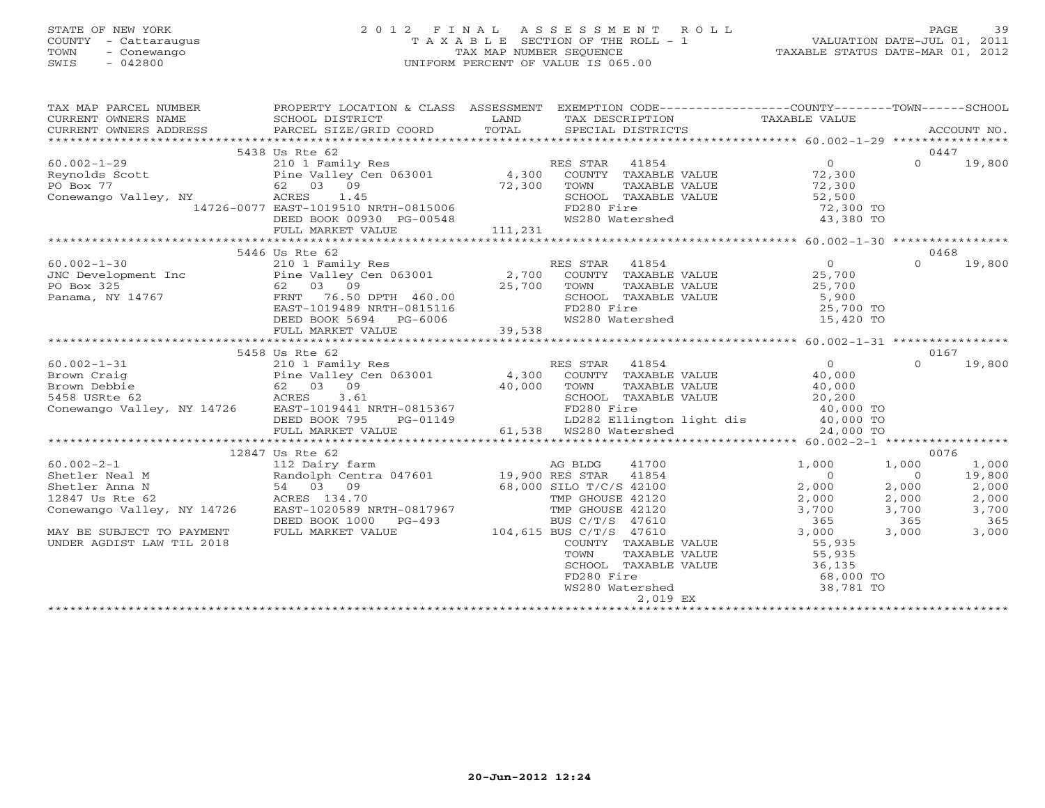STATE OF NEW YORK
COUNTY - Cattaraugus
TOWN - Conewango
SWIS - 042800

# 2012 FINAL ASSESSMENT ROLL
TAXABLE SECTION OF THE ROLL - 1
TAX MAP NUMBER SEQUENCE
UNIFORM PERCENT OF VALUE IS 065.00

VALUATION DATE-JUL 01, 2011
TAXABLE STATUS DATE-MAR 01, 2012

| TAX MAP PARCEL NUMBER / CURRENT OWNERS NAME / CURRENT OWNERS ADDRESS | PROPERTY LOCATION & CLASS / SCHOOL DISTRICT / PARCEL SIZE/GRID COORD | ASSESSMENT LAND / TOTAL | EXEMPTION CODE / TAX DESCRIPTION / SPECIAL DISTRICTS | COUNTY | TOWN | SCHOOL / ACCOUNT NO. |
|---|---|---|---|---|---|---|
| **60.002-1-29** | 5438 Us Rte 62 | | | | | 0447 |
| Reynolds Scott | 210 1 Family Res | | RES STAR 41854 | 0 | 0 | 19,800 |
| PO Box 77 | Pine Valley Cen 063001 | 4,300 | COUNTY TAXABLE VALUE | 72,300 | | |
| Conewango Valley, NY 14726-0077 | 62 03 09 | 72,300 | TOWN TAXABLE VALUE | | 72,300 | |
| | ACRES 1.45 | | SCHOOL TAXABLE VALUE | | | 52,500 |
| | EAST-1019510 NRTH-0815006 | | FD280 Fire | 72,300 TO | | |
| | DEED BOOK 00930 PG-00548 | | WS280 Watershed | 43,380 TO | | |
| | FULL MARKET VALUE | 111,231 | | | | |
| **60.002-1-30** | 5446 Us Rte 62 | | | | | 0468 |
| JNC Development Inc | 210 1 Family Res | | RES STAR 41854 | 0 | 0 | 19,800 |
| PO Box 325 | Pine Valley Cen 063001 | 2,700 | COUNTY TAXABLE VALUE | 25,700 | | |
| Panama, NY 14767 | 62 03 09 | 25,700 | TOWN TAXABLE VALUE | | 25,700 | |
| | FRNT 76.50 DPTH 460.00 | | SCHOOL TAXABLE VALUE | | | 5,900 |
| | EAST-1019489 NRTH-0815116 | | FD280 Fire | 25,700 TO | | |
| | DEED BOOK 5694 PG-6006 | | WS280 Watershed | 15,420 TO | | |
| | FULL MARKET VALUE | 39,538 | | | | |
| **60.002-1-31** | 5458 Us Rte 62 | | | | | 0167 |
| Brown Craig | 210 1 Family Res | | RES STAR 41854 | 0 | 0 | 19,800 |
| Brown Debbie | Pine Valley Cen 063001 | 4,300 | COUNTY TAXABLE VALUE | 40,000 | | |
| 5458 USRte 62 | 62 03 09 | 40,000 | TOWN TAXABLE VALUE | | 40,000 | |
| Conewango Valley, NY 14726 | ACRES 3.61 | | SCHOOL TAXABLE VALUE | | | 20,200 |
| | EAST-1019441 NRTH-0815367 | | FD280 Fire | 40,000 TO | | |
| | DEED BOOK 795 PG-01149 | | LD282 Ellington light dis | 40,000 TO | | |
| | FULL MARKET VALUE | 61,538 | WS280 Watershed | 24,000 TO | | |
| **60.002-2-1** | 12847 Us Rte 62 | | | | | 0076 |
| Shetler Neal M | 112 Dairy farm | | AG BLDG 41700 | 1,000 | 1,000 | 1,000 |
| Shetler Anna N | Randolph Centra 047601 | 19,900 | RES STAR 41854 | 0 | 0 | 19,800 |
| 12847 Us Rte 62 | 54 03 09 | 68,000 | SILO T/C/S 42100 | 2,000 | 2,000 | 2,000 |
| Conewango Valley, NY 14726 | ACRES 134.70 | | TMP GHOUSE 42120 | 2,000 | 2,000 | 2,000 |
| | EAST-1020589 NRTH-0817967 | | TMP GHOUSE 42120 | 3,700 | 3,700 | 3,700 |
| | DEED BOOK 1000 PG-493 | | BUS C/T/S 47610 | 365 | 365 | 365 |
| MAY BE SUBJECT TO PAYMENT UNDER AGDIST LAW TIL 2018 | FULL MARKET VALUE | 104,615 | BUS C/T/S 47610 | 3,000 | 3,000 | 3,000 |
| | | | COUNTY TAXABLE VALUE | 55,935 | | |
| | | | TOWN TAXABLE VALUE | | 55,935 | |
| | | | SCHOOL TAXABLE VALUE | | | 36,135 |
| | | | FD280 Fire | 68,000 TO | | |
| | | | WS280 Watershed | 38,781 TO | | |
| | | | 2,019 EX | | | |

20-Jun-2012 12:24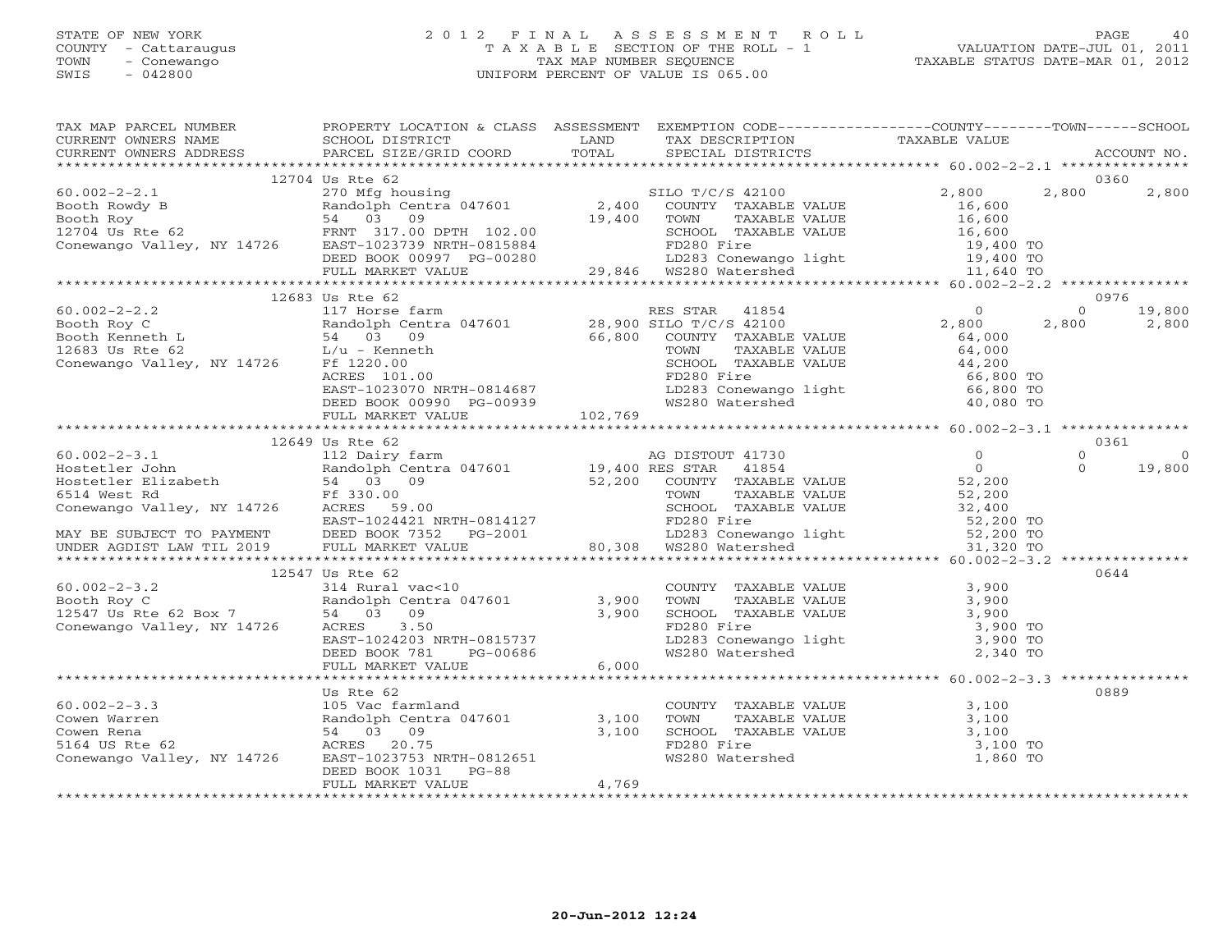STATE OF NEW YORK
COUNTY - Cattaraugus
TOWN - Conewango
SWIS - 042800

2012 FINAL ASSESSMENT ROLL
TAXABLE SECTION OF THE ROLL - 1
TAX MAP NUMBER SEQUENCE
UNIFORM PERCENT OF VALUE IS 065.00

VALUATION DATE-JUL 01, 2011
TAXABLE STATUS DATE-MAR 01, 2012

| TAX MAP PARCEL NUMBER / CURRENT OWNERS NAME / CURRENT OWNERS ADDRESS | PROPERTY LOCATION & CLASS / SCHOOL DISTRICT / PARCEL SIZE/GRID COORD | ASSESSMENT LAND / TOTAL | EXEMPTION CODE / TAX DESCRIPTION / SPECIAL DISTRICTS | COUNTY TAXABLE VALUE | TOWN | SCHOOL | ACCOUNT NO. |
|---|---|---|---|---|---|---|---|
| | 12704 Us Rte 62 | | | | | | 0360 |
| 60.002-2-2.1 | 270 Mfg housing | | SILO T/C/S 42100 | 2,800 | 2,800 | 2,800 | |
| Booth Rowdy B | Randolph Centra 047601 | 2,400 | COUNTY TAXABLE VALUE | 16,600 | | | |
| Booth Roy | 54 03 09 | 19,400 | TOWN TAXABLE VALUE | 16,600 | | | |
| 12704 Us Rte 62 | FRNT 317.00 DPTH 102.00 | | SCHOOL TAXABLE VALUE | 16,600 | | | |
| Conewango Valley, NY 14726 | EAST-1023739 NRTH-0815884 | | FD280 Fire | 19,400 TO | | | |
| | DEED BOOK 00997 PG-00280 | | LD283 Conewango light | 19,400 TO | | | |
| | FULL MARKET VALUE | 29,846 | WS280 Watershed | 11,640 TO | | | |
| | 12683 Us Rte 62 | | | | | | 0976 |
| 60.002-2-2.2 | 117 Horse farm | | RES STAR 41854 | 0 | 0 | 19,800 | |
| Booth Roy C | Randolph Centra 047601 | 28,900 | SILO T/C/S 42100 | 2,800 | 2,800 | 2,800 | |
| Booth Kenneth L | 54 03 09 | 66,800 | COUNTY TAXABLE VALUE | 64,000 | | | |
| 12683 Us Rte 62 | L/u - Kenneth | | TOWN TAXABLE VALUE | 64,000 | | | |
| Conewango Valley, NY 14726 | Ff 1220.00 | | SCHOOL TAXABLE VALUE | 44,200 | | | |
| | ACRES 101.00 | | FD280 Fire | 66,800 TO | | | |
| | EAST-1023070 NRTH-0814687 | | LD283 Conewango light | 66,800 TO | | | |
| | DEED BOOK 00990 PG-00939 | | WS280 Watershed | 40,080 TO | | | |
| | FULL MARKET VALUE | 102,769 | | | | | |
| | 12649 Us Rte 62 | | | | | | 0361 |
| 60.002-2-3.1 | 112 Dairy farm | | AG DISTOUT 41730 | 0 | 0 | 0 | |
| Hostetler John | Randolph Centra 047601 | 19,400 | RES STAR 41854 | 0 | 0 | 19,800 | |
| Hostetler Elizabeth | 54 03 09 | 52,200 | COUNTY TAXABLE VALUE | 52,200 | | | |
| 6514 West Rd | Ff 330.00 | | TOWN TAXABLE VALUE | 52,200 | | | |
| Conewango Valley, NY 14726 | ACRES 59.00 | | SCHOOL TAXABLE VALUE | 32,400 | | | |
| | EAST-1024421 NRTH-0814127 | | FD280 Fire | 52,200 TO | | | |
| MAY BE SUBJECT TO PAYMENT | DEED BOOK 7352 PG-2001 | | LD283 Conewango light | 52,200 TO | | | |
| UNDER AGDIST LAW TIL 2019 | FULL MARKET VALUE | 80,308 | WS280 Watershed | 31,320 TO | | | |
| | 12547 Us Rte 62 | | | | | | 0644 |
| 60.002-2-3.2 | 314 Rural vac<10 | | COUNTY TAXABLE VALUE | 3,900 | | | |
| Booth Roy C | Randolph Centra 047601 | 3,900 | TOWN TAXABLE VALUE | 3,900 | | | |
| 12547 Us Rte 62 Box 7 | 54 03 09 | 3,900 | SCHOOL TAXABLE VALUE | 3,900 | | | |
| Conewango Valley, NY 14726 | ACRES 3.50 | | FD280 Fire | 3,900 TO | | | |
| | EAST-1024203 NRTH-0815737 | | LD283 Conewango light | 3,900 TO | | | |
| | DEED BOOK 781 PG-00686 | | WS280 Watershed | 2,340 TO | | | |
| | FULL MARKET VALUE | 6,000 | | | | | |
| | Us Rte 62 | | | | | | 0889 |
| 60.002-2-3.3 | 105 Vac farmland | | COUNTY TAXABLE VALUE | 3,100 | | | |
| Cowen Warren | Randolph Centra 047601 | 3,100 | TOWN TAXABLE VALUE | 3,100 | | | |
| Cowen Rena | 54 03 09 | 3,100 | SCHOOL TAXABLE VALUE | 3,100 | | | |
| 5164 US Rte 62 | ACRES 20.75 | | FD280 Fire | 3,100 TO | | | |
| Conewango Valley, NY 14726 | EAST-1023753 NRTH-0812651 | | WS280 Watershed | 1,860 TO | | | |
| | DEED BOOK 1031 PG-88 | | | | | | |
| | FULL MARKET VALUE | 4,769 | | | | | |

20-Jun-2012 12:24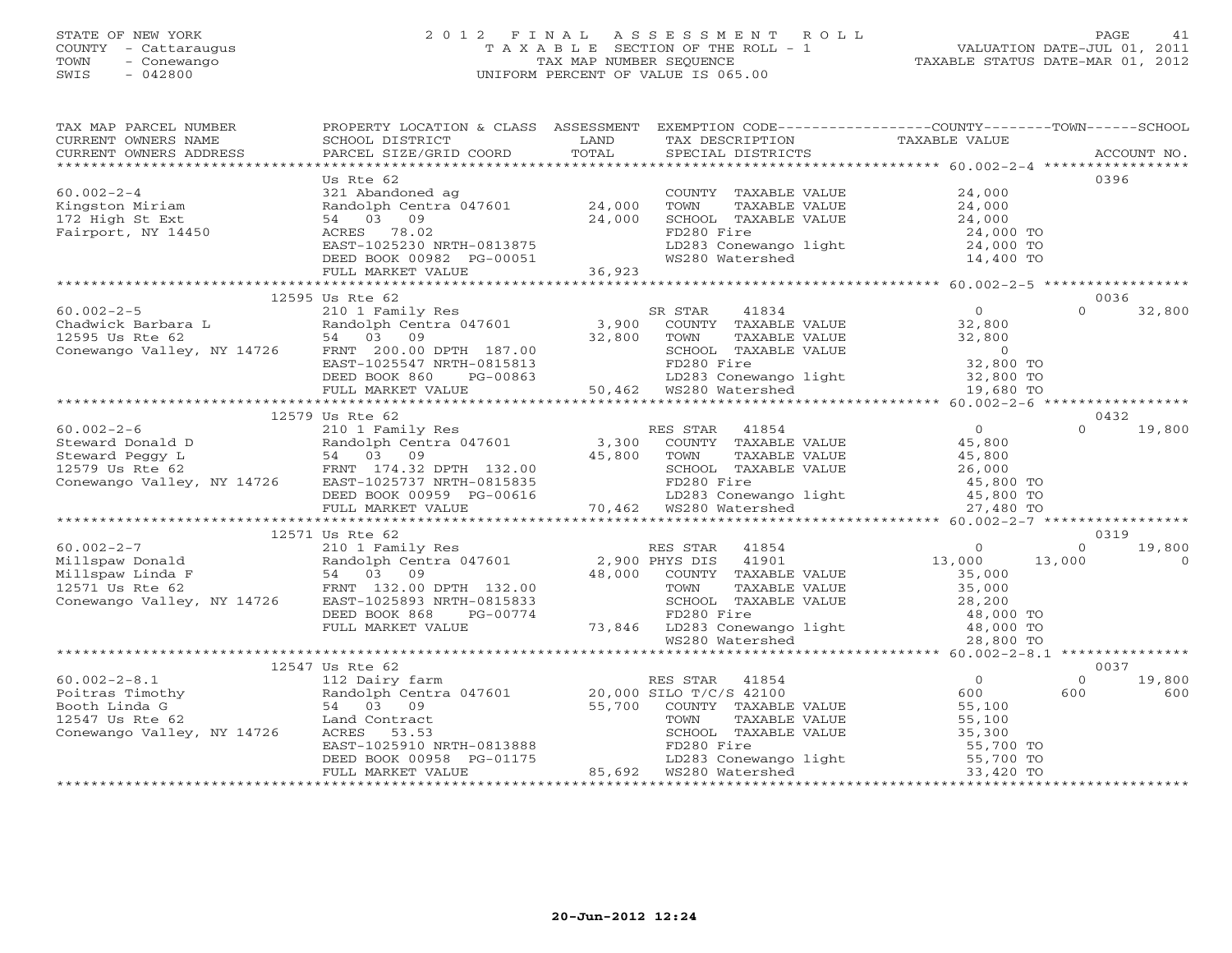STATE OF NEW YORK
COUNTY - Cattaraugus
TOWN - Conewango
SWIS - 042800

2 0 1 2 F I N A L A S S E S S M E N T R O L L
T A X A B L E SECTION OF THE ROLL - 1
TAX MAP NUMBER SEQUENCE
UNIFORM PERCENT OF VALUE IS 065.00

VALUATION DATE-JUL 01, 2011
TAXABLE STATUS DATE-MAR 01, 2012

```
TAX MAP PARCEL NUMBER          PROPERTY LOCATION & CLASS  ASSESSMENT  EXEMPTION CODE-----------------COUNTY--------TOWN------SCHOOL
CURRENT OWNERS NAME            SCHOOL DISTRICT               LAND      TAX DESCRIPTION             TAXABLE VALUE
CURRENT OWNERS ADDRESS         PARCEL SIZE/GRID COORD        TOTAL     SPECIAL DISTRICTS                                  ACCOUNT NO.
*********************************************************************************************************** 60.002-2-4 *****************
                               Us Rte 62                                                                             0396
60.002-2-4                     321 Abandoned ag                        COUNTY  TAXABLE VALUE          24,000
Kingston Miriam                Randolph Centra 047601      24,000      TOWN    TAXABLE VALUE          24,000
172 High St Ext                54  03  09                  24,000      SCHOOL  TAXABLE VALUE          24,000
Fairport, NY 14450             ACRES  78.02                            FD280 Fire                     24,000 TO
                               EAST-1025230 NRTH-0813875               LD283 Conewango light          24,000 TO
                               DEED BOOK 00982 PG-00051                WS280 Watershed                14,400 TO
                               FULL MARKET VALUE           36,923
*********************************************************************************************************** 60.002-2-5 *****************
                               12595 Us Rte 62                                                                       0036
60.002-2-5                     210 1 Family Res                   SR STAR     41834                  0              0       32,800
Chadwick Barbara L             Randolph Centra 047601       3,900      COUNTY  TAXABLE VALUE          32,800
12595 Us Rte 62                54  03  09                  32,800      TOWN    TAXABLE VALUE          32,800
Conewango Valley, NY 14726     FRNT 200.00 DPTH 187.00                 SCHOOL  TAXABLE VALUE               0
                               EAST-1025547 NRTH-0815813               FD280 Fire                     32,800 TO
                               DEED BOOK 860     PG-00863              LD283 Conewango light          32,800 TO
                               FULL MARKET VALUE           50,462      WS280 Watershed                19,680 TO
*********************************************************************************************************** 60.002-2-6 *****************
                               12579 Us Rte 62                                                                       0432
60.002-2-6                     210 1 Family Res                   RES STAR    41854                  0              0       19,800
Steward Donald D               Randolph Centra 047601       3,300      COUNTY  TAXABLE VALUE          45,800
Steward Peggy L                54  03  09                  45,800      TOWN    TAXABLE VALUE          45,800
12579 Us Rte 62                FRNT 174.32 DPTH 132.00                 SCHOOL  TAXABLE VALUE          26,000
Conewango Valley, NY 14726     EAST-1025737 NRTH-0815835               FD280 Fire                     45,800 TO
                               DEED BOOK 00959 PG-00616                LD283 Conewango light          45,800 TO
                               FULL MARKET VALUE           70,462      WS280 Watershed                27,480 TO
*********************************************************************************************************** 60.002-2-7 *****************
                               12571 Us Rte 62                                                                       0319
60.002-2-7                     210 1 Family Res                   RES STAR    41854                  0              0       19,800
Millspaw Donald                Randolph Centra 047601       2,900 PHYS DIS    41901             13,000         13,000            0
Millspaw Linda F               54  03  09                  48,000      COUNTY  TAXABLE VALUE          35,000
12571 Us Rte 62                FRNT 132.00 DPTH 132.00                 TOWN    TAXABLE VALUE          35,000
Conewango Valley, NY 14726     EAST-1025893 NRTH-0815833               SCHOOL  TAXABLE VALUE          28,200
                               DEED BOOK 868     PG-00774              FD280 Fire                     48,000 TO
                               FULL MARKET VALUE           73,846      LD283 Conewango light          48,000 TO
                                                                       WS280 Watershed                28,800 TO
*********************************************************************************************************** 60.002-2-8.1 ***************
                               12547 Us Rte 62                                                                       0037
60.002-2-8.1                   112 Dairy farm                     RES STAR    41854                  0              0       19,800
Poitras Timothy                Randolph Centra 047601      20,000 SILO T/C/S 42100                 600            600          600
Booth Linda G                  54  03  09                  55,700      COUNTY  TAXABLE VALUE          55,100
12547 Us Rte 62                Land Contract                           TOWN    TAXABLE VALUE          55,100
Conewango Valley, NY 14726     ACRES  53.53                            SCHOOL  TAXABLE VALUE          35,300
                               EAST-1025910 NRTH-0813888               FD280 Fire                     55,700 TO
                               DEED BOOK 00958 PG-01175                LD283 Conewango light          55,700 TO
                               FULL MARKET VALUE           85,692      WS280 Watershed                33,420 TO
*******************************************************************************************************************************************
```

20-Jun-2012 12:24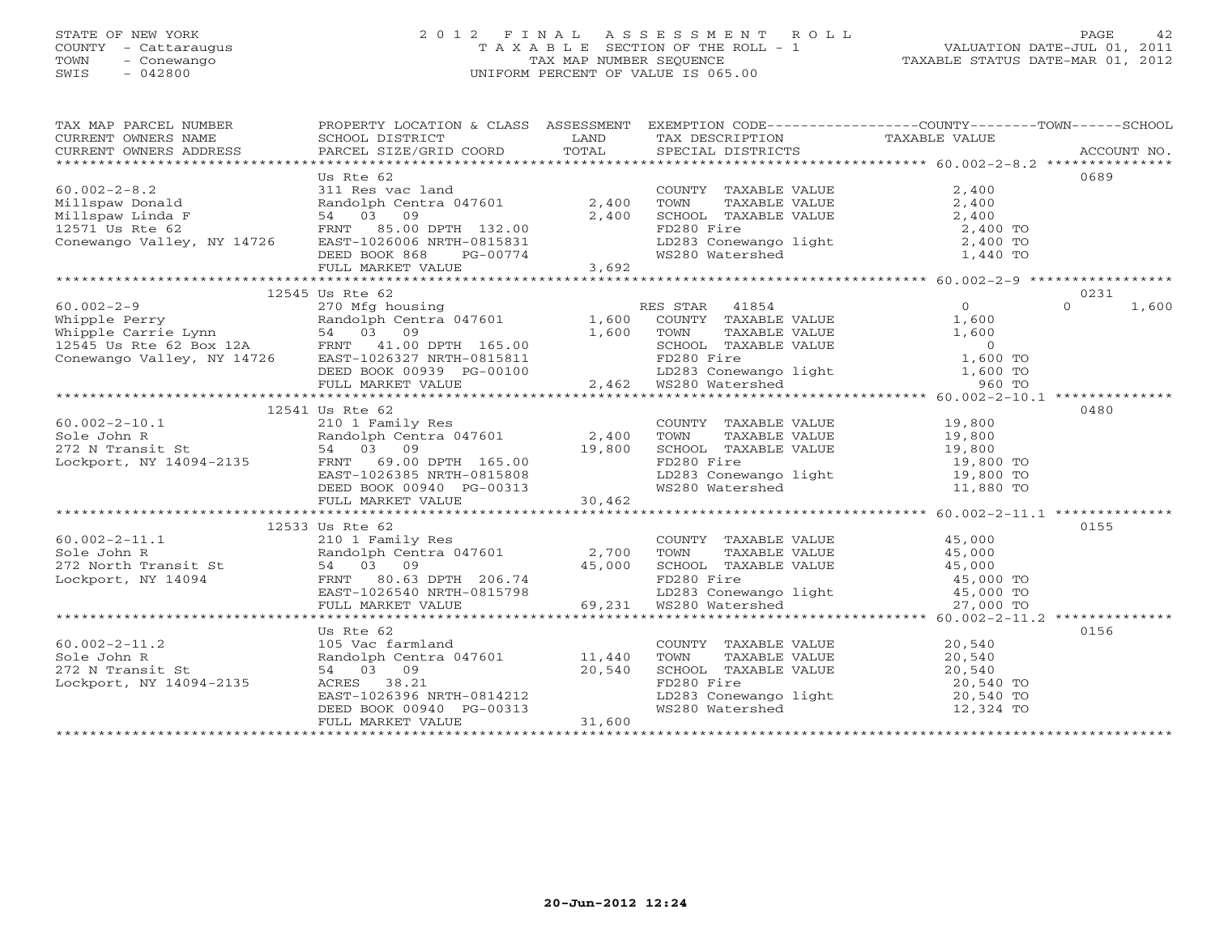STATE OF NEW YORK
COUNTY - Cattaraugus
TOWN - Conewango
SWIS - 042800

# 2012 FINAL ASSESSMENT ROLL
TAXABLE SECTION OF THE ROLL - 1
TAX MAP NUMBER SEQUENCE
UNIFORM PERCENT OF VALUE IS 065.00

VALUATION DATE-JUL 01, 2011
TAXABLE STATUS DATE-MAR 01, 2012

```
TAX MAP PARCEL NUMBER          PROPERTY LOCATION & CLASS  ASSESSMENT  EXEMPTION CODE------------------COUNTY--------TOWN------SCHOOL
CURRENT OWNERS NAME            SCHOOL DISTRICT            LAND        TAX DESCRIPTION                 TAXABLE VALUE
CURRENT OWNERS ADDRESS         PARCEL SIZE/GRID COORD     TOTAL       SPECIAL DISTRICTS                                    ACCOUNT NO.
****************************************************************************************************** 60.002-2-8.2 ***************
                               Us Rte 62                                                                                0689
60.002-2-8.2                   311 Res vac land                       COUNTY  TAXABLE VALUE            2,400
Millspaw Donald                Randolph Centra 047601      2,400      TOWN    TAXABLE VALUE            2,400
Millspaw Linda F               54  03  09                  2,400      SCHOOL  TAXABLE VALUE            2,400
12571 Us Rte 62                FRNT  85.00 DPTH 132.00                FD280 Fire                       2,400 TO
Conewango Valley, NY 14726     EAST-1026006 NRTH-0815831              LD283 Conewango light            2,400 TO
                               DEED BOOK 868     PG-00774             WS280 Watershed                  1,440 TO
                               FULL MARKET VALUE           3,692
****************************************************************************************************** 60.002-2-9 *****************
                           12545 Us Rte 62                                                                              0231
60.002-2-9                     270 Mfg housing                        RES STAR  41854                  0             0     1,600
Whipple Perry                  Randolph Centra 047601      1,600      COUNTY  TAXABLE VALUE            1,600
Whipple Carrie Lynn            54  03  09                  1,600      TOWN    TAXABLE VALUE            1,600
12545 Us Rte 62 Box 12A        FRNT  41.00 DPTH 165.00                SCHOOL  TAXABLE VALUE            0
Conewango Valley, NY 14726     EAST-1026327 NRTH-0815811              FD280 Fire                       1,600 TO
                               DEED BOOK 00939 PG-00100               LD283 Conewango light            1,600 TO
                               FULL MARKET VALUE           2,462      WS280 Watershed                  960 TO
****************************************************************************************************** 60.002-2-10.1 **************
                           12541 Us Rte 62                                                                              0480
60.002-2-10.1                  210 1 Family Res                       COUNTY  TAXABLE VALUE            19,800
Sole John R                    Randolph Centra 047601      2,400      TOWN    TAXABLE VALUE            19,800
272 N Transit St               54  03  09                  19,800     SCHOOL  TAXABLE VALUE            19,800
Lockport, NY 14094-2135        FRNT  69.00 DPTH 165.00                FD280 Fire                       19,800 TO
                               EAST-1026385 NRTH-0815808              LD283 Conewango light            19,800 TO
                               DEED BOOK 00940 PG-00313               WS280 Watershed                  11,880 TO
                               FULL MARKET VALUE           30,462
****************************************************************************************************** 60.002-2-11.1 **************
                           12533 Us Rte 62                                                                              0155
60.002-2-11.1                  210 1 Family Res                       COUNTY  TAXABLE VALUE            45,000
Sole John R                    Randolph Centra 047601      2,700      TOWN    TAXABLE VALUE            45,000
272 North Transit St           54  03  09                  45,000     SCHOOL  TAXABLE VALUE            45,000
Lockport, NY 14094             FRNT  80.63 DPTH 206.74                FD280 Fire                       45,000 TO
                               EAST-1026540 NRTH-0815798              LD283 Conewango light            45,000 TO
                               FULL MARKET VALUE           69,231     WS280 Watershed                  27,000 TO
****************************************************************************************************** 60.002-2-11.2 **************
                               Us Rte 62                                                                                0156
60.002-2-11.2                  105 Vac farmland                       COUNTY  TAXABLE VALUE            20,540
Sole John R                    Randolph Centra 047601      11,440     TOWN    TAXABLE VALUE            20,540
272 N Transit St               54  03  09                  20,540     SCHOOL  TAXABLE VALUE            20,540
Lockport, NY 14094-2135        ACRES  38.21                           FD280 Fire                       20,540 TO
                               EAST-1026396 NRTH-0814212              LD283 Conewango light            20,540 TO
                               DEED BOOK 00940 PG-00313               WS280 Watershed                  12,324 TO
                               FULL MARKET VALUE           31,600
************************************************************************************************************************************
```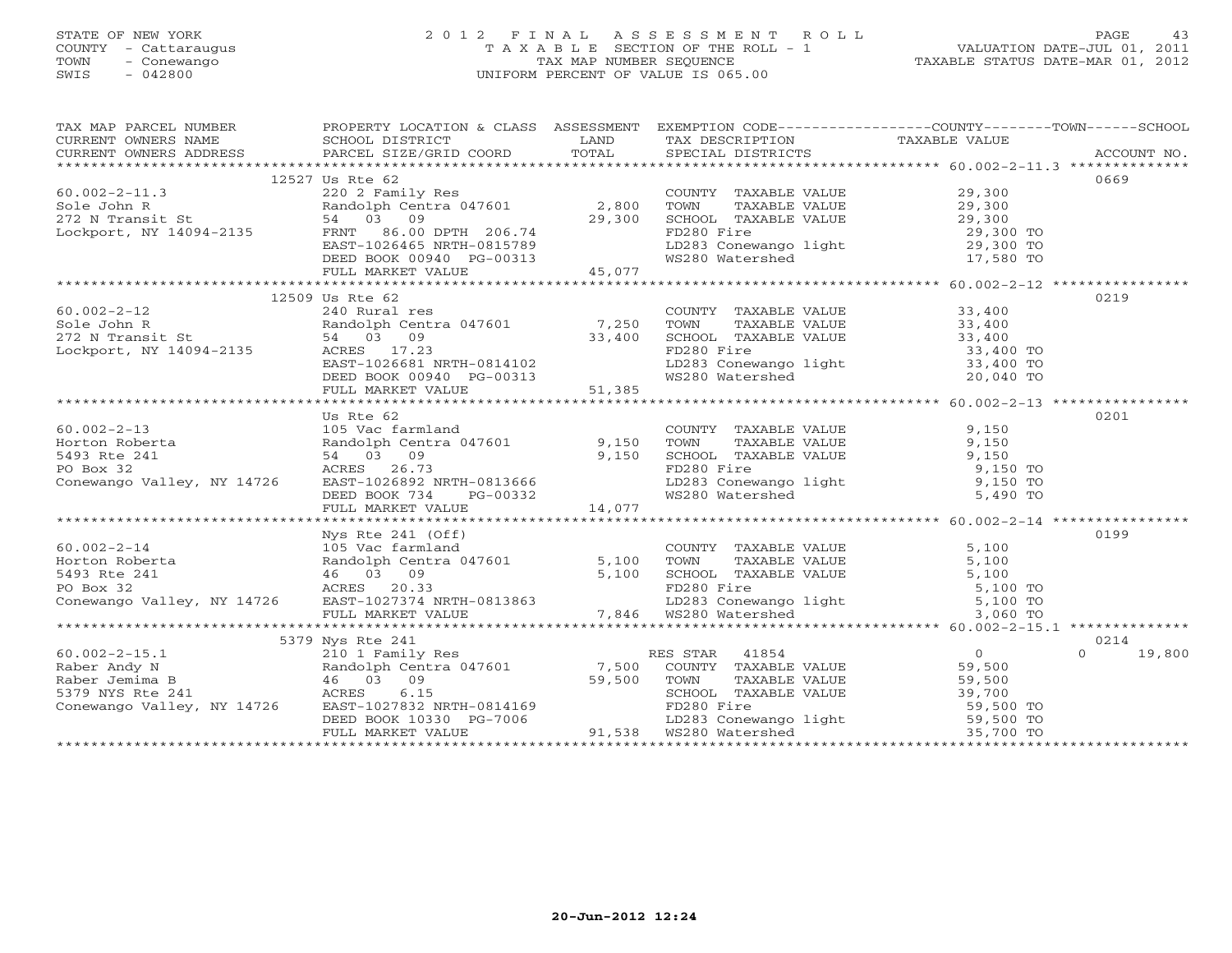STATE OF NEW YORK
COUNTY - Cattaraugus
TOWN - Conewango
SWIS - 042800

# 2012 FINAL ASSESSMENT ROLL
TAXABLE SECTION OF THE ROLL - 1
TAX MAP NUMBER SEQUENCE
UNIFORM PERCENT OF VALUE IS 065.00

VALUATION DATE-JUL 01, 2011
TAXABLE STATUS DATE-MAR 01, 2012

| TAX MAP PARCEL NUMBER / CURRENT OWNERS NAME / CURRENT OWNERS ADDRESS | PROPERTY LOCATION & CLASS / SCHOOL DISTRICT / PARCEL SIZE/GRID COORD | ASSESSMENT LAND / TOTAL | EXEMPTION CODE / TAX DESCRIPTION / SPECIAL DISTRICTS | COUNTY / TOWN / SCHOOL TAXABLE VALUE | ACCOUNT NO. |
|---|---|---|---|---|---|
| 60.002-2-11.3 | 12527 Us Rte 62 | | | | 0669 |
| Sole John R | 220 2 Family Res | | COUNTY TAXABLE VALUE | 29,300 | |
| 272 N Transit St | Randolph Centra 047601 | 2,800 | TOWN TAXABLE VALUE | 29,300 | |
| Lockport, NY 14094-2135 | 54 03 09 | 29,300 | SCHOOL TAXABLE VALUE | 29,300 | |
| | FRNT 86.00 DPTH 206.74 | | FD280 Fire | 29,300 TO | |
| | EAST-1026465 NRTH-0815789 | | LD283 Conewango light | 29,300 TO | |
| | DEED BOOK 00940 PG-00313 | | WS280 Watershed | 17,580 TO | |
| | FULL MARKET VALUE | 45,077 | | | |
| 60.002-2-12 | 12509 Us Rte 62 | | | | 0219 |
| Sole John R | 240 Rural res | | COUNTY TAXABLE VALUE | 33,400 | |
| 272 N Transit St | Randolph Centra 047601 | 7,250 | TOWN TAXABLE VALUE | 33,400 | |
| Lockport, NY 14094-2135 | 54 03 09 | 33,400 | SCHOOL TAXABLE VALUE | 33,400 | |
| | ACRES 17.23 | | FD280 Fire | 33,400 TO | |
| | EAST-1026681 NRTH-0814102 | | LD283 Conewango light | 33,400 TO | |
| | DEED BOOK 00940 PG-00313 | | WS280 Watershed | 20,040 TO | |
| | FULL MARKET VALUE | 51,385 | | | |
| 60.002-2-13 | Us Rte 62 | | | | 0201 |
| Horton Roberta | 105 Vac farmland | | COUNTY TAXABLE VALUE | 9,150 | |
| 5493 Rte 241 | Randolph Centra 047601 | 9,150 | TOWN TAXABLE VALUE | 9,150 | |
| PO Box 32 | 54 03 09 | 9,150 | SCHOOL TAXABLE VALUE | 9,150 | |
| Conewango Valley, NY 14726 | ACRES 26.73 | | FD280 Fire | 9,150 TO | |
| | EAST-1026892 NRTH-0813666 | | LD283 Conewango light | 9,150 TO | |
| | DEED BOOK 734 PG-00332 | | WS280 Watershed | 5,490 TO | |
| | FULL MARKET VALUE | 14,077 | | | |
| 60.002-2-14 | Nys Rte 241 (Off) | | | | 0199 |
| Horton Roberta | 105 Vac farmland | | COUNTY TAXABLE VALUE | 5,100 | |
| 5493 Rte 241 | Randolph Centra 047601 | 5,100 | TOWN TAXABLE VALUE | 5,100 | |
| PO Box 32 | 46 03 09 | 5,100 | SCHOOL TAXABLE VALUE | 5,100 | |
| Conewango Valley, NY 14726 | ACRES 20.33 | | FD280 Fire | 5,100 TO | |
| | EAST-1027374 NRTH-0813863 | | LD283 Conewango light | 5,100 TO | |
| | FULL MARKET VALUE | 7,846 | WS280 Watershed | 3,060 TO | |
| 60.002-2-15.1 | 5379 Nys Rte 241 | | | | 0214 |
| Raber Andy N | 210 1 Family Res | | RES STAR 41854 | 0 / 0 / 19,800 | |
| Raber Jemima B | Randolph Centra 047601 | 7,500 | COUNTY TAXABLE VALUE | 59,500 | |
| 5379 NYS Rte 241 | 46 03 09 | 59,500 | TOWN TAXABLE VALUE | 59,500 | |
| Conewango Valley, NY 14726 | ACRES 6.15 | | SCHOOL TAXABLE VALUE | 39,700 | |
| | EAST-1027832 NRTH-0814169 | | FD280 Fire | 59,500 TO | |
| | DEED BOOK 10330 PG-7006 | | LD283 Conewango light | 59,500 TO | |
| | FULL MARKET VALUE | 91,538 | WS280 Watershed | 35,700 TO | |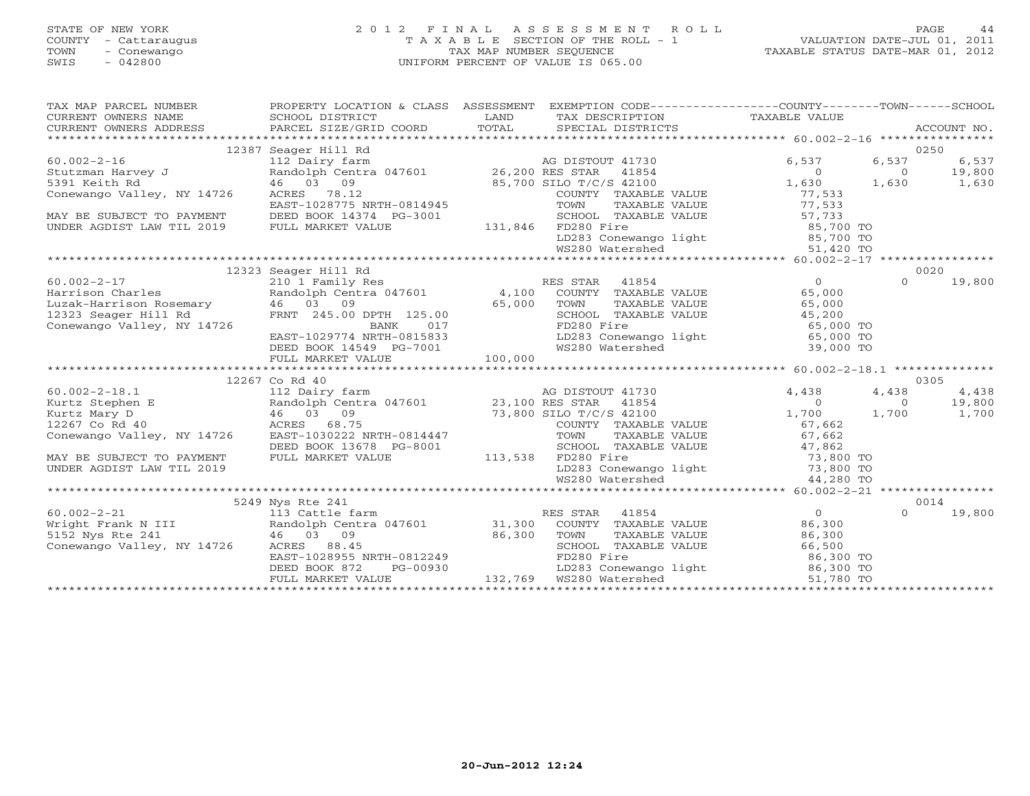STATE OF NEW YORK
COUNTY - Cattaraugus
TOWN - Conewango
SWIS - 042800

# 2012 FINAL ASSESSMENT ROLL
TAXABLE SECTION OF THE ROLL - 1
TAX MAP NUMBER SEQUENCE
UNIFORM PERCENT OF VALUE IS 065.00

VALUATION DATE-JUL 01, 2011
TAXABLE STATUS DATE-MAR 01, 2012

| TAX MAP PARCEL NUMBER / CURRENT OWNERS NAME / CURRENT OWNERS ADDRESS | PROPERTY LOCATION & CLASS / SCHOOL DISTRICT / PARCEL SIZE/GRID COORD | ASSESSMENT LAND / TOTAL | EXEMPTION CODE / TAX DESCRIPTION / SPECIAL DISTRICTS | COUNTY TAXABLE VALUE | TOWN | SCHOOL / ACCOUNT NO. |
|---|---|---|---|---|---|---|
| | 12387 Seager Hill Rd | | | | | 0250 |
| 60.002-2-16 | 112 Dairy farm | | AG DISTOUT 41730 | 6,537 | 6,537 | 6,537 |
| Stutzman Harvey J | Randolph Centra 047601 | 26,200 | RES STAR 41854 | 0 | 0 | 19,800 |
| 5391 Keith Rd | 46 03 09 | 85,700 | SILO T/C/S 42100 | 1,630 | 1,630 | 1,630 |
| Conewango Valley, NY 14726 | ACRES 78.12 | | COUNTY TAXABLE VALUE | 77,533 | | |
| | EAST-1028775 NRTH-0814945 | | TOWN TAXABLE VALUE | 77,533 | | |
| MAY BE SUBJECT TO PAYMENT | DEED BOOK 14374 PG-3001 | | SCHOOL TAXABLE VALUE | 57,733 | | |
| UNDER AGDIST LAW TIL 2019 | FULL MARKET VALUE | 131,846 | FD280 Fire | 85,700 TO | | |
| | | | LD283 Conewango light | 85,700 TO | | |
| | | | WS280 Watershed | 51,420 TO | | |
| | 12323 Seager Hill Rd | | | | | 0020 |
| 60.002-2-17 | 210 1 Family Res | | RES STAR 41854 | 0 | 0 | 19,800 |
| Harrison Charles | Randolph Centra 047601 | 4,100 | COUNTY TAXABLE VALUE | 65,000 | | |
| Luzak-Harrison Rosemary | 46 03 09 | 65,000 | TOWN TAXABLE VALUE | 65,000 | | |
| 12323 Seager Hill Rd | FRNT 245.00 DPTH 125.00 | | SCHOOL TAXABLE VALUE | 45,200 | | |
| Conewango Valley, NY 14726 | BANK 017 | | FD280 Fire | 65,000 TO | | |
| | EAST-1029774 NRTH-0815833 | | LD283 Conewango light | 65,000 TO | | |
| | DEED BOOK 14549 PG-7001 | | WS280 Watershed | 39,000 TO | | |
| | FULL MARKET VALUE | 100,000 | | | | |
| | 12267 Co Rd 40 | | | | | 0305 |
| 60.002-2-18.1 | 112 Dairy farm | | AG DISTOUT 41730 | 4,438 | 4,438 | 4,438 |
| Kurtz Stephen E | Randolph Centra 047601 | 23,100 | RES STAR 41854 | 0 | 0 | 19,800 |
| Kurtz Mary D | 46 03 09 | 73,800 | SILO T/C/S 42100 | 1,700 | 1,700 | 1,700 |
| 12267 Co Rd 40 | ACRES 68.75 | | COUNTY TAXABLE VALUE | 67,662 | | |
| Conewango Valley, NY 14726 | EAST-1030222 NRTH-0814447 | | TOWN TAXABLE VALUE | 67,662 | | |
| | DEED BOOK 13678 PG-8001 | | SCHOOL TAXABLE VALUE | 47,862 | | |
| MAY BE SUBJECT TO PAYMENT | FULL MARKET VALUE | 113,538 | FD280 Fire | 73,800 TO | | |
| UNDER AGDIST LAW TIL 2019 | | | LD283 Conewango light | 73,800 TO | | |
| | | | WS280 Watershed | 44,280 TO | | |
| | 5249 Nys Rte 241 | | | | | 0014 |
| 60.002-2-21 | 113 Cattle farm | | RES STAR 41854 | 0 | 0 | 19,800 |
| Wright Frank N III | Randolph Centra 047601 | 31,300 | COUNTY TAXABLE VALUE | 86,300 | | |
| 5152 Nys Rte 241 | 46 03 09 | 86,300 | TOWN TAXABLE VALUE | 86,300 | | |
| Conewango Valley, NY 14726 | ACRES 88.45 | | SCHOOL TAXABLE VALUE | 66,500 | | |
| | EAST-1028955 NRTH-0812249 | | FD280 Fire | 86,300 TO | | |
| | DEED BOOK 872 PG-00930 | | LD283 Conewango light | 86,300 TO | | |
| | FULL MARKET VALUE | 132,769 | WS280 Watershed | 51,780 TO | | |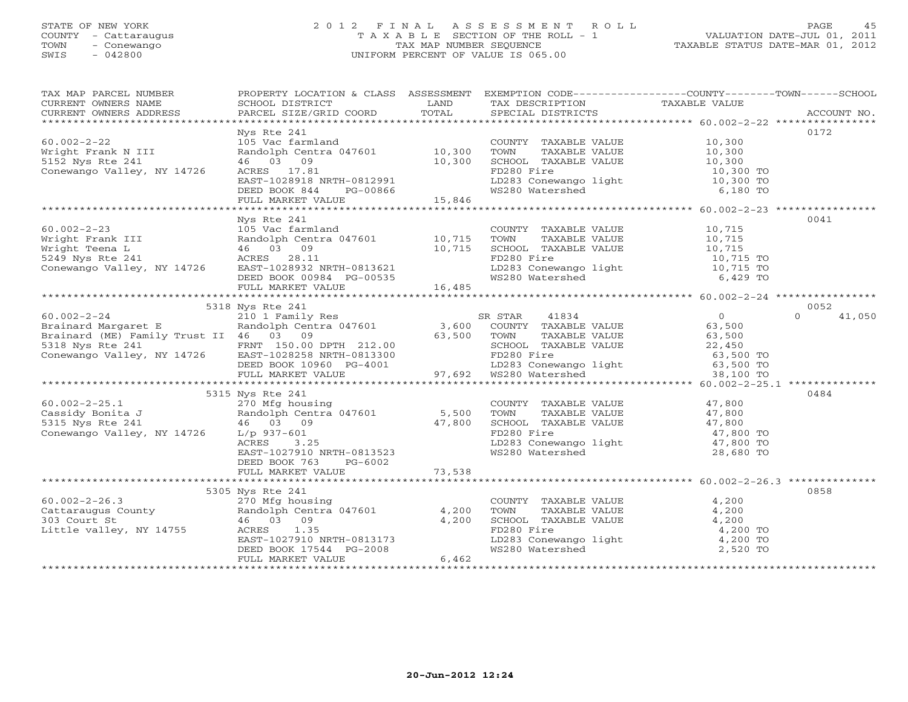STATE OF NEW YORK
COUNTY - Cattaraugus
TOWN - Conewango
SWIS - 042800

# 2012 FINAL ASSESSMENT ROLL
TAXABLE SECTION OF THE ROLL - 1
TAX MAP NUMBER SEQUENCE
UNIFORM PERCENT OF VALUE IS 065.00

VALUATION DATE-JUL 01, 2011
TAXABLE STATUS DATE-MAR 01, 2012

| TAX MAP PARCEL NUMBER / CURRENT OWNERS NAME / CURRENT OWNERS ADDRESS | PROPERTY LOCATION & CLASS / SCHOOL DISTRICT / PARCEL SIZE/GRID COORD | ASSESSMENT LAND / TOTAL | EXEMPTION CODE / TAX DESCRIPTION / SPECIAL DISTRICTS | COUNTY / TOWN / SCHOOL TAXABLE VALUE | ACCOUNT NO. |
|---|---|---|---|---|---|
| **60.002-2-22** | Nys Rte 241 | | | | 0172 |
| | 105 Vac farmland | | COUNTY TAXABLE VALUE | 10,300 | |
| Wright Frank N III | Randolph Centra 047601 | 10,300 | TOWN TAXABLE VALUE | 10,300 | |
| 5152 Nys Rte 241 | 46 03 09 | 10,300 | SCHOOL TAXABLE VALUE | 10,300 | |
| Conewango Valley, NY 14726 | ACRES 17.81 | | FD280 Fire | 10,300 TO | |
| | EAST-1028918 NRTH-0812991 | | LD283 Conewango light | 10,300 TO | |
| | DEED BOOK 844 PG-00866 | | WS280 Watershed | 6,180 TO | |
| | FULL MARKET VALUE | 15,846 | | | |
| **60.002-2-23** | Nys Rte 241 | | | | 0041 |
| | 105 Vac farmland | | COUNTY TAXABLE VALUE | 10,715 | |
| Wright Frank III | Randolph Centra 047601 | 10,715 | TOWN TAXABLE VALUE | 10,715 | |
| Wright Teena L | 46 03 09 | 10,715 | SCHOOL TAXABLE VALUE | 10,715 | |
| 5249 Nys Rte 241 | ACRES 28.11 | | FD280 Fire | 10,715 TO | |
| Conewango Valley, NY 14726 | EAST-1028932 NRTH-0813621 | | LD283 Conewango light | 10,715 TO | |
| | DEED BOOK 00984 PG-00535 | | WS280 Watershed | 6,429 TO | |
| | FULL MARKET VALUE | 16,485 | | | |
| **60.002-2-24** | 5318 Nys Rte 241 | | | | 0052 |
| | 210 1 Family Res | | SR STAR 41834 | 0 / 0 / 41,050 | |
| Brainard Margaret E | Randolph Centra 047601 | 3,600 | COUNTY TAXABLE VALUE | 63,500 | |
| Brainard (ME) Family Trust II | 46 03 09 | 63,500 | TOWN TAXABLE VALUE | 63,500 | |
| 5318 Nys Rte 241 | FRNT 150.00 DPTH 212.00 | | SCHOOL TAXABLE VALUE | 22,450 | |
| Conewango Valley, NY 14726 | EAST-1028258 NRTH-0813300 | | FD280 Fire | 63,500 TO | |
| | DEED BOOK 10960 PG-4001 | | LD283 Conewango light | 63,500 TO | |
| | FULL MARKET VALUE | 97,692 | WS280 Watershed | 38,100 TO | |
| **60.002-2-25.1** | 5315 Nys Rte 241 | | | | 0484 |
| | 270 Mfg housing | | COUNTY TAXABLE VALUE | 47,800 | |
| Cassidy Bonita J | Randolph Centra 047601 | 5,500 | TOWN TAXABLE VALUE | 47,800 | |
| 5315 Nys Rte 241 | 46 03 09 | 47,800 | SCHOOL TAXABLE VALUE | 47,800 | |
| Conewango Valley, NY 14726 | L/p 937-601 | | FD280 Fire | 47,800 TO | |
| | ACRES 3.25 | | LD283 Conewango light | 47,800 TO | |
| | EAST-1027910 NRTH-0813523 | | WS280 Watershed | 28,680 TO | |
| | DEED BOOK 763 PG-6002 | | | | |
| | FULL MARKET VALUE | 73,538 | | | |
| **60.002-2-26.3** | 5305 Nys Rte 241 | | | | 0858 |
| | 270 Mfg housing | | COUNTY TAXABLE VALUE | 4,200 | |
| Cattaraugus County | Randolph Centra 047601 | 4,200 | TOWN TAXABLE VALUE | 4,200 | |
| 303 Court St | 46 03 09 | 4,200 | SCHOOL TAXABLE VALUE | 4,200 | |
| Little valley, NY 14755 | ACRES 1.35 | | FD280 Fire | 4,200 TO | |
| | EAST-1027910 NRTH-0813173 | | LD283 Conewango light | 4,200 TO | |
| | DEED BOOK 17544 PG-2008 | | WS280 Watershed | 2,520 TO | |
| | FULL MARKET VALUE | 6,462 | | | |

20-Jun-2012 12:24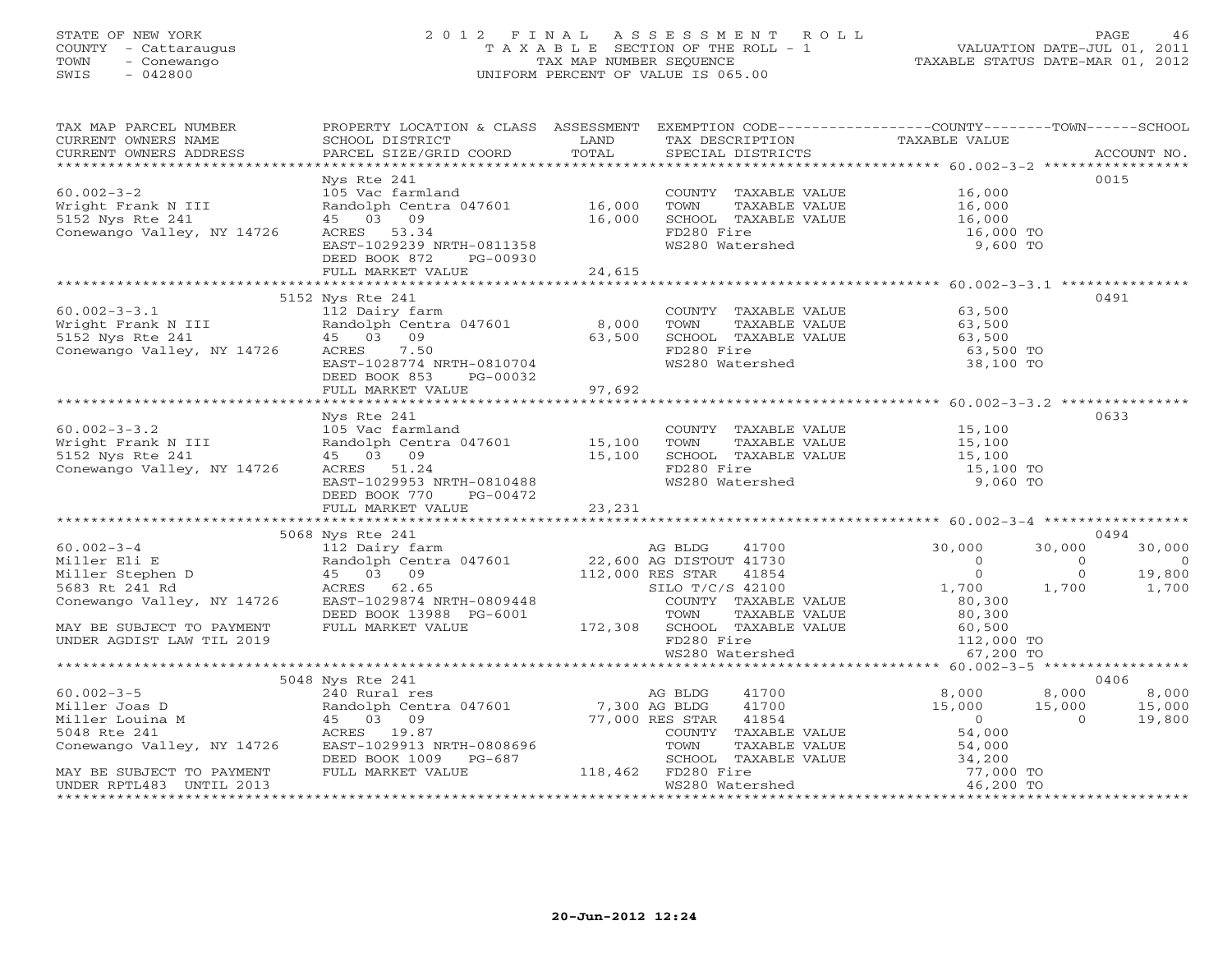STATE OF NEW YORK
COUNTY - Cattaraugus
TOWN - Conewango
SWIS - 042800

2 0 1 2 F I N A L A S S E S S M E N T R O L L
T A X A B L E SECTION OF THE ROLL - 1
TAX MAP NUMBER SEQUENCE
UNIFORM PERCENT OF VALUE IS 065.00

VALUATION DATE-JUL 01, 2011
TAXABLE STATUS DATE-MAR 01, 2012

| TAX MAP PARCEL NUMBER / CURRENT OWNERS NAME / CURRENT OWNERS ADDRESS | PROPERTY LOCATION & CLASS / SCHOOL DISTRICT / PARCEL SIZE/GRID COORD | ASSESSMENT LAND / TOTAL | EXEMPTION CODE / TAX DESCRIPTION / SPECIAL DISTRICTS | COUNTY TAXABLE VALUE | TOWN | SCHOOL | ACCOUNT NO. |
|---|---|---|---|---|---|---|---|
| 60.002-3-2 | Nys Rte 241 | | | | | | 0015 |
| | 105 Vac farmland | | COUNTY TAXABLE VALUE | 16,000 | | | |
| Wright Frank N III | Randolph Centra 047601 | 16,000 | TOWN TAXABLE VALUE | 16,000 | | | |
| 5152 Nys Rte 241 | 45 03 09 | 16,000 | SCHOOL TAXABLE VALUE | 16,000 | | | |
| Conewango Valley, NY 14726 | ACRES 53.34 | | FD280 Fire | 16,000 TO | | | |
| | EAST-1029239 NRTH-0811358 | | WS280 Watershed | 9,600 TO | | | |
| | DEED BOOK 872 PG-00930 | | | | | | |
| | FULL MARKET VALUE | 24,615 | | | | | |
| 60.002-3-3.1 | 5152 Nys Rte 241 | | | | | | 0491 |
| | 112 Dairy farm | | COUNTY TAXABLE VALUE | 63,500 | | | |
| Wright Frank N III | Randolph Centra 047601 | 8,000 | TOWN TAXABLE VALUE | 63,500 | | | |
| 5152 Nys Rte 241 | 45 03 09 | 63,500 | SCHOOL TAXABLE VALUE | 63,500 | | | |
| Conewango Valley, NY 14726 | ACRES 7.50 | | FD280 Fire | 63,500 TO | | | |
| | EAST-1028774 NRTH-0810704 | | WS280 Watershed | 38,100 TO | | | |
| | DEED BOOK 853 PG-00032 | | | | | | |
| | FULL MARKET VALUE | 97,692 | | | | | |
| 60.002-3-3.2 | Nys Rte 241 | | | | | | 0633 |
| | 105 Vac farmland | | COUNTY TAXABLE VALUE | 15,100 | | | |
| Wright Frank N III | Randolph Centra 047601 | 15,100 | TOWN TAXABLE VALUE | 15,100 | | | |
| 5152 Nys Rte 241 | 45 03 09 | 15,100 | SCHOOL TAXABLE VALUE | 15,100 | | | |
| Conewango Valley, NY 14726 | ACRES 51.24 | | FD280 Fire | 15,100 TO | | | |
| | EAST-1029953 NRTH-0810488 | | WS280 Watershed | 9,060 TO | | | |
| | DEED BOOK 770 PG-00472 | | | | | | |
| | FULL MARKET VALUE | 23,231 | | | | | |
| 60.002-3-4 | 5068 Nys Rte 241 | | | | | | 0494 |
| | 112 Dairy farm | | AG BLDG 41700 | 30,000 | 30,000 | 30,000 | |
| Miller Eli E | Randolph Centra 047601 | 22,600 | AG DISTOUT 41730 | 0 | 0 | 0 | |
| Miller Stephen D | 45 03 09 | 112,000 | RES STAR 41854 | 0 | 0 | 19,800 | |
| 5683 Rt 241 Rd | ACRES 62.65 | | SILO T/C/S 42100 | 1,700 | 1,700 | 1,700 | |
| Conewango Valley, NY 14726 | EAST-1029874 NRTH-0809448 | | COUNTY TAXABLE VALUE | 80,300 | | | |
| | DEED BOOK 13988 PG-6001 | | TOWN TAXABLE VALUE | 80,300 | | | |
| MAY BE SUBJECT TO PAYMENT | FULL MARKET VALUE | 172,308 | SCHOOL TAXABLE VALUE | 60,500 | | | |
| UNDER AGDIST LAW TIL 2019 | | | FD280 Fire | 112,000 TO | | | |
| | | | WS280 Watershed | 67,200 TO | | | |
| 60.002-3-5 | 5048 Nys Rte 241 | | | | | | 0406 |
| | 240 Rural res | | AG BLDG 41700 | 8,000 | 8,000 | 8,000 | |
| Miller Joas D | Randolph Centra 047601 | 7,300 | AG BLDG 41700 | 15,000 | 15,000 | 15,000 | |
| Miller Louina M | 45 03 09 | 77,000 | RES STAR 41854 | 0 | 0 | 19,800 | |
| 5048 Rte 241 | ACRES 19.87 | | COUNTY TAXABLE VALUE | 54,000 | | | |
| Conewango Valley, NY 14726 | EAST-1029913 NRTH-0808696 | | TOWN TAXABLE VALUE | 54,000 | | | |
| | DEED BOOK 1009 PG-687 | | SCHOOL TAXABLE VALUE | 34,200 | | | |
| MAY BE SUBJECT TO PAYMENT | FULL MARKET VALUE | 118,462 | FD280 Fire | 77,000 TO | | | |
| UNDER RPTL483 UNTIL 2013 | | | WS280 Watershed | 46,200 TO | | | |

20-Jun-2012 12:24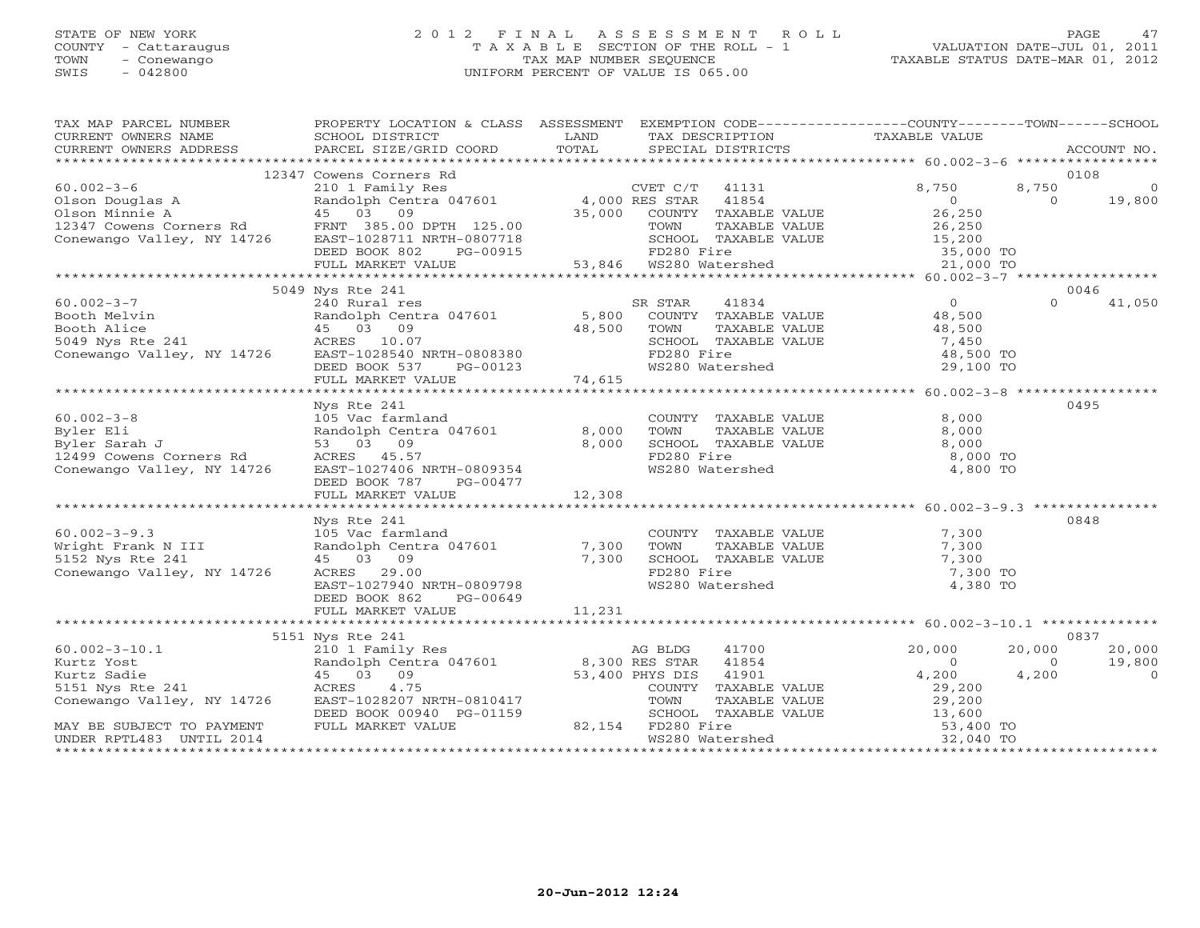STATE OF NEW YORK
COUNTY - Cattaraugus
TOWN - Conewango
SWIS - 042800

2012 FINAL ASSESSMENT ROLL
TAXABLE SECTION OF THE ROLL - 1
TAX MAP NUMBER SEQUENCE
UNIFORM PERCENT OF VALUE IS 065.00

VALUATION DATE-JUL 01, 2011
TAXABLE STATUS DATE-MAR 01, 2012

```
TAX MAP PARCEL NUMBER          PROPERTY LOCATION & CLASS  ASSESSMENT  EXEMPTION CODE------------------COUNTY--------TOWN------SCHOOL
CURRENT OWNERS NAME            SCHOOL DISTRICT               LAND      TAX DESCRIPTION             TAXABLE VALUE
CURRENT OWNERS ADDRESS         PARCEL SIZE/GRID COORD        TOTAL     SPECIAL DISTRICTS                                        ACCOUNT NO.
******************************************************************************************************* 60.002-3-6 *****************
                          12347 Cowens Corners Rd                                                                         0108
60.002-3-6                     210 1 Family Res                    CVET C/T    41131             8,750          8,750            0
Olson Douglas A                Randolph Centra 047601     4,000 RES STAR    41854                 0              0        19,800
Olson Minnie A                 45  03  09                35,000   COUNTY  TAXABLE VALUE         26,250
12347 Cowens Corners Rd        FRNT 385.00 DPTH 125.00            TOWN    TAXABLE VALUE         26,250
Conewango Valley, NY 14726     EAST-1028711 NRTH-0807718          SCHOOL  TAXABLE VALUE         15,200
                               DEED BOOK 802     PG-00915         FD280 Fire                     35,000 TO
                               FULL MARKET VALUE           53,846 WS280 Watershed                21,000 TO
******************************************************************************************************* 60.002-3-7 *****************
                          5049 Nys Rte 241                                                                                0046
60.002-3-7                     240 Rural res                      SR STAR     41834                 0              0        41,050
Booth Melvin                   Randolph Centra 047601     5,800   COUNTY  TAXABLE VALUE         48,500
Booth Alice                    45  03  09                48,500   TOWN    TAXABLE VALUE         48,500
5049 Nys Rte 241               ACRES  10.07                       SCHOOL  TAXABLE VALUE          7,450
Conewango Valley, NY 14726     EAST-1028540 NRTH-0808380          FD280 Fire                     48,500 TO
                               DEED BOOK 537     PG-00123         WS280 Watershed                29,100 TO
                               FULL MARKET VALUE           74,615
******************************************************************************************************* 60.002-3-8 *****************
                               Nys Rte 241                                                                                0495
60.002-3-8                     105 Vac farmland                   COUNTY  TAXABLE VALUE          8,000
Byler Eli                      Randolph Centra 047601     8,000   TOWN    TAXABLE VALUE          8,000
Byler Sarah J                  53  03  09                 8,000   SCHOOL  TAXABLE VALUE          8,000
12499 Cowens Corners Rd        ACRES  45.57                       FD280 Fire                      8,000 TO
Conewango Valley, NY 14726     EAST-1027406 NRTH-0809354          WS280 Watershed                 4,800 TO
                               DEED BOOK 787     PG-00477
                               FULL MARKET VALUE           12,308
******************************************************************************************************* 60.002-3-9.3 ***************
                               Nys Rte 241                                                                                0848
60.002-3-9.3                   105 Vac farmland                   COUNTY  TAXABLE VALUE          7,300
Wright Frank N III             Randolph Centra 047601     7,300   TOWN    TAXABLE VALUE          7,300
5152 Nys Rte 241               45  03  09                 7,300   SCHOOL  TAXABLE VALUE          7,300
Conewango Valley, NY 14726     ACRES  29.00                       FD280 Fire                      7,300 TO
                               EAST-1027940 NRTH-0809798          WS280 Watershed                 4,380 TO
                               DEED BOOK 862     PG-00649
                               FULL MARKET VALUE           11,231
******************************************************************************************************* 60.002-3-10.1 **************
                          5151 Nys Rte 241                                                                                0837
60.002-3-10.1                  210 1 Family Res                   AG BLDG     41700            20,000         20,000        20,000
Kurtz Yost                     Randolph Centra 047601     8,300 RES STAR    41854                 0              0        19,800
Kurtz Sadie                    45  03  09                53,400 PHYS DIS    41901             4,200          4,200             0
5151 Nys Rte 241               ACRES   4.75                       COUNTY  TAXABLE VALUE         29,200
Conewango Valley, NY 14726     EAST-1028207 NRTH-0810417          TOWN    TAXABLE VALUE         29,200
                               DEED BOOK 00940 PG-01159           SCHOOL  TAXABLE VALUE         13,600
MAY BE SUBJECT TO PAYMENT      FULL MARKET VALUE           82,154 FD280 Fire                     53,400 TO
UNDER RPTL483  UNTIL 2014                                         WS280 Watershed                32,040 TO
************************************************************************************************************************************
```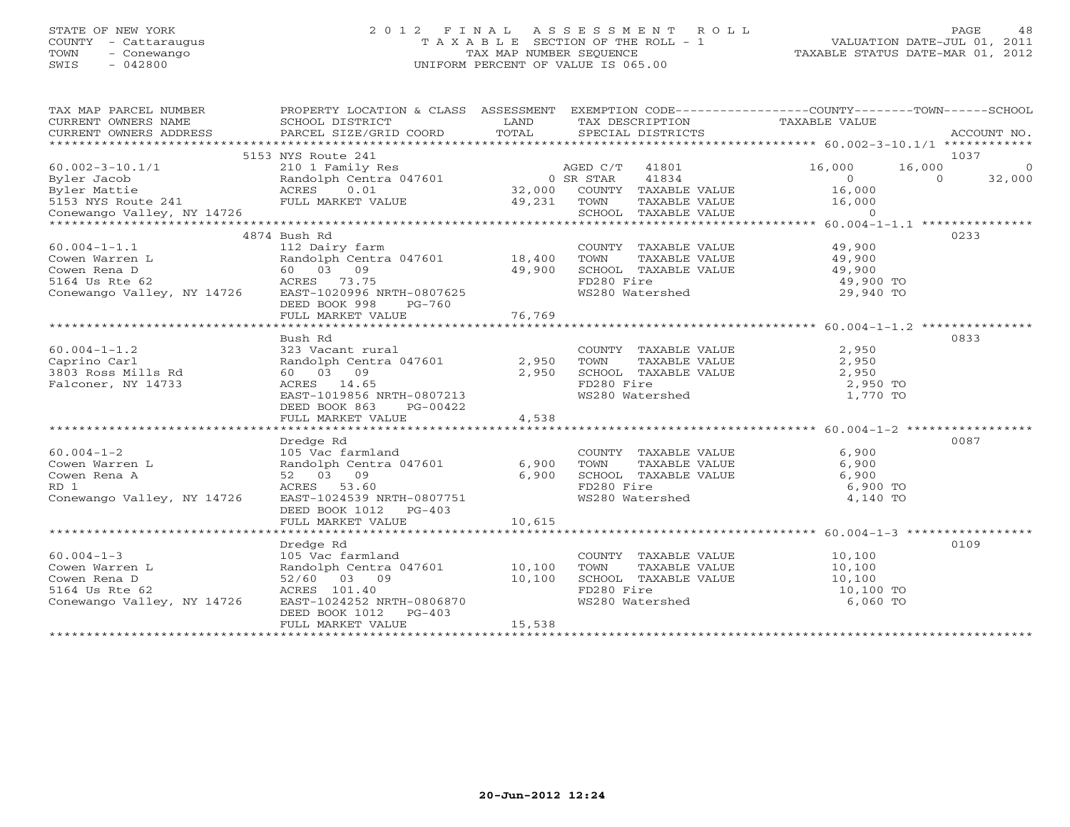STATE OF NEW YORK
COUNTY - Cattaraugus
TOWN - Conewango
SWIS - 042800

# 2012 FINAL ASSESSMENT ROLL
TAXABLE SECTION OF THE ROLL - 1
TAX MAP NUMBER SEQUENCE
UNIFORM PERCENT OF VALUE IS 065.00

VALUATION DATE-JUL 01, 2011
TAXABLE STATUS DATE-MAR 01, 2012

| TAX MAP PARCEL NUMBER / CURRENT OWNERS NAME / CURRENT OWNERS ADDRESS | PROPERTY LOCATION & CLASS / SCHOOL DISTRICT / PARCEL SIZE/GRID COORD | ASSESSMENT LAND / TOTAL | EXEMPTION CODE / TAX DESCRIPTION / SPECIAL DISTRICTS | COUNTY TAXABLE VALUE | TOWN | SCHOOL | ACCOUNT NO. |
|---|---|---|---|---|---|---|---|
| 60.002-3-10.1/1 | 5153 NYS Route 241 | | | | | | 1037 |
| Byler Jacob | 210 1 Family Res | | AGED C/T 41801 | 16,000 | 16,000 | 0 | |
| Byler Mattie | Randolph Centra 047601 | 0 | SR STAR 41834 | 0 | 0 | 32,000 | |
| 5153 NYS Route 241 | ACRES 0.01 | 32,000 | COUNTY TAXABLE VALUE | 16,000 | | | |
| Conewango Valley, NY 14726 | FULL MARKET VALUE | 49,231 | TOWN TAXABLE VALUE | 16,000 | | | |
| | | | SCHOOL TAXABLE VALUE | 0 | | | |
| 60.004-1-1.1 | 4874 Bush Rd | | | | | | 0233 |
| Cowen Warren L | 112 Dairy farm | | COUNTY TAXABLE VALUE | 49,900 | | | |
| Cowen Rena D | Randolph Centra 047601 | 18,400 | TOWN TAXABLE VALUE | 49,900 | | | |
| 5164 Us Rte 62 | 60 03 09 | 49,900 | SCHOOL TAXABLE VALUE | 49,900 | | | |
| Conewango Valley, NY 14726 | ACRES 73.75 | | FD280 Fire | 49,900 TO | | | |
| | EAST-1020996 NRTH-0807625 | | WS280 Watershed | 29,940 TO | | | |
| | DEED BOOK 998 PG-760 | | | | | | |
| | FULL MARKET VALUE | 76,769 | | | | | |
| 60.004-1-1.2 | Bush Rd | | | | | | 0833 |
| Caprino Carl | 323 Vacant rural | | COUNTY TAXABLE VALUE | 2,950 | | | |
| 3803 Ross Mills Rd | Randolph Centra 047601 | 2,950 | TOWN TAXABLE VALUE | 2,950 | | | |
| Falconer, NY 14733 | 60 03 09 | 2,950 | SCHOOL TAXABLE VALUE | 2,950 | | | |
| | ACRES 14.65 | | FD280 Fire | 2,950 TO | | | |
| | EAST-1019856 NRTH-0807213 | | WS280 Watershed | 1,770 TO | | | |
| | DEED BOOK 863 PG-00422 | | | | | | |
| | FULL MARKET VALUE | 4,538 | | | | | |
| 60.004-1-2 | Dredge Rd | | | | | | 0087 |
| Cowen Warren L | 105 Vac farmland | | COUNTY TAXABLE VALUE | 6,900 | | | |
| Cowen Rena A | Randolph Centra 047601 | 6,900 | TOWN TAXABLE VALUE | 6,900 | | | |
| RD 1 | 52 03 09 | 6,900 | SCHOOL TAXABLE VALUE | 6,900 | | | |
| Conewango Valley, NY 14726 | ACRES 53.60 | | FD280 Fire | 6,900 TO | | | |
| | EAST-1024539 NRTH-0807751 | | WS280 Watershed | 4,140 TO | | | |
| | DEED BOOK 1012 PG-403 | | | | | | |
| | FULL MARKET VALUE | 10,615 | | | | | |
| 60.004-1-3 | Dredge Rd | | | | | | 0109 |
| Cowen Warren L | 105 Vac farmland | | COUNTY TAXABLE VALUE | 10,100 | | | |
| Cowen Rena D | Randolph Centra 047601 | 10,100 | TOWN TAXABLE VALUE | 10,100 | | | |
| 5164 Us Rte 62 | 52/60 03 09 | 10,100 | SCHOOL TAXABLE VALUE | 10,100 | | | |
| Conewango Valley, NY 14726 | ACRES 101.40 | | FD280 Fire | 10,100 TO | | | |
| | EAST-1024252 NRTH-0806870 | | WS280 Watershed | 6,060 TO | | | |
| | DEED BOOK 1012 PG-403 | | | | | | |
| | FULL MARKET VALUE | 15,538 | | | | | |

20-Jun-2012 12:24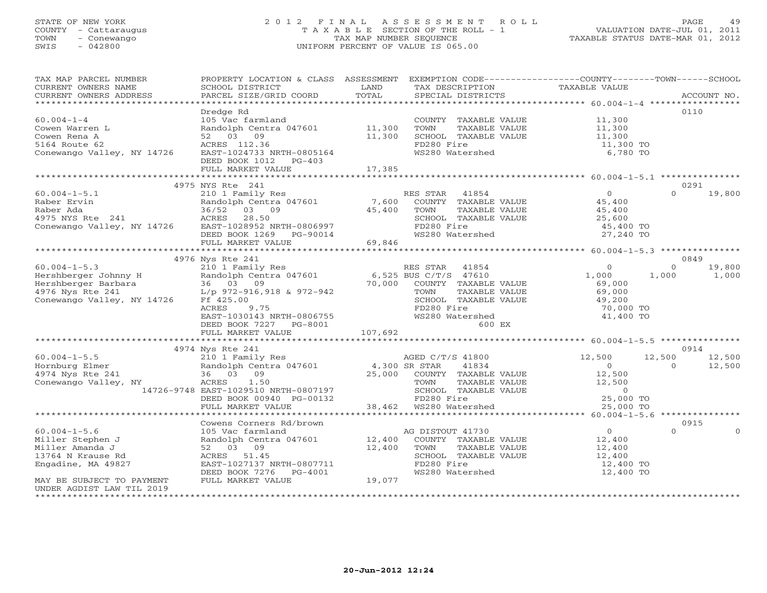STATE OF NEW YORK
COUNTY - Cattaraugus
TOWN - Conewango
SWIS - 042800

2012 FINAL ASSESSMENT ROLL
TAXABLE SECTION OF THE ROLL - 1
TAX MAP NUMBER SEQUENCE
UNIFORM PERCENT OF VALUE IS 065.00

VALUATION DATE-JUL 01, 2011
TAXABLE STATUS DATE-MAR 01, 2012

| TAX MAP PARCEL NUMBER / CURRENT OWNERS NAME / CURRENT OWNERS ADDRESS | PROPERTY LOCATION & CLASS / SCHOOL DISTRICT / PARCEL SIZE/GRID COORD | ASSESSMENT LAND / TOTAL | EXEMPTION CODE / TAX DESCRIPTION / SPECIAL DISTRICTS | COUNTY TAXABLE VALUE | TOWN | SCHOOL / ACCOUNT NO. |
|---|---|---|---|---|---|---|
| **60.004-1-4** | Dredge Rd | | | | | 0110 |
| | 105 Vac farmland | | COUNTY TAXABLE VALUE | 11,300 | | |
| Cowen Warren L | Randolph Centra 047601 | 11,300 | TOWN TAXABLE VALUE | 11,300 | | |
| Cowen Rena A | 52 03 09 | 11,300 | SCHOOL TAXABLE VALUE | 11,300 | | |
| 5164 Route 62 | ACRES 112.36 | | FD280 Fire | 11,300 TO | | |
| Conewango Valley, NY 14726 | EAST-1024733 NRTH-0805164 | | WS280 Watershed | 6,780 TO | | |
| | DEED BOOK 1012 PG-403 | | | | | |
| | FULL MARKET VALUE | 17,385 | | | | |
| **60.004-1-5.1** | 4975 NYS Rte 241 | | | | | 0291 |
| | 210 1 Family Res | | RES STAR 41854 | 0 | 0 | 19,800 |
| Raber Ervin | Randolph Centra 047601 | 7,600 | COUNTY TAXABLE VALUE | 45,400 | | |
| Raber Ada | 36/52 03 09 | 45,400 | TOWN TAXABLE VALUE | 45,400 | | |
| 4975 NYS Rte 241 | ACRES 28.50 | | SCHOOL TAXABLE VALUE | 25,600 | | |
| Conewango Valley, NY 14726 | EAST-1028952 NRTH-0806997 | | FD280 Fire | 45,400 TO | | |
| | DEED BOOK 1269 PG-90014 | | WS280 Watershed | 27,240 TO | | |
| | FULL MARKET VALUE | 69,846 | | | | |
| **60.004-1-5.3** | 4976 Nys Rte 241 | | | | | 0849 |
| | 210 1 Family Res | | RES STAR 41854 | 0 | 0 | 19,800 |
| Hershberger Johnny H | Randolph Centra 047601 | 6,525 | BUS C/T/S 47610 | 1,000 | 1,000 | 1,000 |
| Hershberger Barbara | 36 03 09 | 70,000 | COUNTY TAXABLE VALUE | 69,000 | | |
| 4976 Nys Rte 241 | L/p 972-916,918 & 972-942 | | TOWN TAXABLE VALUE | 69,000 | | |
| Conewango Valley, NY 14726 | Ff 425.00 | | SCHOOL TAXABLE VALUE | 49,200 | | |
| | ACRES 9.75 | | FD280 Fire | 70,000 TO | | |
| | EAST-1030143 NRTH-0806755 | | WS280 Watershed | 41,400 TO | | |
| | DEED BOOK 7227 PG-8001 | | 600 EX | | | |
| | FULL MARKET VALUE | 107,692 | | | | |
| **60.004-1-5.5** | 4974 Nys Rte 241 | | | | | 0914 |
| | 210 1 Family Res | | AGED C/T/S 41800 | 12,500 | 12,500 | 12,500 |
| Hornburg Elmer | Randolph Centra 047601 | 4,300 | SR STAR 41834 | 0 | 0 | 12,500 |
| 4974 Nys Rte 241 | 36 03 09 | 25,000 | COUNTY TAXABLE VALUE | 12,500 | | |
| Conewango Valley, NY | ACRES 1.50 | | TOWN TAXABLE VALUE | 12,500 | | |
| 14726-9748 | EAST-1029510 NRTH-0807197 | | SCHOOL TAXABLE VALUE | 0 | | |
| | DEED BOOK 00940 PG-00132 | | FD280 Fire | 25,000 TO | | |
| | FULL MARKET VALUE | 38,462 | WS280 Watershed | 25,000 TO | | |
| **60.004-1-5.6** | Cowens Corners Rd/brown | | | | | 0915 |
| | 105 Vac farmland | | AG DISTOUT 41730 | 0 | 0 | 0 |
| Miller Stephen J | Randolph Centra 047601 | 12,400 | COUNTY TAXABLE VALUE | 12,400 | | |
| Miller Amanda J | 52 03 09 | 12,400 | TOWN TAXABLE VALUE | 12,400 | | |
| 13764 N Krause Rd | ACRES 51.45 | | SCHOOL TAXABLE VALUE | 12,400 | | |
| Engadine, MA 49827 | EAST-1027137 NRTH-0807711 | | FD280 Fire | 12,400 TO | | |
| | DEED BOOK 7276 PG-4001 | | WS280 Watershed | 12,400 TO | | |
| MAY BE SUBJECT TO PAYMENT UNDER AGDIST LAW TIL 2019 | FULL MARKET VALUE | 19,077 | | | | |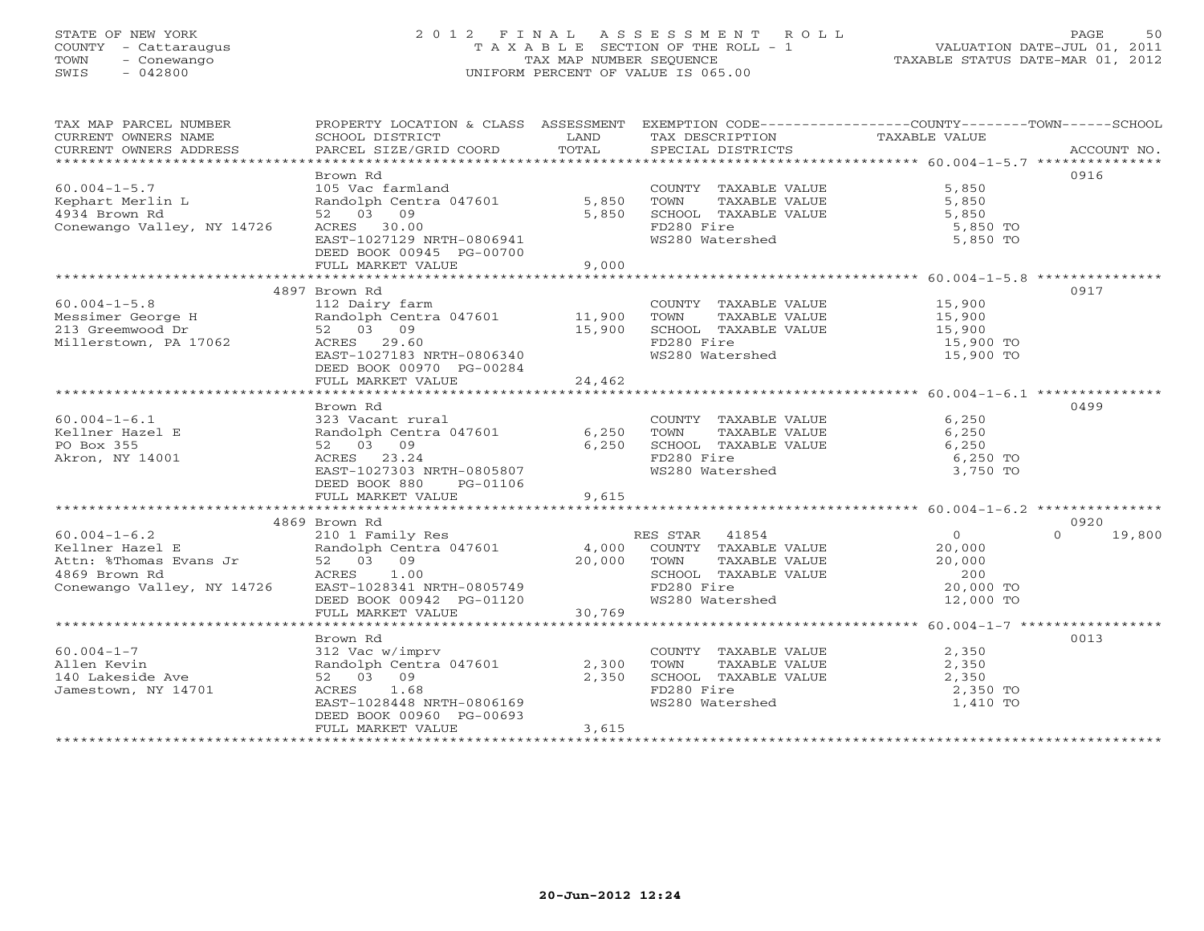STATE OF NEW YORK
COUNTY - Cattaraugus
TOWN - Conewango
SWIS - 042800

# 2012 FINAL ASSESSMENT ROLL
TAXABLE SECTION OF THE ROLL - 1
TAX MAP NUMBER SEQUENCE
UNIFORM PERCENT OF VALUE IS 065.00

VALUATION DATE-JUL 01, 2011
TAXABLE STATUS DATE-MAR 01, 2012

| TAX MAP PARCEL NUMBER / CURRENT OWNERS NAME / CURRENT OWNERS ADDRESS | PROPERTY LOCATION & CLASS / SCHOOL DISTRICT / PARCEL SIZE/GRID COORD | ASSESSMENT LAND | TOTAL | EXEMPTION CODE / TAX DESCRIPTION / SPECIAL DISTRICTS | COUNTY / TOWN / SCHOOL TAXABLE VALUE | ACCOUNT NO. |
|---|---|---|---|---|---|---|
| 60.004-1-5.7 | Brown Rd | | | | | 0916 |
| 60.004-1-5.7 | 105 Vac farmland | | | COUNTY TAXABLE VALUE | 5,850 | |
| Kephart Merlin L | Randolph Centra 047601 | 5,850 | | TOWN TAXABLE VALUE | 5,850 | |
| 4934 Brown Rd | 52 03 09 | | 5,850 | SCHOOL TAXABLE VALUE | 5,850 | |
| Conewango Valley, NY 14726 | ACRES 30.00 | | | FD280 Fire | 5,850 TO | |
| | EAST-1027129 NRTH-0806941 | | | WS280 Watershed | 5,850 TO | |
| | DEED BOOK 00945 PG-00700 | | | | | |
| | FULL MARKET VALUE | | 9,000 | | | |
| 60.004-1-5.8 | 4897 Brown Rd | | | | | 0917 |
| 60.004-1-5.8 | 112 Dairy farm | | | COUNTY TAXABLE VALUE | 15,900 | |
| Messimer George H | Randolph Centra 047601 | 11,900 | | TOWN TAXABLE VALUE | 15,900 | |
| 213 Greemwood Dr | 52 03 09 | | 15,900 | SCHOOL TAXABLE VALUE | 15,900 | |
| Millerstown, PA 17062 | ACRES 29.60 | | | FD280 Fire | 15,900 TO | |
| | EAST-1027183 NRTH-0806340 | | | WS280 Watershed | 15,900 TO | |
| | DEED BOOK 00970 PG-00284 | | | | | |
| | FULL MARKET VALUE | | 24,462 | | | |
| 60.004-1-6.1 | Brown Rd | | | | | 0499 |
| 60.004-1-6.1 | 323 Vacant rural | | | COUNTY TAXABLE VALUE | 6,250 | |
| Kellner Hazel E | Randolph Centra 047601 | 6,250 | | TOWN TAXABLE VALUE | 6,250 | |
| PO Box 355 | 52 03 09 | | 6,250 | SCHOOL TAXABLE VALUE | 6,250 | |
| Akron, NY 14001 | ACRES 23.24 | | | FD280 Fire | 6,250 TO | |
| | EAST-1027303 NRTH-0805807 | | | WS280 Watershed | 3,750 TO | |
| | DEED BOOK 880 PG-01106 | | | | | |
| | FULL MARKET VALUE | | 9,615 | | | |
| 60.004-1-6.2 | 4869 Brown Rd | | | | | 0920 |
| 60.004-1-6.2 | 210 1 Family Res | | | RES STAR 41854 | 0 / 0 / 19,800 | |
| Kellner Hazel E | Randolph Centra 047601 | 4,000 | | COUNTY TAXABLE VALUE | 20,000 | |
| Attn: %Thomas Evans Jr | 52 03 09 | | 20,000 | TOWN TAXABLE VALUE | 20,000 | |
| 4869 Brown Rd | ACRES 1.00 | | | SCHOOL TAXABLE VALUE | 200 | |
| Conewango Valley, NY 14726 | EAST-1028341 NRTH-0805749 | | | FD280 Fire | 20,000 TO | |
| | DEED BOOK 00942 PG-01120 | | | WS280 Watershed | 12,000 TO | |
| | FULL MARKET VALUE | | 30,769 | | | |
| 60.004-1-7 | Brown Rd | | | | | 0013 |
| 60.004-1-7 | 312 Vac w/imprv | | | COUNTY TAXABLE VALUE | 2,350 | |
| Allen Kevin | Randolph Centra 047601 | 2,300 | | TOWN TAXABLE VALUE | 2,350 | |
| 140 Lakeside Ave | 52 03 09 | | 2,350 | SCHOOL TAXABLE VALUE | 2,350 | |
| Jamestown, NY 14701 | ACRES 1.68 | | | FD280 Fire | 2,350 TO | |
| | EAST-1028448 NRTH-0806169 | | | WS280 Watershed | 1,410 TO | |
| | DEED BOOK 00960 PG-00693 | | | | | |
| | FULL MARKET VALUE | | 3,615 | | | |

20-Jun-2012 12:24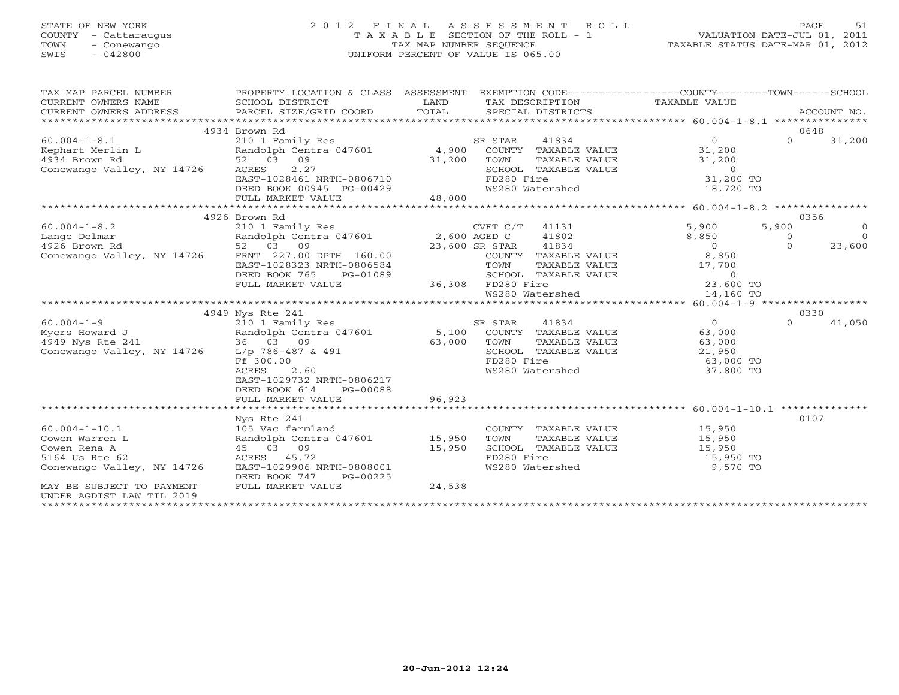STATE OF NEW YORK
COUNTY - Cattaraugus
TOWN - Conewango
SWIS - 042800

2012 FINAL ASSESSMENT ROLL
TAXABLE SECTION OF THE ROLL - 1
TAX MAP NUMBER SEQUENCE
UNIFORM PERCENT OF VALUE IS 065.00

VALUATION DATE-JUL 01, 2011
TAXABLE STATUS DATE-MAR 01, 2012

| TAX MAP PARCEL NUMBER / CURRENT OWNERS NAME / CURRENT OWNERS ADDRESS | PROPERTY LOCATION & CLASS / SCHOOL DISTRICT / PARCEL SIZE/GRID COORD | ASSESSMENT LAND / TOTAL | EXEMPTION CODE / TAX DESCRIPTION / SPECIAL DISTRICTS | COUNTY TAXABLE VALUE | TOWN | SCHOOL | ACCOUNT NO. |
|---|---|---|---|---|---|---|---|
| **60.004-1-8.1** | 4934 Brown Rd | | | | | | 0648 |
| 60.004-1-8.1 | 210 1 Family Res | | SR STAR 41834 | 0 | 0 | 31,200 | |
| Kephart Merlin L | Randolph Centra 047601 | 4,900 | COUNTY TAXABLE VALUE | 31,200 | | | |
| 4934 Brown Rd | 52 03 09 | 31,200 | TOWN TAXABLE VALUE | 31,200 | | | |
| Conewango Valley, NY 14726 | ACRES 2.27 | | SCHOOL TAXABLE VALUE | 0 | | | |
| | EAST-1028461 NRTH-0806710 | | FD280 Fire | 31,200 TO | | | |
| | DEED BOOK 00945 PG-00429 | | WS280 Watershed | 18,720 TO | | | |
| | FULL MARKET VALUE | 48,000 | | | | | |
| **60.004-1-8.2** | 4926 Brown Rd | | | | | | 0356 |
| 60.004-1-8.2 | 210 1 Family Res | | CVET C/T 41131 | 5,900 | 5,900 | 0 | |
| Lange Delmar | Randolph Centra 047601 | 2,600 | AGED C 41802 | 8,850 | 0 | 0 | |
| 4926 Brown Rd | 52 03 09 | 23,600 | SR STAR 41834 | 0 | 0 | 23,600 | |
| Conewango Valley, NY 14726 | FRNT 227.00 DPTH 160.00 | | COUNTY TAXABLE VALUE | 8,850 | | | |
| | EAST-1028323 NRTH-0806584 | | TOWN TAXABLE VALUE | 17,700 | | | |
| | DEED BOOK 765 PG-01089 | | SCHOOL TAXABLE VALUE | 0 | | | |
| | FULL MARKET VALUE | 36,308 | FD280 Fire | 23,600 TO | | | |
| | | | WS280 Watershed | 14,160 TO | | | |
| **60.004-1-9** | 4949 Nys Rte 241 | | | | | | 0330 |
| 60.004-1-9 | 210 1 Family Res | | SR STAR 41834 | 0 | 0 | 41,050 | |
| Myers Howard J | Randolph Centra 047601 | 5,100 | COUNTY TAXABLE VALUE | 63,000 | | | |
| 4949 Nys Rte 241 | 36 03 09 | 63,000 | TOWN TAXABLE VALUE | 63,000 | | | |
| Conewango Valley, NY 14726 | L/p 786-487 & 491 | | SCHOOL TAXABLE VALUE | 21,950 | | | |
| | Ff 300.00 | | FD280 Fire | 63,000 TO | | | |
| | ACRES 2.60 | | WS280 Watershed | 37,800 TO | | | |
| | EAST-1029732 NRTH-0806217 | | | | | | |
| | DEED BOOK 614 PG-00088 | | | | | | |
| | FULL MARKET VALUE | 96,923 | | | | | |
| **60.004-1-10.1** | Nys Rte 241 | | | | | | 0107 |
| 60.004-1-10.1 | 105 Vac farmland | | COUNTY TAXABLE VALUE | 15,950 | | | |
| Cowen Warren L | Randolph Centra 047601 | 15,950 | TOWN TAXABLE VALUE | 15,950 | | | |
| Cowen Rena A | 45 03 09 | 15,950 | SCHOOL TAXABLE VALUE | 15,950 | | | |
| 5164 Us Rte 62 | ACRES 45.72 | | FD280 Fire | 15,950 TO | | | |
| Conewango Valley, NY 14726 | EAST-1029906 NRTH-0808001 | | WS280 Watershed | 9,570 TO | | | |
| | DEED BOOK 747 PG-00225 | | | | | | |
| MAY BE SUBJECT TO PAYMENT | FULL MARKET VALUE | 24,538 | | | | | |
| UNDER AGDIST LAW TIL 2019 | | | | | | | |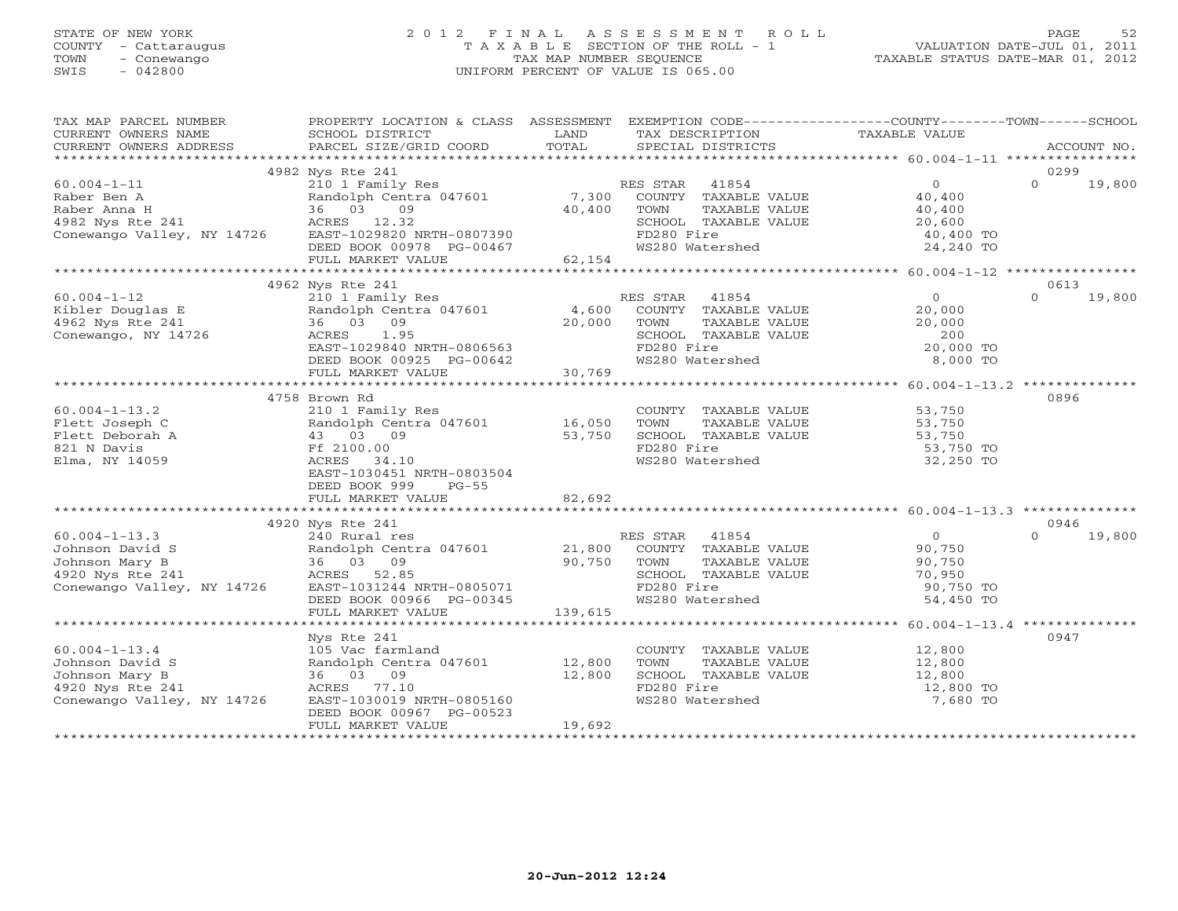STATE OF NEW YORK
COUNTY - Cattaraugus
TOWN - Conewango
SWIS - 042800

2012 FINAL ASSESSMENT ROLL
TAXABLE SECTION OF THE ROLL - 1
TAX MAP NUMBER SEQUENCE
UNIFORM PERCENT OF VALUE IS 065.00

VALUATION DATE-JUL 01, 2011
TAXABLE STATUS DATE-MAR 01, 2012

| TAX MAP PARCEL NUMBER / CURRENT OWNERS NAME / CURRENT OWNERS ADDRESS | PROPERTY LOCATION & CLASS / SCHOOL DISTRICT / PARCEL SIZE/GRID COORD | ASSESSMENT LAND / TOTAL | EXEMPTION CODE / TAX DESCRIPTION / SPECIAL DISTRICTS | COUNTY / TAXABLE VALUE | TOWN | SCHOOL / ACCOUNT NO. |
|---|---|---|---|---|---|---|
| | 4982 Nys Rte 241 | | | | | 0299 |
| 60.004-1-11 | 210 1 Family Res | | RES STAR 41854 | 0 | 0 | 19,800 |
| Raber Ben A | Randolph Centra 047601 | 7,300 | COUNTY TAXABLE VALUE | 40,400 | | |
| Raber Anna H | 36 03 09 | 40,400 | TOWN TAXABLE VALUE | 40,400 | | |
| 4982 Nys Rte 241 | ACRES 12.32 | | SCHOOL TAXABLE VALUE | 20,600 | | |
| Conewango Valley, NY 14726 | EAST-1029820 NRTH-0807390 | | FD280 Fire | 40,400 TO | | |
| | DEED BOOK 00978 PG-00467 | | WS280 Watershed | 24,240 TO | | |
| | FULL MARKET VALUE | 62,154 | | | | |
| | 4962 Nys Rte 241 | | | | | 0613 |
| 60.004-1-12 | 210 1 Family Res | | RES STAR 41854 | 0 | 0 | 19,800 |
| Kibler Douglas E | Randolph Centra 047601 | 4,600 | COUNTY TAXABLE VALUE | 20,000 | | |
| 4962 Nys Rte 241 | 36 03 09 | 20,000 | TOWN TAXABLE VALUE | 20,000 | | |
| Conewango, NY 14726 | ACRES 1.95 | | SCHOOL TAXABLE VALUE | 200 | | |
| | EAST-1029840 NRTH-0806563 | | FD280 Fire | 20,000 TO | | |
| | DEED BOOK 00925 PG-00642 | | WS280 Watershed | 8,000 TO | | |
| | FULL MARKET VALUE | 30,769 | | | | |
| | 4758 Brown Rd | | | | | 0896 |
| 60.004-1-13.2 | 210 1 Family Res | | COUNTY TAXABLE VALUE | 53,750 | | |
| Flett Joseph C | Randolph Centra 047601 | 16,050 | TOWN TAXABLE VALUE | 53,750 | | |
| Flett Deborah A | 43 03 09 | 53,750 | SCHOOL TAXABLE VALUE | 53,750 | | |
| 821 N Davis | Ff 2100.00 | | FD280 Fire | 53,750 TO | | |
| Elma, NY 14059 | ACRES 34.10 | | WS280 Watershed | 32,250 TO | | |
| | EAST-1030451 NRTH-0803504 | | | | | |
| | DEED BOOK 999 PG-55 | | | | | |
| | FULL MARKET VALUE | 82,692 | | | | |
| | 4920 Nys Rte 241 | | | | | 0946 |
| 60.004-1-13.3 | 240 Rural res | | RES STAR 41854 | 0 | 0 | 19,800 |
| Johnson David S | Randolph Centra 047601 | 21,800 | COUNTY TAXABLE VALUE | 90,750 | | |
| Johnson Mary B | 36 03 09 | 90,750 | TOWN TAXABLE VALUE | 90,750 | | |
| 4920 Nys Rte 241 | ACRES 52.85 | | SCHOOL TAXABLE VALUE | 70,950 | | |
| Conewango Valley, NY 14726 | EAST-1031244 NRTH-0805071 | | FD280 Fire | 90,750 TO | | |
| | DEED BOOK 00966 PG-00345 | | WS280 Watershed | 54,450 TO | | |
| | FULL MARKET VALUE | 139,615 | | | | |
| | Nys Rte 241 | | | | | 0947 |
| 60.004-1-13.4 | 105 Vac farmland | | COUNTY TAXABLE VALUE | 12,800 | | |
| Johnson David S | Randolph Centra 047601 | 12,800 | TOWN TAXABLE VALUE | 12,800 | | |
| Johnson Mary B | 36 03 09 | 12,800 | SCHOOL TAXABLE VALUE | 12,800 | | |
| 4920 Nys Rte 241 | ACRES 77.10 | | FD280 Fire | 12,800 TO | | |
| Conewango Valley, NY 14726 | EAST-1030019 NRTH-0805160 | | WS280 Watershed | 7,680 TO | | |
| | DEED BOOK 00967 PG-00523 | | | | | |
| | FULL MARKET VALUE | 19,692 | | | | |

20-Jun-2012 12:24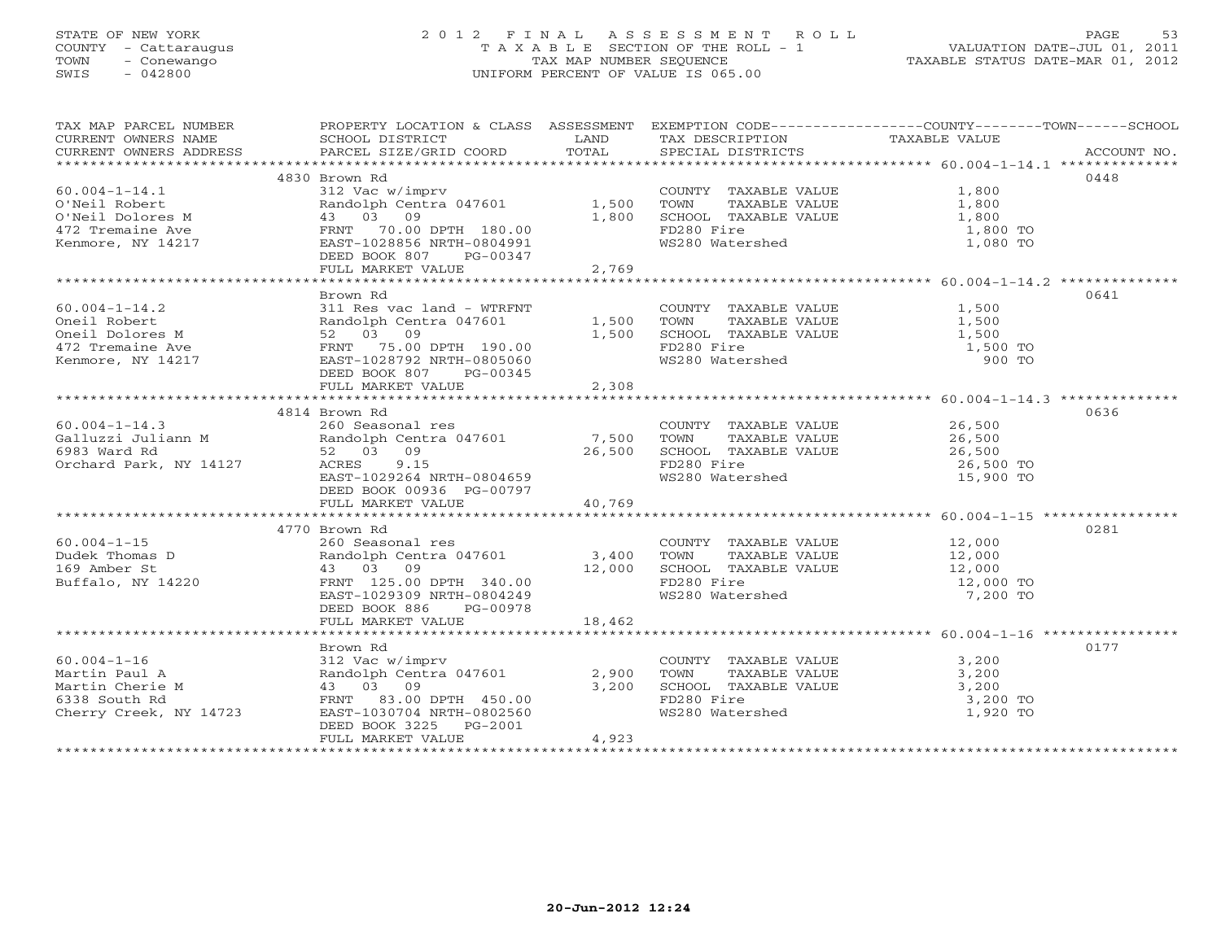STATE OF NEW YORK
COUNTY - Cattaraugus
TOWN - Conewango
SWIS - 042800

# 2012 FINAL ASSESSMENT ROLL
TAXABLE SECTION OF THE ROLL - 1
TAX MAP NUMBER SEQUENCE
UNIFORM PERCENT OF VALUE IS 065.00

VALUATION DATE-JUL 01, 2011
TAXABLE STATUS DATE-MAR 01, 2012

| TAX MAP PARCEL NUMBER / CURRENT OWNERS NAME / CURRENT OWNERS ADDRESS | PROPERTY LOCATION & CLASS / SCHOOL DISTRICT / PARCEL SIZE/GRID COORD | ASSESSMENT LAND / TOTAL | EXEMPTION CODE / TAX DESCRIPTION / SPECIAL DISTRICTS | TAXABLE VALUE (COUNTY/TOWN/SCHOOL) | ACCOUNT NO. |
|---|---|---|---|---|---|
| 60.004-1-14.1 | 4830 Brown Rd | | | | 0448 |
| O'Neil Robert | 312 Vac w/imprv | | COUNTY TAXABLE VALUE | 1,800 | |
| O'Neil Dolores M | Randolph Centra 047601 | 1,500 | TOWN TAXABLE VALUE | 1,800 | |
| 472 Tremaine Ave | 43 03 09 | 1,800 | SCHOOL TAXABLE VALUE | 1,800 | |
| Kenmore, NY 14217 | FRNT 70.00 DPTH 180.00 | | FD280 Fire | 1,800 TO | |
| | EAST-1028856 NRTH-0804991 | | WS280 Watershed | 1,080 TO | |
| | DEED BOOK 807 PG-00347 | | | | |
| | FULL MARKET VALUE | 2,769 | | | |
| 60.004-1-14.2 | Brown Rd | | | | 0641 |
| Oneil Robert | 311 Res vac land - WTRFNT | | COUNTY TAXABLE VALUE | 1,500 | |
| Oneil Dolores M | Randolph Centra 047601 | 1,500 | TOWN TAXABLE VALUE | 1,500 | |
| 472 Tremaine Ave | 52 03 09 | 1,500 | SCHOOL TAXABLE VALUE | 1,500 | |
| Kenmore, NY 14217 | FRNT 75.00 DPTH 190.00 | | FD280 Fire | 1,500 TO | |
| | EAST-1028792 NRTH-0805060 | | WS280 Watershed | 900 TO | |
| | DEED BOOK 807 PG-00345 | | | | |
| | FULL MARKET VALUE | 2,308 | | | |
| 60.004-1-14.3 | 4814 Brown Rd | | | | 0636 |
| Galluzzi Juliann M | 260 Seasonal res | | COUNTY TAXABLE VALUE | 26,500 | |
| 6983 Ward Rd | Randolph Centra 047601 | 7,500 | TOWN TAXABLE VALUE | 26,500 | |
| Orchard Park, NY 14127 | 52 03 09 | 26,500 | SCHOOL TAXABLE VALUE | 26,500 | |
| | ACRES 9.15 | | FD280 Fire | 26,500 TO | |
| | EAST-1029264 NRTH-0804659 | | WS280 Watershed | 15,900 TO | |
| | DEED BOOK 00936 PG-00797 | | | | |
| | FULL MARKET VALUE | 40,769 | | | |
| 60.004-1-15 | 4770 Brown Rd | | | | 0281 |
| Dudek Thomas D | 260 Seasonal res | | COUNTY TAXABLE VALUE | 12,000 | |
| 169 Amber St | Randolph Centra 047601 | 3,400 | TOWN TAXABLE VALUE | 12,000 | |
| Buffalo, NY 14220 | 43 03 09 | 12,000 | SCHOOL TAXABLE VALUE | 12,000 | |
| | FRNT 125.00 DPTH 340.00 | | FD280 Fire | 12,000 TO | |
| | EAST-1029309 NRTH-0804249 | | WS280 Watershed | 7,200 TO | |
| | DEED BOOK 886 PG-00978 | | | | |
| | FULL MARKET VALUE | 18,462 | | | |
| 60.004-1-16 | Brown Rd | | | | 0177 |
| Martin Paul A | 312 Vac w/imprv | | COUNTY TAXABLE VALUE | 3,200 | |
| Martin Cherie M | Randolph Centra 047601 | 2,900 | TOWN TAXABLE VALUE | 3,200 | |
| 6338 South Rd | 43 03 09 | 3,200 | SCHOOL TAXABLE VALUE | 3,200 | |
| Cherry Creek, NY 14723 | FRNT 83.00 DPTH 450.00 | | FD280 Fire | 3,200 TO | |
| | EAST-1030704 NRTH-0802560 | | WS280 Watershed | 1,920 TO | |
| | DEED BOOK 3225 PG-2001 | | | | |
| | FULL MARKET VALUE | 4,923 | | | |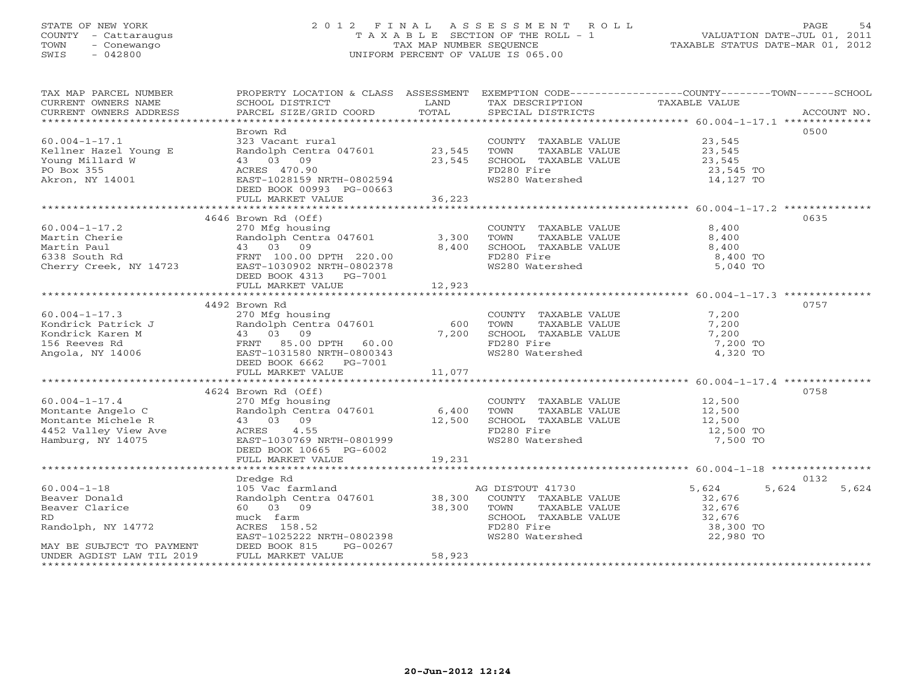STATE OF NEW YORK
COUNTY - Cattaraugus
TOWN - Conewango
SWIS - 042800

# 2012 FINAL ASSESSMENT ROLL

TAXABLE SECTION OF THE ROLL - 1
TAX MAP NUMBER SEQUENCE
UNIFORM PERCENT OF VALUE IS 065.00

VALUATION DATE-JUL 01, 2011
TAXABLE STATUS DATE-MAR 01, 2012

| TAX MAP PARCEL NUMBER / CURRENT OWNERS NAME / CURRENT OWNERS ADDRESS | PROPERTY LOCATION & CLASS / SCHOOL DISTRICT / PARCEL SIZE/GRID COORD | ASSESSMENT LAND / TOTAL | EXEMPTION CODE / TAX DESCRIPTION / SPECIAL DISTRICTS | COUNTY TAXABLE VALUE | TOWN | SCHOOL | ACCOUNT NO. |
|---|---|---|---|---|---|---|---|
| 60.004-1-17.1 | Brown Rd | | | | | | 0500 |
| | 323 Vacant rural | | COUNTY TAXABLE VALUE | 23,545 | | | |
| Kellner Hazel Young E | Randolph Centra 047601 | 23,545 | TOWN TAXABLE VALUE | 23,545 | | | |
| Young Millard W | 43 03 09 | 23,545 | SCHOOL TAXABLE VALUE | 23,545 | | | |
| PO Box 355 | ACRES 470.90 | | FD280 Fire | 23,545 TO | | | |
| Akron, NY 14001 | EAST-1028159 NRTH-0802594 | | WS280 Watershed | 14,127 TO | | | |
| | DEED BOOK 00993 PG-00663 | | | | | | |
| | FULL MARKET VALUE | 36,223 | | | | | |
| 60.004-1-17.2 | 4646 Brown Rd (Off) | | | | | | 0635 |
| | 270 Mfg housing | | COUNTY TAXABLE VALUE | 8,400 | | | |
| Martin Cherie | Randolph Centra 047601 | 3,300 | TOWN TAXABLE VALUE | 8,400 | | | |
| Martin Paul | 43 03 09 | 8,400 | SCHOOL TAXABLE VALUE | 8,400 | | | |
| 6338 South Rd | FRNT 100.00 DPTH 220.00 | | FD280 Fire | 8,400 TO | | | |
| Cherry Creek, NY 14723 | EAST-1030902 NRTH-0802378 | | WS280 Watershed | 5,040 TO | | | |
| | DEED BOOK 4313 PG-7001 | | | | | | |
| | FULL MARKET VALUE | 12,923 | | | | | |
| 60.004-1-17.3 | 4492 Brown Rd | | | | | | 0757 |
| | 270 Mfg housing | | COUNTY TAXABLE VALUE | 7,200 | | | |
| Kondrick Patrick J | Randolph Centra 047601 | 600 | TOWN TAXABLE VALUE | 7,200 | | | |
| Kondrick Karen M | 43 03 09 | 7,200 | SCHOOL TAXABLE VALUE | 7,200 | | | |
| 156 Reeves Rd | FRNT 85.00 DPTH 60.00 | | FD280 Fire | 7,200 TO | | | |
| Angola, NY 14006 | EAST-1031580 NRTH-0800343 | | WS280 Watershed | 4,320 TO | | | |
| | DEED BOOK 6662 PG-7001 | | | | | | |
| | FULL MARKET VALUE | 11,077 | | | | | |
| 60.004-1-17.4 | 4624 Brown Rd (Off) | | | | | | 0758 |
| | 270 Mfg housing | | COUNTY TAXABLE VALUE | 12,500 | | | |
| Montante Angelo C | Randolph Centra 047601 | 6,400 | TOWN TAXABLE VALUE | 12,500 | | | |
| Montante Michele R | 43 03 09 | 12,500 | SCHOOL TAXABLE VALUE | 12,500 | | | |
| 4452 Valley View Ave | ACRES 4.55 | | FD280 Fire | 12,500 TO | | | |
| Hamburg, NY 14075 | EAST-1030769 NRTH-0801999 | | WS280 Watershed | 7,500 TO | | | |
| | DEED BOOK 10665 PG-6002 | | | | | | |
| | FULL MARKET VALUE | 19,231 | | | | | |
| 60.004-1-18 | Dredge Rd | | | | | | 0132 |
| | 105 Vac farmland | | AG DISTOUT 41730 | 5,624 | 5,624 | 5,624 | |
| Beaver Donald | Randolph Centra 047601 | 38,300 | COUNTY TAXABLE VALUE | 32,676 | | | |
| Beaver Clarice | 60 03 09 | 38,300 | TOWN TAXABLE VALUE | 32,676 | | | |
| RD | muck farm | | SCHOOL TAXABLE VALUE | 32,676 | | | |
| Randolph, NY 14772 | ACRES 158.52 | | FD280 Fire | 38,300 TO | | | |
| | EAST-1025222 NRTH-0802398 | | WS280 Watershed | 22,980 TO | | | |
| MAY BE SUBJECT TO PAYMENT | DEED BOOK 815 PG-00267 | | | | | | |
| UNDER AGDIST LAW TIL 2019 | FULL MARKET VALUE | 58,923 | | | | | |

20-Jun-2012 12:24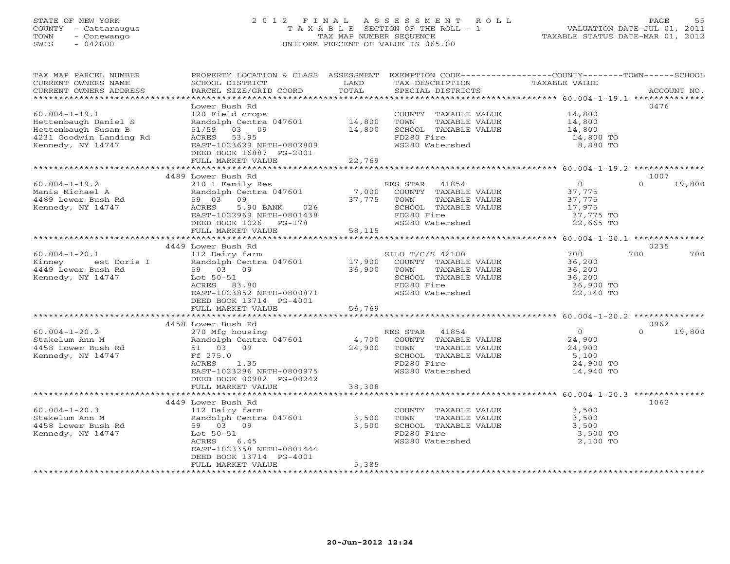STATE OF NEW YORK
COUNTY - Cattaraugus
TOWN - Conewango
SWIS - 042800

# 2012 FINAL ASSESSMENT ROLL

TAXABLE SECTION OF THE ROLL - 1
TAX MAP NUMBER SEQUENCE
UNIFORM PERCENT OF VALUE IS 065.00

VALUATION DATE-JUL 01, 2011
TAXABLE STATUS DATE-MAR 01, 2012

| TAX MAP PARCEL NUMBER / CURRENT OWNERS NAME / CURRENT OWNERS ADDRESS | PROPERTY LOCATION & CLASS / SCHOOL DISTRICT / PARCEL SIZE/GRID COORD | ASSESSMENT LAND | ASSESSMENT TOTAL | EXEMPTION CODE / TAX DESCRIPTION / SPECIAL DISTRICTS | COUNTY TAXABLE VALUE | TOWN | SCHOOL | ACCOUNT NO. |
|---|---|---|---|---|---|---|---|---|
| **60.004-1-19.1** | Lower Bush Rd | | | | | | | 0476 |
| Hettenbaugh Daniel S | 120 Field crops | | | COUNTY TAXABLE VALUE | 14,800 | | | |
| Hettenbaugh Susan B | Randolph Centra 047601 | 14,800 | | TOWN TAXABLE VALUE | 14,800 | | | |
| 4231 Goodwin Landing Rd | 51/59 03 09 | | 14,800 | SCHOOL TAXABLE VALUE | 14,800 | | | |
| Kennedy, NY 14747 | ACRES 53.95 | | | FD280 Fire | 14,800 TO | | | |
| | EAST-1023629 NRTH-0802809 | | | WS280 Watershed | 8,880 TO | | | |
| | DEED BOOK 16887 PG-2001 | | | | | | | |
| | FULL MARKET VALUE | | 22,769 | | | | | |
| **60.004-1-19.2** | 4489 Lower Bush Rd | | | | | | | 1007 |
| Manis Michael A | 210 1 Family Res | | | RES STAR 41854 | 0 | 0 | 19,800 | |
| 4489 Lower Bush Rd | Randolph Centra 047601 | 7,000 | | COUNTY TAXABLE VALUE | 37,775 | | | |
| Kennedy, NY 14747 | 59 03 09 | | 37,775 | TOWN TAXABLE VALUE | 37,775 | | | |
| | ACRES 5.90 BANK 026 | | | SCHOOL TAXABLE VALUE | 17,975 | | | |
| | EAST-1022969 NRTH-0801438 | | | FD280 Fire | 37,775 TO | | | |
| | DEED BOOK 1026 PG-178 | | | WS280 Watershed | 22,665 TO | | | |
| | FULL MARKET VALUE | | 58,115 | | | | | |
| **60.004-1-20.1** | 4449 Lower Bush Rd | | | | | | | 0235 |
| Kinney est Doris I | 112 Dairy farm | | | SILO T/C/S 42100 | 700 | 700 | 700 | |
| 4449 Lower Bush Rd | Randolph Centra 047601 | 17,900 | | COUNTY TAXABLE VALUE | 36,200 | | | |
| Kennedy, NY 14747 | 59 03 09 | | 36,900 | TOWN TAXABLE VALUE | 36,200 | | | |
| | Lot 50-51 | | | SCHOOL TAXABLE VALUE | 36,200 | | | |
| | ACRES 83.80 | | | FD280 Fire | 36,900 TO | | | |
| | EAST-1023852 NRTH-0800871 | | | WS280 Watershed | 22,140 TO | | | |
| | DEED BOOK 13714 PG-4001 | | | | | | | |
| | FULL MARKET VALUE | | 56,769 | | | | | |
| **60.004-1-20.2** | 4458 Lower Bush Rd | | | | | | | 0962 |
| Stakelum Ann M | 270 Mfg housing | | | RES STAR 41854 | 0 | 0 | 19,800 | |
| 4458 Lower Bush Rd | Randolph Centra 047601 | 4,700 | | COUNTY TAXABLE VALUE | 24,900 | | | |
| Kennedy, NY 14747 | 51 03 09 | | 24,900 | TOWN TAXABLE VALUE | 24,900 | | | |
| | Ff 275.0 | | | SCHOOL TAXABLE VALUE | 5,100 | | | |
| | ACRES 1.35 | | | FD280 Fire | 24,900 TO | | | |
| | EAST-1023296 NRTH-0800975 | | | WS280 Watershed | 14,940 TO | | | |
| | DEED BOOK 00982 PG-00242 | | | | | | | |
| | FULL MARKET VALUE | | 38,308 | | | | | |
| **60.004-1-20.3** | 4449 Lower Bush Rd | | | | | | | 1062 |
| Stakelum Ann M | 112 Dairy farm | | | COUNTY TAXABLE VALUE | 3,500 | | | |
| 4458 Lower Bush Rd | Randolph Centra 047601 | 3,500 | | TOWN TAXABLE VALUE | 3,500 | | | |
| Kennedy, NY 14747 | 59 03 09 | | 3,500 | SCHOOL TAXABLE VALUE | 3,500 | | | |
| | Lot 50-51 | | | FD280 Fire | 3,500 TO | | | |
| | ACRES 6.45 | | | WS280 Watershed | 2,100 TO | | | |
| | EAST-1023358 NRTH-0801444 | | | | | | | |
| | DEED BOOK 13714 PG-4001 | | | | | | | |
| | FULL MARKET VALUE | | 5,385 | | | | | |

20-Jun-2012 12:24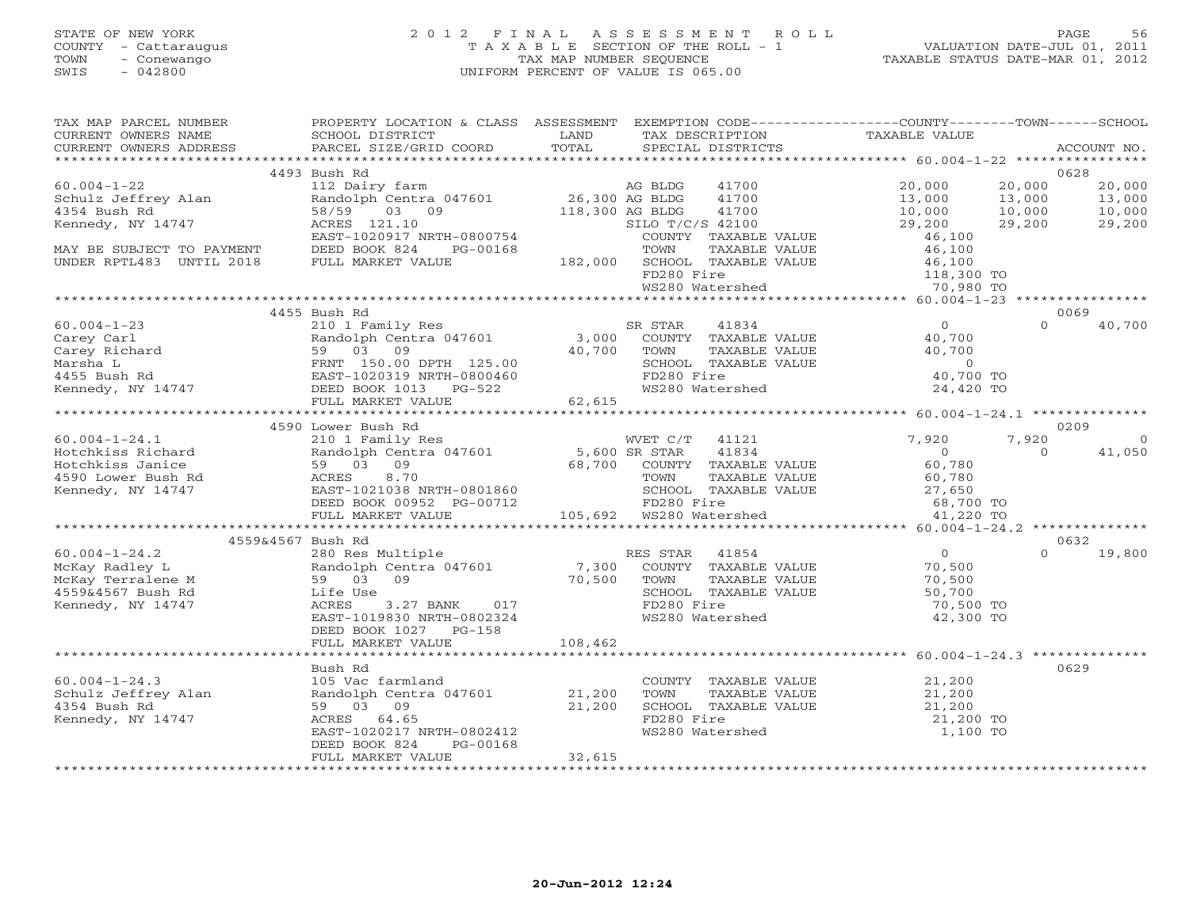STATE OF NEW YORK
COUNTY - Cattaraugus
TOWN - Conewango
SWIS - 042800

2012 FINAL ASSESSMENT ROLL
TAXABLE SECTION OF THE ROLL - 1
TAX MAP NUMBER SEQUENCE
UNIFORM PERCENT OF VALUE IS 065.00

VALUATION DATE-JUL 01, 2011
TAXABLE STATUS DATE-MAR 01, 2012

```
TAX MAP PARCEL NUMBER      PROPERTY LOCATION & CLASS  ASSESSMENT  EXEMPTION CODE-----------------COUNTY--------TOWN------SCHOOL
CURRENT OWNERS NAME        SCHOOL DISTRICT             LAND       TAX DESCRIPTION              TAXABLE VALUE
CURRENT OWNERS ADDRESS     PARCEL SIZE/GRID COORD      TOTAL      SPECIAL DISTRICTS                                        ACCOUNT NO.
******************************************************************************************************* 60.004-1-22 *****************
                  4493 Bush Rd                                                                                          0628
60.004-1-22                112 Dairy farm                  AG BLDG     41700             20,000     20,000      20,000
Schulz Jeffrey Alan        Randolph Centra 047601    26,300 AG BLDG     41700             13,000     13,000      13,000
4354 Bush Rd               58/59    03    09        118,300 AG BLDG     41700             10,000     10,000      10,000
Kennedy, NY 14747          ACRES  121.10                    SILO T/C/S 42100             29,200     29,200      29,200
                           EAST-1020917 NRTH-0800754        COUNTY  TAXABLE VALUE         46,100
MAY BE SUBJECT TO PAYMENT  DEED BOOK 824    PG-00168        TOWN    TAXABLE VALUE         46,100
UNDER RPTL483  UNTIL 2018  FULL MARKET VALUE        182,000 SCHOOL  TAXABLE VALUE         46,100
                                                            FD280 Fire                   118,300 TO
                                                            WS280 Watershed               70,980 TO
******************************************************************************************************* 60.004-1-23 *****************
                  4455 Bush Rd                                                                                          0069
60.004-1-23                210 1 Family Res                 SR STAR     41834                  0          0      40,700
Carey Carl                 Randolph Centra 047601     3,000  COUNTY  TAXABLE VALUE         40,700
Carey Richard              59    03    09             40,700  TOWN    TAXABLE VALUE         40,700
Marsha L                   FRNT 150.00 DPTH 125.00          SCHOOL  TAXABLE VALUE              0
4455 Bush Rd               EAST-1020319 NRTH-0800460        FD280 Fire                    40,700 TO
Kennedy, NY 14747          DEED BOOK 1013   PG-522          WS280 Watershed               24,420 TO
                           FULL MARKET VALUE          62,615
******************************************************************************************************* 60.004-1-24.1 ***************
                  4590 Lower Bush Rd                                                                                    0209
60.004-1-24.1              210 1 Family Res                 WVET C/T    41121              7,920      7,920           0
Hotchkiss Richard          Randolph Centra 047601     5,600 SR STAR     41834                  0          0      41,050
Hotchkiss Janice           59    03    09             68,700  COUNTY  TAXABLE VALUE         60,780
4590 Lower Bush Rd         ACRES    8.70                    TOWN    TAXABLE VALUE         60,780
Kennedy, NY 14747          EAST-1021038 NRTH-0801860        SCHOOL  TAXABLE VALUE         27,650
                           DEED BOOK 00952 PG-00712         FD280 Fire                    68,700 TO
                           FULL MARKET VALUE         105,692 WS280 Watershed              41,220 TO
******************************************************************************************************* 60.004-1-24.2 ***************
             4559&4567 Bush Rd                                                                                          0632
60.004-1-24.2              280 Res Multiple                 RES STAR    41854                  0          0      19,800
McKay Radley L             Randolph Centra 047601     7,300  COUNTY  TAXABLE VALUE         70,500
McKay Terralene M          59    03    09             70,500  TOWN    TAXABLE VALUE         70,500
4559&4567 Bush Rd          Life Use                         SCHOOL  TAXABLE VALUE         50,700
Kennedy, NY 14747          ACRES    3.27 BANK    017        FD280 Fire                    70,500 TO
                           EAST-1019830 NRTH-0802324        WS280 Watershed               42,300 TO
                           DEED BOOK 1027   PG-158
                           FULL MARKET VALUE         108,462
******************************************************************************************************* 60.004-1-24.3 ***************
                           Bush Rd                                                                                      0629
60.004-1-24.3              105 Vac farmland                 COUNTY  TAXABLE VALUE         21,200
Schulz Jeffrey Alan        Randolph Centra 047601    21,200  TOWN    TAXABLE VALUE         21,200
4354 Bush Rd               59    03    09             21,200  SCHOOL  TAXABLE VALUE         21,200
Kennedy, NY 14747          ACRES   64.65                    FD280 Fire                    21,200 TO
                           EAST-1020217 NRTH-0802412        WS280 Watershed                1,100 TO
                           DEED BOOK 824    PG-00168
                           FULL MARKET VALUE          32,615
************************************************************************************************************************************
```

20-Jun-2012 12:24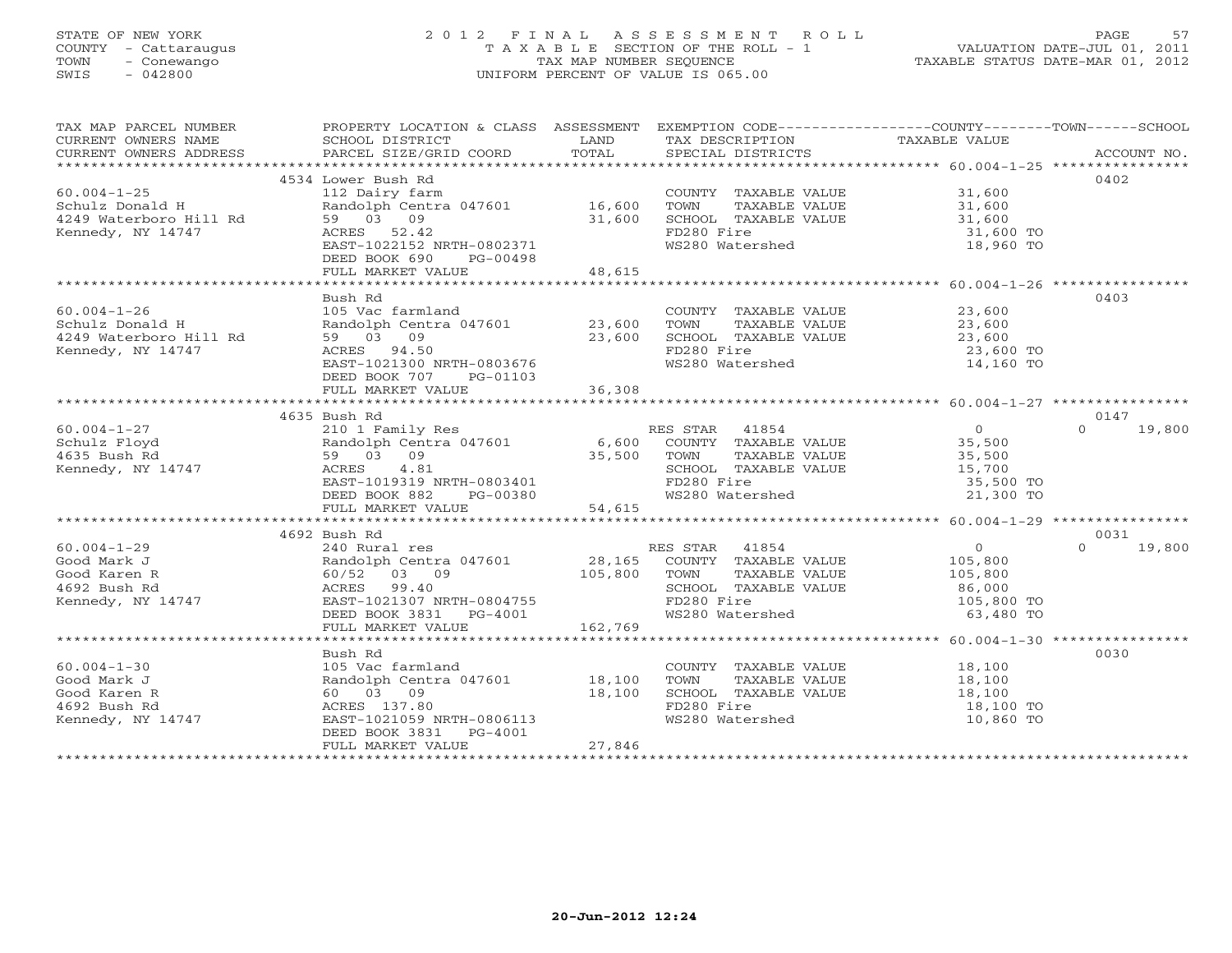STATE OF NEW YORK
COUNTY - Cattaraugus
TOWN - Conewango
SWIS - 042800

# 2012 FINAL ASSESSMENT ROLL

TAXABLE SECTION OF THE ROLL - 1
TAX MAP NUMBER SEQUENCE
UNIFORM PERCENT OF VALUE IS 065.00

VALUATION DATE-JUL 01, 2011
TAXABLE STATUS DATE-MAR 01, 2012

| TAX MAP PARCEL NUMBER / CURRENT OWNERS NAME / CURRENT OWNERS ADDRESS | PROPERTY LOCATION & CLASS / SCHOOL DISTRICT / PARCEL SIZE/GRID COORD | ASSESSMENT LAND / TOTAL | EXEMPTION CODE / TAX DESCRIPTION / SPECIAL DISTRICTS | COUNTY / TOWN TAXABLE VALUE | SCHOOL / ACCOUNT NO. |
|---|---|---|---|---|---|
| 60.004-1-25 | 4534 Lower Bush Rd | | | | 0402 |
| Schulz Donald H | 112 Dairy farm | | COUNTY TAXABLE VALUE | 31,600 | |
| 4249 Waterboro Hill Rd | Randolph Centra 047601 | 16,600 | TOWN TAXABLE VALUE | 31,600 | |
| Kennedy, NY 14747 | 59 03 09 | 31,600 | SCHOOL TAXABLE VALUE | 31,600 | |
| | ACRES 52.42 | | FD280 Fire | 31,600 TO | |
| | EAST-1022152 NRTH-0802371 | | WS280 Watershed | 18,960 TO | |
| | DEED BOOK 690 PG-00498 | | | | |
| | FULL MARKET VALUE | 48,615 | | | |
| 60.004-1-26 | Bush Rd | | | | 0403 |
| Schulz Donald H | 105 Vac farmland | | COUNTY TAXABLE VALUE | 23,600 | |
| 4249 Waterboro Hill Rd | Randolph Centra 047601 | 23,600 | TOWN TAXABLE VALUE | 23,600 | |
| Kennedy, NY 14747 | 59 03 09 | 23,600 | SCHOOL TAXABLE VALUE | 23,600 | |
| | ACRES 94.50 | | FD280 Fire | 23,600 TO | |
| | EAST-1021300 NRTH-0803676 | | WS280 Watershed | 14,160 TO | |
| | DEED BOOK 707 PG-01103 | | | | |
| | FULL MARKET VALUE | 36,308 | | | |
| 60.004-1-27 | 4635 Bush Rd | | | | 0147 |
| Schulz Floyd | 210 1 Family Res | | RES STAR 41854 | 0 | 0 19,800 |
| 4635 Bush Rd | Randolph Centra 047601 | 6,600 | COUNTY TAXABLE VALUE | 35,500 | |
| Kennedy, NY 14747 | 59 03 09 | 35,500 | TOWN TAXABLE VALUE | 35,500 | |
| | ACRES 4.81 | | SCHOOL TAXABLE VALUE | 15,700 | |
| | EAST-1019319 NRTH-0803401 | | FD280 Fire | 35,500 TO | |
| | DEED BOOK 882 PG-00380 | | WS280 Watershed | 21,300 TO | |
| | FULL MARKET VALUE | 54,615 | | | |
| 60.004-1-29 | 4692 Bush Rd | | | | 0031 |
| Good Mark J | 240 Rural res | | RES STAR 41854 | 0 | 0 19,800 |
| Good Karen R | Randolph Centra 047601 | 28,165 | COUNTY TAXABLE VALUE | 105,800 | |
| 4692 Bush Rd | 60/52 03 09 | 105,800 | TOWN TAXABLE VALUE | 105,800 | |
| Kennedy, NY 14747 | ACRES 99.40 | | SCHOOL TAXABLE VALUE | 86,000 | |
| | EAST-1021307 NRTH-0804755 | | FD280 Fire | 105,800 TO | |
| | DEED BOOK 3831 PG-4001 | | WS280 Watershed | 63,480 TO | |
| | FULL MARKET VALUE | 162,769 | | | |
| 60.004-1-30 | Bush Rd | | | | 0030 |
| Good Mark J | 105 Vac farmland | | COUNTY TAXABLE VALUE | 18,100 | |
| Good Karen R | Randolph Centra 047601 | 18,100 | TOWN TAXABLE VALUE | 18,100 | |
| 4692 Bush Rd | 60 03 09 | 18,100 | SCHOOL TAXABLE VALUE | 18,100 | |
| Kennedy, NY 14747 | ACRES 137.80 | | FD280 Fire | 18,100 TO | |
| | EAST-1021059 NRTH-0806113 | | WS280 Watershed | 10,860 TO | |
| | DEED BOOK 3831 PG-4001 | | | | |
| | FULL MARKET VALUE | 27,846 | | | |

20-Jun-2012 12:24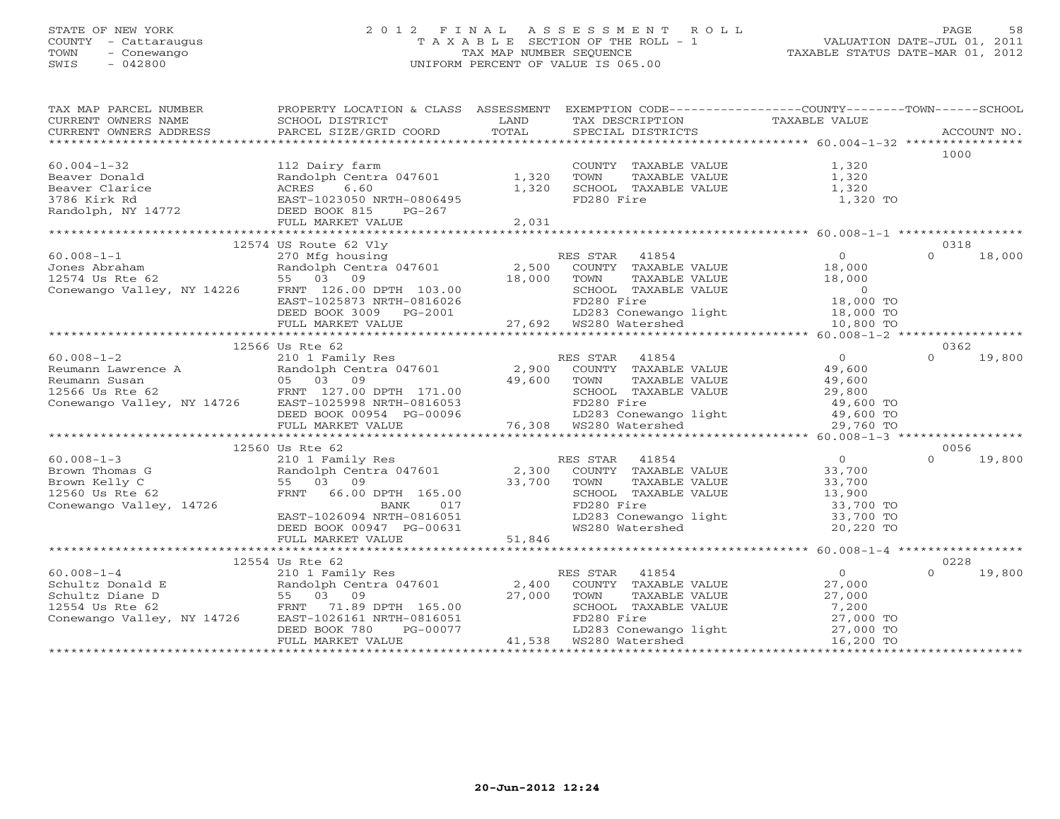STATE OF NEW YORK
COUNTY - Cattaraugus
TOWN - Conewango
SWIS - 042800

# 2012 FINAL ASSESSMENT ROLL
TAXABLE SECTION OF THE ROLL - 1
TAX MAP NUMBER SEQUENCE
UNIFORM PERCENT OF VALUE IS 065.00

VALUATION DATE-JUL 01, 2011
TAXABLE STATUS DATE-MAR 01, 2012

| TAX MAP PARCEL NUMBER / CURRENT OWNERS NAME / CURRENT OWNERS ADDRESS | PROPERTY LOCATION & CLASS / SCHOOL DISTRICT / PARCEL SIZE/GRID COORD | ASSESSMENT LAND / TOTAL | EXEMPTION CODE / TAX DESCRIPTION / SPECIAL DISTRICTS | COUNTY / TOWN TAXABLE VALUE | SCHOOL / ACCOUNT NO. |
|---|---|---|---|---|---|
| **60.004-1-32** | | | | | 1000 |
| 60.004-1-32 | 112 Dairy farm | | COUNTY TAXABLE VALUE | 1,320 | |
| Beaver Donald | Randolph Centra 047601 | 1,320 | TOWN TAXABLE VALUE | 1,320 | |
| Beaver Clarice | ACRES 6.60 | 1,320 | SCHOOL TAXABLE VALUE | 1,320 | |
| 3786 Kirk Rd | EAST-1023050 NRTH-0806495 | | FD280 Fire | 1,320 TO | |
| Randolph, NY 14772 | DEED BOOK 815 PG-267 | | | | |
| | FULL MARKET VALUE | 2,031 | | | |
| **60.008-1-1** | 12574 US Route 62 Vly | | | | 0318 |
| 60.008-1-1 | 270 Mfg housing | | RES STAR 41854 | 0 | 0 18,000 |
| Jones Abraham | Randolph Centra 047601 | 2,500 | COUNTY TAXABLE VALUE | 18,000 | |
| 12574 Us Rte 62 | 55 03 09 | 18,000 | TOWN TAXABLE VALUE | 18,000 | |
| Conewango Valley, NY 14226 | FRNT 126.00 DPTH 103.00 | | SCHOOL TAXABLE VALUE | 0 | |
| | EAST-1025873 NRTH-0816026 | | FD280 Fire | 18,000 TO | |
| | DEED BOOK 3009 PG-2001 | | LD283 Conewango light | 18,000 TO | |
| | FULL MARKET VALUE | 27,692 | WS280 Watershed | 10,800 TO | |
| **60.008-1-2** | 12566 Us Rte 62 | | | | 0362 |
| 60.008-1-2 | 210 1 Family Res | | RES STAR 41854 | 0 | 0 19,800 |
| Reumann Lawrence A | Randolph Centra 047601 | 2,900 | COUNTY TAXABLE VALUE | 49,600 | |
| Reumann Susan | 05 03 09 | 49,600 | TOWN TAXABLE VALUE | 49,600 | |
| 12566 Us Rte 62 | FRNT 127.00 DPTH 171.00 | | SCHOOL TAXABLE VALUE | 29,800 | |
| Conewango Valley, NY 14726 | EAST-1025998 NRTH-0816053 | | FD280 Fire | 49,600 TO | |
| | DEED BOOK 00954 PG-00096 | | LD283 Conewango light | 49,600 TO | |
| | FULL MARKET VALUE | 76,308 | WS280 Watershed | 29,760 TO | |
| **60.008-1-3** | 12560 Us Rte 62 | | | | 0056 |
| 60.008-1-3 | 210 1 Family Res | | RES STAR 41854 | 0 | 0 19,800 |
| Brown Thomas G | Randolph Centra 047601 | 2,300 | COUNTY TAXABLE VALUE | 33,700 | |
| Brown Kelly C | 55 03 09 | 33,700 | TOWN TAXABLE VALUE | 33,700 | |
| 12560 Us Rte 62 | FRNT 66.00 DPTH 165.00 | | SCHOOL TAXABLE VALUE | 13,900 | |
| Conewango Valley, 14726 | BANK 017 | | FD280 Fire | 33,700 TO | |
| | EAST-1026094 NRTH-0816051 | | LD283 Conewango light | 33,700 TO | |
| | DEED BOOK 00947 PG-00631 | | WS280 Watershed | 20,220 TO | |
| | FULL MARKET VALUE | 51,846 | | | |
| **60.008-1-4** | 12554 Us Rte 62 | | | | 0228 |
| 60.008-1-4 | 210 1 Family Res | | RES STAR 41854 | 0 | 0 19,800 |
| Schultz Donald E | Randolph Centra 047601 | 2,400 | COUNTY TAXABLE VALUE | 27,000 | |
| Schultz Diane D | 55 03 09 | 27,000 | TOWN TAXABLE VALUE | 27,000 | |
| 12554 Us Rte 62 | FRNT 71.89 DPTH 165.00 | | SCHOOL TAXABLE VALUE | 7,200 | |
| Conewango Valley, NY 14726 | EAST-1026161 NRTH-0816051 | | FD280 Fire | 27,000 TO | |
| | DEED BOOK 780 PG-00077 | | LD283 Conewango light | 27,000 TO | |
| | FULL MARKET VALUE | 41,538 | WS280 Watershed | 16,200 TO | |

20-Jun-2012 12:24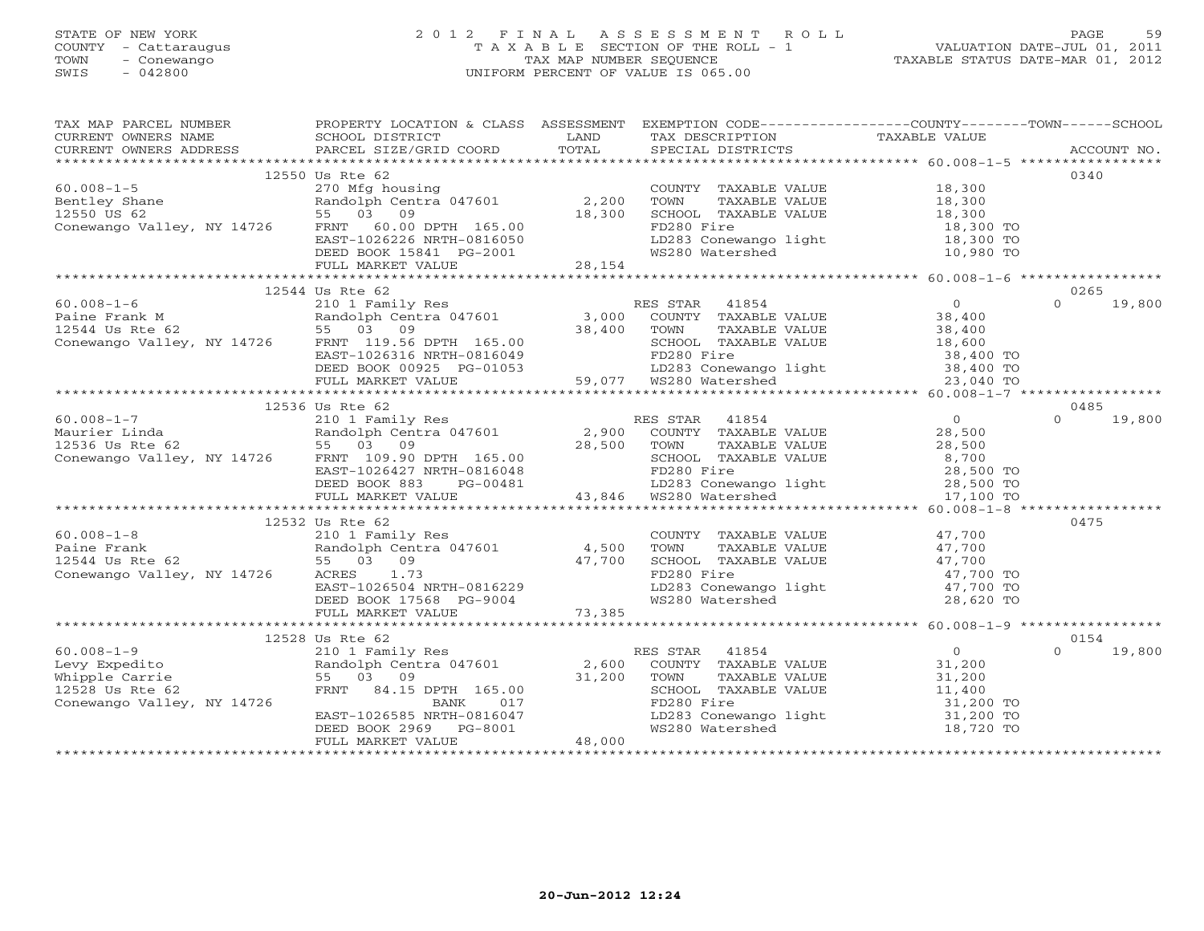STATE OF NEW YORK
COUNTY - Cattaraugus
TOWN - Conewango
SWIS - 042800

# 2012 FINAL ASSESSMENT ROLL

TAXABLE SECTION OF THE ROLL - 1
TAX MAP NUMBER SEQUENCE
UNIFORM PERCENT OF VALUE IS 065.00

VALUATION DATE-JUL 01, 2011
TAXABLE STATUS DATE-MAR 01, 2012

| TAX MAP PARCEL NUMBER / CURRENT OWNERS NAME / CURRENT OWNERS ADDRESS | PROPERTY LOCATION & CLASS / SCHOOL DISTRICT / PARCEL SIZE/GRID COORD | ASSESSMENT LAND / TOTAL | EXEMPTION CODE / TAX DESCRIPTION / SPECIAL DISTRICTS | COUNTY TAXABLE VALUE | TOWN | SCHOOL / ACCOUNT NO. |
|---|---|---|---|---|---|---|
| | 12550 Us Rte 62 | | | | | 0340 |
| 60.008-1-5 | 270 Mfg housing | | COUNTY TAXABLE VALUE | 18,300 | | |
| Bentley Shane | Randolph Centra 047601 | 2,200 | TOWN TAXABLE VALUE | 18,300 | | |
| 12550 US 62 | 55 03 09 | 18,300 | SCHOOL TAXABLE VALUE | 18,300 | | |
| Conewango Valley, NY 14726 | FRNT 60.00 DPTH 165.00 | | FD280 Fire | 18,300 TO | | |
| | EAST-1026226 NRTH-0816050 | | LD283 Conewango light | 18,300 TO | | |
| | DEED BOOK 15841 PG-2001 | | WS280 Watershed | 10,980 TO | | |
| | FULL MARKET VALUE | 28,154 | | | | |
| | 12544 Us Rte 62 | | | | | 0265 |
| 60.008-1-6 | 210 1 Family Res | | RES STAR 41854 | 0 | 0 | 19,800 |
| Paine Frank M | Randolph Centra 047601 | 3,000 | COUNTY TAXABLE VALUE | 38,400 | | |
| 12544 Us Rte 62 | 55 03 09 | 38,400 | TOWN TAXABLE VALUE | 38,400 | | |
| Conewango Valley, NY 14726 | FRNT 119.56 DPTH 165.00 | | SCHOOL TAXABLE VALUE | 18,600 | | |
| | EAST-1026316 NRTH-0816049 | | FD280 Fire | 38,400 TO | | |
| | DEED BOOK 00925 PG-01053 | | LD283 Conewango light | 38,400 TO | | |
| | FULL MARKET VALUE | 59,077 | WS280 Watershed | 23,040 TO | | |
| | 12536 Us Rte 62 | | | | | 0485 |
| 60.008-1-7 | 210 1 Family Res | | RES STAR 41854 | 0 | 0 | 19,800 |
| Maurier Linda | Randolph Centra 047601 | 2,900 | COUNTY TAXABLE VALUE | 28,500 | | |
| 12536 Us Rte 62 | 55 03 09 | 28,500 | TOWN TAXABLE VALUE | 28,500 | | |
| Conewango Valley, NY 14726 | FRNT 109.90 DPTH 165.00 | | SCHOOL TAXABLE VALUE | 8,700 | | |
| | EAST-1026427 NRTH-0816048 | | FD280 Fire | 28,500 TO | | |
| | DEED BOOK 883 PG-00481 | | LD283 Conewango light | 28,500 TO | | |
| | FULL MARKET VALUE | 43,846 | WS280 Watershed | 17,100 TO | | |
| | 12532 Us Rte 62 | | | | | 0475 |
| 60.008-1-8 | 210 1 Family Res | | COUNTY TAXABLE VALUE | 47,700 | | |
| Paine Frank | Randolph Centra 047601 | 4,500 | TOWN TAXABLE VALUE | 47,700 | | |
| 12544 Us Rte 62 | 55 03 09 | 47,700 | SCHOOL TAXABLE VALUE | 47,700 | | |
| Conewango Valley, NY 14726 | ACRES 1.73 | | FD280 Fire | 47,700 TO | | |
| | EAST-1026504 NRTH-0816229 | | LD283 Conewango light | 47,700 TO | | |
| | DEED BOOK 17568 PG-9004 | | WS280 Watershed | 28,620 TO | | |
| | FULL MARKET VALUE | 73,385 | | | | |
| | 12528 Us Rte 62 | | | | | 0154 |
| 60.008-1-9 | 210 1 Family Res | | RES STAR 41854 | 0 | 0 | 19,800 |
| Levy Expedito | Randolph Centra 047601 | 2,600 | COUNTY TAXABLE VALUE | 31,200 | | |
| Whipple Carrie | 55 03 09 | 31,200 | TOWN TAXABLE VALUE | 31,200 | | |
| 12528 Us Rte 62 | FRNT 84.15 DPTH 165.00 | | SCHOOL TAXABLE VALUE | 11,400 | | |
| Conewango Valley, NY 14726 | BANK 017 | | FD280 Fire | 31,200 TO | | |
| | EAST-1026585 NRTH-0816047 | | LD283 Conewango light | 31,200 TO | | |
| | DEED BOOK 2969 PG-8001 | | WS280 Watershed | 18,720 TO | | |
| | FULL MARKET VALUE | 48,000 | | | | |

20-Jun-2012 12:24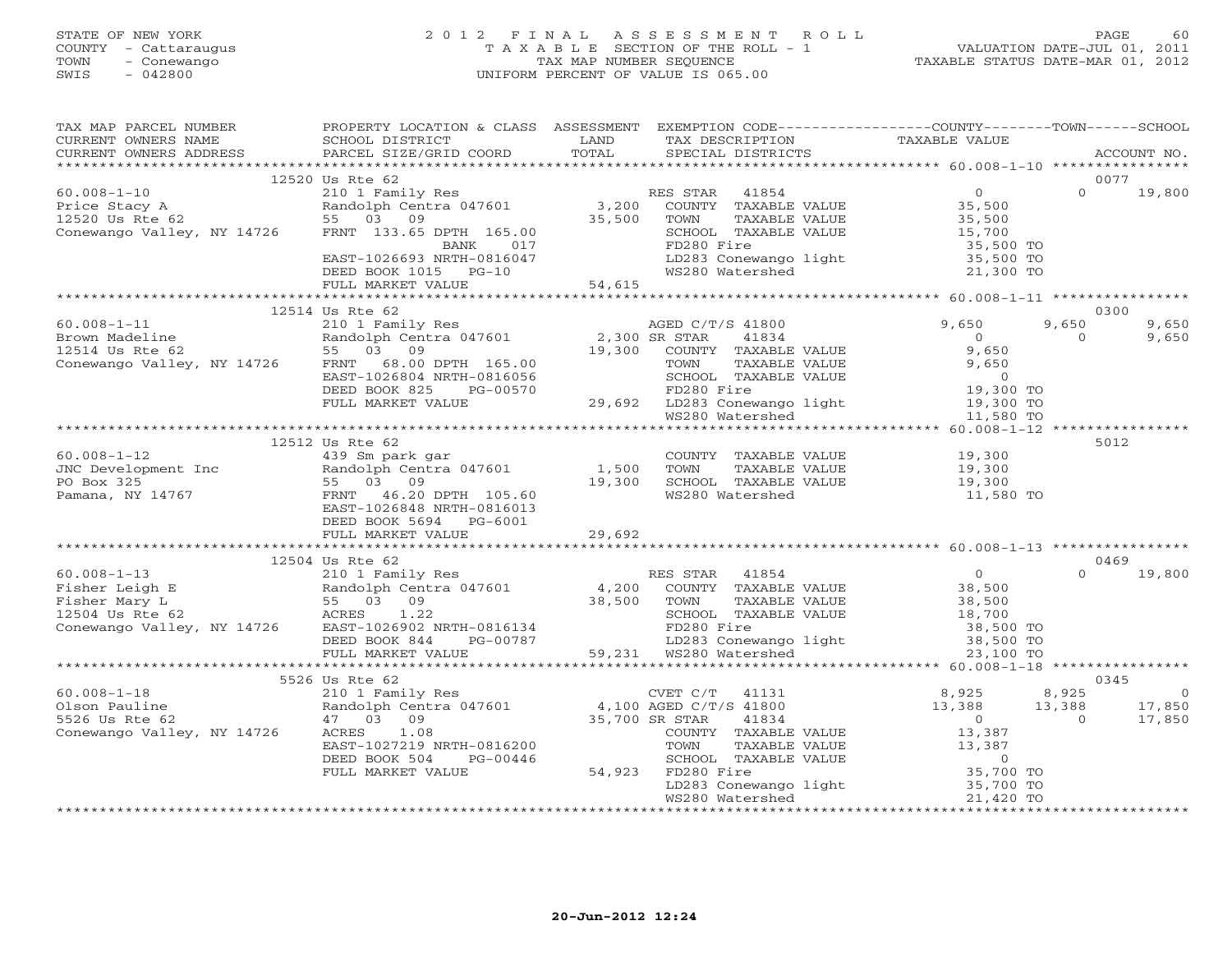STATE OF NEW YORK
COUNTY - Cattaraugus
TOWN - Conewango
SWIS - 042800

2 0 1 2 F I N A L A S S E S S M E N T R O L L
T A X A B L E SECTION OF THE ROLL - 1
TAX MAP NUMBER SEQUENCE
UNIFORM PERCENT OF VALUE IS 065.00

VALUATION DATE-JUL 01, 2011
TAXABLE STATUS DATE-MAR 01, 2012

| TAX MAP PARCEL NUMBER / CURRENT OWNERS NAME / CURRENT OWNERS ADDRESS | PROPERTY LOCATION & CLASS / SCHOOL DISTRICT / PARCEL SIZE/GRID COORD | ASSESSMENT LAND / TOTAL | EXEMPTION CODE / TAX DESCRIPTION / SPECIAL DISTRICTS | COUNTY TAXABLE VALUE | TOWN | SCHOOL / ACCOUNT NO. |
|---|---|---|---|---|---|---|
| | 12520 Us Rte 62 | | | | | 0077 |
| 60.008-1-10 | 210 1 Family Res | | RES STAR 41854 | 0 | 0 | 19,800 |
| Price Stacy A | Randolph Centra 047601 | 3,200 | COUNTY TAXABLE VALUE | 35,500 | | |
| 12520 Us Rte 62 | 55 03 09 | 35,500 | TOWN TAXABLE VALUE | 35,500 | | |
| Conewango Valley, NY 14726 | FRNT 133.65 DPTH 165.00 | | SCHOOL TAXABLE VALUE | 15,700 | | |
| | BANK 017 | | FD280 Fire | 35,500 TO | | |
| | EAST-1026693 NRTH-0816047 | | LD283 Conewango light | 35,500 TO | | |
| | DEED BOOK 1015 PG-10 | | WS280 Watershed | 21,300 TO | | |
| | FULL MARKET VALUE | 54,615 | | | | |
| | 12514 Us Rte 62 | | | | | 0300 |
| 60.008-1-11 | 210 1 Family Res | | AGED C/T/S 41800 | 9,650 | 9,650 | 9,650 |
| Brown Madeline | Randolph Centra 047601 | 2,300 | SR STAR 41834 | 0 | 0 | 9,650 |
| 12514 Us Rte 62 | 55 03 09 | 19,300 | COUNTY TAXABLE VALUE | 9,650 | | |
| Conewango Valley, NY 14726 | FRNT 68.00 DPTH 165.00 | | TOWN TAXABLE VALUE | 9,650 | | |
| | EAST-1026804 NRTH-0816056 | | SCHOOL TAXABLE VALUE | 0 | | |
| | DEED BOOK 825 PG-00570 | | FD280 Fire | 19,300 TO | | |
| | FULL MARKET VALUE | 29,692 | LD283 Conewango light | 19,300 TO | | |
| | | | WS280 Watershed | 11,580 TO | | |
| | 12512 Us Rte 62 | | | | | 5012 |
| 60.008-1-12 | 439 Sm park gar | | COUNTY TAXABLE VALUE | 19,300 | | |
| JNC Development Inc | Randolph Centra 047601 | 1,500 | TOWN TAXABLE VALUE | 19,300 | | |
| PO Box 325 | 55 03 09 | 19,300 | SCHOOL TAXABLE VALUE | 19,300 | | |
| Pamana, NY 14767 | FRNT 46.20 DPTH 105.60 | | WS280 Watershed | 11,580 TO | | |
| | EAST-1026848 NRTH-0816013 | | | | | |
| | DEED BOOK 5694 PG-6001 | | | | | |
| | FULL MARKET VALUE | 29,692 | | | | |
| | 12504 Us Rte 62 | | | | | 0469 |
| 60.008-1-13 | 210 1 Family Res | | RES STAR 41854 | 0 | 0 | 19,800 |
| Fisher Leigh E | Randolph Centra 047601 | 4,200 | COUNTY TAXABLE VALUE | 38,500 | | |
| Fisher Mary L | 55 03 09 | 38,500 | TOWN TAXABLE VALUE | 38,500 | | |
| 12504 Us Rte 62 | ACRES 1.22 | | SCHOOL TAXABLE VALUE | 18,700 | | |
| Conewango Valley, NY 14726 | EAST-1026902 NRTH-0816134 | | FD280 Fire | 38,500 TO | | |
| | DEED BOOK 844 PG-00787 | | LD283 Conewango light | 38,500 TO | | |
| | FULL MARKET VALUE | 59,231 | WS280 Watershed | 23,100 TO | | |
| | 5526 Us Rte 62 | | | | | 0345 |
| 60.008-1-18 | 210 1 Family Res | | CVET C/T 41131 | 8,925 | 8,925 | 0 |
| Olson Pauline | Randolph Centra 047601 | 4,100 | AGED C/T/S 41800 | 13,388 | 13,388 | 17,850 |
| 5526 Us Rte 62 | 47 03 09 | 35,700 | SR STAR 41834 | 0 | 0 | 17,850 |
| Conewango Valley, NY 14726 | ACRES 1.08 | | COUNTY TAXABLE VALUE | 13,387 | | |
| | EAST-1027219 NRTH-0816200 | | TOWN TAXABLE VALUE | 13,387 | | |
| | DEED BOOK 504 PG-00446 | | SCHOOL TAXABLE VALUE | 0 | | |
| | FULL MARKET VALUE | 54,923 | FD280 Fire | 35,700 TO | | |
| | | | LD283 Conewango light | 35,700 TO | | |
| | | | WS280 Watershed | 21,420 TO | | |

20-Jun-2012 12:24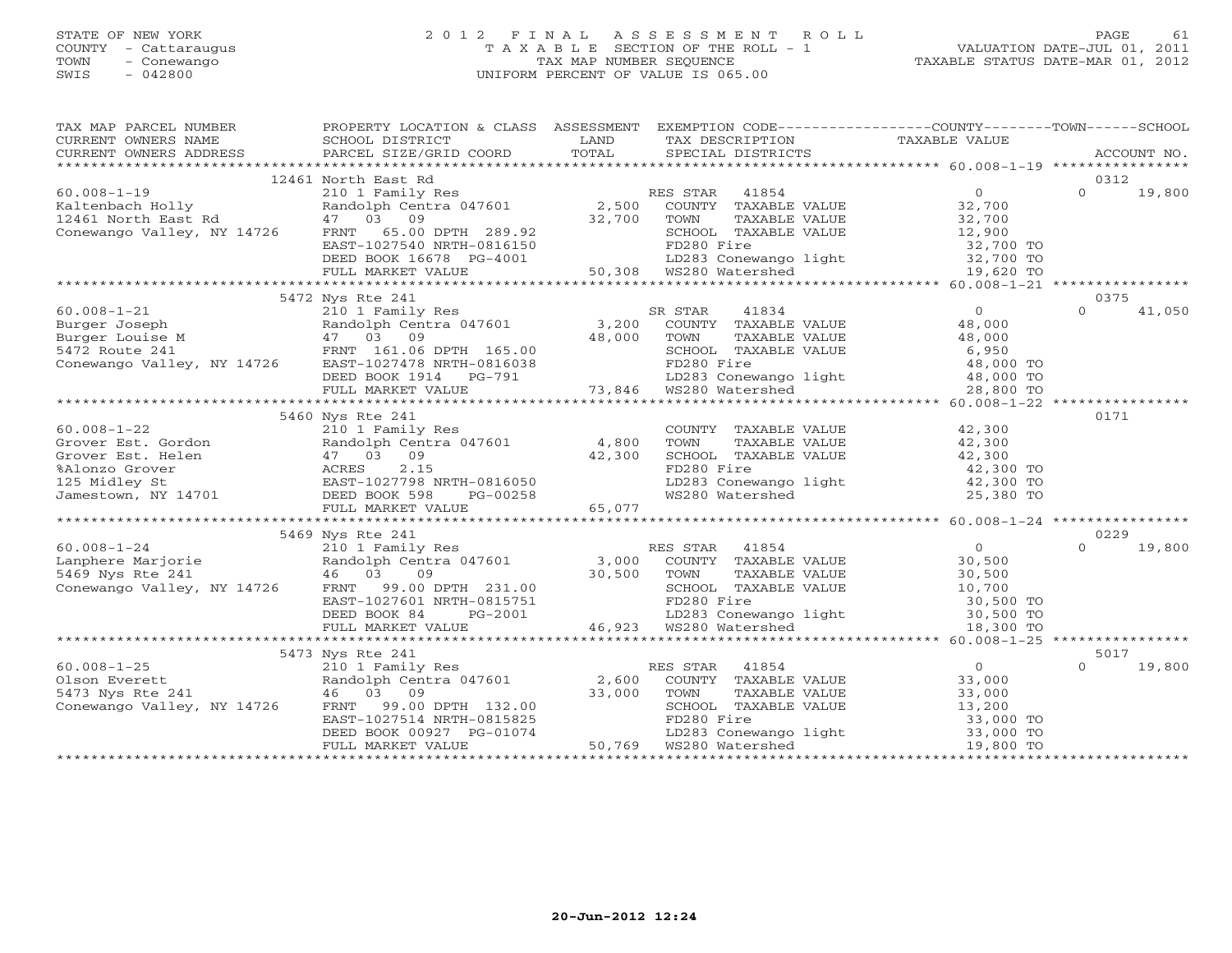STATE OF NEW YORK
COUNTY - Cattaraugus
TOWN - Conewango
SWIS - 042800

# 2012 FINAL ASSESSMENT ROLL
TAXABLE SECTION OF THE ROLL - 1
TAX MAP NUMBER SEQUENCE
UNIFORM PERCENT OF VALUE IS 065.00

VALUATION DATE-JUL 01, 2011
TAXABLE STATUS DATE-MAR 01, 2012

| TAX MAP PARCEL NUMBER / CURRENT OWNERS NAME / CURRENT OWNERS ADDRESS | PROPERTY LOCATION & CLASS / SCHOOL DISTRICT / PARCEL SIZE/GRID COORD | ASSESSMENT LAND / TOTAL | EXEMPTION CODE / TAX DESCRIPTION / SPECIAL DISTRICTS | COUNTY / TOWN TAXABLE VALUE | SCHOOL | ACCOUNT NO. |
|---|---|---|---|---|---|---|
| | 12461 North East Rd | | | | | 0312 |
| 60.008-1-19 | 210 1 Family Res | | RES STAR 41854 | 0 | 0 | 19,800 |
| Kaltenbach Holly | Randolph Centra 047601 | 2,500 | COUNTY TAXABLE VALUE | 32,700 | | |
| 12461 North East Rd | 47 03 09 | 32,700 | TOWN TAXABLE VALUE | 32,700 | | |
| Conewango Valley, NY 14726 | FRNT 65.00 DPTH 289.92 | | SCHOOL TAXABLE VALUE | 12,900 | | |
| | EAST-1027540 NRTH-0816150 | | FD280 Fire | 32,700 TO | | |
| | DEED BOOK 16678 PG-4001 | | LD283 Conewango light | 32,700 TO | | |
| | FULL MARKET VALUE | 50,308 | WS280 Watershed | 19,620 TO | | |
| | 5472 Nys Rte 241 | | | | | 0375 |
| 60.008-1-21 | 210 1 Family Res | | SR STAR 41834 | 0 | 0 | 41,050 |
| Burger Joseph | Randolph Centra 047601 | 3,200 | COUNTY TAXABLE VALUE | 48,000 | | |
| Burger Louise M | 47 03 09 | 48,000 | TOWN TAXABLE VALUE | 48,000 | | |
| 5472 Route 241 | FRNT 161.06 DPTH 165.00 | | SCHOOL TAXABLE VALUE | 6,950 | | |
| Conewango Valley, NY 14726 | EAST-1027478 NRTH-0816038 | | FD280 Fire | 48,000 TO | | |
| | DEED BOOK 1914 PG-791 | | LD283 Conewango light | 48,000 TO | | |
| | FULL MARKET VALUE | 73,846 | WS280 Watershed | 28,800 TO | | |
| | 5460 Nys Rte 241 | | | | | 0171 |
| 60.008-1-22 | 210 1 Family Res | | COUNTY TAXABLE VALUE | 42,300 | | |
| Grover Est. Gordon | Randolph Centra 047601 | 4,800 | TOWN TAXABLE VALUE | 42,300 | | |
| Grover Est. Helen | 47 03 09 | 42,300 | SCHOOL TAXABLE VALUE | 42,300 | | |
| %Alonzo Grover | ACRES 2.15 | | FD280 Fire | 42,300 TO | | |
| 125 Midley St | EAST-1027798 NRTH-0816050 | | LD283 Conewango light | 42,300 TO | | |
| Jamestown, NY 14701 | DEED BOOK 598 PG-00258 | | WS280 Watershed | 25,380 TO | | |
| | FULL MARKET VALUE | 65,077 | | | | |
| | 5469 Nys Rte 241 | | | | | 0229 |
| 60.008-1-24 | 210 1 Family Res | | RES STAR 41854 | 0 | 0 | 19,800 |
| Lanphere Marjorie | Randolph Centra 047601 | 3,000 | COUNTY TAXABLE VALUE | 30,500 | | |
| 5469 Nys Rte 241 | 46 03 09 | 30,500 | TOWN TAXABLE VALUE | 30,500 | | |
| Conewango Valley, NY 14726 | FRNT 99.00 DPTH 231.00 | | SCHOOL TAXABLE VALUE | 10,700 | | |
| | EAST-1027601 NRTH-0815751 | | FD280 Fire | 30,500 TO | | |
| | DEED BOOK 84 PG-2001 | | LD283 Conewango light | 30,500 TO | | |
| | FULL MARKET VALUE | 46,923 | WS280 Watershed | 18,300 TO | | |
| | 5473 Nys Rte 241 | | | | | 5017 |
| 60.008-1-25 | 210 1 Family Res | | RES STAR 41854 | 0 | 0 | 19,800 |
| Olson Everett | Randolph Centra 047601 | 2,600 | COUNTY TAXABLE VALUE | 33,000 | | |
| 5473 Nys Rte 241 | 46 03 09 | 33,000 | TOWN TAXABLE VALUE | 33,000 | | |
| Conewango Valley, NY 14726 | FRNT 99.00 DPTH 132.00 | | SCHOOL TAXABLE VALUE | 13,200 | | |
| | EAST-1027514 NRTH-0815825 | | FD280 Fire | 33,000 TO | | |
| | DEED BOOK 00927 PG-01074 | | LD283 Conewango light | 33,000 TO | | |
| | FULL MARKET VALUE | 50,769 | WS280 Watershed | 19,800 TO | | |

20-Jun-2012 12:24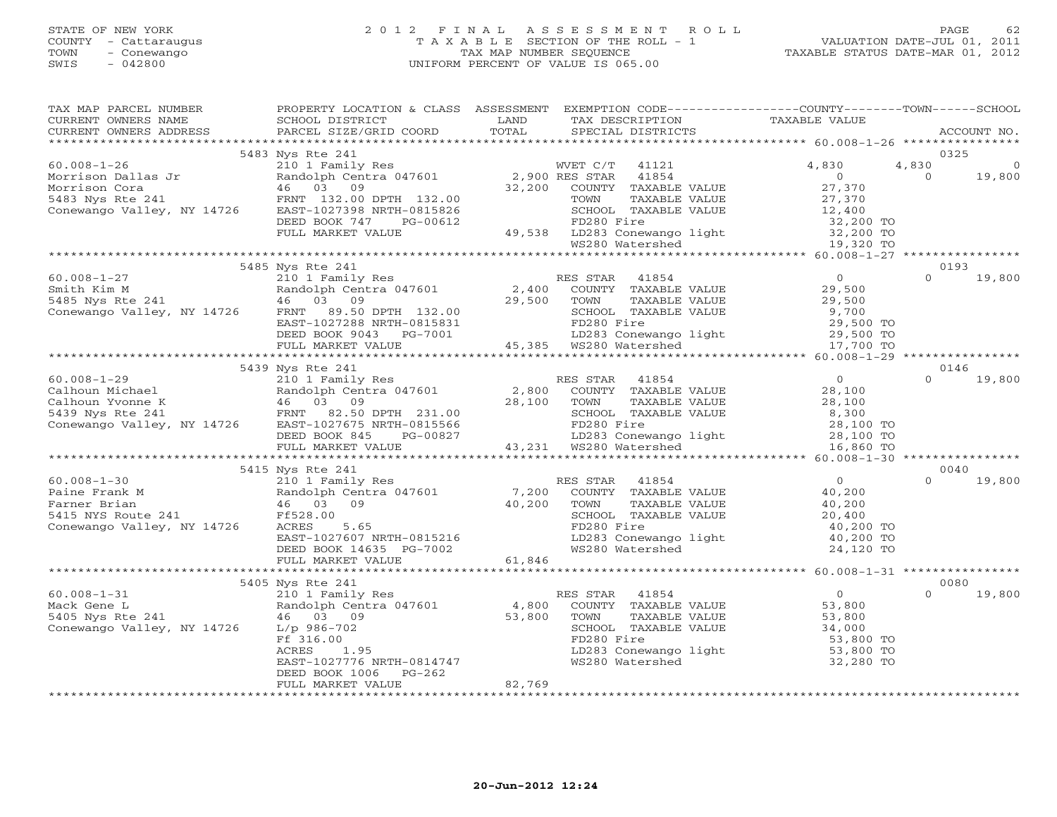STATE OF NEW YORK
COUNTY - Cattaraugus
TOWN - Conewango
SWIS - 042800

2012 FINAL ASSESSMENT ROLL
TAXABLE SECTION OF THE ROLL - 1
TAX MAP NUMBER SEQUENCE
UNIFORM PERCENT OF VALUE IS 065.00

VALUATION DATE-JUL 01, 2011
TAXABLE STATUS DATE-MAR 01, 2012

```
TAX MAP PARCEL NUMBER          PROPERTY LOCATION & CLASS  ASSESSMENT  EXEMPTION CODE------------------COUNTY--------TOWN------SCHOOL
CURRENT OWNERS NAME            SCHOOL DISTRICT              LAND       TAX DESCRIPTION             TAXABLE VALUE
CURRENT OWNERS ADDRESS         PARCEL SIZE/GRID COORD       TOTAL      SPECIAL DISTRICTS                                         ACCOUNT NO.
******************************************************************************************************* 60.008-1-26 *****************
                               5483 Nys Rte 241                                                                                  0325
60.008-1-26                    210 1 Family Res                     WVET C/T   41121               4,830        4,830            0
Morrison Dallas Jr             Randolph Centra 047601      2,900 RES STAR   41854                   0            0           19,800
Morrison Cora                  46  03  09                 32,200    COUNTY  TAXABLE VALUE          27,370
5483 Nys Rte 241               FRNT 132.00 DPTH 132.00              TOWN    TAXABLE VALUE          27,370
Conewango Valley, NY 14726     EAST-1027398 NRTH-0815826            SCHOOL  TAXABLE VALUE          12,400
                               DEED BOOK 747    PG-00612            FD280 Fire                     32,200 TO
                               FULL MARKET VALUE          49,538    LD283 Conewango light          32,200 TO
                                                                    WS280 Watershed                19,320 TO
******************************************************************************************************* 60.008-1-27 *****************
                               5485 Nys Rte 241                                                                                  0193
60.008-1-27                    210 1 Family Res                     RES STAR   41854                   0            0           19,800
Smith Kim M                    Randolph Centra 047601      2,400    COUNTY  TAXABLE VALUE          29,500
5485 Nys Rte 241               46  03  09                 29,500    TOWN    TAXABLE VALUE          29,500
Conewango Valley, NY 14726     FRNT  89.50 DPTH 132.00              SCHOOL  TAXABLE VALUE           9,700
                               EAST-1027288 NRTH-0815831            FD280 Fire                     29,500 TO
                               DEED BOOK 9043   PG-7001             LD283 Conewango light          29,500 TO
                               FULL MARKET VALUE          45,385    WS280 Watershed                17,700 TO
******************************************************************************************************* 60.008-1-29 *****************
                               5439 Nys Rte 241                                                                                  0146
60.008-1-29                    210 1 Family Res                     RES STAR   41854                   0            0           19,800
Calhoun Michael                Randolph Centra 047601      2,800    COUNTY  TAXABLE VALUE          28,100
Calhoun Yvonne K               46  03  09                 28,100    TOWN    TAXABLE VALUE          28,100
5439 Nys Rte 241               FRNT  82.50 DPTH 231.00              SCHOOL  TAXABLE VALUE           8,300
Conewango Valley, NY 14726     EAST-1027675 NRTH-0815566            FD280 Fire                     28,100 TO
                               DEED BOOK 845    PG-00827            LD283 Conewango light          28,100 TO
                               FULL MARKET VALUE          43,231    WS280 Watershed                16,860 TO
******************************************************************************************************* 60.008-1-30 *****************
                               5415 Nys Rte 241                                                                                  0040
60.008-1-30                    210 1 Family Res                     RES STAR   41854                   0            0           19,800
Paine Frank M                  Randolph Centra 047601      7,200    COUNTY  TAXABLE VALUE          40,200
Farner Brian                   46  03  09                 40,200    TOWN    TAXABLE VALUE          40,200
5415 NYS Route 241             Ff528.00                             SCHOOL  TAXABLE VALUE          20,400
Conewango Valley, NY 14726     ACRES    5.65                        FD280 Fire                     40,200 TO
                               EAST-1027607 NRTH-0815216            LD283 Conewango light          40,200 TO
                               DEED BOOK 14635 PG-7002              WS280 Watershed                24,120 TO
                               FULL MARKET VALUE          61,846
******************************************************************************************************* 60.008-1-31 *****************
                               5405 Nys Rte 241                                                                                  0080
60.008-1-31                    210 1 Family Res                     RES STAR   41854                   0            0           19,800
Mack Gene L                    Randolph Centra 047601      4,800    COUNTY  TAXABLE VALUE          53,800
5405 Nys Rte 241               46  03  09                 53,800    TOWN    TAXABLE VALUE          53,800
Conewango Valley, NY 14726     L/p 986-702                          SCHOOL  TAXABLE VALUE          34,000
                               Ff 316.00                            FD280 Fire                     53,800 TO
                               ACRES    1.95                        LD283 Conewango light          53,800 TO
                               EAST-1027776 NRTH-0814747            WS280 Watershed                32,280 TO
                               DEED BOOK 1006   PG-262
                               FULL MARKET VALUE          82,769
************************************************************************************************************************************
```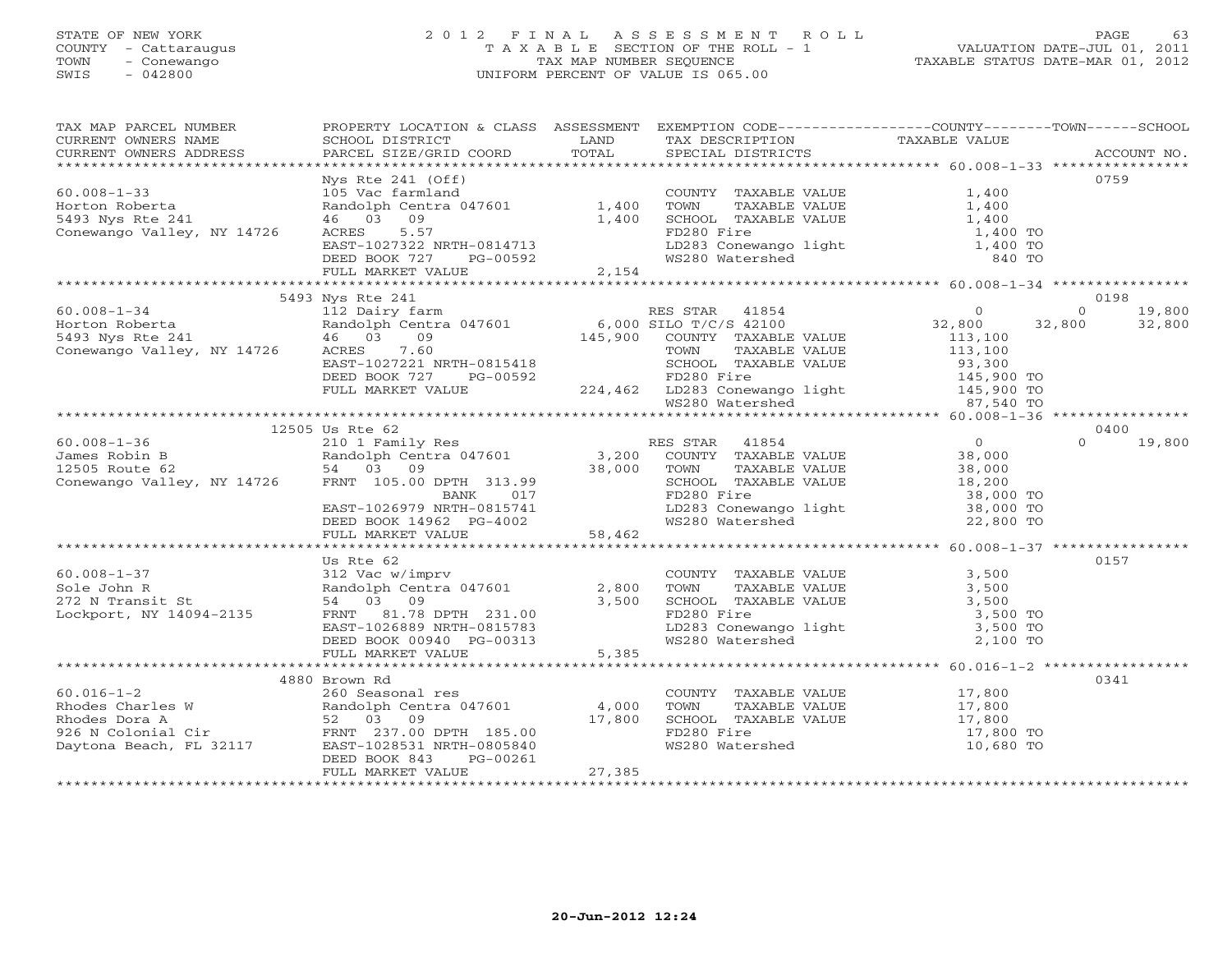STATE OF NEW YORK
COUNTY - Cattaraugus
TOWN - Conewango
SWIS - 042800

# 2012 FINAL ASSESSMENT ROLL
TAXABLE SECTION OF THE ROLL - 1
TAX MAP NUMBER SEQUENCE
UNIFORM PERCENT OF VALUE IS 065.00

VALUATION DATE-JUL 01, 2011
TAXABLE STATUS DATE-MAR 01, 2012

| TAX MAP PARCEL NUMBER / CURRENT OWNERS NAME / CURRENT OWNERS ADDRESS | PROPERTY LOCATION & CLASS / SCHOOL DISTRICT / PARCEL SIZE/GRID COORD | ASSESSMENT LAND / TOTAL | EXEMPTION CODE / TAX DESCRIPTION / SPECIAL DISTRICTS | COUNTY TAXABLE VALUE | TOWN | SCHOOL / ACCOUNT NO. |
|---|---|---|---|---|---|---|
| **60.008-1-33** | Nys Rte 241 (Off) | | | | | 0759 |
| Horton Roberta | 105 Vac farmland | | COUNTY TAXABLE VALUE | 1,400 | | |
| 5493 Nys Rte 241 | Randolph Centra 047601 | 1,400 | TOWN TAXABLE VALUE | 1,400 | | |
| Conewango Valley, NY 14726 | 46 03 09 | 1,400 | SCHOOL TAXABLE VALUE | 1,400 | | |
| | ACRES 5.57 | | FD280 Fire | 1,400 TO | | |
| | EAST-1027322 NRTH-0814713 | | LD283 Conewango light | 1,400 TO | | |
| | DEED BOOK 727 PG-00592 | | WS280 Watershed | 840 TO | | |
| | FULL MARKET VALUE | 2,154 | | | | |
| **60.008-1-34** | 5493 Nys Rte 241 | | | | | 0198 |
| Horton Roberta | 112 Dairy farm | | RES STAR 41854 | 0 | 0 | 19,800 |
| 5493 Nys Rte 241 | Randolph Centra 047601 | 6,000 | SILO T/C/S 42100 | 32,800 | 32,800 | 32,800 |
| Conewango Valley, NY 14726 | 46 03 09 | 145,900 | COUNTY TAXABLE VALUE | 113,100 | | |
| | ACRES 7.60 | | TOWN TAXABLE VALUE | 113,100 | | |
| | EAST-1027221 NRTH-0815418 | | SCHOOL TAXABLE VALUE | 93,300 | | |
| | DEED BOOK 727 PG-00592 | | FD280 Fire | 145,900 TO | | |
| | FULL MARKET VALUE | 224,462 | LD283 Conewango light | 145,900 TO | | |
| | | | WS280 Watershed | 87,540 TO | | |
| **60.008-1-36** | 12505 Us Rte 62 | | | | | 0400 |
| James Robin B | 210 1 Family Res | | RES STAR 41854 | 0 | 0 | 19,800 |
| 12505 Route 62 | Randolph Centra 047601 | 3,200 | COUNTY TAXABLE VALUE | 38,000 | | |
| Conewango Valley, NY 14726 | 54 03 09 | 38,000 | TOWN TAXABLE VALUE | 38,000 | | |
| | FRNT 105.00 DPTH 313.99 | | SCHOOL TAXABLE VALUE | 18,200 | | |
| | BANK 017 | | FD280 Fire | 38,000 TO | | |
| | EAST-1026979 NRTH-0815741 | | LD283 Conewango light | 38,000 TO | | |
| | DEED BOOK 14962 PG-4002 | | WS280 Watershed | 22,800 TO | | |
| | FULL MARKET VALUE | 58,462 | | | | |
| **60.008-1-37** | Us Rte 62 | | | | | 0157 |
| Sole John R | 312 Vac w/imprv | | COUNTY TAXABLE VALUE | 3,500 | | |
| 272 N Transit St | Randolph Centra 047601 | 2,800 | TOWN TAXABLE VALUE | 3,500 | | |
| Lockport, NY 14094-2135 | 54 03 09 | 3,500 | SCHOOL TAXABLE VALUE | 3,500 | | |
| | FRNT 81.78 DPTH 231.00 | | FD280 Fire | 3,500 TO | | |
| | EAST-1026889 NRTH-0815783 | | LD283 Conewango light | 3,500 TO | | |
| | DEED BOOK 00940 PG-00313 | | WS280 Watershed | 2,100 TO | | |
| | FULL MARKET VALUE | 5,385 | | | | |
| **60.016-1-2** | 4880 Brown Rd | | | | | 0341 |
| Rhodes Charles W | 260 Seasonal res | | COUNTY TAXABLE VALUE | 17,800 | | |
| Rhodes Dora A | Randolph Centra 047601 | 4,000 | TOWN TAXABLE VALUE | 17,800 | | |
| 926 N Colonial Cir | 52 03 09 | 17,800 | SCHOOL TAXABLE VALUE | 17,800 | | |
| Daytona Beach, FL 32117 | FRNT 237.00 DPTH 185.00 | | FD280 Fire | 17,800 TO | | |
| | EAST-1028531 NRTH-0805840 | | WS280 Watershed | 10,680 TO | | |
| | DEED BOOK 843 PG-00261 | | | | | |
| | FULL MARKET VALUE | 27,385 | | | | |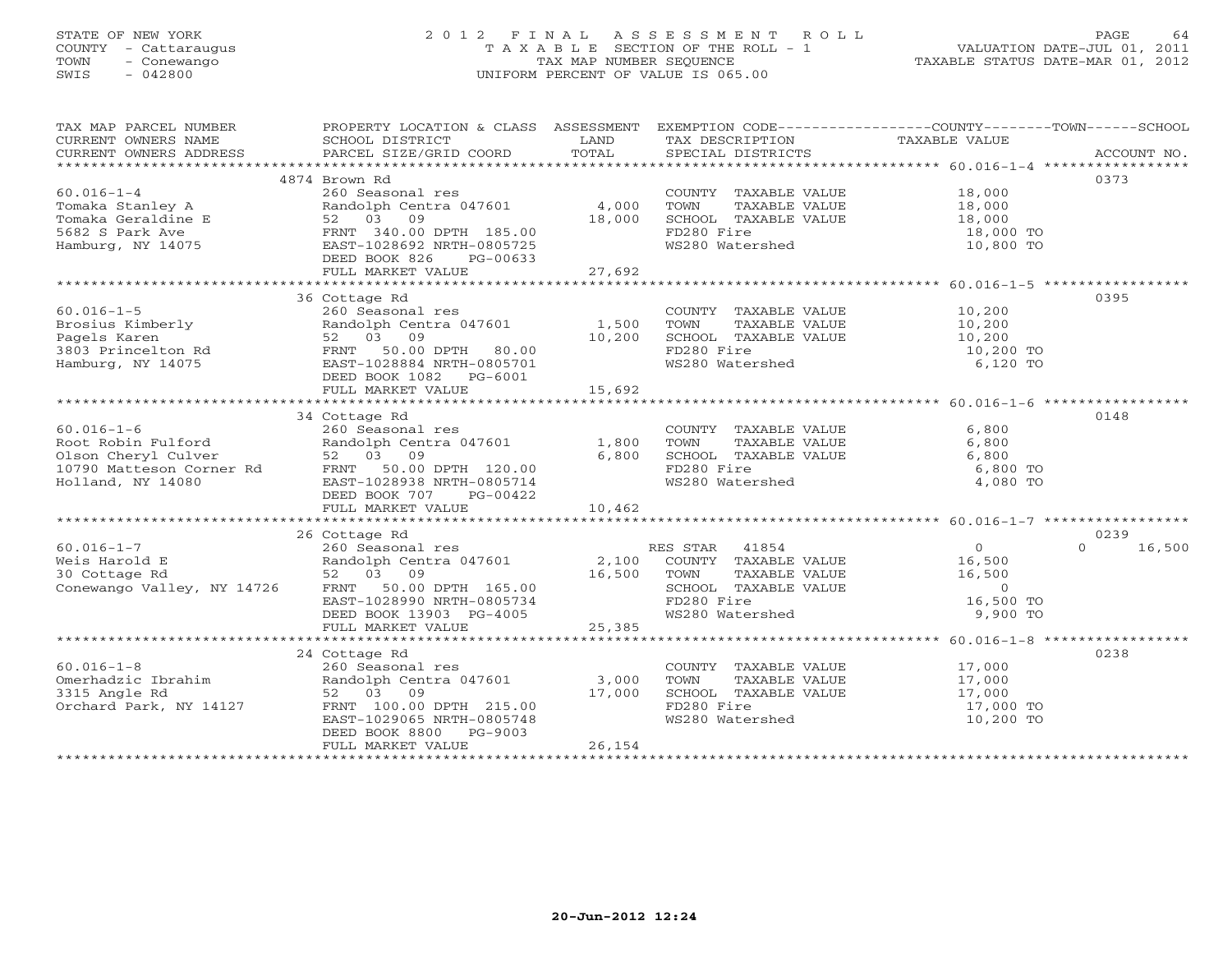STATE OF NEW YORK
COUNTY - Cattaraugus
TOWN - Conewango
SWIS - 042800

# 2012 FINAL ASSESSMENT ROLL
TAXABLE SECTION OF THE ROLL - 1
TAX MAP NUMBER SEQUENCE
UNIFORM PERCENT OF VALUE IS 065.00

VALUATION DATE-JUL 01, 2011
TAXABLE STATUS DATE-MAR 01, 2012

| TAX MAP PARCEL NUMBER / CURRENT OWNERS NAME / CURRENT OWNERS ADDRESS | PROPERTY LOCATION & CLASS / SCHOOL DISTRICT / PARCEL SIZE/GRID COORD | ASSESSMENT LAND | TOTAL | EXEMPTION CODE / TAX DESCRIPTION / SPECIAL DISTRICTS | COUNTY / TAXABLE VALUE | TOWN | SCHOOL | ACCOUNT NO. |
|---|---|---|---|---|---|---|---|---|
| | 4874 Brown Rd | | | | | | | 0373 |
| 60.016-1-4 | 260 Seasonal res | | | COUNTY TAXABLE VALUE | 18,000 | | | |
| Tomaka Stanley A | Randolph Centra 047601 | 4,000 | | TOWN TAXABLE VALUE | 18,000 | | | |
| Tomaka Geraldine E | 52 03 09 | | 18,000 | SCHOOL TAXABLE VALUE | 18,000 | | | |
| 5682 S Park Ave | FRNT 340.00 DPTH 185.00 | | | FD280 Fire | 18,000 TO | | | |
| Hamburg, NY 14075 | EAST-1028692 NRTH-0805725 | | | WS280 Watershed | 10,800 TO | | | |
| | DEED BOOK 826 PG-00633 | | | | | | | |
| | FULL MARKET VALUE | | 27,692 | | | | | |
| | 36 Cottage Rd | | | | | | | 0395 |
| 60.016-1-5 | 260 Seasonal res | | | COUNTY TAXABLE VALUE | 10,200 | | | |
| Brosius Kimberly | Randolph Centra 047601 | 1,500 | | TOWN TAXABLE VALUE | 10,200 | | | |
| Pagels Karen | 52 03 09 | | 10,200 | SCHOOL TAXABLE VALUE | 10,200 | | | |
| 3803 Princelton Rd | FRNT 50.00 DPTH 80.00 | | | FD280 Fire | 10,200 TO | | | |
| Hamburg, NY 14075 | EAST-1028884 NRTH-0805701 | | | WS280 Watershed | 6,120 TO | | | |
| | DEED BOOK 1082 PG-6001 | | | | | | | |
| | FULL MARKET VALUE | | 15,692 | | | | | |
| | 34 Cottage Rd | | | | | | | 0148 |
| 60.016-1-6 | 260 Seasonal res | | | COUNTY TAXABLE VALUE | 6,800 | | | |
| Root Robin Fulford | Randolph Centra 047601 | 1,800 | | TOWN TAXABLE VALUE | 6,800 | | | |
| Olson Cheryl Culver | 52 03 09 | | 6,800 | SCHOOL TAXABLE VALUE | 6,800 | | | |
| 10790 Matteson Corner Rd | FRNT 50.00 DPTH 120.00 | | | FD280 Fire | 6,800 TO | | | |
| Holland, NY 14080 | EAST-1028938 NRTH-0805714 | | | WS280 Watershed | 4,080 TO | | | |
| | DEED BOOK 707 PG-00422 | | | | | | | |
| | FULL MARKET VALUE | | 10,462 | | | | | |
| | 26 Cottage Rd | | | | | | | 0239 |
| 60.016-1-7 | 260 Seasonal res | | | RES STAR 41854 | 0 | | 0 | 16,500 |
| Weis Harold E | Randolph Centra 047601 | 2,100 | | COUNTY TAXABLE VALUE | 16,500 | | | |
| 30 Cottage Rd | 52 03 09 | | 16,500 | TOWN TAXABLE VALUE | 16,500 | | | |
| Conewango Valley, NY 14726 | FRNT 50.00 DPTH 165.00 | | | SCHOOL TAXABLE VALUE | 0 | | | |
| | EAST-1028990 NRTH-0805734 | | | FD280 Fire | 16,500 TO | | | |
| | DEED BOOK 13903 PG-4005 | | | WS280 Watershed | 9,900 TO | | | |
| | FULL MARKET VALUE | | 25,385 | | | | | |
| | 24 Cottage Rd | | | | | | | 0238 |
| 60.016-1-8 | 260 Seasonal res | | | COUNTY TAXABLE VALUE | 17,000 | | | |
| Omerhadzic Ibrahim | Randolph Centra 047601 | 3,000 | | TOWN TAXABLE VALUE | 17,000 | | | |
| 3315 Angle Rd | 52 03 09 | | 17,000 | SCHOOL TAXABLE VALUE | 17,000 | | | |
| Orchard Park, NY 14127 | FRNT 100.00 DPTH 215.00 | | | FD280 Fire | 17,000 TO | | | |
| | EAST-1029065 NRTH-0805748 | | | WS280 Watershed | 10,200 TO | | | |
| | DEED BOOK 8800 PG-9003 | | | | | | | |
| | FULL MARKET VALUE | | 26,154 | | | | | |

20-Jun-2012 12:24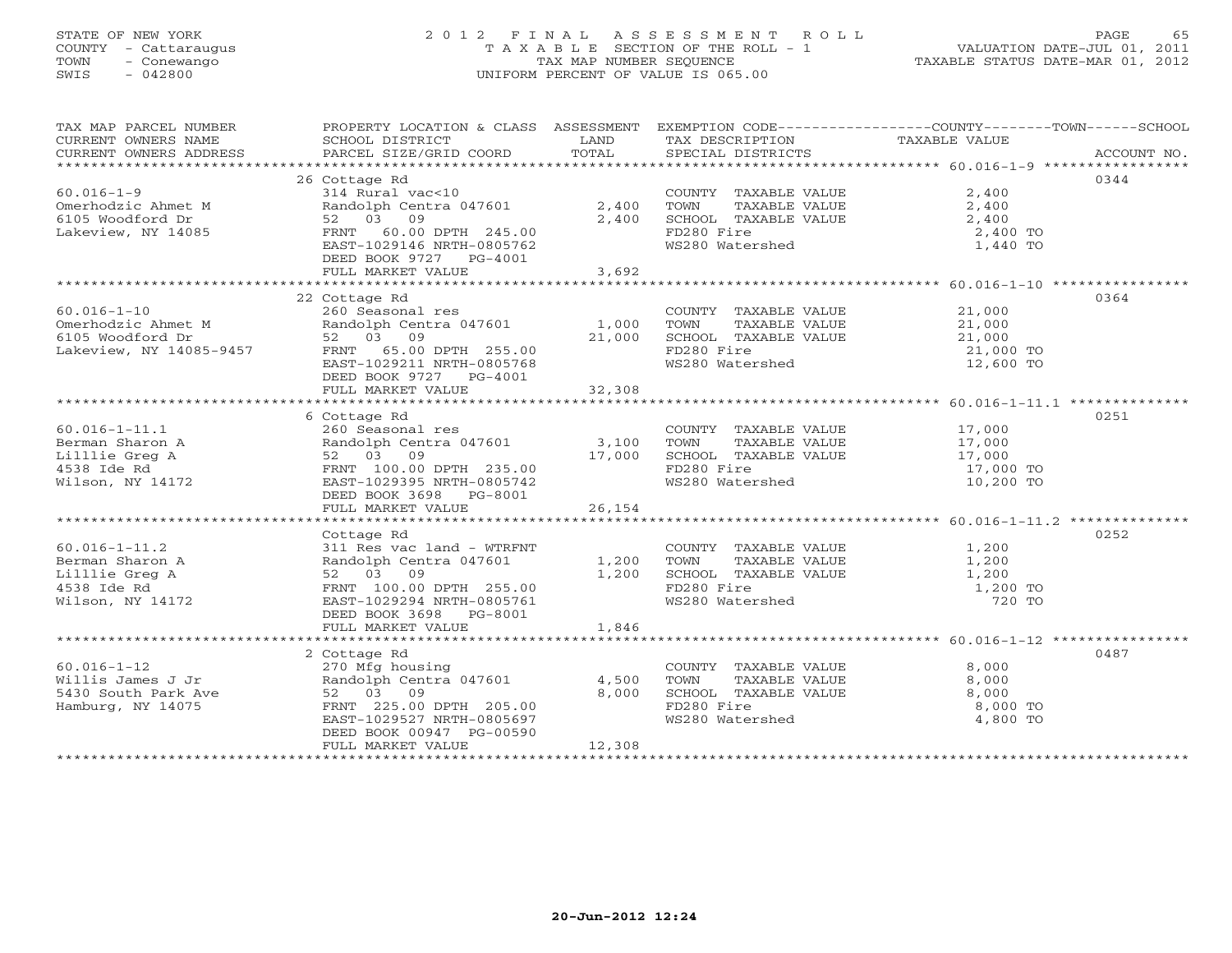STATE OF NEW YORK
COUNTY - Cattaraugus
TOWN - Conewango
SWIS - 042800

# 2012 FINAL ASSESSMENT ROLL
TAXABLE SECTION OF THE ROLL - 1
TAX MAP NUMBER SEQUENCE
UNIFORM PERCENT OF VALUE IS 065.00

VALUATION DATE-JUL 01, 2011
TAXABLE STATUS DATE-MAR 01, 2012

| TAX MAP PARCEL NUMBER / CURRENT OWNERS NAME / CURRENT OWNERS ADDRESS | PROPERTY LOCATION & CLASS / SCHOOL DISTRICT / PARCEL SIZE/GRID COORD | ASSESSMENT LAND / TOTAL | EXEMPTION CODE / TAX DESCRIPTION / SPECIAL DISTRICTS | TAXABLE VALUE (COUNTY--TOWN--SCHOOL) | ACCOUNT NO. |
|---|---|---|---|---|---|
| 60.016-1-9 | 26 Cottage Rd | | | | 0344 |
| Omerhodzic Ahmet M | 314 Rural vac<10 | | COUNTY TAXABLE VALUE | 2,400 | |
| 6105 Woodford Dr | Randolph Centra 047601 | 2,400 | TOWN TAXABLE VALUE | 2,400 | |
| Lakeview, NY 14085 | 52 03 09 | 2,400 | SCHOOL TAXABLE VALUE | 2,400 | |
| | FRNT 60.00 DPTH 245.00 | | FD280 Fire | 2,400 TO | |
| | EAST-1029146 NRTH-0805762 | | WS280 Watershed | 1,440 TO | |
| | DEED BOOK 9727 PG-4001 | | | | |
| | FULL MARKET VALUE | 3,692 | | | |
| 60.016-1-10 | 22 Cottage Rd | | | | 0364 |
| Omerhodzic Ahmet M | 260 Seasonal res | | COUNTY TAXABLE VALUE | 21,000 | |
| 6105 Woodford Dr | Randolph Centra 047601 | 1,000 | TOWN TAXABLE VALUE | 21,000 | |
| Lakeview, NY 14085-9457 | 52 03 09 | 21,000 | SCHOOL TAXABLE VALUE | 21,000 | |
| | FRNT 65.00 DPTH 255.00 | | FD280 Fire | 21,000 TO | |
| | EAST-1029211 NRTH-0805768 | | WS280 Watershed | 12,600 TO | |
| | DEED BOOK 9727 PG-4001 | | | | |
| | FULL MARKET VALUE | 32,308 | | | |
| 60.016-1-11.1 | 6 Cottage Rd | | | | 0251 |
| Berman Sharon A | 260 Seasonal res | | COUNTY TAXABLE VALUE | 17,000 | |
| Lilllie Greg A | Randolph Centra 047601 | 3,100 | TOWN TAXABLE VALUE | 17,000 | |
| 4538 Ide Rd | 52 03 09 | 17,000 | SCHOOL TAXABLE VALUE | 17,000 | |
| Wilson, NY 14172 | FRNT 100.00 DPTH 235.00 | | FD280 Fire | 17,000 TO | |
| | EAST-1029395 NRTH-0805742 | | WS280 Watershed | 10,200 TO | |
| | DEED BOOK 3698 PG-8001 | | | | |
| | FULL MARKET VALUE | 26,154 | | | |
| 60.016-1-11.2 | Cottage Rd | | | | 0252 |
| Berman Sharon A | 311 Res vac land - WTRFNT | | COUNTY TAXABLE VALUE | 1,200 | |
| Lilllie Greg A | Randolph Centra 047601 | 1,200 | TOWN TAXABLE VALUE | 1,200 | |
| 4538 Ide Rd | 52 03 09 | 1,200 | SCHOOL TAXABLE VALUE | 1,200 | |
| Wilson, NY 14172 | FRNT 100.00 DPTH 255.00 | | FD280 Fire | 1,200 TO | |
| | EAST-1029294 NRTH-0805761 | | WS280 Watershed | 720 TO | |
| | DEED BOOK 3698 PG-8001 | | | | |
| | FULL MARKET VALUE | 1,846 | | | |
| 60.016-1-12 | 2 Cottage Rd | | | | 0487 |
| Willis James J Jr | 270 Mfg housing | | COUNTY TAXABLE VALUE | 8,000 | |
| 5430 South Park Ave | Randolph Centra 047601 | 4,500 | TOWN TAXABLE VALUE | 8,000 | |
| Hamburg, NY 14075 | 52 03 09 | 8,000 | SCHOOL TAXABLE VALUE | 8,000 | |
| | FRNT 225.00 DPTH 205.00 | | FD280 Fire | 8,000 TO | |
| | EAST-1029527 NRTH-0805697 | | WS280 Watershed | 4,800 TO | |
| | DEED BOOK 00947 PG-00590 | | | | |
| | FULL MARKET VALUE | 12,308 | | | |

20-Jun-2012 12:24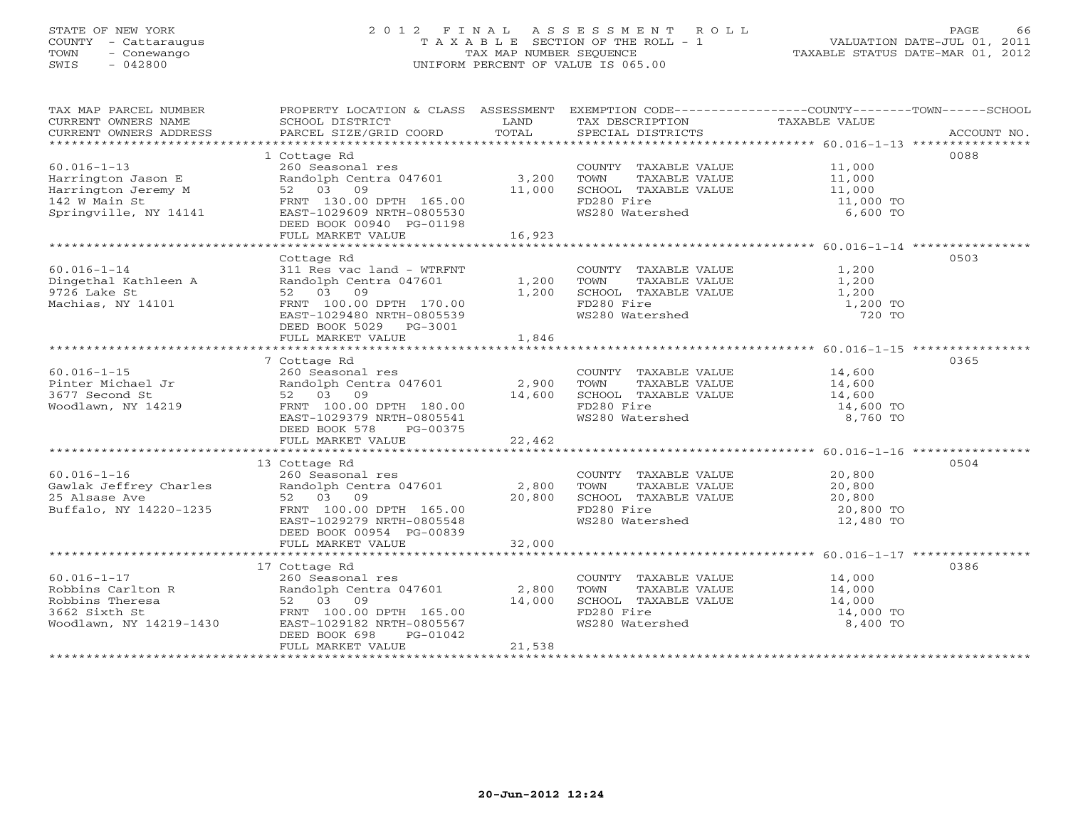STATE OF NEW YORK
COUNTY - Cattaraugus
TOWN - Conewango
SWIS - 042800

# 2012 FINAL ASSESSMENT ROLL
TAXABLE SECTION OF THE ROLL - 1
TAX MAP NUMBER SEQUENCE
UNIFORM PERCENT OF VALUE IS 065.00

VALUATION DATE-JUL 01, 2011
TAXABLE STATUS DATE-MAR 01, 2012

| TAX MAP PARCEL NUMBER / CURRENT OWNERS NAME / CURRENT OWNERS ADDRESS | PROPERTY LOCATION & CLASS / SCHOOL DISTRICT / PARCEL SIZE/GRID COORD | ASSESSMENT LAND / TOTAL | EXEMPTION CODE / TAX DESCRIPTION / SPECIAL DISTRICTS | TAXABLE VALUE (COUNTY / TOWN / SCHOOL) | ACCOUNT NO. |
|---|---|---|---|---|---|
| 60.016-1-13 | 1 Cottage Rd | | | | 0088 |
| Harrington Jason E | 260 Seasonal res | | COUNTY TAXABLE VALUE | 11,000 | |
| Harrington Jeremy M | Randolph Centra 047601 | 3,200 | TOWN TAXABLE VALUE | 11,000 | |
| 142 W Main St | 52 03 09 | 11,000 | SCHOOL TAXABLE VALUE | 11,000 | |
| Springville, NY 14141 | FRNT 130.00 DPTH 165.00 | | FD280 Fire | 11,000 TO | |
| | EAST-1029609 NRTH-0805530 | | WS280 Watershed | 6,600 TO | |
| | DEED BOOK 00940 PG-01198 | | | | |
| | FULL MARKET VALUE | 16,923 | | | |
| 60.016-1-14 | Cottage Rd | | | | 0503 |
| Dingethal Kathleen A | 311 Res vac land - WTRFNT | | COUNTY TAXABLE VALUE | 1,200 | |
| 9726 Lake St | Randolph Centra 047601 | 1,200 | TOWN TAXABLE VALUE | 1,200 | |
| Machias, NY 14101 | 52 03 09 | 1,200 | SCHOOL TAXABLE VALUE | 1,200 | |
| | FRNT 100.00 DPTH 170.00 | | FD280 Fire | 1,200 TO | |
| | EAST-1029480 NRTH-0805539 | | WS280 Watershed | 720 TO | |
| | DEED BOOK 5029 PG-3001 | | | | |
| | FULL MARKET VALUE | 1,846 | | | |
| 60.016-1-15 | 7 Cottage Rd | | | | 0365 |
| Pinter Michael Jr | 260 Seasonal res | | COUNTY TAXABLE VALUE | 14,600 | |
| 3677 Second St | Randolph Centra 047601 | 2,900 | TOWN TAXABLE VALUE | 14,600 | |
| Woodlawn, NY 14219 | 52 03 09 | 14,600 | SCHOOL TAXABLE VALUE | 14,600 | |
| | FRNT 100.00 DPTH 180.00 | | FD280 Fire | 14,600 TO | |
| | EAST-1029379 NRTH-0805541 | | WS280 Watershed | 8,760 TO | |
| | DEED BOOK 578 PG-00375 | | | | |
| | FULL MARKET VALUE | 22,462 | | | |
| 60.016-1-16 | 13 Cottage Rd | | | | 0504 |
| Gawlak Jeffrey Charles | 260 Seasonal res | | COUNTY TAXABLE VALUE | 20,800 | |
| 25 Alsase Ave | Randolph Centra 047601 | 2,800 | TOWN TAXABLE VALUE | 20,800 | |
| Buffalo, NY 14220-1235 | 52 03 09 | 20,800 | SCHOOL TAXABLE VALUE | 20,800 | |
| | FRNT 100.00 DPTH 165.00 | | FD280 Fire | 20,800 TO | |
| | EAST-1029279 NRTH-0805548 | | WS280 Watershed | 12,480 TO | |
| | DEED BOOK 00954 PG-00839 | | | | |
| | FULL MARKET VALUE | 32,000 | | | |
| 60.016-1-17 | 17 Cottage Rd | | | | 0386 |
| Robbins Carlton R | 260 Seasonal res | | COUNTY TAXABLE VALUE | 14,000 | |
| Robbins Theresa | Randolph Centra 047601 | 2,800 | TOWN TAXABLE VALUE | 14,000 | |
| 3662 Sixth St | 52 03 09 | 14,000 | SCHOOL TAXABLE VALUE | 14,000 | |
| Woodlawn, NY 14219-1430 | FRNT 100.00 DPTH 165.00 | | FD280 Fire | 14,000 TO | |
| | EAST-1029182 NRTH-0805567 | | WS280 Watershed | 8,400 TO | |
| | DEED BOOK 698 PG-01042 | | | | |
| | FULL MARKET VALUE | 21,538 | | | |

20-Jun-2012 12:24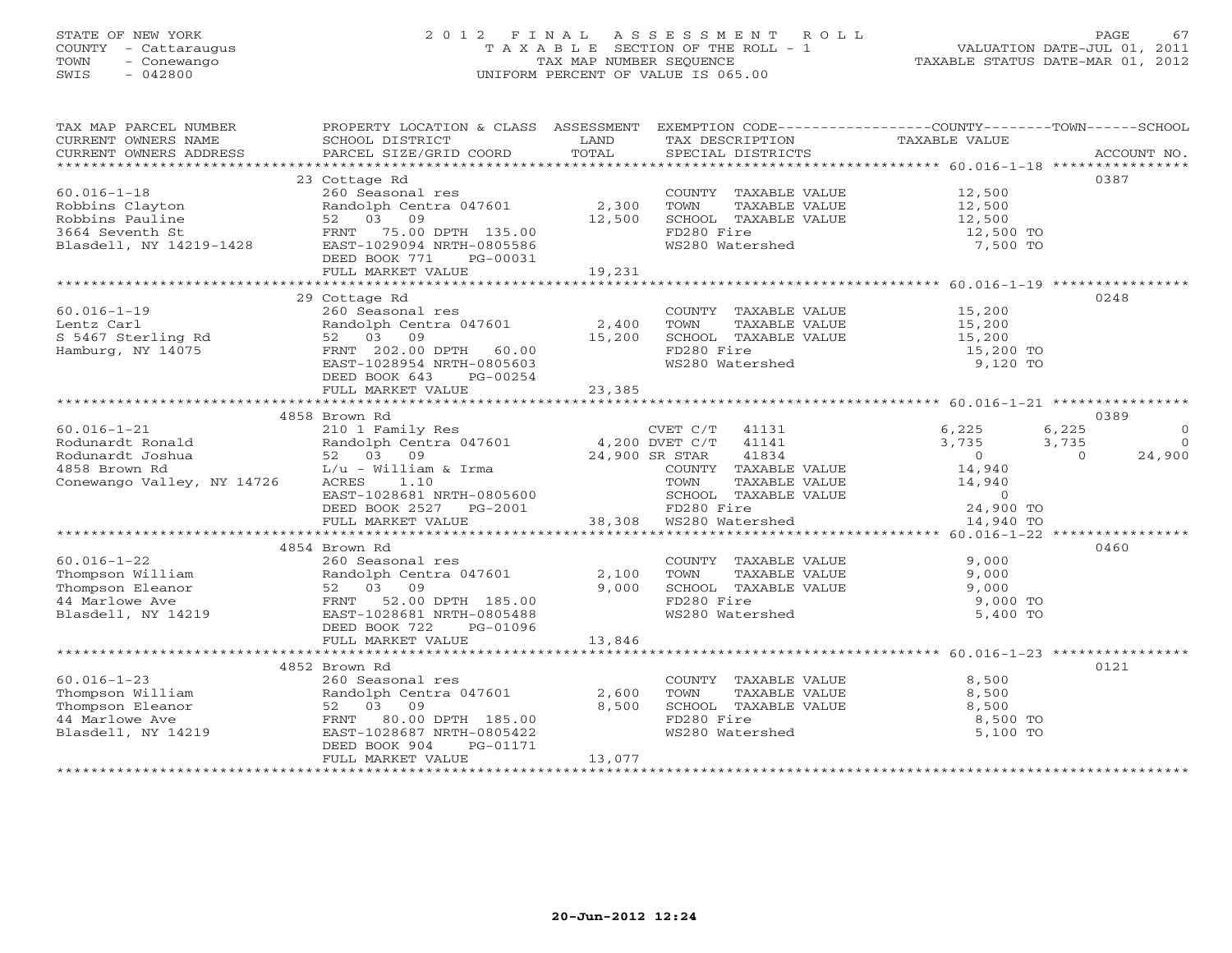STATE OF NEW YORK
COUNTY - Cattaraugus
TOWN - Conewango
SWIS - 042800

2012 FINAL ASSESSMENT ROLL
TAXABLE SECTION OF THE ROLL - 1
TAX MAP NUMBER SEQUENCE
UNIFORM PERCENT OF VALUE IS 065.00

VALUATION DATE-JUL 01, 2011
TAXABLE STATUS DATE-MAR 01, 2012

| TAX MAP PARCEL NUMBER / CURRENT OWNERS NAME / CURRENT OWNERS ADDRESS | PROPERTY LOCATION & CLASS / SCHOOL DISTRICT / PARCEL SIZE/GRID COORD | ASSESSMENT LAND | TOTAL | EXEMPTION CODE / TAX DESCRIPTION / SPECIAL DISTRICTS | COUNTY TAXABLE VALUE | TOWN | SCHOOL | ACCOUNT NO. |
|---|---|---|---|---|---|---|---|---|
| | 23 Cottage Rd | | | | | | | 0387 |
| 60.016-1-18 | 260 Seasonal res | | | COUNTY TAXABLE VALUE | 12,500 | | | |
| Robbins Clayton | Randolph Centra 047601 | 2,300 | | TOWN TAXABLE VALUE | 12,500 | | | |
| Robbins Pauline | 52 03 09 | | 12,500 | SCHOOL TAXABLE VALUE | 12,500 | | | |
| 3664 Seventh St | FRNT 75.00 DPTH 135.00 | | | FD280 Fire | 12,500 TO | | | |
| Blasdell, NY 14219-1428 | EAST-1029094 NRTH-0805586 | | | WS280 Watershed | 7,500 TO | | | |
| | DEED BOOK 771 PG-00031 | | | | | | | |
| | FULL MARKET VALUE | | 19,231 | | | | | |
| | 29 Cottage Rd | | | | | | | 0248 |
| 60.016-1-19 | 260 Seasonal res | | | COUNTY TAXABLE VALUE | 15,200 | | | |
| Lentz Carl | Randolph Centra 047601 | 2,400 | | TOWN TAXABLE VALUE | 15,200 | | | |
| S 5467 Sterling Rd | 52 03 09 | | 15,200 | SCHOOL TAXABLE VALUE | 15,200 | | | |
| Hamburg, NY 14075 | FRNT 202.00 DPTH 60.00 | | | FD280 Fire | 15,200 TO | | | |
| | EAST-1028954 NRTH-0805603 | | | WS280 Watershed | 9,120 TO | | | |
| | DEED BOOK 643 PG-00254 | | | | | | | |
| | FULL MARKET VALUE | | 23,385 | | | | | |
| | 4858 Brown Rd | | | | | | | 0389 |
| 60.016-1-21 | 210 1 Family Res | | | CVET C/T 41131 | 6,225 | 6,225 | 0 | |
| Rodunardt Ronald | Randolph Centra 047601 | 4,200 | | DVET C/T 41141 | 3,735 | 3,735 | 0 | |
| Rodunardt Joshua | 52 03 09 | | 24,900 | SR STAR 41834 | 0 | 0 | 24,900 | |
| 4858 Brown Rd | L/u - William & Irma | | | COUNTY TAXABLE VALUE | 14,940 | | | |
| Conewango Valley, NY 14726 | ACRES 1.10 | | | TOWN TAXABLE VALUE | 14,940 | | | |
| | EAST-1028681 NRTH-0805600 | | | SCHOOL TAXABLE VALUE | 0 | | | |
| | DEED BOOK 2527 PG-2001 | | | FD280 Fire | 24,900 TO | | | |
| | FULL MARKET VALUE | | 38,308 | WS280 Watershed | 14,940 TO | | | |
| | 4854 Brown Rd | | | | | | | 0460 |
| 60.016-1-22 | 260 Seasonal res | | | COUNTY TAXABLE VALUE | 9,000 | | | |
| Thompson William | Randolph Centra 047601 | 2,100 | | TOWN TAXABLE VALUE | 9,000 | | | |
| Thompson Eleanor | 52 03 09 | | 9,000 | SCHOOL TAXABLE VALUE | 9,000 | | | |
| 44 Marlowe Ave | FRNT 52.00 DPTH 185.00 | | | FD280 Fire | 9,000 TO | | | |
| Blasdell, NY 14219 | EAST-1028681 NRTH-0805488 | | | WS280 Watershed | 5,400 TO | | | |
| | DEED BOOK 722 PG-01096 | | | | | | | |
| | FULL MARKET VALUE | | 13,846 | | | | | |
| | 4852 Brown Rd | | | | | | | 0121 |
| 60.016-1-23 | 260 Seasonal res | | | COUNTY TAXABLE VALUE | 8,500 | | | |
| Thompson William | Randolph Centra 047601 | 2,600 | | TOWN TAXABLE VALUE | 8,500 | | | |
| Thompson Eleanor | 52 03 09 | | 8,500 | SCHOOL TAXABLE VALUE | 8,500 | | | |
| 44 Marlowe Ave | FRNT 80.00 DPTH 185.00 | | | FD280 Fire | 8,500 TO | | | |
| Blasdell, NY 14219 | EAST-1028687 NRTH-0805422 | | | WS280 Watershed | 5,100 TO | | | |
| | DEED BOOK 904 PG-01171 | | | | | | | |
| | FULL MARKET VALUE | | 13,077 | | | | | |

20-Jun-2012 12:24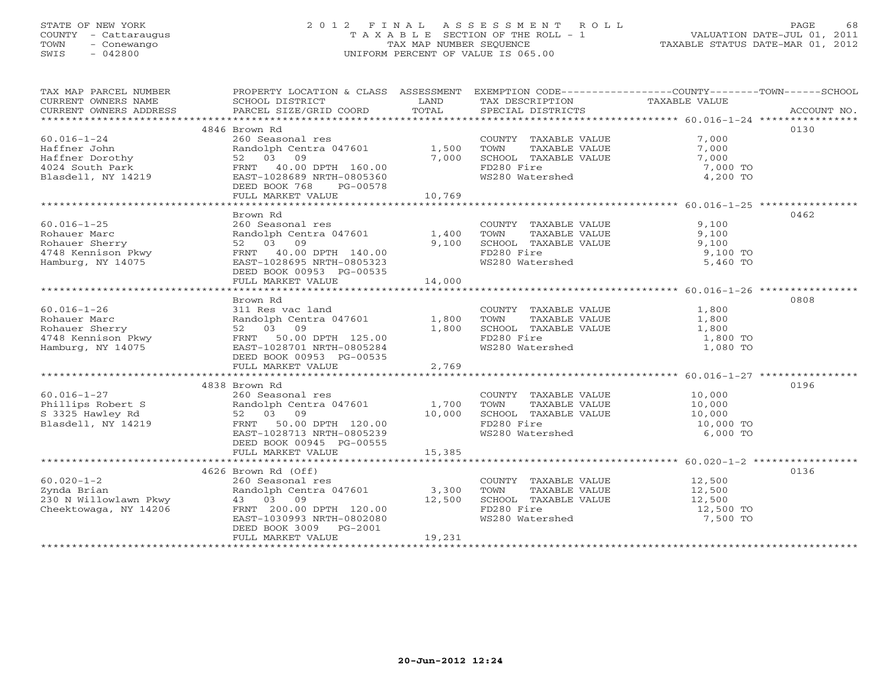STATE OF NEW YORK
COUNTY - Cattaraugus
TOWN - Conewango
SWIS - 042800

2 0 1 2 F I N A L A S S E S S M E N T R O L L
T A X A B L E SECTION OF THE ROLL - 1
TAX MAP NUMBER SEQUENCE
UNIFORM PERCENT OF VALUE IS 065.00

VALUATION DATE-JUL 01, 2011
TAXABLE STATUS DATE-MAR 01, 2012

| TAX MAP PARCEL NUMBER / CURRENT OWNERS NAME / CURRENT OWNERS ADDRESS | PROPERTY LOCATION & CLASS / SCHOOL DISTRICT / PARCEL SIZE/GRID COORD | ASSESSMENT LAND / TOTAL | EXEMPTION CODE / TAX DESCRIPTION / SPECIAL DISTRICTS | COUNTY--------TOWN------SCHOOL TAXABLE VALUE | ACCOUNT NO. |
|---|---|---|---|---|---|
| | 4846 Brown Rd | | | | 0130 |
| 60.016-1-24 | 260 Seasonal res | | COUNTY TAXABLE VALUE | 7,000 | |
| Haffner John | Randolph Centra 047601 | 1,500 | TOWN TAXABLE VALUE | 7,000 | |
| Haffner Dorothy | 52 03 09 | 7,000 | SCHOOL TAXABLE VALUE | 7,000 | |
| 4024 South Park | FRNT 40.00 DPTH 160.00 | | FD280 Fire | 7,000 TO | |
| Blasdell, NY 14219 | EAST-1028689 NRTH-0805360 | | WS280 Watershed | 4,200 TO | |
| | DEED BOOK 768 PG-00578 | | | | |
| | FULL MARKET VALUE | 10,769 | | | |
| | Brown Rd | | | | 0462 |
| 60.016-1-25 | 260 Seasonal res | | COUNTY TAXABLE VALUE | 9,100 | |
| Rohauer Marc | Randolph Centra 047601 | 1,400 | TOWN TAXABLE VALUE | 9,100 | |
| Rohauer Sherry | 52 03 09 | 9,100 | SCHOOL TAXABLE VALUE | 9,100 | |
| 4748 Kennison Pkwy | FRNT 40.00 DPTH 140.00 | | FD280 Fire | 9,100 TO | |
| Hamburg, NY 14075 | EAST-1028695 NRTH-0805323 | | WS280 Watershed | 5,460 TO | |
| | DEED BOOK 00953 PG-00535 | | | | |
| | FULL MARKET VALUE | 14,000 | | | |
| | Brown Rd | | | | 0808 |
| 60.016-1-26 | 311 Res vac land | | COUNTY TAXABLE VALUE | 1,800 | |
| Rohauer Marc | Randolph Centra 047601 | 1,800 | TOWN TAXABLE VALUE | 1,800 | |
| Rohauer Sherry | 52 03 09 | 1,800 | SCHOOL TAXABLE VALUE | 1,800 | |
| 4748 Kennison Pkwy | FRNT 50.00 DPTH 125.00 | | FD280 Fire | 1,800 TO | |
| Hamburg, NY 14075 | EAST-1028701 NRTH-0805284 | | WS280 Watershed | 1,080 TO | |
| | DEED BOOK 00953 PG-00535 | | | | |
| | FULL MARKET VALUE | 2,769 | | | |
| | 4838 Brown Rd | | | | 0196 |
| 60.016-1-27 | 260 Seasonal res | | COUNTY TAXABLE VALUE | 10,000 | |
| Phillips Robert S | Randolph Centra 047601 | 1,700 | TOWN TAXABLE VALUE | 10,000 | |
| S 3325 Hawley Rd | 52 03 09 | 10,000 | SCHOOL TAXABLE VALUE | 10,000 | |
| Blasdell, NY 14219 | FRNT 50.00 DPTH 120.00 | | FD280 Fire | 10,000 TO | |
| | EAST-1028713 NRTH-0805239 | | WS280 Watershed | 6,000 TO | |
| | DEED BOOK 00945 PG-00555 | | | | |
| | FULL MARKET VALUE | 15,385 | | | |
| | 4626 Brown Rd (Off) | | | | 0136 |
| 60.020-1-2 | 260 Seasonal res | | COUNTY TAXABLE VALUE | 12,500 | |
| Zynda Brian | Randolph Centra 047601 | 3,300 | TOWN TAXABLE VALUE | 12,500 | |
| 230 N Willowlawn Pkwy | 43 03 09 | 12,500 | SCHOOL TAXABLE VALUE | 12,500 | |
| Cheektowaga, NY 14206 | FRNT 200.00 DPTH 120.00 | | FD280 Fire | 12,500 TO | |
| | EAST-1030993 NRTH-0802080 | | WS280 Watershed | 7,500 TO | |
| | DEED BOOK 3009 PG-2001 | | | | |
| | FULL MARKET VALUE | 19,231 | | | |

20-Jun-2012 12:24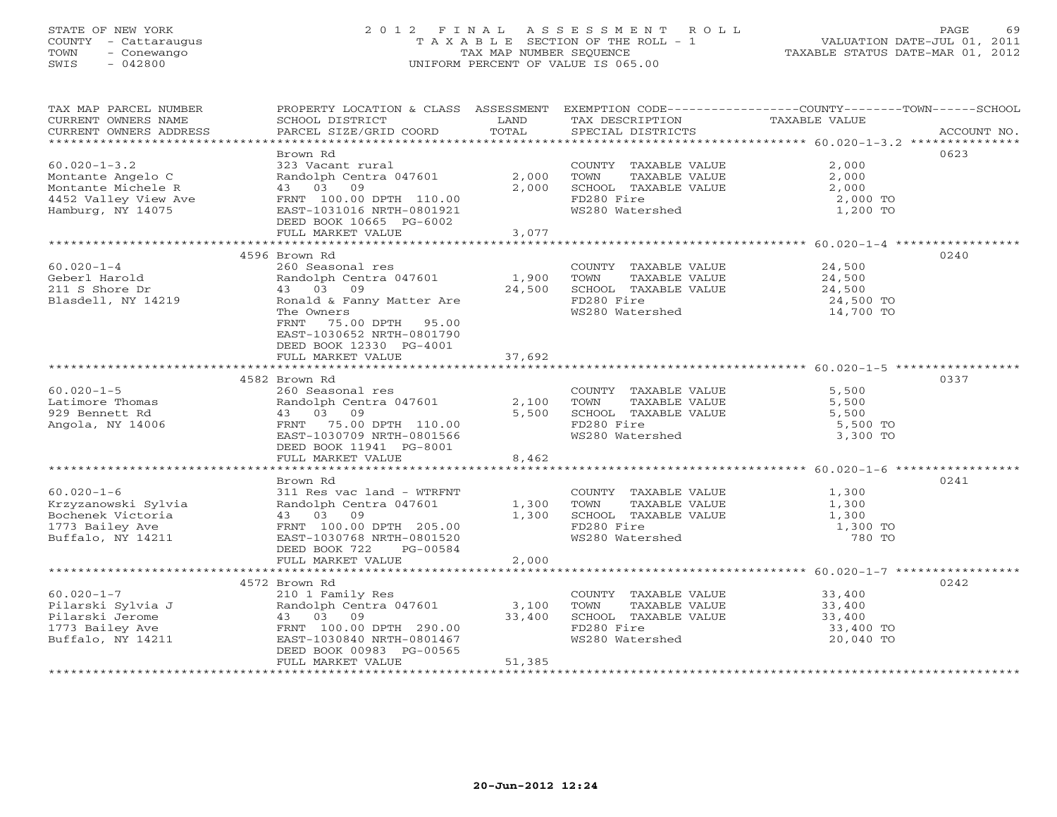STATE OF NEW YORK
COUNTY - Cattaraugus
TOWN - Conewango
SWIS - 042800

2012 FINAL ASSESSMENT ROLL
TAXABLE SECTION OF THE ROLL - 1
TAX MAP NUMBER SEQUENCE
UNIFORM PERCENT OF VALUE IS 065.00

VALUATION DATE-JUL 01, 2011
TAXABLE STATUS DATE-MAR 01, 2012

| TAX MAP PARCEL NUMBER / CURRENT OWNERS NAME / CURRENT OWNERS ADDRESS | PROPERTY LOCATION & CLASS / SCHOOL DISTRICT / PARCEL SIZE/GRID COORD | ASSESSMENT LAND | TOTAL | EXEMPTION CODE / TAX DESCRIPTION / SPECIAL DISTRICTS | TAXABLE VALUE | ACCOUNT NO. |
|---|---|---|---|---|---|---|
| 60.020-1-3.2 | Brown Rd | | | | | 0623 |
| 60.020-1-3.2 | 323 Vacant rural | | | COUNTY TAXABLE VALUE | 2,000 | |
| Montante Angelo C | Randolph Centra 047601 | 2,000 | | TOWN TAXABLE VALUE | 2,000 | |
| Montante Michele R | 43 03 09 | | 2,000 | SCHOOL TAXABLE VALUE | 2,000 | |
| 4452 Valley View Ave | FRNT 100.00 DPTH 110.00 | | | FD280 Fire | 2,000 TO | |
| Hamburg, NY 14075 | EAST-1031016 NRTH-0801921 | | | WS280 Watershed | 1,200 TO | |
| | DEED BOOK 10665 PG-6002 | | | | | |
| | FULL MARKET VALUE | | 3,077 | | | |
| 60.020-1-4 | 4596 Brown Rd | | | | | 0240 |
| 60.020-1-4 | 260 Seasonal res | | | COUNTY TAXABLE VALUE | 24,500 | |
| Geberl Harold | Randolph Centra 047601 | 1,900 | | TOWN TAXABLE VALUE | 24,500 | |
| 211 S Shore Dr | 43 03 09 | | 24,500 | SCHOOL TAXABLE VALUE | 24,500 | |
| Blasdell, NY 14219 | Ronald & Fanny Matter Are | | | FD280 Fire | 24,500 TO | |
| | The Owners | | | WS280 Watershed | 14,700 TO | |
| | FRNT 75.00 DPTH 95.00 | | | | | |
| | EAST-1030652 NRTH-0801790 | | | | | |
| | DEED BOOK 12330 PG-4001 | | | | | |
| | FULL MARKET VALUE | | 37,692 | | | |
| 60.020-1-5 | 4582 Brown Rd | | | | | 0337 |
| 60.020-1-5 | 260 Seasonal res | | | COUNTY TAXABLE VALUE | 5,500 | |
| Latimore Thomas | Randolph Centra 047601 | 2,100 | | TOWN TAXABLE VALUE | 5,500 | |
| 929 Bennett Rd | 43 03 09 | | 5,500 | SCHOOL TAXABLE VALUE | 5,500 | |
| Angola, NY 14006 | FRNT 75.00 DPTH 110.00 | | | FD280 Fire | 5,500 TO | |
| | EAST-1030709 NRTH-0801566 | | | WS280 Watershed | 3,300 TO | |
| | DEED BOOK 11941 PG-8001 | | | | | |
| | FULL MARKET VALUE | | 8,462 | | | |
| 60.020-1-6 | Brown Rd | | | | | 0241 |
| 60.020-1-6 | 311 Res vac land - WTRFNT | | | COUNTY TAXABLE VALUE | 1,300 | |
| Krzyzanowski Sylvia | Randolph Centra 047601 | 1,300 | | TOWN TAXABLE VALUE | 1,300 | |
| Bochenek Victoria | 43 03 09 | | 1,300 | SCHOOL TAXABLE VALUE | 1,300 | |
| 1773 Bailey Ave | FRNT 100.00 DPTH 205.00 | | | FD280 Fire | 1,300 TO | |
| Buffalo, NY 14211 | EAST-1030768 NRTH-0801520 | | | WS280 Watershed | 780 TO | |
| | DEED BOOK 722 PG-00584 | | | | | |
| | FULL MARKET VALUE | | 2,000 | | | |
| 60.020-1-7 | 4572 Brown Rd | | | | | 0242 |
| 60.020-1-7 | 210 1 Family Res | | | COUNTY TAXABLE VALUE | 33,400 | |
| Pilarski Sylvia J | Randolph Centra 047601 | 3,100 | | TOWN TAXABLE VALUE | 33,400 | |
| Pilarski Jerome | 43 03 09 | | 33,400 | SCHOOL TAXABLE VALUE | 33,400 | |
| 1773 Bailey Ave | FRNT 100.00 DPTH 290.00 | | | FD280 Fire | 33,400 TO | |
| Buffalo, NY 14211 | EAST-1030840 NRTH-0801467 | | | WS280 Watershed | 20,040 TO | |
| | DEED BOOK 00983 PG-00565 | | | | | |
| | FULL MARKET VALUE | | 51,385 | | | |

20-Jun-2012 12:24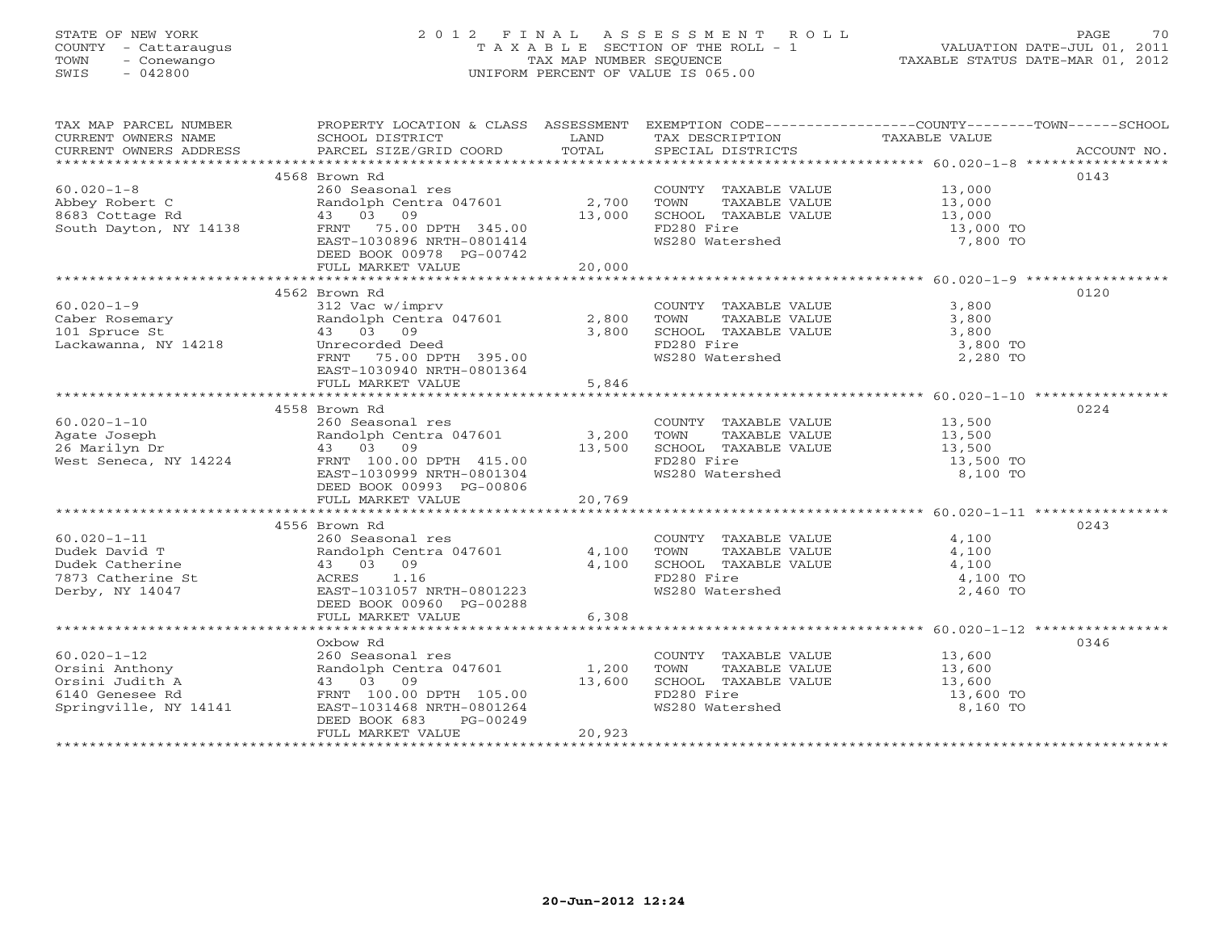STATE OF NEW YORK
COUNTY - Cattaraugus
TOWN - Conewango
SWIS - 042800

2 0 1 2 F I N A L A S S E S S M E N T R O L L
T A X A B L E SECTION OF THE ROLL - 1
TAX MAP NUMBER SEQUENCE
UNIFORM PERCENT OF VALUE IS 065.00

VALUATION DATE-JUL 01, 2011
TAXABLE STATUS DATE-MAR 01, 2012

| TAX MAP PARCEL NUMBER / CURRENT OWNERS NAME / CURRENT OWNERS ADDRESS | PROPERTY LOCATION & CLASS / SCHOOL DISTRICT / PARCEL SIZE/GRID COORD | ASSESSMENT LAND / TOTAL | EXEMPTION CODE / TAX DESCRIPTION / SPECIAL DISTRICTS | COUNTY--------TOWN------SCHOOL TAXABLE VALUE | ACCOUNT NO. |
|---|---|---|---|---|---|
| 60.020-1-8 | 4568 Brown Rd | | | | 0143 |
| 60.020-1-8 | 260 Seasonal res | | COUNTY TAXABLE VALUE | 13,000 | |
| Abbey Robert C | Randolph Centra 047601 | 2,700 | TOWN TAXABLE VALUE | 13,000 | |
| 8683 Cottage Rd | 43 03 09 | 13,000 | SCHOOL TAXABLE VALUE | 13,000 | |
| South Dayton, NY 14138 | FRNT 75.00 DPTH 345.00 | | FD280 Fire | 13,000 TO | |
| | EAST-1030896 NRTH-0801414 | | WS280 Watershed | 7,800 TO | |
| | DEED BOOK 00978 PG-00742 | | | | |
| | FULL MARKET VALUE | 20,000 | | | |
| 60.020-1-9 | 4562 Brown Rd | | | | 0120 |
| 60.020-1-9 | 312 Vac w/imprv | | COUNTY TAXABLE VALUE | 3,800 | |
| Caber Rosemary | Randolph Centra 047601 | 2,800 | TOWN TAXABLE VALUE | 3,800 | |
| 101 Spruce St | 43 03 09 | 3,800 | SCHOOL TAXABLE VALUE | 3,800 | |
| Lackawanna, NY 14218 | Unrecorded Deed | | FD280 Fire | 3,800 TO | |
| | FRNT 75.00 DPTH 395.00 | | WS280 Watershed | 2,280 TO | |
| | EAST-1030940 NRTH-0801364 | | | | |
| | FULL MARKET VALUE | 5,846 | | | |
| 60.020-1-10 | 4558 Brown Rd | | | | 0224 |
| 60.020-1-10 | 260 Seasonal res | | COUNTY TAXABLE VALUE | 13,500 | |
| Agate Joseph | Randolph Centra 047601 | 3,200 | TOWN TAXABLE VALUE | 13,500 | |
| 26 Marilyn Dr | 43 03 09 | 13,500 | SCHOOL TAXABLE VALUE | 13,500 | |
| West Seneca, NY 14224 | FRNT 100.00 DPTH 415.00 | | FD280 Fire | 13,500 TO | |
| | EAST-1030999 NRTH-0801304 | | WS280 Watershed | 8,100 TO | |
| | DEED BOOK 00993 PG-00806 | | | | |
| | FULL MARKET VALUE | 20,769 | | | |
| 60.020-1-11 | 4556 Brown Rd | | | | 0243 |
| 60.020-1-11 | 260 Seasonal res | | COUNTY TAXABLE VALUE | 4,100 | |
| Dudek David T | Randolph Centra 047601 | 4,100 | TOWN TAXABLE VALUE | 4,100 | |
| Dudek Catherine | 43 03 09 | 4,100 | SCHOOL TAXABLE VALUE | 4,100 | |
| 7873 Catherine St | ACRES 1.16 | | FD280 Fire | 4,100 TO | |
| Derby, NY 14047 | EAST-1031057 NRTH-0801223 | | WS280 Watershed | 2,460 TO | |
| | DEED BOOK 00960 PG-00288 | | | | |
| | FULL MARKET VALUE | 6,308 | | | |
| 60.020-1-12 | Oxbow Rd | | | | 0346 |
| 60.020-1-12 | 260 Seasonal res | | COUNTY TAXABLE VALUE | 13,600 | |
| Orsini Anthony | Randolph Centra 047601 | 1,200 | TOWN TAXABLE VALUE | 13,600 | |
| Orsini Judith A | 43 03 09 | 13,600 | SCHOOL TAXABLE VALUE | 13,600 | |
| 6140 Genesee Rd | FRNT 100.00 DPTH 105.00 | | FD280 Fire | 13,600 TO | |
| Springville, NY 14141 | EAST-1031468 NRTH-0801264 | | WS280 Watershed | 8,160 TO | |
| | DEED BOOK 683 PG-00249 | | | | |
| | FULL MARKET VALUE | 20,923 | | | |

20-Jun-2012 12:24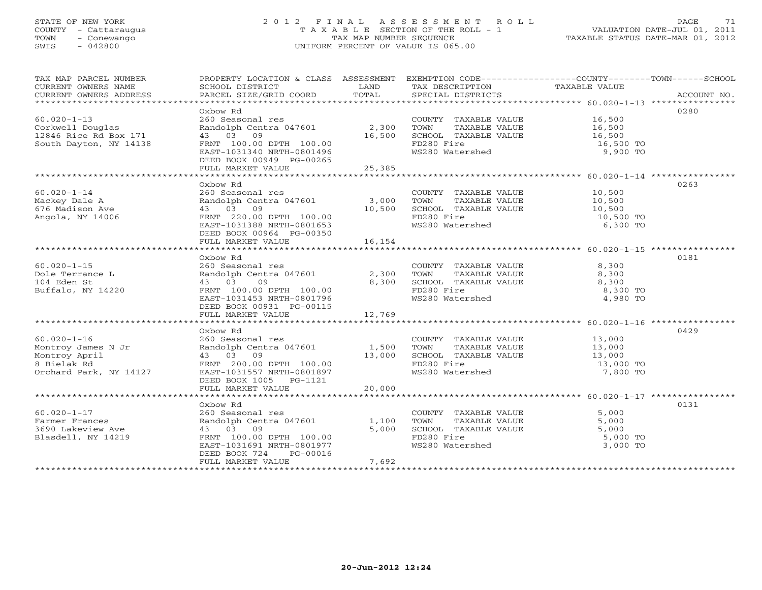STATE OF NEW YORK
COUNTY - Cattaraugus
TOWN - Conewango
SWIS - 042800

# 2012 FINAL ASSESSMENT ROLL
TAXABLE SECTION OF THE ROLL - 1
TAX MAP NUMBER SEQUENCE
UNIFORM PERCENT OF VALUE IS 065.00

VALUATION DATE-JUL 01, 2011
TAXABLE STATUS DATE-MAR 01, 2012

| TAX MAP PARCEL NUMBER / CURRENT OWNERS NAME / CURRENT OWNERS ADDRESS | PROPERTY LOCATION & CLASS / SCHOOL DISTRICT / PARCEL SIZE/GRID COORD | ASSESSMENT LAND / TOTAL | EXEMPTION CODE / TAX DESCRIPTION / SPECIAL DISTRICTS | COUNTY--------TOWN------SCHOOL TAXABLE VALUE | ACCOUNT NO. |
|---|---|---|---|---|---|
| **60.020-1-13** | Oxbow Rd | | | | 0280 |
| 60.020-1-13 | 260 Seasonal res | | COUNTY TAXABLE VALUE | 16,500 | |
| Corkwell Douglas | Randolph Centra 047601 | 2,300 | TOWN TAXABLE VALUE | 16,500 | |
| 12846 Rice Rd Box 171 | 43 03 09 | 16,500 | SCHOOL TAXABLE VALUE | 16,500 | |
| South Dayton, NY 14138 | FRNT 100.00 DPTH 100.00 | | FD280 Fire | 16,500 TO | |
| | EAST-1031340 NRTH-0801496 | | WS280 Watershed | 9,900 TO | |
| | DEED BOOK 00949 PG-00265 | | | | |
| | FULL MARKET VALUE | 25,385 | | | |
| **60.020-1-14** | Oxbow Rd | | | | 0263 |
| 60.020-1-14 | 260 Seasonal res | | COUNTY TAXABLE VALUE | 10,500 | |
| Mackey Dale A | Randolph Centra 047601 | 3,000 | TOWN TAXABLE VALUE | 10,500 | |
| 676 Madison Ave | 43 03 09 | 10,500 | SCHOOL TAXABLE VALUE | 10,500 | |
| Angola, NY 14006 | FRNT 220.00 DPTH 100.00 | | FD280 Fire | 10,500 TO | |
| | EAST-1031388 NRTH-0801653 | | WS280 Watershed | 6,300 TO | |
| | DEED BOOK 00964 PG-00350 | | | | |
| | FULL MARKET VALUE | 16,154 | | | |
| **60.020-1-15** | Oxbow Rd | | | | 0181 |
| 60.020-1-15 | 260 Seasonal res | | COUNTY TAXABLE VALUE | 8,300 | |
| Dole Terrance L | Randolph Centra 047601 | 2,300 | TOWN TAXABLE VALUE | 8,300 | |
| 104 Eden St | 43 03 09 | 8,300 | SCHOOL TAXABLE VALUE | 8,300 | |
| Buffalo, NY 14220 | FRNT 100.00 DPTH 100.00 | | FD280 Fire | 8,300 TO | |
| | EAST-1031453 NRTH-0801796 | | WS280 Watershed | 4,980 TO | |
| | DEED BOOK 00931 PG-00115 | | | | |
| | FULL MARKET VALUE | 12,769 | | | |
| **60.020-1-16** | Oxbow Rd | | | | 0429 |
| 60.020-1-16 | 260 Seasonal res | | COUNTY TAXABLE VALUE | 13,000 | |
| Montroy James N Jr | Randolph Centra 047601 | 1,500 | TOWN TAXABLE VALUE | 13,000 | |
| Montroy April | 43 03 09 | 13,000 | SCHOOL TAXABLE VALUE | 13,000 | |
| 8 Bielak Rd | FRNT 200.00 DPTH 100.00 | | FD280 Fire | 13,000 TO | |
| Orchard Park, NY 14127 | EAST-1031557 NRTH-0801897 | | WS280 Watershed | 7,800 TO | |
| | DEED BOOK 1005 PG-1121 | | | | |
| | FULL MARKET VALUE | 20,000 | | | |
| **60.020-1-17** | Oxbow Rd | | | | 0131 |
| 60.020-1-17 | 260 Seasonal res | | COUNTY TAXABLE VALUE | 5,000 | |
| Farmer Frances | Randolph Centra 047601 | 1,100 | TOWN TAXABLE VALUE | 5,000 | |
| 3690 Lakeview Ave | 43 03 09 | 5,000 | SCHOOL TAXABLE VALUE | 5,000 | |
| Blasdell, NY 14219 | FRNT 100.00 DPTH 100.00 | | FD280 Fire | 5,000 TO | |
| | EAST-1031691 NRTH-0801977 | | WS280 Watershed | 3,000 TO | |
| | DEED BOOK 724 PG-00016 | | | | |
| | FULL MARKET VALUE | 7,692 | | | |

20-Jun-2012 12:24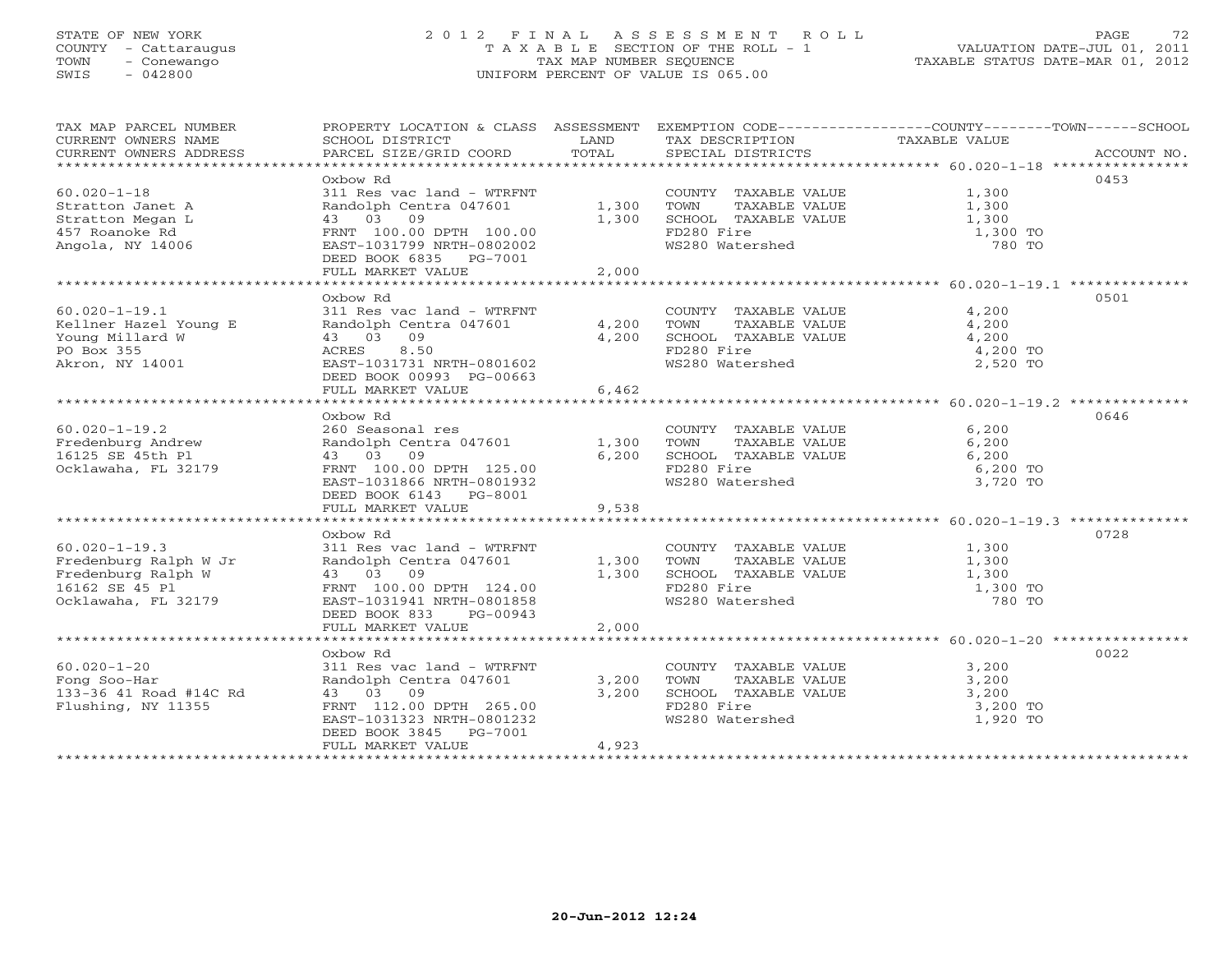STATE OF NEW YORK
COUNTY - Cattaraugus
TOWN - Conewango
SWIS - 042800

# 2012 FINAL ASSESSMENT ROLL

TAXABLE SECTION OF THE ROLL - 1
TAX MAP NUMBER SEQUENCE
UNIFORM PERCENT OF VALUE IS 065.00

VALUATION DATE-JUL 01, 2011
TAXABLE STATUS DATE-MAR 01, 2012

| TAX MAP PARCEL NUMBER / CURRENT OWNERS NAME / CURRENT OWNERS ADDRESS | PROPERTY LOCATION & CLASS / SCHOOL DISTRICT / PARCEL SIZE/GRID COORD | ASSESSMENT LAND / TOTAL | EXEMPTION CODE / TAX DESCRIPTION / SPECIAL DISTRICTS | COUNTY--------TOWN------SCHOOL TAXABLE VALUE | ACCOUNT NO. |
|---|---|---|---|---|---|
| 60.020-1-18 | Oxbow Rd | | | | 0453 |
| | 311 Res vac land - WTRFNT | | COUNTY TAXABLE VALUE | 1,300 | |
| Stratton Janet A | Randolph Centra 047601 | 1,300 | TOWN TAXABLE VALUE | 1,300 | |
| Stratton Megan L | 43 03 09 | 1,300 | SCHOOL TAXABLE VALUE | 1,300 | |
| 457 Roanoke Rd | FRNT 100.00 DPTH 100.00 | | FD280 Fire | 1,300 TO | |
| Angola, NY 14006 | EAST-1031799 NRTH-0802002 | | WS280 Watershed | 780 TO | |
| | DEED BOOK 6835 PG-7001 | | | | |
| | FULL MARKET VALUE | 2,000 | | | |
| 60.020-1-19.1 | Oxbow Rd | | | | 0501 |
| | 311 Res vac land - WTRFNT | | COUNTY TAXABLE VALUE | 4,200 | |
| Kellner Hazel Young E | Randolph Centra 047601 | 4,200 | TOWN TAXABLE VALUE | 4,200 | |
| Young Millard W | 43 03 09 | 4,200 | SCHOOL TAXABLE VALUE | 4,200 | |
| PO Box 355 | ACRES 8.50 | | FD280 Fire | 4,200 TO | |
| Akron, NY 14001 | EAST-1031731 NRTH-0801602 | | WS280 Watershed | 2,520 TO | |
| | DEED BOOK 00993 PG-00663 | | | | |
| | FULL MARKET VALUE | 6,462 | | | |
| 60.020-1-19.2 | Oxbow Rd | | | | 0646 |
| | 260 Seasonal res | | COUNTY TAXABLE VALUE | 6,200 | |
| Fredenburg Andrew | Randolph Centra 047601 | 1,300 | TOWN TAXABLE VALUE | 6,200 | |
| 16125 SE 45th Pl | 43 03 09 | 6,200 | SCHOOL TAXABLE VALUE | 6,200 | |
| Ocklawaha, FL 32179 | FRNT 100.00 DPTH 125.00 | | FD280 Fire | 6,200 TO | |
| | EAST-1031866 NRTH-0801932 | | WS280 Watershed | 3,720 TO | |
| | DEED BOOK 6143 PG-8001 | | | | |
| | FULL MARKET VALUE | 9,538 | | | |
| 60.020-1-19.3 | Oxbow Rd | | | | 0728 |
| | 311 Res vac land - WTRFNT | | COUNTY TAXABLE VALUE | 1,300 | |
| Fredenburg Ralph W Jr | Randolph Centra 047601 | 1,300 | TOWN TAXABLE VALUE | 1,300 | |
| Fredenburg Ralph W | 43 03 09 | 1,300 | SCHOOL TAXABLE VALUE | 1,300 | |
| 16162 SE 45 Pl | FRNT 100.00 DPTH 124.00 | | FD280 Fire | 1,300 TO | |
| Ocklawaha, FL 32179 | EAST-1031941 NRTH-0801858 | | WS280 Watershed | 780 TO | |
| | DEED BOOK 833 PG-00943 | | | | |
| | FULL MARKET VALUE | 2,000 | | | |
| 60.020-1-20 | Oxbow Rd | | | | 0022 |
| | 311 Res vac land - WTRFNT | | COUNTY TAXABLE VALUE | 3,200 | |
| Fong Soo-Har | Randolph Centra 047601 | 3,200 | TOWN TAXABLE VALUE | 3,200 | |
| 133-36 41 Road #14C Rd | 43 03 09 | 3,200 | SCHOOL TAXABLE VALUE | 3,200 | |
| Flushing, NY 11355 | FRNT 112.00 DPTH 265.00 | | FD280 Fire | 3,200 TO | |
| | EAST-1031323 NRTH-0801232 | | WS280 Watershed | 1,920 TO | |
| | DEED BOOK 3845 PG-7001 | | | | |
| | FULL MARKET VALUE | 4,923 | | | |

20-Jun-2012 12:24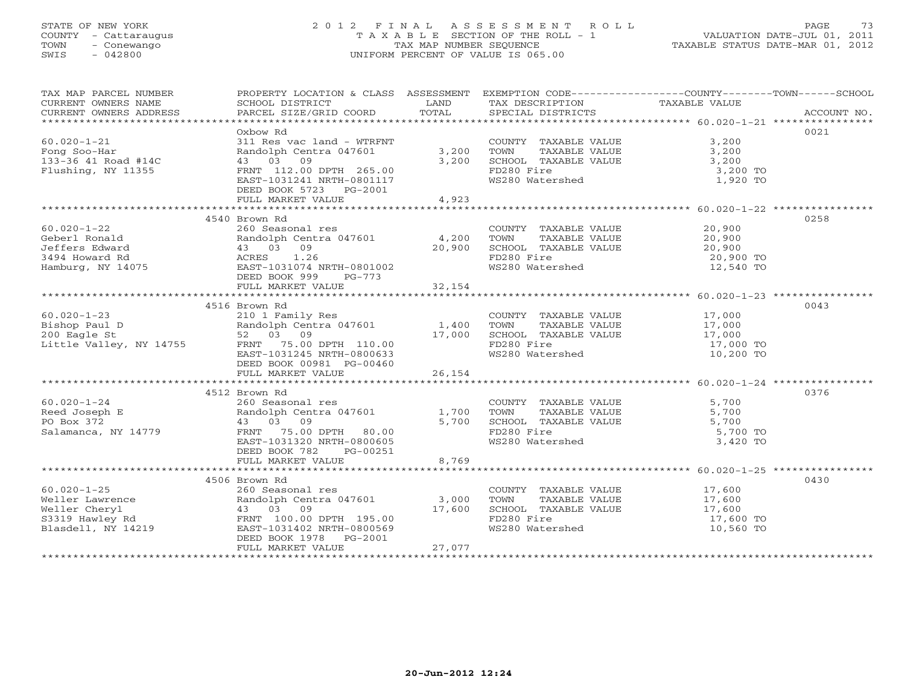STATE OF NEW YORK
COUNTY - Cattaraugus
TOWN - Conewango
SWIS - 042800

# 2012 FINAL ASSESSMENT ROLL
TAXABLE SECTION OF THE ROLL - 1
TAX MAP NUMBER SEQUENCE
UNIFORM PERCENT OF VALUE IS 065.00

VALUATION DATE-JUL 01, 2011
TAXABLE STATUS DATE-MAR 01, 2012

| TAX MAP PARCEL NUMBER / CURRENT OWNERS NAME / CURRENT OWNERS ADDRESS | PROPERTY LOCATION & CLASS / SCHOOL DISTRICT / PARCEL SIZE/GRID COORD | ASSESSMENT LAND / TOTAL | EXEMPTION CODE / TAX DESCRIPTION / SPECIAL DISTRICTS | COUNTY--------TOWN------SCHOOL TAXABLE VALUE | ACCOUNT NO. |
|---|---|---|---|---|---|
| 60.020-1-21 | Oxbow Rd | | | | 0021 |
| | 311 Res vac land - WTRFNT | | COUNTY TAXABLE VALUE | 3,200 | |
| Fong Soo-Har | Randolph Centra 047601 | 3,200 | TOWN TAXABLE VALUE | 3,200 | |
| 133-36 41 Road #14C | 43 03 09 | 3,200 | SCHOOL TAXABLE VALUE | 3,200 | |
| Flushing, NY 11355 | FRNT 112.00 DPTH 265.00 | | FD280 Fire | 3,200 TO | |
| | EAST-1031241 NRTH-0801117 | | WS280 Watershed | 1,920 TO | |
| | DEED BOOK 5723 PG-2001 | | | | |
| | FULL MARKET VALUE | 4,923 | | | |
| 60.020-1-22 | 4540 Brown Rd | | | | 0258 |
| | 260 Seasonal res | | COUNTY TAXABLE VALUE | 20,900 | |
| Geberl Ronald | Randolph Centra 047601 | 4,200 | TOWN TAXABLE VALUE | 20,900 | |
| Jeffers Edward | 43 03 09 | 20,900 | SCHOOL TAXABLE VALUE | 20,900 | |
| 3494 Howard Rd | ACRES 1.26 | | FD280 Fire | 20,900 TO | |
| Hamburg, NY 14075 | EAST-1031074 NRTH-0801002 | | WS280 Watershed | 12,540 TO | |
| | DEED BOOK 999 PG-773 | | | | |
| | FULL MARKET VALUE | 32,154 | | | |
| 60.020-1-23 | 4516 Brown Rd | | | | 0043 |
| | 210 1 Family Res | | COUNTY TAXABLE VALUE | 17,000 | |
| Bishop Paul D | Randolph Centra 047601 | 1,400 | TOWN TAXABLE VALUE | 17,000 | |
| 200 Eagle St | 52 03 09 | 17,000 | SCHOOL TAXABLE VALUE | 17,000 | |
| Little Valley, NY 14755 | FRNT 75.00 DPTH 110.00 | | FD280 Fire | 17,000 TO | |
| | EAST-1031245 NRTH-0800633 | | WS280 Watershed | 10,200 TO | |
| | DEED BOOK 00981 PG-00460 | | | | |
| | FULL MARKET VALUE | 26,154 | | | |
| 60.020-1-24 | 4512 Brown Rd | | | | 0376 |
| | 260 Seasonal res | | COUNTY TAXABLE VALUE | 5,700 | |
| Reed Joseph E | Randolph Centra 047601 | 1,700 | TOWN TAXABLE VALUE | 5,700 | |
| PO Box 372 | 43 03 09 | 5,700 | SCHOOL TAXABLE VALUE | 5,700 | |
| Salamanca, NY 14779 | FRNT 75.00 DPTH 80.00 | | FD280 Fire | 5,700 TO | |
| | EAST-1031320 NRTH-0800605 | | WS280 Watershed | 3,420 TO | |
| | DEED BOOK 782 PG-00251 | | | | |
| | FULL MARKET VALUE | 8,769 | | | |
| 60.020-1-25 | 4506 Brown Rd | | | | 0430 |
| | 260 Seasonal res | | COUNTY TAXABLE VALUE | 17,600 | |
| Weller Lawrence | Randolph Centra 047601 | 3,000 | TOWN TAXABLE VALUE | 17,600 | |
| Weller Cheryl | 43 03 09 | 17,600 | SCHOOL TAXABLE VALUE | 17,600 | |
| S3319 Hawley Rd | FRNT 100.00 DPTH 195.00 | | FD280 Fire | 17,600 TO | |
| Blasdell, NY 14219 | EAST-1031402 NRTH-0800569 | | WS280 Watershed | 10,560 TO | |
| | DEED BOOK 1978 PG-2001 | | | | |
| | FULL MARKET VALUE | 27,077 | | | |

20-Jun-2012 12:24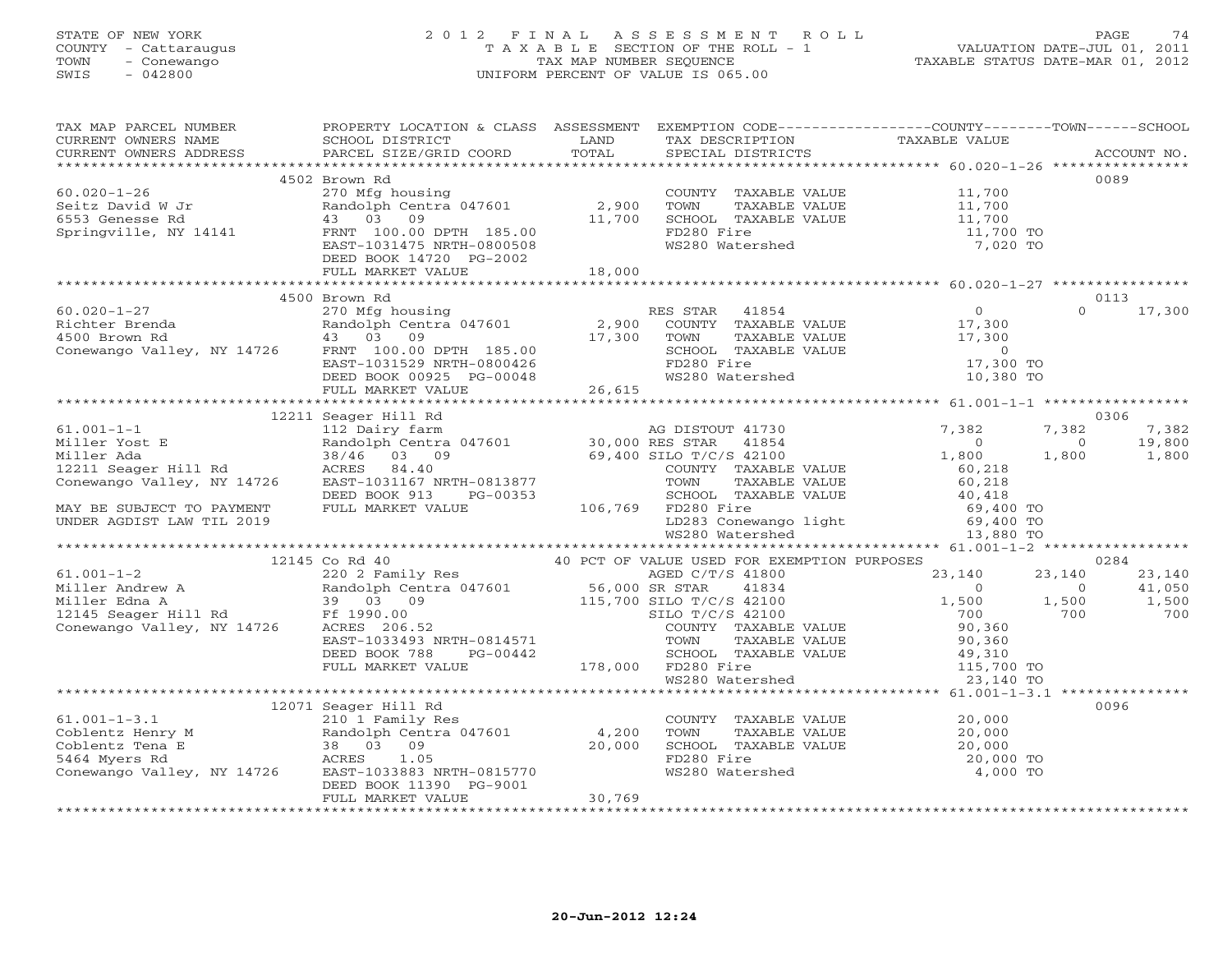STATE OF NEW YORK
COUNTY - Cattaraugus
TOWN - Conewango
SWIS - 042800

# 2012 FINAL ASSESSMENT ROLL
TAXABLE SECTION OF THE ROLL - 1
TAX MAP NUMBER SEQUENCE
UNIFORM PERCENT OF VALUE IS 065.00

VALUATION DATE-JUL 01, 2011
TAXABLE STATUS DATE-MAR 01, 2012

| TAX MAP PARCEL NUMBER / CURRENT OWNERS NAME / CURRENT OWNERS ADDRESS | PROPERTY LOCATION & CLASS / SCHOOL DISTRICT / PARCEL SIZE/GRID COORD | ASSESSMENT LAND / TOTAL | EXEMPTION CODE / TAX DESCRIPTION / SPECIAL DISTRICTS | COUNTY TAXABLE VALUE | TOWN | SCHOOL | ACCOUNT NO. |
|---|---|---|---|---|---|---|---|
| **60.020-1-26** | 4502 Brown Rd | | | | | | 0089 |
| Seitz David W Jr | 270 Mfg housing | | COUNTY TAXABLE VALUE | 11,700 | | | |
| 6553 Genesse Rd | Randolph Centra 047601 | 2,900 | TOWN TAXABLE VALUE | 11,700 | | | |
| Springville, NY 14141 | 43 03 09 | 11,700 | SCHOOL TAXABLE VALUE | 11,700 | | | |
| | FRNT 100.00 DPTH 185.00 | | FD280 Fire | 11,700 TO | | | |
| | EAST-1031475 NRTH-0800508 | | WS280 Watershed | 7,020 TO | | | |
| | DEED BOOK 14720 PG-2002 | | | | | | |
| | FULL MARKET VALUE | 18,000 | | | | | |
| **60.020-1-27** | 4500 Brown Rd | | | | | | 0113 |
| Richter Brenda | 270 Mfg housing | | RES STAR 41854 | 0 | 0 | 17,300 | |
| 4500 Brown Rd | Randolph Centra 047601 | 2,900 | COUNTY TAXABLE VALUE | 17,300 | | | |
| Conewango Valley, NY 14726 | 43 03 09 | 17,300 | TOWN TAXABLE VALUE | 17,300 | | | |
| | FRNT 100.00 DPTH 185.00 | | SCHOOL TAXABLE VALUE | 0 | | | |
| | EAST-1031529 NRTH-0800426 | | FD280 Fire | 17,300 TO | | | |
| | DEED BOOK 00925 PG-00048 | | WS280 Watershed | 10,380 TO | | | |
| | FULL MARKET VALUE | 26,615 | | | | | |
| **61.001-1-1** | 12211 Seager Hill Rd | | | | | | 0306 |
| Miller Yost E | 112 Dairy farm | | AG DISTOUT 41730 | 7,382 | 7,382 | 7,382 | |
| Miller Ada | Randolph Centra 047601 | 30,000 | RES STAR 41854 | 0 | 0 | 19,800 | |
| 12211 Seager Hill Rd | 38/46 03 09 | 69,400 | SILO T/C/S 42100 | 1,800 | 1,800 | 1,800 | |
| Conewango Valley, NY 14726 | ACRES 84.40 | | COUNTY TAXABLE VALUE | 60,218 | | | |
| | EAST-1031167 NRTH-0813877 | | TOWN TAXABLE VALUE | 60,218 | | | |
| | DEED BOOK 913 PG-00353 | | SCHOOL TAXABLE VALUE | 40,418 | | | |
| MAY BE SUBJECT TO PAYMENT | FULL MARKET VALUE | 106,769 | FD280 Fire | 69,400 TO | | | |
| UNDER AGDIST LAW TIL 2019 | | | LD283 Conewango light | 69,400 TO | | | |
| | | | WS280 Watershed | 13,880 TO | | | |
| **61.001-1-2** | 12145 Co Rd 40 | | 40 PCT OF VALUE USED FOR EXEMPTION PURPOSES | | | | 0284 |
| Miller Andrew A | 220 2 Family Res | | AGED C/T/S 41800 | 23,140 | 23,140 | 23,140 | |
| Miller Edna A | Randolph Centra 047601 | 56,000 | SR STAR 41834 | 0 | 0 | 41,050 | |
| 12145 Seager Hill Rd | 39 03 09 | 115,700 | SILO T/C/S 42100 | 1,500 | 1,500 | 1,500 | |
| Conewango Valley, NY 14726 | Ff 1990.00 | | SILO T/C/S 42100 | 700 | 700 | 700 | |
| | ACRES 206.52 | | COUNTY TAXABLE VALUE | 90,360 | | | |
| | EAST-1033493 NRTH-0814571 | | TOWN TAXABLE VALUE | 90,360 | | | |
| | DEED BOOK 788 PG-00442 | | SCHOOL TAXABLE VALUE | 49,310 | | | |
| | FULL MARKET VALUE | 178,000 | FD280 Fire | 115,700 TO | | | |
| | | | WS280 Watershed | 23,140 TO | | | |
| **61.001-1-3.1** | 12071 Seager Hill Rd | | | | | | 0096 |
| Coblentz Henry M | 210 1 Family Res | | COUNTY TAXABLE VALUE | 20,000 | | | |
| Coblentz Tena E | Randolph Centra 047601 | 4,200 | TOWN TAXABLE VALUE | 20,000 | | | |
| 5464 Myers Rd | 38 03 09 | 20,000 | SCHOOL TAXABLE VALUE | 20,000 | | | |
| Conewango Valley, NY 14726 | ACRES 1.05 | | FD280 Fire | 20,000 TO | | | |
| | EAST-1033883 NRTH-0815770 | | WS280 Watershed | 4,000 TO | | | |
| | DEED BOOK 11390 PG-9001 | | | | | | |
| | FULL MARKET VALUE | 30,769 | | | | | |

20-Jun-2012 12:24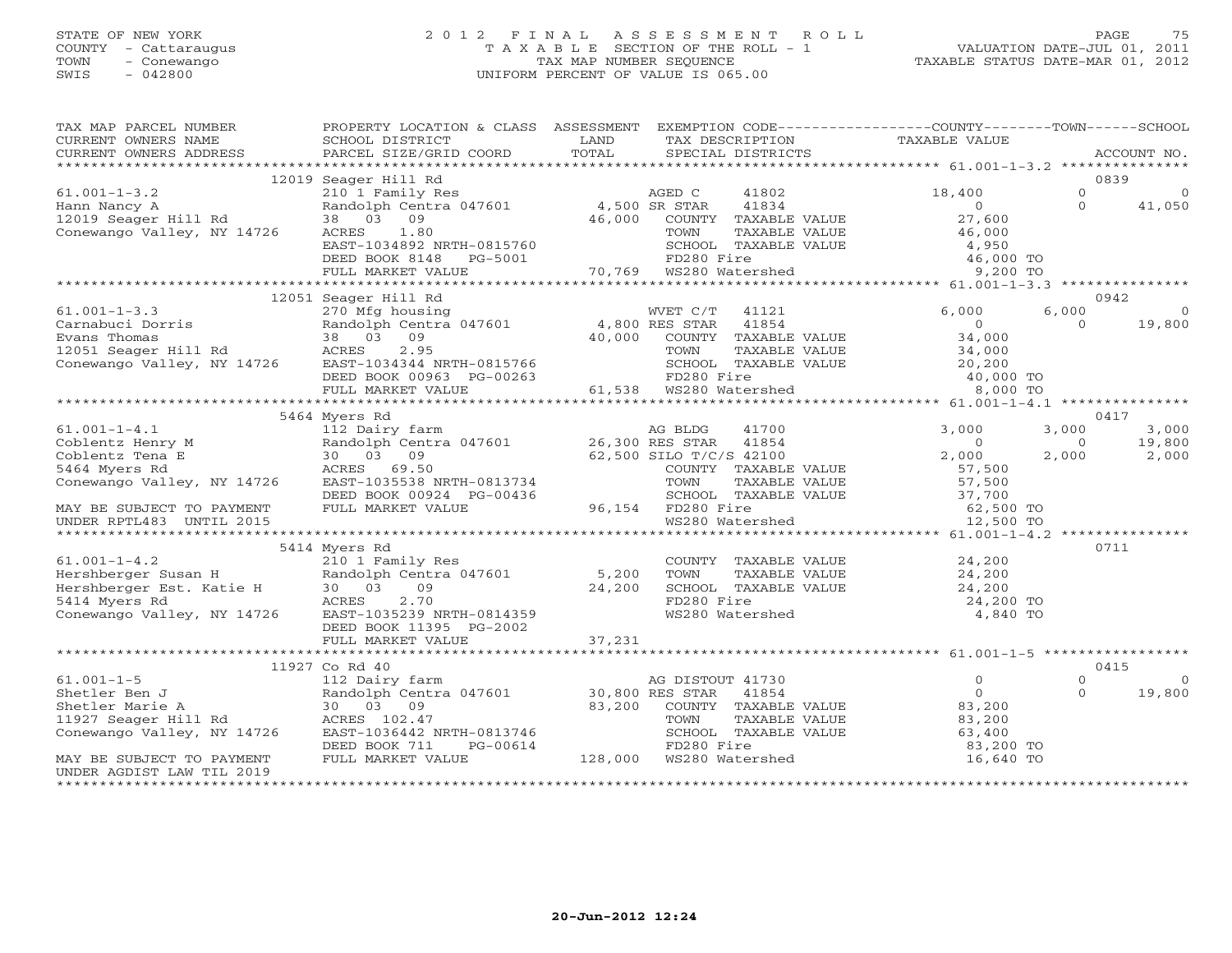STATE OF NEW YORK
COUNTY - Cattaraugus
TOWN - Conewango
SWIS - 042800

2012 FINAL ASSESSMENT ROLL
TAXABLE SECTION OF THE ROLL - 1
TAX MAP NUMBER SEQUENCE
UNIFORM PERCENT OF VALUE IS 065.00

VALUATION DATE-JUL 01, 2011
TAXABLE STATUS DATE-MAR 01, 2012

```
TAX MAP PARCEL NUMBER          PROPERTY LOCATION & CLASS  ASSESSMENT  EXEMPTION CODE-----------------COUNTY--------TOWN------SCHOOL
CURRENT OWNERS NAME            SCHOOL DISTRICT              LAND      TAX DESCRIPTION              TAXABLE VALUE
CURRENT OWNERS ADDRESS         PARCEL SIZE/GRID COORD       TOTAL     SPECIAL DISTRICTS                                   ACCOUNT NO.
******************************************************************************************************* 61.001-1-3.2 ***************
                               12019 Seager Hill Rd                                                                            0839
61.001-1-3.2                   210 1 Family Res                       AGED C       41802           18,400            0              0
Hann Nancy A                   Randolph Centra 047601       4,500 SR STAR      41834                0            0         41,050
12019 Seager Hill Rd           38  03  09                  46,000   COUNTY  TAXABLE VALUE          27,600
Conewango Valley, NY 14726     ACRES    1.80                         TOWN    TAXABLE VALUE          46,000
                               EAST-1034892 NRTH-0815760             SCHOOL  TAXABLE VALUE           4,950
                               DEED BOOK 8148   PG-5001              FD280 Fire                     46,000 TO
                               FULL MARKET VALUE           70,769   WS280 Watershed                 9,200 TO
******************************************************************************************************* 61.001-1-3.3 ***************
                               12051 Seager Hill Rd                                                                            0942
61.001-1-3.3                   270 Mfg housing                        WVET C/T     41121            6,000        6,000              0
Carnabuci Dorris               Randolph Centra 047601       4,800 RES STAR     41854                0            0         19,800
Evans Thomas                   38  03  09                  40,000   COUNTY  TAXABLE VALUE          34,000
12051 Seager Hill Rd           ACRES    2.95                         TOWN    TAXABLE VALUE          34,000
Conewango Valley, NY 14726     EAST-1034344 NRTH-0815766             SCHOOL  TAXABLE VALUE          20,200
                               DEED BOOK 00963 PG-00263              FD280 Fire                     40,000 TO
                               FULL MARKET VALUE           61,538   WS280 Watershed                 8,000 TO
******************************************************************************************************* 61.001-1-4.1 ***************
                               5464 Myers Rd                                                                                   0417
61.001-1-4.1                   112 Dairy farm                         AG BLDG      41700            3,000        3,000          3,000
Coblentz Henry M               Randolph Centra 047601      26,300 RES STAR     41854                0            0         19,800
Coblentz Tena E                30  03  09                  62,500 SILO T/C/S 42100                2,000        2,000          2,000
5464 Myers Rd                  ACRES   69.50                         COUNTY  TAXABLE VALUE          57,500
Conewango Valley, NY 14726     EAST-1035538 NRTH-0813734             TOWN    TAXABLE VALUE          57,500
                               DEED BOOK 00924 PG-00436              SCHOOL  TAXABLE VALUE          37,700
MAY BE SUBJECT TO PAYMENT      FULL MARKET VALUE           96,154   FD280 Fire                     62,500 TO
UNDER RPTL483  UNTIL 2015                                            WS280 Watershed                12,500 TO
******************************************************************************************************* 61.001-1-4.2 ***************
                               5414 Myers Rd                                                                                   0711
61.001-1-4.2                   210 1 Family Res                       COUNTY  TAXABLE VALUE          24,200
Hershberger Susan H            Randolph Centra 047601       5,200   TOWN    TAXABLE VALUE          24,200
Hershberger Est. Katie H       30  03  09                  24,200   SCHOOL  TAXABLE VALUE          24,200
5414 Myers Rd                  ACRES    2.70                         FD280 Fire                     24,200 TO
Conewango Valley, NY 14726     EAST-1035239 NRTH-0814359             WS280 Watershed                 4,840 TO
                               DEED BOOK 11395 PG-2002
                               FULL MARKET VALUE           37,231
******************************************************************************************************* 61.001-1-5 *****************
                               11927 Co Rd 40                                                                                  0415
61.001-1-5                     112 Dairy farm                         AG DISTOUT 41730                 0            0              0
Shetler Ben J                  Randolph Centra 047601      30,800 RES STAR     41854                0            0         19,800
Shetler Marie A                30  03  09                  83,200   COUNTY  TAXABLE VALUE          83,200
11927 Seager Hill Rd           ACRES  102.47                         TOWN    TAXABLE VALUE          83,200
Conewango Valley, NY 14726     EAST-1036442 NRTH-0813746             SCHOOL  TAXABLE VALUE          63,400
                               DEED BOOK 711     PG-00614            FD280 Fire                     83,200 TO
MAY BE SUBJECT TO PAYMENT      FULL MARKET VALUE          128,000   WS280 Watershed                16,640 TO
UNDER AGDIST LAW TIL 2019
************************************************************************************************************************************
```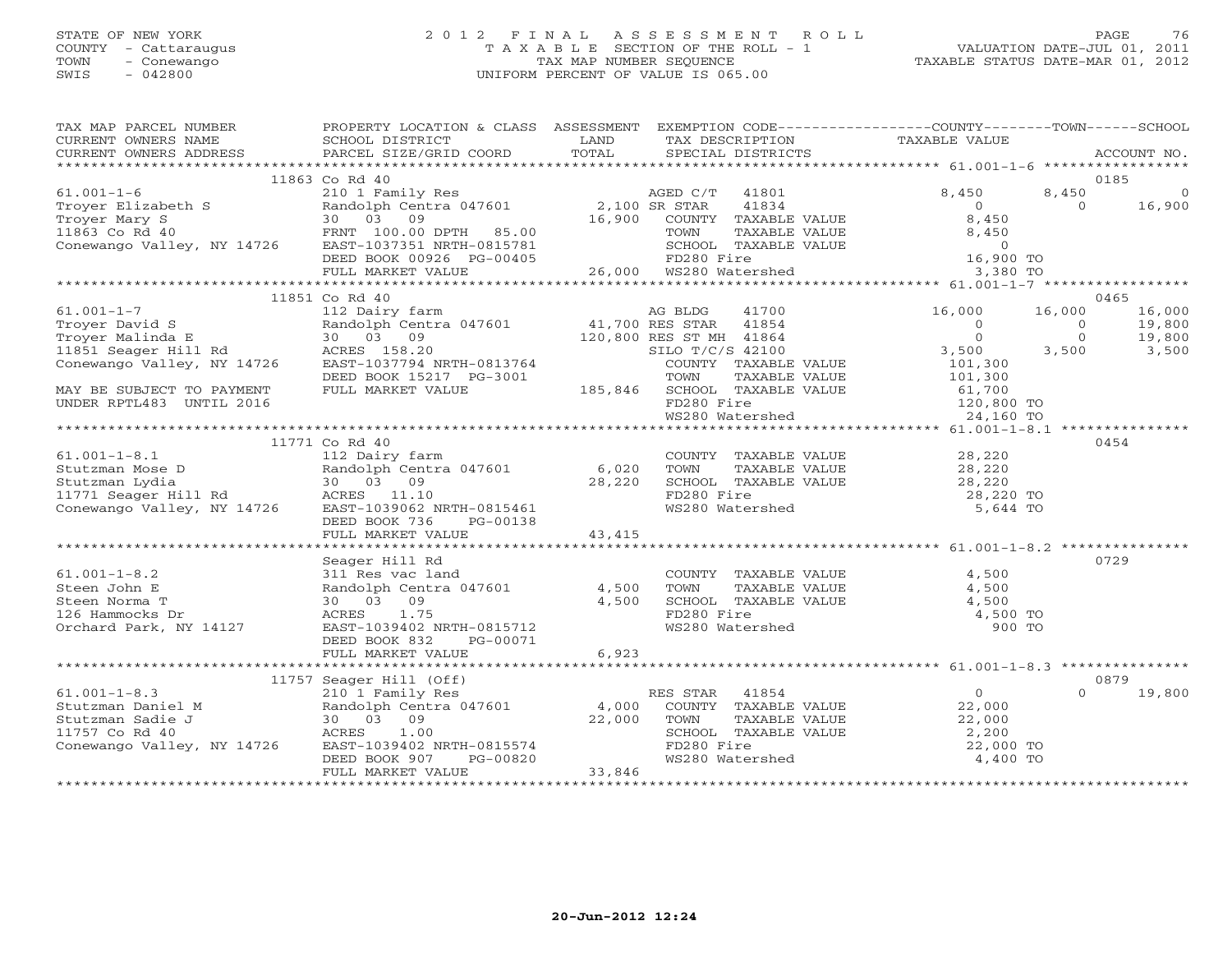STATE OF NEW YORK
COUNTY - Cattaraugus
TOWN - Conewango
SWIS - 042800

# 2012 FINAL ASSESSMENT ROLL

TAXABLE SECTION OF THE ROLL - 1
TAX MAP NUMBER SEQUENCE
UNIFORM PERCENT OF VALUE IS 065.00

VALUATION DATE-JUL 01, 2011
TAXABLE STATUS DATE-MAR 01, 2012

| TAX MAP PARCEL NUMBER / CURRENT OWNERS NAME / CURRENT OWNERS ADDRESS | PROPERTY LOCATION & CLASS / SCHOOL DISTRICT / PARCEL SIZE/GRID COORD | ASSESSMENT LAND / TOTAL | EXEMPTION CODE / TAX DESCRIPTION / SPECIAL DISTRICTS | COUNTY TAXABLE VALUE | TOWN | SCHOOL | ACCOUNT NO. |
|---|---|---|---|---|---|---|---|
| | 11863 Co Rd 40 | | | | | | 0185 |
| 61.001-1-6 | 210 1 Family Res | | AGED C/T 41801 | 8,450 | 8,450 | 0 | |
| Troyer Elizabeth S | Randolph Centra 047601 | 2,100 | SR STAR 41834 | 0 | 0 | 16,900 | |
| Troyer Mary S | 30 03 09 | 16,900 | COUNTY TAXABLE VALUE | 8,450 | | | |
| 11863 Co Rd 40 | FRNT 100.00 DPTH 85.00 | | TOWN TAXABLE VALUE | 8,450 | | | |
| Conewango Valley, NY 14726 | EAST-1037351 NRTH-0815781 | | SCHOOL TAXABLE VALUE | 0 | | | |
| | DEED BOOK 00926 PG-00405 | | FD280 Fire | 16,900 TO | | | |
| | FULL MARKET VALUE | 26,000 | WS280 Watershed | 3,380 TO | | | |
| | 11851 Co Rd 40 | | | | | | 0465 |
| 61.001-1-7 | 112 Dairy farm | | AG BLDG 41700 | 16,000 | 16,000 | 16,000 | |
| Troyer David S | Randolph Centra 047601 | 41,700 | RES STAR 41854 | 0 | 0 | 19,800 | |
| Troyer Malinda E | 30 03 09 | 120,800 | RES ST MH 41864 | 0 | 0 | 19,800 | |
| 11851 Seager Hill Rd | ACRES 158.20 | | SILO T/C/S 42100 | 3,500 | 3,500 | 3,500 | |
| Conewango Valley, NY 14726 | EAST-1037794 NRTH-0813764 | | COUNTY TAXABLE VALUE | 101,300 | | | |
| | DEED BOOK 15217 PG-3001 | | TOWN TAXABLE VALUE | 101,300 | | | |
| MAY BE SUBJECT TO PAYMENT | FULL MARKET VALUE | 185,846 | SCHOOL TAXABLE VALUE | 61,700 | | | |
| UNDER RPTL483 UNTIL 2016 | | | FD280 Fire | 120,800 TO | | | |
| | | | WS280 Watershed | 24,160 TO | | | |
| | 11771 Co Rd 40 | | | | | | 0454 |
| 61.001-1-8.1 | 112 Dairy farm | | COUNTY TAXABLE VALUE | 28,220 | | | |
| Stutzman Mose D | Randolph Centra 047601 | 6,020 | TOWN TAXABLE VALUE | 28,220 | | | |
| Stutzman Lydia | 30 03 09 | 28,220 | SCHOOL TAXABLE VALUE | 28,220 | | | |
| 11771 Seager Hill Rd | ACRES 11.10 | | FD280 Fire | 28,220 TO | | | |
| Conewango Valley, NY 14726 | EAST-1039062 NRTH-0815461 | | WS280 Watershed | 5,644 TO | | | |
| | DEED BOOK 736 PG-00138 | | | | | | |
| | FULL MARKET VALUE | 43,415 | | | | | |
| | Seager Hill Rd | | | | | | 0729 |
| 61.001-1-8.2 | 311 Res vac land | | COUNTY TAXABLE VALUE | 4,500 | | | |
| Steen John E | Randolph Centra 047601 | 4,500 | TOWN TAXABLE VALUE | 4,500 | | | |
| Steen Norma T | 30 03 09 | 4,500 | SCHOOL TAXABLE VALUE | 4,500 | | | |
| 126 Hammocks Dr | ACRES 1.75 | | FD280 Fire | 4,500 TO | | | |
| Orchard Park, NY 14127 | EAST-1039402 NRTH-0815712 | | WS280 Watershed | 900 TO | | | |
| | DEED BOOK 832 PG-00071 | | | | | | |
| | FULL MARKET VALUE | 6,923 | | | | | |
| | 11757 Seager Hill (Off) | | | | | | 0879 |
| 61.001-1-8.3 | 210 1 Family Res | | RES STAR 41854 | 0 | 0 | 19,800 | |
| Stutzman Daniel M | Randolph Centra 047601 | 4,000 | COUNTY TAXABLE VALUE | 22,000 | | | |
| Stutzman Sadie J | 30 03 09 | 22,000 | TOWN TAXABLE VALUE | 22,000 | | | |
| 11757 Co Rd 40 | ACRES 1.00 | | SCHOOL TAXABLE VALUE | 2,200 | | | |
| Conewango Valley, NY 14726 | EAST-1039402 NRTH-0815574 | | FD280 Fire | 22,000 TO | | | |
| | DEED BOOK 907 PG-00820 | | WS280 Watershed | 4,400 TO | | | |
| | FULL MARKET VALUE | 33,846 | | | | | |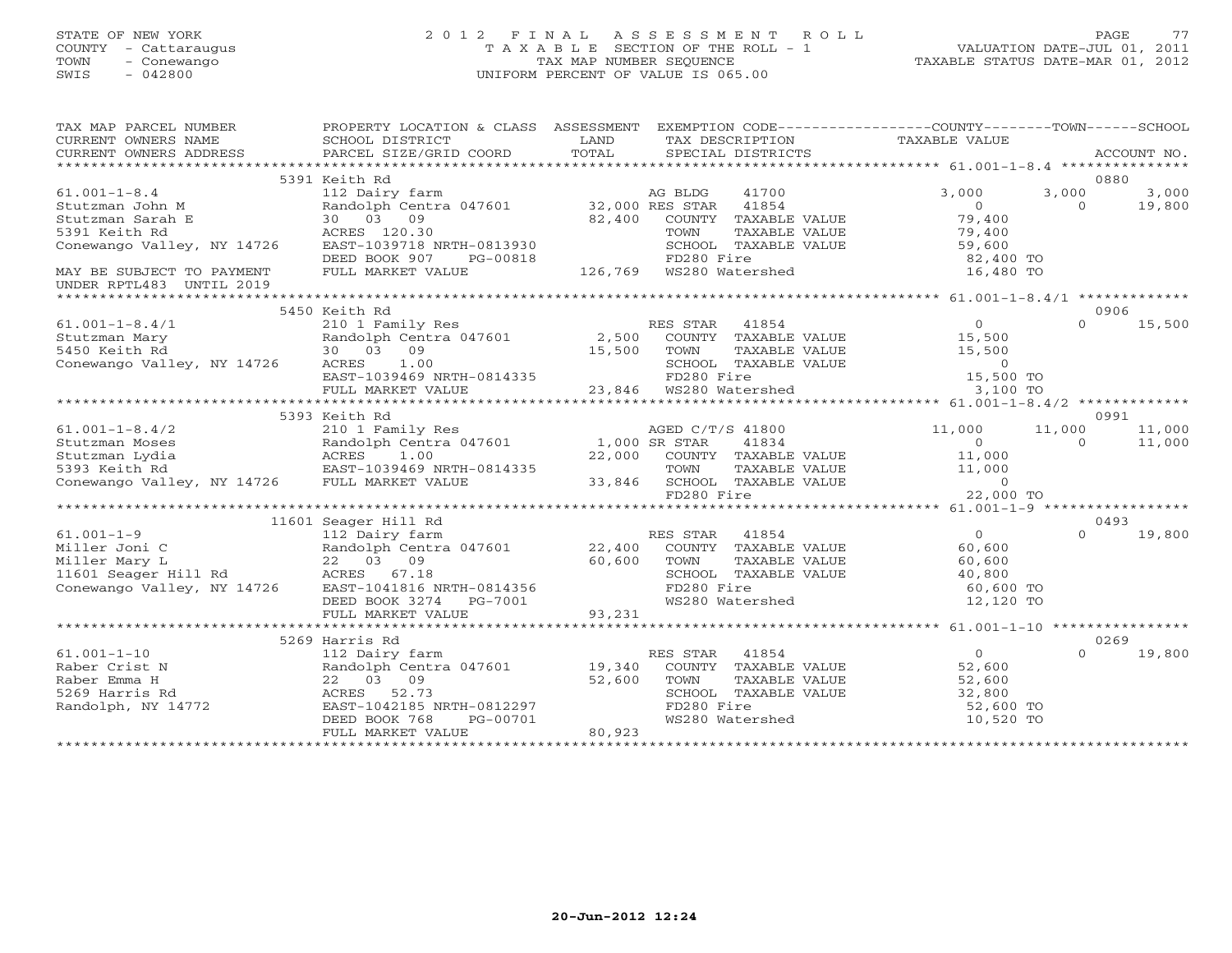STATE OF NEW YORK
COUNTY - Cattaraugus
TOWN - Conewango
SWIS - 042800

# 2012 FINAL ASSESSMENT ROLL
TAXABLE SECTION OF THE ROLL - 1
TAX MAP NUMBER SEQUENCE
UNIFORM PERCENT OF VALUE IS 065.00

VALUATION DATE-JUL 01, 2011
TAXABLE STATUS DATE-MAR 01, 2012

| TAX MAP PARCEL NUMBER / CURRENT OWNERS NAME / CURRENT OWNERS ADDRESS | PROPERTY LOCATION & CLASS / SCHOOL DISTRICT / PARCEL SIZE/GRID COORD | ASSESSMENT LAND / TOTAL | EXEMPTION CODE / TAX DESCRIPTION / SPECIAL DISTRICTS | COUNTY TAXABLE VALUE | TOWN | SCHOOL | ACCOUNT NO. |
|---|---|---|---|---|---|---|---|
| **61.001-1-8.4** | 5391 Keith Rd | | | | | | 0880 |
| Stutzman John M | 112 Dairy farm | | AG BLDG 41700 | 3,000 | 3,000 | 3,000 | |
| Stutzman Sarah E | Randolph Centra 047601 | 32,000 | RES STAR 41854 | 0 | 0 | 19,800 | |
| 5391 Keith Rd | 30 03 09 | 82,400 | COUNTY TAXABLE VALUE | 79,400 | | | |
| Conewango Valley, NY 14726 | ACRES 120.30 | | TOWN TAXABLE VALUE | 79,400 | | | |
| | EAST-1039718 NRTH-0813930 | | SCHOOL TAXABLE VALUE | 59,600 | | | |
| | DEED BOOK 907 PG-00818 | | FD280 Fire | 82,400 TO | | | |
| MAY BE SUBJECT TO PAYMENT UNDER RPTL483 UNTIL 2019 | FULL MARKET VALUE | 126,769 | WS280 Watershed | 16,480 TO | | | |
| **61.001-1-8.4/1** | 5450 Keith Rd | | | | | | 0906 |
| Stutzman Mary | 210 1 Family Res | | RES STAR 41854 | 0 | 0 | 15,500 | |
| 5450 Keith Rd | Randolph Centra 047601 | 2,500 | COUNTY TAXABLE VALUE | 15,500 | | | |
| Conewango Valley, NY 14726 | 30 03 09 | 15,500 | TOWN TAXABLE VALUE | 15,500 | | | |
| | ACRES 1.00 | | SCHOOL TAXABLE VALUE | 0 | | | |
| | EAST-1039469 NRTH-0814335 | | FD280 Fire | 15,500 TO | | | |
| | FULL MARKET VALUE | 23,846 | WS280 Watershed | 3,100 TO | | | |
| **61.001-1-8.4/2** | 5393 Keith Rd | | | | | | 0991 |
| Stutzman Moses | 210 1 Family Res | | AGED C/T/S 41800 | 11,000 | 11,000 | 11,000 | |
| Stutzman Lydia | Randolph Centra 047601 | 1,000 | SR STAR 41834 | 0 | 0 | 11,000 | |
| 5393 Keith Rd | ACRES 1.00 | 22,000 | COUNTY TAXABLE VALUE | 11,000 | | | |
| Conewango Valley, NY 14726 | EAST-1039469 NRTH-0814335 | | TOWN TAXABLE VALUE | 11,000 | | | |
| | FULL MARKET VALUE | 33,846 | SCHOOL TAXABLE VALUE | 0 | | | |
| | | | FD280 Fire | 22,000 TO | | | |
| **61.001-1-9** | 11601 Seager Hill Rd | | | | | | 0493 |
| Miller Joni C | 112 Dairy farm | | RES STAR 41854 | 0 | 0 | 19,800 | |
| Miller Mary L | Randolph Centra 047601 | 22,400 | COUNTY TAXABLE VALUE | 60,600 | | | |
| 11601 Seager Hill Rd | 22 03 09 | 60,600 | TOWN TAXABLE VALUE | 60,600 | | | |
| Conewango Valley, NY 14726 | ACRES 67.18 | | SCHOOL TAXABLE VALUE | 40,800 | | | |
| | EAST-1041816 NRTH-0814356 | | FD280 Fire | 60,600 TO | | | |
| | DEED BOOK 3274 PG-7001 | | WS280 Watershed | 12,120 TO | | | |
| | FULL MARKET VALUE | 93,231 | | | | | |
| **61.001-1-10** | 5269 Harris Rd | | | | | | 0269 |
| Raber Crist N | 112 Dairy farm | | RES STAR 41854 | 0 | 0 | 19,800 | |
| Raber Emma H | Randolph Centra 047601 | 19,340 | COUNTY TAXABLE VALUE | 52,600 | | | |
| 5269 Harris Rd | 22 03 09 | 52,600 | TOWN TAXABLE VALUE | 52,600 | | | |
| Randolph, NY 14772 | ACRES 52.73 | | SCHOOL TAXABLE VALUE | 32,800 | | | |
| | EAST-1042185 NRTH-0812297 | | FD280 Fire | 52,600 TO | | | |
| | DEED BOOK 768 PG-00701 | | WS280 Watershed | 10,520 TO | | | |
| | FULL MARKET VALUE | 80,923 | | | | | |

20-Jun-2012 12:24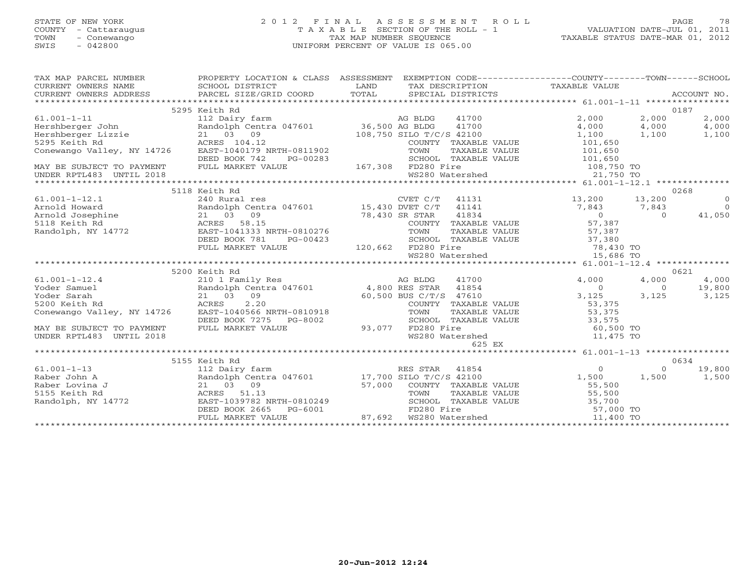STATE OF NEW YORK
COUNTY - Cattaraugus
TOWN - Conewango
SWIS - 042800

# 2012 FINAL ASSESSMENT ROLL
TAXABLE SECTION OF THE ROLL - 1
TAX MAP NUMBER SEQUENCE
UNIFORM PERCENT OF VALUE IS 065.00

VALUATION DATE-JUL 01, 2011
TAXABLE STATUS DATE-MAR 01, 2012

| TAX MAP PARCEL NUMBER / CURRENT OWNERS NAME / CURRENT OWNERS ADDRESS | PROPERTY LOCATION & CLASS / SCHOOL DISTRICT / PARCEL SIZE/GRID COORD | ASSESSMENT LAND / TOTAL | EXEMPTION CODE / TAX DESCRIPTION / SPECIAL DISTRICTS | COUNTY TAXABLE VALUE | TOWN | SCHOOL / ACCOUNT NO. |
|---|---|---|---|---|---|---|
| | 5295 Keith Rd | | | | | 0187 |
| 61.001-1-11 | 112 Dairy farm | | AG BLDG 41700 | 2,000 | 2,000 | 2,000 |
| Hershberger John | Randolph Centra 047601 | 36,500 | AG BLDG 41700 | 4,000 | 4,000 | 4,000 |
| Hershberger Lizzie | 21 03 09 | 108,750 | SILO T/C/S 42100 | 1,100 | 1,100 | 1,100 |
| 5295 Keith Rd | ACRES 104.12 | | COUNTY TAXABLE VALUE | 101,650 | | |
| Conewango Valley, NY 14726 | EAST-1040179 NRTH-0811902 | | TOWN TAXABLE VALUE | 101,650 | | |
| | DEED BOOK 742 PG-00283 | | SCHOOL TAXABLE VALUE | 101,650 | | |
| MAY BE SUBJECT TO PAYMENT | FULL MARKET VALUE | 167,308 | FD280 Fire | 108,750 TO | | |
| UNDER RPTL483 UNTIL 2018 | | | WS280 Watershed | 21,750 TO | | |
| | 5118 Keith Rd | | | | | 0268 |
| 61.001-1-12.1 | 240 Rural res | | CVET C/T 41131 | 13,200 | 13,200 | 0 |
| Arnold Howard | Randolph Centra 047601 | 15,430 | DVET C/T 41141 | 7,843 | 7,843 | 0 |
| Arnold Josephine | 21 03 09 | 78,430 | SR STAR 41834 | 0 | 0 | 41,050 |
| 5118 Keith Rd | ACRES 58.15 | | COUNTY TAXABLE VALUE | 57,387 | | |
| Randolph, NY 14772 | EAST-1041333 NRTH-0810276 | | TOWN TAXABLE VALUE | 57,387 | | |
| | DEED BOOK 781 PG-00423 | | SCHOOL TAXABLE VALUE | 37,380 | | |
| | FULL MARKET VALUE | 120,662 | FD280 Fire | 78,430 TO | | |
| | | | WS280 Watershed | 15,686 TO | | |
| | 5200 Keith Rd | | | | | 0621 |
| 61.001-1-12.4 | 210 1 Family Res | | AG BLDG 41700 | 4,000 | 4,000 | 4,000 |
| Yoder Samuel | Randolph Centra 047601 | 4,800 | RES STAR 41854 | 0 | 0 | 19,800 |
| Yoder Sarah | 21 03 09 | 60,500 | BUS C/T/S 47610 | 3,125 | 3,125 | 3,125 |
| 5200 Keith Rd | ACRES 2.20 | | COUNTY TAXABLE VALUE | 53,375 | | |
| Conewango Valley, NY 14726 | EAST-1040566 NRTH-0810918 | | TOWN TAXABLE VALUE | 53,375 | | |
| | DEED BOOK 7275 PG-8002 | | SCHOOL TAXABLE VALUE | 33,575 | | |
| MAY BE SUBJECT TO PAYMENT | FULL MARKET VALUE | 93,077 | FD280 Fire | 60,500 TO | | |
| UNDER RPTL483 UNTIL 2018 | | | WS280 Watershed | 11,475 TO | | |
| | | | 625 EX | | | |
| | 5155 Keith Rd | | | | | 0634 |
| 61.001-1-13 | 112 Dairy farm | | RES STAR 41854 | 0 | 0 | 19,800 |
| Raber John A | Randolph Centra 047601 | 17,700 | SILO T/C/S 42100 | 1,500 | 1,500 | 1,500 |
| Raber Lovina J | 21 03 09 | 57,000 | COUNTY TAXABLE VALUE | 55,500 | | |
| 5155 Keith Rd | ACRES 51.13 | | TOWN TAXABLE VALUE | 55,500 | | |
| Randolph, NY 14772 | EAST-1039782 NRTH-0810249 | | SCHOOL TAXABLE VALUE | 35,700 | | |
| | DEED BOOK 2665 PG-6001 | | FD280 Fire | 57,000 TO | | |
| | FULL MARKET VALUE | 87,692 | WS280 Watershed | 11,400 TO | | |

20-Jun-2012 12:24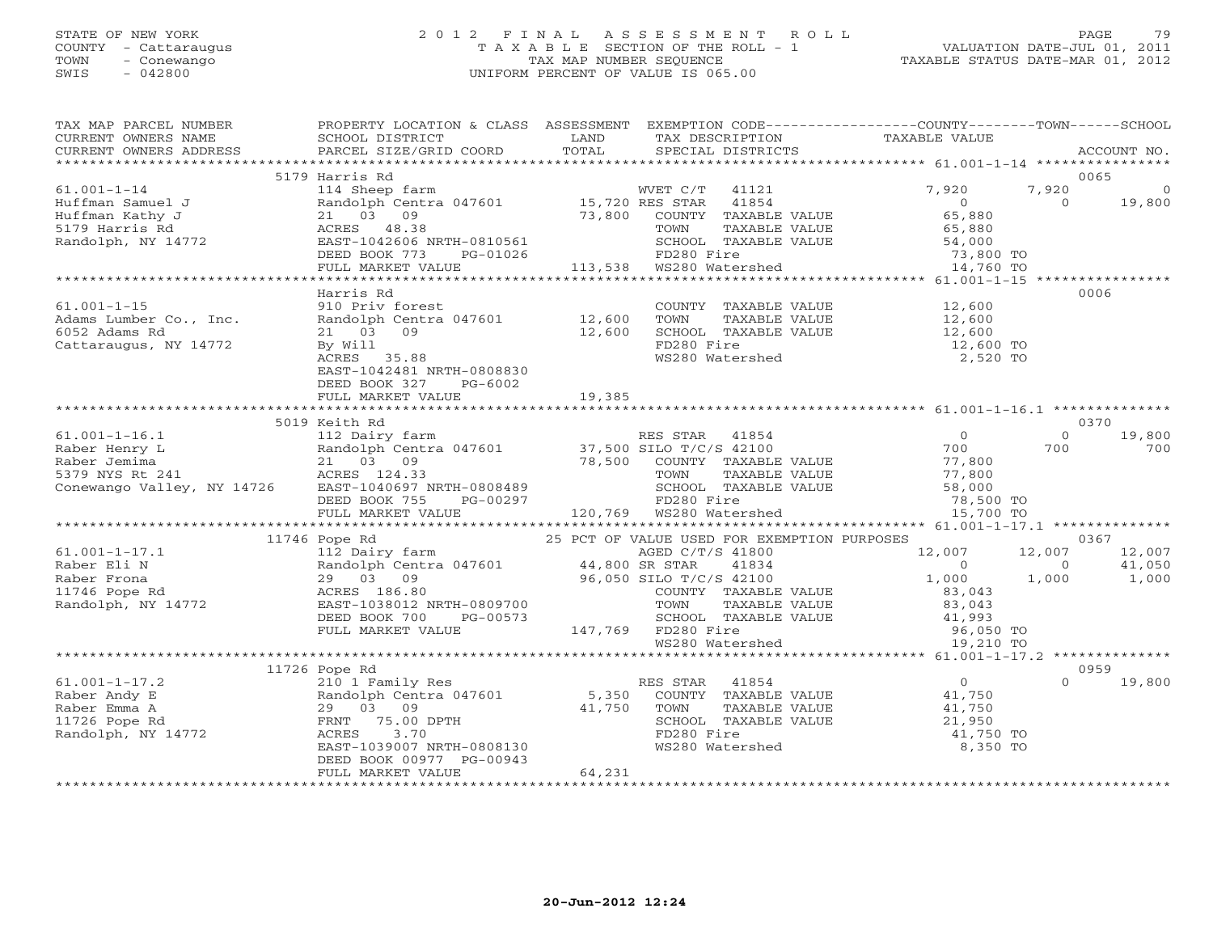STATE OF NEW YORK
COUNTY - Cattaraugus
TOWN - Conewango
SWIS - 042800

# 2012 FINAL ASSESSMENT ROLL
TAXABLE SECTION OF THE ROLL - 1
TAX MAP NUMBER SEQUENCE
UNIFORM PERCENT OF VALUE IS 065.00

VALUATION DATE-JUL 01, 2011
TAXABLE STATUS DATE-MAR 01, 2012

| TAX MAP PARCEL NUMBER / CURRENT OWNERS NAME / CURRENT OWNERS ADDRESS | PROPERTY LOCATION & CLASS / SCHOOL DISTRICT / PARCEL SIZE/GRID COORD | ASSESSMENT LAND / TOTAL | EXEMPTION CODE / TAX DESCRIPTION / SPECIAL DISTRICTS | COUNTY TAXABLE VALUE | TOWN | SCHOOL | ACCOUNT NO. |
|---|---|---|---|---|---|---|---|
| | 5179 Harris Rd | | | | | | 0065 |
| 61.001-1-14 | 114 Sheep farm | | WVET C/T 41121 | 7,920 | 7,920 | 0 | |
| Huffman Samuel J | Randolph Centra 047601 | 15,720 | RES STAR 41854 | 0 | 0 | 19,800 | |
| Huffman Kathy J | 21 03 09 | 73,800 | COUNTY TAXABLE VALUE | 65,880 | | | |
| 5179 Harris Rd | ACRES 48.38 | | TOWN TAXABLE VALUE | 65,880 | | | |
| Randolph, NY 14772 | EAST-1042606 NRTH-0810561 | | SCHOOL TAXABLE VALUE | 54,000 | | | |
| | DEED BOOK 773 PG-01026 | | FD280 Fire | 73,800 TO | | | |
| | FULL MARKET VALUE | 113,538 | WS280 Watershed | 14,760 TO | | | |
| | Harris Rd | | | | | | 0006 |
| 61.001-1-15 | 910 Priv forest | | COUNTY TAXABLE VALUE | 12,600 | | | |
| Adams Lumber Co., Inc. | Randolph Centra 047601 | 12,600 | TOWN TAXABLE VALUE | 12,600 | | | |
| 6052 Adams Rd | 21 03 09 | 12,600 | SCHOOL TAXABLE VALUE | 12,600 | | | |
| Cattaraugus, NY 14772 | By Will | | FD280 Fire | 12,600 TO | | | |
| | ACRES 35.88 | | WS280 Watershed | 2,520 TO | | | |
| | EAST-1042481 NRTH-0808830 | | | | | | |
| | DEED BOOK 327 PG-6002 | | | | | | |
| | FULL MARKET VALUE | 19,385 | | | | | |
| | 5019 Keith Rd | | | | | | 0370 |
| 61.001-1-16.1 | 112 Dairy farm | | RES STAR 41854 | 0 | 0 | 19,800 | |
| Raber Henry L | Randolph Centra 047601 | 37,500 | SILO T/C/S 42100 | 700 | 700 | 700 | |
| Raber Jemima | 21 03 09 | 78,500 | COUNTY TAXABLE VALUE | 77,800 | | | |
| 5379 NYS Rt 241 | ACRES 124.33 | | TOWN TAXABLE VALUE | 77,800 | | | |
| Conewango Valley, NY 14726 | EAST-1040697 NRTH-0808489 | | SCHOOL TAXABLE VALUE | 58,000 | | | |
| | DEED BOOK 755 PG-00297 | | FD280 Fire | 78,500 TO | | | |
| | FULL MARKET VALUE | 120,769 | WS280 Watershed | 15,700 TO | | | |
| | 11746 Pope Rd | | 25 PCT OF VALUE USED FOR EXEMPTION PURPOSES | | | | 0367 |
| 61.001-1-17.1 | 112 Dairy farm | | AGED C/T/S 41800 | 12,007 | 12,007 | 12,007 | |
| Raber Eli N | Randolph Centra 047601 | 44,800 | SR STAR 41834 | 0 | 0 | 41,050 | |
| Raber Frona | 29 03 09 | 96,050 | SILO T/C/S 42100 | 1,000 | 1,000 | 1,000 | |
| 11746 Pope Rd | ACRES 186.80 | | COUNTY TAXABLE VALUE | 83,043 | | | |
| Randolph, NY 14772 | EAST-1038012 NRTH-0809700 | | TOWN TAXABLE VALUE | 83,043 | | | |
| | DEED BOOK 700 PG-00573 | | SCHOOL TAXABLE VALUE | 41,993 | | | |
| | FULL MARKET VALUE | 147,769 | FD280 Fire | 96,050 TO | | | |
| | | | WS280 Watershed | 19,210 TO | | | |
| | 11726 Pope Rd | | | | | | 0959 |
| 61.001-1-17.2 | 210 1 Family Res | | RES STAR 41854 | 0 | 0 | 19,800 | |
| Raber Andy E | Randolph Centra 047601 | 5,350 | COUNTY TAXABLE VALUE | 41,750 | | | |
| Raber Emma A | 29 03 09 | 41,750 | TOWN TAXABLE VALUE | 41,750 | | | |
| 11726 Pope Rd | FRNT 75.00 DPTH | | SCHOOL TAXABLE VALUE | 21,950 | | | |
| Randolph, NY 14772 | ACRES 3.70 | | FD280 Fire | 41,750 TO | | | |
| | EAST-1039007 NRTH-0808130 | | WS280 Watershed | 8,350 TO | | | |
| | DEED BOOK 00977 PG-00943 | | | | | | |
| | FULL MARKET VALUE | 64,231 | | | | | |

20-Jun-2012 12:24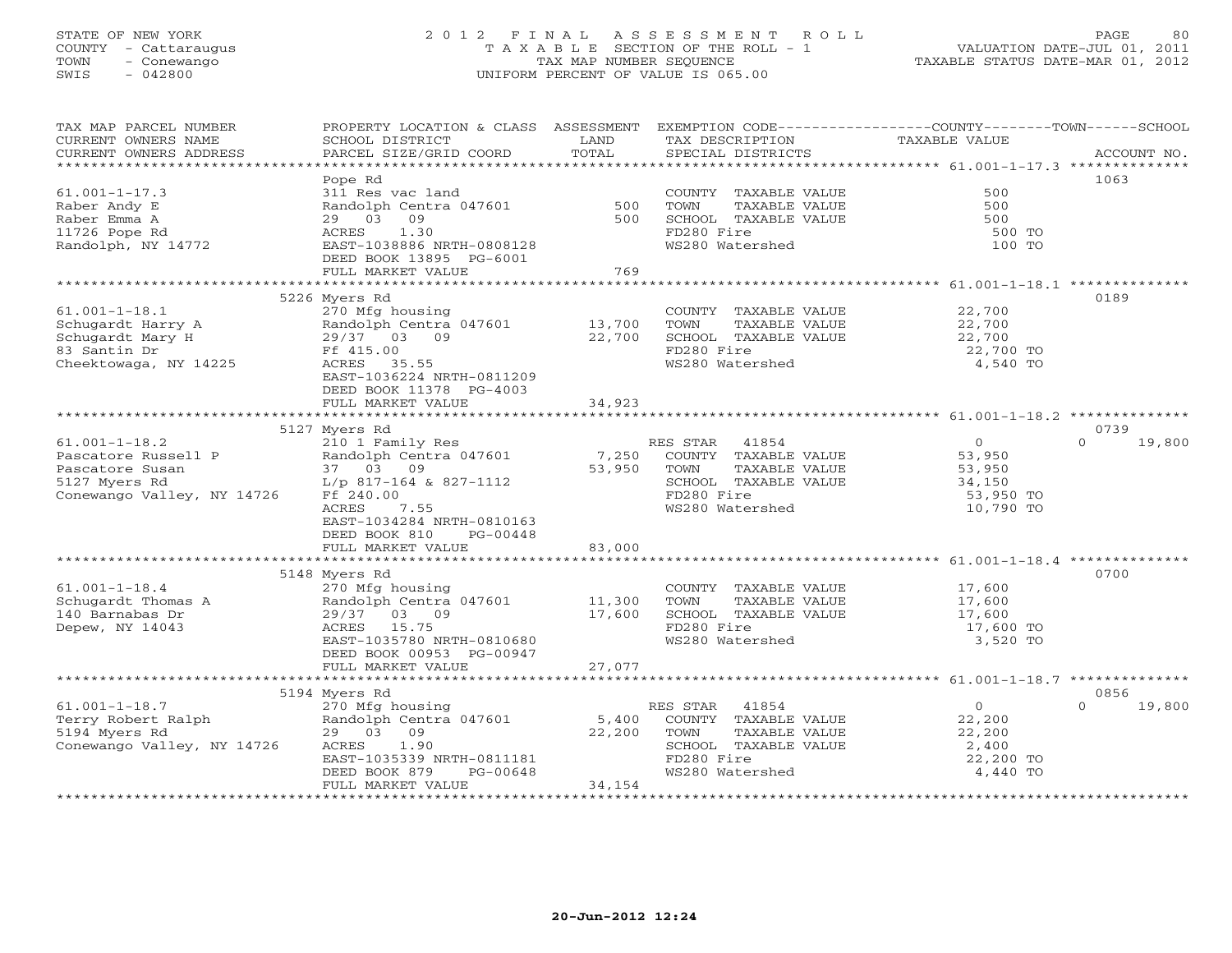STATE OF NEW YORK
COUNTY - Cattaraugus
TOWN - Conewango
SWIS - 042800

# 2012 FINAL ASSESSMENT ROLL

TAXABLE SECTION OF THE ROLL - 1
TAX MAP NUMBER SEQUENCE
UNIFORM PERCENT OF VALUE IS 065.00

VALUATION DATE-JUL 01, 2011
TAXABLE STATUS DATE-MAR 01, 2012

| TAX MAP PARCEL NUMBER / CURRENT OWNERS NAME / CURRENT OWNERS ADDRESS | PROPERTY LOCATION & CLASS / SCHOOL DISTRICT / PARCEL SIZE/GRID COORD | ASSESSMENT LAND | TOTAL | EXEMPTION CODE / TAX DESCRIPTION / SPECIAL DISTRICTS | COUNTY TAXABLE VALUE | TOWN | SCHOOL | ACCOUNT NO. |
|---|---|---|---|---|---|---|---|---|
| | Pope Rd | | | | | | | 1063 |
| 61.001-1-17.3 | 311 Res vac land | | | COUNTY TAXABLE VALUE | 500 | | | |
| Raber Andy E | Randolph Centra 047601 | 500 | | TOWN TAXABLE VALUE | 500 | | | |
| Raber Emma A | 29 03 09 | | 500 | SCHOOL TAXABLE VALUE | 500 | | | |
| 11726 Pope Rd | ACRES 1.30 | | | FD280 Fire | 500 TO | | | |
| Randolph, NY 14772 | EAST-1038886 NRTH-0808128 | | | WS280 Watershed | 100 TO | | | |
| | DEED BOOK 13895 PG-6001 | | | | | | | |
| | FULL MARKET VALUE | | 769 | | | | | |
| | 5226 Myers Rd | | | | | | | 0189 |
| 61.001-1-18.1 | 270 Mfg housing | | | COUNTY TAXABLE VALUE | 22,700 | | | |
| Schugardt Harry A | Randolph Centra 047601 | 13,700 | | TOWN TAXABLE VALUE | 22,700 | | | |
| Schugardt Mary H | 29/37 03 09 | | 22,700 | SCHOOL TAXABLE VALUE | 22,700 | | | |
| 83 Santin Dr | Ff 415.00 | | | FD280 Fire | 22,700 TO | | | |
| Cheektowaga, NY 14225 | ACRES 35.55 | | | WS280 Watershed | 4,540 TO | | | |
| | EAST-1036224 NRTH-0811209 | | | | | | | |
| | DEED BOOK 11378 PG-4003 | | | | | | | |
| | FULL MARKET VALUE | | 34,923 | | | | | |
| | 5127 Myers Rd | | | | | | | 0739 |
| 61.001-1-18.2 | 210 1 Family Res | | | RES STAR 41854 | 0 | | 0 | 19,800 |
| Pascatore Russell P | Randolph Centra 047601 | 7,250 | | COUNTY TAXABLE VALUE | 53,950 | | | |
| Pascatore Susan | 37 03 09 | | 53,950 | TOWN TAXABLE VALUE | 53,950 | | | |
| 5127 Myers Rd | L/p 817-164 & 827-1112 | | | SCHOOL TAXABLE VALUE | 34,150 | | | |
| Conewango Valley, NY 14726 | Ff 240.00 | | | FD280 Fire | 53,950 TO | | | |
| | ACRES 7.55 | | | WS280 Watershed | 10,790 TO | | | |
| | EAST-1034284 NRTH-0810163 | | | | | | | |
| | DEED BOOK 810 PG-00448 | | | | | | | |
| | FULL MARKET VALUE | | 83,000 | | | | | |
| | 5148 Myers Rd | | | | | | | 0700 |
| 61.001-1-18.4 | 270 Mfg housing | | | COUNTY TAXABLE VALUE | 17,600 | | | |
| Schugardt Thomas A | Randolph Centra 047601 | 11,300 | | TOWN TAXABLE VALUE | 17,600 | | | |
| 140 Barnabas Dr | 29/37 03 09 | | 17,600 | SCHOOL TAXABLE VALUE | 17,600 | | | |
| Depew, NY 14043 | ACRES 15.75 | | | FD280 Fire | 17,600 TO | | | |
| | EAST-1035780 NRTH-0810680 | | | WS280 Watershed | 3,520 TO | | | |
| | DEED BOOK 00953 PG-00947 | | | | | | | |
| | FULL MARKET VALUE | | 27,077 | | | | | |
| | 5194 Myers Rd | | | | | | | 0856 |
| 61.001-1-18.7 | 270 Mfg housing | | | RES STAR 41854 | 0 | | 0 | 19,800 |
| Terry Robert Ralph | Randolph Centra 047601 | 5,400 | | COUNTY TAXABLE VALUE | 22,200 | | | |
| 5194 Myers Rd | 29 03 09 | | 22,200 | TOWN TAXABLE VALUE | 22,200 | | | |
| Conewango Valley, NY 14726 | ACRES 1.90 | | | SCHOOL TAXABLE VALUE | 2,400 | | | |
| | EAST-1035339 NRTH-0811181 | | | FD280 Fire | 22,200 TO | | | |
| | DEED BOOK 879 PG-00648 | | | WS280 Watershed | 4,440 TO | | | |
| | FULL MARKET VALUE | | 34,154 | | | | | |

20-Jun-2012 12:24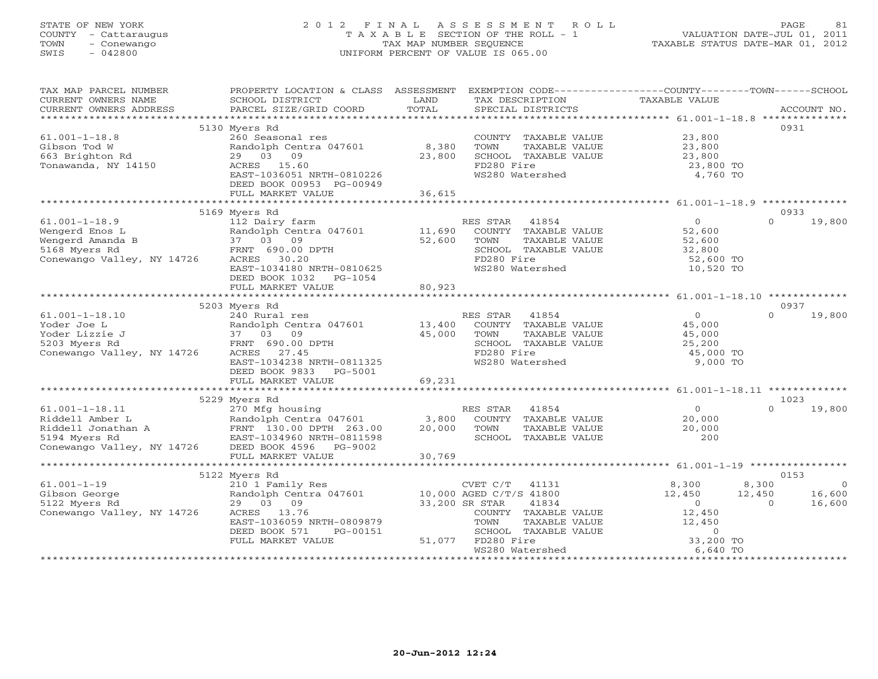STATE OF NEW YORK
COUNTY - Cattaraugus
TOWN - Conewango
SWIS - 042800

# 2012 FINAL ASSESSMENT ROLL
TAXABLE SECTION OF THE ROLL - 1
TAX MAP NUMBER SEQUENCE
UNIFORM PERCENT OF VALUE IS 065.00

VALUATION DATE-JUL 01, 2011
TAXABLE STATUS DATE-MAR 01, 2012

| TAX MAP PARCEL NUMBER / CURRENT OWNERS NAME / CURRENT OWNERS ADDRESS | PROPERTY LOCATION & CLASS / SCHOOL DISTRICT / PARCEL SIZE/GRID COORD | ASSESSMENT LAND / TOTAL | EXEMPTION CODE / TAX DESCRIPTION / SPECIAL DISTRICTS | COUNTY | TOWN | SCHOOL | ACCOUNT NO. |
|---|---|---|---|---|---|---|---|
| 61.001-1-18.8 | 5130 Myers Rd | | | | | | 0931 |
| Gibson Tod W | 260 Seasonal res | | COUNTY TAXABLE VALUE | 23,800 | | | |
| 663 Brighton Rd | Randolph Centra 047601 | 8,380 | TOWN TAXABLE VALUE | | 23,800 | | |
| Tonawanda, NY 14150 | 29 03 09 | 23,800 | SCHOOL TAXABLE VALUE | | | 23,800 | |
| | ACRES 15.60 | | FD280 Fire | 23,800 TO | | | |
| | EAST-1036051 NRTH-0810226 | | WS280 Watershed | 4,760 TO | | | |
| | DEED BOOK 00953 PG-00949 | | | | | | |
| | FULL MARKET VALUE | 36,615 | | | | | |
| 61.001-1-18.9 | 5169 Myers Rd | | | | | | 0933 |
| Wengerd Enos L | 112 Dairy farm | | RES STAR 41854 | 0 | 0 | 19,800 | |
| Wengerd Amanda B | Randolph Centra 047601 | 11,690 | COUNTY TAXABLE VALUE | 52,600 | | | |
| 5168 Myers Rd | 37 03 09 | 52,600 | TOWN TAXABLE VALUE | | 52,600 | | |
| Conewango Valley, NY 14726 | FRNT 690.00 DPTH | | SCHOOL TAXABLE VALUE | | | 32,800 | |
| | ACRES 30.20 | | FD280 Fire | 52,600 TO | | | |
| | EAST-1034180 NRTH-0810625 | | WS280 Watershed | 10,520 TO | | | |
| | DEED BOOK 1032 PG-1054 | | | | | | |
| | FULL MARKET VALUE | 80,923 | | | | | |
| 61.001-1-18.10 | 5203 Myers Rd | | | | | | 0937 |
| Yoder Joe L | 240 Rural res | | RES STAR 41854 | 0 | 0 | 19,800 | |
| Yoder Lizzie J | Randolph Centra 047601 | 13,400 | COUNTY TAXABLE VALUE | 45,000 | | | |
| 5203 Myers Rd | 37 03 09 | 45,000 | TOWN TAXABLE VALUE | | 45,000 | | |
| Conewango Valley, NY 14726 | FRNT 690.00 DPTH | | SCHOOL TAXABLE VALUE | | | 25,200 | |
| | ACRES 27.45 | | FD280 Fire | 45,000 TO | | | |
| | EAST-1034238 NRTH-0811325 | | WS280 Watershed | 9,000 TO | | | |
| | DEED BOOK 9833 PG-5001 | | | | | | |
| | FULL MARKET VALUE | 69,231 | | | | | |
| 61.001-1-18.11 | 5229 Myers Rd | | | | | | 1023 |
| Riddell Amber L | 270 Mfg housing | | RES STAR 41854 | 0 | 0 | 19,800 | |
| Riddell Jonathan A | Randolph Centra 047601 | 3,800 | COUNTY TAXABLE VALUE | 20,000 | | | |
| 5194 Myers Rd | FRNT 130.00 DPTH 263.00 | 20,000 | TOWN TAXABLE VALUE | | 20,000 | | |
| Conewango Valley, NY 14726 | EAST-1034960 NRTH-0811598 | | SCHOOL TAXABLE VALUE | | | 200 | |
| | DEED BOOK 4596 PG-9002 | | | | | | |
| | FULL MARKET VALUE | 30,769 | | | | | |
| 61.001-1-19 | 5122 Myers Rd | | | | | | 0153 |
| Gibson George | 210 1 Family Res | | CVET C/T 41131 | 8,300 | 8,300 | 0 | |
| 5122 Myers Rd | Randolph Centra 047601 | 10,000 | AGED C/T/S 41800 | 12,450 | 12,450 | 16,600 | |
| Conewango Valley, NY 14726 | 29 03 09 | 33,200 | SR STAR 41834 | 0 | 0 | 16,600 | |
| | ACRES 13.76 | | COUNTY TAXABLE VALUE | 12,450 | | | |
| | EAST-1036059 NRTH-0809879 | | TOWN TAXABLE VALUE | | 12,450 | | |
| | DEED BOOK 571 PG-00151 | | SCHOOL TAXABLE VALUE | | | 0 | |
| | FULL MARKET VALUE | 51,077 | FD280 Fire | 33,200 TO | | | |
| | | | WS280 Watershed | 6,640 TO | | | |

20-Jun-2012 12:24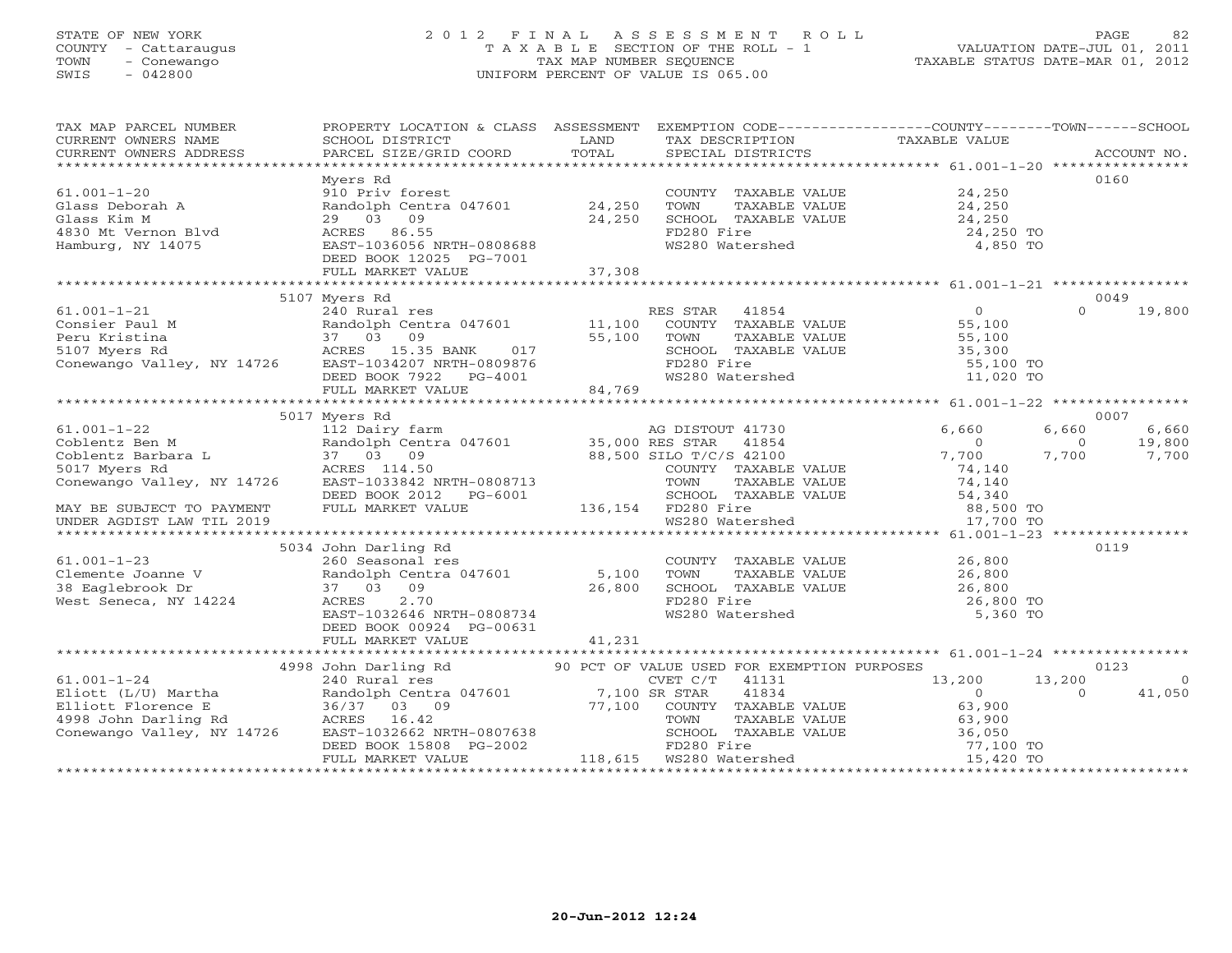STATE OF NEW YORK
COUNTY - Cattaraugus
TOWN - Conewango
SWIS - 042800

# 2012 FINAL ASSESSMENT ROLL
TAXABLE SECTION OF THE ROLL - 1
TAX MAP NUMBER SEQUENCE
UNIFORM PERCENT OF VALUE IS 065.00

VALUATION DATE-JUL 01, 2011
TAXABLE STATUS DATE-MAR 01, 2012

| TAX MAP PARCEL NUMBER / CURRENT OWNERS NAME / CURRENT OWNERS ADDRESS | PROPERTY LOCATION & CLASS / SCHOOL DISTRICT / PARCEL SIZE/GRID COORD | ASSESSMENT LAND / TOTAL | EXEMPTION CODE / TAX DESCRIPTION / SPECIAL DISTRICTS | COUNTY TAXABLE VALUE | TOWN | SCHOOL | ACCOUNT NO. |
|---|---|---|---|---|---|---|---|
| 61.001-1-20 | Myers Rd | | | | | | 0160 |
| 61.001-1-20 | 910 Priv forest | | COUNTY TAXABLE VALUE | 24,250 | | | |
| Glass Deborah A | Randolph Centra 047601 | 24,250 | TOWN TAXABLE VALUE | 24,250 | | | |
| Glass Kim M | 29 03 09 | 24,250 | SCHOOL TAXABLE VALUE | 24,250 | | | |
| 4830 Mt Vernon Blvd | ACRES 86.55 | | FD280 Fire | 24,250 TO | | | |
| Hamburg, NY 14075 | EAST-1036056 NRTH-0808688 | | WS280 Watershed | 4,850 TO | | | |
| | DEED BOOK 12025 PG-7001 | | | | | | |
| | FULL MARKET VALUE | 37,308 | | | | | |
| 61.001-1-21 | 5107 Myers Rd | | | | | | 0049 |
| 61.001-1-21 | 240 Rural res | | RES STAR 41854 | 0 | | 0 | 19,800 |
| Consier Paul M | Randolph Centra 047601 | 11,100 | COUNTY TAXABLE VALUE | 55,100 | | | |
| Peru Kristina | 37 03 09 | 55,100 | TOWN TAXABLE VALUE | 55,100 | | | |
| 5107 Myers Rd | ACRES 15.35 BANK 017 | | SCHOOL TAXABLE VALUE | 35,300 | | | |
| Conewango Valley, NY 14726 | EAST-1034207 NRTH-0809876 | | FD280 Fire | 55,100 TO | | | |
| | DEED BOOK 7922 PG-4001 | | WS280 Watershed | 11,020 TO | | | |
| | FULL MARKET VALUE | 84,769 | | | | | |
| 61.001-1-22 | 5017 Myers Rd | | | | | | 0007 |
| 61.001-1-22 | 112 Dairy farm | | AG DISTOUT 41730 | 6,660 | 6,660 | 6,660 | |
| Coblentz Ben M | Randolph Centra 047601 | 35,000 | RES STAR 41854 | 0 | 0 | 19,800 | |
| Coblentz Barbara L | 37 03 09 | 88,500 | SILO T/C/S 42100 | 7,700 | 7,700 | 7,700 | |
| 5017 Myers Rd | ACRES 114.50 | | COUNTY TAXABLE VALUE | 74,140 | | | |
| Conewango Valley, NY 14726 | EAST-1033842 NRTH-0808713 | | TOWN TAXABLE VALUE | 74,140 | | | |
| | DEED BOOK 2012 PG-6001 | | SCHOOL TAXABLE VALUE | 54,340 | | | |
| MAY BE SUBJECT TO PAYMENT | FULL MARKET VALUE | 136,154 | FD280 Fire | 88,500 TO | | | |
| UNDER AGDIST LAW TIL 2019 | | | WS280 Watershed | 17,700 TO | | | |
| 61.001-1-23 | 5034 John Darling Rd | | | | | | 0119 |
| 61.001-1-23 | 260 Seasonal res | | COUNTY TAXABLE VALUE | 26,800 | | | |
| Clemente Joanne V | Randolph Centra 047601 | 5,100 | TOWN TAXABLE VALUE | 26,800 | | | |
| 38 Eaglebrook Dr | 37 03 09 | 26,800 | SCHOOL TAXABLE VALUE | 26,800 | | | |
| West Seneca, NY 14224 | ACRES 2.70 | | FD280 Fire | 26,800 TO | | | |
| | EAST-1032646 NRTH-0808734 | | WS280 Watershed | 5,360 TO | | | |
| | DEED BOOK 00924 PG-00631 | | | | | | |
| | FULL MARKET VALUE | 41,231 | | | | | |
| 61.001-1-24 | 4998 John Darling Rd | | 90 PCT OF VALUE USED FOR EXEMPTION PURPOSES | | | | 0123 |
| 61.001-1-24 | 240 Rural res | | CVET C/T 41131 | 13,200 | 13,200 | 0 | |
| Eliott (L/U) Martha | Randolph Centra 047601 | 7,100 | SR STAR 41834 | 0 | 0 | 41,050 | |
| Elliott Florence E | 36/37 03 09 | 77,100 | COUNTY TAXABLE VALUE | 63,900 | | | |
| 4998 John Darling Rd | ACRES 16.42 | | TOWN TAXABLE VALUE | 63,900 | | | |
| Conewango Valley, NY 14726 | EAST-1032662 NRTH-0807638 | | SCHOOL TAXABLE VALUE | 36,050 | | | |
| | DEED BOOK 15808 PG-2002 | | FD280 Fire | 77,100 TO | | | |
| | FULL MARKET VALUE | 118,615 | WS280 Watershed | 15,420 TO | | | |

20-Jun-2012 12:24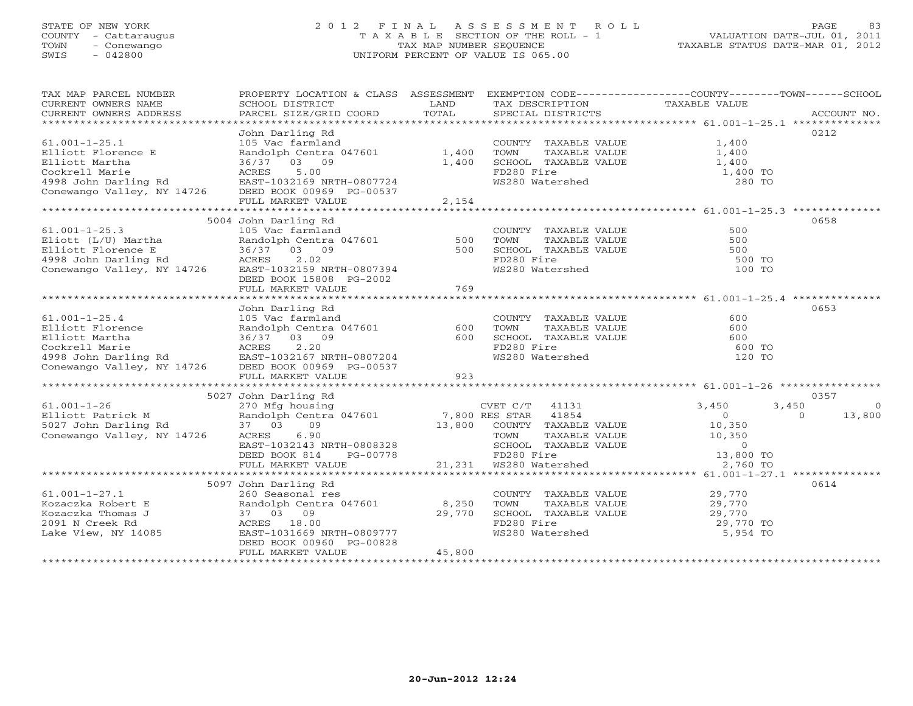STATE OF NEW YORK
COUNTY - Cattaraugus
TOWN - Conewango
SWIS - 042800

2012 FINAL ASSESSMENT ROLL
TAXABLE SECTION OF THE ROLL - 1
TAX MAP NUMBER SEQUENCE
UNIFORM PERCENT OF VALUE IS 065.00

VALUATION DATE-JUL 01, 2011
TAXABLE STATUS DATE-MAR 01, 2012

| TAX MAP PARCEL NUMBER / CURRENT OWNERS NAME / CURRENT OWNERS ADDRESS | PROPERTY LOCATION & CLASS / SCHOOL DISTRICT / PARCEL SIZE/GRID COORD | ASSESSMENT LAND / TOTAL | EXEMPTION CODE / TAX DESCRIPTION / SPECIAL DISTRICTS | COUNTY | TOWN | SCHOOL | ACCOUNT NO. |
|---|---|---|---|---|---|---|---|
| 61.001-1-25.1 | John Darling Rd | | | | | | 0212 |
| Elliott Florence E | 105 Vac farmland | | COUNTY TAXABLE VALUE | 1,400 | | | |
| Elliott Martha | Randolph Centra 047601 | 1,400 | TOWN TAXABLE VALUE | | 1,400 | | |
| Cockrell Marie | 36/37 03 09 | 1,400 | SCHOOL TAXABLE VALUE | | | 1,400 | |
| 4998 John Darling Rd | ACRES 5.00 | | FD280 Fire | 1,400 TO | | | |
| Conewango Valley, NY 14726 | EAST-1032169 NRTH-0807724 | | WS280 Watershed | 280 TO | | | |
| | DEED BOOK 00969 PG-00537 | | | | | | |
| | FULL MARKET VALUE | 2,154 | | | | | |
| 61.001-1-25.3 | 5004 John Darling Rd | | | | | | 0658 |
| Eliott (L/U) Martha | 105 Vac farmland | | COUNTY TAXABLE VALUE | 500 | | | |
| Elliott Florence E | Randolph Centra 047601 | 500 | TOWN TAXABLE VALUE | | 500 | | |
| 4998 John Darling Rd | 36/37 03 09 | 500 | SCHOOL TAXABLE VALUE | | | 500 | |
| Conewango Valley, NY 14726 | ACRES 2.02 | | FD280 Fire | 500 TO | | | |
| | EAST-1032159 NRTH-0807394 | | WS280 Watershed | 100 TO | | | |
| | DEED BOOK 15808 PG-2002 | | | | | | |
| | FULL MARKET VALUE | 769 | | | | | |
| 61.001-1-25.4 | John Darling Rd | | | | | | 0653 |
| Elliott Florence | 105 Vac farmland | | COUNTY TAXABLE VALUE | 600 | | | |
| Elliott Martha | Randolph Centra 047601 | 600 | TOWN TAXABLE VALUE | | 600 | | |
| Cockrell Marie | 36/37 03 09 | 600 | SCHOOL TAXABLE VALUE | | | 600 | |
| 4998 John Darling Rd | ACRES 2.20 | | FD280 Fire | 600 TO | | | |
| Conewango Valley, NY 14726 | EAST-1032167 NRTH-0807204 | | WS280 Watershed | 120 TO | | | |
| | DEED BOOK 00969 PG-00537 | | | | | | |
| | FULL MARKET VALUE | 923 | | | | | |
| 61.001-1-26 | 5027 John Darling Rd | | | | | | 0357 |
| Elliott Patrick M | 270 Mfg housing | | CVET C/T 41131 | 3,450 | 3,450 | 0 | |
| 5027 John Darling Rd | Randolph Centra 047601 | 7,800 | RES STAR 41854 | 0 | 0 | 13,800 | |
| Conewango Valley, NY 14726 | 37 03 09 | 13,800 | COUNTY TAXABLE VALUE | 10,350 | | | |
| | ACRES 6.90 | | TOWN TAXABLE VALUE | | 10,350 | | |
| | EAST-1032143 NRTH-0808328 | | SCHOOL TAXABLE VALUE | | | 0 | |
| | DEED BOOK 814 PG-00778 | | FD280 Fire | 13,800 TO | | | |
| | FULL MARKET VALUE | 21,231 | WS280 Watershed | 2,760 TO | | | |
| 61.001-1-27.1 | 5097 John Darling Rd | | | | | | 0614 |
| Kozaczka Robert E | 260 Seasonal res | | COUNTY TAXABLE VALUE | 29,770 | | | |
| Kozaczka Thomas J | Randolph Centra 047601 | 8,250 | TOWN TAXABLE VALUE | | 29,770 | | |
| 2091 N Creek Rd | 37 03 09 | 29,770 | SCHOOL TAXABLE VALUE | | | 29,770 | |
| Lake View, NY 14085 | ACRES 18.00 | | FD280 Fire | 29,770 TO | | | |
| | EAST-1031669 NRTH-0809777 | | WS280 Watershed | 5,954 TO | | | |
| | DEED BOOK 00960 PG-00828 | | | | | | |
| | FULL MARKET VALUE | 45,800 | | | | | |

20-Jun-2012 12:24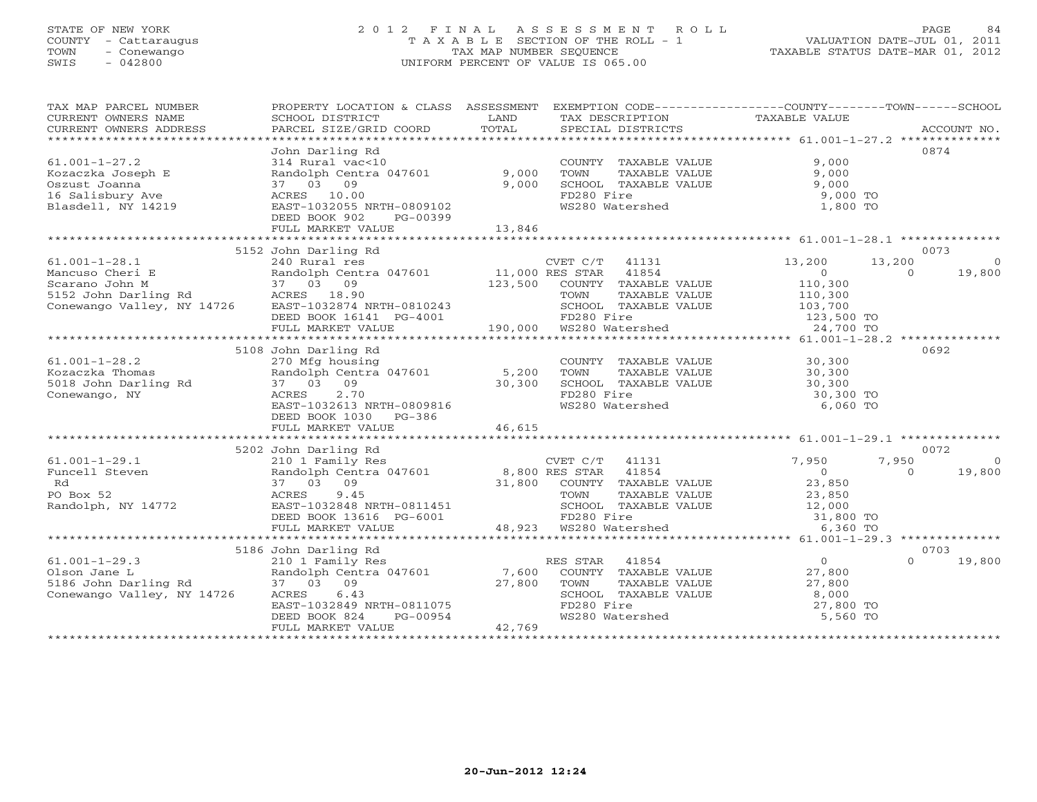STATE OF NEW YORK
COUNTY - Cattaraugus
TOWN - Conewango
SWIS - 042800

2012 FINAL ASSESSMENT ROLL
TAXABLE SECTION OF THE ROLL - 1
TAX MAP NUMBER SEQUENCE
UNIFORM PERCENT OF VALUE IS 065.00

VALUATION DATE-JUL 01, 2011
TAXABLE STATUS DATE-MAR 01, 2012

| TAX MAP PARCEL NUMBER / CURRENT OWNERS NAME / CURRENT OWNERS ADDRESS | PROPERTY LOCATION & CLASS / SCHOOL DISTRICT / PARCEL SIZE/GRID COORD | ASSESSMENT LAND / TOTAL | EXEMPTION CODE / TAX DESCRIPTION / SPECIAL DISTRICTS | COUNTY | TOWN | SCHOOL | ACCOUNT NO. |
|---|---|---|---|---|---|---|---|
| **61.001-1-27.2** | John Darling Rd | | | | | | 0874 |
| Kozaczka Joseph E | 314 Rural vac<10 | | COUNTY TAXABLE VALUE | 9,000 | | | |
| Oszust Joanna | Randolph Centra 047601 | 9,000 | TOWN TAXABLE VALUE | 9,000 | | | |
| 16 Salisbury Ave | 37 03 09 | 9,000 | SCHOOL TAXABLE VALUE | 9,000 | | | |
| Blasdell, NY 14219 | ACRES 10.00 | | FD280 Fire | 9,000 TO | | | |
| | EAST-1032055 NRTH-0809102 | | WS280 Watershed | 1,800 TO | | | |
| | DEED BOOK 902 PG-00399 | | | | | | |
| | FULL MARKET VALUE | 13,846 | | | | | |
| **61.001-1-28.1** | 5152 John Darling Rd | | | | | | 0073 |
| Mancuso Cheri E | 240 Rural res | | CVET C/T 41131 | 13,200 | 13,200 | 0 | |
| Scarano John M | Randolph Centra 047601 | 11,000 | RES STAR 41854 | 0 | 0 | 19,800 | |
| 5152 John Darling Rd | 37 03 09 | 123,500 | COUNTY TAXABLE VALUE | 110,300 | | | |
| Conewango Valley, NY 14726 | ACRES 18.90 | | TOWN TAXABLE VALUE | 110,300 | | | |
| | EAST-1032874 NRTH-0810243 | | SCHOOL TAXABLE VALUE | 103,700 | | | |
| | DEED BOOK 16141 PG-4001 | | FD280 Fire | 123,500 TO | | | |
| | FULL MARKET VALUE | 190,000 | WS280 Watershed | 24,700 TO | | | |
| **61.001-1-28.2** | 5108 John Darling Rd | | | | | | 0692 |
| Kozaczka Thomas | 270 Mfg housing | | COUNTY TAXABLE VALUE | 30,300 | | | |
| 5018 John Darling Rd | Randolph Centra 047601 | 5,200 | TOWN TAXABLE VALUE | 30,300 | | | |
| Conewango, NY | 37 03 09 | 30,300 | SCHOOL TAXABLE VALUE | 30,300 | | | |
| | ACRES 2.70 | | FD280 Fire | 30,300 TO | | | |
| | EAST-1032613 NRTH-0809816 | | WS280 Watershed | 6,060 TO | | | |
| | DEED BOOK 1030 PG-386 | | | | | | |
| | FULL MARKET VALUE | 46,615 | | | | | |
| **61.001-1-29.1** | 5202 John Darling Rd | | | | | | 0072 |
| Funcell Steven | 210 1 Family Res | | CVET C/T 41131 | 7,950 | 7,950 | 0 | |
| Rd | Randolph Centra 047601 | 8,800 | RES STAR 41854 | 0 | 0 | 19,800 | |
| PO Box 52 | 37 03 09 | 31,800 | COUNTY TAXABLE VALUE | 23,850 | | | |
| Randolph, NY 14772 | ACRES 9.45 | | TOWN TAXABLE VALUE | 23,850 | | | |
| | EAST-1032848 NRTH-0811451 | | SCHOOL TAXABLE VALUE | 12,000 | | | |
| | DEED BOOK 13616 PG-6001 | | FD280 Fire | 31,800 TO | | | |
| | FULL MARKET VALUE | 48,923 | WS280 Watershed | 6,360 TO | | | |
| **61.001-1-29.3** | 5186 John Darling Rd | | | | | | 0703 |
| Olson Jane L | 210 1 Family Res | | RES STAR 41854 | 0 | 0 | 19,800 | |
| 5186 John Darling Rd | Randolph Centra 047601 | 7,600 | COUNTY TAXABLE VALUE | 27,800 | | | |
| Conewango Valley, NY 14726 | 37 03 09 | 27,800 | TOWN TAXABLE VALUE | 27,800 | | | |
| | ACRES 6.43 | | SCHOOL TAXABLE VALUE | 8,000 | | | |
| | EAST-1032849 NRTH-0811075 | | FD280 Fire | 27,800 TO | | | |
| | DEED BOOK 824 PG-00954 | | WS280 Watershed | 5,560 TO | | | |
| | FULL MARKET VALUE | 42,769 | | | | | |

20-Jun-2012 12:24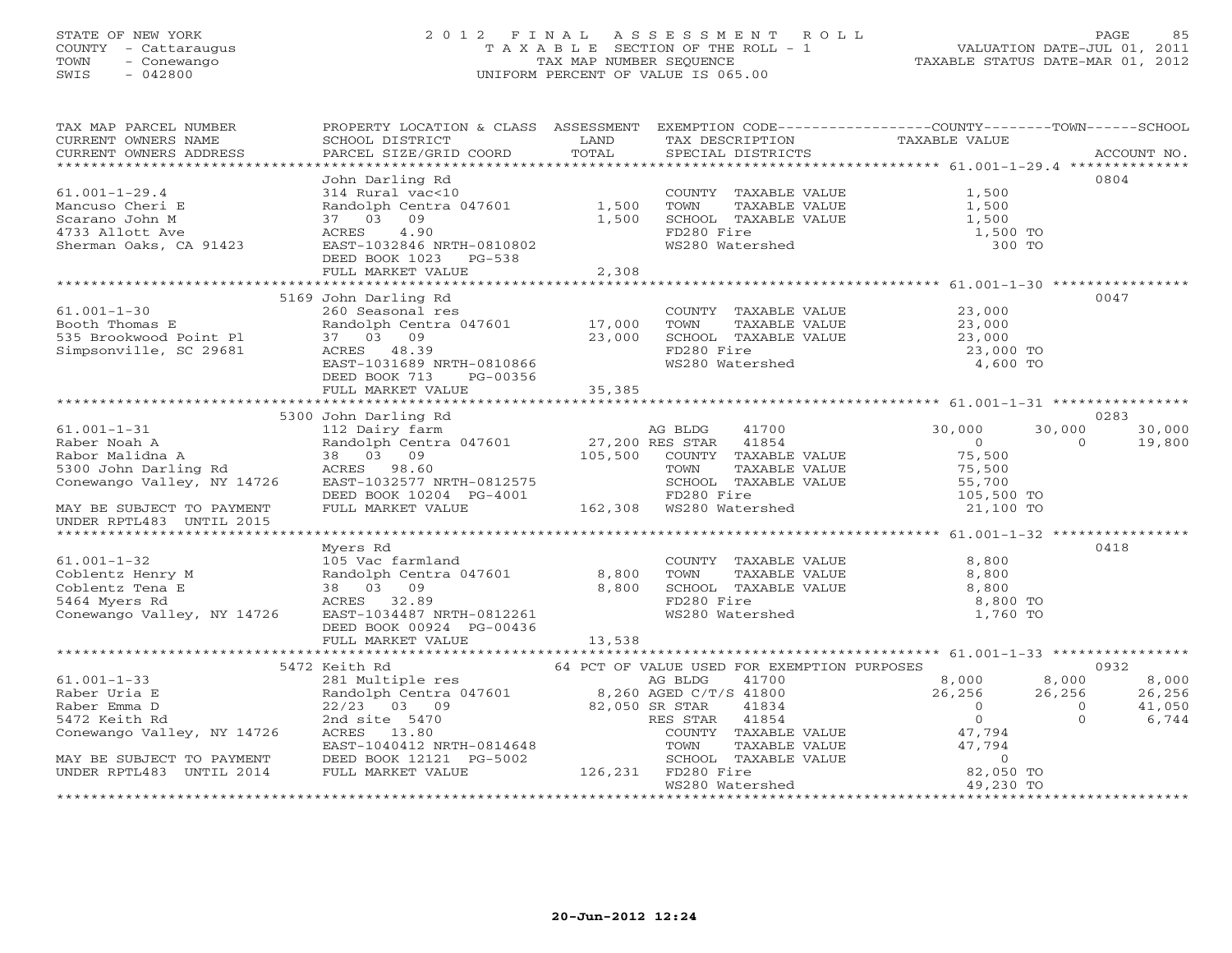STATE OF NEW YORK
COUNTY - Cattaraugus
TOWN - Conewango
SWIS - 042800

# 2012 FINAL ASSESSMENT ROLL

TAXABLE SECTION OF THE ROLL - 1
TAX MAP NUMBER SEQUENCE
UNIFORM PERCENT OF VALUE IS 065.00

VALUATION DATE-JUL 01, 2011
TAXABLE STATUS DATE-MAR 01, 2012

```
TAX MAP PARCEL NUMBER          PROPERTY LOCATION & CLASS  ASSESSMENT  EXEMPTION CODE------------------COUNTY--------TOWN------SCHOOL
CURRENT OWNERS NAME            SCHOOL DISTRICT               LAND      TAX DESCRIPTION              TAXABLE VALUE
CURRENT OWNERS ADDRESS         PARCEL SIZE/GRID COORD        TOTAL     SPECIAL DISTRICTS                                        ACCOUNT NO.
*********************************************************************************************** 61.001-1-29.4 **************
                               John Darling Rd                                                                                0804
61.001-1-29.4                  314 Rural vac<10                        COUNTY  TAXABLE VALUE          1,500
Mancuso Cheri E                Randolph Centra 047601        1,500     TOWN    TAXABLE VALUE          1,500
Scarano John M                 37  03  09                    1,500     SCHOOL  TAXABLE VALUE          1,500
4733 Allott Ave                ACRES    4.90                           FD280 Fire                      1,500 TO
Sherman Oaks, CA 91423         EAST-1032846 NRTH-0810802               WS280 Watershed                   300 TO
                               DEED BOOK 1023   PG-538
                               FULL MARKET VALUE             2,308
*********************************************************************************************** 61.001-1-30 ****************
                               5169 John Darling Rd                                                                           0047
61.001-1-30                    260 Seasonal res                        COUNTY  TAXABLE VALUE         23,000
Booth Thomas E                 Randolph Centra 047601       17,000     TOWN    TAXABLE VALUE         23,000
535 Brookwood Point Pl         37  03  09                   23,000     SCHOOL  TAXABLE VALUE         23,000
Simpsonville, SC 29681         ACRES   48.39                           FD280 Fire                     23,000 TO
                               EAST-1031689 NRTH-0810866               WS280 Watershed                 4,600 TO
                               DEED BOOK 713    PG-00356
                               FULL MARKET VALUE            35,385
*********************************************************************************************** 61.001-1-31 ****************
                               5300 John Darling Rd                                                                           0283
61.001-1-31                    112 Dairy farm                          AG BLDG     41700             30,000      30,000     30,000
Raber Noah A                   Randolph Centra 047601       27,200 RES STAR    41854                  0           0     19,800
Rabor Malidna A                38  03  09                  105,500     COUNTY  TAXABLE VALUE         75,500
5300 John Darling Rd           ACRES   98.60                           TOWN    TAXABLE VALUE         75,500
Conewango Valley, NY 14726     EAST-1032577 NRTH-0812575               SCHOOL  TAXABLE VALUE         55,700
                               DEED BOOK 10204  PG-4001                FD280 Fire                    105,500 TO
MAY BE SUBJECT TO PAYMENT      FULL MARKET VALUE           162,308     WS280 Watershed                21,100 TO
UNDER RPTL483  UNTIL 2015
*********************************************************************************************** 61.001-1-32 ****************
                               Myers Rd                                                                                       0418
61.001-1-32                    105 Vac farmland                        COUNTY  TAXABLE VALUE          8,800
Coblentz Henry M               Randolph Centra 047601        8,800     TOWN    TAXABLE VALUE          8,800
Coblentz Tena E                38  03  09                    8,800     SCHOOL  TAXABLE VALUE          8,800
5464 Myers Rd                  ACRES   32.89                           FD280 Fire                      8,800 TO
Conewango Valley, NY 14726     EAST-1034487 NRTH-0812261               WS280 Watershed                 1,760 TO
                               DEED BOOK 00924  PG-00436
                               FULL MARKET VALUE            13,538
*********************************************************************************************** 61.001-1-33 ****************
                               5472 Keith Rd                   64 PCT OF VALUE USED FOR EXEMPTION PURPOSES                    0932
61.001-1-33                    281 Multiple res                        AG BLDG     41700              8,000       8,000      8,000
Raber Uria E                   Randolph Centra 047601        8,260 AGED C/T/S 41800                  26,256      26,256     26,256
Raber Emma D                   22/23  03  09                82,050 SR STAR     41834                  0           0     41,050
5472 Keith Rd                  2nd site  5470                          RES STAR    41854                  0           0      6,744
Conewango Valley, NY 14726     ACRES   13.80                           COUNTY  TAXABLE VALUE         47,794
                               EAST-1040412 NRTH-0814648               TOWN    TAXABLE VALUE         47,794
MAY BE SUBJECT TO PAYMENT      DEED BOOK 12121  PG-5002                SCHOOL  TAXABLE VALUE              0
UNDER RPTL483  UNTIL 2014      FULL MARKET VALUE           126,231     FD280 Fire                     82,050 TO
                                                                       WS280 Watershed                49,230 TO
****************************************************************************************************************************
```

20-Jun-2012 12:24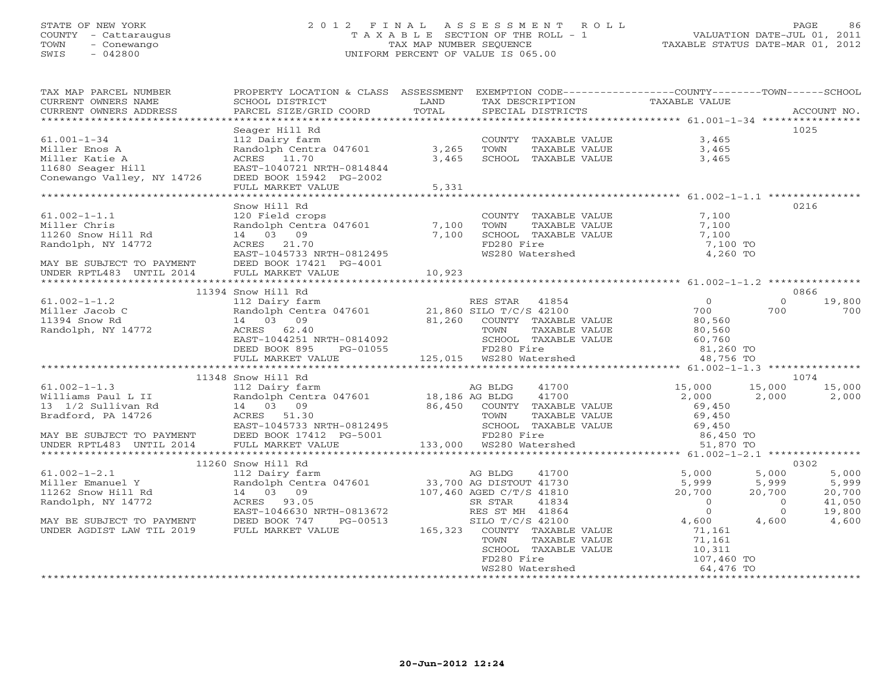STATE OF NEW YORK
COUNTY - Cattaraugus
TOWN - Conewango
SWIS - 042800

2012 FINAL ASSESSMENT ROLL
TAXABLE SECTION OF THE ROLL - 1
TAX MAP NUMBER SEQUENCE
UNIFORM PERCENT OF VALUE IS 065.00

VALUATION DATE-JUL 01, 2011
TAXABLE STATUS DATE-MAR 01, 2012

| TAX MAP PARCEL NUMBER / CURRENT OWNERS NAME / CURRENT OWNERS ADDRESS | PROPERTY LOCATION & CLASS / SCHOOL DISTRICT / PARCEL SIZE/GRID COORD | ASSESSMENT LAND / TOTAL | EXEMPTION CODE / TAX DESCRIPTION / SPECIAL DISTRICTS | COUNTY TAXABLE VALUE | TOWN | SCHOOL | ACCOUNT NO. |
|---|---|---|---|---|---|---|---|
| 61.001-1-34 | Seager Hill Rd | | | | | | 1025 |
| Miller Enos A | 112 Dairy farm | | COUNTY TAXABLE VALUE | 3,465 | | | |
| Miller Katie A | Randolph Centra 047601 | 3,265 | TOWN TAXABLE VALUE | 3,465 | | | |
| 11680 Seager Hill | ACRES 11.70 | 3,465 | SCHOOL TAXABLE VALUE | 3,465 | | | |
| Conewango Valley, NY 14726 | EAST-1040721 NRTH-0814844 | | | | | | |
| | DEED BOOK 15942 PG-2002 | | | | | | |
| | FULL MARKET VALUE | 5,331 | | | | | |
| 61.002-1-1.1 | Snow Hill Rd | | | | | | 0216 |
| Miller Chris | 120 Field crops | | COUNTY TAXABLE VALUE | 7,100 | | | |
| 11260 Snow Hill Rd | Randolph Centra 047601 | 7,100 | TOWN TAXABLE VALUE | 7,100 | | | |
| Randolph, NY 14772 | 14 03 09 | 7,100 | SCHOOL TAXABLE VALUE | 7,100 | | | |
| | ACRES 21.70 | | FD280 Fire | 7,100 TO | | | |
| | EAST-1045733 NRTH-0812495 | | WS280 Watershed | 4,260 TO | | | |
| MAY BE SUBJECT TO PAYMENT | DEED BOOK 17421 PG-4001 | | | | | | |
| UNDER RPTL483 UNTIL 2014 | FULL MARKET VALUE | 10,923 | | | | | |
| 61.002-1-1.2 | 11394 Snow Hill Rd | | | | | | 0866 |
| Miller Jacob C | 112 Dairy farm | | RES STAR 41854 | 0 | 0 | 19,800 | |
| 11394 Snow Rd | Randolph Centra 047601 | 21,860 | SILO T/C/S 42100 | 700 | 700 | 700 | |
| Randolph, NY 14772 | 14 03 09 | 81,260 | COUNTY TAXABLE VALUE | 80,560 | | | |
| | ACRES 62.40 | | TOWN TAXABLE VALUE | 80,560 | | | |
| | EAST-1044251 NRTH-0814092 | | SCHOOL TAXABLE VALUE | 60,760 | | | |
| | DEED BOOK 895 PG-01055 | | FD280 Fire | 81,260 TO | | | |
| | FULL MARKET VALUE | 125,015 | WS280 Watershed | 48,756 TO | | | |
| 61.002-1-1.3 | 11348 Snow Hill Rd | | | | | | 1074 |
| Williams Paul L II | 112 Dairy farm | | AG BLDG 41700 | 15,000 | 15,000 | 15,000 | |
| 13 1/2 Sullivan Rd | Randolph Centra 047601 | 18,186 | AG BLDG 41700 | 2,000 | 2,000 | 2,000 | |
| Bradford, PA 14726 | 14 03 09 | 86,450 | COUNTY TAXABLE VALUE | 69,450 | | | |
| | ACRES 51.30 | | TOWN TAXABLE VALUE | 69,450 | | | |
| | EAST-1045733 NRTH-0812495 | | SCHOOL TAXABLE VALUE | 69,450 | | | |
| MAY BE SUBJECT TO PAYMENT | DEED BOOK 17412 PG-5001 | | FD280 Fire | 86,450 TO | | | |
| UNDER RPTL483 UNTIL 2014 | FULL MARKET VALUE | 133,000 | WS280 Watershed | 51,870 TO | | | |
| 61.002-1-2.1 | 11260 Snow Hill Rd | | | | | | 0302 |
| Miller Emanuel Y | 112 Dairy farm | | AG BLDG 41700 | 5,000 | 5,000 | 5,000 | |
| 11262 Snow Hill Rd | Randolph Centra 047601 | 33,700 | AG DISTOUT 41730 | 5,999 | 5,999 | 5,999 | |
| Randolph, NY 14772 | 14 03 09 | 107,460 | AGED C/T/S 41810 | 20,700 | 20,700 | 20,700 | |
| | ACRES 93.05 | | SR STAR 41834 | 0 | 0 | 41,050 | |
| | EAST-1046630 NRTH-0813672 | | RES ST MH 41864 | 0 | 0 | 19,800 | |
| MAY BE SUBJECT TO PAYMENT | DEED BOOK 747 PG-00513 | | SILO T/C/S 42100 | 4,600 | 4,600 | 4,600 | |
| UNDER AGDIST LAW TIL 2019 | FULL MARKET VALUE | 165,323 | COUNTY TAXABLE VALUE | 71,161 | | | |
| | | | TOWN TAXABLE VALUE | 71,161 | | | |
| | | | SCHOOL TAXABLE VALUE | 10,311 | | | |
| | | | FD280 Fire | 107,460 TO | | | |
| | | | WS280 Watershed | 64,476 TO | | | |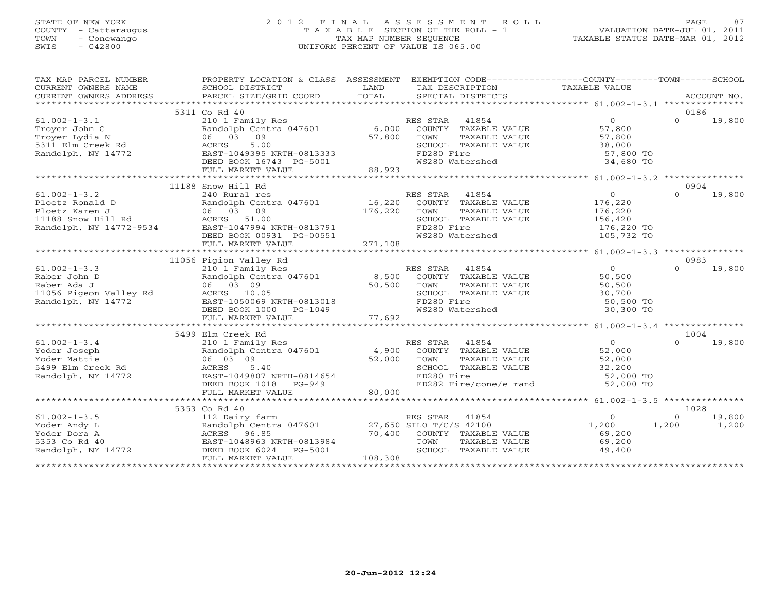STATE OF NEW YORK
COUNTY - Cattaraugus
TOWN - Conewango
SWIS - 042800

# 2012 FINAL ASSESSMENT ROLL
TAXABLE SECTION OF THE ROLL - 1
TAX MAP NUMBER SEQUENCE
UNIFORM PERCENT OF VALUE IS 065.00

VALUATION DATE-JUL 01, 2011
TAXABLE STATUS DATE-MAR 01, 2012

| TAX MAP PARCEL NUMBER / CURRENT OWNERS NAME / CURRENT OWNERS ADDRESS | PROPERTY LOCATION & CLASS / SCHOOL DISTRICT / PARCEL SIZE/GRID COORD | ASSESSMENT LAND / TOTAL | EXEMPTION CODE / TAX DESCRIPTION / SPECIAL DISTRICTS | COUNTY TAXABLE VALUE | TOWN | SCHOOL / ACCOUNT NO. |
|---|---|---|---|---|---|---|
| | 5311 Co Rd 40 | | | | | 0186 |
| 61.002-1-3.1 | 210 1 Family Res | | RES STAR 41854 | 0 | 0 | 19,800 |
| Troyer John C | Randolph Centra 047601 | 6,000 | COUNTY TAXABLE VALUE | 57,800 | | |
| Troyer Lydia N | 06 03 09 | 57,800 | TOWN TAXABLE VALUE | 57,800 | | |
| 5311 Elm Creek Rd | ACRES 5.00 | | SCHOOL TAXABLE VALUE | 38,000 | | |
| Randolph, NY 14772 | EAST-1049395 NRTH-0813333 | | FD280 Fire | 57,800 TO | | |
| | DEED BOOK 16743 PG-5001 | | WS280 Watershed | 34,680 TO | | |
| | FULL MARKET VALUE | 88,923 | | | | |
| | 11188 Snow Hill Rd | | | | | 0904 |
| 61.002-1-3.2 | 240 Rural res | | RES STAR 41854 | 0 | 0 | 19,800 |
| Ploetz Ronald D | Randolph Centra 047601 | 16,220 | COUNTY TAXABLE VALUE | 176,220 | | |
| Ploetz Karen J | 06 03 09 | 176,220 | TOWN TAXABLE VALUE | 176,220 | | |
| 11188 Snow Hill Rd | ACRES 51.00 | | SCHOOL TAXABLE VALUE | 156,420 | | |
| Randolph, NY 14772-9534 | EAST-1047994 NRTH-0813791 | | FD280 Fire | 176,220 TO | | |
| | DEED BOOK 00931 PG-00551 | | WS280 Watershed | 105,732 TO | | |
| | FULL MARKET VALUE | 271,108 | | | | |
| | 11056 Pigion Valley Rd | | | | | 0983 |
| 61.002-1-3.3 | 210 1 Family Res | | RES STAR 41854 | 0 | 0 | 19,800 |
| Raber John D | Randolph Centra 047601 | 8,500 | COUNTY TAXABLE VALUE | 50,500 | | |
| Raber Ada J | 06 03 09 | 50,500 | TOWN TAXABLE VALUE | 50,500 | | |
| 11056 Pigeon Valley Rd | ACRES 10.05 | | SCHOOL TAXABLE VALUE | 30,700 | | |
| Randolph, NY 14772 | EAST-1050069 NRTH-0813018 | | FD280 Fire | 50,500 TO | | |
| | DEED BOOK 1000 PG-1049 | | WS280 Watershed | 30,300 TO | | |
| | FULL MARKET VALUE | 77,692 | | | | |
| | 5499 Elm Creek Rd | | | | | 1004 |
| 61.002-1-3.4 | 210 1 Family Res | | RES STAR 41854 | 0 | 0 | 19,800 |
| Yoder Joseph | Randolph Centra 047601 | 4,900 | COUNTY TAXABLE VALUE | 52,000 | | |
| Yoder Mattie | 06 03 09 | 52,000 | TOWN TAXABLE VALUE | 52,000 | | |
| 5499 Elm Creek Rd | ACRES 5.40 | | SCHOOL TAXABLE VALUE | 32,200 | | |
| Randolph, NY 14772 | EAST-1049807 NRTH-0814654 | | FD280 Fire | 52,000 TO | | |
| | DEED BOOK 1018 PG-949 | | FD282 Fire/cone/e rand | 52,000 TO | | |
| | FULL MARKET VALUE | 80,000 | | | | |
| | 5353 Co Rd 40 | | | | | 1028 |
| 61.002-1-3.5 | 112 Dairy farm | | RES STAR 41854 | 0 | 0 | 19,800 |
| Yoder Andy L | Randolph Centra 047601 | 27,650 | SILO T/C/S 42100 | 1,200 | 1,200 | 1,200 |
| Yoder Dora A | ACRES 96.85 | 70,400 | COUNTY TAXABLE VALUE | 69,200 | | |
| 5353 Co Rd 40 | EAST-1048963 NRTH-0813984 | | TOWN TAXABLE VALUE | 69,200 | | |
| Randolph, NY 14772 | DEED BOOK 6024 PG-5001 | | SCHOOL TAXABLE VALUE | 49,400 | | |
| | FULL MARKET VALUE | 108,308 | | | | |

20-Jun-2012 12:24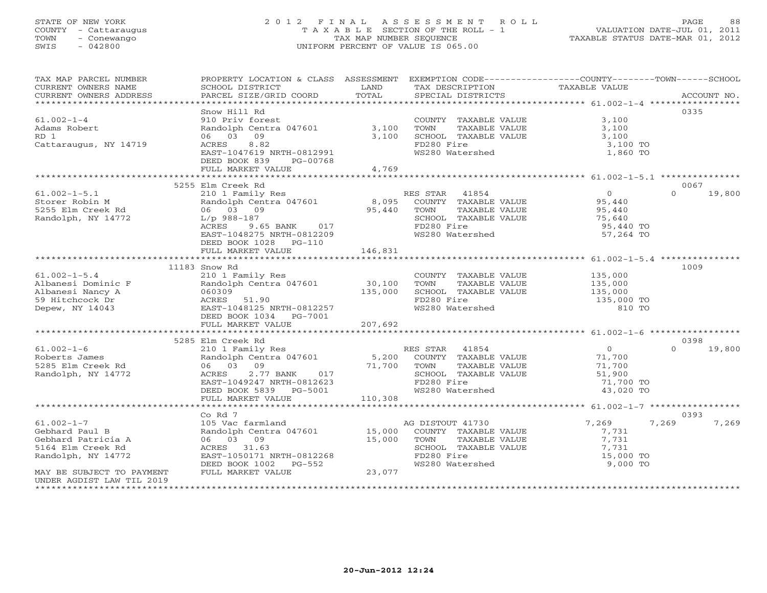STATE OF NEW YORK
COUNTY - Cattaraugus
TOWN - Conewango
SWIS - 042800

# 2012 FINAL ASSESSMENT ROLL

TAXABLE SECTION OF THE ROLL - 1
TAX MAP NUMBER SEQUENCE
UNIFORM PERCENT OF VALUE IS 065.00

VALUATION DATE-JUL 01, 2011
TAXABLE STATUS DATE-MAR 01, 2012

| TAX MAP PARCEL NUMBER / CURRENT OWNERS NAME / CURRENT OWNERS ADDRESS | PROPERTY LOCATION & CLASS / SCHOOL DISTRICT / PARCEL SIZE/GRID COORD | ASSESSMENT LAND | TOTAL | EXEMPTION CODE / TAX DESCRIPTION / SPECIAL DISTRICTS | COUNTY TAXABLE VALUE | TOWN | SCHOOL | ACCOUNT NO. |
|---|---|---|---|---|---|---|---|---|
| **61.002-1-4** | Snow Hill Rd | | | | | | | 0335 |
| Adams Robert | 910 Priv forest | | | COUNTY TAXABLE VALUE | 3,100 | | | |
| RD 1 | Randolph Centra 047601 | 3,100 | | TOWN TAXABLE VALUE | 3,100 | | | |
| Cattaraugus, NY 14719 | 06 03 09 | | 3,100 | SCHOOL TAXABLE VALUE | 3,100 | | | |
| | ACRES 8.82 | | | FD280 Fire | 3,100 TO | | | |
| | EAST-1047619 NRTH-0812991 | | | WS280 Watershed | 1,860 TO | | | |
| | DEED BOOK 839 PG-00768 | | | | | | | |
| | FULL MARKET VALUE | | 4,769 | | | | | |
| **61.002-1-5.1** | 5255 Elm Creek Rd | | | | | | | 0067 |
| Storer Robin M | 210 1 Family Res | | | RES STAR 41854 | 0 | 0 | 19,800 | |
| 5255 Elm Creek Rd | Randolph Centra 047601 | 8,095 | | COUNTY TAXABLE VALUE | 95,440 | | | |
| Randolph, NY 14772 | 06 03 09 | | 95,440 | TOWN TAXABLE VALUE | 95,440 | | | |
| | L/p 988-187 | | | SCHOOL TAXABLE VALUE | 75,640 | | | |
| | ACRES 9.65 BANK 017 | | | FD280 Fire | 95,440 TO | | | |
| | EAST-1048275 NRTH-0812209 | | | WS280 Watershed | 57,264 TO | | | |
| | DEED BOOK 1028 PG-110 | | | | | | | |
| | FULL MARKET VALUE | | 146,831 | | | | | |
| **61.002-1-5.4** | 11183 Snow Rd | | | | | | | 1009 |
| Albanesi Dominic F | 210 1 Family Res | | | COUNTY TAXABLE VALUE | 135,000 | | | |
| Albanesi Nancy A | Randolph Centra 047601 | 30,100 | | TOWN TAXABLE VALUE | 135,000 | | | |
| 59 Hitchcock Dr | 060309 | | 135,000 | SCHOOL TAXABLE VALUE | 135,000 | | | |
| Depew, NY 14043 | ACRES 51.90 | | | FD280 Fire | 135,000 TO | | | |
| | EAST-1048125 NRTH-0812257 | | | WS280 Watershed | 810 TO | | | |
| | DEED BOOK 1034 PG-7001 | | | | | | | |
| | FULL MARKET VALUE | | 207,692 | | | | | |
| **61.002-1-6** | 5285 Elm Creek Rd | | | | | | | 0398 |
| Roberts James | 210 1 Family Res | | | RES STAR 41854 | 0 | 0 | 19,800 | |
| 5285 Elm Creek Rd | Randolph Centra 047601 | 5,200 | | COUNTY TAXABLE VALUE | 71,700 | | | |
| Randolph, NY 14772 | 06 03 09 | | 71,700 | TOWN TAXABLE VALUE | 71,700 | | | |
| | ACRES 2.77 BANK 017 | | | SCHOOL TAXABLE VALUE | 51,900 | | | |
| | EAST-1049247 NRTH-0812623 | | | FD280 Fire | 71,700 TO | | | |
| | DEED BOOK 5839 PG-5001 | | | WS280 Watershed | 43,020 TO | | | |
| | FULL MARKET VALUE | | 110,308 | | | | | |
| **61.002-1-7** | Co Rd 7 | | | | | | | 0393 |
| Gebhard Paul B | 105 Vac farmland | | | AG DISTOUT 41730 | 7,269 | 7,269 | 7,269 | |
| Gebhard Patricia A | Randolph Centra 047601 | 15,000 | | COUNTY TAXABLE VALUE | 7,731 | | | |
| 5164 Elm Creek Rd | 06 03 09 | | 15,000 | TOWN TAXABLE VALUE | 7,731 | | | |
| Randolph, NY 14772 | ACRES 31.63 | | | SCHOOL TAXABLE VALUE | 7,731 | | | |
| | EAST-1050171 NRTH-0812268 | | | FD280 Fire | 15,000 TO | | | |
| | DEED BOOK 1002 PG-552 | | | WS280 Watershed | 9,000 TO | | | |
| MAY BE SUBJECT TO PAYMENT | FULL MARKET VALUE | | 23,077 | | | | | |
| UNDER AGDIST LAW TIL 2019 | | | | | | | | |

20-Jun-2012 12:24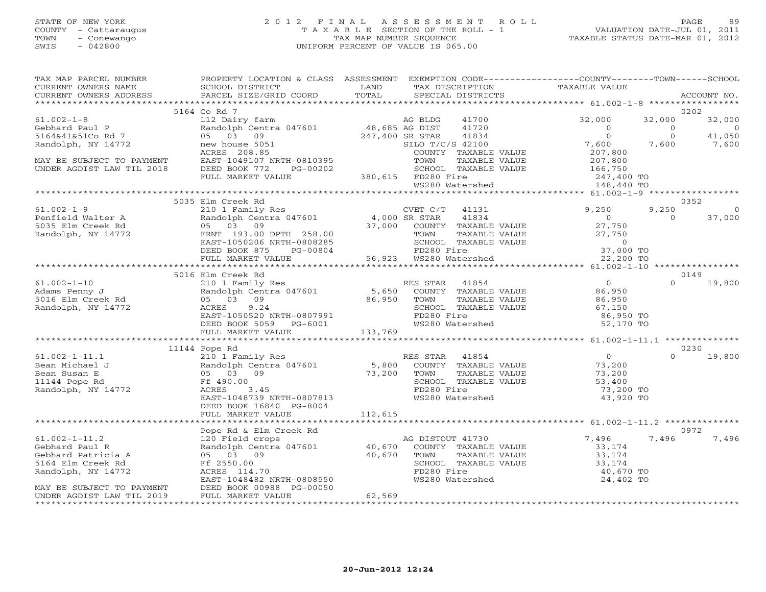STATE OF NEW YORK
COUNTY - Cattaraugus
TOWN - Conewango
SWIS - 042800

2012 FINAL ASSESSMENT ROLL
TAXABLE SECTION OF THE ROLL - 1
TAX MAP NUMBER SEQUENCE
UNIFORM PERCENT OF VALUE IS 065.00

VALUATION DATE-JUL 01, 2011
TAXABLE STATUS DATE-MAR 01, 2012

```
TAX MAP PARCEL NUMBER      PROPERTY LOCATION & CLASS  ASSESSMENT  EXEMPTION CODE------------------COUNTY--------TOWN------SCHOOL
CURRENT OWNERS NAME        SCHOOL DISTRICT              LAND      TAX DESCRIPTION            TAXABLE VALUE
CURRENT OWNERS ADDRESS     PARCEL SIZE/GRID COORD       TOTAL     SPECIAL DISTRICTS                                    ACCOUNT NO.
*********************************************************************************************** 61.002-1-8 *****************
                           5164 Co Rd 7                                                                               0202
61.002-1-8                 112 Dairy farm                     AG BLDG     41700           32,000      32,000        32,000
Gebhard Paul P             Randolph Centra 047601  48,685 AG DIST     41720                0           0             0
5164&41&51Co Rd 7          05   03   09           247,400 SR STAR     41834                0           0        41,050
Randolph, NY 14772         new house 5051                 SILO T/C/S 42100             7,600       7,600         7,600
                           ACRES  208.85                  COUNTY  TAXABLE VALUE       207,800
MAY BE SUBJECT TO PAYMENT  EAST-1049107 NRTH-0810395      TOWN    TAXABLE VALUE       207,800
UNDER AGDIST LAW TIL 2018  DEED BOOK 772     PG-00202     SCHOOL  TAXABLE VALUE       166,750
                           FULL MARKET VALUE       380,615 FD280 Fire                  247,400 TO
                                                          WS280 Watershed              148,440 TO
*********************************************************************************************** 61.002-1-9 *****************
                           5035 Elm Creek Rd                                                                          0352
61.002-1-9                 210 1 Family Res               CVET C/T    41131            9,250       9,250             0
Penfield Walter A          Randolph Centra 047601   4,000 SR STAR     41834                0           0        37,000
5035 Elm Creek Rd          05   03   09            37,000 COUNTY  TAXABLE VALUE        27,750
Randolph, NY 14772         FRNT 193.00 DPTH 258.00        TOWN    TAXABLE VALUE        27,750
                           EAST-1050206 NRTH-0808285      SCHOOL  TAXABLE VALUE             0
                           DEED BOOK 875     PG-00804     FD280 Fire                   37,000 TO
                           FULL MARKET VALUE        56,923 WS280 Watershed              22,200 TO
*********************************************************************************************** 61.002-1-10 ****************
                           5016 Elm Creek Rd                                                                          0149
61.002-1-10                210 1 Family Res               RES STAR    41854                0           0        19,800
Adams Penny J              Randolph Centra 047601   5,650 COUNTY  TAXABLE VALUE        86,950
5016 Elm Creek Rd          05   03   09            86,950 TOWN    TAXABLE VALUE        86,950
Randolph, NY 14772         ACRES    9.24                  SCHOOL  TAXABLE VALUE        67,150
                           EAST-1050520 NRTH-0807991      FD280 Fire                   86,950 TO
                           DEED BOOK 5059    PG-6001      WS280 Watershed              52,170 TO
                           FULL MARKET VALUE       133,769
*********************************************************************************************** 61.002-1-11.1 **************
                           11144 Pope Rd                                                                              0230
61.002-1-11.1              210 1 Family Res               RES STAR    41854                0           0        19,800
Bean Michael J             Randolph Centra 047601   5,800 COUNTY  TAXABLE VALUE        73,200
Bean Susan E               05   03   09            73,200 TOWN    TAXABLE VALUE        73,200
11144 Pope Rd              Ff 490.00                      SCHOOL  TAXABLE VALUE        53,400
Randolph, NY 14772         ACRES    3.45                  FD280 Fire                   73,200 TO
                           EAST-1048739 NRTH-0807813      WS280 Watershed              43,920 TO
                           DEED BOOK 16840   PG-8004
                           FULL MARKET VALUE       112,615
*********************************************************************************************** 61.002-1-11.2 **************
                           Pope Rd & Elm Creek Rd                                                                     0972
61.002-1-11.2              120 Field crops                AG DISTOUT 41730             7,496       7,496         7,496
Gebhard Paul R             Randolph Centra 047601  40,670 COUNTY  TAXABLE VALUE        33,174
Gebhard Patricia A         05   03   09            40,670 TOWN    TAXABLE VALUE        33,174
5164 Elm Creek Rd          Ff 2550.00                     SCHOOL  TAXABLE VALUE        33,174
Randolph, NY 14772         ACRES  114.70                  FD280 Fire                   40,670 TO
                           EAST-1048482 NRTH-0808550      WS280 Watershed              24,402 TO
MAY BE SUBJECT TO PAYMENT  DEED BOOK 00988   PG-00050
UNDER AGDIST LAW TIL 2019  FULL MARKET VALUE        62,569
******************************************************************************************************************************
```

20-Jun-2012 12:24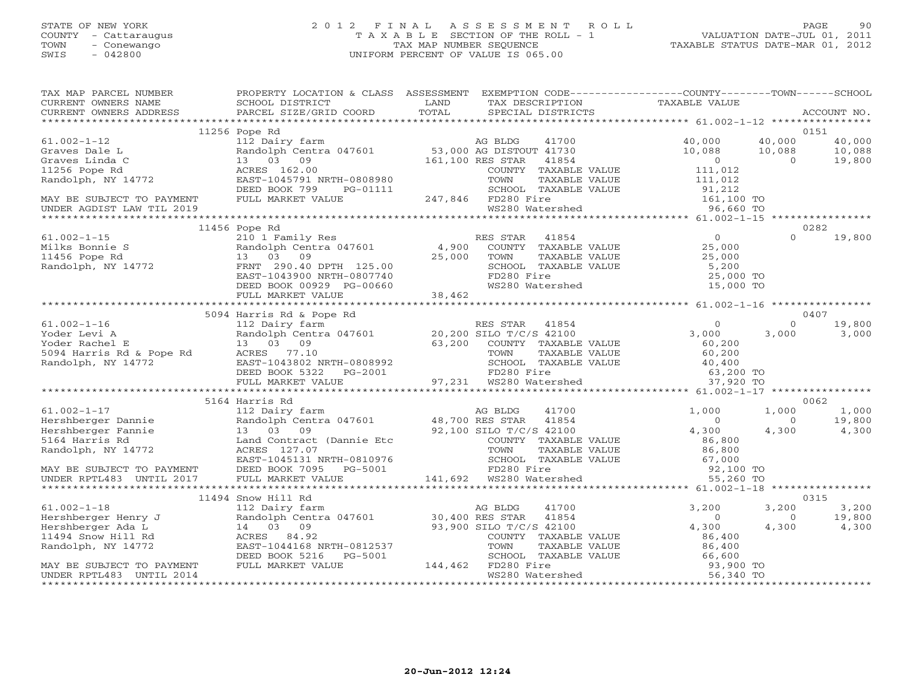STATE OF NEW YORK
COUNTY - Cattaraugus
TOWN - Conewango
SWIS - 042800

# 2012 FINAL ASSESSMENT ROLL

TAXABLE SECTION OF THE ROLL - 1
TAX MAP NUMBER SEQUENCE
UNIFORM PERCENT OF VALUE IS 065.00

VALUATION DATE-JUL 01, 2011
TAXABLE STATUS DATE-MAR 01, 2012

| TAX MAP PARCEL NUMBER / CURRENT OWNERS NAME / CURRENT OWNERS ADDRESS | PROPERTY LOCATION & CLASS / SCHOOL DISTRICT / PARCEL SIZE/GRID COORD | ASSESSMENT LAND / TOTAL | EXEMPTION CODE / TAX DESCRIPTION / SPECIAL DISTRICTS | COUNTY TAXABLE VALUE | TOWN | SCHOOL | ACCOUNT NO. |
|---|---|---|---|---|---|---|---|
| | 11256 Pope Rd | | | | | | 0151 |
| 61.002-1-12 | 112 Dairy farm | | AG BLDG 41700 | 40,000 | 40,000 | 40,000 | |
| Graves Dale L | Randolph Centra 047601 | 53,000 | AG DISTOUT 41730 | 10,088 | 10,088 | 10,088 | |
| Graves Linda C | 13 03 09 | 161,100 | RES STAR 41854 | 0 | 0 | 19,800 | |
| 11256 Pope Rd | ACRES 162.00 | | COUNTY TAXABLE VALUE | 111,012 | | | |
| Randolph, NY 14772 | EAST-1045791 NRTH-0808980 | | TOWN TAXABLE VALUE | 111,012 | | | |
| | DEED BOOK 799 PG-01111 | | SCHOOL TAXABLE VALUE | 91,212 | | | |
| MAY BE SUBJECT TO PAYMENT | FULL MARKET VALUE | 247,846 | FD280 Fire | 161,100 TO | | | |
| UNDER AGDIST LAW TIL 2019 | | | WS280 Watershed | 96,660 TO | | | |
| | 11456 Pope Rd | | | | | | 0282 |
| 61.002-1-15 | 210 1 Family Res | | RES STAR 41854 | 0 | 0 | 19,800 | |
| Milks Bonnie S | Randolph Centra 047601 | 4,900 | COUNTY TAXABLE VALUE | 25,000 | | | |
| 11456 Pope Rd | 13 03 09 | 25,000 | TOWN TAXABLE VALUE | 25,000 | | | |
| Randolph, NY 14772 | FRNT 290.40 DPTH 125.00 | | SCHOOL TAXABLE VALUE | 5,200 | | | |
| | EAST-1043900 NRTH-0807740 | | FD280 Fire | 25,000 TO | | | |
| | DEED BOOK 00929 PG-00660 | | WS280 Watershed | 15,000 TO | | | |
| | FULL MARKET VALUE | 38,462 | | | | | |
| | 5094 Harris Rd & Pope Rd | | | | | | 0407 |
| 61.002-1-16 | 112 Dairy farm | | RES STAR 41854 | 0 | 0 | 19,800 | |
| Yoder Levi A | Randolph Centra 047601 | 20,200 | SILO T/C/S 42100 | 3,000 | 3,000 | 3,000 | |
| Yoder Rachel E | 13 03 09 | 63,200 | COUNTY TAXABLE VALUE | 60,200 | | | |
| 5094 Harris Rd & Pope Rd | ACRES 77.10 | | TOWN TAXABLE VALUE | 60,200 | | | |
| Randolph, NY 14772 | EAST-1043802 NRTH-0808992 | | SCHOOL TAXABLE VALUE | 40,400 | | | |
| | DEED BOOK 5322 PG-2001 | | FD280 Fire | 63,200 TO | | | |
| | FULL MARKET VALUE | 97,231 | WS280 Watershed | 37,920 TO | | | |
| | 5164 Harris Rd | | | | | | 0062 |
| 61.002-1-17 | 112 Dairy farm | | AG BLDG 41700 | 1,000 | 1,000 | 1,000 | |
| Hershberger Dannie | Randolph Centra 047601 | 48,700 | RES STAR 41854 | 0 | 0 | 19,800 | |
| Hershberger Fannie | 13 03 09 | 92,100 | SILO T/C/S 42100 | 4,300 | 4,300 | 4,300 | |
| 5164 Harris Rd | Land Contract (Dannie Etc | | COUNTY TAXABLE VALUE | 86,800 | | | |
| Randolph, NY 14772 | ACRES 127.07 | | TOWN TAXABLE VALUE | 86,800 | | | |
| | EAST-1045131 NRTH-0810976 | | SCHOOL TAXABLE VALUE | 67,000 | | | |
| MAY BE SUBJECT TO PAYMENT | DEED BOOK 7095 PG-5001 | | FD280 Fire | 92,100 TO | | | |
| UNDER RPTL483 UNTIL 2017 | FULL MARKET VALUE | 141,692 | WS280 Watershed | 55,260 TO | | | |
| | 11494 Snow Hill Rd | | | | | | 0315 |
| 61.002-1-18 | 112 Dairy farm | | AG BLDG 41700 | 3,200 | 3,200 | 3,200 | |
| Hershberger Henry J | Randolph Centra 047601 | 30,400 | RES STAR 41854 | 0 | 0 | 19,800 | |
| Hershberger Ada L | 14 03 09 | 93,900 | SILO T/C/S 42100 | 4,300 | 4,300 | 4,300 | |
| 11494 Snow Hill Rd | ACRES 84.92 | | COUNTY TAXABLE VALUE | 86,400 | | | |
| Randolph, NY 14772 | EAST-1044168 NRTH-0812537 | | TOWN TAXABLE VALUE | 86,400 | | | |
| | DEED BOOK 5216 PG-5001 | | SCHOOL TAXABLE VALUE | 66,600 | | | |
| MAY BE SUBJECT TO PAYMENT | FULL MARKET VALUE | 144,462 | FD280 Fire | 93,900 TO | | | |
| UNDER RPTL483 UNTIL 2014 | | | WS280 Watershed | 56,340 TO | | | |

20-Jun-2012 12:24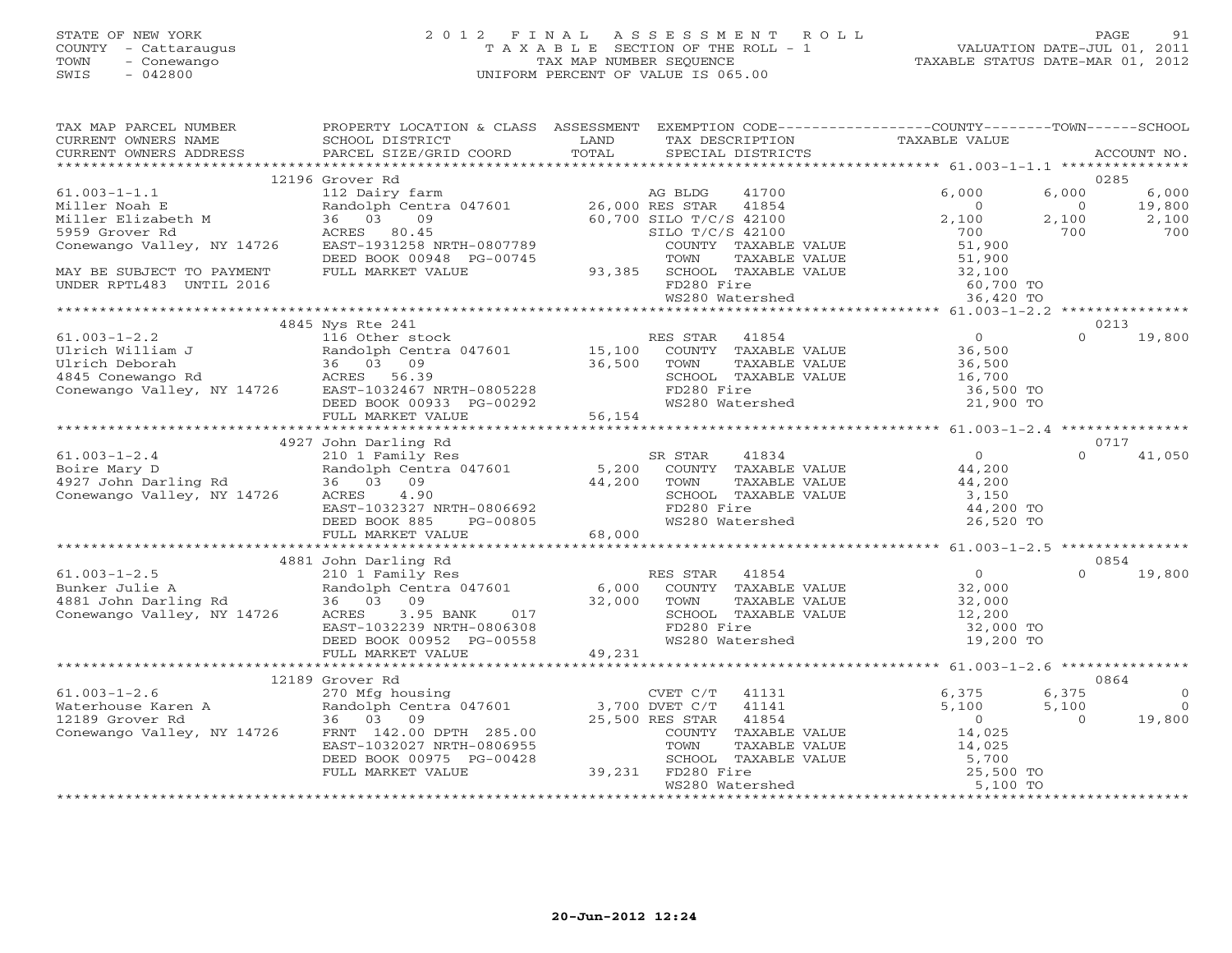STATE OF NEW YORK
COUNTY - Cattaraugus
TOWN - Conewango
SWIS - 042800

2012 FINAL ASSESSMENT ROLL
TAXABLE SECTION OF THE ROLL - 1
TAX MAP NUMBER SEQUENCE
UNIFORM PERCENT OF VALUE IS 065.00

VALUATION DATE-JUL 01, 2011
TAXABLE STATUS DATE-MAR 01, 2012

```
TAX MAP PARCEL NUMBER          PROPERTY LOCATION & CLASS  ASSESSMENT  EXEMPTION CODE------------------COUNTY--------TOWN------SCHOOL
CURRENT OWNERS NAME            SCHOOL DISTRICT               LAND      TAX DESCRIPTION             TAXABLE VALUE
CURRENT OWNERS ADDRESS         PARCEL SIZE/GRID COORD        TOTAL     SPECIAL DISTRICTS                                        ACCOUNT NO.
******************************************************************************************************* 61.003-1-1.1 ***************
                          12196 Grover Rd                                                                                   0285
61.003-1-1.1                   112 Dairy farm                     AG BLDG     41700              6,000         6,000          6,000
Miller Noah E                  Randolph Centra 047601     26,000 RES STAR    41854                  0             0         19,800
Miller Elizabeth M             36  03  09                 60,700 SILO T/C/S 42100              2,100         2,100          2,100
5959 Grover Rd                 ACRES  80.45                      SILO T/C/S 42100                700           700            700
Conewango Valley, NY 14726     EAST-1931258 NRTH-0807789         COUNTY  TAXABLE VALUE        51,900
                               DEED BOOK 00948 PG-00745          TOWN    TAXABLE VALUE        51,900
MAY BE SUBJECT TO PAYMENT      FULL MARKET VALUE          93,385 SCHOOL  TAXABLE VALUE        32,100
UNDER RPTL483  UNTIL 2016                                        FD280 Fire                    60,700 TO
                                                                 WS280 Watershed               36,420 TO
******************************************************************************************************* 61.003-1-2.2 ***************
                          4845 Nys Rte 241                                                                                  0213
61.003-1-2.2                   116 Other stock                    RES STAR    41854                  0             0         19,800
Ulrich William J               Randolph Centra 047601     15,100   COUNTY  TAXABLE VALUE        36,500
Ulrich Deborah                 36  03  09                 36,500   TOWN    TAXABLE VALUE        36,500
4845 Conewango Rd              ACRES  56.39                        SCHOOL  TAXABLE VALUE        16,700
Conewango Valley, NY 14726     EAST-1032467 NRTH-0805228           FD280 Fire                    36,500 TO
                               DEED BOOK 00933 PG-00292            WS280 Watershed               21,900 TO
                               FULL MARKET VALUE          56,154
******************************************************************************************************* 61.003-1-2.4 ***************
                          4927 John Darling Rd                                                                              0717
61.003-1-2.4                   210 1 Family Res                   SR STAR     41834                  0             0         41,050
Boire Mary D                   Randolph Centra 047601      5,200   COUNTY  TAXABLE VALUE        44,200
4927 John Darling Rd           36  03  09                 44,200   TOWN    TAXABLE VALUE        44,200
Conewango Valley, NY 14726     ACRES   4.90                        SCHOOL  TAXABLE VALUE         3,150
                               EAST-1032327 NRTH-0806692           FD280 Fire                    44,200 TO
                               DEED BOOK 885     PG-00805          WS280 Watershed               26,520 TO
                               FULL MARKET VALUE          68,000
******************************************************************************************************* 61.003-1-2.5 ***************
                          4881 John Darling Rd                                                                              0854
61.003-1-2.5                   210 1 Family Res                   RES STAR    41854                  0             0         19,800
Bunker Julie A                 Randolph Centra 047601      6,000   COUNTY  TAXABLE VALUE        32,000
4881 John Darling Rd           36  03  09                 32,000   TOWN    TAXABLE VALUE        32,000
Conewango Valley, NY 14726     ACRES   3.95 BANK    017            SCHOOL  TAXABLE VALUE        12,200
                               EAST-1032239 NRTH-0806308           FD280 Fire                    32,000 TO
                               DEED BOOK 00952 PG-00558            WS280 Watershed               19,200 TO
                               FULL MARKET VALUE          49,231
******************************************************************************************************* 61.003-1-2.6 ***************
                          12189 Grover Rd                                                                                   0864
61.003-1-2.6                   270 Mfg housing                    CVET C/T    41131              6,375         6,375              0
Waterhouse Karen A             Randolph Centra 047601      3,700 DVET C/T    41141              5,100         5,100              0
12189 Grover Rd                36  03  09                 25,500 RES STAR    41854                  0             0         19,800
Conewango Valley, NY 14726     FRNT 142.00 DPTH 285.00             COUNTY  TAXABLE VALUE        14,025
                               EAST-1032027 NRTH-0806955           TOWN    TAXABLE VALUE        14,025
                               DEED BOOK 00975 PG-00428            SCHOOL  TAXABLE VALUE         5,700
                               FULL MARKET VALUE          39,231   FD280 Fire                    25,500 TO
                                                                   WS280 Watershed                5,100 TO
************************************************************************************************************************************
```

20-Jun-2012 12:24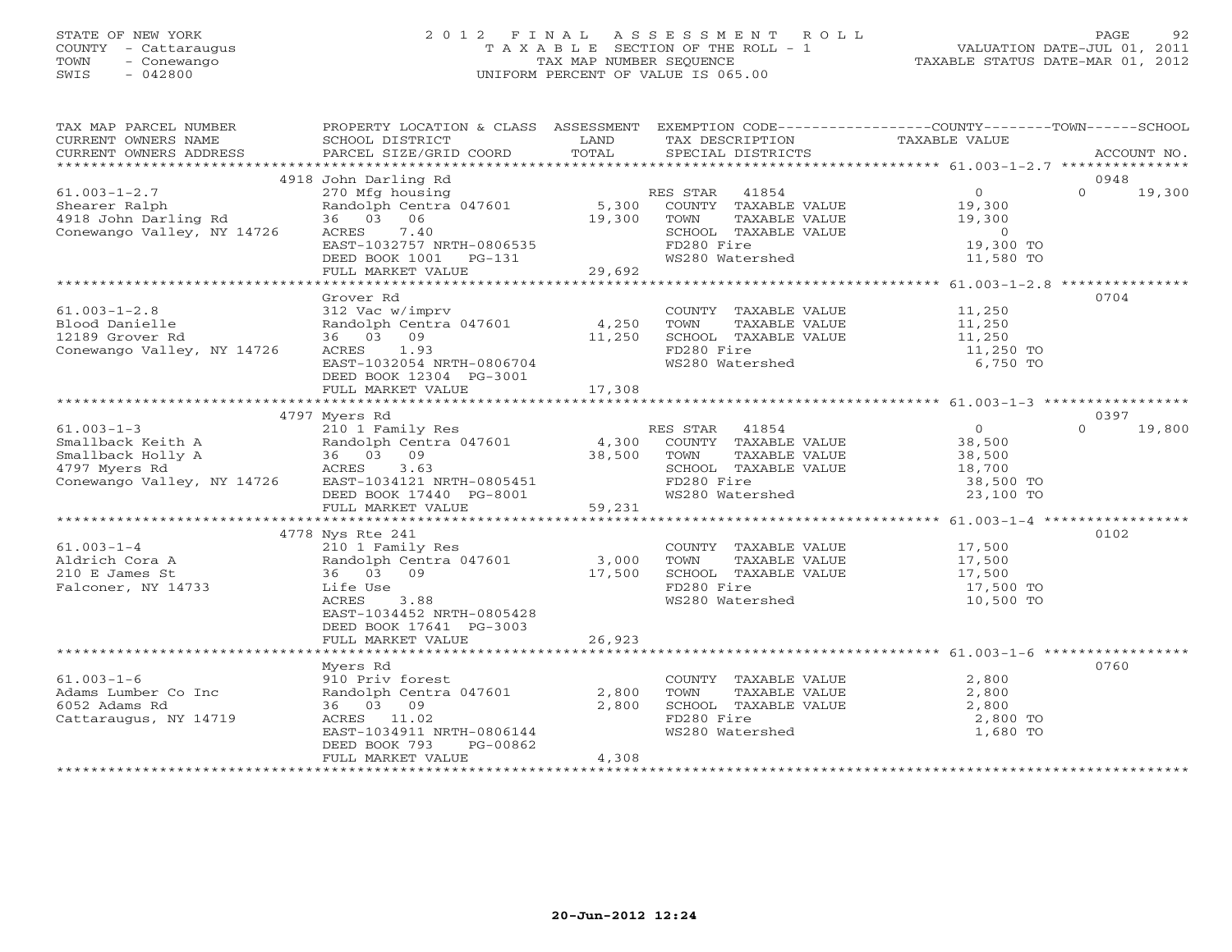STATE OF NEW YORK
COUNTY - Cattaraugus
TOWN - Conewango
SWIS - 042800

2012 FINAL ASSESSMENT ROLL
TAXABLE SECTION OF THE ROLL - 1
TAX MAP NUMBER SEQUENCE
UNIFORM PERCENT OF VALUE IS 065.00

VALUATION DATE-JUL 01, 2011
TAXABLE STATUS DATE-MAR 01, 2012

| TAX MAP PARCEL NUMBER / CURRENT OWNERS NAME / CURRENT OWNERS ADDRESS | PROPERTY LOCATION & CLASS / SCHOOL DISTRICT / PARCEL SIZE/GRID COORD | ASSESSMENT LAND / TOTAL | EXEMPTION CODE / TAX DESCRIPTION / SPECIAL DISTRICTS | COUNTY / TOWN / SCHOOL TAXABLE VALUE | ACCOUNT NO. |
|---|---|---|---|---|---|
| | 4918 John Darling Rd | | | | 0948 |
| 61.003-1-2.7 | 270 Mfg housing | | RES STAR 41854 | 0 | 0 19,300 |
| Shearer Ralph | Randolph Centra 047601 | 5,300 | COUNTY TAXABLE VALUE | 19,300 | |
| 4918 John Darling Rd | 36 03 06 | 19,300 | TOWN TAXABLE VALUE | 19,300 | |
| Conewango Valley, NY 14726 | ACRES 7.40 | | SCHOOL TAXABLE VALUE | 0 | |
| | EAST-1032757 NRTH-0806535 | | FD280 Fire | 19,300 TO | |
| | DEED BOOK 1001 PG-131 | | WS280 Watershed | 11,580 TO | |
| | FULL MARKET VALUE | 29,692 | | | |
| | Grover Rd | | | | 0704 |
| 61.003-1-2.8 | 312 Vac w/imprv | | COUNTY TAXABLE VALUE | 11,250 | |
| Blood Danielle | Randolph Centra 047601 | 4,250 | TOWN TAXABLE VALUE | 11,250 | |
| 12189 Grover Rd | 36 03 09 | 11,250 | SCHOOL TAXABLE VALUE | 11,250 | |
| Conewango Valley, NY 14726 | ACRES 1.93 | | FD280 Fire | 11,250 TO | |
| | EAST-1032054 NRTH-0806704 | | WS280 Watershed | 6,750 TO | |
| | DEED BOOK 12304 PG-3001 | | | | |
| | FULL MARKET VALUE | 17,308 | | | |
| | 4797 Myers Rd | | | | 0397 |
| 61.003-1-3 | 210 1 Family Res | | RES STAR 41854 | 0 | 0 19,800 |
| Smallback Keith A | Randolph Centra 047601 | 4,300 | COUNTY TAXABLE VALUE | 38,500 | |
| Smallback Holly A | 36 03 09 | 38,500 | TOWN TAXABLE VALUE | 38,500 | |
| 4797 Myers Rd | ACRES 3.63 | | SCHOOL TAXABLE VALUE | 18,700 | |
| Conewango Valley, NY 14726 | EAST-1034121 NRTH-0805451 | | FD280 Fire | 38,500 TO | |
| | DEED BOOK 17440 PG-8001 | | WS280 Watershed | 23,100 TO | |
| | FULL MARKET VALUE | 59,231 | | | |
| | 4778 Nys Rte 241 | | | | 0102 |
| 61.003-1-4 | 210 1 Family Res | | COUNTY TAXABLE VALUE | 17,500 | |
| Aldrich Cora A | Randolph Centra 047601 | 3,000 | TOWN TAXABLE VALUE | 17,500 | |
| 210 E James St | 36 03 09 | 17,500 | SCHOOL TAXABLE VALUE | 17,500 | |
| Falconer, NY 14733 | Life Use | | FD280 Fire | 17,500 TO | |
| | ACRES 3.88 | | WS280 Watershed | 10,500 TO | |
| | EAST-1034452 NRTH-0805428 | | | | |
| | DEED BOOK 17641 PG-3003 | | | | |
| | FULL MARKET VALUE | 26,923 | | | |
| | Myers Rd | | | | 0760 |
| 61.003-1-6 | 910 Priv forest | | COUNTY TAXABLE VALUE | 2,800 | |
| Adams Lumber Co Inc | Randolph Centra 047601 | 2,800 | TOWN TAXABLE VALUE | 2,800 | |
| 6052 Adams Rd | 36 03 09 | 2,800 | SCHOOL TAXABLE VALUE | 2,800 | |
| Cattaraugus, NY 14719 | ACRES 11.02 | | FD280 Fire | 2,800 TO | |
| | EAST-1034911 NRTH-0806144 | | WS280 Watershed | 1,680 TO | |
| | DEED BOOK 793 PG-00862 | | | | |
| | FULL MARKET VALUE | 4,308 | | | |

20-Jun-2012 12:24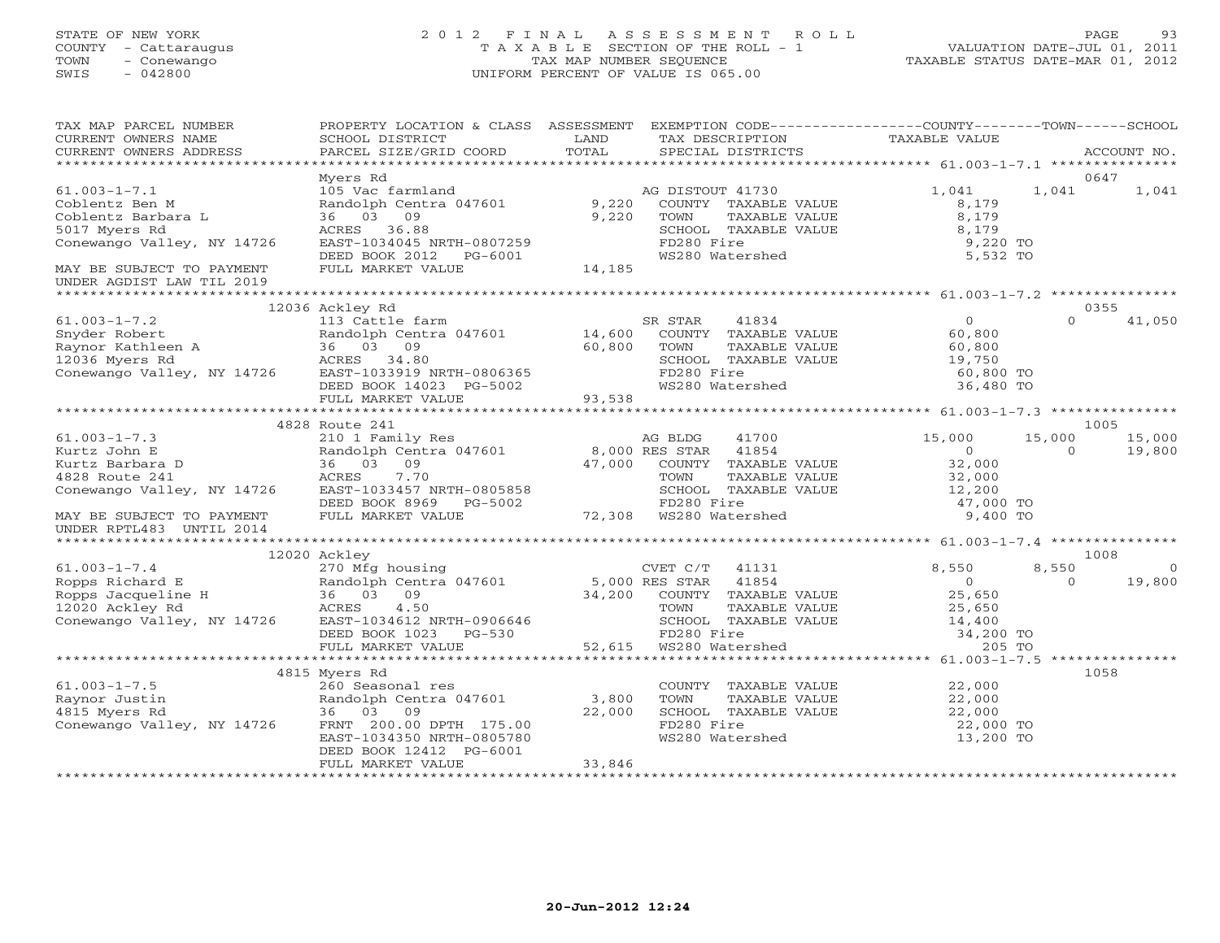STATE OF NEW YORK
COUNTY - Cattaraugus
TOWN - Conewango
SWIS - 042800

2012 FINAL ASSESSMENT ROLL
TAXABLE SECTION OF THE ROLL - 1
TAX MAP NUMBER SEQUENCE
UNIFORM PERCENT OF VALUE IS 065.00

VALUATION DATE-JUL 01, 2011
TAXABLE STATUS DATE-MAR 01, 2012

| TAX MAP PARCEL NUMBER / CURRENT OWNERS NAME / CURRENT OWNERS ADDRESS | PROPERTY LOCATION & CLASS / SCHOOL DISTRICT / PARCEL SIZE/GRID COORD | ASSESSMENT LAND / TOTAL | EXEMPTION CODE / TAX DESCRIPTION / SPECIAL DISTRICTS | COUNTY TAXABLE VALUE | TOWN | SCHOOL / ACCOUNT NO. |
|---|---|---|---|---|---|---|
| | Myers Rd | | | | | 0647 |
| 61.003-1-7.1 | 105 Vac farmland | | AG DISTOUT 41730 | 1,041 | 1,041 | 1,041 |
| Coblentz Ben M | Randolph Centra 047601 | 9,220 | COUNTY TAXABLE VALUE | 8,179 | | |
| Coblentz Barbara L | 36 03 09 | 9,220 | TOWN TAXABLE VALUE | 8,179 | | |
| 5017 Myers Rd | ACRES 36.88 | | SCHOOL TAXABLE VALUE | 8,179 | | |
| Conewango Valley, NY 14726 | EAST-1034045 NRTH-0807259 | | FD280 Fire | 9,220 TO | | |
| | DEED BOOK 2012 PG-6001 | | WS280 Watershed | 5,532 TO | | |
| MAY BE SUBJECT TO PAYMENT | FULL MARKET VALUE | 14,185 | | | | |
| UNDER AGDIST LAW TIL 2019 | | | | | | |
| | 12036 Ackley Rd | | | | | 0355 |
| 61.003-1-7.2 | 113 Cattle farm | | SR STAR 41834 | 0 | 0 | 41,050 |
| Snyder Robert | Randolph Centra 047601 | 14,600 | COUNTY TAXABLE VALUE | 60,800 | | |
| Raynor Kathleen A | 36 03 09 | 60,800 | TOWN TAXABLE VALUE | 60,800 | | |
| 12036 Myers Rd | ACRES 34.80 | | SCHOOL TAXABLE VALUE | 19,750 | | |
| Conewango Valley, NY 14726 | EAST-1033919 NRTH-0806365 | | FD280 Fire | 60,800 TO | | |
| | DEED BOOK 14023 PG-5002 | | WS280 Watershed | 36,480 TO | | |
| | FULL MARKET VALUE | 93,538 | | | | |
| | 4828 Route 241 | | | | | 1005 |
| 61.003-1-7.3 | 210 1 Family Res | | AG BLDG 41700 | 15,000 | 15,000 | 15,000 |
| Kurtz John E | Randolph Centra 047601 | 8,000 | RES STAR 41854 | 0 | 0 | 19,800 |
| Kurtz Barbara D | 36 03 09 | 47,000 | COUNTY TAXABLE VALUE | 32,000 | | |
| 4828 Route 241 | ACRES 7.70 | | TOWN TAXABLE VALUE | 32,000 | | |
| Conewango Valley, NY 14726 | EAST-1033457 NRTH-0805858 | | SCHOOL TAXABLE VALUE | 12,200 | | |
| | DEED BOOK 8969 PG-5002 | | FD280 Fire | 47,000 TO | | |
| MAY BE SUBJECT TO PAYMENT | FULL MARKET VALUE | 72,308 | WS280 Watershed | 9,400 TO | | |
| UNDER RPTL483 UNTIL 2014 | | | | | | |
| | 12020 Ackley | | | | | 1008 |
| 61.003-1-7.4 | 270 Mfg housing | | CVET C/T 41131 | 8,550 | 8,550 | 0 |
| Ropps Richard E | Randolph Centra 047601 | 5,000 | RES STAR 41854 | 0 | 0 | 19,800 |
| Ropps Jacqueline H | 36 03 09 | 34,200 | COUNTY TAXABLE VALUE | 25,650 | | |
| 12020 Ackley Rd | ACRES 4.50 | | TOWN TAXABLE VALUE | 25,650 | | |
| Conewango Valley, NY 14726 | EAST-1034612 NRTH-0906646 | | SCHOOL TAXABLE VALUE | 14,400 | | |
| | DEED BOOK 1023 PG-530 | | FD280 Fire | 34,200 TO | | |
| | FULL MARKET VALUE | 52,615 | WS280 Watershed | 205 TO | | |
| | 4815 Myers Rd | | | | | 1058 |
| 61.003-1-7.5 | 260 Seasonal res | | COUNTY TAXABLE VALUE | 22,000 | | |
| Raynor Justin | Randolph Centra 047601 | 3,800 | TOWN TAXABLE VALUE | 22,000 | | |
| 4815 Myers Rd | 36 03 09 | 22,000 | SCHOOL TAXABLE VALUE | 22,000 | | |
| Conewango Valley, NY 14726 | FRNT 200.00 DPTH 175.00 | | FD280 Fire | 22,000 TO | | |
| | EAST-1034350 NRTH-0805780 | | WS280 Watershed | 13,200 TO | | |
| | DEED BOOK 12412 PG-6001 | | | | | |
| | FULL MARKET VALUE | 33,846 | | | | |

20-Jun-2012 12:24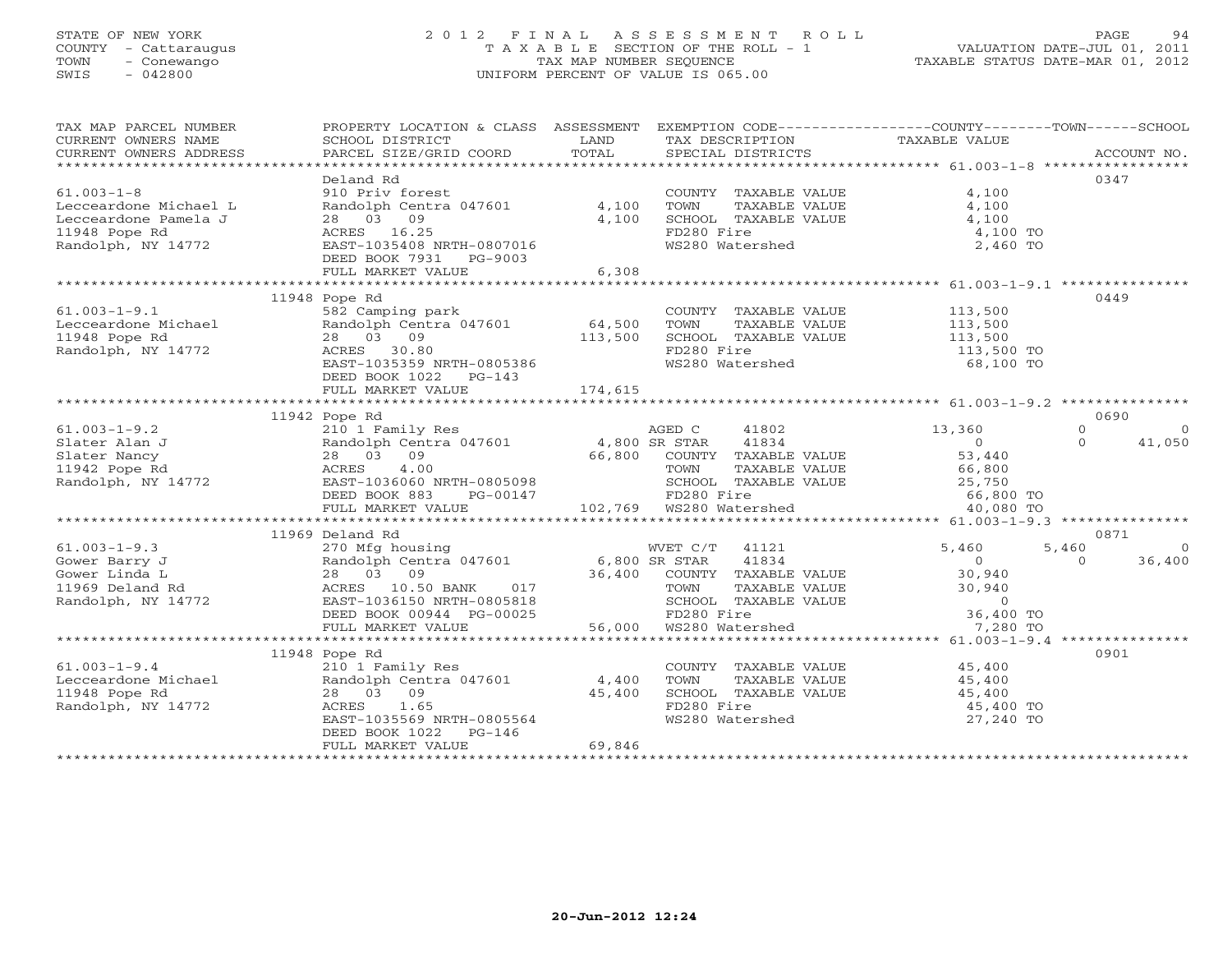STATE OF NEW YORK
COUNTY - Cattaraugus
TOWN - Conewango
SWIS - 042800

# 2012 FINAL ASSESSMENT ROLL
TAXABLE SECTION OF THE ROLL - 1
TAX MAP NUMBER SEQUENCE
UNIFORM PERCENT OF VALUE IS 065.00

VALUATION DATE-JUL 01, 2011
TAXABLE STATUS DATE-MAR 01, 2012

| TAX MAP PARCEL NUMBER / CURRENT OWNERS NAME / CURRENT OWNERS ADDRESS | PROPERTY LOCATION & CLASS / SCHOOL DISTRICT / PARCEL SIZE/GRID COORD | ASSESSMENT LAND / TOTAL | EXEMPTION CODE / TAX DESCRIPTION / SPECIAL DISTRICTS | COUNTY TAXABLE VALUE | TOWN | SCHOOL | ACCOUNT NO. |
|---|---|---|---|---|---|---|---|
| **61.003-1-8** | Deland Rd | | | | | | 0347 |
| 61.003-1-8 | 910 Priv forest | | COUNTY TAXABLE VALUE | 4,100 | | | |
| Lecceardone Michael L | Randolph Centra 047601 | 4,100 | TOWN TAXABLE VALUE | 4,100 | | | |
| Lecceardone Pamela J | 28 03 09 | 4,100 | SCHOOL TAXABLE VALUE | 4,100 | | | |
| 11948 Pope Rd | ACRES 16.25 | | FD280 Fire | 4,100 TO | | | |
| Randolph, NY 14772 | EAST-1035408 NRTH-0807016 | | WS280 Watershed | 2,460 TO | | | |
| | DEED BOOK 7931 PG-9003 | | | | | | |
| | FULL MARKET VALUE | 6,308 | | | | | |
| **61.003-1-9.1** | 11948 Pope Rd | | | | | | 0449 |
| 61.003-1-9.1 | 582 Camping park | | COUNTY TAXABLE VALUE | 113,500 | | | |
| Lecceardone Michael | Randolph Centra 047601 | 64,500 | TOWN TAXABLE VALUE | 113,500 | | | |
| 11948 Pope Rd | 28 03 09 | 113,500 | SCHOOL TAXABLE VALUE | 113,500 | | | |
| Randolph, NY 14772 | ACRES 30.80 | | FD280 Fire | 113,500 TO | | | |
| | EAST-1035359 NRTH-0805386 | | WS280 Watershed | 68,100 TO | | | |
| | DEED BOOK 1022 PG-143 | | | | | | |
| | FULL MARKET VALUE | 174,615 | | | | | |
| **61.003-1-9.2** | 11942 Pope Rd | | | | | | 0690 |
| 61.003-1-9.2 | 210 1 Family Res | | AGED C 41802 | 13,360 | 0 | 0 | |
| Slater Alan J | Randolph Centra 047601 | 4,800 | SR STAR 41834 | 0 | 0 | 41,050 | |
| Slater Nancy | 28 03 09 | 66,800 | COUNTY TAXABLE VALUE | 53,440 | | | |
| 11942 Pope Rd | ACRES 4.00 | | TOWN TAXABLE VALUE | 66,800 | | | |
| Randolph, NY 14772 | EAST-1036060 NRTH-0805098 | | SCHOOL TAXABLE VALUE | 25,750 | | | |
| | DEED BOOK 883 PG-00147 | | FD280 Fire | 66,800 TO | | | |
| | FULL MARKET VALUE | 102,769 | WS280 Watershed | 40,080 TO | | | |
| **61.003-1-9.3** | 11969 Deland Rd | | | | | | 0871 |
| 61.003-1-9.3 | 270 Mfg housing | | WVET C/T 41121 | 5,460 | 5,460 | 0 | |
| Gower Barry J | Randolph Centra 047601 | 6,800 | SR STAR 41834 | 0 | 0 | 36,400 | |
| Gower Linda L | 28 03 09 | 36,400 | COUNTY TAXABLE VALUE | 30,940 | | | |
| 11969 Deland Rd | ACRES 10.50 BANK 017 | | TOWN TAXABLE VALUE | 30,940 | | | |
| Randolph, NY 14772 | EAST-1036150 NRTH-0805818 | | SCHOOL TAXABLE VALUE | 0 | | | |
| | DEED BOOK 00944 PG-00025 | | FD280 Fire | 36,400 TO | | | |
| | FULL MARKET VALUE | 56,000 | WS280 Watershed | 7,280 TO | | | |
| **61.003-1-9.4** | 11948 Pope Rd | | | | | | 0901 |
| 61.003-1-9.4 | 210 1 Family Res | | COUNTY TAXABLE VALUE | 45,400 | | | |
| Lecceardone Michael | Randolph Centra 047601 | 4,400 | TOWN TAXABLE VALUE | 45,400 | | | |
| 11948 Pope Rd | 28 03 09 | 45,400 | SCHOOL TAXABLE VALUE | 45,400 | | | |
| Randolph, NY 14772 | ACRES 1.65 | | FD280 Fire | 45,400 TO | | | |
| | EAST-1035569 NRTH-0805564 | | WS280 Watershed | 27,240 TO | | | |
| | DEED BOOK 1022 PG-146 | | | | | | |
| | FULL MARKET VALUE | 69,846 | | | | | |

20-Jun-2012 12:24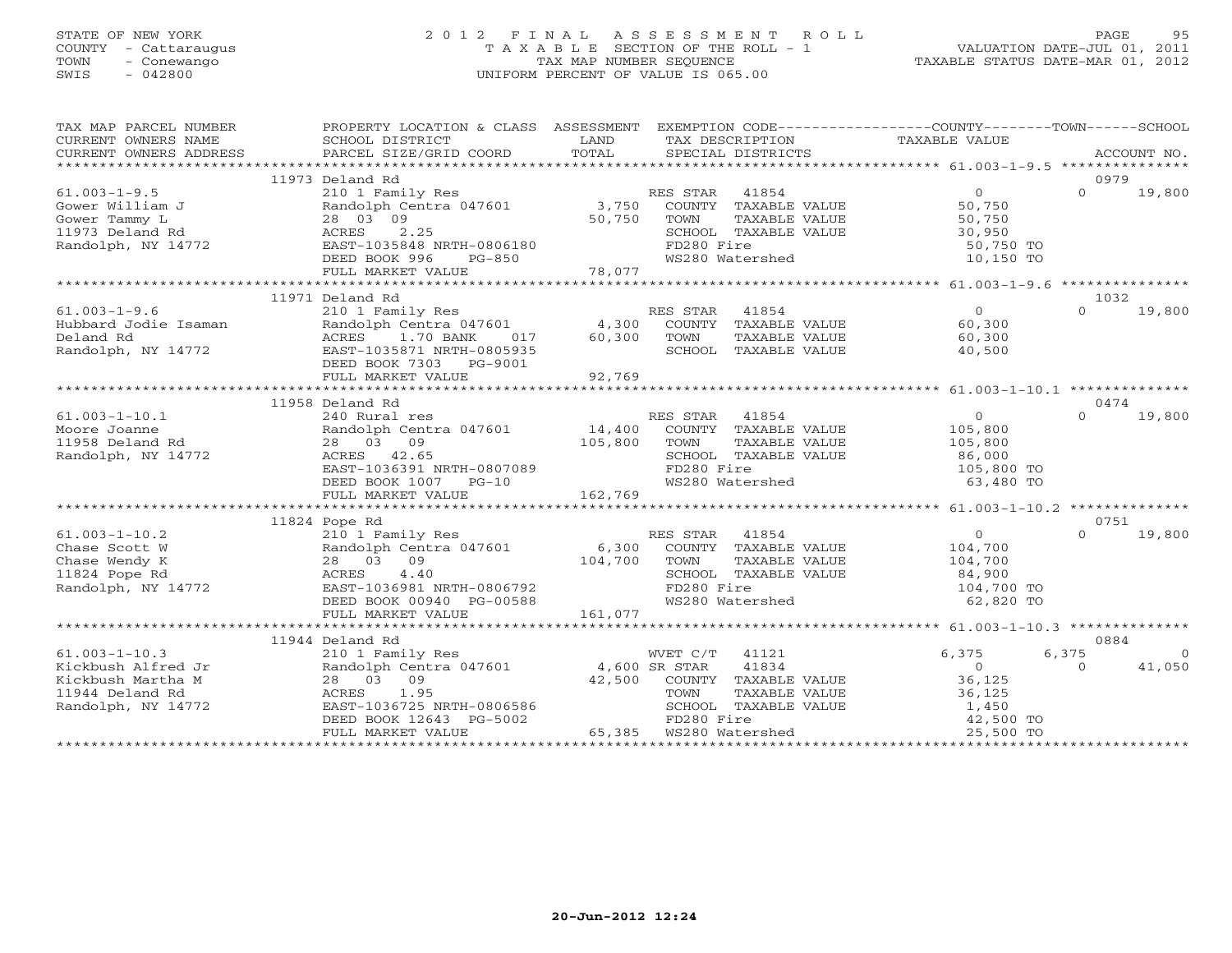STATE OF NEW YORK
COUNTY - Cattaraugus
TOWN - Conewango
SWIS - 042800

2 0 1 2 F I N A L A S S E S S M E N T R O L L
T A X A B L E SECTION OF THE ROLL - 1
TAX MAP NUMBER SEQUENCE
UNIFORM PERCENT OF VALUE IS 065.00

VALUATION DATE-JUL 01, 2011
TAXABLE STATUS DATE-MAR 01, 2012

| TAX MAP PARCEL NUMBER / CURRENT OWNERS NAME / CURRENT OWNERS ADDRESS | PROPERTY LOCATION & CLASS / SCHOOL DISTRICT / PARCEL SIZE/GRID COORD | ASSESSMENT LAND / TOTAL | EXEMPTION CODE / TAX DESCRIPTION / SPECIAL DISTRICTS | COUNTY / TAXABLE VALUE | TOWN | SCHOOL / ACCOUNT NO. |
|---|---|---|---|---|---|---|
| | 11973 Deland Rd | | | | | 0979 |
| 61.003-1-9.5 | 210 1 Family Res | | RES STAR 41854 | 0 | 0 | 19,800 |
| Gower William J | Randolph Centra 047601 | 3,750 | COUNTY TAXABLE VALUE | 50,750 | | |
| Gower Tammy L | 28 03 09 | 50,750 | TOWN TAXABLE VALUE | 50,750 | | |
| 11973 Deland Rd | ACRES 2.25 | | SCHOOL TAXABLE VALUE | 30,950 | | |
| Randolph, NY 14772 | EAST-1035848 NRTH-0806180 | | FD280 Fire | 50,750 TO | | |
| | DEED BOOK 996 PG-850 | | WS280 Watershed | 10,150 TO | | |
| | FULL MARKET VALUE | 78,077 | | | | |
| | 11971 Deland Rd | | | | | 1032 |
| 61.003-1-9.6 | 210 1 Family Res | | RES STAR 41854 | 0 | 0 | 19,800 |
| Hubbard Jodie Isaman | Randolph Centra 047601 | 4,300 | COUNTY TAXABLE VALUE | 60,300 | | |
| Deland Rd | ACRES 1.70 BANK 017 | 60,300 | TOWN TAXABLE VALUE | 60,300 | | |
| Randolph, NY 14772 | EAST-1035871 NRTH-0805935 | | SCHOOL TAXABLE VALUE | 40,500 | | |
| | DEED BOOK 7303 PG-9001 | | | | | |
| | FULL MARKET VALUE | 92,769 | | | | |
| | 11958 Deland Rd | | | | | 0474 |
| 61.003-1-10.1 | 240 Rural res | | RES STAR 41854 | 0 | 0 | 19,800 |
| Moore Joanne | Randolph Centra 047601 | 14,400 | COUNTY TAXABLE VALUE | 105,800 | | |
| 11958 Deland Rd | 28 03 09 | 105,800 | TOWN TAXABLE VALUE | 105,800 | | |
| Randolph, NY 14772 | ACRES 42.65 | | SCHOOL TAXABLE VALUE | 86,000 | | |
| | EAST-1036391 NRTH-0807089 | | FD280 Fire | 105,800 TO | | |
| | DEED BOOK 1007 PG-10 | | WS280 Watershed | 63,480 TO | | |
| | FULL MARKET VALUE | 162,769 | | | | |
| | 11824 Pope Rd | | | | | 0751 |
| 61.003-1-10.2 | 210 1 Family Res | | RES STAR 41854 | 0 | 0 | 19,800 |
| Chase Scott W | Randolph Centra 047601 | 6,300 | COUNTY TAXABLE VALUE | 104,700 | | |
| Chase Wendy K | 28 03 09 | 104,700 | TOWN TAXABLE VALUE | 104,700 | | |
| 11824 Pope Rd | ACRES 4.40 | | SCHOOL TAXABLE VALUE | 84,900 | | |
| Randolph, NY 14772 | EAST-1036981 NRTH-0806792 | | FD280 Fire | 104,700 TO | | |
| | DEED BOOK 00940 PG-00588 | | WS280 Watershed | 62,820 TO | | |
| | FULL MARKET VALUE | 161,077 | | | | |
| | 11944 Deland Rd | | | | | 0884 |
| 61.003-1-10.3 | 210 1 Family Res | | WVET C/T 41121 | 6,375 | 6,375 | 0 |
| Kickbush Alfred Jr | Randolph Centra 047601 | 4,600 | SR STAR 41834 | 0 | 0 | 41,050 |
| Kickbush Martha M | 28 03 09 | 42,500 | COUNTY TAXABLE VALUE | 36,125 | | |
| 11944 Deland Rd | ACRES 1.95 | | TOWN TAXABLE VALUE | 36,125 | | |
| Randolph, NY 14772 | EAST-1036725 NRTH-0806586 | | SCHOOL TAXABLE VALUE | 1,450 | | |
| | DEED BOOK 12643 PG-5002 | | FD280 Fire | 42,500 TO | | |
| | FULL MARKET VALUE | 65,385 | WS280 Watershed | 25,500 TO | | |

20-Jun-2012 12:24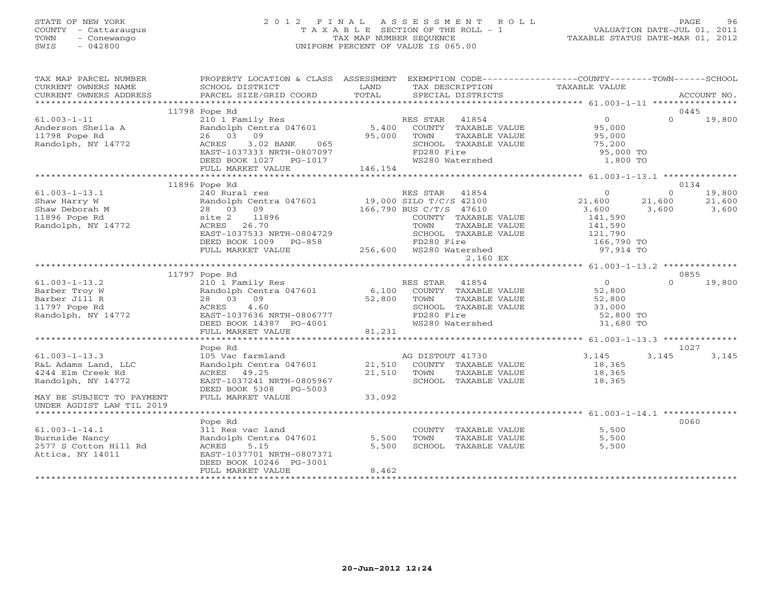STATE OF NEW YORK
COUNTY - Cattaraugus
TOWN - Conewango
SWIS - 042800

# 2012 FINAL ASSESSMENT ROLL
TAXABLE SECTION OF THE ROLL - 1
TAX MAP NUMBER SEQUENCE
UNIFORM PERCENT OF VALUE IS 065.00

VALUATION DATE-JUL 01, 2011
TAXABLE STATUS DATE-MAR 01, 2012

| TAX MAP PARCEL NUMBER / CURRENT OWNERS NAME / CURRENT OWNERS ADDRESS | PROPERTY LOCATION & CLASS / SCHOOL DISTRICT / PARCEL SIZE/GRID COORD | ASSESSMENT LAND / TOTAL | EXEMPTION CODE / TAX DESCRIPTION / SPECIAL DISTRICTS | COUNTY TAXABLE VALUE | TOWN | SCHOOL / ACCOUNT NO. |
|---|---|---|---|---|---|---|
| | 11798 Pope Rd | | | | | 0445 |
| 61.003-1-11 | 210 1 Family Res | | RES STAR 41854 | 0 | 0 | 19,800 |
| Anderson Sheila A | Randolph Centra 047601 | 5,400 | COUNTY TAXABLE VALUE | 95,000 | | |
| 11798 Pope Rd | 26 03 09 | 95,000 | TOWN TAXABLE VALUE | 95,000 | | |
| Randolph, NY 14772 | ACRES 3.02 BANK 065 | | SCHOOL TAXABLE VALUE | 75,200 | | |
| | EAST-1037333 NRTH-0807097 | | FD280 Fire | 95,000 TO | | |
| | DEED BOOK 1027 PG-1017 | | WS280 Watershed | 1,800 TO | | |
| | FULL MARKET VALUE | 146,154 | | | | |
| | 11896 Pope Rd | | | | | 0134 |
| 61.003-1-13.1 | 240 Rural res | | RES STAR 41854 | 0 | 0 | 19,800 |
| Shaw Harry W | Randolph Centra 047601 | 19,000 | SILO T/C/S 42100 | 21,600 | 21,600 | 21,600 |
| Shaw Deborah M | 28 03 09 | 166,790 | BUS C/T/S 47610 | 3,600 | 3,600 | 3,600 |
| 11896 Pope Rd | site 2 11896 | | COUNTY TAXABLE VALUE | 141,590 | | |
| Randolph, NY 14772 | ACRES 26.70 | | TOWN TAXABLE VALUE | 141,590 | | |
| | EAST-1037533 NRTH-0804729 | | SCHOOL TAXABLE VALUE | 121,790 | | |
| | DEED BOOK 1009 PG-858 | | FD280 Fire | 166,790 TO | | |
| | FULL MARKET VALUE | 256,600 | WS280 Watershed | 97,914 TO | | |
| | | | 2,160 EX | | | |
| | 11797 Pope Rd | | | | | 0855 |
| 61.003-1-13.2 | 210 1 Family Res | | RES STAR 41854 | 0 | 0 | 19,800 |
| Barber Troy W | Randolph Centra 047601 | 6,100 | COUNTY TAXABLE VALUE | 52,800 | | |
| Barber Jill R | 28 03 09 | 52,800 | TOWN TAXABLE VALUE | 52,800 | | |
| 11797 Pope Rd | ACRES 4.60 | | SCHOOL TAXABLE VALUE | 33,000 | | |
| Randolph, NY 14772 | EAST-1037636 NRTH-0806777 | | FD280 Fire | 52,800 TO | | |
| | DEED BOOK 14387 PG-4001 | | WS280 Watershed | 31,680 TO | | |
| | FULL MARKET VALUE | 81,231 | | | | |
| | Pope Rd | | | | | 1027 |
| 61.003-1-13.3 | 105 Vac farmland | | AG DISTOUT 41730 | 3,145 | 3,145 | 3,145 |
| R&L Adams Land, LLC | Randolph Centra 047601 | 21,510 | COUNTY TAXABLE VALUE | 18,365 | | |
| 4244 Elm Creek Rd | ACRES 49.25 | 21,510 | TOWN TAXABLE VALUE | 18,365 | | |
| Randolph, NY 14772 | EAST-1037241 NRTH-0805967 | | SCHOOL TAXABLE VALUE | 18,365 | | |
| | DEED BOOK 5308 PG-5003 | | | | | |
| MAY BE SUBJECT TO PAYMENT UNDER AGDIST LAW TIL 2019 | FULL MARKET VALUE | 33,092 | | | | |
| | Pope Rd | | | | | 0060 |
| 61.003-1-14.1 | 311 Res vac land | | COUNTY TAXABLE VALUE | 5,500 | | |
| Burnside Nancy | Randolph Centra 047601 | 5,500 | TOWN TAXABLE VALUE | 5,500 | | |
| 2577 S Cotton Hill Rd | ACRES 5.15 | 5,500 | SCHOOL TAXABLE VALUE | 5,500 | | |
| Attica, NY 14011 | EAST-1037701 NRTH-0807371 | | | | | |
| | DEED BOOK 10246 PG-3001 | | | | | |
| | FULL MARKET VALUE | 8,462 | | | | |

20-Jun-2012 12:24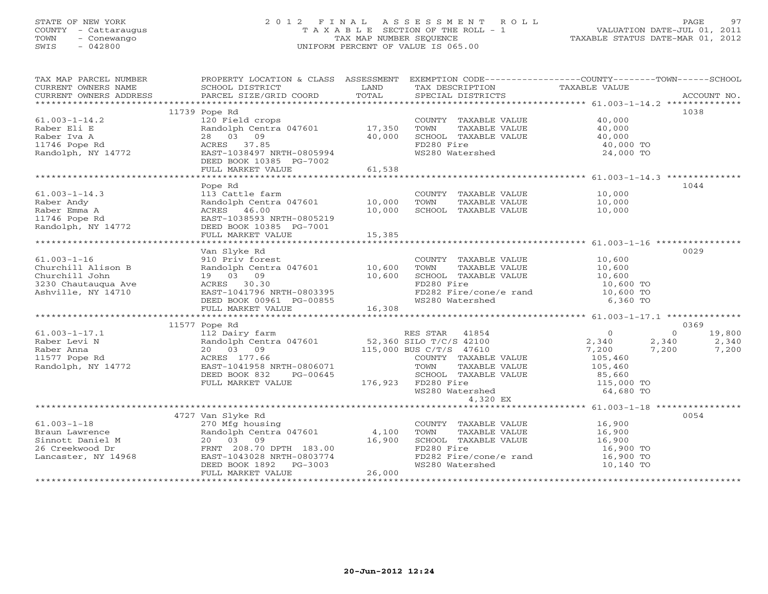STATE OF NEW YORK
COUNTY - Cattaraugus
TOWN - Conewango
SWIS - 042800

2012 FINAL ASSESSMENT ROLL
TAXABLE SECTION OF THE ROLL - 1
TAX MAP NUMBER SEQUENCE
UNIFORM PERCENT OF VALUE IS 065.00

VALUATION DATE-JUL 01, 2011
TAXABLE STATUS DATE-MAR 01, 2012

| TAX MAP PARCEL NUMBER / CURRENT OWNERS NAME / CURRENT OWNERS ADDRESS | PROPERTY LOCATION & CLASS / SCHOOL DISTRICT / PARCEL SIZE/GRID COORD | ASSESSMENT LAND / TOTAL | EXEMPTION CODE / TAX DESCRIPTION / SPECIAL DISTRICTS | COUNTY | TOWN | SCHOOL / ACCOUNT NO. |
|---|---|---|---|---|---|---|
| **61.003-1-14.2** | 11739 Pope Rd | | | | | 1038 |
| 61.003-1-14.2 | 120 Field crops | | COUNTY TAXABLE VALUE | 40,000 | | |
| Raber Eli E | Randolph Centra 047601 | 17,350 | TOWN TAXABLE VALUE | 40,000 | | |
| Raber Iva A | 28 03 09 | 40,000 | SCHOOL TAXABLE VALUE | 40,000 | | |
| 11746 Pope Rd | ACRES 37.85 | | FD280 Fire | 40,000 TO | | |
| Randolph, NY 14772 | EAST-1038497 NRTH-0805994 | | WS280 Watershed | 24,000 TO | | |
| | DEED BOOK 10385 PG-7002 | | | | | |
| | FULL MARKET VALUE | 61,538 | | | | |
| **61.003-1-14.3** | Pope Rd | | | | | 1044 |
| 61.003-1-14.3 | 113 Cattle farm | | COUNTY TAXABLE VALUE | 10,000 | | |
| Raber Andy | Randolph Centra 047601 | 10,000 | TOWN TAXABLE VALUE | 10,000 | | |
| Raber Emma A | ACRES 46.00 | 10,000 | SCHOOL TAXABLE VALUE | 10,000 | | |
| 11746 Pope Rd | EAST-1038593 NRTH-0805219 | | | | | |
| Randolph, NY 14772 | DEED BOOK 10385 PG-7001 | | | | | |
| | FULL MARKET VALUE | 15,385 | | | | |
| **61.003-1-16** | Van Slyke Rd | | | | | 0029 |
| 61.003-1-16 | 910 Priv forest | | COUNTY TAXABLE VALUE | 10,600 | | |
| Churchill Alison B | Randolph Centra 047601 | 10,600 | TOWN TAXABLE VALUE | 10,600 | | |
| Churchill John | 19 03 09 | 10,600 | SCHOOL TAXABLE VALUE | 10,600 | | |
| 3230 Chautauqua Ave | ACRES 30.30 | | FD280 Fire | 10,600 TO | | |
| Ashville, NY 14710 | EAST-1041796 NRTH-0803395 | | FD282 Fire/cone/e rand | 10,600 TO | | |
| | DEED BOOK 00961 PG-00855 | | WS280 Watershed | 6,360 TO | | |
| | FULL MARKET VALUE | 16,308 | | | | |
| **61.003-1-17.1** | 11577 Pope Rd | | | | | 0369 |
| 61.003-1-17.1 | 112 Dairy farm | | RES STAR 41854 | 0 | 0 | 19,800 |
| Raber Levi N | Randolph Centra 047601 | 52,360 | SILO T/C/S 42100 | 2,340 | 2,340 | 2,340 |
| Raber Anna | 20 03 09 | 115,000 | BUS C/T/S 47610 | 7,200 | 7,200 | 7,200 |
| 11577 Pope Rd | ACRES 177.66 | | COUNTY TAXABLE VALUE | 105,460 | | |
| Randolph, NY 14772 | EAST-1041958 NRTH-0806071 | | TOWN TAXABLE VALUE | 105,460 | | |
| | DEED BOOK 832 PG-00645 | | SCHOOL TAXABLE VALUE | 85,660 | | |
| | FULL MARKET VALUE | 176,923 | FD280 Fire | 115,000 TO | | |
| | | | WS280 Watershed | 64,680 TO | | |
| | | | 4,320 EX | | | |
| **61.003-1-18** | 4727 Van Slyke Rd | | | | | 0054 |
| 61.003-1-18 | 270 Mfg housing | | COUNTY TAXABLE VALUE | 16,900 | | |
| Braun Lawrence | Randolph Centra 047601 | 4,100 | TOWN TAXABLE VALUE | 16,900 | | |
| Sinnott Daniel M | 20 03 09 | 16,900 | SCHOOL TAXABLE VALUE | 16,900 | | |
| 26 Creekwood Dr | FRNT 208.70 DPTH 183.00 | | FD280 Fire | 16,900 TO | | |
| Lancaster, NY 14968 | EAST-1043028 NRTH-0803774 | | FD282 Fire/cone/e rand | 16,900 TO | | |
| | DEED BOOK 1892 PG-3003 | | WS280 Watershed | 10,140 TO | | |
| | FULL MARKET VALUE | 26,000 | | | | |

20-Jun-2012 12:24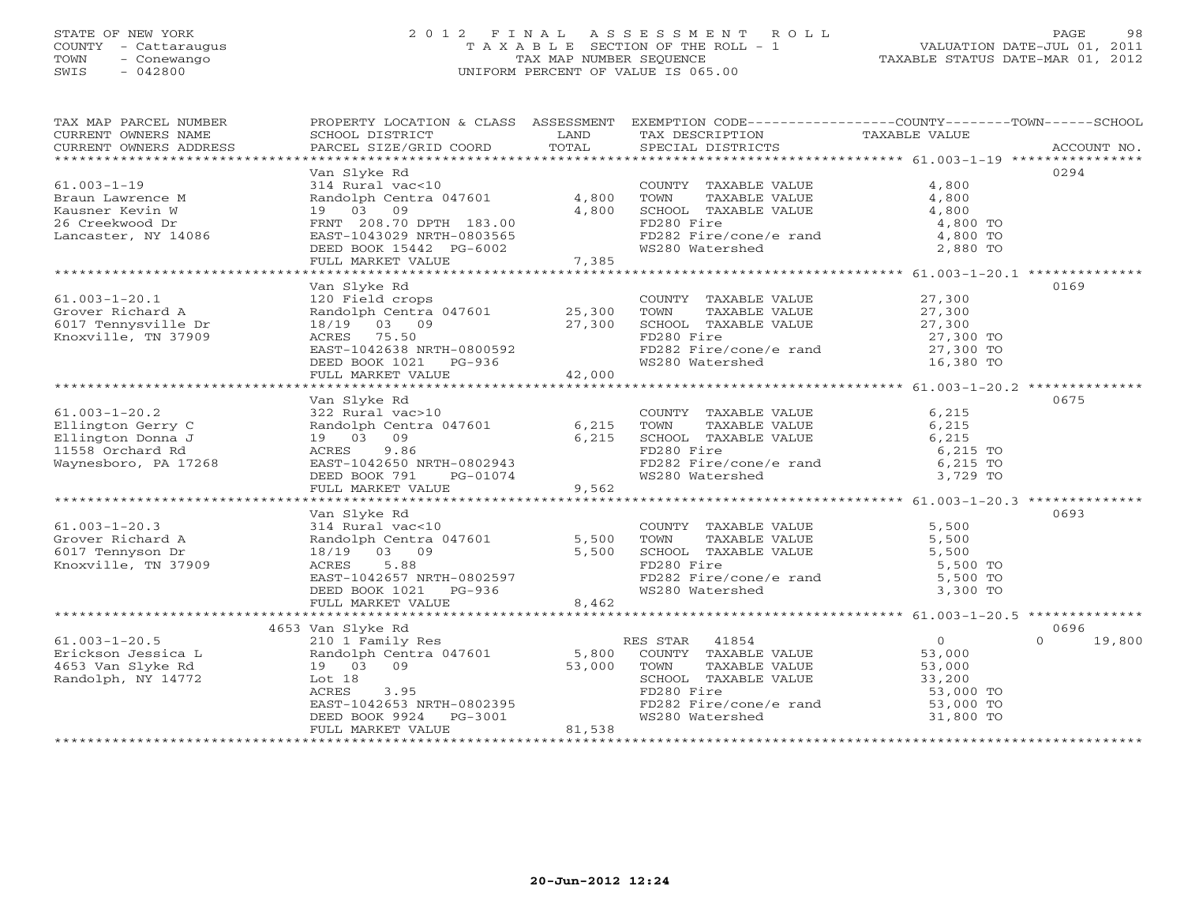STATE OF NEW YORK
COUNTY - Cattaraugus
TOWN - Conewango
SWIS - 042800

# 2012 FINAL ASSESSMENT ROLL

TAXABLE SECTION OF THE ROLL - 1
TAX MAP NUMBER SEQUENCE
UNIFORM PERCENT OF VALUE IS 065.00

VALUATION DATE-JUL 01, 2011
TAXABLE STATUS DATE-MAR 01, 2012

| TAX MAP PARCEL NUMBER / CURRENT OWNERS NAME / CURRENT OWNERS ADDRESS | PROPERTY LOCATION & CLASS / SCHOOL DISTRICT / PARCEL SIZE/GRID COORD | ASSESSMENT LAND / TOTAL | EXEMPTION CODE / TAX DESCRIPTION / SPECIAL DISTRICTS | COUNTY / TOWN / SCHOOL TAXABLE VALUE | ACCOUNT NO. |
|---|---|---|---|---|---|
| 61.003-1-19 | Van Slyke Rd | | | | 0294 |
| | 314 Rural vac<10 | | COUNTY TAXABLE VALUE | 4,800 | |
| Braun Lawrence M | Randolph Centra 047601 | 4,800 | TOWN TAXABLE VALUE | 4,800 | |
| Kausner Kevin W | 19 03 09 | 4,800 | SCHOOL TAXABLE VALUE | 4,800 | |
| 26 Creekwood Dr | FRNT 208.70 DPTH 183.00 | | FD280 Fire | 4,800 TO | |
| Lancaster, NY 14086 | EAST-1043029 NRTH-0803565 | | FD282 Fire/cone/e rand | 4,800 TO | |
| | DEED BOOK 15442 PG-6002 | | WS280 Watershed | 2,880 TO | |
| | FULL MARKET VALUE | 7,385 | | | |
| 61.003-1-20.1 | Van Slyke Rd | | | | 0169 |
| | 120 Field crops | | COUNTY TAXABLE VALUE | 27,300 | |
| Grover Richard A | Randolph Centra 047601 | 25,300 | TOWN TAXABLE VALUE | 27,300 | |
| 6017 Tennysville Dr | 18/19 03 09 | 27,300 | SCHOOL TAXABLE VALUE | 27,300 | |
| Knoxville, TN 37909 | ACRES 75.50 | | FD280 Fire | 27,300 TO | |
| | EAST-1042638 NRTH-0800592 | | FD282 Fire/cone/e rand | 27,300 TO | |
| | DEED BOOK 1021 PG-936 | | WS280 Watershed | 16,380 TO | |
| | FULL MARKET VALUE | 42,000 | | | |
| 61.003-1-20.2 | Van Slyke Rd | | | | 0675 |
| | 322 Rural vac>10 | | COUNTY TAXABLE VALUE | 6,215 | |
| Ellington Gerry C | Randolph Centra 047601 | 6,215 | TOWN TAXABLE VALUE | 6,215 | |
| Ellington Donna J | 19 03 09 | 6,215 | SCHOOL TAXABLE VALUE | 6,215 | |
| 11558 Orchard Rd | ACRES 9.86 | | FD280 Fire | 6,215 TO | |
| Waynesboro, PA 17268 | EAST-1042650 NRTH-0802943 | | FD282 Fire/cone/e rand | 6,215 TO | |
| | DEED BOOK 791 PG-01074 | | WS280 Watershed | 3,729 TO | |
| | FULL MARKET VALUE | 9,562 | | | |
| 61.003-1-20.3 | Van Slyke Rd | | | | 0693 |
| | 314 Rural vac<10 | | COUNTY TAXABLE VALUE | 5,500 | |
| Grover Richard A | Randolph Centra 047601 | 5,500 | TOWN TAXABLE VALUE | 5,500 | |
| 6017 Tennyson Dr | 18/19 03 09 | 5,500 | SCHOOL TAXABLE VALUE | 5,500 | |
| Knoxville, TN 37909 | ACRES 5.88 | | FD280 Fire | 5,500 TO | |
| | EAST-1042657 NRTH-0802597 | | FD282 Fire/cone/e rand | 5,500 TO | |
| | DEED BOOK 1021 PG-936 | | WS280 Watershed | 3,300 TO | |
| | FULL MARKET VALUE | 8,462 | | | |
| 61.003-1-20.5 | 4653 Van Slyke Rd | | | | 0696 |
| | 210 1 Family Res | | RES STAR 41854 | 0 / 0 / 19,800 | |
| Erickson Jessica L | Randolph Centra 047601 | 5,800 | COUNTY TAXABLE VALUE | 53,000 | |
| 4653 Van Slyke Rd | 19 03 09 | 53,000 | TOWN TAXABLE VALUE | 53,000 | |
| Randolph, NY 14772 | Lot 18 | | SCHOOL TAXABLE VALUE | 33,200 | |
| | ACRES 3.95 | | FD280 Fire | 53,000 TO | |
| | EAST-1042653 NRTH-0802395 | | FD282 Fire/cone/e rand | 53,000 TO | |
| | DEED BOOK 9924 PG-3001 | | WS280 Watershed | 31,800 TO | |
| | FULL MARKET VALUE | 81,538 | | | |

20-Jun-2012 12:24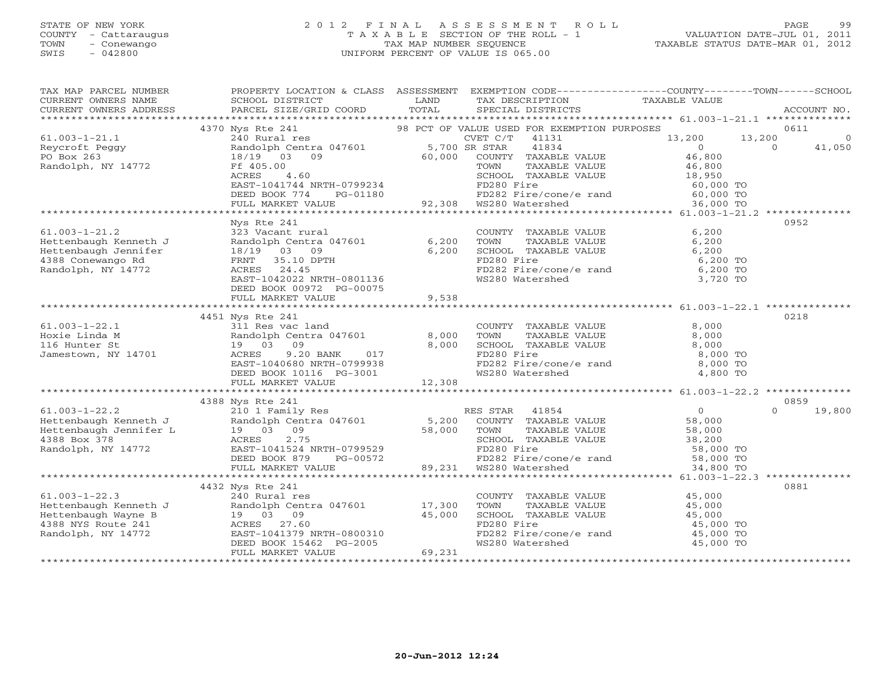STATE OF NEW YORK
COUNTY - Cattaraugus
TOWN - Conewango
SWIS - 042800

# 2012 FINAL ASSESSMENT ROLL
TAXABLE SECTION OF THE ROLL - 1
TAX MAP NUMBER SEQUENCE
UNIFORM PERCENT OF VALUE IS 065.00

VALUATION DATE-JUL 01, 2011
TAXABLE STATUS DATE-MAR 01, 2012

| TAX MAP PARCEL NUMBER / CURRENT OWNERS NAME / CURRENT OWNERS ADDRESS | PROPERTY LOCATION & CLASS / SCHOOL DISTRICT / PARCEL SIZE/GRID COORD | ASSESSMENT LAND / TOTAL | EXEMPTION CODE / TAX DESCRIPTION / SPECIAL DISTRICTS | COUNTY | TOWN | SCHOOL | ACCOUNT NO. |
|---|---|---|---|---|---|---|---|
| **61.003-1-21.1** | 4370 Nys Rte 241 | | 98 PCT OF VALUE USED FOR EXEMPTION PURPOSES | | | | 0611 |
| | 240 Rural res | | CVET C/T 41131 | 13,200 | 13,200 | 0 | |
| Reycroft Peggy | Randolph Centra 047601 | 5,700 | SR STAR 41834 | 0 | 0 | 41,050 | |
| PO Box 263 | 18/19 03 09 | 60,000 | COUNTY TAXABLE VALUE | 46,800 | | | |
| Randolph, NY 14772 | Ff 405.00 | | TOWN TAXABLE VALUE | | 46,800 | | |
| | ACRES 4.60 | | SCHOOL TAXABLE VALUE | | | 18,950 | |
| | EAST-1041744 NRTH-0799234 | | FD280 Fire | 60,000 TO | | | |
| | DEED BOOK 774 PG-01180 | | FD282 Fire/cone/e rand | 60,000 TO | | | |
| | FULL MARKET VALUE | 92,308 | WS280 Watershed | 36,000 TO | | | |
| **61.003-1-21.2** | Nys Rte 241 | | | | | | 0952 |
| Hettenbaugh Kenneth J | 323 Vacant rural | | COUNTY TAXABLE VALUE | 6,200 | | | |
| Hettenbaugh Jennifer | Randolph Centra 047601 | 6,200 | TOWN TAXABLE VALUE | | 6,200 | | |
| 4388 Conewango Rd | 18/19 03 09 | 6,200 | SCHOOL TAXABLE VALUE | | | 6,200 | |
| Randolph, NY 14772 | FRNT 35.10 DPTH | | FD280 Fire | 6,200 TO | | | |
| | ACRES 24.45 | | FD282 Fire/cone/e rand | 6,200 TO | | | |
| | EAST-1042022 NRTH-0801136 | | WS280 Watershed | 3,720 TO | | | |
| | DEED BOOK 00972 PG-00075 | | | | | | |
| | FULL MARKET VALUE | 9,538 | | | | | |
| **61.003-1-22.1** | 4451 Nys Rte 241 | | | | | | 0218 |
| Hoxie Linda M | 311 Res vac land | | COUNTY TAXABLE VALUE | 8,000 | | | |
| 116 Hunter St | Randolph Centra 047601 | 8,000 | TOWN TAXABLE VALUE | | 8,000 | | |
| Jamestown, NY 14701 | 19 03 09 | 8,000 | SCHOOL TAXABLE VALUE | | | 8,000 | |
| | ACRES 9.20 BANK 017 | | FD280 Fire | 8,000 TO | | | |
| | EAST-1040680 NRTH-0799938 | | FD282 Fire/cone/e rand | 8,000 TO | | | |
| | DEED BOOK 10116 PG-3001 | | WS280 Watershed | 4,800 TO | | | |
| | FULL MARKET VALUE | 12,308 | | | | | |
| **61.003-1-22.2** | 4388 Nys Rte 241 | | | | | | 0859 |
| | 210 1 Family Res | | RES STAR 41854 | 0 | 0 | 19,800 | |
| Hettenbaugh Kenneth J | Randolph Centra 047601 | 5,200 | COUNTY TAXABLE VALUE | 58,000 | | | |
| Hettenbaugh Jennifer L | 19 03 09 | 58,000 | TOWN TAXABLE VALUE | | 58,000 | | |
| 4388 Box 378 | ACRES 2.75 | | SCHOOL TAXABLE VALUE | | | 38,200 | |
| Randolph, NY 14772 | EAST-1041524 NRTH-0799529 | | FD280 Fire | 58,000 TO | | | |
| | DEED BOOK 879 PG-00572 | | FD282 Fire/cone/e rand | 58,000 TO | | | |
| | FULL MARKET VALUE | 89,231 | WS280 Watershed | 34,800 TO | | | |
| **61.003-1-22.3** | 4432 Nys Rte 241 | | | | | | 0881 |
| Hettenbaugh Kenneth J | 240 Rural res | | COUNTY TAXABLE VALUE | 45,000 | | | |
| Hettenbaugh Wayne B | Randolph Centra 047601 | 17,300 | TOWN TAXABLE VALUE | | 45,000 | | |
| 4388 NYS Route 241 | 19 03 09 | 45,000 | SCHOOL TAXABLE VALUE | | | 45,000 | |
| Randolph, NY 14772 | ACRES 27.60 | | FD280 Fire | 45,000 TO | | | |
| | EAST-1041379 NRTH-0800310 | | FD282 Fire/cone/e rand | 45,000 TO | | | |
| | DEED BOOK 15462 PG-2005 | | WS280 Watershed | 45,000 TO | | | |
| | FULL MARKET VALUE | 69,231 | | | | | |

20-Jun-2012 12:24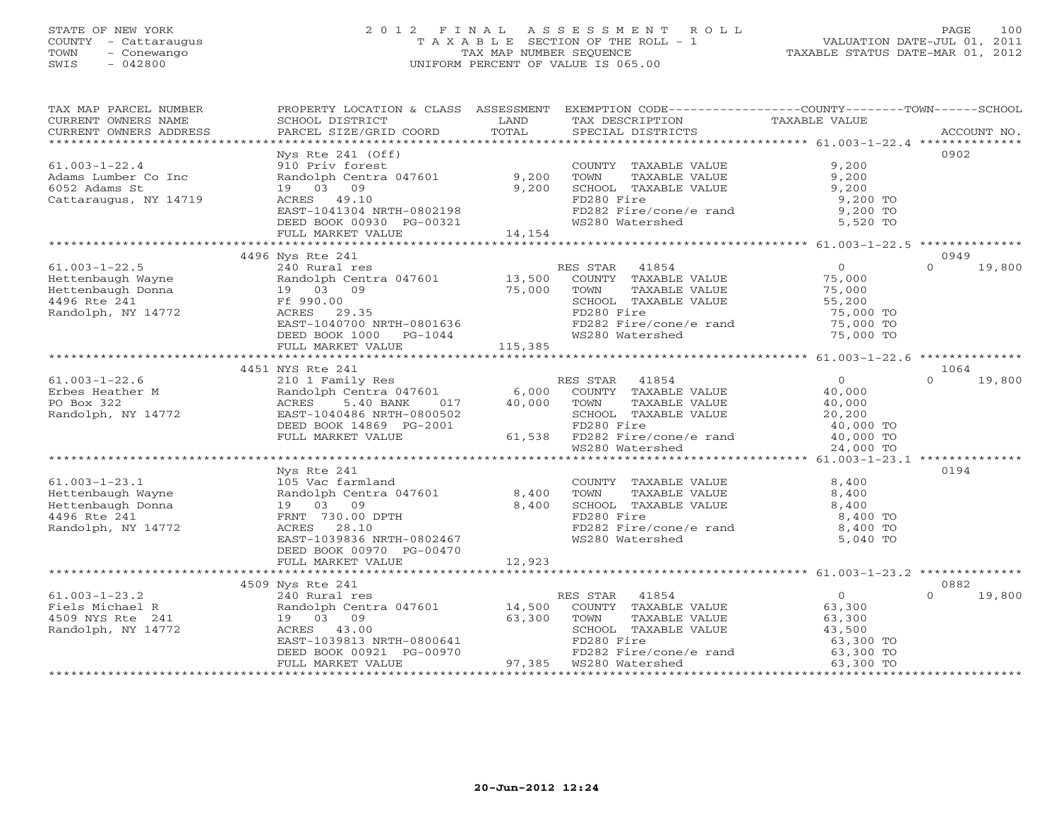STATE OF NEW YORK
COUNTY - Cattaraugus
TOWN - Conewango
SWIS - 042800

# 2012 FINAL ASSESSMENT ROLL
TAXABLE SECTION OF THE ROLL - 1
TAX MAP NUMBER SEQUENCE
UNIFORM PERCENT OF VALUE IS 065.00

VALUATION DATE-JUL 01, 2011
TAXABLE STATUS DATE-MAR 01, 2012

| TAX MAP PARCEL NUMBER / CURRENT OWNERS NAME / CURRENT OWNERS ADDRESS | PROPERTY LOCATION & CLASS / SCHOOL DISTRICT / PARCEL SIZE/GRID COORD | ASSESSMENT LAND | TOTAL | EXEMPTION CODE / TAX DESCRIPTION / SPECIAL DISTRICTS | COUNTY TAXABLE VALUE | TOWN | SCHOOL | ACCOUNT NO. |
|---|---|---|---|---|---|---|---|---|
| 61.003-1-22.4 | Nys Rte 241 (Off) | | | | | | | 0902 |
| | 910 Priv forest | | | COUNTY TAXABLE VALUE | 9,200 | | | |
| Adams Lumber Co Inc | Randolph Centra 047601 | 9,200 | | TOWN TAXABLE VALUE | 9,200 | | | |
| 6052 Adams St | 19 03 09 | | 9,200 | SCHOOL TAXABLE VALUE | 9,200 | | | |
| Cattaraugus, NY 14719 | ACRES 49.10 | | | FD280 Fire | 9,200 TO | | | |
| | EAST-1041304 NRTH-0802198 | | | FD282 Fire/cone/e rand | 9,200 TO | | | |
| | DEED BOOK 00930 PG-00321 | | | WS280 Watershed | 5,520 TO | | | |
| | FULL MARKET VALUE | | 14,154 | | | | | |
| 61.003-1-22.5 | 4496 Nys Rte 241 | | | | | | | 0949 |
| | 240 Rural res | | | RES STAR 41854 | 0 | 0 | 19,800 | |
| Hettenbaugh Wayne | Randolph Centra 047601 | 13,500 | | COUNTY TAXABLE VALUE | 75,000 | | | |
| Hettenbaugh Donna | 19 03 09 | | 75,000 | TOWN TAXABLE VALUE | 75,000 | | | |
| 4496 Rte 241 | Ff 990.00 | | | SCHOOL TAXABLE VALUE | 55,200 | | | |
| Randolph, NY 14772 | ACRES 29.35 | | | FD280 Fire | 75,000 TO | | | |
| | EAST-1040700 NRTH-0801636 | | | FD282 Fire/cone/e rand | 75,000 TO | | | |
| | DEED BOOK 1000 PG-1044 | | | WS280 Watershed | 75,000 TO | | | |
| | FULL MARKET VALUE | | 115,385 | | | | | |
| 61.003-1-22.6 | 4451 NYS Rte 241 | | | | | | | 1064 |
| | 210 1 Family Res | | | RES STAR 41854 | 0 | 0 | 19,800 | |
| Erbes Heather M | Randolph Centra 047601 | 6,000 | | COUNTY TAXABLE VALUE | 40,000 | | | |
| PO Box 322 | ACRES 5.40 BANK 017 | | 40,000 | TOWN TAXABLE VALUE | 40,000 | | | |
| Randolph, NY 14772 | EAST-1040486 NRTH-0800502 | | | SCHOOL TAXABLE VALUE | 20,200 | | | |
| | DEED BOOK 14869 PG-2001 | | | FD280 Fire | 40,000 TO | | | |
| | FULL MARKET VALUE | | 61,538 | FD282 Fire/cone/e rand | 40,000 TO | | | |
| | | | | WS280 Watershed | 24,000 TO | | | |
| 61.003-1-23.1 | Nys Rte 241 | | | | | | | 0194 |
| | 105 Vac farmland | | | COUNTY TAXABLE VALUE | 8,400 | | | |
| Hettenbaugh Wayne | Randolph Centra 047601 | 8,400 | | TOWN TAXABLE VALUE | 8,400 | | | |
| Hettenbaugh Donna | 19 03 09 | | 8,400 | SCHOOL TAXABLE VALUE | 8,400 | | | |
| 4496 Rte 241 | FRNT 730.00 DPTH | | | FD280 Fire | 8,400 TO | | | |
| Randolph, NY 14772 | ACRES 28.10 | | | FD282 Fire/cone/e rand | 8,400 TO | | | |
| | EAST-1039836 NRTH-0802467 | | | WS280 Watershed | 5,040 TO | | | |
| | DEED BOOK 00970 PG-00470 | | | | | | | |
| | FULL MARKET VALUE | | 12,923 | | | | | |
| 61.003-1-23.2 | 4509 Nys Rte 241 | | | | | | | 0882 |
| | 240 Rural res | | | RES STAR 41854 | 0 | 0 | 19,800 | |
| Fiels Michael R | Randolph Centra 047601 | 14,500 | | COUNTY TAXABLE VALUE | 63,300 | | | |
| 4509 NYS Rte 241 | 19 03 09 | | 63,300 | TOWN TAXABLE VALUE | 63,300 | | | |
| Randolph, NY 14772 | ACRES 43.00 | | | SCHOOL TAXABLE VALUE | 43,500 | | | |
| | EAST-1039813 NRTH-0800641 | | | FD280 Fire | 63,300 TO | | | |
| | DEED BOOK 00921 PG-00970 | | | FD282 Fire/cone/e rand | 63,300 TO | | | |
| | FULL MARKET VALUE | | 97,385 | WS280 Watershed | 63,300 TO | | | |

20-Jun-2012 12:24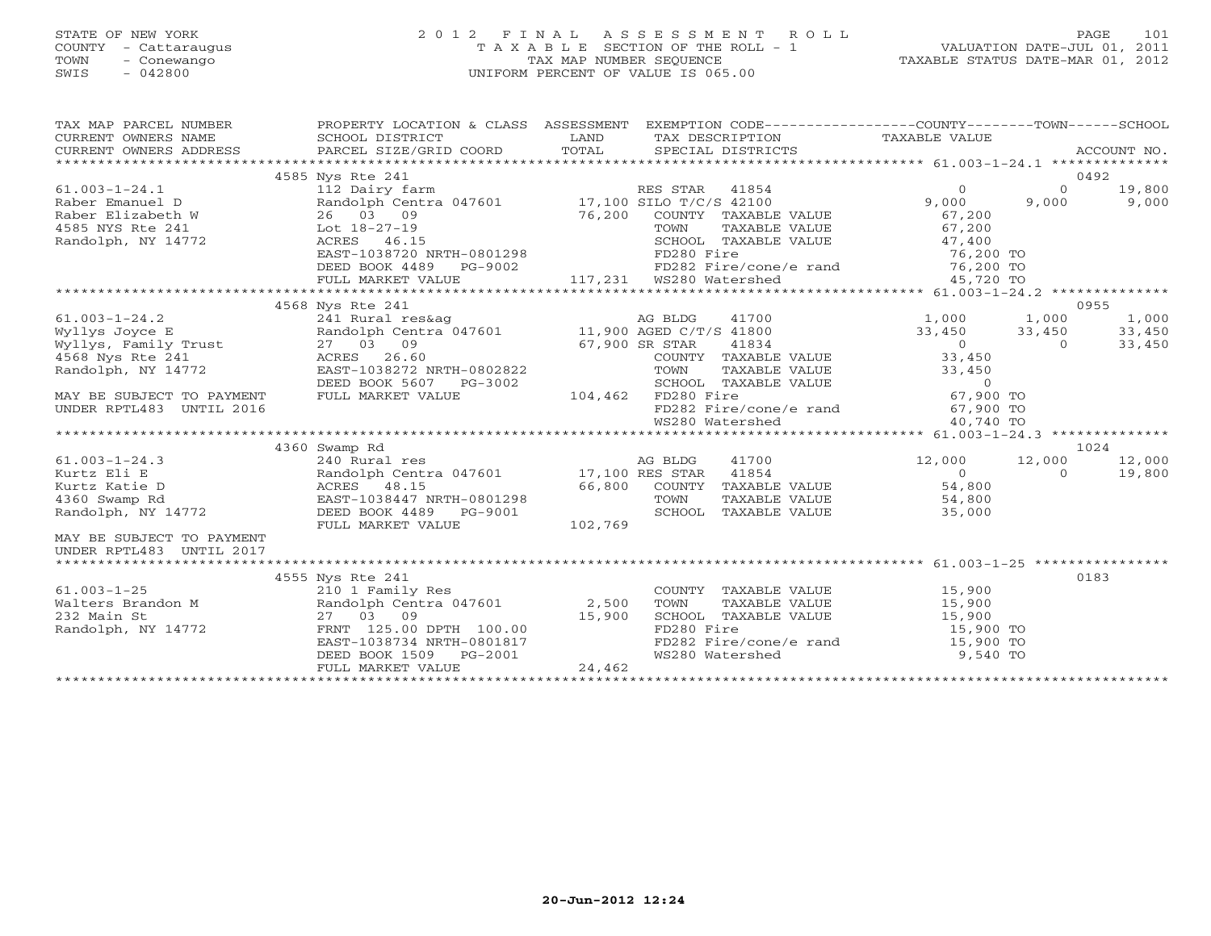STATE OF NEW YORK
COUNTY - Cattaraugus
TOWN - Conewango
SWIS - 042800

# 2012 FINAL ASSESSMENT ROLL

TAXABLE SECTION OF THE ROLL - 1
TAX MAP NUMBER SEQUENCE
UNIFORM PERCENT OF VALUE IS 065.00

VALUATION DATE-JUL 01, 2011
TAXABLE STATUS DATE-MAR 01, 2012

| TAX MAP PARCEL NUMBER / CURRENT OWNERS NAME / CURRENT OWNERS ADDRESS | PROPERTY LOCATION & CLASS / SCHOOL DISTRICT / PARCEL SIZE/GRID COORD | ASSESSMENT LAND / TOTAL | EXEMPTION CODE / TAX DESCRIPTION / SPECIAL DISTRICTS | COUNTY TAXABLE VALUE | TOWN | SCHOOL / ACCOUNT NO. |
|---|---|---|---|---|---|---|
| **61.003-1-24.1** | 4585 Nys Rte 241 | | | | | 0492 |
| Raber Emanuel D | 112 Dairy farm | | RES STAR 41854 | 0 | 0 | 19,800 |
| Raber Elizabeth W | Randolph Centra 047601 | 17,100 | SILO T/C/S 42100 | 9,000 | 9,000 | 9,000 |
| 4585 NYS Rte 241 | 26 03 09 | 76,200 | COUNTY TAXABLE VALUE | 67,200 | | |
| Randolph, NY 14772 | Lot 18-27-19 | | TOWN TAXABLE VALUE | 67,200 | | |
| | ACRES 46.15 | | SCHOOL TAXABLE VALUE | 47,400 | | |
| | EAST-1038720 NRTH-0801298 | | FD280 Fire | 76,200 TO | | |
| | DEED BOOK 4489 PG-9002 | | FD282 Fire/cone/e rand | 76,200 TO | | |
| | FULL MARKET VALUE | 117,231 | WS280 Watershed | 45,720 TO | | |
| **61.003-1-24.2** | 4568 Nys Rte 241 | | | | | 0955 |
| Wyllys Joyce E | 241 Rural res&ag | | AG BLDG 41700 | 1,000 | 1,000 | 1,000 |
| Wyllys, Family Trust | Randolph Centra 047601 | 11,900 | AGED C/T/S 41800 | 33,450 | 33,450 | 33,450 |
| 4568 Nys Rte 241 | 27 03 09 | 67,900 | SR STAR 41834 | 0 | 0 | 33,450 |
| Randolph, NY 14772 | ACRES 26.60 | | COUNTY TAXABLE VALUE | 33,450 | | |
| | EAST-1038272 NRTH-0802822 | | TOWN TAXABLE VALUE | 33,450 | | |
| | DEED BOOK 5607 PG-3002 | | SCHOOL TAXABLE VALUE | 0 | | |
| MAY BE SUBJECT TO PAYMENT | FULL MARKET VALUE | 104,462 | FD280 Fire | 67,900 TO | | |
| UNDER RPTL483 UNTIL 2016 | | | FD282 Fire/cone/e rand | 67,900 TO | | |
| | | | WS280 Watershed | 40,740 TO | | |
| **61.003-1-24.3** | 4360 Swamp Rd | | | | | 1024 |
| Kurtz Eli E | 240 Rural res | | AG BLDG 41700 | 12,000 | 12,000 | 12,000 |
| Kurtz Katie D | Randolph Centra 047601 | 17,100 | RES STAR 41854 | 0 | 0 | 19,800 |
| 4360 Swamp Rd | ACRES 48.15 | 66,800 | COUNTY TAXABLE VALUE | 54,800 | | |
| Randolph, NY 14772 | EAST-1038447 NRTH-0801298 | | TOWN TAXABLE VALUE | 54,800 | | |
| | DEED BOOK 4489 PG-9001 | | SCHOOL TAXABLE VALUE | 35,000 | | |
| | FULL MARKET VALUE | 102,769 | | | | |
| MAY BE SUBJECT TO PAYMENT | | | | | | |
| UNDER RPTL483 UNTIL 2017 | | | | | | |
| **61.003-1-25** | 4555 Nys Rte 241 | | | | | 0183 |
| Walters Brandon M | 210 1 Family Res | | COUNTY TAXABLE VALUE | 15,900 | | |
| 232 Main St | Randolph Centra 047601 | 2,500 | TOWN TAXABLE VALUE | 15,900 | | |
| Randolph, NY 14772 | 27 03 09 | 15,900 | SCHOOL TAXABLE VALUE | 15,900 | | |
| | FRNT 125.00 DPTH 100.00 | | FD280 Fire | 15,900 TO | | |
| | EAST-1038734 NRTH-0801817 | | FD282 Fire/cone/e rand | 15,900 TO | | |
| | DEED BOOK 1509 PG-2001 | | WS280 Watershed | 9,540 TO | | |
| | FULL MARKET VALUE | 24,462 | | | | |

20-Jun-2012 12:24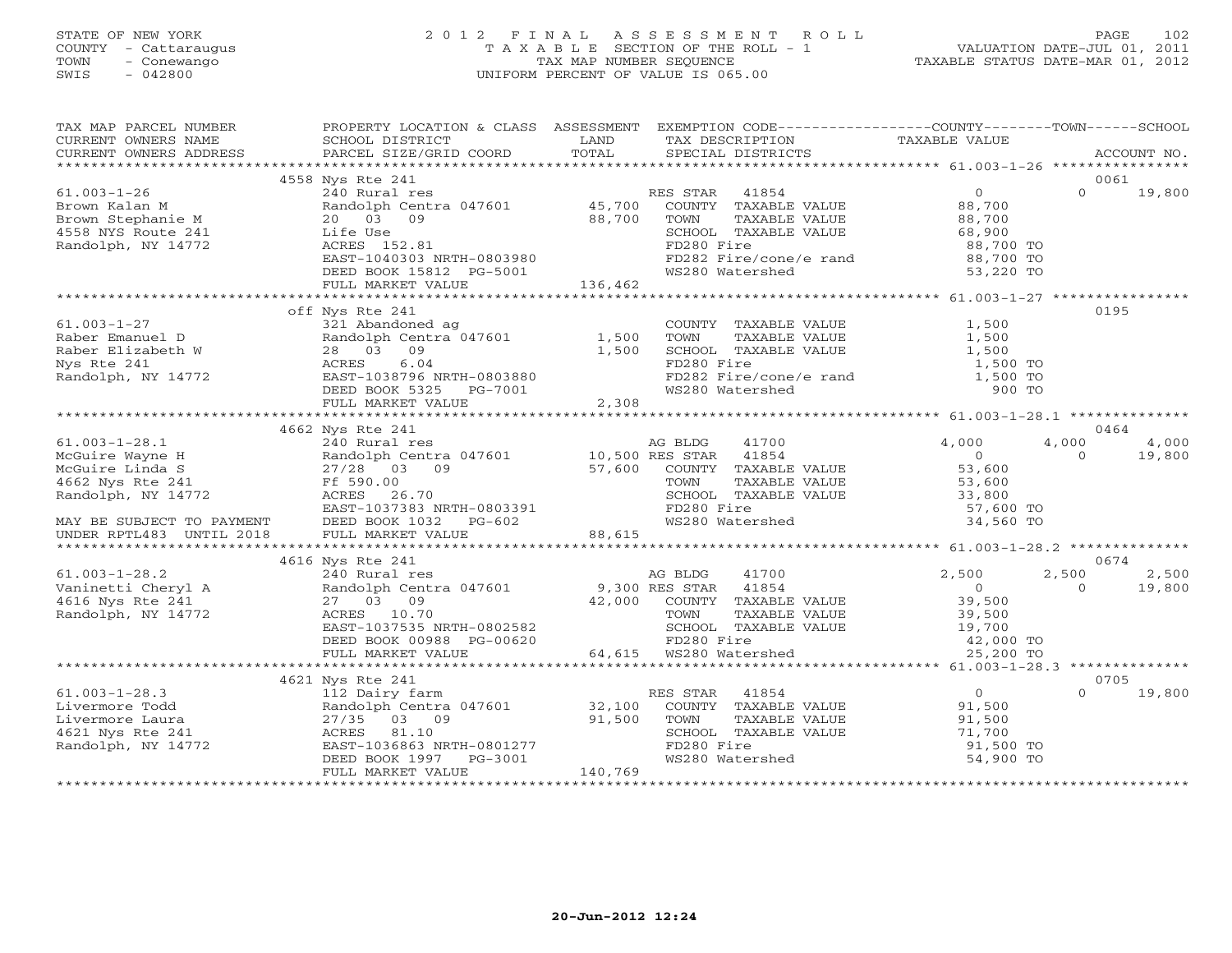STATE OF NEW YORK
COUNTY - Cattaraugus
TOWN - Conewango
SWIS - 042800

# 2012 FINAL ASSESSMENT ROLL

TAXABLE SECTION OF THE ROLL - 1
TAX MAP NUMBER SEQUENCE
UNIFORM PERCENT OF VALUE IS 065.00

VALUATION DATE-JUL 01, 2011
TAXABLE STATUS DATE-MAR 01, 2012

| TAX MAP PARCEL NUMBER / CURRENT OWNERS NAME / CURRENT OWNERS ADDRESS | PROPERTY LOCATION & CLASS / SCHOOL DISTRICT / PARCEL SIZE/GRID COORD | ASSESSMENT LAND / TOTAL | EXEMPTION CODE / TAX DESCRIPTION / SPECIAL DISTRICTS | COUNTY TAXABLE VALUE | TOWN | SCHOOL / ACCOUNT NO. |
|---|---|---|---|---|---|---|
| | 4558 Nys Rte 241 | | | | | 0061 |
| 61.003-1-26 | 240 Rural res | | RES STAR 41854 | 0 | 0 | 19,800 |
| Brown Kalan M | Randolph Centra 047601 | 45,700 | COUNTY TAXABLE VALUE | 88,700 | | |
| Brown Stephanie M | 20 03 09 | 88,700 | TOWN TAXABLE VALUE | 88,700 | | |
| 4558 NYS Route 241 | Life Use | | SCHOOL TAXABLE VALUE | 68,900 | | |
| Randolph, NY 14772 | ACRES 152.81 | | FD280 Fire | 88,700 TO | | |
| | EAST-1040303 NRTH-0803980 | | FD282 Fire/cone/e rand | 88,700 TO | | |
| | DEED BOOK 15812 PG-5001 | | WS280 Watershed | 53,220 TO | | |
| | FULL MARKET VALUE | 136,462 | | | | |
| | off Nys Rte 241 | | | | | 0195 |
| 61.003-1-27 | 321 Abandoned ag | | COUNTY TAXABLE VALUE | 1,500 | | |
| Raber Emanuel D | Randolph Centra 047601 | 1,500 | TOWN TAXABLE VALUE | 1,500 | | |
| Raber Elizabeth W | 28 03 09 | 1,500 | SCHOOL TAXABLE VALUE | 1,500 | | |
| Nys Rte 241 | ACRES 6.04 | | FD280 Fire | 1,500 TO | | |
| Randolph, NY 14772 | EAST-1038796 NRTH-0803880 | | FD282 Fire/cone/e rand | 1,500 TO | | |
| | DEED BOOK 5325 PG-7001 | | WS280 Watershed | 900 TO | | |
| | FULL MARKET VALUE | 2,308 | | | | |
| | 4662 Nys Rte 241 | | | | | 0464 |
| 61.003-1-28.1 | 240 Rural res | | AG BLDG 41700 | 4,000 | 4,000 | 4,000 |
| McGuire Wayne H | Randolph Centra 047601 | 10,500 | RES STAR 41854 | 0 | 0 | 19,800 |
| McGuire Linda S | 27/28 03 09 | 57,600 | COUNTY TAXABLE VALUE | 53,600 | | |
| 4662 Nys Rte 241 | Ff 590.00 | | TOWN TAXABLE VALUE | 53,600 | | |
| Randolph, NY 14772 | ACRES 26.70 | | SCHOOL TAXABLE VALUE | 33,800 | | |
| | EAST-1037383 NRTH-0803391 | | FD280 Fire | 57,600 TO | | |
| MAY BE SUBJECT TO PAYMENT | DEED BOOK 1032 PG-602 | | WS280 Watershed | 34,560 TO | | |
| UNDER RPTL483 UNTIL 2018 | FULL MARKET VALUE | 88,615 | | | | |
| | 4616 Nys Rte 241 | | | | | 0674 |
| 61.003-1-28.2 | 240 Rural res | | AG BLDG 41700 | 2,500 | 2,500 | 2,500 |
| Vaninetti Cheryl A | Randolph Centra 047601 | 9,300 | RES STAR 41854 | 0 | 0 | 19,800 |
| 4616 Nys Rte 241 | 27 03 09 | 42,000 | COUNTY TAXABLE VALUE | 39,500 | | |
| Randolph, NY 14772 | ACRES 10.70 | | TOWN TAXABLE VALUE | 39,500 | | |
| | EAST-1037535 NRTH-0802582 | | SCHOOL TAXABLE VALUE | 19,700 | | |
| | DEED BOOK 00988 PG-00620 | | FD280 Fire | 42,000 TO | | |
| | FULL MARKET VALUE | 64,615 | WS280 Watershed | 25,200 TO | | |
| | 4621 Nys Rte 241 | | | | | 0705 |
| 61.003-1-28.3 | 112 Dairy farm | | RES STAR 41854 | 0 | 0 | 19,800 |
| Livermore Todd | Randolph Centra 047601 | 32,100 | COUNTY TAXABLE VALUE | 91,500 | | |
| Livermore Laura | 27/35 03 09 | 91,500 | TOWN TAXABLE VALUE | 91,500 | | |
| 4621 Nys Rte 241 | ACRES 81.10 | | SCHOOL TAXABLE VALUE | 71,700 | | |
| Randolph, NY 14772 | EAST-1036863 NRTH-0801277 | | FD280 Fire | 91,500 TO | | |
| | DEED BOOK 1997 PG-3001 | | WS280 Watershed | 54,900 TO | | |
| | FULL MARKET VALUE | 140,769 | | | | |

20-Jun-2012 12:24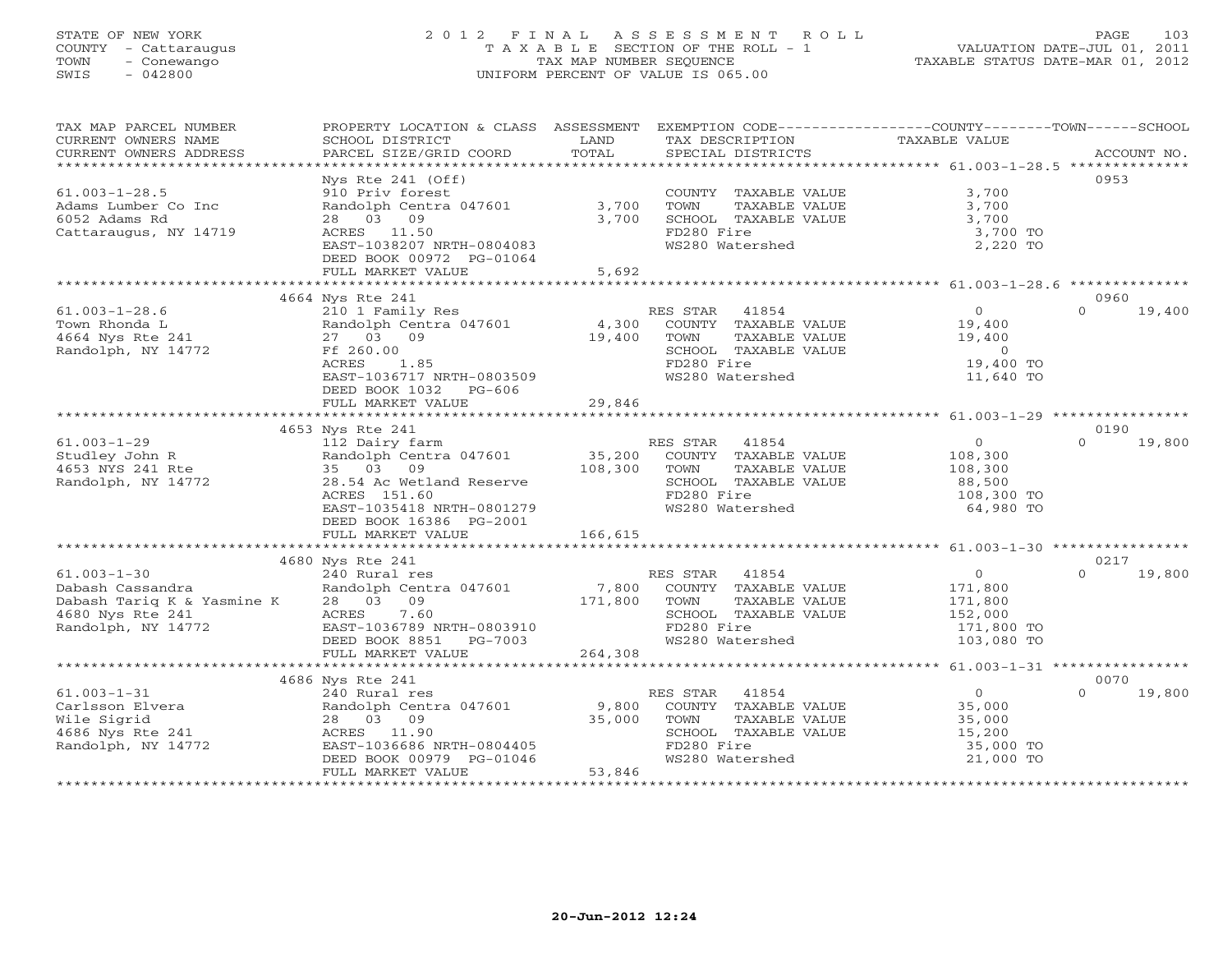STATE OF NEW YORK
COUNTY - Cattaraugus
TOWN - Conewango
SWIS - 042800

# 2012 FINAL ASSESSMENT ROLL

TAXABLE SECTION OF THE ROLL - 1
TAX MAP NUMBER SEQUENCE
UNIFORM PERCENT OF VALUE IS 065.00

VALUATION DATE-JUL 01, 2011
TAXABLE STATUS DATE-MAR 01, 2012

| TAX MAP PARCEL NUMBER / CURRENT OWNERS NAME / CURRENT OWNERS ADDRESS | PROPERTY LOCATION & CLASS / SCHOOL DISTRICT / PARCEL SIZE/GRID COORD | ASSESSMENT LAND / TOTAL | EXEMPTION CODE / TAX DESCRIPTION / SPECIAL DISTRICTS | COUNTY / TOWN TAXABLE VALUE | SCHOOL | ACCOUNT NO. |
|---|---|---|---|---|---|---|
| 61.003-1-28.5 | Nys Rte 241 (Off) | | | | | 0953 |
| 61.003-1-28.5 | 910 Priv forest | | COUNTY TAXABLE VALUE | 3,700 | | |
| Adams Lumber Co Inc | Randolph Centra 047601 | 3,700 | TOWN TAXABLE VALUE | 3,700 | | |
| 6052 Adams Rd | 28 03 09 | 3,700 | SCHOOL TAXABLE VALUE | 3,700 | | |
| Cattaraugus, NY 14719 | ACRES 11.50 | | FD280 Fire | 3,700 TO | | |
| | EAST-1038207 NRTH-0804083 | | WS280 Watershed | 2,220 TO | | |
| | DEED BOOK 00972 PG-01064 | | | | | |
| | FULL MARKET VALUE | 5,692 | | | | |
| 61.003-1-28.6 | 4664 Nys Rte 241 | | | | | 0960 |
| 61.003-1-28.6 | 210 1 Family Res | | RES STAR 41854 | 0 | 19,400 | |
| Town Rhonda L | Randolph Centra 047601 | 4,300 | COUNTY TAXABLE VALUE | 19,400 | | |
| 4664 Nys Rte 241 | 27 03 09 | 19,400 | TOWN TAXABLE VALUE | 19,400 | | |
| Randolph, NY 14772 | Ff 260.00 | | SCHOOL TAXABLE VALUE | 0 | | |
| | ACRES 1.85 | | FD280 Fire | 19,400 TO | | |
| | EAST-1036717 NRTH-0803509 | | WS280 Watershed | 11,640 TO | | |
| | DEED BOOK 1032 PG-606 | | | | | |
| | FULL MARKET VALUE | 29,846 | | | | |
| 61.003-1-29 | 4653 Nys Rte 241 | | | | | 0190 |
| 61.003-1-29 | 112 Dairy farm | | RES STAR 41854 | 0 | 19,800 | |
| Studley John R | Randolph Centra 047601 | 35,200 | COUNTY TAXABLE VALUE | 108,300 | | |
| 4653 NYS 241 Rte | 35 03 09 | 108,300 | TOWN TAXABLE VALUE | 108,300 | | |
| Randolph, NY 14772 | 28.54 Ac Wetland Reserve | | SCHOOL TAXABLE VALUE | 88,500 | | |
| | ACRES 151.60 | | FD280 Fire | 108,300 TO | | |
| | EAST-1035418 NRTH-0801279 | | WS280 Watershed | 64,980 TO | | |
| | DEED BOOK 16386 PG-2001 | | | | | |
| | FULL MARKET VALUE | 166,615 | | | | |
| 61.003-1-30 | 4680 Nys Rte 241 | | | | | 0217 |
| 61.003-1-30 | 240 Rural res | | RES STAR 41854 | 0 | 19,800 | |
| Dabash Cassandra | Randolph Centra 047601 | 7,800 | COUNTY TAXABLE VALUE | 171,800 | | |
| Dabash Tariq K & Yasmine K | 28 03 09 | 171,800 | TOWN TAXABLE VALUE | 171,800 | | |
| 4680 Nys Rte 241 | ACRES 7.60 | | SCHOOL TAXABLE VALUE | 152,000 | | |
| Randolph, NY 14772 | EAST-1036789 NRTH-0803910 | | FD280 Fire | 171,800 TO | | |
| | DEED BOOK 8851 PG-7003 | | WS280 Watershed | 103,080 TO | | |
| | FULL MARKET VALUE | 264,308 | | | | |
| 61.003-1-31 | 4686 Nys Rte 241 | | | | | 0070 |
| 61.003-1-31 | 240 Rural res | | RES STAR 41854 | 0 | 19,800 | |
| Carlsson Elvera | Randolph Centra 047601 | 9,800 | COUNTY TAXABLE VALUE | 35,000 | | |
| Wile Sigrid | 28 03 09 | 35,000 | TOWN TAXABLE VALUE | 35,000 | | |
| 4686 Nys Rte 241 | ACRES 11.90 | | SCHOOL TAXABLE VALUE | 15,200 | | |
| Randolph, NY 14772 | EAST-1036686 NRTH-0804405 | | FD280 Fire | 35,000 TO | | |
| | DEED BOOK 00979 PG-01046 | | WS280 Watershed | 21,000 TO | | |
| | FULL MARKET VALUE | 53,846 | | | | |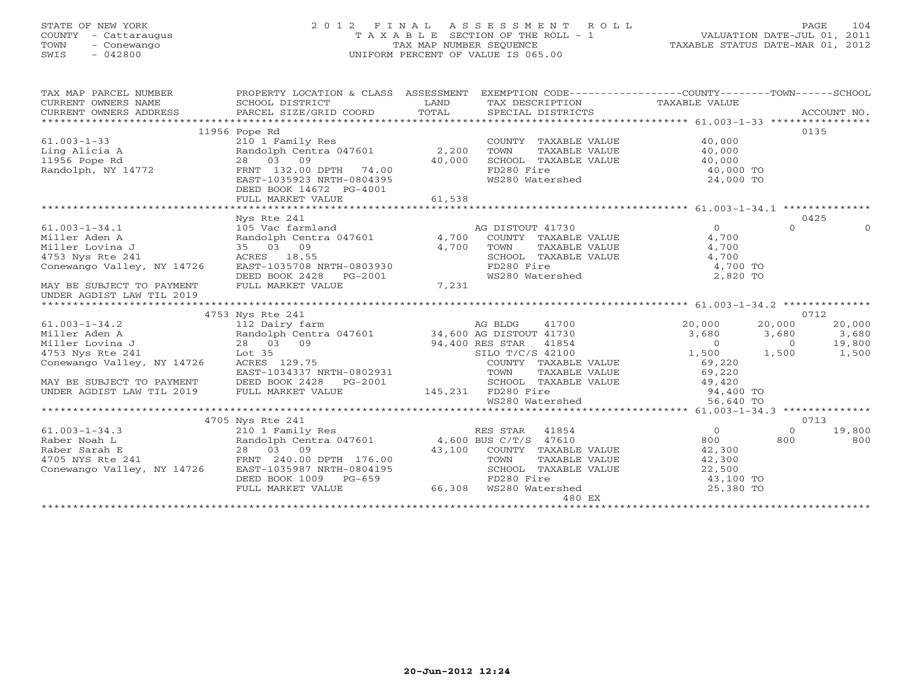STATE OF NEW YORK 2 0 1 2 F I N A L A S S E S S M E N T R O L L
COUNTY - Cattaraugus T A X A B L E SECTION OF THE ROLL - 1 VALUATION DATE-JUL 01, 2011
TOWN - Conewango TAX MAP NUMBER SEQUENCE TAXABLE STATUS DATE-MAR 01, 2012
SWIS - 042800 UNIFORM PERCENT OF VALUE IS 065.00

| TAX MAP PARCEL NUMBER / CURRENT OWNERS NAME / CURRENT OWNERS ADDRESS | PROPERTY LOCATION & CLASS / SCHOOL DISTRICT / PARCEL SIZE/GRID COORD | ASSESSMENT LAND / TOTAL | EXEMPTION CODE / TAX DESCRIPTION / SPECIAL DISTRICTS | COUNTY TAXABLE VALUE | TOWN | SCHOOL / ACCOUNT NO. |
|---|---|---|---|---|---|---|
| | 11956 Pope Rd | | | | | 0135 |
| 61.003-1-33 | 210 1 Family Res | | COUNTY TAXABLE VALUE | 40,000 | | |
| Ling Alicia A | Randolph Centra 047601 | 2,200 | TOWN TAXABLE VALUE | 40,000 | | |
| 11956 Pope Rd | 28 03 09 | 40,000 | SCHOOL TAXABLE VALUE | 40,000 | | |
| Randolph, NY 14772 | FRNT 132.00 DPTH 74.00 | | FD280 Fire | 40,000 TO | | |
| | EAST-1035923 NRTH-0804395 | | WS280 Watershed | 24,000 TO | | |
| | DEED BOOK 14672 PG-4001 | | | | | |
| | FULL MARKET VALUE | 61,538 | | | | |
| | Nys Rte 241 | | | | | 0425 |
| 61.003-1-34.1 | 105 Vac farmland | | AG DISTOUT 41730 | 0 | 0 | 0 |
| Miller Aden A | Randolph Centra 047601 | 4,700 | COUNTY TAXABLE VALUE | 4,700 | | |
| Miller Lovina J | 35 03 09 | 4,700 | TOWN TAXABLE VALUE | 4,700 | | |
| 4753 Nys Rte 241 | ACRES 18.55 | | SCHOOL TAXABLE VALUE | 4,700 | | |
| Conewango Valley, NY 14726 | EAST-1035708 NRTH-0803930 | | FD280 Fire | 4,700 TO | | |
| | DEED BOOK 2428 PG-2001 | | WS280 Watershed | 2,820 TO | | |
| MAY BE SUBJECT TO PAYMENT | FULL MARKET VALUE | 7,231 | | | | |
| UNDER AGDIST LAW TIL 2019 | | | | | | |
| | 4753 Nys Rte 241 | | | | | 0712 |
| 61.003-1-34.2 | 112 Dairy farm | | AG BLDG 41700 | 20,000 | 20,000 | 20,000 |
| Miller Aden A | Randolph Centra 047601 | 34,600 | AG DISTOUT 41730 | 3,680 | 3,680 | 3,680 |
| Miller Lovina J | 28 03 09 | 94,400 | RES STAR 41854 | 0 | 0 | 19,800 |
| 4753 Nys Rte 241 | Lot 35 | | SILO T/C/S 42100 | 1,500 | 1,500 | 1,500 |
| Conewango Valley, NY 14726 | ACRES 129.75 | | COUNTY TAXABLE VALUE | 69,220 | | |
| | EAST-1034337 NRTH-0802931 | | TOWN TAXABLE VALUE | 69,220 | | |
| MAY BE SUBJECT TO PAYMENT | DEED BOOK 2428 PG-2001 | | SCHOOL TAXABLE VALUE | 49,420 | | |
| UNDER AGDIST LAW TIL 2019 | FULL MARKET VALUE | 145,231 | FD280 Fire | 94,400 TO | | |
| | | | WS280 Watershed | 56,640 TO | | |
| | 4705 Nys Rte 241 | | | | | 0713 |
| 61.003-1-34.3 | 210 1 Family Res | | RES STAR 41854 | 0 | 0 | 19,800 |
| Raber Noah L | Randolph Centra 047601 | 4,600 | BUS C/T/S 47610 | 800 | 800 | 800 |
| Raber Sarah E | 28 03 09 | 43,100 | COUNTY TAXABLE VALUE | 42,300 | | |
| 4705 NYS Rte 241 | FRNT 240.00 DPTH 176.00 | | TOWN TAXABLE VALUE | 42,300 | | |
| Conewango Valley, NY 14726 | EAST-1035987 NRTH-0804195 | | SCHOOL TAXABLE VALUE | 22,500 | | |
| | DEED BOOK 1009 PG-659 | | FD280 Fire | 43,100 TO | | |
| | FULL MARKET VALUE | 66,308 | WS280 Watershed | 25,380 TO | | |
| | | | 480 EX | | | |

20-Jun-2012 12:24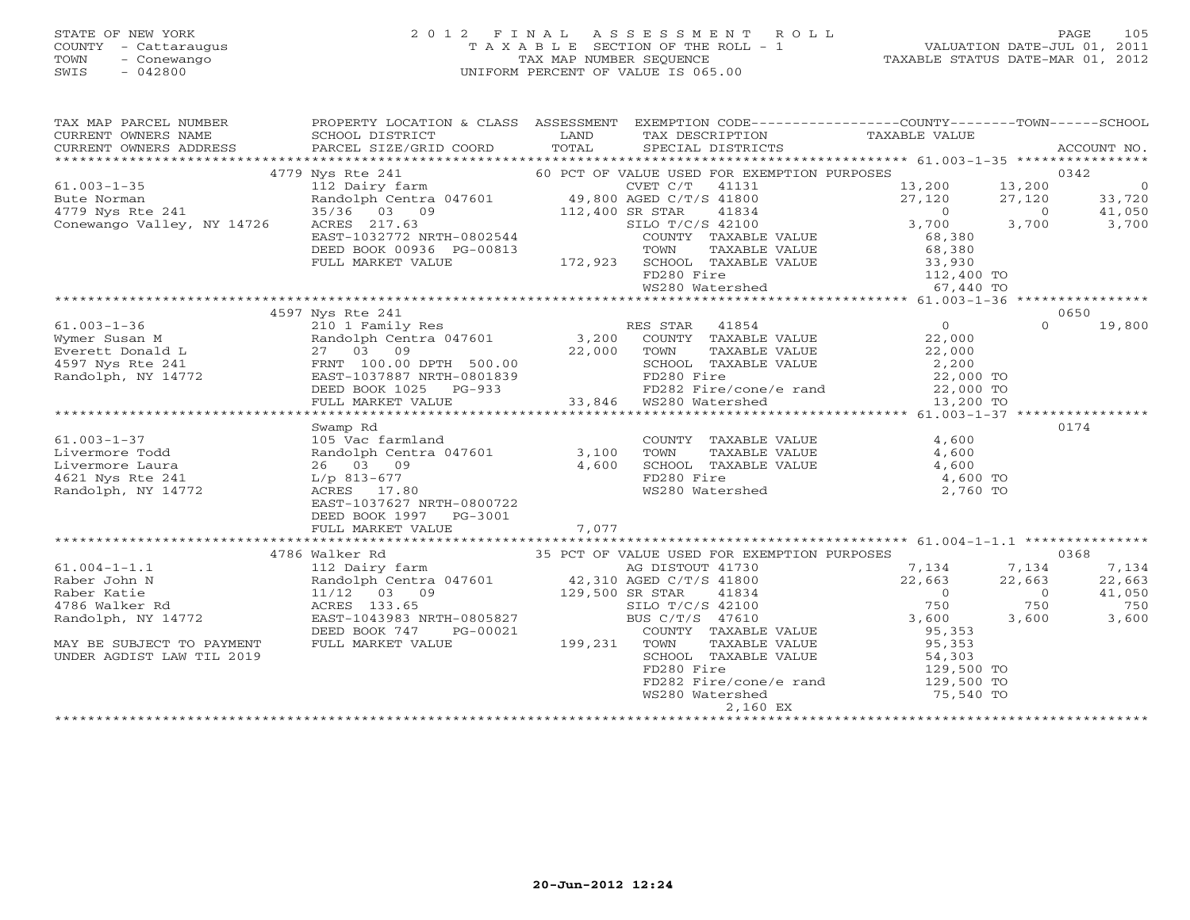STATE OF NEW YORK
COUNTY - Cattaraugus
TOWN - Conewango
SWIS - 042800

2012 FINAL ASSESSMENT ROLL
TAXABLE SECTION OF THE ROLL - 1
TAX MAP NUMBER SEQUENCE
UNIFORM PERCENT OF VALUE IS 065.00

VALUATION DATE-JUL 01, 2011
TAXABLE STATUS DATE-MAR 01, 2012

```
TAX MAP PARCEL NUMBER       PROPERTY LOCATION & CLASS  ASSESSMENT  EXEMPTION CODE-----------------COUNTY--------TOWN------SCHOOL
CURRENT OWNERS NAME         SCHOOL DISTRICT              LAND      TAX DESCRIPTION              TAXABLE VALUE
CURRENT OWNERS ADDRESS      PARCEL SIZE/GRID COORD       TOTAL     SPECIAL DISTRICTS                                       ACCOUNT NO.
******************************************************************************************************* 61.003-1-35 ****************
                            4779 Nys Rte 241                  60 PCT OF VALUE USED FOR EXEMPTION PURPOSES                    0342
61.003-1-35                 112 Dairy farm                    CVET C/T    41131          13,200      13,200           0
Bute Norman                 Randolph Centra 047601    49,800 AGED C/T/S 41800          27,120      27,120      33,720
4779 Nys Rte 241            35/36  03  09            112,400 SR STAR     41834               0           0      41,050
Conewango Valley, NY 14726  ACRES 217.63                     SILO T/C/S 42100           3,700       3,700       3,700
                            EAST-1032772 NRTH-0802544        COUNTY  TAXABLE VALUE          68,380
                            DEED BOOK 00936 PG-00813         TOWN    TAXABLE VALUE          68,380
                            FULL MARKET VALUE        172,923 SCHOOL  TAXABLE VALUE          33,930
                                                             FD280 Fire                    112,400 TO
                                                             WS280 Watershed                67,440 TO
******************************************************************************************************* 61.003-1-36 ****************
                            4597 Nys Rte 241                                                                             0650
61.003-1-36                 210 1 Family Res                  RES STAR    41854               0           0      19,800
Wymer Susan M               Randolph Centra 047601     3,200 COUNTY  TAXABLE VALUE          22,000
Everett Donald L            27  03  09                22,000 TOWN    TAXABLE VALUE          22,000
4597 Nys Rte 241            FRNT 100.00 DPTH 500.00          SCHOOL  TAXABLE VALUE           2,200
Randolph, NY 14772          EAST-1037887 NRTH-0801839        FD280 Fire                     22,000 TO
                            DEED BOOK 1025   PG-933          FD282 Fire/cone/e rand         22,000 TO
                            FULL MARKET VALUE         33,846 WS280 Watershed                13,200 TO
******************************************************************************************************* 61.003-1-37 ****************
                            Swamp Rd                                                                                     0174
61.003-1-37                 105 Vac farmland                 COUNTY  TAXABLE VALUE           4,600
Livermore Todd              Randolph Centra 047601     3,100 TOWN    TAXABLE VALUE           4,600
Livermore Laura             26  03  09                 4,600 SCHOOL  TAXABLE VALUE           4,600
4621 Nys Rte 241            L/p 813-677                      FD280 Fire                      4,600 TO
Randolph, NY 14772          ACRES  17.80                     WS280 Watershed                 2,760 TO
                            EAST-1037627 NRTH-0800722
                            DEED BOOK 1997   PG-3001
                            FULL MARKET VALUE          7,077
******************************************************************************************************* 61.004-1-1.1 ***************
                            4786 Walker Rd                    35 PCT OF VALUE USED FOR EXEMPTION PURPOSES                    0368
61.004-1-1.1                112 Dairy farm                    AG DISTOUT 41730           7,134       7,134       7,134
Raber John N                Randolph Centra 047601    42,310 AGED C/T/S 41800          22,663      22,663      22,663
Raber Katie                 11/12  03  09            129,500 SR STAR     41834               0           0      41,050
4786 Walker Rd              ACRES 133.65                     SILO T/C/S 42100             750         750         750
Randolph, NY 14772          EAST-1043983 NRTH-0805827        BUS C/T/S  47610           3,600       3,600       3,600
                            DEED BOOK 747    PG-00021        COUNTY  TAXABLE VALUE          95,353
MAY BE SUBJECT TO PAYMENT   FULL MARKET VALUE        199,231 TOWN    TAXABLE VALUE          95,353
UNDER AGDIST LAW TIL 2019                                    SCHOOL  TAXABLE VALUE          54,303
                                                             FD280 Fire                    129,500 TO
                                                             FD282 Fire/cone/e rand        129,500 TO
                                                             WS280 Watershed                75,540 TO
                                                                    2,160 EX
************************************************************************************************************************************
```

20-Jun-2012 12:24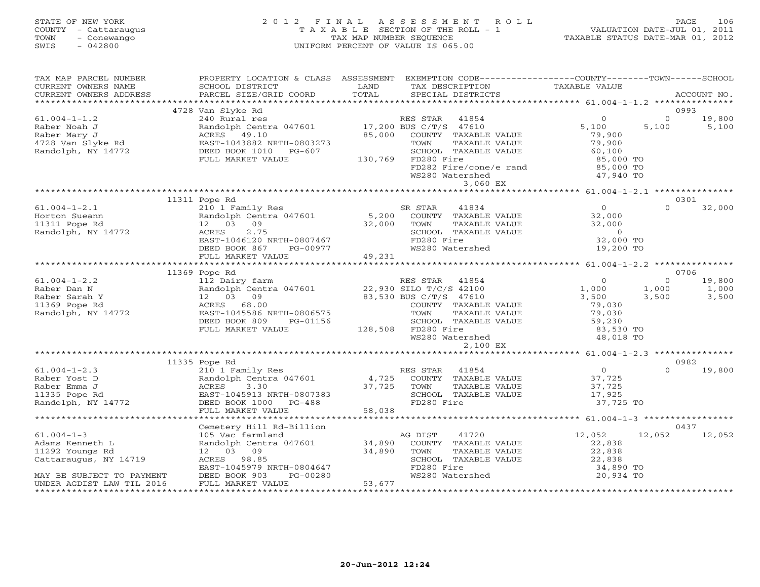STATE OF NEW YORK
COUNTY - Cattaraugus
TOWN - Conewango
SWIS - 042800

# 2012 FINAL ASSESSMENT ROLL
TAXABLE SECTION OF THE ROLL - 1
TAX MAP NUMBER SEQUENCE
UNIFORM PERCENT OF VALUE IS 065.00

VALUATION DATE-JUL 01, 2011
TAXABLE STATUS DATE-MAR 01, 2012

| TAX MAP PARCEL NUMBER / CURRENT OWNERS NAME / CURRENT OWNERS ADDRESS | PROPERTY LOCATION & CLASS / SCHOOL DISTRICT / PARCEL SIZE/GRID COORD | ASSESSMENT LAND / TOTAL | EXEMPTION CODE / TAX DESCRIPTION / SPECIAL DISTRICTS | COUNTY TAXABLE VALUE | TOWN | SCHOOL / ACCOUNT NO. |
|---|---|---|---|---|---|---|
| | 4728 Van Slyke Rd | | | | | 0993 |
| 61.004-1-1.2 | 240 Rural res | | RES STAR 41854 | 0 | 0 | 19,800 |
| Raber Noah J | Randolph Centra 047601 | 17,200 | BUS C/T/S 47610 | 5,100 | 5,100 | 5,100 |
| Raber Mary J | ACRES 49.10 | 85,000 | COUNTY TAXABLE VALUE | 79,900 | | |
| 4728 Van Slyke Rd | EAST-1043882 NRTH-0803273 | | TOWN TAXABLE VALUE | 79,900 | | |
| Randolph, NY 14772 | DEED BOOK 1010 PG-607 | | SCHOOL TAXABLE VALUE | 60,100 | | |
| | FULL MARKET VALUE | 130,769 | FD280 Fire | 85,000 TO | | |
| | | | FD282 Fire/cone/e rand | 85,000 TO | | |
| | | | WS280 Watershed | 47,940 TO | | |
| | | | 3,060 EX | | | |
| | 11311 Pope Rd | | | | | 0301 |
| 61.004-1-2.1 | 210 1 Family Res | | SR STAR 41834 | 0 | 0 | 32,000 |
| Horton Sueann | Randolph Centra 047601 | 5,200 | COUNTY TAXABLE VALUE | 32,000 | | |
| 11311 Pope Rd | 12 03 09 | 32,000 | TOWN TAXABLE VALUE | 32,000 | | |
| Randolph, NY 14772 | ACRES 2.75 | | SCHOOL TAXABLE VALUE | 0 | | |
| | EAST-1046120 NRTH-0807467 | | FD280 Fire | 32,000 TO | | |
| | DEED BOOK 867 PG-00977 | | WS280 Watershed | 19,200 TO | | |
| | FULL MARKET VALUE | 49,231 | | | | |
| | 11369 Pope Rd | | | | | 0706 |
| 61.004-1-2.2 | 112 Dairy farm | | RES STAR 41854 | 0 | 0 | 19,800 |
| Raber Dan N | Randolph Centra 047601 | 22,930 | SILO T/C/S 42100 | 1,000 | 1,000 | 1,000 |
| Raber Sarah Y | 12 03 09 | 83,530 | BUS C/T/S 47610 | 3,500 | 3,500 | 3,500 |
| 11369 Pope Rd | ACRES 68.00 | | COUNTY TAXABLE VALUE | 79,030 | | |
| Randolph, NY 14772 | EAST-1045586 NRTH-0806575 | | TOWN TAXABLE VALUE | 79,030 | | |
| | DEED BOOK 809 PG-01156 | | SCHOOL TAXABLE VALUE | 59,230 | | |
| | FULL MARKET VALUE | 128,508 | FD280 Fire | 83,530 TO | | |
| | | | WS280 Watershed | 48,018 TO | | |
| | | | 2,100 EX | | | |
| | 11335 Pope Rd | | | | | 0982 |
| 61.004-1-2.3 | 210 1 Family Res | | RES STAR 41854 | 0 | 0 | 19,800 |
| Raber Yost D | Randolph Centra 047601 | 4,725 | COUNTY TAXABLE VALUE | 37,725 | | |
| Raber Emma J | ACRES 3.30 | 37,725 | TOWN TAXABLE VALUE | 37,725 | | |
| 11335 Pope Rd | EAST-1045913 NRTH-0807383 | | SCHOOL TAXABLE VALUE | 17,925 | | |
| Randolph, NY 14772 | DEED BOOK 1000 PG-488 | | FD280 Fire | 37,725 TO | | |
| | FULL MARKET VALUE | 58,038 | | | | |
| | Cemetery Hill Rd-Billion | | | | | 0437 |
| 61.004-1-3 | 105 Vac farmland | | AG DIST 41720 | 12,052 | 12,052 | 12,052 |
| Adams Kenneth L | Randolph Centra 047601 | 34,890 | COUNTY TAXABLE VALUE | 22,838 | | |
| 11292 Youngs Rd | 12 03 09 | 34,890 | TOWN TAXABLE VALUE | 22,838 | | |
| Cattaraugus, NY 14719 | ACRES 98.85 | | SCHOOL TAXABLE VALUE | 22,838 | | |
| | EAST-1045979 NRTH-0804647 | | FD280 Fire | 34,890 TO | | |
| MAY BE SUBJECT TO PAYMENT | DEED BOOK 903 PG-00280 | | WS280 Watershed | 20,934 TO | | |
| UNDER AGDIST LAW TIL 2016 | FULL MARKET VALUE | 53,677 | | | | |

20-Jun-2012 12:24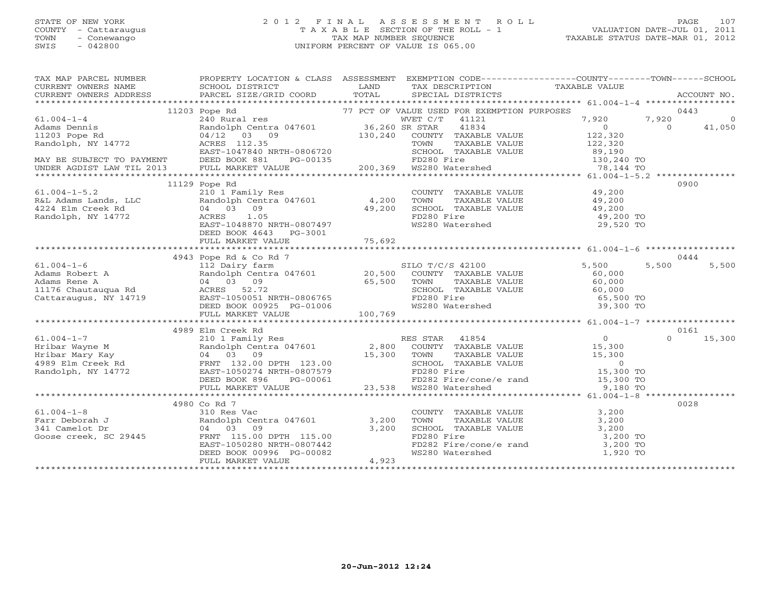STATE OF NEW YORK
COUNTY - Cattaraugus
TOWN - Conewango
SWIS - 042800

# 2012 FINAL ASSESSMENT ROLL

TAXABLE SECTION OF THE ROLL - 1
TAX MAP NUMBER SEQUENCE
UNIFORM PERCENT OF VALUE IS 065.00

VALUATION DATE-JUL 01, 2011
TAXABLE STATUS DATE-MAR 01, 2012

| TAX MAP PARCEL NUMBER / CURRENT OWNERS NAME / CURRENT OWNERS ADDRESS | PROPERTY LOCATION & CLASS / SCHOOL DISTRICT / PARCEL SIZE/GRID COORD | ASSESSMENT LAND | TOTAL | EXEMPTION CODE / TAX DESCRIPTION / SPECIAL DISTRICTS | COUNTY TAXABLE VALUE | TOWN | SCHOOL | ACCOUNT NO. |
|---|---|---|---|---|---|---|---|---|
| **61.004-1-4** | 11203 Pope Rd | | | 77 PCT OF VALUE USED FOR EXEMPTION PURPOSES | | | | 0443 |
| Adams Dennis | 240 Rural res | | | WVET C/T 41121 | 7,920 | 7,920 | 0 | |
| 11203 Pope Rd | Randolph Centra 047601 | 36,260 | | SR STAR 41834 | 0 | 0 | 41,050 | |
| Randolph, NY 14772 | 04/12 03 09 | | 130,240 | COUNTY TAXABLE VALUE | 122,320 | | | |
| | ACRES 112.35 | | | TOWN TAXABLE VALUE | 122,320 | | | |
| MAY BE SUBJECT TO PAYMENT | EAST-1047840 NRTH-0806720 | | | SCHOOL TAXABLE VALUE | 89,190 | | | |
| UNDER AGDIST LAW TIL 2013 | DEED BOOK 881 PG-00135 | | | FD280 Fire | 130,240 TO | | | |
| | FULL MARKET VALUE | | 200,369 | WS280 Watershed | 78,144 TO | | | |
| **61.004-1-5.2** | 11129 Pope Rd | | | | | | | 0900 |
| R&L Adams Lands, LLC | 210 1 Family Res | | | COUNTY TAXABLE VALUE | 49,200 | | | |
| 4224 Elm Creek Rd | Randolph Centra 047601 | 4,200 | | TOWN TAXABLE VALUE | 49,200 | | | |
| Randolph, NY 14772 | 04 03 09 | | 49,200 | SCHOOL TAXABLE VALUE | 49,200 | | | |
| | ACRES 1.05 | | | FD280 Fire | 49,200 TO | | | |
| | EAST-1048870 NRTH-0807497 | | | WS280 Watershed | 29,520 TO | | | |
| | DEED BOOK 4643 PG-3001 | | | | | | | |
| | FULL MARKET VALUE | | 75,692 | | | | | |
| **61.004-1-6** | 4943 Pope Rd & Co Rd 7 | | | | | | | 0444 |
| Adams Robert A | 112 Dairy farm | | | SILO T/C/S 42100 | 5,500 | 5,500 | 5,500 | |
| Adams Rene A | Randolph Centra 047601 | 20,500 | | COUNTY TAXABLE VALUE | 60,000 | | | |
| 11176 Chautauqua Rd | 04 03 09 | | 65,500 | TOWN TAXABLE VALUE | 60,000 | | | |
| Cattaraugus, NY 14719 | ACRES 52.72 | | | SCHOOL TAXABLE VALUE | 60,000 | | | |
| | EAST-1050051 NRTH-0806765 | | | FD280 Fire | 65,500 TO | | | |
| | DEED BOOK 00925 PG-01006 | | | WS280 Watershed | 39,300 TO | | | |
| | FULL MARKET VALUE | | 100,769 | | | | | |
| **61.004-1-7** | 4989 Elm Creek Rd | | | | | | | 0161 |
| Hribar Wayne M | 210 1 Family Res | | | RES STAR 41854 | 0 | 0 | 15,300 | |
| Hribar Mary Kay | Randolph Centra 047601 | 2,800 | | COUNTY TAXABLE VALUE | 15,300 | | | |
| 4989 Elm Creek Rd | 04 03 09 | | 15,300 | TOWN TAXABLE VALUE | 15,300 | | | |
| Randolph, NY 14772 | FRNT 132.00 DPTH 123.00 | | | SCHOOL TAXABLE VALUE | 0 | | | |
| | EAST-1050274 NRTH-0807579 | | | FD280 Fire | 15,300 TO | | | |
| | DEED BOOK 896 PG-00061 | | | FD282 Fire/cone/e rand | 15,300 TO | | | |
| | FULL MARKET VALUE | | 23,538 | WS280 Watershed | 9,180 TO | | | |
| **61.004-1-8** | 4980 Co Rd 7 | | | | | | | 0028 |
| Farr Deborah J | 310 Res Vac | | | COUNTY TAXABLE VALUE | 3,200 | | | |
| 341 Camelot Dr | Randolph Centra 047601 | 3,200 | | TOWN TAXABLE VALUE | 3,200 | | | |
| Goose creek, SC 29445 | 04 03 09 | | 3,200 | SCHOOL TAXABLE VALUE | 3,200 | | | |
| | FRNT 115.00 DPTH 115.00 | | | FD280 Fire | 3,200 TO | | | |
| | EAST-1050280 NRTH-0807442 | | | FD282 Fire/cone/e rand | 3,200 TO | | | |
| | DEED BOOK 00996 PG-00082 | | | WS280 Watershed | 1,920 TO | | | |
| | FULL MARKET VALUE | | 4,923 | | | | | |

20-Jun-2012 12:24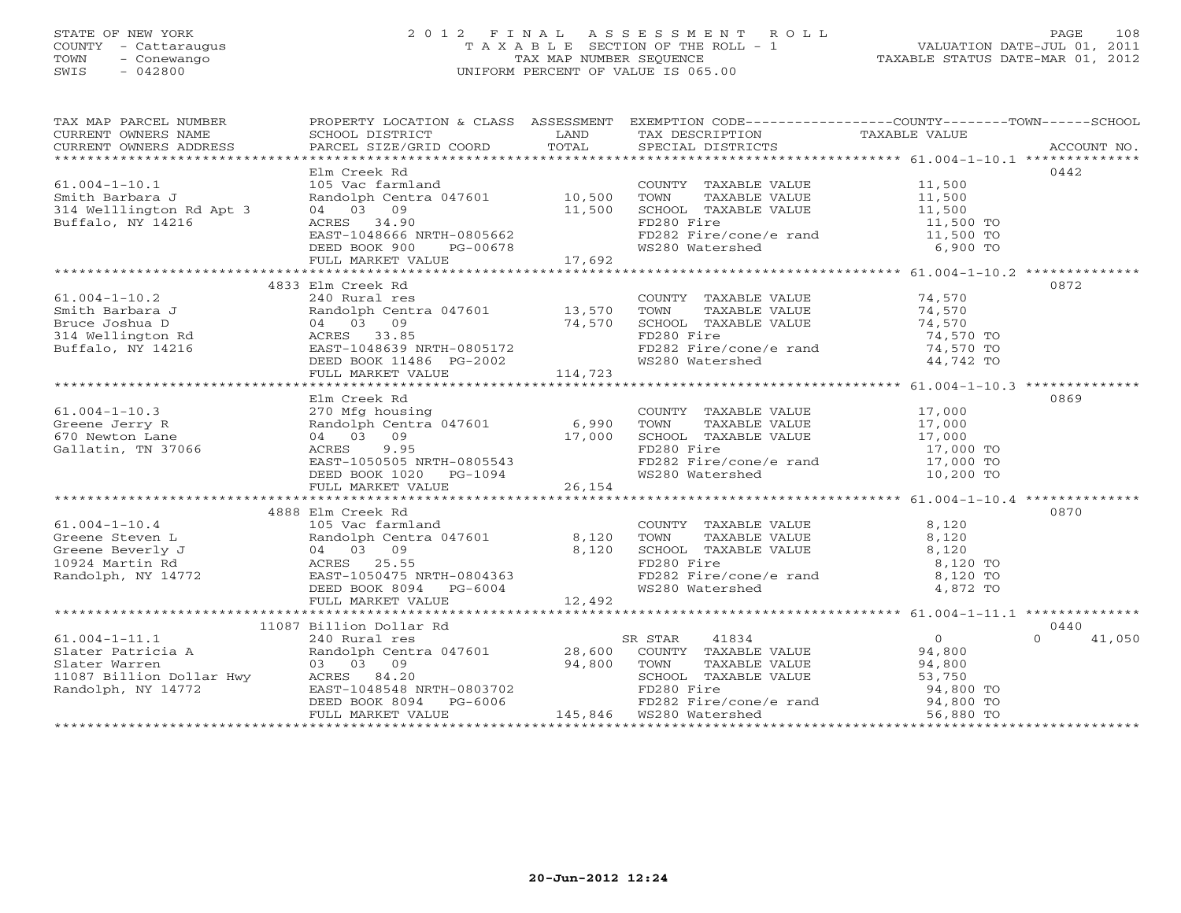STATE OF NEW YORK
COUNTY - Cattaraugus
TOWN - Conewango
SWIS - 042800

# 2012 FINAL ASSESSMENT ROLL
TAXABLE SECTION OF THE ROLL - 1
TAX MAP NUMBER SEQUENCE
UNIFORM PERCENT OF VALUE IS 065.00

VALUATION DATE-JUL 01, 2011
TAXABLE STATUS DATE-MAR 01, 2012

| TAX MAP PARCEL NUMBER / CURRENT OWNERS NAME / CURRENT OWNERS ADDRESS | PROPERTY LOCATION & CLASS / SCHOOL DISTRICT / PARCEL SIZE/GRID COORD | ASSESSMENT LAND / TOTAL | EXEMPTION CODE / TAX DESCRIPTION / SPECIAL DISTRICTS | COUNTY / TOWN / SCHOOL TAXABLE VALUE | ACCOUNT NO. |
|---|---|---|---|---|---|
| 61.004-1-10.1 | Elm Creek Rd | | | | 0442 |
| | 105 Vac farmland | | COUNTY TAXABLE VALUE | 11,500 | |
| Smith Barbara J | Randolph Centra 047601 | 10,500 | TOWN TAXABLE VALUE | 11,500 | |
| 314 Welllington Rd Apt 3 | 04 03 09 | 11,500 | SCHOOL TAXABLE VALUE | 11,500 | |
| Buffalo, NY 14216 | ACRES 34.90 | | FD280 Fire | 11,500 TO | |
| | EAST-1048666 NRTH-0805662 | | FD282 Fire/cone/e rand | 11,500 TO | |
| | DEED BOOK 900 PG-00678 | | WS280 Watershed | 6,900 TO | |
| | FULL MARKET VALUE | 17,692 | | | |
| 61.004-1-10.2 | 4833 Elm Creek Rd | | | | 0872 |
| | 240 Rural res | | COUNTY TAXABLE VALUE | 74,570 | |
| Smith Barbara J | Randolph Centra 047601 | 13,570 | TOWN TAXABLE VALUE | 74,570 | |
| Bruce Joshua D | 04 03 09 | 74,570 | SCHOOL TAXABLE VALUE | 74,570 | |
| 314 Wellington Rd | ACRES 33.85 | | FD280 Fire | 74,570 TO | |
| Buffalo, NY 14216 | EAST-1048639 NRTH-0805172 | | FD282 Fire/cone/e rand | 74,570 TO | |
| | DEED BOOK 11486 PG-2002 | | WS280 Watershed | 44,742 TO | |
| | FULL MARKET VALUE | 114,723 | | | |
| 61.004-1-10.3 | Elm Creek Rd | | | | 0869 |
| | 270 Mfg housing | | COUNTY TAXABLE VALUE | 17,000 | |
| Greene Jerry R | Randolph Centra 047601 | 6,990 | TOWN TAXABLE VALUE | 17,000 | |
| 670 Newton Lane | 04 03 09 | 17,000 | SCHOOL TAXABLE VALUE | 17,000 | |
| Gallatin, TN 37066 | ACRES 9.95 | | FD280 Fire | 17,000 TO | |
| | EAST-1050505 NRTH-0805543 | | FD282 Fire/cone/e rand | 17,000 TO | |
| | DEED BOOK 1020 PG-1094 | | WS280 Watershed | 10,200 TO | |
| | FULL MARKET VALUE | 26,154 | | | |
| 61.004-1-10.4 | 4888 Elm Creek Rd | | | | 0870 |
| | 105 Vac farmland | | COUNTY TAXABLE VALUE | 8,120 | |
| Greene Steven L | Randolph Centra 047601 | 8,120 | TOWN TAXABLE VALUE | 8,120 | |
| Greene Beverly J | 04 03 09 | 8,120 | SCHOOL TAXABLE VALUE | 8,120 | |
| 10924 Martin Rd | ACRES 25.55 | | FD280 Fire | 8,120 TO | |
| Randolph, NY 14772 | EAST-1050475 NRTH-0804363 | | FD282 Fire/cone/e rand | 8,120 TO | |
| | DEED BOOK 8094 PG-6004 | | WS280 Watershed | 4,872 TO | |
| | FULL MARKET VALUE | 12,492 | | | |
| 61.004-1-11.1 | 11087 Billion Dollar Rd | | | | 0440 |
| | 240 Rural res | | SR STAR 41834 | 0 / 0 / 41,050 | |
| Slater Patricia A | Randolph Centra 047601 | 28,600 | COUNTY TAXABLE VALUE | 94,800 | |
| Slater Warren | 03 03 09 | 94,800 | TOWN TAXABLE VALUE | 94,800 | |
| 11087 Billion Dollar Hwy | ACRES 84.20 | | SCHOOL TAXABLE VALUE | 53,750 | |
| Randolph, NY 14772 | EAST-1048548 NRTH-0803702 | | FD280 Fire | 94,800 TO | |
| | DEED BOOK 8094 PG-6006 | | FD282 Fire/cone/e rand | 94,800 TO | |
| | FULL MARKET VALUE | 145,846 | WS280 Watershed | 56,880 TO | |

20-Jun-2012 12:24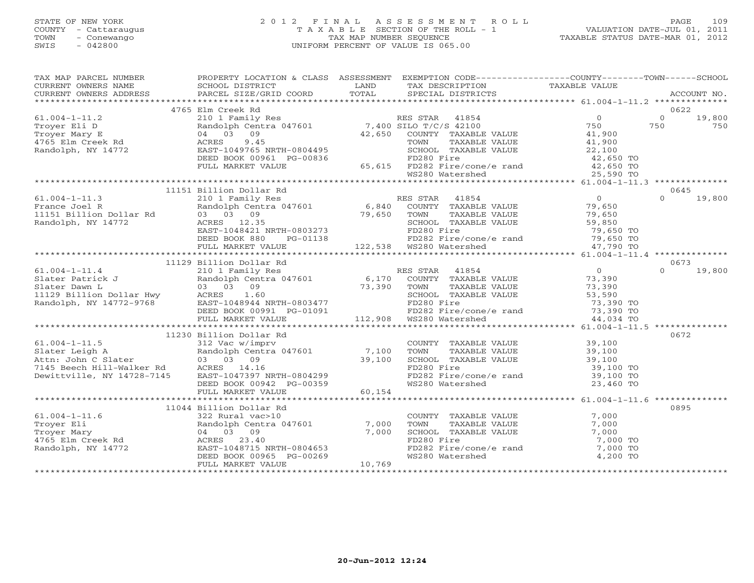STATE OF NEW YORK
COUNTY - Cattaraugus
TOWN - Conewango
SWIS - 042800

# 2012 FINAL ASSESSMENT ROLL

TAXABLE SECTION OF THE ROLL - 1
TAX MAP NUMBER SEQUENCE
UNIFORM PERCENT OF VALUE IS 065.00

VALUATION DATE-JUL 01, 2011
TAXABLE STATUS DATE-MAR 01, 2012

| TAX MAP PARCEL NUMBER / CURRENT OWNERS NAME / CURRENT OWNERS ADDRESS | PROPERTY LOCATION & CLASS / SCHOOL DISTRICT / PARCEL SIZE/GRID COORD | ASSESSMENT LAND / TOTAL | EXEMPTION CODE / TAX DESCRIPTION / SPECIAL DISTRICTS | COUNTY TAXABLE VALUE | TOWN | SCHOOL | ACCOUNT NO. |
|---|---|---|---|---|---|---|---|
| **61.004-1-11.2** | 4765 Elm Creek Rd | | | | | | 0622 |
| 61.004-1-11.2 | 210 1 Family Res | | RES STAR 41854 | 0 | 0 | 19,800 | |
| Troyer Eli D | Randolph Centra 047601 | 7,400 | SILO T/C/S 42100 | 750 | 750 | 750 | |
| Troyer Mary E | 04 03 09 | 42,650 | COUNTY TAXABLE VALUE | 41,900 | | | |
| 4765 Elm Creek Rd | ACRES 9.45 | | TOWN TAXABLE VALUE | 41,900 | | | |
| Randolph, NY 14772 | EAST-1049765 NRTH-0804495 | | SCHOOL TAXABLE VALUE | 22,100 | | | |
| | DEED BOOK 00961 PG-00836 | | FD280 Fire | 42,650 TO | | | |
| | FULL MARKET VALUE | 65,615 | FD282 Fire/cone/e rand | 42,650 TO | | | |
| | | | WS280 Watershed | 25,590 TO | | | |
| **61.004-1-11.3** | 11151 Billion Dollar Rd | | | | | | 0645 |
| 61.004-1-11.3 | 210 1 Family Res | | RES STAR 41854 | 0 | 0 | 19,800 | |
| France Joel R | Randolph Centra 047601 | 6,840 | COUNTY TAXABLE VALUE | 79,650 | | | |
| 11151 Billion Dollar Rd | 03 03 09 | 79,650 | TOWN TAXABLE VALUE | 79,650 | | | |
| Randolph, NY 14772 | ACRES 12.35 | | SCHOOL TAXABLE VALUE | 59,850 | | | |
| | EAST-1048421 NRTH-0803273 | | FD280 Fire | 79,650 TO | | | |
| | DEED BOOK 880 PG-01138 | | FD282 Fire/cone/e rand | 79,650 TO | | | |
| | FULL MARKET VALUE | 122,538 | WS280 Watershed | 47,790 TO | | | |
| **61.004-1-11.4** | 11129 Billion Dollar Rd | | | | | | 0673 |
| 61.004-1-11.4 | 210 1 Family Res | | RES STAR 41854 | 0 | 0 | 19,800 | |
| Slater Patrick J | Randolph Centra 047601 | 6,170 | COUNTY TAXABLE VALUE | 73,390 | | | |
| Slater Dawn L | 03 03 09 | 73,390 | TOWN TAXABLE VALUE | 73,390 | | | |
| 11129 Billion Dollar Hwy | ACRES 1.60 | | SCHOOL TAXABLE VALUE | 53,590 | | | |
| Randolph, NY 14772-9768 | EAST-1048944 NRTH-0803477 | | FD280 Fire | 73,390 TO | | | |
| | DEED BOOK 00991 PG-01091 | | FD282 Fire/cone/e rand | 73,390 TO | | | |
| | FULL MARKET VALUE | 112,908 | WS280 Watershed | 44,034 TO | | | |
| **61.004-1-11.5** | 11230 Billion Dollar Rd | | | | | | 0672 |
| 61.004-1-11.5 | 312 Vac w/imprv | | COUNTY TAXABLE VALUE | 39,100 | | | |
| Slater Leigh A | Randolph Centra 047601 | 7,100 | TOWN TAXABLE VALUE | 39,100 | | | |
| Attn: John C Slater | 03 03 09 | 39,100 | SCHOOL TAXABLE VALUE | 39,100 | | | |
| 7145 Beech Hill-Walker Rd | ACRES 14.16 | | FD280 Fire | 39,100 TO | | | |
| Dewittville, NY 14728-7145 | EAST-1047397 NRTH-0804299 | | FD282 Fire/cone/e rand | 39,100 TO | | | |
| | DEED BOOK 00942 PG-00359 | | WS280 Watershed | 23,460 TO | | | |
| | FULL MARKET VALUE | 60,154 | | | | | |
| **61.004-1-11.6** | 11044 Billion Dollar Rd | | | | | | 0895 |
| 61.004-1-11.6 | 322 Rural vac>10 | | COUNTY TAXABLE VALUE | 7,000 | | | |
| Troyer Eli | Randolph Centra 047601 | 7,000 | TOWN TAXABLE VALUE | 7,000 | | | |
| Troyer Mary | 04 03 09 | 7,000 | SCHOOL TAXABLE VALUE | 7,000 | | | |
| 4765 Elm Creek Rd | ACRES 23.40 | | FD280 Fire | 7,000 TO | | | |
| Randolph, NY 14772 | EAST-1048715 NRTH-0804653 | | FD282 Fire/cone/e rand | 7,000 TO | | | |
| | DEED BOOK 00965 PG-00269 | | WS280 Watershed | 4,200 TO | | | |
| | FULL MARKET VALUE | 10,769 | | | | | |

20-Jun-2012 12:24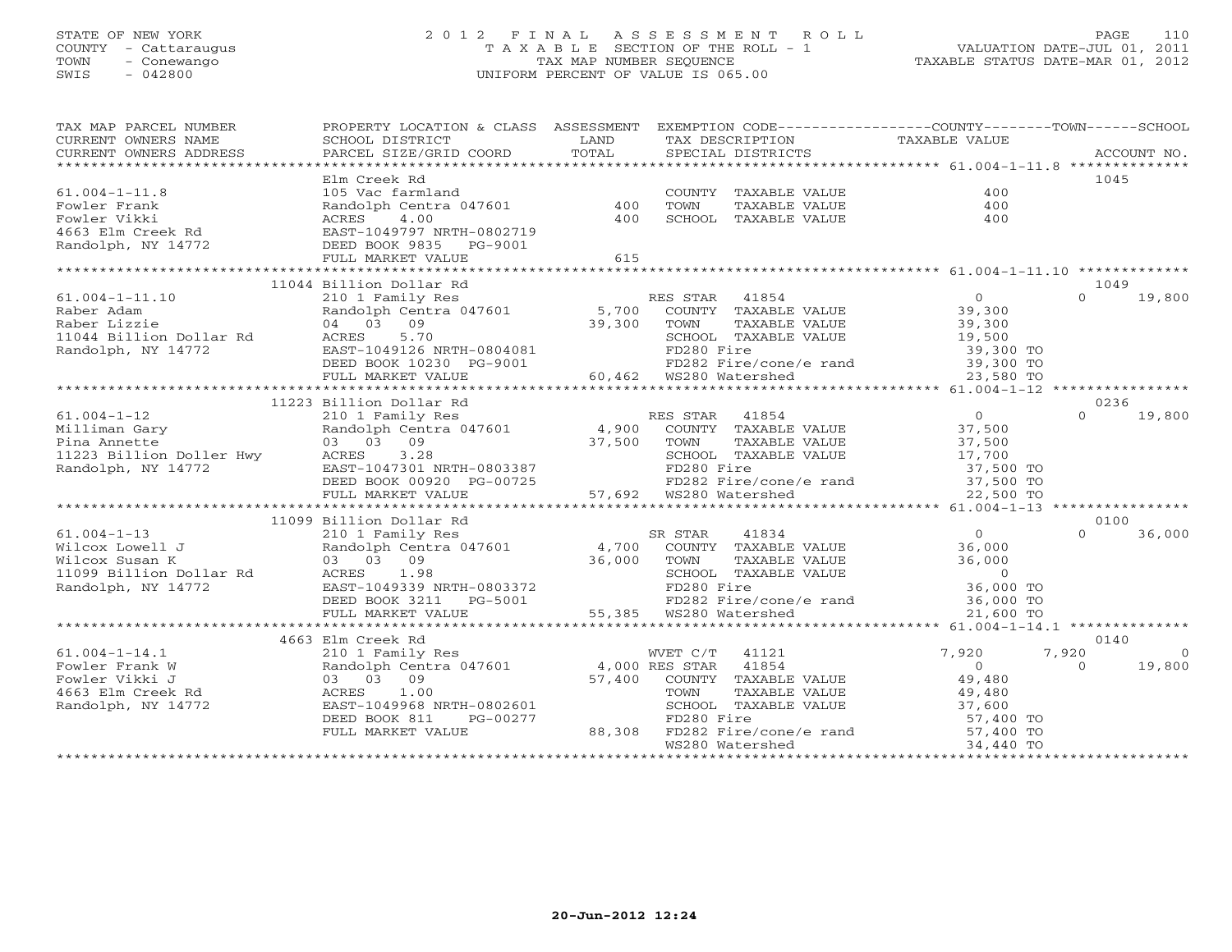STATE OF NEW YORK
COUNTY - Cattaraugus
TOWN - Conewango
SWIS - 042800

2 0 1 2 F I N A L A S S E S S M E N T R O L L
T A X A B L E SECTION OF THE ROLL - 1
TAX MAP NUMBER SEQUENCE
UNIFORM PERCENT OF VALUE IS 065.00

VALUATION DATE-JUL 01, 2011
TAXABLE STATUS DATE-MAR 01, 2012

```
TAX MAP PARCEL NUMBER     PROPERTY LOCATION & CLASS  ASSESSMENT  EXEMPTION CODE-----------------COUNTY--------TOWN------SCHOOL
CURRENT OWNERS NAME       SCHOOL DISTRICT               LAND      TAX DESCRIPTION             TAXABLE VALUE
CURRENT OWNERS ADDRESS    PARCEL SIZE/GRID COORD       TOTAL      SPECIAL DISTRICTS                                    ACCOUNT NO.
******************************************************************************************************* 61.004-1-11.8 **************
                          Elm Creek Rd                                                                              1045
61.004-1-11.8             105 Vac farmland                        COUNTY  TAXABLE VALUE          400
Fowler Frank              Randolph Centra 047601        400       TOWN    TAXABLE VALUE          400
Fowler Vikki              ACRES     4.00                400       SCHOOL  TAXABLE VALUE          400
4663 Elm Creek Rd         EAST-1049797 NRTH-0802719
Randolph, NY 14772        DEED BOOK 9835    PG-9001
                          FULL MARKET VALUE             615
******************************************************************************************************* 61.004-1-11.10 *************
                    11044 Billion Dollar Rd                                                                         1049
61.004-1-11.10            210 1 Family Res                        RES STAR    41854                0            0       19,800
Raber Adam                Randolph Centra 047601      5,700       COUNTY  TAXABLE VALUE       39,300
Raber Lizzie              04  03   09                39,300       TOWN    TAXABLE VALUE       39,300
11044 Billion Dollar Rd   ACRES     5.70                          SCHOOL  TAXABLE VALUE       19,500
Randolph, NY 14772        EAST-1049126 NRTH-0804081               FD280 Fire                  39,300 TO
                          DEED BOOK 10230  PG-9001                FD282 Fire/cone/e rand      39,300 TO
                          FULL MARKET VALUE          60,462       WS280 Watershed             23,580 TO
******************************************************************************************************* 61.004-1-12 ****************
                    11223 Billion Dollar Rd                                                                         0236
61.004-1-12               210 1 Family Res                        RES STAR    41854                0            0       19,800
Milliman Gary             Randolph Centra 047601      4,900       COUNTY  TAXABLE VALUE       37,500
Pina Annette              03  03   09                37,500       TOWN    TAXABLE VALUE       37,500
11223 Billion Doller Hwy  ACRES     3.28                          SCHOOL  TAXABLE VALUE       17,700
Randolph, NY 14772        EAST-1047301 NRTH-0803387               FD280 Fire                  37,500 TO
                          DEED BOOK 00920 PG-00725                FD282 Fire/cone/e rand      37,500 TO
                          FULL MARKET VALUE          57,692       WS280 Watershed             22,500 TO
******************************************************************************************************* 61.004-1-13 ****************
                    11099 Billion Dollar Rd                                                                         0100
61.004-1-13               210 1 Family Res                        SR STAR     41834                0            0       36,000
Wilcox Lowell J           Randolph Centra 047601      4,700       COUNTY  TAXABLE VALUE       36,000
Wilcox Susan K            03  03   09                36,000       TOWN    TAXABLE VALUE       36,000
11099 Billion Dollar Rd   ACRES     1.98                          SCHOOL  TAXABLE VALUE            0
Randolph, NY 14772        EAST-1049339 NRTH-0803372               FD280 Fire                  36,000 TO
                          DEED BOOK 3211   PG-5001                FD282 Fire/cone/e rand      36,000 TO
                          FULL MARKET VALUE          55,385       WS280 Watershed             21,600 TO
******************************************************************************************************* 61.004-1-14.1 **************
                     4663 Elm Creek Rd                                                                              0140
61.004-1-14.1             210 1 Family Res                        WVET C/T    41121            7,920        7,920            0
Fowler Frank W            Randolph Centra 047601      4,000 RES STAR      41854                    0            0       19,800
Fowler Vikki J            03  03   09                57,400       COUNTY  TAXABLE VALUE       49,480
4663 Elm Creek Rd         ACRES     1.00                          TOWN    TAXABLE VALUE       49,480
Randolph, NY 14772        EAST-1049968 NRTH-0802601               SCHOOL  TAXABLE VALUE       37,600
                          DEED BOOK 811    PG-00277               FD280 Fire                  57,400 TO
                          FULL MARKET VALUE          88,308       FD282 Fire/cone/e rand      57,400 TO
                                                                  WS280 Watershed             34,440 TO
************************************************************************************************************************************
```

20-Jun-2012 12:24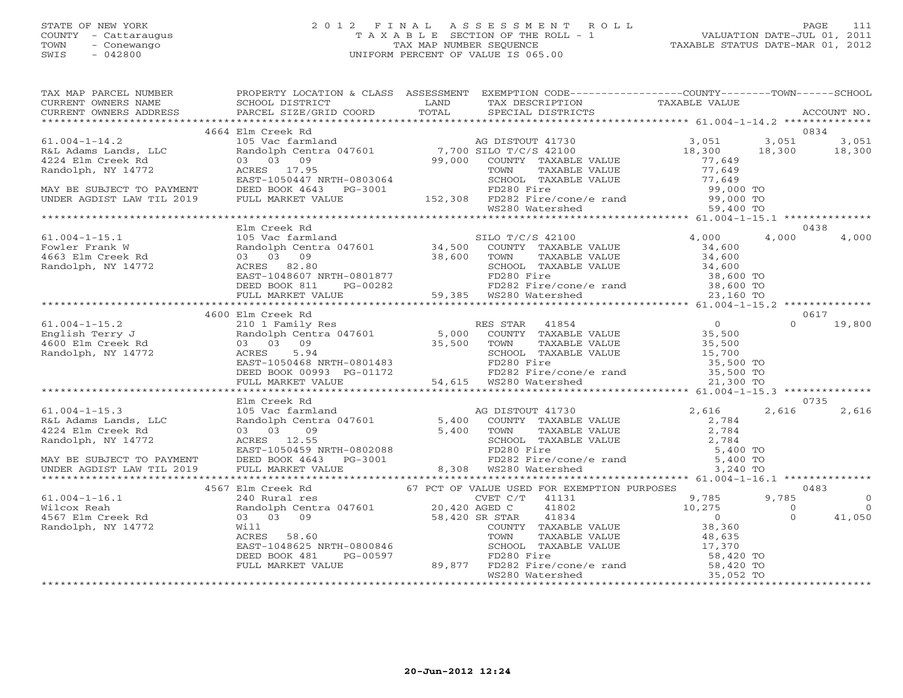STATE OF NEW YORK
COUNTY - Cattaraugus
TOWN - Conewango
SWIS - 042800

# 2012 FINAL ASSESSMENT ROLL
TAXABLE SECTION OF THE ROLL - 1
TAX MAP NUMBER SEQUENCE
UNIFORM PERCENT OF VALUE IS 065.00

VALUATION DATE-JUL 01, 2011
TAXABLE STATUS DATE-MAR 01, 2012

| TAX MAP PARCEL NUMBER / CURRENT OWNERS NAME / CURRENT OWNERS ADDRESS | PROPERTY LOCATION & CLASS / SCHOOL DISTRICT / PARCEL SIZE/GRID COORD | ASSESSMENT LAND / TOTAL | EXEMPTION CODE / TAX DESCRIPTION / SPECIAL DISTRICTS | COUNTY TAXABLE VALUE | TOWN | SCHOOL / ACCOUNT NO. |
|---|---|---|---|---|---|---|
| **61.004-1-14.2** | 4664 Elm Creek Rd | | | | | 0834 |
| R&L Adams Lands, LLC | 105 Vac farmland | | AG DISTOUT 41730 | 3,051 | 3,051 | 3,051 |
| 4224 Elm Creek Rd | Randolph Centra 047601 | 7,700 | SILO T/C/S 42100 | 18,300 | 18,300 | 18,300 |
| Randolph, NY 14772 | 03 03 09 | 99,000 | COUNTY TAXABLE VALUE | 77,649 | | |
| | ACRES 17.95 | | TOWN TAXABLE VALUE | 77,649 | | |
| | EAST-1050447 NRTH-0803064 | | SCHOOL TAXABLE VALUE | 77,649 | | |
| MAY BE SUBJECT TO PAYMENT | DEED BOOK 4643 PG-3001 | | FD280 Fire | 99,000 TO | | |
| UNDER AGDIST LAW TIL 2019 | FULL MARKET VALUE | 152,308 | FD282 Fire/cone/e rand | 99,000 TO | | |
| | | | WS280 Watershed | 59,400 TO | | |
| **61.004-1-15.1** | Elm Creek Rd | | | | | 0438 |
| Fowler Frank W | 105 Vac farmland | | SILO T/C/S 42100 | 4,000 | 4,000 | 4,000 |
| 4663 Elm Creek Rd | Randolph Centra 047601 | 34,500 | COUNTY TAXABLE VALUE | 34,600 | | |
| Randolph, NY 14772 | 03 03 09 | 38,600 | TOWN TAXABLE VALUE | 34,600 | | |
| | ACRES 82.80 | | SCHOOL TAXABLE VALUE | 34,600 | | |
| | EAST-1048607 NRTH-0801877 | | FD280 Fire | 38,600 TO | | |
| | DEED BOOK 811 PG-00282 | | FD282 Fire/cone/e rand | 38,600 TO | | |
| | FULL MARKET VALUE | 59,385 | WS280 Watershed | 23,160 TO | | |
| **61.004-1-15.2** | 4600 Elm Creek Rd | | | | | 0617 |
| English Terry J | 210 1 Family Res | | RES STAR 41854 | 0 | 0 | 19,800 |
| 4600 Elm Creek Rd | Randolph Centra 047601 | 5,000 | COUNTY TAXABLE VALUE | 35,500 | | |
| Randolph, NY 14772 | 03 03 09 | 35,500 | TOWN TAXABLE VALUE | 35,500 | | |
| | ACRES 5.94 | | SCHOOL TAXABLE VALUE | 15,700 | | |
| | EAST-1050468 NRTH-0801483 | | FD280 Fire | 35,500 TO | | |
| | DEED BOOK 00993 PG-01172 | | FD282 Fire/cone/e rand | 35,500 TO | | |
| | FULL MARKET VALUE | 54,615 | WS280 Watershed | 21,300 TO | | |
| **61.004-1-15.3** | Elm Creek Rd | | | | | 0735 |
| R&L Adams Lands, LLC | 105 Vac farmland | | AG DISTOUT 41730 | 2,616 | 2,616 | 2,616 |
| 4224 Elm Creek Rd | Randolph Centra 047601 | 5,400 | COUNTY TAXABLE VALUE | 2,784 | | |
| Randolph, NY 14772 | 03 03 09 | 5,400 | TOWN TAXABLE VALUE | 2,784 | | |
| | ACRES 12.55 | | SCHOOL TAXABLE VALUE | 2,784 | | |
| | EAST-1050459 NRTH-0802088 | | FD280 Fire | 5,400 TO | | |
| MAY BE SUBJECT TO PAYMENT | DEED BOOK 4643 PG-3001 | | FD282 Fire/cone/e rand | 5,400 TO | | |
| UNDER AGDIST LAW TIL 2019 | FULL MARKET VALUE | 8,308 | WS280 Watershed | 3,240 TO | | |
| **61.004-1-16.1** | 4567 Elm Creek Rd | | 67 PCT OF VALUE USED FOR EXEMPTION PURPOSES | | | 0483 |
| Wilcox Reah | 240 Rural res | | CVET C/T 41131 | 9,785 | 9,785 | 0 |
| 4567 Elm Creek Rd | Randolph Centra 047601 | 20,420 | AGED C 41802 | 10,275 | 0 | 0 |
| Randolph, NY 14772 | 03 03 09 | 58,420 | SR STAR 41834 | 0 | 0 | 41,050 |
| | Will | | COUNTY TAXABLE VALUE | 38,360 | | |
| | ACRES 58.60 | | TOWN TAXABLE VALUE | 48,635 | | |
| | EAST-1048625 NRTH-0800846 | | SCHOOL TAXABLE VALUE | 17,370 | | |
| | DEED BOOK 481 PG-00597 | | FD280 Fire | 58,420 TO | | |
| | FULL MARKET VALUE | 89,877 | FD282 Fire/cone/e rand | 58,420 TO | | |
| | | | WS280 Watershed | 35,052 TO | | |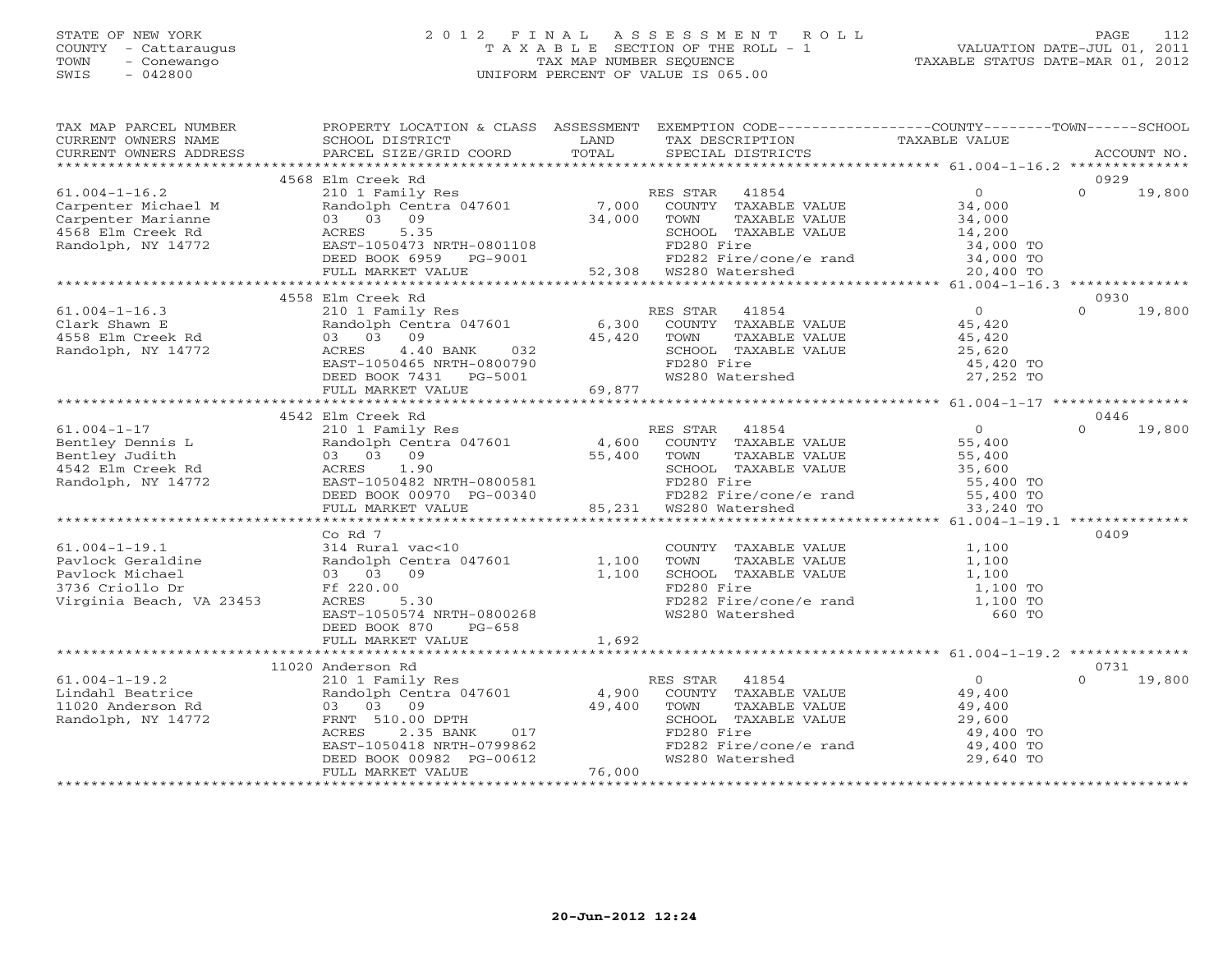STATE OF NEW YORK
COUNTY - Cattaraugus
TOWN - Conewango
SWIS - 042800

# 2012 FINAL ASSESSMENT ROLL
TAXABLE SECTION OF THE ROLL - 1
TAX MAP NUMBER SEQUENCE
UNIFORM PERCENT OF VALUE IS 065.00

VALUATION DATE-JUL 01, 2011
TAXABLE STATUS DATE-MAR 01, 2012

| TAX MAP PARCEL NUMBER / CURRENT OWNERS NAME / CURRENT OWNERS ADDRESS | PROPERTY LOCATION & CLASS / SCHOOL DISTRICT / PARCEL SIZE/GRID COORD | ASSESSMENT LAND / TOTAL | EXEMPTION CODE / TAX DESCRIPTION / SPECIAL DISTRICTS | COUNTY / TOWN / SCHOOL TAXABLE VALUE | ACCOUNT NO. |
|---|---|---|---|---|---|
| | 4568 Elm Creek Rd | | | | 0929 |
| 61.004-1-16.2 | 210 1 Family Res | | RES STAR 41854 | 0 | 0 19,800 |
| Carpenter Michael M | Randolph Centra 047601 | 7,000 | COUNTY TAXABLE VALUE | 34,000 | |
| Carpenter Marianne | 03 03 09 | 34,000 | TOWN TAXABLE VALUE | 34,000 | |
| 4568 Elm Creek Rd | ACRES 5.35 | | SCHOOL TAXABLE VALUE | 14,200 | |
| Randolph, NY 14772 | EAST-1050473 NRTH-0801108 | | FD280 Fire | 34,000 TO | |
| | DEED BOOK 6959 PG-9001 | | FD282 Fire/cone/e rand | 34,000 TO | |
| | FULL MARKET VALUE | 52,308 | WS280 Watershed | 20,400 TO | |
| | 4558 Elm Creek Rd | | | | 0930 |
| 61.004-1-16.3 | 210 1 Family Res | | RES STAR 41854 | 0 | 0 19,800 |
| Clark Shawn E | Randolph Centra 047601 | 6,300 | COUNTY TAXABLE VALUE | 45,420 | |
| 4558 Elm Creek Rd | 03 03 09 | 45,420 | TOWN TAXABLE VALUE | 45,420 | |
| Randolph, NY 14772 | ACRES 4.40 BANK 032 | | SCHOOL TAXABLE VALUE | 25,620 | |
| | EAST-1050465 NRTH-0800790 | | FD280 Fire | 45,420 TO | |
| | DEED BOOK 7431 PG-5001 | | WS280 Watershed | 27,252 TO | |
| | FULL MARKET VALUE | 69,877 | | | |
| | 4542 Elm Creek Rd | | | | 0446 |
| 61.004-1-17 | 210 1 Family Res | | RES STAR 41854 | 0 | 0 19,800 |
| Bentley Dennis L | Randolph Centra 047601 | 4,600 | COUNTY TAXABLE VALUE | 55,400 | |
| Bentley Judith | 03 03 09 | 55,400 | TOWN TAXABLE VALUE | 55,400 | |
| 4542 Elm Creek Rd | ACRES 1.90 | | SCHOOL TAXABLE VALUE | 35,600 | |
| Randolph, NY 14772 | EAST-1050482 NRTH-0800581 | | FD280 Fire | 55,400 TO | |
| | DEED BOOK 00970 PG-00340 | | FD282 Fire/cone/e rand | 55,400 TO | |
| | FULL MARKET VALUE | 85,231 | WS280 Watershed | 33,240 TO | |
| | Co Rd 7 | | | | 0409 |
| 61.004-1-19.1 | 314 Rural vac<10 | | COUNTY TAXABLE VALUE | 1,100 | |
| Pavlock Geraldine | Randolph Centra 047601 | 1,100 | TOWN TAXABLE VALUE | 1,100 | |
| Pavlock Michael | 03 03 09 | 1,100 | SCHOOL TAXABLE VALUE | 1,100 | |
| 3736 Criollo Dr | Ff 220.00 | | FD280 Fire | 1,100 TO | |
| Virginia Beach, VA 23453 | ACRES 5.30 | | FD282 Fire/cone/e rand | 1,100 TO | |
| | EAST-1050574 NRTH-0800268 | | WS280 Watershed | 660 TO | |
| | DEED BOOK 870 PG-658 | | | | |
| | FULL MARKET VALUE | 1,692 | | | |
| | 11020 Anderson Rd | | | | 0731 |
| 61.004-1-19.2 | 210 1 Family Res | | RES STAR 41854 | 0 | 0 19,800 |
| Lindahl Beatrice | Randolph Centra 047601 | 4,900 | COUNTY TAXABLE VALUE | 49,400 | |
| 11020 Anderson Rd | 03 03 09 | 49,400 | TOWN TAXABLE VALUE | 49,400 | |
| Randolph, NY 14772 | FRNT 510.00 DPTH | | SCHOOL TAXABLE VALUE | 29,600 | |
| | ACRES 2.35 BANK 017 | | FD280 Fire | 49,400 TO | |
| | EAST-1050418 NRTH-0799862 | | FD282 Fire/cone/e rand | 49,400 TO | |
| | DEED BOOK 00982 PG-00612 | | WS280 Watershed | 29,640 TO | |
| | FULL MARKET VALUE | 76,000 | | | |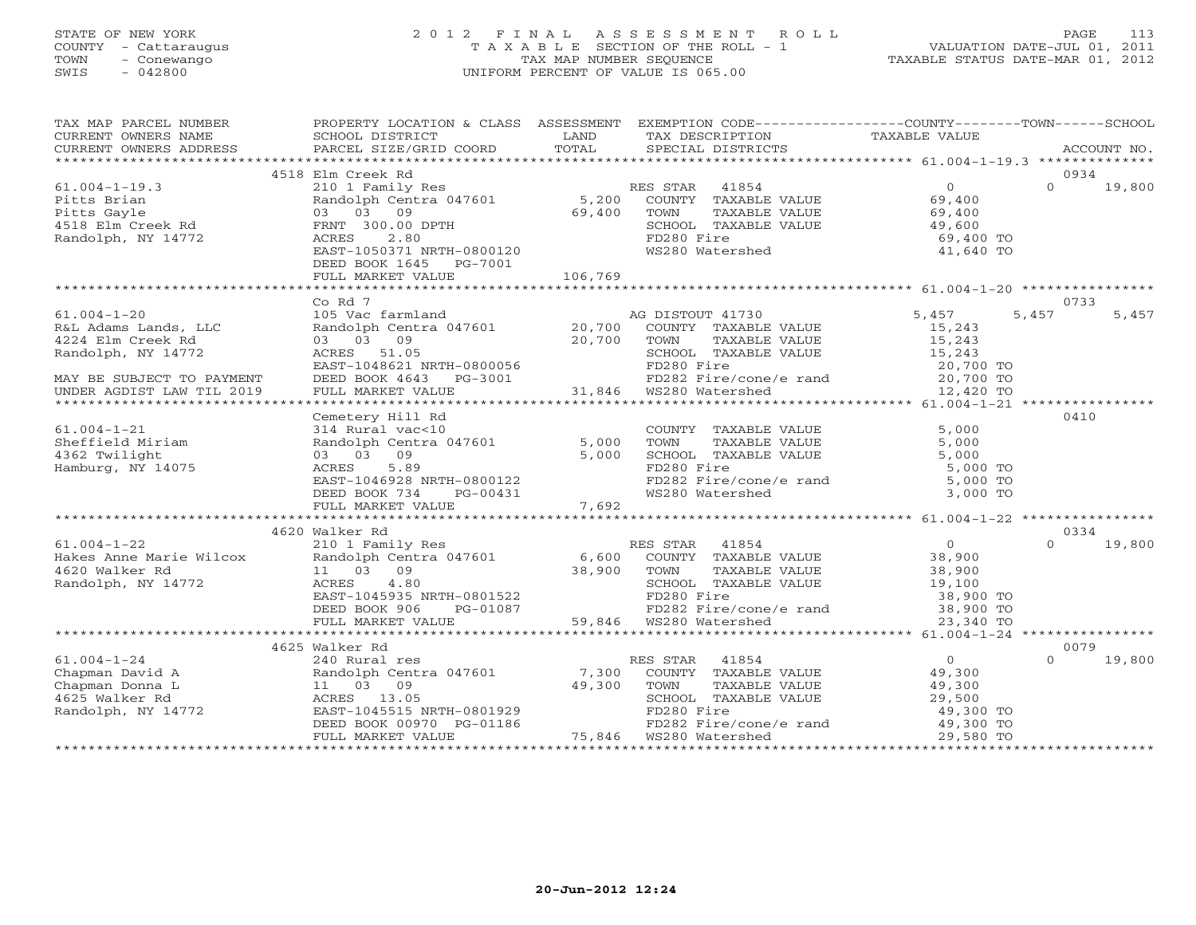STATE OF NEW YORK
COUNTY - Cattaraugus
TOWN - Conewango
SWIS - 042800

2012 FINAL ASSESSMENT ROLL
TAXABLE SECTION OF THE ROLL - 1
TAX MAP NUMBER SEQUENCE
UNIFORM PERCENT OF VALUE IS 065.00

VALUATION DATE-JUL 01, 2011
TAXABLE STATUS DATE-MAR 01, 2012

| TAX MAP PARCEL NUMBER / CURRENT OWNERS NAME / CURRENT OWNERS ADDRESS | PROPERTY LOCATION & CLASS / SCHOOL DISTRICT / PARCEL SIZE/GRID COORD | ASSESSMENT LAND / TOTAL | EXEMPTION CODE / TAX DESCRIPTION / SPECIAL DISTRICTS | COUNTY | TOWN | SCHOOL | ACCOUNT NO. |
|---|---|---|---|---|---|---|---|
| **61.004-1-19.3** | 4518 Elm Creek Rd | | | | | | 0934 |
| 61.004-1-19.3 | 210 1 Family Res | | RES STAR 41854 | 0 | 0 | 19,800 | |
| Pitts Brian | Randolph Centra 047601 | 5,200 | COUNTY TAXABLE VALUE | 69,400 | | | |
| Pitts Gayle | 03 03 09 | 69,400 | TOWN TAXABLE VALUE | | 69,400 | | |
| 4518 Elm Creek Rd | FRNT 300.00 DPTH | | SCHOOL TAXABLE VALUE | | | 49,600 | |
| Randolph, NY 14772 | ACRES 2.80 | | FD280 Fire | 69,400 TO | | | |
| | EAST-1050371 NRTH-0800120 | | WS280 Watershed | 41,640 TO | | | |
| | DEED BOOK 1645 PG-7001 | | | | | | |
| | FULL MARKET VALUE | 106,769 | | | | | |
| **61.004-1-20** | Co Rd 7 | | | | | | 0733 |
| 61.004-1-20 | 105 Vac farmland | | AG DISTOUT 41730 | 5,457 | 5,457 | 5,457 | |
| R&L Adams Lands, LLC | Randolph Centra 047601 | 20,700 | COUNTY TAXABLE VALUE | 15,243 | | | |
| 4224 Elm Creek Rd | 03 03 09 | 20,700 | TOWN TAXABLE VALUE | | 15,243 | | |
| Randolph, NY 14772 | ACRES 51.05 | | SCHOOL TAXABLE VALUE | | | 15,243 | |
| | EAST-1048621 NRTH-0800056 | | FD280 Fire | 20,700 TO | | | |
| MAY BE SUBJECT TO PAYMENT | DEED BOOK 4643 PG-3001 | | FD282 Fire/cone/e rand | 20,700 TO | | | |
| UNDER AGDIST LAW TIL 2019 | FULL MARKET VALUE | 31,846 | WS280 Watershed | 12,420 TO | | | |
| **61.004-1-21** | Cemetery Hill Rd | | | | | | 0410 |
| 61.004-1-21 | 314 Rural vac<10 | | COUNTY TAXABLE VALUE | 5,000 | | | |
| Sheffield Miriam | Randolph Centra 047601 | 5,000 | TOWN TAXABLE VALUE | | 5,000 | | |
| 4362 Twilight | 03 03 09 | 5,000 | SCHOOL TAXABLE VALUE | | | 5,000 | |
| Hamburg, NY 14075 | ACRES 5.89 | | FD280 Fire | 5,000 TO | | | |
| | EAST-1046928 NRTH-0800122 | | FD282 Fire/cone/e rand | 5,000 TO | | | |
| | DEED BOOK 734 PG-00431 | | WS280 Watershed | 3,000 TO | | | |
| | FULL MARKET VALUE | 7,692 | | | | | |
| **61.004-1-22** | 4620 Walker Rd | | | | | | 0334 |
| 61.004-1-22 | 210 1 Family Res | | RES STAR 41854 | 0 | 0 | 19,800 | |
| Hakes Anne Marie Wilcox | Randolph Centra 047601 | 6,600 | COUNTY TAXABLE VALUE | 38,900 | | | |
| 4620 Walker Rd | 11 03 09 | 38,900 | TOWN TAXABLE VALUE | | 38,900 | | |
| Randolph, NY 14772 | ACRES 4.80 | | SCHOOL TAXABLE VALUE | | | 19,100 | |
| | EAST-1045935 NRTH-0801522 | | FD280 Fire | 38,900 TO | | | |
| | DEED BOOK 906 PG-01087 | | FD282 Fire/cone/e rand | 38,900 TO | | | |
| | FULL MARKET VALUE | 59,846 | WS280 Watershed | 23,340 TO | | | |
| **61.004-1-24** | 4625 Walker Rd | | | | | | 0079 |
| 61.004-1-24 | 240 Rural res | | RES STAR 41854 | 0 | 0 | 19,800 | |
| Chapman David A | Randolph Centra 047601 | 7,300 | COUNTY TAXABLE VALUE | 49,300 | | | |
| Chapman Donna L | 11 03 09 | 49,300 | TOWN TAXABLE VALUE | | 49,300 | | |
| 4625 Walker Rd | ACRES 13.05 | | SCHOOL TAXABLE VALUE | | | 29,500 | |
| Randolph, NY 14772 | EAST-1045515 NRTH-0801929 | | FD280 Fire | 49,300 TO | | | |
| | DEED BOOK 00970 PG-01186 | | FD282 Fire/cone/e rand | 49,300 TO | | | |
| | FULL MARKET VALUE | 75,846 | WS280 Watershed | 29,580 TO | | | |

20-Jun-2012 12:24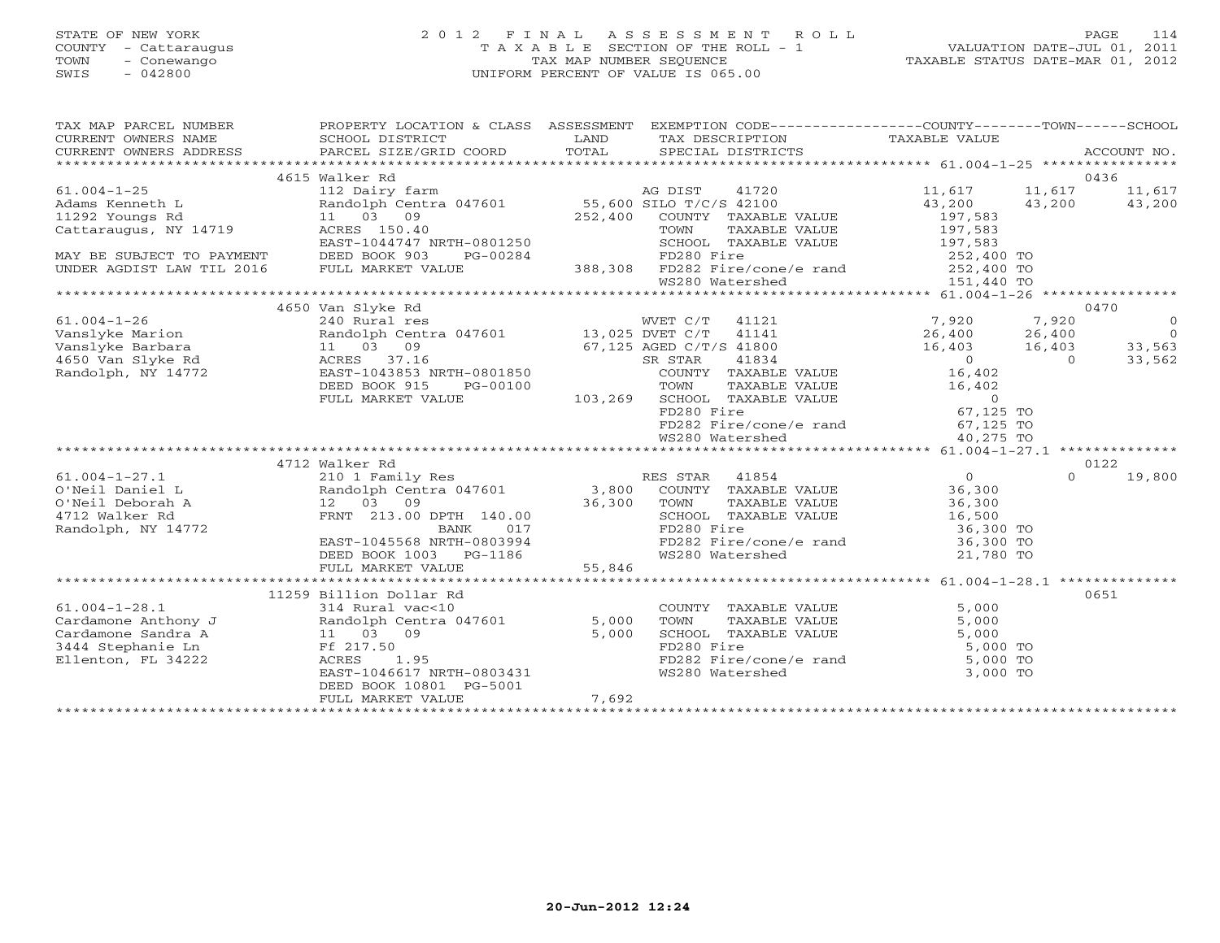STATE OF NEW YORK
COUNTY - Cattaraugus
TOWN - Conewango
SWIS - 042800

# 2012 FINAL ASSESSMENT ROLL
TAXABLE SECTION OF THE ROLL - 1
TAX MAP NUMBER SEQUENCE
UNIFORM PERCENT OF VALUE IS 065.00

VALUATION DATE-JUL 01, 2011
TAXABLE STATUS DATE-MAR 01, 2012

```
TAX MAP PARCEL NUMBER     PROPERTY LOCATION & CLASS  ASSESSMENT  EXEMPTION CODE-----------------COUNTY--------TOWN------SCHOOL
CURRENT OWNERS NAME       SCHOOL DISTRICT               LAND      TAX DESCRIPTION            TAXABLE VALUE
CURRENT OWNERS ADDRESS    PARCEL SIZE/GRID COORD        TOTAL     SPECIAL DISTRICTS                                     ACCOUNT NO.
******************************************************************************************* 61.004-1-25 ****************
                          4615 Walker Rd                                                                                  0436
61.004-1-25               112 Dairy farm                          AG DIST     41720          11,617     11,617       11,617
Adams Kenneth L           Randolph Centra 047601      55,600 SILO T/C/S 42100                43,200     43,200       43,200
11292 Youngs Rd           11   03   09               252,400     COUNTY  TAXABLE VALUE       197,583
Cattaraugus, NY 14719     ACRES 150.40                           TOWN    TAXABLE VALUE       197,583
                          EAST-1044747 NRTH-0801250              SCHOOL  TAXABLE VALUE       197,583
MAY BE SUBJECT TO PAYMENT DEED BOOK 903     PG-00284             FD280 Fire                   252,400 TO
UNDER AGDIST LAW TIL 2016 FULL MARKET VALUE          388,308     FD282 Fire/cone/e rand       252,400 TO
                                                                 WS280 Watershed              151,440 TO
******************************************************************************************* 61.004-1-26 ****************
                          4650 Van Slyke Rd                                                                               0470
61.004-1-26               240 Rural res                           WVET C/T    41121           7,920      7,920            0
Vanslyke Marion           Randolph Centra 047601      13,025 DVET C/T    41141               26,400     26,400            0
Vanslyke Barbara          11   03   09                67,125 AGED C/T/S 41800                16,403     16,403       33,563
4650 Van Slyke Rd         ACRES  37.16                           SR STAR     41834                0          0       33,562
Randolph, NY 14772        EAST-1043853 NRTH-0801850              COUNTY  TAXABLE VALUE        16,402
                          DEED BOOK 915     PG-00100             TOWN    TAXABLE VALUE        16,402
                          FULL MARKET VALUE          103,269     SCHOOL  TAXABLE VALUE             0
                                                                 FD280 Fire                    67,125 TO
                                                                 FD282 Fire/cone/e rand        67,125 TO
                                                                 WS280 Watershed               40,275 TO
******************************************************************************************* 61.004-1-27.1 **************
                          4712 Walker Rd                                                                                  0122
61.004-1-27.1             210 1 Family Res                        RES STAR    41854               0          0       19,800
O'Neil Daniel L           Randolph Centra 047601       3,800     COUNTY  TAXABLE VALUE        36,300
O'Neil Deborah A          12   03   09                36,300     TOWN    TAXABLE VALUE        36,300
4712 Walker Rd            FRNT 213.00 DPTH 140.00                SCHOOL  TAXABLE VALUE        16,500
Randolph, NY 14772                  BANK    017                  FD280 Fire                    36,300 TO
                          EAST-1045568 NRTH-0803994              FD282 Fire/cone/e rand        36,300 TO
                          DEED BOOK 1003    PG-1186              WS280 Watershed               21,780 TO
                          FULL MARKET VALUE           55,846
******************************************************************************************* 61.004-1-28.1 **************
                          11259 Billion Dollar Rd                                                                         0651
61.004-1-28.1             314 Rural vac<10                        COUNTY  TAXABLE VALUE         5,000
Cardamone Anthony J       Randolph Centra 047601       5,000     TOWN    TAXABLE VALUE         5,000
Cardamone Sandra A        11   03   09                 5,000     SCHOOL  TAXABLE VALUE         5,000
3444 Stephanie Ln         Ff 217.50                              FD280 Fire                     5,000 TO
Ellenton, FL 34222        ACRES   1.95                           FD282 Fire/cone/e rand         5,000 TO
                          EAST-1046617 NRTH-0803431              WS280 Watershed                3,000 TO
                          DEED BOOK 10801   PG-5001
                          FULL MARKET VALUE            7,692
*************************************************************************************************************************
```

20-Jun-2012 12:24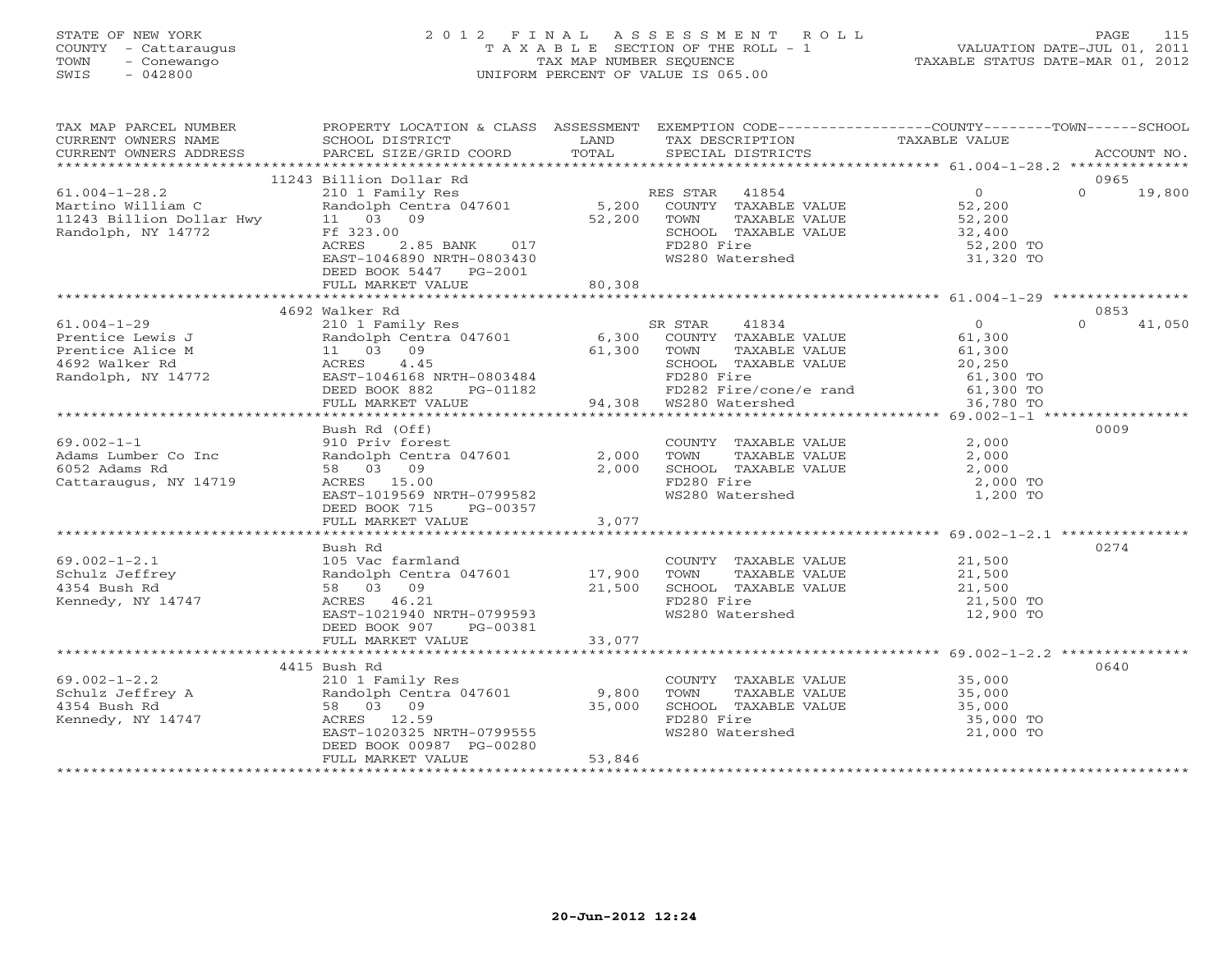STATE OF NEW YORK
COUNTY - Cattaraugus
TOWN - Conewango
SWIS - 042800

# 2012 FINAL ASSESSMENT ROLL

TAXABLE SECTION OF THE ROLL - 1
TAX MAP NUMBER SEQUENCE
UNIFORM PERCENT OF VALUE IS 065.00

VALUATION DATE-JUL 01, 2011
TAXABLE STATUS DATE-MAR 01, 2012

| TAX MAP PARCEL NUMBER / CURRENT OWNERS NAME / CURRENT OWNERS ADDRESS | PROPERTY LOCATION & CLASS / SCHOOL DISTRICT / PARCEL SIZE/GRID COORD | ASSESSMENT LAND / TOTAL | EXEMPTION CODE / TAX DESCRIPTION / SPECIAL DISTRICTS | COUNTY / TOWN / SCHOOL TAXABLE VALUE | ACCOUNT NO. |
|---|---|---|---|---|---|
| 61.004-1-28.2 | 11243 Billion Dollar Rd | | | | 0965 |
| Martino William C | 210 1 Family Res | | RES STAR 41854 | 0 | 0 19,800 |
| 11243 Billion Dollar Hwy | Randolph Centra 047601 | 5,200 | COUNTY TAXABLE VALUE | 52,200 | |
| Randolph, NY 14772 | 11 03 09 | 52,200 | TOWN TAXABLE VALUE | 52,200 | |
| | Ff 323.00 | | SCHOOL TAXABLE VALUE | 32,400 | |
| | ACRES 2.85 BANK 017 | | FD280 Fire | 52,200 TO | |
| | EAST-1046890 NRTH-0803430 | | WS280 Watershed | 31,320 TO | |
| | DEED BOOK 5447 PG-2001 | | | | |
| | FULL MARKET VALUE | 80,308 | | | |
| 61.004-1-29 | 4692 Walker Rd | | | | 0853 |
| Prentice Lewis J | 210 1 Family Res | | SR STAR 41834 | 0 | 0 41,050 |
| Prentice Alice M | Randolph Centra 047601 | 6,300 | COUNTY TAXABLE VALUE | 61,300 | |
| 4692 Walker Rd | 11 03 09 | 61,300 | TOWN TAXABLE VALUE | 61,300 | |
| Randolph, NY 14772 | ACRES 4.45 | | SCHOOL TAXABLE VALUE | 20,250 | |
| | EAST-1046168 NRTH-0803484 | | FD280 Fire | 61,300 TO | |
| | DEED BOOK 882 PG-01182 | | FD282 Fire/cone/e rand | 61,300 TO | |
| | FULL MARKET VALUE | 94,308 | WS280 Watershed | 36,780 TO | |
| 69.002-1-1 | Bush Rd (Off) | | | | 0009 |
| Adams Lumber Co Inc | 910 Priv forest | | COUNTY TAXABLE VALUE | 2,000 | |
| 6052 Adams Rd | Randolph Centra 047601 | 2,000 | TOWN TAXABLE VALUE | 2,000 | |
| Cattaraugus, NY 14719 | 58 03 09 | 2,000 | SCHOOL TAXABLE VALUE | 2,000 | |
| | ACRES 15.00 | | FD280 Fire | 2,000 TO | |
| | EAST-1019569 NRTH-0799582 | | WS280 Watershed | 1,200 TO | |
| | DEED BOOK 715 PG-00357 | | | | |
| | FULL MARKET VALUE | 3,077 | | | |
| 69.002-1-2.1 | Bush Rd | | | | 0274 |
| Schulz Jeffrey | 105 Vac farmland | | COUNTY TAXABLE VALUE | 21,500 | |
| 4354 Bush Rd | Randolph Centra 047601 | 17,900 | TOWN TAXABLE VALUE | 21,500 | |
| Kennedy, NY 14747 | 58 03 09 | 21,500 | SCHOOL TAXABLE VALUE | 21,500 | |
| | ACRES 46.21 | | FD280 Fire | 21,500 TO | |
| | EAST-1021940 NRTH-0799593 | | WS280 Watershed | 12,900 TO | |
| | DEED BOOK 907 PG-00381 | | | | |
| | FULL MARKET VALUE | 33,077 | | | |
| 69.002-1-2.2 | 4415 Bush Rd | | | | 0640 |
| Schulz Jeffrey A | 210 1 Family Res | | COUNTY TAXABLE VALUE | 35,000 | |
| 4354 Bush Rd | Randolph Centra 047601 | 9,800 | TOWN TAXABLE VALUE | 35,000 | |
| Kennedy, NY 14747 | 58 03 09 | 35,000 | SCHOOL TAXABLE VALUE | 35,000 | |
| | ACRES 12.59 | | FD280 Fire | 35,000 TO | |
| | EAST-1020325 NRTH-0799555 | | WS280 Watershed | 21,000 TO | |
| | DEED BOOK 00987 PG-00280 | | | | |
| | FULL MARKET VALUE | 53,846 | | | |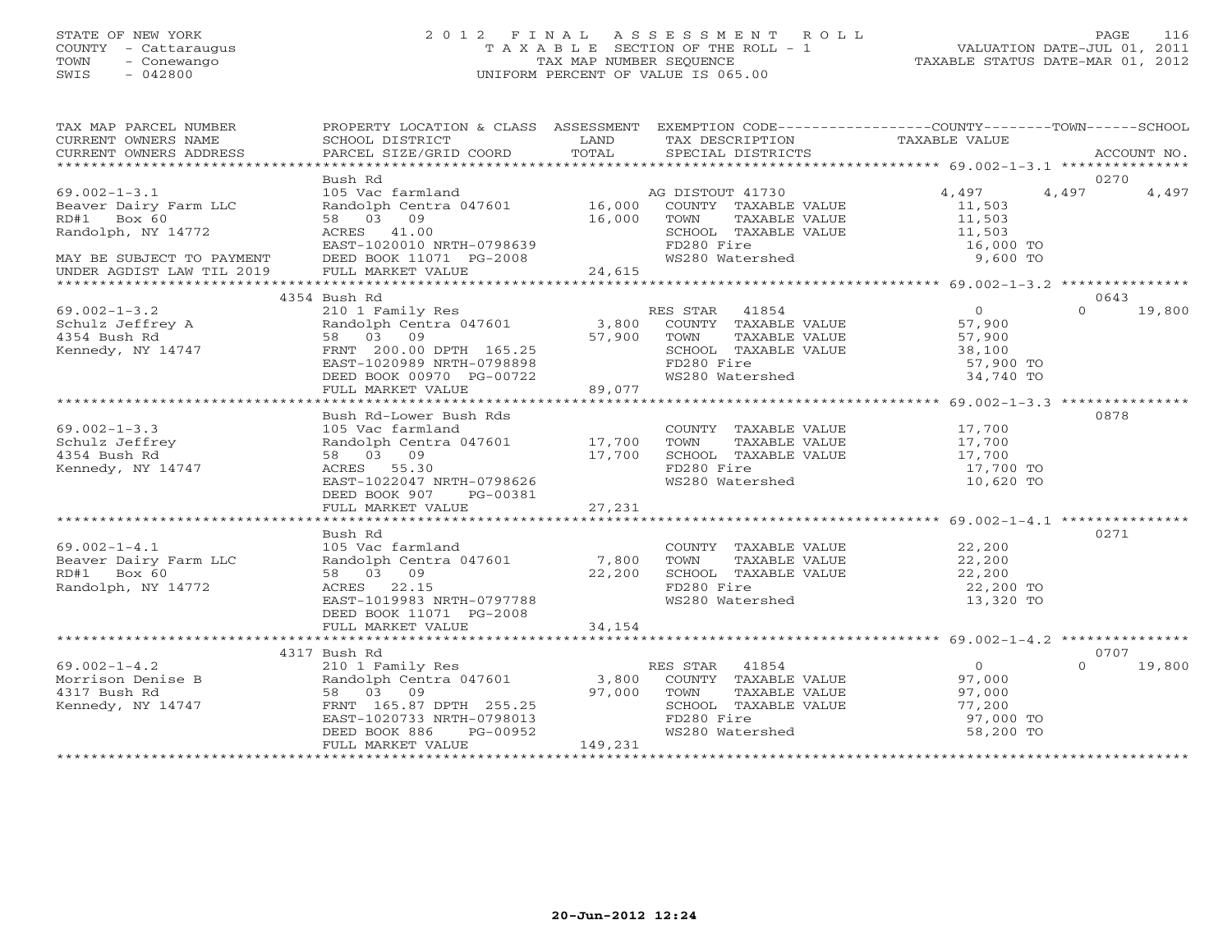STATE OF NEW YORK
COUNTY - Cattaraugus
TOWN - Conewango
SWIS - 042800

2012 FINAL ASSESSMENT ROLL
TAXABLE SECTION OF THE ROLL - 1
TAX MAP NUMBER SEQUENCE
UNIFORM PERCENT OF VALUE IS 065.00

VALUATION DATE-JUL 01, 2011
TAXABLE STATUS DATE-MAR 01, 2012

| TAX MAP PARCEL NUMBER / CURRENT OWNERS NAME / CURRENT OWNERS ADDRESS | PROPERTY LOCATION & CLASS / SCHOOL DISTRICT / PARCEL SIZE/GRID COORD | ASSESSMENT LAND | TOTAL | EXEMPTION CODE / TAX DESCRIPTION / SPECIAL DISTRICTS | COUNTY TAXABLE VALUE | TOWN | SCHOOL | ACCOUNT NO. |
|---|---|---|---|---|---|---|---|---|
| **69.002-1-3.1** | Bush Rd | | | | | | | 0270 |
| 69.002-1-3.1 | 105 Vac farmland | | | AG DISTOUT 41730 | 4,497 | 4,497 | 4,497 | |
| Beaver Dairy Farm LLC | Randolph Centra 047601 | 16,000 | | COUNTY TAXABLE VALUE | 11,503 | | | |
| RD#1 Box 60 | 58 03 09 | | 16,000 | TOWN TAXABLE VALUE | 11,503 | | | |
| Randolph, NY 14772 | ACRES 41.00 | | | SCHOOL TAXABLE VALUE | 11,503 | | | |
| | EAST-1020010 NRTH-0798639 | | | FD280 Fire | 16,000 TO | | | |
| MAY BE SUBJECT TO PAYMENT | DEED BOOK 11071 PG-2008 | | | WS280 Watershed | 9,600 TO | | | |
| UNDER AGDIST LAW TIL 2019 | FULL MARKET VALUE | | 24,615 | | | | | |
| **69.002-1-3.2** | 4354 Bush Rd | | | | | | | 0643 |
| 69.002-1-3.2 | 210 1 Family Res | | | RES STAR 41854 | 0 | 0 | 19,800 | |
| Schulz Jeffrey A | Randolph Centra 047601 | 3,800 | | COUNTY TAXABLE VALUE | 57,900 | | | |
| 4354 Bush Rd | 58 03 09 | | 57,900 | TOWN TAXABLE VALUE | 57,900 | | | |
| Kennedy, NY 14747 | FRNT 200.00 DPTH 165.25 | | | SCHOOL TAXABLE VALUE | 38,100 | | | |
| | EAST-1020989 NRTH-0798898 | | | FD280 Fire | 57,900 TO | | | |
| | DEED BOOK 00970 PG-00722 | | | WS280 Watershed | 34,740 TO | | | |
| | FULL MARKET VALUE | | 89,077 | | | | | |
| **69.002-1-3.3** | Bush Rd-Lower Bush Rds | | | | | | | 0878 |
| 69.002-1-3.3 | 105 Vac farmland | | | COUNTY TAXABLE VALUE | 17,700 | | | |
| Schulz Jeffrey | Randolph Centra 047601 | 17,700 | | TOWN TAXABLE VALUE | 17,700 | | | |
| 4354 Bush Rd | 58 03 09 | | 17,700 | SCHOOL TAXABLE VALUE | 17,700 | | | |
| Kennedy, NY 14747 | ACRES 55.30 | | | FD280 Fire | 17,700 TO | | | |
| | EAST-1022047 NRTH-0798626 | | | WS280 Watershed | 10,620 TO | | | |
| | DEED BOOK 907 PG-00381 | | | | | | | |
| | FULL MARKET VALUE | | 27,231 | | | | | |
| **69.002-1-4.1** | Bush Rd | | | | | | | 0271 |
| 69.002-1-4.1 | 105 Vac farmland | | | COUNTY TAXABLE VALUE | 22,200 | | | |
| Beaver Dairy Farm LLC | Randolph Centra 047601 | 7,800 | | TOWN TAXABLE VALUE | 22,200 | | | |
| RD#1 Box 60 | 58 03 09 | | 22,200 | SCHOOL TAXABLE VALUE | 22,200 | | | |
| Randolph, NY 14772 | ACRES 22.15 | | | FD280 Fire | 22,200 TO | | | |
| | EAST-1019983 NRTH-0797788 | | | WS280 Watershed | 13,320 TO | | | |
| | DEED BOOK 11071 PG-2008 | | | | | | | |
| | FULL MARKET VALUE | | 34,154 | | | | | |
| **69.002-1-4.2** | 4317 Bush Rd | | | | | | | 0707 |
| 69.002-1-4.2 | 210 1 Family Res | | | RES STAR 41854 | 0 | 0 | 19,800 | |
| Morrison Denise B | Randolph Centra 047601 | 3,800 | | COUNTY TAXABLE VALUE | 97,000 | | | |
| 4317 Bush Rd | 58 03 09 | | 97,000 | TOWN TAXABLE VALUE | 97,000 | | | |
| Kennedy, NY 14747 | FRNT 165.87 DPTH 255.25 | | | SCHOOL TAXABLE VALUE | 77,200 | | | |
| | EAST-1020733 NRTH-0798013 | | | FD280 Fire | 97,000 TO | | | |
| | DEED BOOK 886 PG-00952 | | | WS280 Watershed | 58,200 TO | | | |
| | FULL MARKET VALUE | | 149,231 | | | | | |

20-Jun-2012 12:24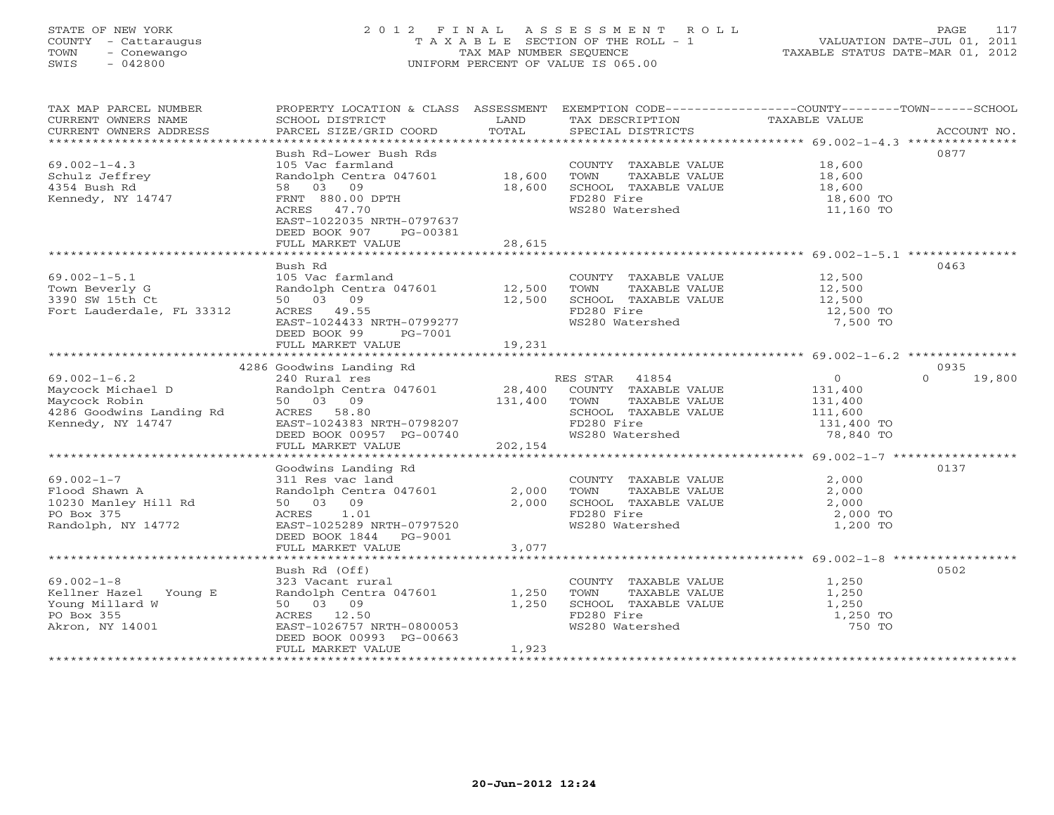STATE OF NEW YORK
COUNTY - Cattaraugus
TOWN - Conewango
SWIS - 042800

2012 FINAL ASSESSMENT ROLL
TAXABLE SECTION OF THE ROLL - 1
TAX MAP NUMBER SEQUENCE
UNIFORM PERCENT OF VALUE IS 065.00

VALUATION DATE-JUL 01, 2011
TAXABLE STATUS DATE-MAR 01, 2012

| TAX MAP PARCEL NUMBER / CURRENT OWNERS NAME / CURRENT OWNERS ADDRESS | PROPERTY LOCATION & CLASS / SCHOOL DISTRICT / PARCEL SIZE/GRID COORD | ASSESSMENT LAND / TOTAL | EXEMPTION CODE / TAX DESCRIPTION / SPECIAL DISTRICTS | COUNTY / TOWN / SCHOOL TAXABLE VALUE | ACCOUNT NO. |
|---|---|---|---|---|---|
| 69.002-1-4.3 | Bush Rd-Lower Bush Rds | | | | 0877 |
| | 105 Vac farmland | | COUNTY TAXABLE VALUE | 18,600 | |
| Schulz Jeffrey | Randolph Centra 047601 | 18,600 | TOWN TAXABLE VALUE | 18,600 | |
| 4354 Bush Rd | 58 03 09 | 18,600 | SCHOOL TAXABLE VALUE | 18,600 | |
| Kennedy, NY 14747 | FRNT 880.00 DPTH | | FD280 Fire | 18,600 TO | |
| | ACRES 47.70 | | WS280 Watershed | 11,160 TO | |
| | EAST-1022035 NRTH-0797637 | | | | |
| | DEED BOOK 907 PG-00381 | | | | |
| | FULL MARKET VALUE | 28,615 | | | |
| 69.002-1-5.1 | Bush Rd | | | | 0463 |
| | 105 Vac farmland | | COUNTY TAXABLE VALUE | 12,500 | |
| Town Beverly G | Randolph Centra 047601 | 12,500 | TOWN TAXABLE VALUE | 12,500 | |
| 3390 SW 15th Ct | 50 03 09 | 12,500 | SCHOOL TAXABLE VALUE | 12,500 | |
| Fort Lauderdale, FL 33312 | ACRES 49.55 | | FD280 Fire | 12,500 TO | |
| | EAST-1024433 NRTH-0799277 | | WS280 Watershed | 7,500 TO | |
| | DEED BOOK 99 PG-7001 | | | | |
| | FULL MARKET VALUE | 19,231 | | | |
| 69.002-1-6.2 | 4286 Goodwins Landing Rd | | | | 0935 |
| | 240 Rural res | | RES STAR 41854 | 0 / 0 / 19,800 | |
| Maycock Michael D | Randolph Centra 047601 | 28,400 | COUNTY TAXABLE VALUE | 131,400 | |
| Maycock Robin | 50 03 09 | 131,400 | TOWN TAXABLE VALUE | 131,400 | |
| 4286 Goodwins Landing Rd | ACRES 58.80 | | SCHOOL TAXABLE VALUE | 111,600 | |
| Kennedy, NY 14747 | EAST-1024383 NRTH-0798207 | | FD280 Fire | 131,400 TO | |
| | DEED BOOK 00957 PG-00740 | | WS280 Watershed | 78,840 TO | |
| | FULL MARKET VALUE | 202,154 | | | |
| 69.002-1-7 | Goodwins Landing Rd | | | | 0137 |
| | 311 Res vac land | | COUNTY TAXABLE VALUE | 2,000 | |
| Flood Shawn A | Randolph Centra 047601 | 2,000 | TOWN TAXABLE VALUE | 2,000 | |
| 10230 Manley Hill Rd | 50 03 09 | 2,000 | SCHOOL TAXABLE VALUE | 2,000 | |
| PO Box 375 | ACRES 1.01 | | FD280 Fire | 2,000 TO | |
| Randolph, NY 14772 | EAST-1025289 NRTH-0797520 | | WS280 Watershed | 1,200 TO | |
| | DEED BOOK 1844 PG-9001 | | | | |
| | FULL MARKET VALUE | 3,077 | | | |
| 69.002-1-8 | Bush Rd (Off) | | | | 0502 |
| | 323 Vacant rural | | COUNTY TAXABLE VALUE | 1,250 | |
| Kellner Hazel Young E | Randolph Centra 047601 | 1,250 | TOWN TAXABLE VALUE | 1,250 | |
| Young Millard W | 50 03 09 | 1,250 | SCHOOL TAXABLE VALUE | 1,250 | |
| PO Box 355 | ACRES 12.50 | | FD280 Fire | 1,250 TO | |
| Akron, NY 14001 | EAST-1026757 NRTH-0800053 | | WS280 Watershed | 750 TO | |
| | DEED BOOK 00993 PG-00663 | | | | |
| | FULL MARKET VALUE | 1,923 | | | |

20-Jun-2012 12:24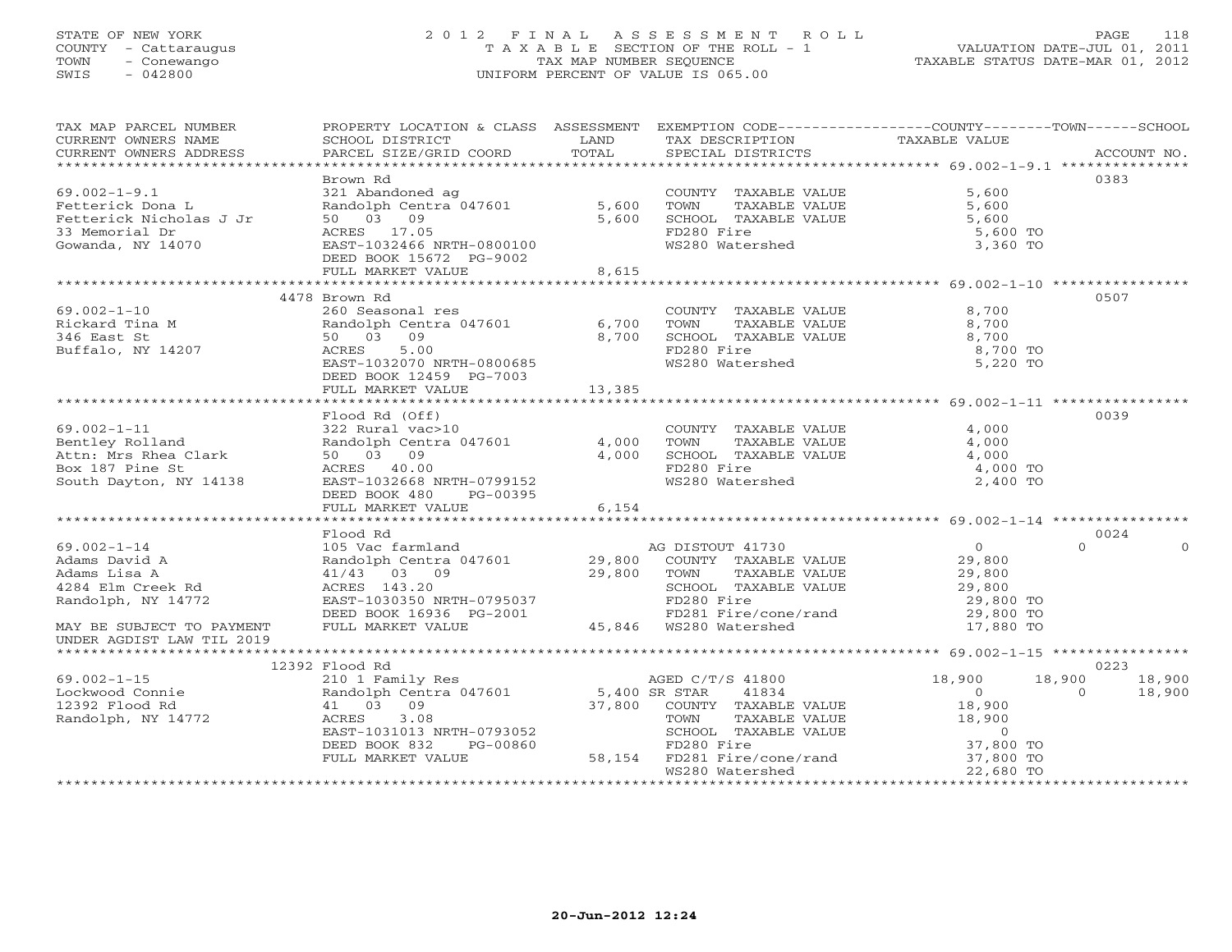STATE OF NEW YORK
COUNTY - Cattaraugus
TOWN - Conewango
SWIS - 042800

# 2012 FINAL ASSESSMENT ROLL
TAXABLE SECTION OF THE ROLL - 1
TAX MAP NUMBER SEQUENCE
UNIFORM PERCENT OF VALUE IS 065.00

VALUATION DATE-JUL 01, 2011
TAXABLE STATUS DATE-MAR 01, 2012

| TAX MAP PARCEL NUMBER / CURRENT OWNERS NAME / CURRENT OWNERS ADDRESS | PROPERTY LOCATION & CLASS / SCHOOL DISTRICT / PARCEL SIZE/GRID COORD | ASSESSMENT LAND | TOTAL | EXEMPTION CODE / TAX DESCRIPTION / SPECIAL DISTRICTS | COUNTY TAXABLE VALUE | TOWN | SCHOOL | ACCOUNT NO. |
|---|---|---|---|---|---|---|---|---|
| 69.002-1-9.1 | Brown Rd | | | | | | | 0383 |
| 69.002-1-9.1 | 321 Abandoned ag | | | COUNTY TAXABLE VALUE | 5,600 | | | |
| Fetterick Dona L | Randolph Centra 047601 | 5,600 | | TOWN TAXABLE VALUE | 5,600 | | | |
| Fetterick Nicholas J Jr | 50 03 09 | | 5,600 | SCHOOL TAXABLE VALUE | 5,600 | | | |
| 33 Memorial Dr | ACRES 17.05 | | | FD280 Fire | 5,600 TO | | | |
| Gowanda, NY 14070 | EAST-1032466 NRTH-0800100 | | | WS280 Watershed | 3,360 TO | | | |
| | DEED BOOK 15672 PG-9002 | | | | | | | |
| | FULL MARKET VALUE | | 8,615 | | | | | |
| 69.002-1-10 | 4478 Brown Rd | | | | | | | 0507 |
| 69.002-1-10 | 260 Seasonal res | | | COUNTY TAXABLE VALUE | 8,700 | | | |
| Rickard Tina M | Randolph Centra 047601 | 6,700 | | TOWN TAXABLE VALUE | 8,700 | | | |
| 346 East St | 50 03 09 | | 8,700 | SCHOOL TAXABLE VALUE | 8,700 | | | |
| Buffalo, NY 14207 | ACRES 5.00 | | | FD280 Fire | 8,700 TO | | | |
| | EAST-1032070 NRTH-0800685 | | | WS280 Watershed | 5,220 TO | | | |
| | DEED BOOK 12459 PG-7003 | | | | | | | |
| | FULL MARKET VALUE | | 13,385 | | | | | |
| 69.002-1-11 | Flood Rd (Off) | | | | | | | 0039 |
| 69.002-1-11 | 322 Rural vac>10 | | | COUNTY TAXABLE VALUE | 4,000 | | | |
| Bentley Rolland | Randolph Centra 047601 | 4,000 | | TOWN TAXABLE VALUE | 4,000 | | | |
| Attn: Mrs Rhea Clark | 50 03 09 | | 4,000 | SCHOOL TAXABLE VALUE | 4,000 | | | |
| Box 187 Pine St | ACRES 40.00 | | | FD280 Fire | 4,000 TO | | | |
| South Dayton, NY 14138 | EAST-1032668 NRTH-0799152 | | | WS280 Watershed | 2,400 TO | | | |
| | DEED BOOK 480 PG-00395 | | | | | | | |
| | FULL MARKET VALUE | | 6,154 | | | | | |
| 69.002-1-14 | Flood Rd | | | | | | | 0024 |
| 69.002-1-14 | 105 Vac farmland | | | AG DISTOUT 41730 | 0 | 0 | 0 | |
| Adams David A | Randolph Centra 047601 | 29,800 | | COUNTY TAXABLE VALUE | 29,800 | | | |
| Adams Lisa A | 41/43 03 09 | | 29,800 | TOWN TAXABLE VALUE | 29,800 | | | |
| 4284 Elm Creek Rd | ACRES 143.20 | | | SCHOOL TAXABLE VALUE | 29,800 | | | |
| Randolph, NY 14772 | EAST-1030350 NRTH-0795037 | | | FD280 Fire | 29,800 TO | | | |
| | DEED BOOK 16936 PG-2001 | | | FD281 Fire/cone/rand | 29,800 TO | | | |
| MAY BE SUBJECT TO PAYMENT | FULL MARKET VALUE | | 45,846 | WS280 Watershed | 17,880 TO | | | |
| UNDER AGDIST LAW TIL 2019 | | | | | | | | |
| 69.002-1-15 | 12392 Flood Rd | | | | | | | 0223 |
| 69.002-1-15 | 210 1 Family Res | | | AGED C/T/S 41800 | 18,900 | 18,900 | 18,900 | |
| Lockwood Connie | Randolph Centra 047601 | 5,400 | | SR STAR 41834 | 0 | 0 | 18,900 | |
| 12392 Flood Rd | 41 03 09 | | 37,800 | COUNTY TAXABLE VALUE | 18,900 | | | |
| Randolph, NY 14772 | ACRES 3.08 | | | TOWN TAXABLE VALUE | 18,900 | | | |
| | EAST-1031013 NRTH-0793052 | | | SCHOOL TAXABLE VALUE | 0 | | | |
| | DEED BOOK 832 PG-00860 | | | FD280 Fire | 37,800 TO | | | |
| | FULL MARKET VALUE | | 58,154 | FD281 Fire/cone/rand | 37,800 TO | | | |
| | | | | WS280 Watershed | 22,680 TO | | | |

20-Jun-2012 12:24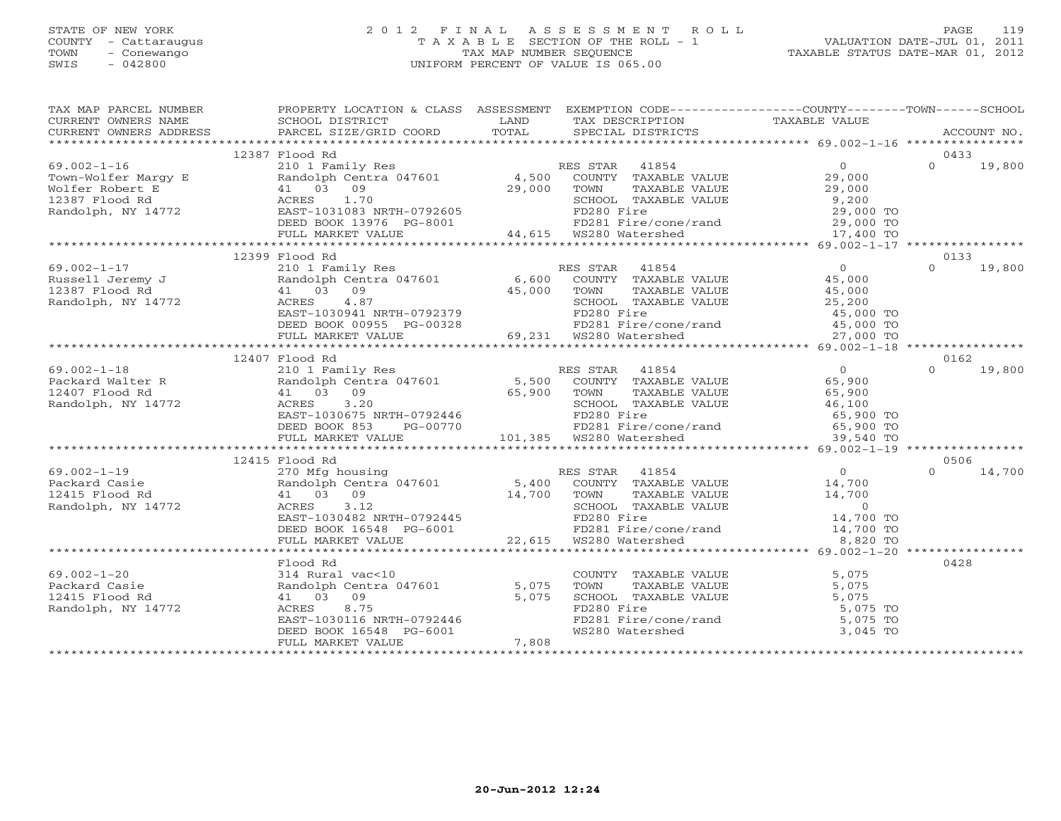STATE OF NEW YORK
COUNTY - Cattaraugus
TOWN - Conewango
SWIS - 042800

2012 FINAL ASSESSMENT ROLL
TAXABLE SECTION OF THE ROLL - 1
TAX MAP NUMBER SEQUENCE
UNIFORM PERCENT OF VALUE IS 065.00

VALUATION DATE-JUL 01, 2011
TAXABLE STATUS DATE-MAR 01, 2012

| TAX MAP PARCEL NUMBER / CURRENT OWNERS NAME / CURRENT OWNERS ADDRESS | PROPERTY LOCATION & CLASS / SCHOOL DISTRICT / PARCEL SIZE/GRID COORD | ASSESSMENT LAND / TOTAL | EXEMPTION CODE / TAX DESCRIPTION / SPECIAL DISTRICTS | COUNTY / TOWN TAXABLE VALUE | SCHOOL / ACCOUNT NO. |
|---|---|---|---|---|---|
| | 12387 Flood Rd | | | | 0433 |
| 69.002-1-16 | 210 1 Family Res | | RES STAR 41854 | 0 | 0 19,800 |
| Town-Wolfer Margy E | Randolph Centra 047601 | 4,500 | COUNTY TAXABLE VALUE | 29,000 | |
| Wolfer Robert E | 41 03 09 | 29,000 | TOWN TAXABLE VALUE | 29,000 | |
| 12387 Flood Rd | ACRES 1.70 | | SCHOOL TAXABLE VALUE | 9,200 | |
| Randolph, NY 14772 | EAST-1031083 NRTH-0792605 | | FD280 Fire | 29,000 TO | |
| | DEED BOOK 13976 PG-8001 | | FD281 Fire/cone/rand | 29,000 TO | |
| | FULL MARKET VALUE | 44,615 | WS280 Watershed | 17,400 TO | |
| | 12399 Flood Rd | | | | 0133 |
| 69.002-1-17 | 210 1 Family Res | | RES STAR 41854 | 0 | 0 19,800 |
| Russell Jeremy J | Randolph Centra 047601 | 6,600 | COUNTY TAXABLE VALUE | 45,000 | |
| 12387 Flood Rd | 41 03 09 | 45,000 | TOWN TAXABLE VALUE | 45,000 | |
| Randolph, NY 14772 | ACRES 4.87 | | SCHOOL TAXABLE VALUE | 25,200 | |
| | EAST-1030941 NRTH-0792379 | | FD280 Fire | 45,000 TO | |
| | DEED BOOK 00955 PG-00328 | | FD281 Fire/cone/rand | 45,000 TO | |
| | FULL MARKET VALUE | 69,231 | WS280 Watershed | 27,000 TO | |
| | 12407 Flood Rd | | | | 0162 |
| 69.002-1-18 | 210 1 Family Res | | RES STAR 41854 | 0 | 0 19,800 |
| Packard Walter R | Randolph Centra 047601 | 5,500 | COUNTY TAXABLE VALUE | 65,900 | |
| 12407 Flood Rd | 41 03 09 | 65,900 | TOWN TAXABLE VALUE | 65,900 | |
| Randolph, NY 14772 | ACRES 3.20 | | SCHOOL TAXABLE VALUE | 46,100 | |
| | EAST-1030675 NRTH-0792446 | | FD280 Fire | 65,900 TO | |
| | DEED BOOK 853 PG-00770 | | FD281 Fire/cone/rand | 65,900 TO | |
| | FULL MARKET VALUE | 101,385 | WS280 Watershed | 39,540 TO | |
| | 12415 Flood Rd | | | | 0506 |
| 69.002-1-19 | 270 Mfg housing | | RES STAR 41854 | 0 | 0 14,700 |
| Packard Casie | Randolph Centra 047601 | 5,400 | COUNTY TAXABLE VALUE | 14,700 | |
| 12415 Flood Rd | 41 03 09 | 14,700 | TOWN TAXABLE VALUE | 14,700 | |
| Randolph, NY 14772 | ACRES 3.12 | | SCHOOL TAXABLE VALUE | 0 | |
| | EAST-1030482 NRTH-0792445 | | FD280 Fire | 14,700 TO | |
| | DEED BOOK 16548 PG-6001 | | FD281 Fire/cone/rand | 14,700 TO | |
| | FULL MARKET VALUE | 22,615 | WS280 Watershed | 8,820 TO | |
| | Flood Rd | | | | 0428 |
| 69.002-1-20 | 314 Rural vac<10 | | COUNTY TAXABLE VALUE | 5,075 | |
| Packard Casie | Randolph Centra 047601 | 5,075 | TOWN TAXABLE VALUE | 5,075 | |
| 12415 Flood Rd | 41 03 09 | 5,075 | SCHOOL TAXABLE VALUE | 5,075 | |
| Randolph, NY 14772 | ACRES 8.75 | | FD280 Fire | 5,075 TO | |
| | EAST-1030116 NRTH-0792446 | | FD281 Fire/cone/rand | 5,075 TO | |
| | DEED BOOK 16548 PG-6001 | | WS280 Watershed | 3,045 TO | |
| | FULL MARKET VALUE | 7,808 | | | |

20-Jun-2012 12:24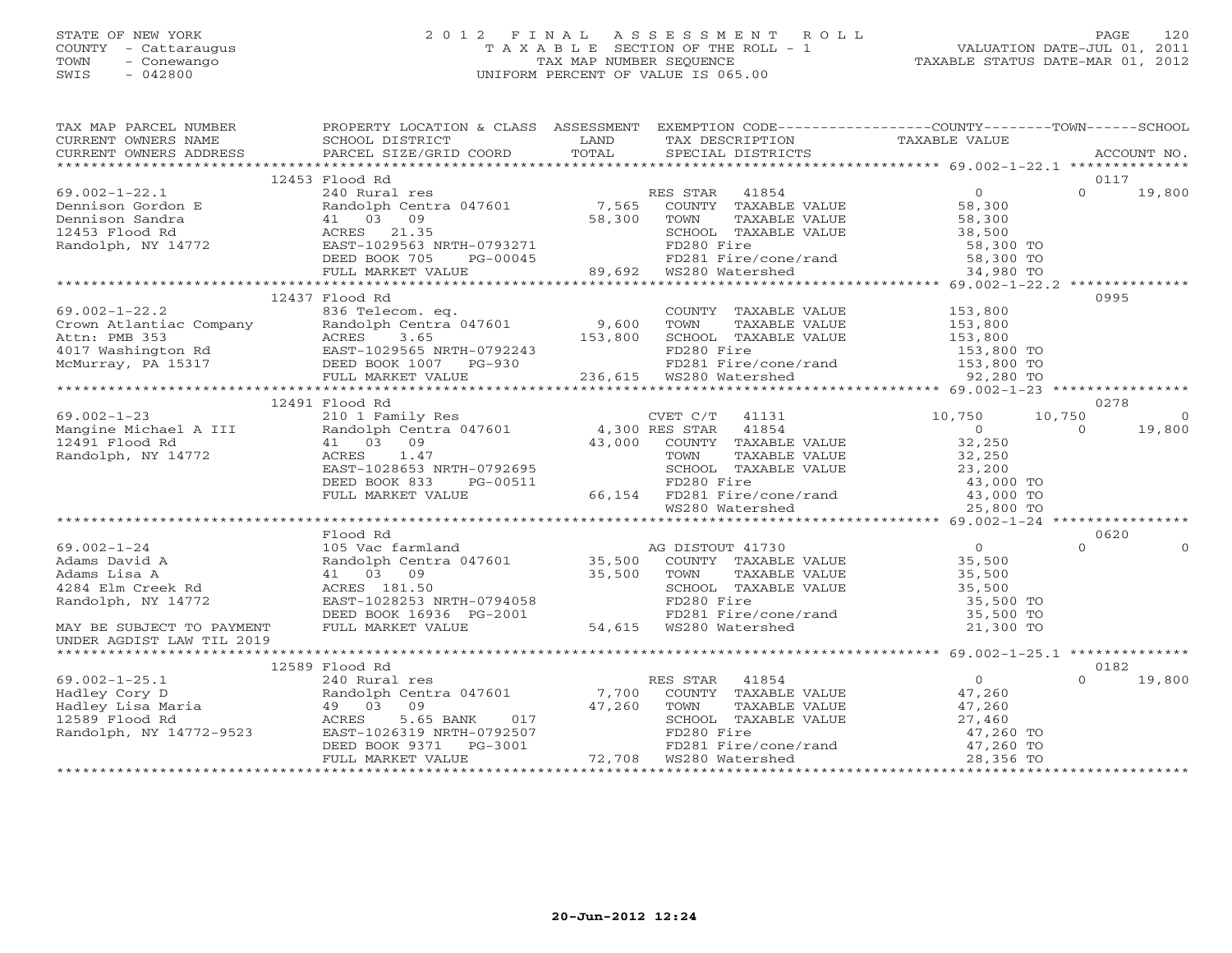STATE OF NEW YORK
COUNTY - Cattaraugus
TOWN - Conewango
SWIS - 042800

# 2012 FINAL ASSESSMENT ROLL
TAXABLE SECTION OF THE ROLL - 1
TAX MAP NUMBER SEQUENCE
UNIFORM PERCENT OF VALUE IS 065.00

VALUATION DATE-JUL 01, 2011
TAXABLE STATUS DATE-MAR 01, 2012

```
TAX MAP PARCEL NUMBER      PROPERTY LOCATION & CLASS  ASSESSMENT  EXEMPTION CODE-----------------COUNTY--------TOWN------SCHOOL
CURRENT OWNERS NAME        SCHOOL DISTRICT            LAND        TAX DESCRIPTION              TAXABLE VALUE
CURRENT OWNERS ADDRESS     PARCEL SIZE/GRID COORD     TOTAL       SPECIAL DISTRICTS                                     ACCOUNT NO.
******************************************************************************************** 69.002-1-22.1 **************
                           12453 Flood Rd                                                                              0117
69.002-1-22.1              240 Rural res                          RES STAR  41854                   0          0      19,800
Dennison Gordon E          Randolph Centra 047601      7,565      COUNTY  TAXABLE VALUE        58,300
Dennison Sandra            41  03  09                 58,300      TOWN    TAXABLE VALUE        58,300
12453 Flood Rd             ACRES  21.35                           SCHOOL  TAXABLE VALUE        38,500
Randolph, NY 14772         EAST-1029563 NRTH-0793271              FD280 Fire                   58,300 TO
                           DEED BOOK 705    PG-00045              FD281 Fire/cone/rand         58,300 TO
                           FULL MARKET VALUE          89,692      WS280 Watershed              34,980 TO
******************************************************************************************** 69.002-1-22.2 **************
                           12437 Flood Rd                                                                              0995
69.002-1-22.2              836 Telecom. eq.                       COUNTY  TAXABLE VALUE       153,800
Crown Atlantiac Company    Randolph Centra 047601      9,600      TOWN    TAXABLE VALUE       153,800
Attn: PMB 353              ACRES   3.65              153,800      SCHOOL  TAXABLE VALUE       153,800
4017 Washington Rd         EAST-1029565 NRTH-0792243              FD280 Fire                  153,800 TO
McMurray, PA 15317         DEED BOOK 1007   PG-930                FD281 Fire/cone/rand        153,800 TO
                           FULL MARKET VALUE         236,615      WS280 Watershed              92,280 TO
******************************************************************************************** 69.002-1-23 ****************
                           12491 Flood Rd                                                                              0278
69.002-1-23                210 1 Family Res                       CVET C/T  41131              10,750     10,750           0
Mangine Michael A III      Randolph Centra 047601      4,300 RES STAR   41854                   0          0      19,800
12491 Flood Rd             41  03  09                 43,000      COUNTY  TAXABLE VALUE        32,250
Randolph, NY 14772         ACRES   1.47                           TOWN    TAXABLE VALUE        32,250
                           EAST-1028653 NRTH-0792695              SCHOOL  TAXABLE VALUE        23,200
                           DEED BOOK 833    PG-00511              FD280 Fire                   43,000 TO
                           FULL MARKET VALUE          66,154      FD281 Fire/cone/rand         43,000 TO
                                                                  WS280 Watershed              25,800 TO
******************************************************************************************** 69.002-1-24 ****************
                           Flood Rd                                                                                    0620
69.002-1-24                105 Vac farmland                       AG DISTOUT 41730                  0          0           0
Adams David A              Randolph Centra 047601     35,500      COUNTY  TAXABLE VALUE        35,500
Adams Lisa A               41  03  09                 35,500      TOWN    TAXABLE VALUE        35,500
4284 Elm Creek Rd          ACRES 181.50                           SCHOOL  TAXABLE VALUE        35,500
Randolph, NY 14772         EAST-1028253 NRTH-0794058              FD280 Fire                   35,500 TO
                           DEED BOOK 16936  PG-2001               FD281 Fire/cone/rand         35,500 TO
MAY BE SUBJECT TO PAYMENT  FULL MARKET VALUE          54,615      WS280 Watershed              21,300 TO
UNDER AGDIST LAW TIL 2019
******************************************************************************************** 69.002-1-25.1 **************
                           12589 Flood Rd                                                                              0182
69.002-1-25.1              240 Rural res                          RES STAR  41854                   0          0      19,800
Hadley Cory D              Randolph Centra 047601      7,700      COUNTY  TAXABLE VALUE        47,260
Hadley Lisa Maria          49  03  09                 47,260      TOWN    TAXABLE VALUE        47,260
12589 Flood Rd             ACRES   5.65 BANK     017              SCHOOL  TAXABLE VALUE        27,460
Randolph, NY 14772-9523    EAST-1026319 NRTH-0792507              FD280 Fire                   47,260 TO
                           DEED BOOK 9371   PG-3001               FD281 Fire/cone/rand         47,260 TO
                           FULL MARKET VALUE          72,708      WS280 Watershed              28,356 TO
****************************************************************************************************************************
```

20-Jun-2012 12:24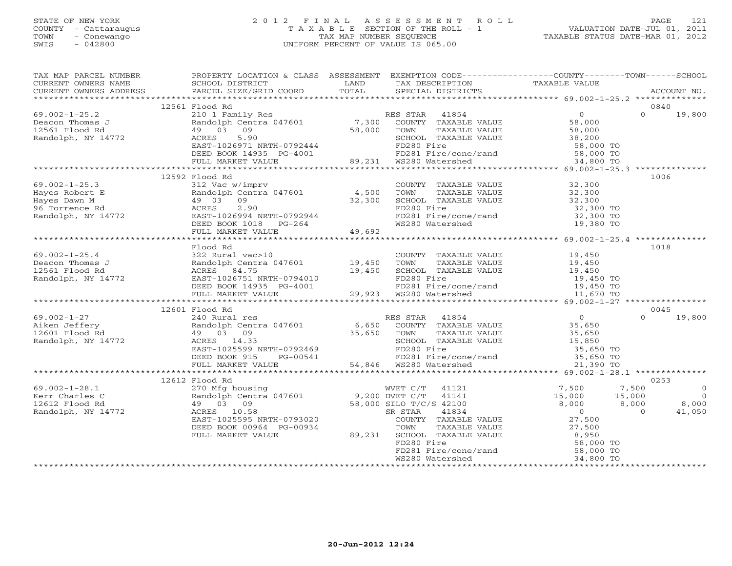STATE OF NEW YORK
COUNTY - Cattaraugus
TOWN - Conewango
SWIS - 042800

# 2012 FINAL ASSESSMENT ROLL
TAXABLE SECTION OF THE ROLL - 1
TAX MAP NUMBER SEQUENCE
UNIFORM PERCENT OF VALUE IS 065.00

VALUATION DATE-JUL 01, 2011
TAXABLE STATUS DATE-MAR 01, 2012

| TAX MAP PARCEL NUMBER / CURRENT OWNERS NAME / CURRENT OWNERS ADDRESS | PROPERTY LOCATION & CLASS / SCHOOL DISTRICT / PARCEL SIZE/GRID COORD | ASSESSMENT LAND / TOTAL | EXEMPTION CODE / TAX DESCRIPTION / SPECIAL DISTRICTS | COUNTY TAXABLE VALUE | TOWN | SCHOOL | ACCOUNT NO. |
|---|---|---|---|---|---|---|---|
| | 12561 Flood Rd | | | | | | 0840 |
| 69.002-1-25.2 | 210 1 Family Res | | RES STAR 41854 | 0 | 0 | 19,800 | |
| Deacon Thomas J | Randolph Centra 047601 | 7,300 | COUNTY TAXABLE VALUE | 58,000 | | | |
| 12561 Flood Rd | 49 03 09 | 58,000 | TOWN TAXABLE VALUE | 58,000 | | | |
| Randolph, NY 14772 | ACRES 5.90 | | SCHOOL TAXABLE VALUE | 38,200 | | | |
| | EAST-1026971 NRTH-0792444 | | FD280 Fire | 58,000 TO | | | |
| | DEED BOOK 14935 PG-4001 | | FD281 Fire/cone/rand | 58,000 TO | | | |
| | FULL MARKET VALUE | 89,231 | WS280 Watershed | 34,800 TO | | | |
| | 12592 Flood Rd | | | | | | 1006 |
| 69.002-1-25.3 | 312 Vac w/imprv | | COUNTY TAXABLE VALUE | 32,300 | | | |
| Hayes Robert E | Randolph Centra 047601 | 4,500 | TOWN TAXABLE VALUE | 32,300 | | | |
| Hayes Dawn M | 49 03 09 | 32,300 | SCHOOL TAXABLE VALUE | 32,300 | | | |
| 96 Torrence Rd | ACRES 2.90 | | FD280 Fire | 32,300 TO | | | |
| Randolph, NY 14772 | EAST-1026994 NRTH-0792944 | | FD281 Fire/cone/rand | 32,300 TO | | | |
| | DEED BOOK 1018 PG-264 | | WS280 Watershed | 19,380 TO | | | |
| | FULL MARKET VALUE | 49,692 | | | | | |
| | Flood Rd | | | | | | 1018 |
| 69.002-1-25.4 | 322 Rural vac>10 | | COUNTY TAXABLE VALUE | 19,450 | | | |
| Deacon Thomas J | Randolph Centra 047601 | 19,450 | TOWN TAXABLE VALUE | 19,450 | | | |
| 12561 Flood Rd | ACRES 84.75 | 19,450 | SCHOOL TAXABLE VALUE | 19,450 | | | |
| Randolph, NY 14772 | EAST-1026751 NRTH-0794010 | | FD280 Fire | 19,450 TO | | | |
| | DEED BOOK 14935 PG-4001 | | FD281 Fire/cone/rand | 19,450 TO | | | |
| | FULL MARKET VALUE | 29,923 | WS280 Watershed | 11,670 TO | | | |
| | 12601 Flood Rd | | | | | | 0045 |
| 69.002-1-27 | 240 Rural res | | RES STAR 41854 | 0 | 0 | 19,800 | |
| Aiken Jeffery | Randolph Centra 047601 | 6,650 | COUNTY TAXABLE VALUE | 35,650 | | | |
| 12601 Flood Rd | 49 03 09 | 35,650 | TOWN TAXABLE VALUE | 35,650 | | | |
| Randolph, NY 14772 | ACRES 14.33 | | SCHOOL TAXABLE VALUE | 15,850 | | | |
| | EAST-1025599 NRTH-0792469 | | FD280 Fire | 35,650 TO | | | |
| | DEED BOOK 915 PG-00541 | | FD281 Fire/cone/rand | 35,650 TO | | | |
| | FULL MARKET VALUE | 54,846 | WS280 Watershed | 21,390 TO | | | |
| | 12612 Flood Rd | | | | | | 0253 |
| 69.002-1-28.1 | 270 Mfg housing | | WVET C/T 41121 | 7,500 | 7,500 | 0 | |
| Kerr Charles C | Randolph Centra 047601 | 9,200 | DVET C/T 41141 | 15,000 | 15,000 | 0 | |
| 12612 Flood Rd | 49 03 09 | 58,000 | SILO T/C/S 42100 | 8,000 | 8,000 | 8,000 | |
| Randolph, NY 14772 | ACRES 10.58 | | SR STAR 41834 | 0 | 0 | 41,050 | |
| | EAST-1025595 NRTH-0793020 | | COUNTY TAXABLE VALUE | 27,500 | | | |
| | DEED BOOK 00964 PG-00934 | | TOWN TAXABLE VALUE | 27,500 | | | |
| | FULL MARKET VALUE | 89,231 | SCHOOL TAXABLE VALUE | 8,950 | | | |
| | | | FD280 Fire | 58,000 TO | | | |
| | | | FD281 Fire/cone/rand | 58,000 TO | | | |
| | | | WS280 Watershed | 34,800 TO | | | |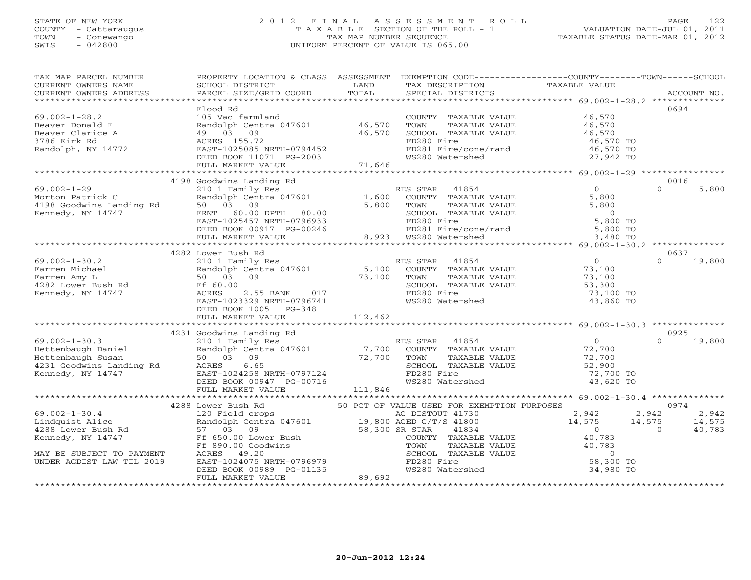STATE OF NEW YORK
COUNTY - Cattaraugus
TOWN - Conewango
SWIS - 042800

# 2012 FINAL ASSESSMENT ROLL

TAXABLE SECTION OF THE ROLL - 1
TAX MAP NUMBER SEQUENCE
UNIFORM PERCENT OF VALUE IS 065.00

VALUATION DATE-JUL 01, 2011
TAXABLE STATUS DATE-MAR 01, 2012

| TAX MAP PARCEL NUMBER / CURRENT OWNERS NAME / CURRENT OWNERS ADDRESS | PROPERTY LOCATION & CLASS / SCHOOL DISTRICT / PARCEL SIZE/GRID COORD | ASSESSMENT LAND / TOTAL | EXEMPTION CODE / TAX DESCRIPTION / SPECIAL DISTRICTS | COUNTY TAXABLE VALUE | TOWN | SCHOOL / ACCOUNT NO. |
|---|---|---|---|---|---|---|
| **69.002-1-28.2** | Flood Rd | | | | | 0694 |
| 69.002-1-28.2 | 105 Vac farmland | | COUNTY TAXABLE VALUE | 46,570 | | |
| Beaver Donald F | Randolph Centra 047601 | 46,570 | TOWN TAXABLE VALUE | 46,570 | | |
| Beaver Clarice A | 49 03 09 | 46,570 | SCHOOL TAXABLE VALUE | 46,570 | | |
| 3786 Kirk Rd | ACRES 155.72 | | FD280 Fire | 46,570 TO | | |
| Randolph, NY 14772 | EAST-1025085 NRTH-0794452 | | FD281 Fire/cone/rand | 46,570 TO | | |
| | DEED BOOK 11071 PG-2003 | | WS280 Watershed | 27,942 TO | | |
| | FULL MARKET VALUE | 71,646 | | | | |
| **69.002-1-29** | 4198 Goodwins Landing Rd | | | | | 0016 |
| 69.002-1-29 | 210 1 Family Res | | RES STAR 41854 | 0 | 0 | 5,800 |
| Morton Patrick C | Randolph Centra 047601 | 1,600 | COUNTY TAXABLE VALUE | 5,800 | | |
| 4198 Goodwins Landing Rd | 50 03 09 | 5,800 | TOWN TAXABLE VALUE | 5,800 | | |
| Kennedy, NY 14747 | FRNT 60.00 DPTH 80.00 | | SCHOOL TAXABLE VALUE | 0 | | |
| | EAST-1025457 NRTH-0796933 | | FD280 Fire | 5,800 TO | | |
| | DEED BOOK 00917 PG-00246 | | FD281 Fire/cone/rand | 5,800 TO | | |
| | FULL MARKET VALUE | 8,923 | WS280 Watershed | 3,480 TO | | |
| **69.002-1-30.2** | 4282 Lower Bush Rd | | | | | 0637 |
| 69.002-1-30.2 | 210 1 Family Res | | RES STAR 41854 | 0 | 0 | 19,800 |
| Farren Michael | Randolph Centra 047601 | 5,100 | COUNTY TAXABLE VALUE | 73,100 | | |
| Farren Amy L | 50 03 09 | 73,100 | TOWN TAXABLE VALUE | 73,100 | | |
| 4282 Lower Bush Rd | Ff 60.00 | | SCHOOL TAXABLE VALUE | 53,300 | | |
| Kennedy, NY 14747 | ACRES 2.55 BANK 017 | | FD280 Fire | 73,100 TO | | |
| | EAST-1023329 NRTH-0796741 | | WS280 Watershed | 43,860 TO | | |
| | DEED BOOK 1005 PG-348 | | | | | |
| | FULL MARKET VALUE | 112,462 | | | | |
| **69.002-1-30.3** | 4231 Goodwins Landing Rd | | | | | 0925 |
| 69.002-1-30.3 | 210 1 Family Res | | RES STAR 41854 | 0 | 0 | 19,800 |
| Hettenbaugh Daniel | Randolph Centra 047601 | 7,700 | COUNTY TAXABLE VALUE | 72,700 | | |
| Hettenbaugh Susan | 50 03 09 | 72,700 | TOWN TAXABLE VALUE | 72,700 | | |
| 4231 Goodwins Landing Rd | ACRES 6.65 | | SCHOOL TAXABLE VALUE | 52,900 | | |
| Kennedy, NY 14747 | EAST-1024258 NRTH-0797124 | | FD280 Fire | 72,700 TO | | |
| | DEED BOOK 00947 PG-00716 | | WS280 Watershed | 43,620 TO | | |
| | FULL MARKET VALUE | 111,846 | | | | |
| **69.002-1-30.4** | 4288 Lower Bush Rd | | 50 PCT OF VALUE USED FOR EXEMPTION PURPOSES | | | 0974 |
| 69.002-1-30.4 | 120 Field crops | | AG DISTOUT 41730 | 2,942 | 2,942 | 2,942 |
| Lindquist Alice | Randolph Centra 047601 | 19,800 | AGED C/T/S 41800 | 14,575 | 14,575 | 14,575 |
| 4288 Lower Bush Rd | 57 03 09 | 58,300 | SR STAR 41834 | 0 | 0 | 40,783 |
| Kennedy, NY 14747 | Ff 650.00 Lower Bush | | COUNTY TAXABLE VALUE | 40,783 | | |
| | Ff 890.00 Goodwins | | TOWN TAXABLE VALUE | 40,783 | | |
| MAY BE SUBJECT TO PAYMENT | ACRES 49.20 | | SCHOOL TAXABLE VALUE | 0 | | |
| UNDER AGDIST LAW TIL 2019 | EAST-1024075 NRTH-0796979 | | FD280 Fire | 58,300 TO | | |
| | DEED BOOK 00989 PG-01135 | | WS280 Watershed | 34,980 TO | | |
| | FULL MARKET VALUE | 89,692 | | | | |

20-Jun-2012 12:24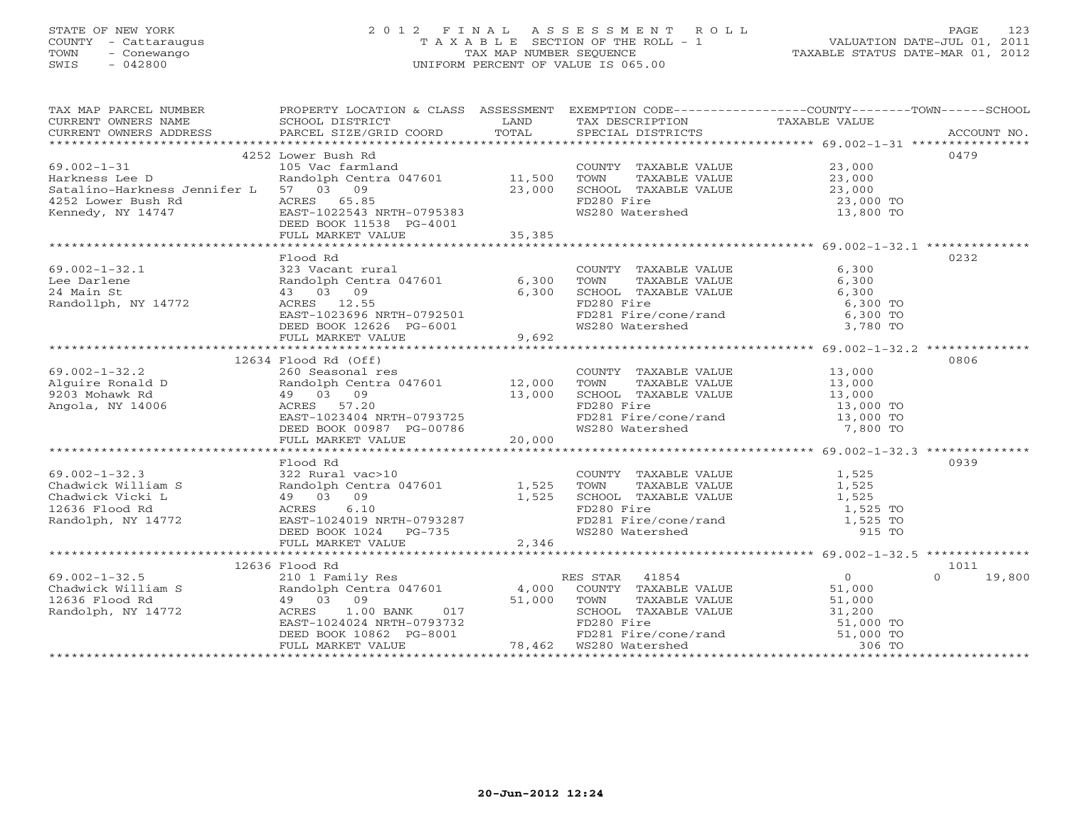STATE OF NEW YORK
COUNTY - Cattaraugus
TOWN - Conewango
SWIS - 042800

# 2012 FINAL ASSESSMENT ROLL

TAXABLE SECTION OF THE ROLL - 1
TAX MAP NUMBER SEQUENCE
UNIFORM PERCENT OF VALUE IS 065.00

VALUATION DATE-JUL 01, 2011
TAXABLE STATUS DATE-MAR 01, 2012

| TAX MAP PARCEL NUMBER / CURRENT OWNERS NAME / CURRENT OWNERS ADDRESS | PROPERTY LOCATION & CLASS / SCHOOL DISTRICT / PARCEL SIZE/GRID COORD | ASSESSMENT LAND / TOTAL | EXEMPTION CODE / TAX DESCRIPTION / SPECIAL DISTRICTS | TAXABLE VALUE (COUNTY / TOWN / SCHOOL) | ACCOUNT NO. |
|---|---|---|---|---|---|
| 69.002-1-31 | 4252 Lower Bush Rd | | | | 0479 |
| Harkness Lee D | 105 Vac farmland | | COUNTY TAXABLE VALUE | 23,000 | |
| Satalino-Harkness Jennifer L | Randolph Centra 047601 | 11,500 | TOWN TAXABLE VALUE | 23,000 | |
| 4252 Lower Bush Rd | 57 03 09 | 23,000 | SCHOOL TAXABLE VALUE | 23,000 | |
| Kennedy, NY 14747 | ACRES 65.85 | | FD280 Fire | 23,000 TO | |
| | EAST-1022543 NRTH-0795383 | | WS280 Watershed | 13,800 TO | |
| | DEED BOOK 11538 PG-4001 | | | | |
| | FULL MARKET VALUE | 35,385 | | | |
| 69.002-1-32.1 | Flood Rd | | | | 0232 |
| Lee Darlene | 323 Vacant rural | | COUNTY TAXABLE VALUE | 6,300 | |
| 24 Main St | Randolph Centra 047601 | 6,300 | TOWN TAXABLE VALUE | 6,300 | |
| Randollph, NY 14772 | 43 03 09 | 6,300 | SCHOOL TAXABLE VALUE | 6,300 | |
| | ACRES 12.55 | | FD280 Fire | 6,300 TO | |
| | EAST-1023696 NRTH-0792501 | | FD281 Fire/cone/rand | 6,300 TO | |
| | DEED BOOK 12626 PG-6001 | | WS280 Watershed | 3,780 TO | |
| | FULL MARKET VALUE | 9,692 | | | |
| 69.002-1-32.2 | 12634 Flood Rd (Off) | | | | 0806 |
| Alguire Ronald D | 260 Seasonal res | | COUNTY TAXABLE VALUE | 13,000 | |
| 9203 Mohawk Rd | Randolph Centra 047601 | 12,000 | TOWN TAXABLE VALUE | 13,000 | |
| Angola, NY 14006 | 49 03 09 | 13,000 | SCHOOL TAXABLE VALUE | 13,000 | |
| | ACRES 57.20 | | FD280 Fire | 13,000 TO | |
| | EAST-1023404 NRTH-0793725 | | FD281 Fire/cone/rand | 13,000 TO | |
| | DEED BOOK 00987 PG-00786 | | WS280 Watershed | 7,800 TO | |
| | FULL MARKET VALUE | 20,000 | | | |
| 69.002-1-32.3 | Flood Rd | | | | 0939 |
| Chadwick William S | 322 Rural vac>10 | | COUNTY TAXABLE VALUE | 1,525 | |
| Chadwick Vicki L | Randolph Centra 047601 | 1,525 | TOWN TAXABLE VALUE | 1,525 | |
| 12636 Flood Rd | 49 03 09 | 1,525 | SCHOOL TAXABLE VALUE | 1,525 | |
| Randolph, NY 14772 | ACRES 6.10 | | FD280 Fire | 1,525 TO | |
| | EAST-1024019 NRTH-0793287 | | FD281 Fire/cone/rand | 1,525 TO | |
| | DEED BOOK 1024 PG-735 | | WS280 Watershed | 915 TO | |
| | FULL MARKET VALUE | 2,346 | | | |
| 69.002-1-32.5 | 12636 Flood Rd | | | | 1011 |
| Chadwick William S | 210 1 Family Res | | RES STAR 41854 | 0 / 0 / 19,800 | |
| 12636 Flood Rd | Randolph Centra 047601 | 4,000 | COUNTY TAXABLE VALUE | 51,000 | |
| Randolph, NY 14772 | 49 03 09 | 51,000 | TOWN TAXABLE VALUE | 51,000 | |
| | ACRES 1.00 BANK 017 | | SCHOOL TAXABLE VALUE | 31,200 | |
| | EAST-1024024 NRTH-0793732 | | FD280 Fire | 51,000 TO | |
| | DEED BOOK 10862 PG-8001 | | FD281 Fire/cone/rand | 51,000 TO | |
| | FULL MARKET VALUE | 78,462 | WS280 Watershed | 306 TO | |

20-Jun-2012 12:24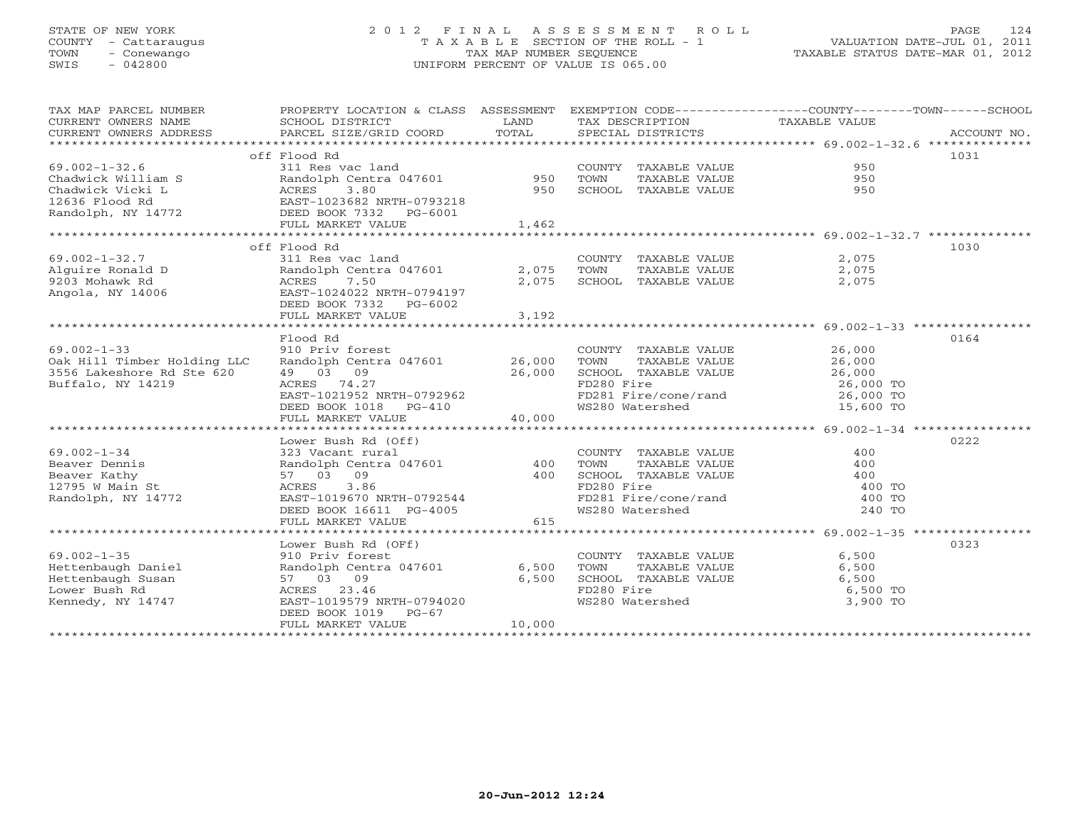STATE OF NEW YORK
COUNTY - Cattaraugus
TOWN - Conewango
SWIS - 042800

# 2012 FINAL ASSESSMENT ROLL

TAXABLE SECTION OF THE ROLL - 1
TAX MAP NUMBER SEQUENCE
UNIFORM PERCENT OF VALUE IS 065.00

VALUATION DATE-JUL 01, 2011
TAXABLE STATUS DATE-MAR 01, 2012

| TAX MAP PARCEL NUMBER / CURRENT OWNERS NAME / CURRENT OWNERS ADDRESS | PROPERTY LOCATION & CLASS / SCHOOL DISTRICT / PARCEL SIZE/GRID COORD | ASSESSMENT LAND | TOTAL | EXEMPTION CODE / TAX DESCRIPTION / SPECIAL DISTRICTS | TAXABLE VALUE (COUNTY--------TOWN------SCHOOL) | ACCOUNT NO. |
|---|---|---|---|---|---|---|
| 69.002-1-32.6 | off Flood Rd | | | | | 1031 |
| Chadwick William S | 311 Res vac land | | | COUNTY TAXABLE VALUE | 950 | |
| Chadwick Vicki L | Randolph Centra 047601 | 950 | | TOWN TAXABLE VALUE | 950 | |
| 12636 Flood Rd | ACRES 3.80 | | 950 | SCHOOL TAXABLE VALUE | 950 | |
| Randolph, NY 14772 | EAST-1023682 NRTH-0793218 | | | | | |
| | DEED BOOK 7332 PG-6001 | | | | | |
| | FULL MARKET VALUE | | 1,462 | | | |
| 69.002-1-32.7 | off Flood Rd | | | | | 1030 |
| Alguire Ronald D | 311 Res vac land | | | COUNTY TAXABLE VALUE | 2,075 | |
| 9203 Mohawk Rd | Randolph Centra 047601 | 2,075 | | TOWN TAXABLE VALUE | 2,075 | |
| Angola, NY 14006 | ACRES 7.50 | | 2,075 | SCHOOL TAXABLE VALUE | 2,075 | |
| | EAST-1024022 NRTH-0794197 | | | | | |
| | DEED BOOK 7332 PG-6002 | | | | | |
| | FULL MARKET VALUE | | 3,192 | | | |
| 69.002-1-33 | Flood Rd | | | | | 0164 |
| Oak Hill Timber Holding LLC | 910 Priv forest | | | COUNTY TAXABLE VALUE | 26,000 | |
| 3556 Lakeshore Rd Ste 620 | Randolph Centra 047601 | 26,000 | | TOWN TAXABLE VALUE | 26,000 | |
| Buffalo, NY 14219 | 49 03 09 | | 26,000 | SCHOOL TAXABLE VALUE | 26,000 | |
| | ACRES 74.27 | | | FD280 Fire | 26,000 TO | |
| | EAST-1021952 NRTH-0792962 | | | FD281 Fire/cone/rand | 26,000 TO | |
| | DEED BOOK 1018 PG-410 | | | WS280 Watershed | 15,600 TO | |
| | FULL MARKET VALUE | | 40,000 | | | |
| 69.002-1-34 | Lower Bush Rd (Off) | | | | | 0222 |
| Beaver Dennis | 323 Vacant rural | | | COUNTY TAXABLE VALUE | 400 | |
| Beaver Kathy | Randolph Centra 047601 | 400 | | TOWN TAXABLE VALUE | 400 | |
| 12795 W Main St | 57 03 09 | | 400 | SCHOOL TAXABLE VALUE | 400 | |
| Randolph, NY 14772 | ACRES 3.86 | | | FD280 Fire | 400 TO | |
| | EAST-1019670 NRTH-0792544 | | | FD281 Fire/cone/rand | 400 TO | |
| | DEED BOOK 16611 PG-4005 | | | WS280 Watershed | 240 TO | |
| | FULL MARKET VALUE | | 615 | | | |
| 69.002-1-35 | Lower Bush Rd (OFf) | | | | | 0323 |
| Hettenbaugh Daniel | 910 Priv forest | | | COUNTY TAXABLE VALUE | 6,500 | |
| Hettenbaugh Susan | Randolph Centra 047601 | 6,500 | | TOWN TAXABLE VALUE | 6,500 | |
| Lower Bush Rd | 57 03 09 | | 6,500 | SCHOOL TAXABLE VALUE | 6,500 | |
| Kennedy, NY 14747 | ACRES 23.46 | | | FD280 Fire | 6,500 TO | |
| | EAST-1019579 NRTH-0794020 | | | WS280 Watershed | 3,900 TO | |
| | DEED BOOK 1019 PG-67 | | | | | |
| | FULL MARKET VALUE | | 10,000 | | | |

20-Jun-2012 12:24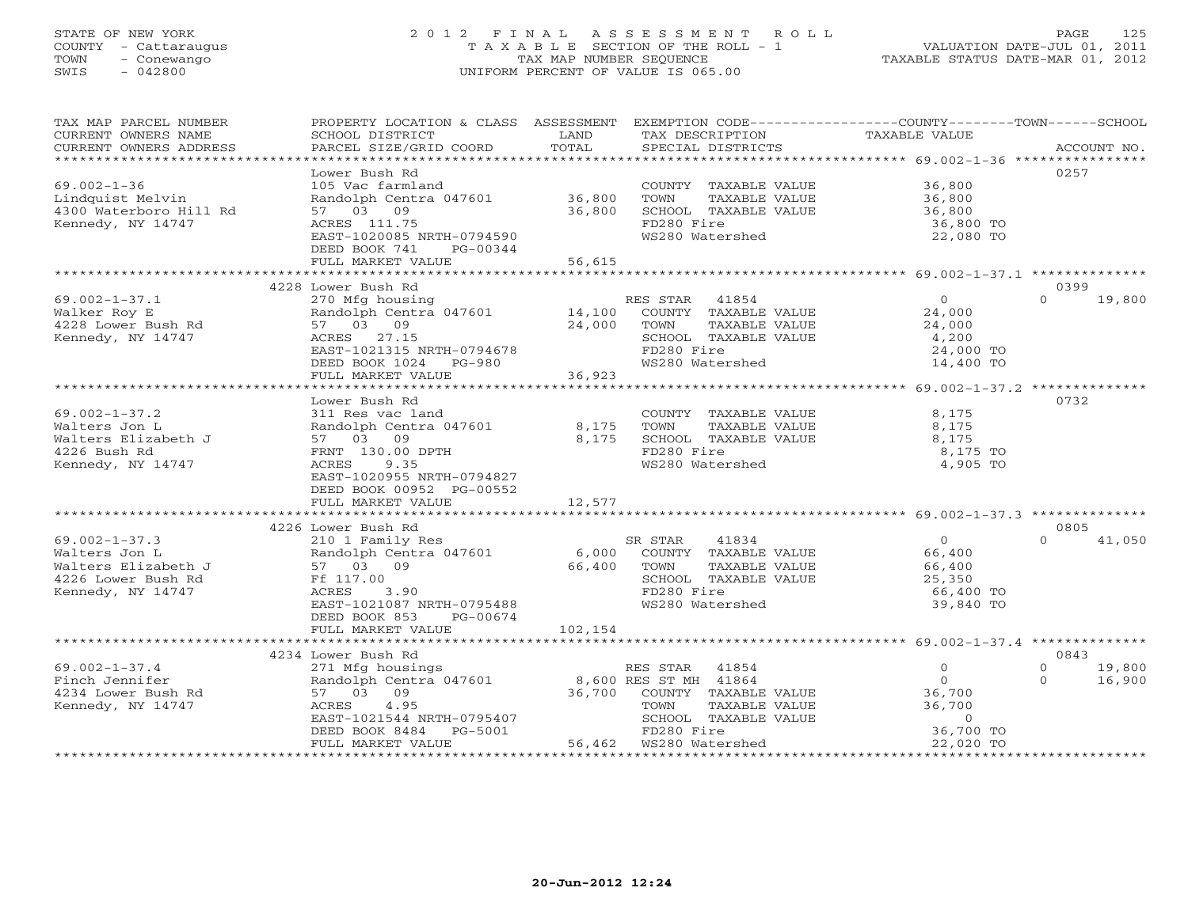STATE OF NEW YORK
COUNTY - Cattaraugus
TOWN - Conewango
SWIS - 042800

# 2012 FINAL ASSESSMENT ROLL
TAXABLE SECTION OF THE ROLL - 1
TAX MAP NUMBER SEQUENCE
UNIFORM PERCENT OF VALUE IS 065.00

VALUATION DATE-JUL 01, 2011
TAXABLE STATUS DATE-MAR 01, 2012

| TAX MAP PARCEL NUMBER / CURRENT OWNERS NAME / CURRENT OWNERS ADDRESS | PROPERTY LOCATION & CLASS / SCHOOL DISTRICT / PARCEL SIZE/GRID COORD | ASSESSMENT LAND / TOTAL | EXEMPTION CODE / TAX DESCRIPTION / SPECIAL DISTRICTS | COUNTY / TOWN TAXABLE VALUE | SCHOOL | ACCOUNT NO. |
|---|---|---|---|---|---|---|
| **69.002-1-36** | Lower Bush Rd | | | | | 0257 |
| 69.002-1-36 | 105 Vac farmland | | COUNTY TAXABLE VALUE | 36,800 | | |
| Lindquist Melvin | Randolph Centra 047601 | 36,800 | TOWN TAXABLE VALUE | 36,800 | | |
| 4300 Waterboro Hill Rd | 57 03 09 | 36,800 | SCHOOL TAXABLE VALUE | 36,800 | | |
| Kennedy, NY 14747 | ACRES 111.75 | | FD280 Fire | 36,800 TO | | |
| | EAST-1020085 NRTH-0794590 | | WS280 Watershed | 22,080 TO | | |
| | DEED BOOK 741 PG-00344 | | | | | |
| | FULL MARKET VALUE | 56,615 | | | | |
| **69.002-1-37.1** | 4228 Lower Bush Rd | | | | | 0399 |
| 69.002-1-37.1 | 270 Mfg housing | | RES STAR 41854 | 0 | 0 | 19,800 |
| Walker Roy E | Randolph Centra 047601 | 14,100 | COUNTY TAXABLE VALUE | 24,000 | | |
| 4228 Lower Bush Rd | 57 03 09 | 24,000 | TOWN TAXABLE VALUE | 24,000 | | |
| Kennedy, NY 14747 | ACRES 27.15 | | SCHOOL TAXABLE VALUE | 4,200 | | |
| | EAST-1021315 NRTH-0794678 | | FD280 Fire | 24,000 TO | | |
| | DEED BOOK 1024 PG-980 | | WS280 Watershed | 14,400 TO | | |
| | FULL MARKET VALUE | 36,923 | | | | |
| **69.002-1-37.2** | Lower Bush Rd | | | | | 0732 |
| 69.002-1-37.2 | 311 Res vac land | | COUNTY TAXABLE VALUE | 8,175 | | |
| Walters Jon L | Randolph Centra 047601 | 8,175 | TOWN TAXABLE VALUE | 8,175 | | |
| Walters Elizabeth J | 57 03 09 | 8,175 | SCHOOL TAXABLE VALUE | 8,175 | | |
| 4226 Bush Rd | FRNT 130.00 DPTH | | FD280 Fire | 8,175 TO | | |
| Kennedy, NY 14747 | ACRES 9.35 | | WS280 Watershed | 4,905 TO | | |
| | EAST-1020955 NRTH-0794827 | | | | | |
| | DEED BOOK 00952 PG-00552 | | | | | |
| | FULL MARKET VALUE | 12,577 | | | | |
| **69.002-1-37.3** | 4226 Lower Bush Rd | | | | | 0805 |
| 69.002-1-37.3 | 210 1 Family Res | | SR STAR 41834 | 0 | 0 | 41,050 |
| Walters Jon L | Randolph Centra 047601 | 6,000 | COUNTY TAXABLE VALUE | 66,400 | | |
| Walters Elizabeth J | 57 03 09 | 66,400 | TOWN TAXABLE VALUE | 66,400 | | |
| 4226 Lower Bush Rd | Ff 117.00 | | SCHOOL TAXABLE VALUE | 25,350 | | |
| Kennedy, NY 14747 | ACRES 3.90 | | FD280 Fire | 66,400 TO | | |
| | EAST-1021087 NRTH-0795488 | | WS280 Watershed | 39,840 TO | | |
| | DEED BOOK 853 PG-00674 | | | | | |
| | FULL MARKET VALUE | 102,154 | | | | |
| **69.002-1-37.4** | 4234 Lower Bush Rd | | | | | 0843 |
| 69.002-1-37.4 | 271 Mfg housings | | RES STAR 41854 | 0 | 0 | 19,800 |
| Finch Jennifer | Randolph Centra 047601 | 8,600 | RES ST MH 41864 | 0 | 0 | 16,900 |
| 4234 Lower Bush Rd | 57 03 09 | 36,700 | COUNTY TAXABLE VALUE | 36,700 | | |
| Kennedy, NY 14747 | ACRES 4.95 | | TOWN TAXABLE VALUE | 36,700 | | |
| | EAST-1021544 NRTH-0795407 | | SCHOOL TAXABLE VALUE | 0 | | |
| | DEED BOOK 8484 PG-5001 | | FD280 Fire | 36,700 TO | | |
| | FULL MARKET VALUE | 56,462 | WS280 Watershed | 22,020 TO | | |

20-Jun-2012 12:24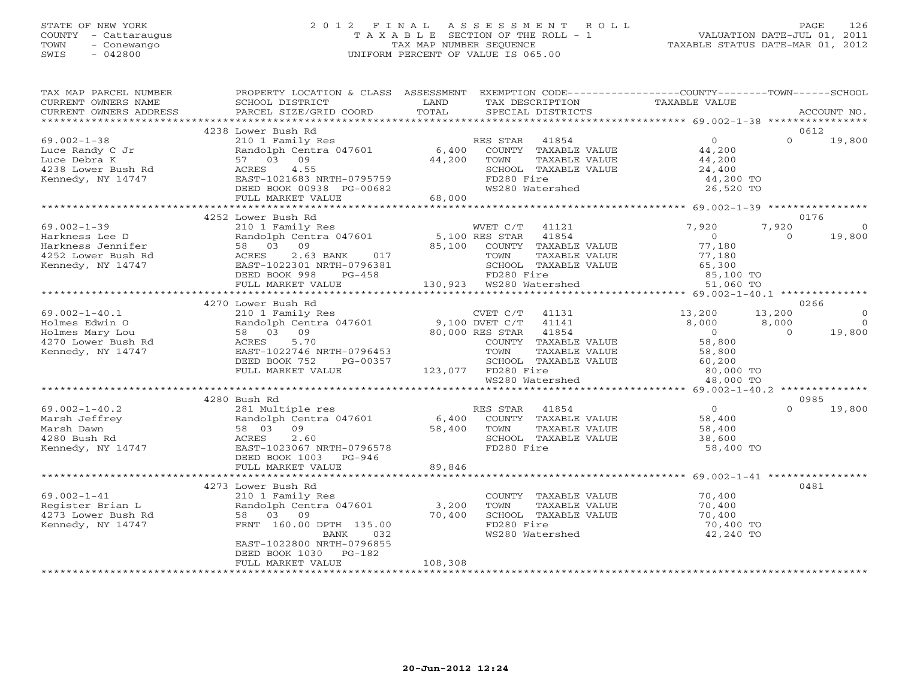STATE OF NEW YORK
COUNTY - Cattaraugus
TOWN - Conewango
SWIS - 042800

# 2012 FINAL ASSESSMENT ROLL

TAXABLE SECTION OF THE ROLL - 1
TAX MAP NUMBER SEQUENCE
UNIFORM PERCENT OF VALUE IS 065.00

VALUATION DATE-JUL 01, 2011
TAXABLE STATUS DATE-MAR 01, 2012

| TAX MAP PARCEL NUMBER / CURRENT OWNERS NAME / CURRENT OWNERS ADDRESS | PROPERTY LOCATION & CLASS / SCHOOL DISTRICT / PARCEL SIZE/GRID COORD | ASSESSMENT LAND / TOTAL | EXEMPTION CODE / TAX DESCRIPTION / SPECIAL DISTRICTS | COUNTY TAXABLE VALUE | TOWN | SCHOOL | ACCOUNT NO. |
|---|---|---|---|---|---|---|---|
| **69.002-1-38** | 4238 Lower Bush Rd | | | | | | 0612 |
| Luce Randy C Jr | 210 1 Family Res | | RES STAR 41854 | 0 | 0 | 19,800 | |
| Luce Debra K | Randolph Centra 047601 | 6,400 | COUNTY TAXABLE VALUE | 44,200 | | | |
| 4238 Lower Bush Rd | 57 03 09 | 44,200 | TOWN TAXABLE VALUE | 44,200 | | | |
| Kennedy, NY 14747 | ACRES 4.55 | | SCHOOL TAXABLE VALUE | 24,400 | | | |
| | EAST-1021683 NRTH-0795759 | | FD280 Fire | 44,200 TO | | | |
| | DEED BOOK 00938 PG-00682 | | WS280 Watershed | 26,520 TO | | | |
| | FULL MARKET VALUE | 68,000 | | | | | |
| **69.002-1-39** | 4252 Lower Bush Rd | | | | | | 0176 |
| Harkness Lee D | 210 1 Family Res | | WVET C/T 41121 | 7,920 | 7,920 | 0 | |
| Harkness Jennifer | Randolph Centra 047601 | 5,100 | RES STAR 41854 | 0 | 0 | 19,800 | |
| 4252 Lower Bush Rd | 58 03 09 | 85,100 | COUNTY TAXABLE VALUE | 77,180 | | | |
| Kennedy, NY 14747 | ACRES 2.63 BANK 017 | | TOWN TAXABLE VALUE | 77,180 | | | |
| | EAST-1022301 NRTH-0796381 | | SCHOOL TAXABLE VALUE | 65,300 | | | |
| | DEED BOOK 998 PG-458 | | FD280 Fire | 85,100 TO | | | |
| | FULL MARKET VALUE | 130,923 | WS280 Watershed | 51,060 TO | | | |
| **69.002-1-40.1** | 4270 Lower Bush Rd | | | | | | 0266 |
| Holmes Edwin O | 210 1 Family Res | | CVET C/T 41131 | 13,200 | 13,200 | 0 | |
| Holmes Mary Lou | Randolph Centra 047601 | 9,100 | DVET C/T 41141 | 8,000 | 8,000 | 0 | |
| 4270 Lower Bush Rd | 58 03 09 | 80,000 | RES STAR 41854 | 0 | 0 | 19,800 | |
| Kennedy, NY 14747 | ACRES 5.70 | | COUNTY TAXABLE VALUE | 58,800 | | | |
| | EAST-1022746 NRTH-0796453 | | TOWN TAXABLE VALUE | 58,800 | | | |
| | DEED BOOK 752 PG-00357 | | SCHOOL TAXABLE VALUE | 60,200 | | | |
| | FULL MARKET VALUE | 123,077 | FD280 Fire | 80,000 TO | | | |
| | | | WS280 Watershed | 48,000 TO | | | |
| **69.002-1-40.2** | 4280 Bush Rd | | | | | | 0985 |
| Marsh Jeffrey | 281 Multiple res | | RES STAR 41854 | 0 | 0 | 19,800 | |
| Marsh Dawn | Randolph Centra 047601 | 6,400 | COUNTY TAXABLE VALUE | 58,400 | | | |
| 4280 Bush Rd | 58 03 09 | 58,400 | TOWN TAXABLE VALUE | 58,400 | | | |
| Kennedy, NY 14747 | ACRES 2.60 | | SCHOOL TAXABLE VALUE | 38,600 | | | |
| | EAST-1023067 NRTH-0796578 | | FD280 Fire | 58,400 TO | | | |
| | DEED BOOK 1003 PG-946 | | | | | | |
| | FULL MARKET VALUE | 89,846 | | | | | |
| **69.002-1-41** | 4273 Lower Bush Rd | | | | | | 0481 |
| Register Brian L | 210 1 Family Res | | COUNTY TAXABLE VALUE | 70,400 | | | |
| 4273 Lower Bush Rd | Randolph Centra 047601 | 3,200 | TOWN TAXABLE VALUE | 70,400 | | | |
| Kennedy, NY 14747 | 58 03 09 | 70,400 | SCHOOL TAXABLE VALUE | 70,400 | | | |
| | FRNT 160.00 DPTH 135.00 | | FD280 Fire | 70,400 TO | | | |
| | BANK 032 | | WS280 Watershed | 42,240 TO | | | |
| | EAST-1022800 NRTH-0796855 | | | | | | |
| | DEED BOOK 1030 PG-182 | | | | | | |
| | FULL MARKET VALUE | 108,308 | | | | | |

20-Jun-2012 12:24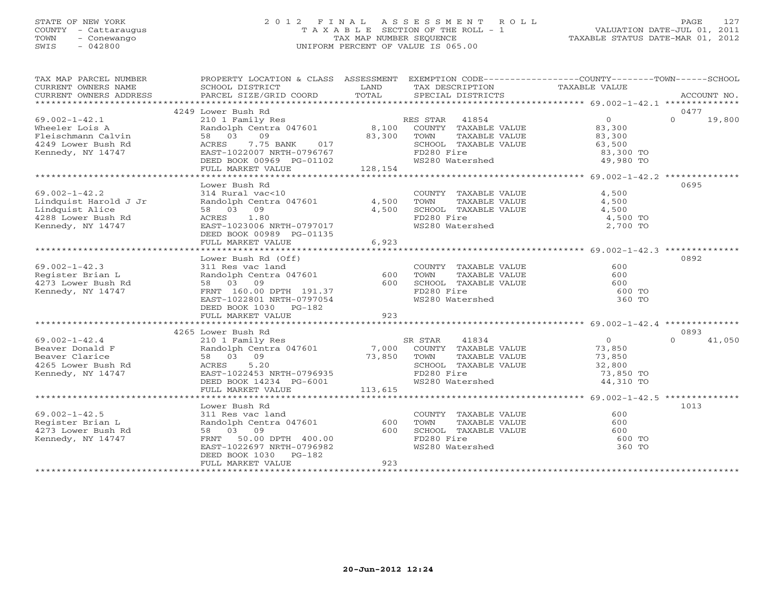STATE OF NEW YORK
COUNTY - Cattaraugus
TOWN - Conewango
SWIS - 042800

# 2012 FINAL ASSESSMENT ROLL
TAXABLE SECTION OF THE ROLL - 1
TAX MAP NUMBER SEQUENCE
UNIFORM PERCENT OF VALUE IS 065.00

VALUATION DATE-JUL 01, 2011
TAXABLE STATUS DATE-MAR 01, 2012

| TAX MAP PARCEL NUMBER / CURRENT OWNERS NAME / CURRENT OWNERS ADDRESS | PROPERTY LOCATION & CLASS / SCHOOL DISTRICT / PARCEL SIZE/GRID COORD | ASSESSMENT LAND / TOTAL | EXEMPTION CODE / TAX DESCRIPTION / SPECIAL DISTRICTS | COUNTY / TOWN TAXABLE VALUE | SCHOOL / ACCOUNT NO. |
|---|---|---|---|---|---|
| **69.002-1-42.1** | 4249 Lower Bush Rd | | | | 0477 |
| Wheeler Lois A | 210 1 Family Res | | RES STAR 41854 | 0 | 0 19,800 |
| Fleischmann Calvin | Randolph Centra 047601 | 8,100 | COUNTY TAXABLE VALUE | 83,300 | |
| 4249 Lower Bush Rd | 58 03 09 | 83,300 | TOWN TAXABLE VALUE | 83,300 | |
| Kennedy, NY 14747 | ACRES 7.75 BANK 017 | | SCHOOL TAXABLE VALUE | 63,500 | |
| | EAST-1022007 NRTH-0796767 | | FD280 Fire | 83,300 TO | |
| | DEED BOOK 00969 PG-01102 | | WS280 Watershed | 49,980 TO | |
| | FULL MARKET VALUE | 128,154 | | | |
| **69.002-1-42.2** | Lower Bush Rd | | | | 0695 |
| Lindquist Harold J Jr | 314 Rural vac<10 | | COUNTY TAXABLE VALUE | 4,500 | |
| Lindquist Alice | Randolph Centra 047601 | 4,500 | TOWN TAXABLE VALUE | 4,500 | |
| 4288 Lower Bush Rd | 58 03 09 | 4,500 | SCHOOL TAXABLE VALUE | 4,500 | |
| Kennedy, NY 14747 | ACRES 1.80 | | FD280 Fire | 4,500 TO | |
| | EAST-1023006 NRTH-0797017 | | WS280 Watershed | 2,700 TO | |
| | DEED BOOK 00989 PG-01135 | | | | |
| | FULL MARKET VALUE | 6,923 | | | |
| **69.002-1-42.3** | Lower Bush Rd (Off) | | | | 0892 |
| Register Brian L | 311 Res vac land | | COUNTY TAXABLE VALUE | 600 | |
| 4273 Lower Bush Rd | Randolph Centra 047601 | 600 | TOWN TAXABLE VALUE | 600 | |
| Kennedy, NY 14747 | 58 03 09 | 600 | SCHOOL TAXABLE VALUE | 600 | |
| | FRNT 160.00 DPTH 191.37 | | FD280 Fire | 600 TO | |
| | EAST-1022801 NRTH-0797054 | | WS280 Watershed | 360 TO | |
| | DEED BOOK 1030 PG-182 | | | | |
| | FULL MARKET VALUE | 923 | | | |
| **69.002-1-42.4** | 4265 Lower Bush Rd | | | | 0893 |
| Beaver Donald F | 210 1 Family Res | | SR STAR 41834 | 0 | 0 41,050 |
| Beaver Clarice | Randolph Centra 047601 | 7,000 | COUNTY TAXABLE VALUE | 73,850 | |
| 4265 Lower Bush Rd | 58 03 09 | 73,850 | TOWN TAXABLE VALUE | 73,850 | |
| Kennedy, NY 14747 | ACRES 5.20 | | SCHOOL TAXABLE VALUE | 32,800 | |
| | EAST-1022453 NRTH-0796935 | | FD280 Fire | 73,850 TO | |
| | DEED BOOK 14234 PG-6001 | | WS280 Watershed | 44,310 TO | |
| | FULL MARKET VALUE | 113,615 | | | |
| **69.002-1-42.5** | Lower Bush Rd | | | | 1013 |
| Register Brian L | 311 Res vac land | | COUNTY TAXABLE VALUE | 600 | |
| 4273 Lower Bush Rd | Randolph Centra 047601 | 600 | TOWN TAXABLE VALUE | 600 | |
| Kennedy, NY 14747 | 58 03 09 | 600 | SCHOOL TAXABLE VALUE | 600 | |
| | FRNT 50.00 DPTH 400.00 | | FD280 Fire | 600 TO | |
| | EAST-1022697 NRTH-0796982 | | WS280 Watershed | 360 TO | |
| | DEED BOOK 1030 PG-182 | | | | |
| | FULL MARKET VALUE | 923 | | | |

20-Jun-2012 12:24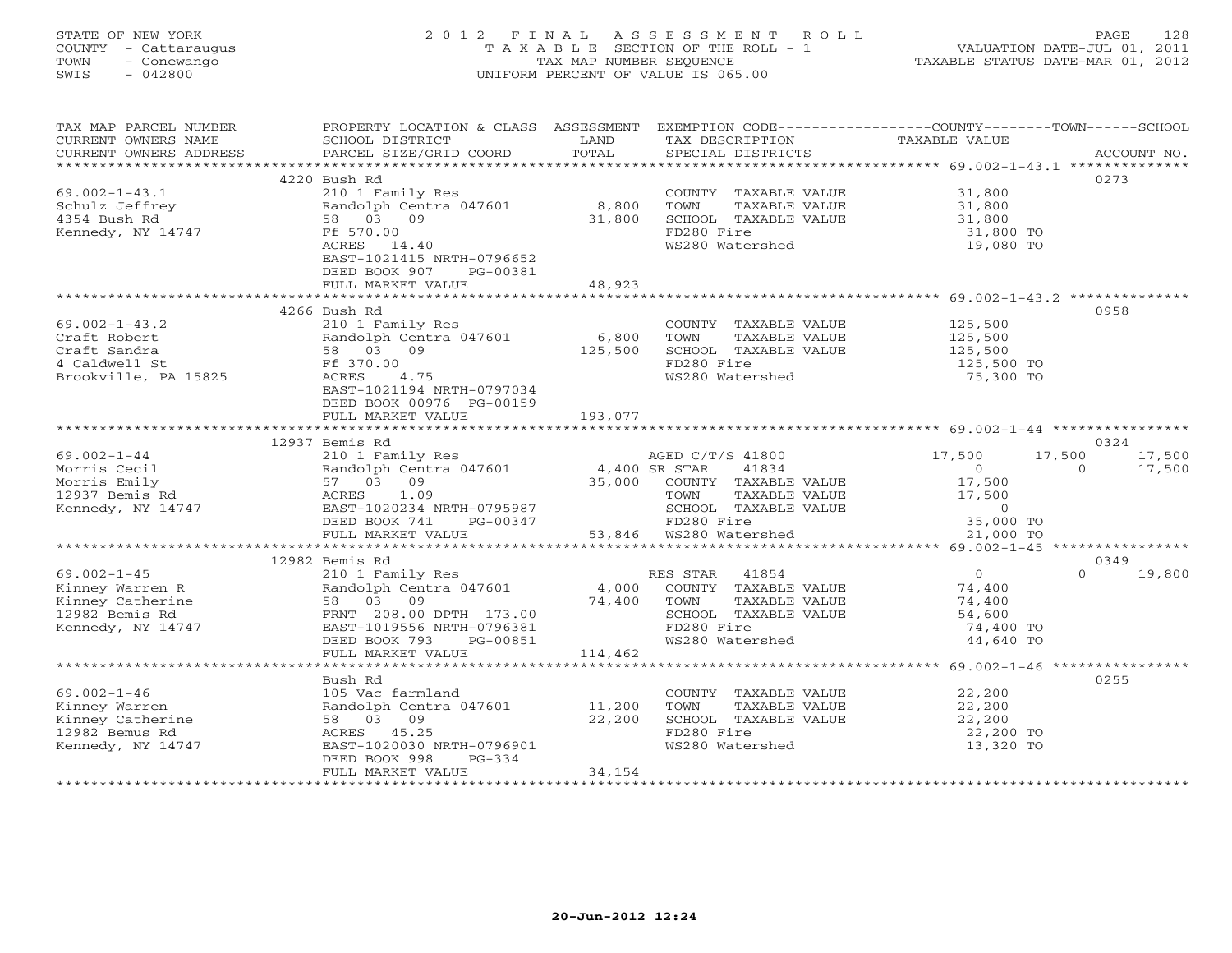STATE OF NEW YORK
COUNTY - Cattaraugus
TOWN - Conewango
SWIS - 042800

2012 FINAL ASSESSMENT ROLL
TAXABLE SECTION OF THE ROLL - 1
TAX MAP NUMBER SEQUENCE
UNIFORM PERCENT OF VALUE IS 065.00

VALUATION DATE-JUL 01, 2011
TAXABLE STATUS DATE-MAR 01, 2012

| TAX MAP PARCEL NUMBER / CURRENT OWNERS NAME / CURRENT OWNERS ADDRESS | PROPERTY LOCATION & CLASS / SCHOOL DISTRICT / PARCEL SIZE/GRID COORD | ASSESSMENT LAND | TOTAL | EXEMPTION CODE / TAX DESCRIPTION / SPECIAL DISTRICTS | COUNTY TAXABLE VALUE | TOWN | SCHOOL | ACCOUNT NO. |
|---|---|---|---|---|---|---|---|---|
| | 4220 Bush Rd | | | | | | | 0273 |
| 69.002-1-43.1 | 210 1 Family Res | | | COUNTY TAXABLE VALUE | 31,800 | | | |
| Schulz Jeffrey | Randolph Centra 047601 | 8,800 | | TOWN TAXABLE VALUE | 31,800 | | | |
| 4354 Bush Rd | 58 03 09 | | 31,800 | SCHOOL TAXABLE VALUE | 31,800 | | | |
| Kennedy, NY 14747 | Ff 570.00 | | | FD280 Fire | 31,800 TO | | | |
| | ACRES 14.40 | | | WS280 Watershed | 19,080 TO | | | |
| | EAST-1021415 NRTH-0796652 | | | | | | | |
| | DEED BOOK 907 PG-00381 | | | | | | | |
| | FULL MARKET VALUE | | 48,923 | | | | | |
| | 4266 Bush Rd | | | | | | | 0958 |
| 69.002-1-43.2 | 210 1 Family Res | | | COUNTY TAXABLE VALUE | 125,500 | | | |
| Craft Robert | Randolph Centra 047601 | 6,800 | | TOWN TAXABLE VALUE | 125,500 | | | |
| Craft Sandra | 58 03 09 | | 125,500 | SCHOOL TAXABLE VALUE | 125,500 | | | |
| 4 Caldwell St | Ff 370.00 | | | FD280 Fire | 125,500 TO | | | |
| Brookville, PA 15825 | ACRES 4.75 | | | WS280 Watershed | 75,300 TO | | | |
| | EAST-1021194 NRTH-0797034 | | | | | | | |
| | DEED BOOK 00976 PG-00159 | | | | | | | |
| | FULL MARKET VALUE | | 193,077 | | | | | |
| | 12937 Bemis Rd | | | | | | | 0324 |
| 69.002-1-44 | 210 1 Family Res | | | AGED C/T/S 41800 | 17,500 | 17,500 | 17,500 | |
| Morris Cecil | Randolph Centra 047601 | 4,400 | | SR STAR 41834 | 0 | 0 | 17,500 | |
| Morris Emily | 57 03 09 | | 35,000 | COUNTY TAXABLE VALUE | 17,500 | | | |
| 12937 Bemis Rd | ACRES 1.09 | | | TOWN TAXABLE VALUE | 17,500 | | | |
| Kennedy, NY 14747 | EAST-1020234 NRTH-0795987 | | | SCHOOL TAXABLE VALUE | 0 | | | |
| | DEED BOOK 741 PG-00347 | | | FD280 Fire | 35,000 TO | | | |
| | FULL MARKET VALUE | | 53,846 | WS280 Watershed | 21,000 TO | | | |
| | 12982 Bemis Rd | | | | | | | 0349 |
| 69.002-1-45 | 210 1 Family Res | | | RES STAR 41854 | 0 | 0 | 19,800 | |
| Kinney Warren R | Randolph Centra 047601 | 4,000 | | COUNTY TAXABLE VALUE | 74,400 | | | |
| Kinney Catherine | 58 03 09 | | 74,400 | TOWN TAXABLE VALUE | 74,400 | | | |
| 12982 Bemis Rd | FRNT 208.00 DPTH 173.00 | | | SCHOOL TAXABLE VALUE | 54,600 | | | |
| Kennedy, NY 14747 | EAST-1019556 NRTH-0796381 | | | FD280 Fire | 74,400 TO | | | |
| | DEED BOOK 793 PG-00851 | | | WS280 Watershed | 44,640 TO | | | |
| | FULL MARKET VALUE | | 114,462 | | | | | |
| | Bush Rd | | | | | | | 0255 |
| 69.002-1-46 | 105 Vac farmland | | | COUNTY TAXABLE VALUE | 22,200 | | | |
| Kinney Warren | Randolph Centra 047601 | 11,200 | | TOWN TAXABLE VALUE | 22,200 | | | |
| Kinney Catherine | 58 03 09 | | 22,200 | SCHOOL TAXABLE VALUE | 22,200 | | | |
| 12982 Bemus Rd | ACRES 45.25 | | | FD280 Fire | 22,200 TO | | | |
| Kennedy, NY 14747 | EAST-1020030 NRTH-0796901 | | | WS280 Watershed | 13,320 TO | | | |
| | DEED BOOK 998 PG-334 | | | | | | | |
| | FULL MARKET VALUE | | 34,154 | | | | | |

20-Jun-2012 12:24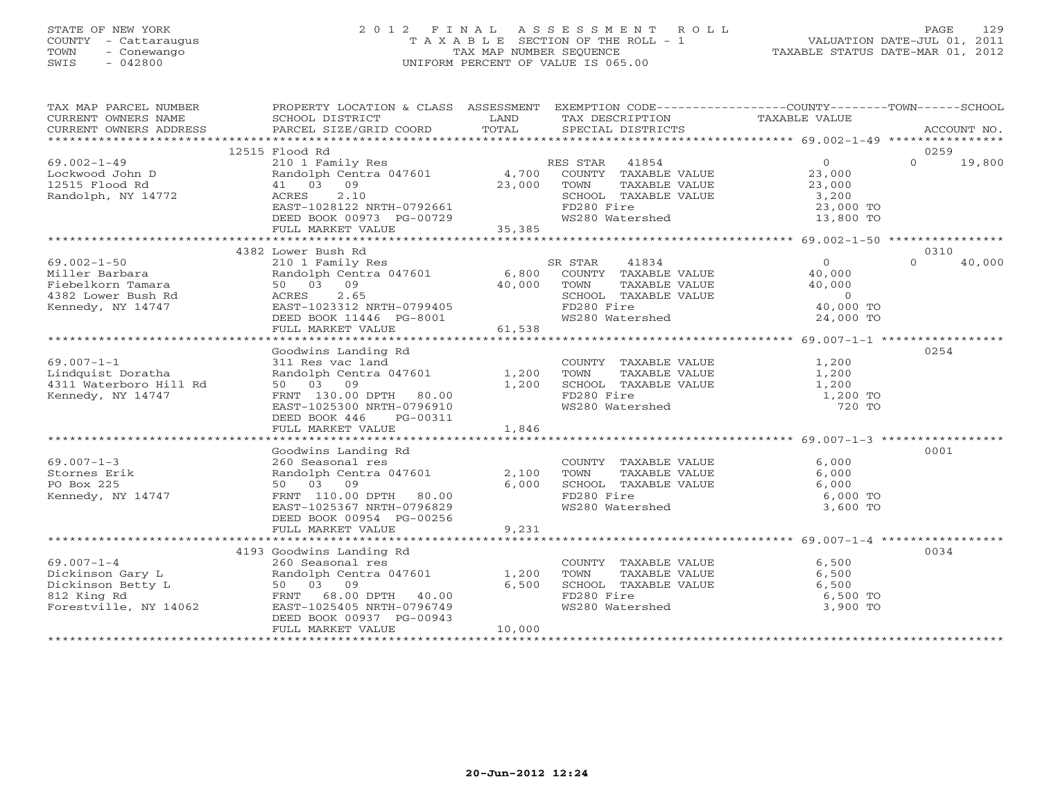STATE OF NEW YORK
COUNTY - Cattaraugus
TOWN - Conewango
SWIS - 042800

2012 FINAL ASSESSMENT ROLL
TAXABLE SECTION OF THE ROLL - 1
TAX MAP NUMBER SEQUENCE
UNIFORM PERCENT OF VALUE IS 065.00

VALUATION DATE-JUL 01, 2011
TAXABLE STATUS DATE-MAR 01, 2012

| TAX MAP PARCEL NUMBER / CURRENT OWNERS NAME / CURRENT OWNERS ADDRESS | PROPERTY LOCATION & CLASS / SCHOOL DISTRICT / PARCEL SIZE/GRID COORD | ASSESSMENT LAND | TOTAL | EXEMPTION CODE / TAX DESCRIPTION / SPECIAL DISTRICTS | COUNTY / TOWN / SCHOOL TAXABLE VALUE | ACCOUNT NO. |
|---|---|---|---|---|---|---|
| 69.002-1-49 | 12515 Flood Rd | | | | | 0259 |
| | 210 1 Family Res | | | RES STAR 41854 | 0 | 0 19,800 |
| Lockwood John D | Randolph Centra 047601 | 4,700 | | COUNTY TAXABLE VALUE | 23,000 | |
| 12515 Flood Rd | 41 03 09 | | 23,000 | TOWN TAXABLE VALUE | 23,000 | |
| Randolph, NY 14772 | ACRES 2.10 | | | SCHOOL TAXABLE VALUE | 3,200 | |
| | EAST-1028122 NRTH-0792661 | | | FD280 Fire | 23,000 TO | |
| | DEED BOOK 00973 PG-00729 | | | WS280 Watershed | 13,800 TO | |
| | FULL MARKET VALUE | | 35,385 | | | |
| 69.002-1-50 | 4382 Lower Bush Rd | | | | | 0310 |
| | 210 1 Family Res | | | SR STAR 41834 | 0 | 0 40,000 |
| Miller Barbara | Randolph Centra 047601 | 6,800 | | COUNTY TAXABLE VALUE | 40,000 | |
| Fiebelkorn Tamara | 50 03 09 | | 40,000 | TOWN TAXABLE VALUE | 40,000 | |
| 4382 Lower Bush Rd | ACRES 2.65 | | | SCHOOL TAXABLE VALUE | 0 | |
| Kennedy, NY 14747 | EAST-1023312 NRTH-0799405 | | | FD280 Fire | 40,000 TO | |
| | DEED BOOK 11446 PG-8001 | | | WS280 Watershed | 24,000 TO | |
| | FULL MARKET VALUE | | 61,538 | | | |
| 69.007-1-1 | Goodwins Landing Rd | | | | | 0254 |
| | 311 Res vac land | | | COUNTY TAXABLE VALUE | 1,200 | |
| Lindquist Doratha | Randolph Centra 047601 | 1,200 | | TOWN TAXABLE VALUE | 1,200 | |
| 4311 Waterboro Hill Rd | 50 03 09 | | 1,200 | SCHOOL TAXABLE VALUE | 1,200 | |
| Kennedy, NY 14747 | FRNT 130.00 DPTH 80.00 | | | FD280 Fire | 1,200 TO | |
| | EAST-1025300 NRTH-0796910 | | | WS280 Watershed | 720 TO | |
| | DEED BOOK 446 PG-00311 | | | | | |
| | FULL MARKET VALUE | | 1,846 | | | |
| 69.007-1-3 | Goodwins Landing Rd | | | | | 0001 |
| | 260 Seasonal res | | | COUNTY TAXABLE VALUE | 6,000 | |
| Stornes Erik | Randolph Centra 047601 | 2,100 | | TOWN TAXABLE VALUE | 6,000 | |
| PO Box 225 | 50 03 09 | | 6,000 | SCHOOL TAXABLE VALUE | 6,000 | |
| Kennedy, NY 14747 | FRNT 110.00 DPTH 80.00 | | | FD280 Fire | 6,000 TO | |
| | EAST-1025367 NRTH-0796829 | | | WS280 Watershed | 3,600 TO | |
| | DEED BOOK 00954 PG-00256 | | | | | |
| | FULL MARKET VALUE | | 9,231 | | | |
| 69.007-1-4 | 4193 Goodwins Landing Rd | | | | | 0034 |
| | 260 Seasonal res | | | COUNTY TAXABLE VALUE | 6,500 | |
| Dickinson Gary L | Randolph Centra 047601 | 1,200 | | TOWN TAXABLE VALUE | 6,500 | |
| Dickinson Betty L | 50 03 09 | | 6,500 | SCHOOL TAXABLE VALUE | 6,500 | |
| 812 King Rd | FRNT 68.00 DPTH 40.00 | | | FD280 Fire | 6,500 TO | |
| Forestville, NY 14062 | EAST-1025405 NRTH-0796749 | | | WS280 Watershed | 3,900 TO | |
| | DEED BOOK 00937 PG-00943 | | | | | |
| | FULL MARKET VALUE | | 10,000 | | | |

20-Jun-2012 12:24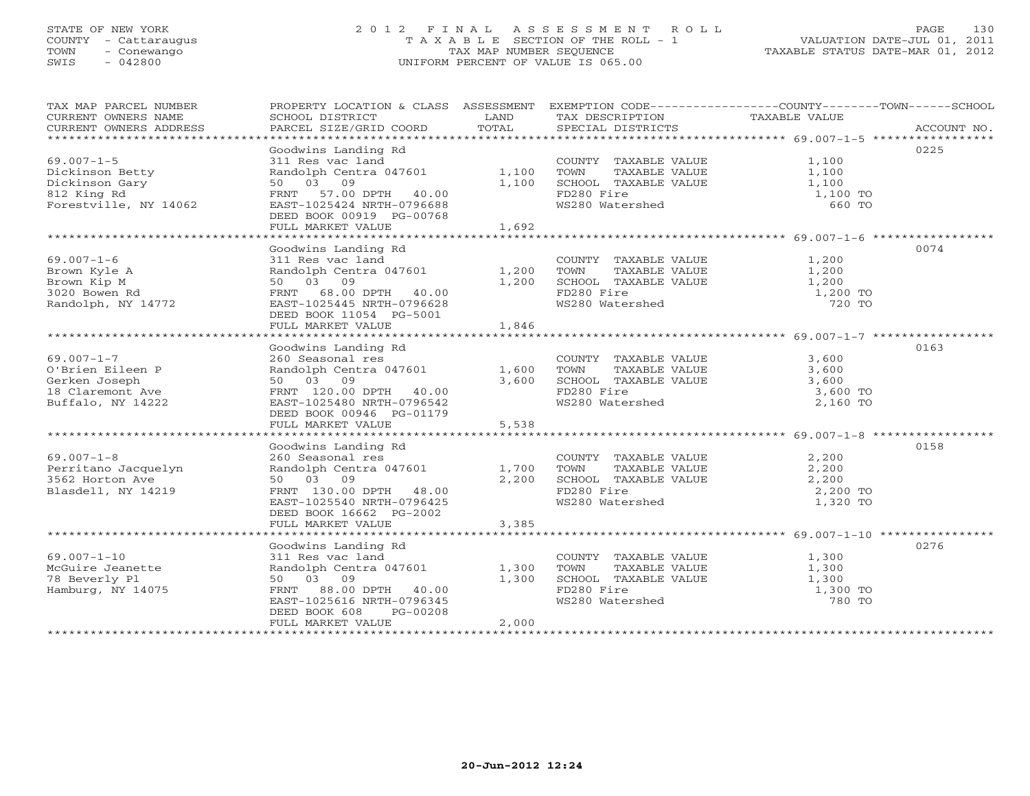STATE OF NEW YORK
COUNTY - Cattaraugus
TOWN - Conewango
SWIS - 042800

# 2012 FINAL ASSESSMENT ROLL
TAXABLE SECTION OF THE ROLL - 1
TAX MAP NUMBER SEQUENCE
UNIFORM PERCENT OF VALUE IS 065.00

VALUATION DATE-JUL 01, 2011
TAXABLE STATUS DATE-MAR 01, 2012

| TAX MAP PARCEL NUMBER / CURRENT OWNERS NAME / CURRENT OWNERS ADDRESS | PROPERTY LOCATION & CLASS / SCHOOL DISTRICT / PARCEL SIZE/GRID COORD | ASSESSMENT LAND | TOTAL | EXEMPTION CODE / TAX DESCRIPTION / SPECIAL DISTRICTS | COUNTY--------TOWN------SCHOOL TAXABLE VALUE | ACCOUNT NO. |
|---|---|---|---|---|---|---|
| 69.007-1-5 | Goodwins Landing Rd | | | | | 0225 |
| Dickinson Betty | 311 Res vac land | | | COUNTY TAXABLE VALUE | 1,100 | |
| Dickinson Gary | Randolph Centra 047601 | 1,100 | | TOWN TAXABLE VALUE | 1,100 | |
| 812 King Rd | 50 03 09 | | 1,100 | SCHOOL TAXABLE VALUE | 1,100 | |
| Forestville, NY 14062 | FRNT 57.00 DPTH 40.00 | | | FD280 Fire | 1,100 TO | |
| | EAST-1025424 NRTH-0796688 | | | WS280 Watershed | 660 TO | |
| | DEED BOOK 00919 PG-00768 | | | | | |
| | FULL MARKET VALUE | | 1,692 | | | |
| 69.007-1-6 | Goodwins Landing Rd | | | | | 0074 |
| Brown Kyle A | 311 Res vac land | | | COUNTY TAXABLE VALUE | 1,200 | |
| Brown Kip M | Randolph Centra 047601 | 1,200 | | TOWN TAXABLE VALUE | 1,200 | |
| 3020 Bowen Rd | 50 03 09 | | 1,200 | SCHOOL TAXABLE VALUE | 1,200 | |
| Randolph, NY 14772 | FRNT 68.00 DPTH 40.00 | | | FD280 Fire | 1,200 TO | |
| | EAST-1025445 NRTH-0796628 | | | WS280 Watershed | 720 TO | |
| | DEED BOOK 11054 PG-5001 | | | | | |
| | FULL MARKET VALUE | | 1,846 | | | |
| 69.007-1-7 | Goodwins Landing Rd | | | | | 0163 |
| O'Brien Eileen P | 260 Seasonal res | | | COUNTY TAXABLE VALUE | 3,600 | |
| Gerken Joseph | Randolph Centra 047601 | 1,600 | | TOWN TAXABLE VALUE | 3,600 | |
| 18 Claremont Ave | 50 03 09 | | 3,600 | SCHOOL TAXABLE VALUE | 3,600 | |
| Buffalo, NY 14222 | FRNT 120.00 DPTH 40.00 | | | FD280 Fire | 3,600 TO | |
| | EAST-1025480 NRTH-0796542 | | | WS280 Watershed | 2,160 TO | |
| | DEED BOOK 00946 PG-01179 | | | | | |
| | FULL MARKET VALUE | | 5,538 | | | |
| 69.007-1-8 | Goodwins Landing Rd | | | | | 0158 |
| Perritano Jacquelyn | 260 Seasonal res | | | COUNTY TAXABLE VALUE | 2,200 | |
| 3562 Horton Ave | Randolph Centra 047601 | 1,700 | | TOWN TAXABLE VALUE | 2,200 | |
| Blasdell, NY 14219 | 50 03 09 | | 2,200 | SCHOOL TAXABLE VALUE | 2,200 | |
| | FRNT 130.00 DPTH 48.00 | | | FD280 Fire | 2,200 TO | |
| | EAST-1025540 NRTH-0796425 | | | WS280 Watershed | 1,320 TO | |
| | DEED BOOK 16662 PG-2002 | | | | | |
| | FULL MARKET VALUE | | 3,385 | | | |
| 69.007-1-10 | Goodwins Landing Rd | | | | | 0276 |
| McGuire Jeanette | 311 Res vac land | | | COUNTY TAXABLE VALUE | 1,300 | |
| 78 Beverly Pl | Randolph Centra 047601 | 1,300 | | TOWN TAXABLE VALUE | 1,300 | |
| Hamburg, NY 14075 | 50 03 09 | | 1,300 | SCHOOL TAXABLE VALUE | 1,300 | |
| | FRNT 88.00 DPTH 40.00 | | | FD280 Fire | 1,300 TO | |
| | EAST-1025616 NRTH-0796345 | | | WS280 Watershed | 780 TO | |
| | DEED BOOK 608 PG-00208 | | | | | |
| | FULL MARKET VALUE | | 2,000 | | | |

20-Jun-2012 12:24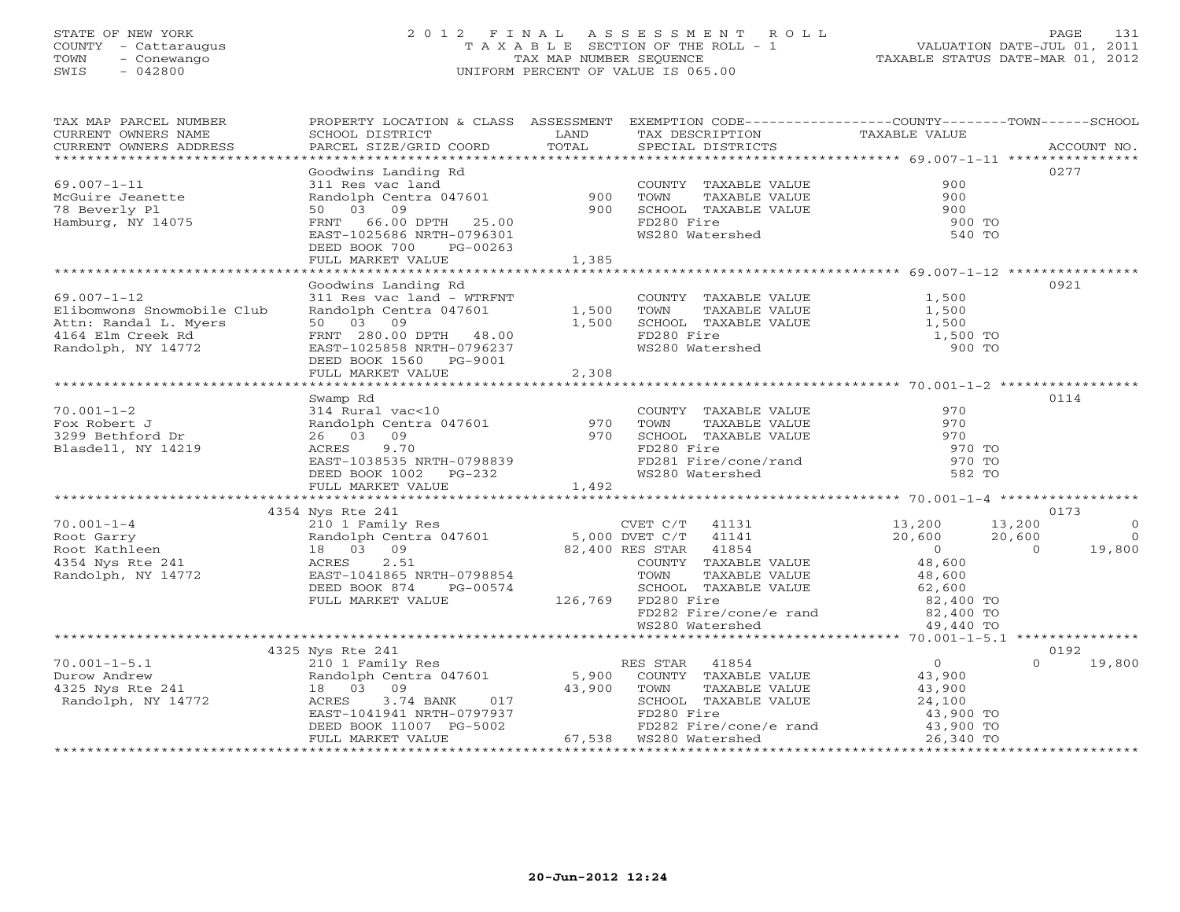STATE OF NEW YORK
COUNTY - Cattaraugus
TOWN - Conewango
SWIS - 042800

# 2012 FINAL ASSESSMENT ROLL
TAXABLE SECTION OF THE ROLL - 1
TAX MAP NUMBER SEQUENCE
UNIFORM PERCENT OF VALUE IS 065.00

VALUATION DATE-JUL 01, 2011
TAXABLE STATUS DATE-MAR 01, 2012

| TAX MAP PARCEL NUMBER / CURRENT OWNERS NAME / CURRENT OWNERS ADDRESS | PROPERTY LOCATION & CLASS / SCHOOL DISTRICT / PARCEL SIZE/GRID COORD | ASSESSMENT LAND / TOTAL | EXEMPTION CODE / TAX DESCRIPTION / SPECIAL DISTRICTS | COUNTY | TOWN | SCHOOL | ACCOUNT NO. |
|---|---|---|---|---|---|---|---|
| **69.007-1-11** | Goodwins Landing Rd | | | | | | 0277 |
| McGuire Jeanette | 311 Res vac land | | COUNTY TAXABLE VALUE | 900 | | | |
| 78 Beverly Pl | Randolph Centra 047601 | 900 | TOWN TAXABLE VALUE | | 900 | | |
| Hamburg, NY 14075 | 50 03 09 | 900 | SCHOOL TAXABLE VALUE | | | 900 | |
| | FRNT 66.00 DPTH 25.00 | | FD280 Fire | 900 TO | | | |
| | EAST-1025686 NRTH-0796301 | | WS280 Watershed | 540 TO | | | |
| | DEED BOOK 700 PG-00263 | | | | | | |
| | FULL MARKET VALUE | 1,385 | | | | | |
| **69.007-1-12** | Goodwins Landing Rd | | | | | | 0921 |
| Elibomwons Snowmobile Club | 311 Res vac land - WTRFNT | | COUNTY TAXABLE VALUE | 1,500 | | | |
| Attn: Randal L. Myers | Randolph Centra 047601 | 1,500 | TOWN TAXABLE VALUE | | 1,500 | | |
| 4164 Elm Creek Rd | 50 03 09 | 1,500 | SCHOOL TAXABLE VALUE | | | 1,500 | |
| Randolph, NY 14772 | FRNT 280.00 DPTH 48.00 | | FD280 Fire | 1,500 TO | | | |
| | EAST-1025858 NRTH-0796237 | | WS280 Watershed | 900 TO | | | |
| | DEED BOOK 1560 PG-9001 | | | | | | |
| | FULL MARKET VALUE | 2,308 | | | | | |
| **70.001-1-2** | Swamp Rd | | | | | | 0114 |
| Fox Robert J | 314 Rural vac<10 | | COUNTY TAXABLE VALUE | 970 | | | |
| 3299 Bethford Dr | Randolph Centra 047601 | 970 | TOWN TAXABLE VALUE | | 970 | | |
| Blasdell, NY 14219 | 26 03 09 | 970 | SCHOOL TAXABLE VALUE | | | 970 | |
| | ACRES 9.70 | | FD280 Fire | 970 TO | | | |
| | EAST-1038535 NRTH-0798839 | | FD281 Fire/cone/rand | 970 TO | | | |
| | DEED BOOK 1002 PG-232 | | WS280 Watershed | 582 TO | | | |
| | FULL MARKET VALUE | 1,492 | | | | | |
| **70.001-1-4** | 4354 Nys Rte 241 | | | | | | 0173 |
| Root Garry | 210 1 Family Res | | CVET C/T 41131 | 13,200 | 13,200 | 0 | |
| Root Kathleen | Randolph Centra 047601 | 5,000 | DVET C/T 41141 | 20,600 | 20,600 | 0 | |
| 4354 Nys Rte 241 | 18 03 09 | 82,400 | RES STAR 41854 | 0 | 0 | 19,800 | |
| Randolph, NY 14772 | ACRES 2.51 | | COUNTY TAXABLE VALUE | 48,600 | | | |
| | EAST-1041865 NRTH-0798854 | | TOWN TAXABLE VALUE | | 48,600 | | |
| | DEED BOOK 874 PG-00574 | | SCHOOL TAXABLE VALUE | | | 62,600 | |
| | FULL MARKET VALUE | 126,769 | FD280 Fire | 82,400 TO | | | |
| | | | FD282 Fire/cone/e rand | 82,400 TO | | | |
| | | | WS280 Watershed | 49,440 TO | | | |
| **70.001-1-5.1** | 4325 Nys Rte 241 | | | | | | 0192 |
| Durow Andrew | 210 1 Family Res | | RES STAR 41854 | 0 | 0 | 19,800 | |
| 4325 Nys Rte 241 | Randolph Centra 047601 | 5,900 | COUNTY TAXABLE VALUE | 43,900 | | | |
| Randolph, NY 14772 | 18 03 09 | 43,900 | TOWN TAXABLE VALUE | | 43,900 | | |
| | ACRES 3.74 BANK 017 | | SCHOOL TAXABLE VALUE | | | 24,100 | |
| | EAST-1041941 NRTH-0797937 | | FD280 Fire | 43,900 TO | | | |
| | DEED BOOK 11007 PG-5002 | | FD282 Fire/cone/e rand | 43,900 TO | | | |
| | FULL MARKET VALUE | 67,538 | WS280 Watershed | 26,340 TO | | | |

20-Jun-2012 12:24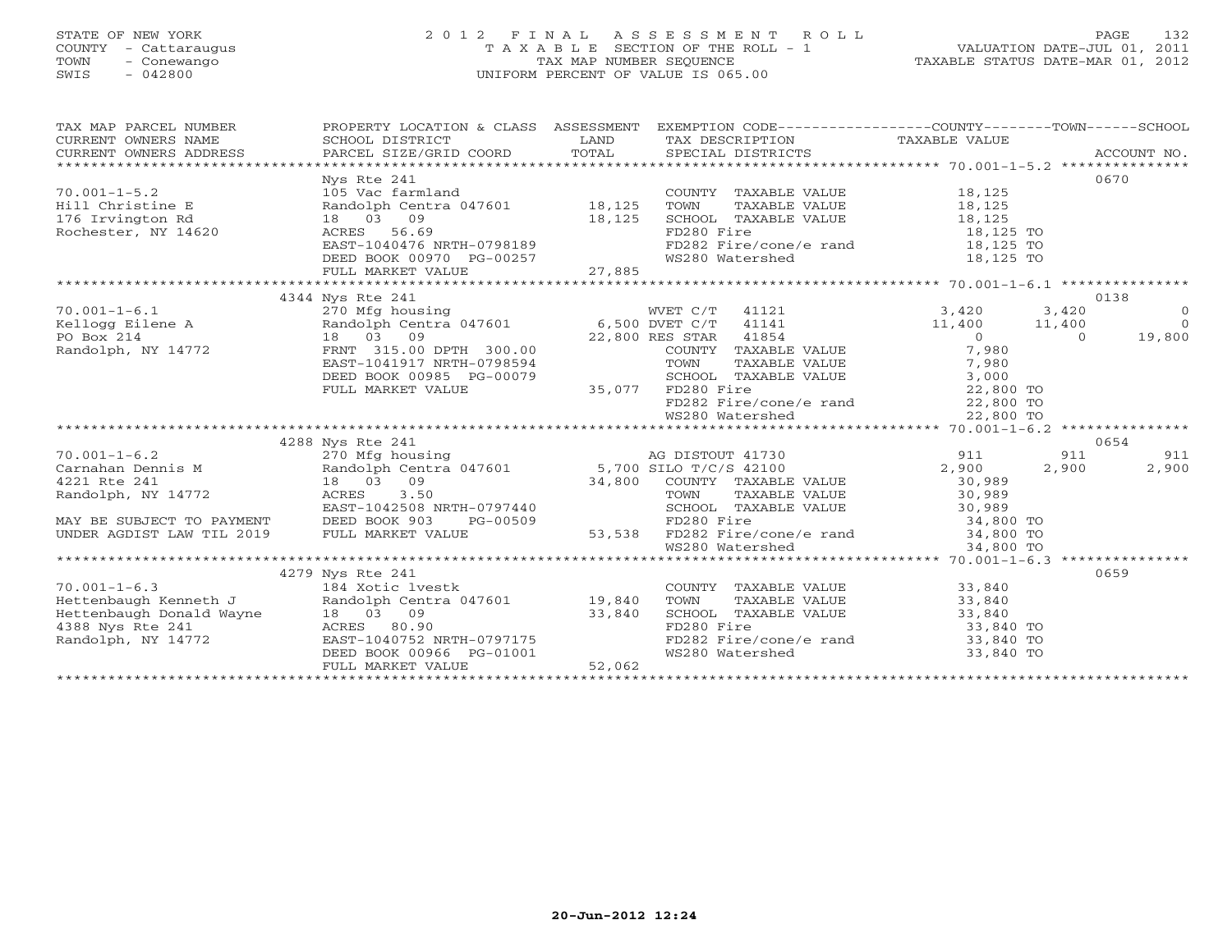STATE OF NEW YORK
COUNTY - Cattaraugus
TOWN - Conewango
SWIS - 042800

# 2012 FINAL ASSESSMENT ROLL
TAXABLE SECTION OF THE ROLL - 1
TAX MAP NUMBER SEQUENCE
UNIFORM PERCENT OF VALUE IS 065.00

VALUATION DATE-JUL 01, 2011
TAXABLE STATUS DATE-MAR 01, 2012

| TAX MAP PARCEL NUMBER / CURRENT OWNERS NAME / CURRENT OWNERS ADDRESS | PROPERTY LOCATION & CLASS / SCHOOL DISTRICT / PARCEL SIZE/GRID COORD | ASSESSMENT LAND / TOTAL | EXEMPTION CODE / TAX DESCRIPTION / SPECIAL DISTRICTS | COUNTY TAXABLE VALUE | TOWN | SCHOOL | ACCOUNT NO. |
|---|---|---|---|---|---|---|---|
| 70.001-1-5.2 | Nys Rte 241 | | | | | | 0670 |
| 70.001-1-5.2 | 105 Vac farmland | | COUNTY TAXABLE VALUE | 18,125 | | | |
| Hill Christine E | Randolph Centra 047601 | 18,125 | TOWN TAXABLE VALUE | 18,125 | | | |
| 176 Irvington Rd | 18 03 09 | 18,125 | SCHOOL TAXABLE VALUE | 18,125 | | | |
| Rochester, NY 14620 | ACRES 56.69 | | FD280 Fire | 18,125 TO | | | |
| | EAST-1040476 NRTH-0798189 | | FD282 Fire/cone/e rand | 18,125 TO | | | |
| | DEED BOOK 00970 PG-00257 | | WS280 Watershed | 18,125 TO | | | |
| | FULL MARKET VALUE | 27,885 | | | | | |
| 70.001-1-6.1 | 4344 Nys Rte 241 | | | | | | 0138 |
| 70.001-1-6.1 | 270 Mfg housing | | WVET C/T 41121 | 3,420 | 3,420 | 0 | |
| Kellogg Eilene A | Randolph Centra 047601 | 6,500 | DVET C/T 41141 | 11,400 | 11,400 | 0 | |
| PO Box 214 | 18 03 09 | 22,800 | RES STAR 41854 | 0 | 0 | 19,800 | |
| Randolph, NY 14772 | FRNT 315.00 DPTH 300.00 | | COUNTY TAXABLE VALUE | 7,980 | | | |
| | EAST-1041917 NRTH-0798594 | | TOWN TAXABLE VALUE | 7,980 | | | |
| | DEED BOOK 00985 PG-00079 | | SCHOOL TAXABLE VALUE | 3,000 | | | |
| | FULL MARKET VALUE | 35,077 | FD280 Fire | 22,800 TO | | | |
| | | | FD282 Fire/cone/e rand | 22,800 TO | | | |
| | | | WS280 Watershed | 22,800 TO | | | |
| 70.001-1-6.2 | 4288 Nys Rte 241 | | | | | | 0654 |
| 70.001-1-6.2 | 270 Mfg housing | | AG DISTOUT 41730 | 911 | 911 | 911 | |
| Carnahan Dennis M | Randolph Centra 047601 | 5,700 | SILO T/C/S 42100 | 2,900 | 2,900 | 2,900 | |
| 4221 Rte 241 | 18 03 09 | 34,800 | COUNTY TAXABLE VALUE | 30,989 | | | |
| Randolph, NY 14772 | ACRES 3.50 | | TOWN TAXABLE VALUE | 30,989 | | | |
| | EAST-1042508 NRTH-0797440 | | SCHOOL TAXABLE VALUE | 30,989 | | | |
| MAY BE SUBJECT TO PAYMENT | DEED BOOK 903 PG-00509 | | FD280 Fire | 34,800 TO | | | |
| UNDER AGDIST LAW TIL 2019 | FULL MARKET VALUE | 53,538 | FD282 Fire/cone/e rand | 34,800 TO | | | |
| | | | WS280 Watershed | 34,800 TO | | | |
| 70.001-1-6.3 | 4279 Nys Rte 241 | | | | | | 0659 |
| 70.001-1-6.3 | 184 Xotic lvestk | | COUNTY TAXABLE VALUE | 33,840 | | | |
| Hettenbaugh Kenneth J | Randolph Centra 047601 | 19,840 | TOWN TAXABLE VALUE | 33,840 | | | |
| Hettenbaugh Donald Wayne | 18 03 09 | 33,840 | SCHOOL TAXABLE VALUE | 33,840 | | | |
| 4388 Nys Rte 241 | ACRES 80.90 | | FD280 Fire | 33,840 TO | | | |
| Randolph, NY 14772 | EAST-1040752 NRTH-0797175 | | FD282 Fire/cone/e rand | 33,840 TO | | | |
| | DEED BOOK 00966 PG-01001 | | WS280 Watershed | 33,840 TO | | | |
| | FULL MARKET VALUE | 52,062 | | | | | |

20-Jun-2012 12:24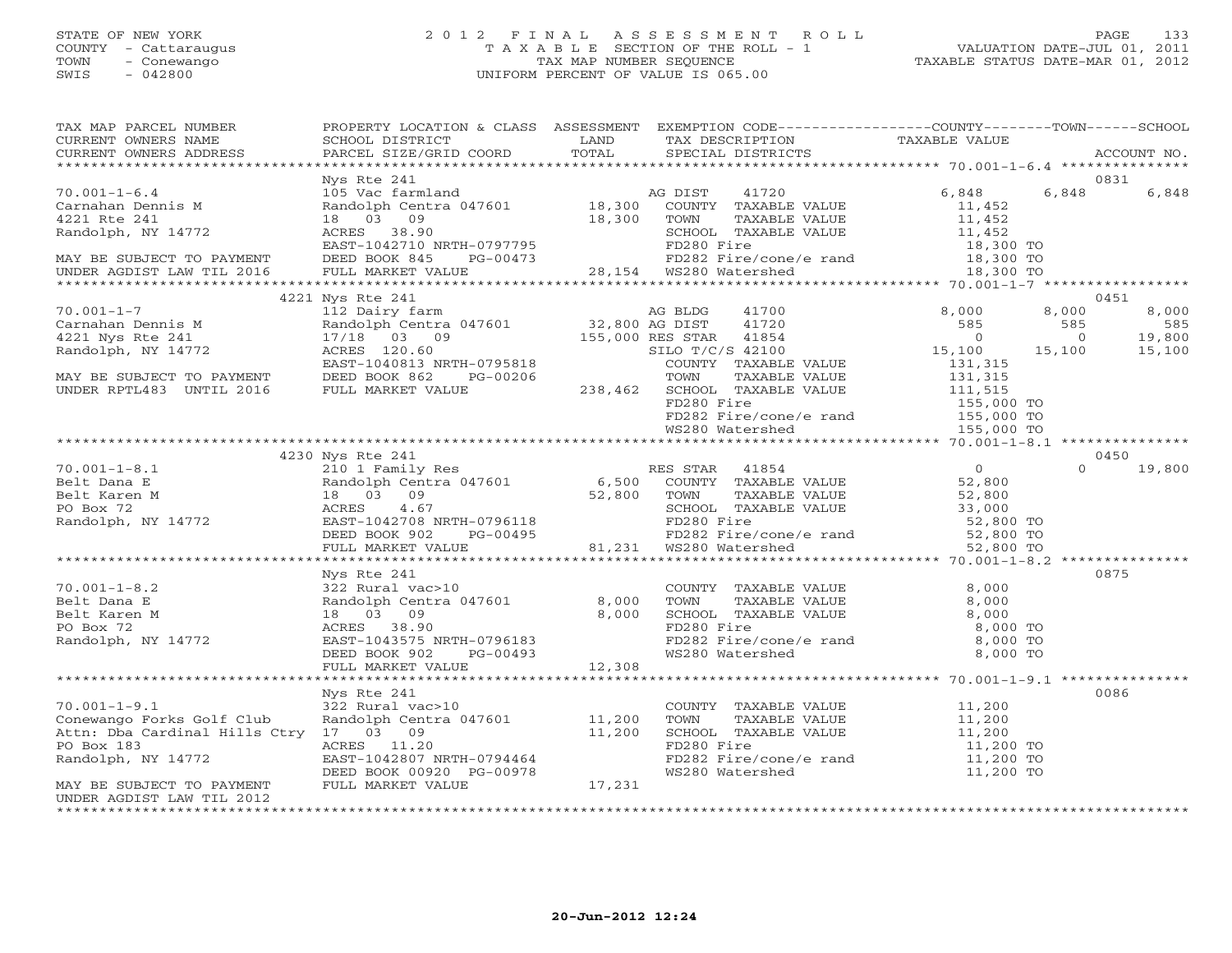STATE OF NEW YORK
COUNTY - Cattaraugus
TOWN - Conewango
SWIS - 042800

2012 FINAL ASSESSMENT ROLL
TAXABLE SECTION OF THE ROLL - 1
TAX MAP NUMBER SEQUENCE
UNIFORM PERCENT OF VALUE IS 065.00

VALUATION DATE-JUL 01, 2011
TAXABLE STATUS DATE-MAR 01, 2012

| TAX MAP PARCEL NUMBER / CURRENT OWNERS NAME / CURRENT OWNERS ADDRESS | PROPERTY LOCATION & CLASS / SCHOOL DISTRICT / PARCEL SIZE/GRID COORD | ASSESSMENT LAND / TOTAL | EXEMPTION CODE / TAX DESCRIPTION / SPECIAL DISTRICTS | COUNTY TAXABLE VALUE | TOWN | SCHOOL / ACCOUNT NO. |
|---|---|---|---|---|---|---|
| **70.001-1-6.4** | Nys Rte 241 | | | | | 0831 |
| 70.001-1-6.4 | 105 Vac farmland | | AG DIST 41720 | 6,848 | 6,848 | 6,848 |
| Carnahan Dennis M | Randolph Centra 047601 | 18,300 | COUNTY TAXABLE VALUE | 11,452 | | |
| 4221 Rte 241 | 18 03 09 | 18,300 | TOWN TAXABLE VALUE | 11,452 | | |
| Randolph, NY 14772 | ACRES 38.90 | | SCHOOL TAXABLE VALUE | 11,452 | | |
| | EAST-1042710 NRTH-0797795 | | FD280 Fire | 18,300 TO | | |
| MAY BE SUBJECT TO PAYMENT | DEED BOOK 845 PG-00473 | | FD282 Fire/cone/e rand | 18,300 TO | | |
| UNDER AGDIST LAW TIL 2016 | FULL MARKET VALUE | 28,154 | WS280 Watershed | 18,300 TO | | |
| **70.001-1-7** | 4221 Nys Rte 241 | | | | | 0451 |
| 70.001-1-7 | 112 Dairy farm | | AG BLDG 41700 | 8,000 | 8,000 | 8,000 |
| Carnahan Dennis M | Randolph Centra 047601 | 32,800 | AG DIST 41720 | 585 | 585 | 585 |
| 4221 Nys Rte 241 | 17/18 03 09 | 155,000 | RES STAR 41854 | 0 | 0 | 19,800 |
| Randolph, NY 14772 | ACRES 120.60 | | SILO T/C/S 42100 | 15,100 | 15,100 | 15,100 |
| | EAST-1040813 NRTH-0795818 | | COUNTY TAXABLE VALUE | 131,315 | | |
| MAY BE SUBJECT TO PAYMENT | DEED BOOK 862 PG-00206 | | TOWN TAXABLE VALUE | 131,315 | | |
| UNDER RPTL483 UNTIL 2016 | FULL MARKET VALUE | 238,462 | SCHOOL TAXABLE VALUE | 111,515 | | |
| | | | FD280 Fire | 155,000 TO | | |
| | | | FD282 Fire/cone/e rand | 155,000 TO | | |
| | | | WS280 Watershed | 155,000 TO | | |
| **70.001-1-8.1** | 4230 Nys Rte 241 | | | | | 0450 |
| 70.001-1-8.1 | 210 1 Family Res | | RES STAR 41854 | 0 | 0 | 19,800 |
| Belt Dana E | Randolph Centra 047601 | 6,500 | COUNTY TAXABLE VALUE | 52,800 | | |
| Belt Karen M | 18 03 09 | 52,800 | TOWN TAXABLE VALUE | 52,800 | | |
| PO Box 72 | ACRES 4.67 | | SCHOOL TAXABLE VALUE | 33,000 | | |
| Randolph, NY 14772 | EAST-1042708 NRTH-0796118 | | FD280 Fire | 52,800 TO | | |
| | DEED BOOK 902 PG-00495 | | FD282 Fire/cone/e rand | 52,800 TO | | |
| | FULL MARKET VALUE | 81,231 | WS280 Watershed | 52,800 TO | | |
| **70.001-1-8.2** | Nys Rte 241 | | | | | 0875 |
| 70.001-1-8.2 | 322 Rural vac>10 | | COUNTY TAXABLE VALUE | 8,000 | | |
| Belt Dana E | Randolph Centra 047601 | 8,000 | TOWN TAXABLE VALUE | 8,000 | | |
| Belt Karen M | 18 03 09 | 8,000 | SCHOOL TAXABLE VALUE | 8,000 | | |
| PO Box 72 | ACRES 38.90 | | FD280 Fire | 8,000 TO | | |
| Randolph, NY 14772 | EAST-1043575 NRTH-0796183 | | FD282 Fire/cone/e rand | 8,000 TO | | |
| | DEED BOOK 902 PG-00493 | | WS280 Watershed | 8,000 TO | | |
| | FULL MARKET VALUE | 12,308 | | | | |
| **70.001-1-9.1** | Nys Rte 241 | | | | | 0086 |
| 70.001-1-9.1 | 322 Rural vac>10 | | COUNTY TAXABLE VALUE | 11,200 | | |
| Conewango Forks Golf Club | Randolph Centra 047601 | 11,200 | TOWN TAXABLE VALUE | 11,200 | | |
| Attn: Dba Cardinal Hills Ctry | 17 03 09 | 11,200 | SCHOOL TAXABLE VALUE | 11,200 | | |
| PO Box 183 | ACRES 11.20 | | FD280 Fire | 11,200 TO | | |
| Randolph, NY 14772 | EAST-1042807 NRTH-0794464 | | FD282 Fire/cone/e rand | 11,200 TO | | |
| | DEED BOOK 00920 PG-00978 | | WS280 Watershed | 11,200 TO | | |
| MAY BE SUBJECT TO PAYMENT | FULL MARKET VALUE | 17,231 | | | | |
| UNDER AGDIST LAW TIL 2012 | | | | | | |

20-Jun-2012 12:24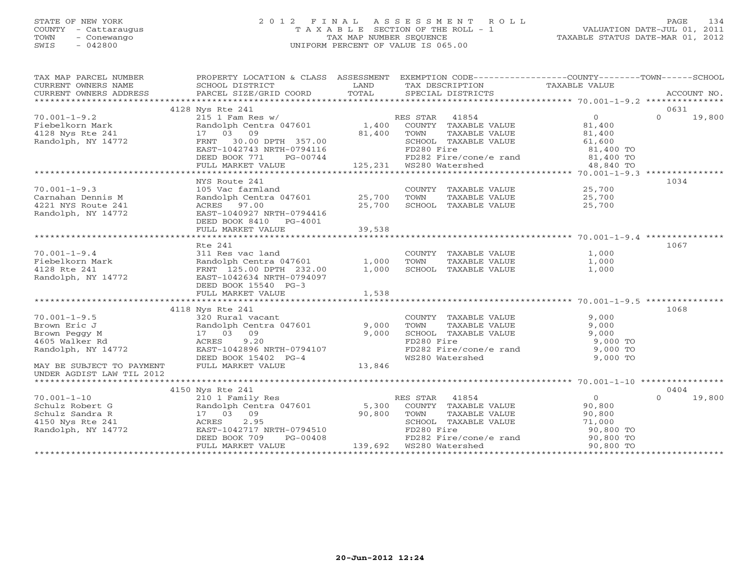STATE OF NEW YORK
COUNTY - Cattaraugus
TOWN - Conewango
SWIS - 042800

2012 FINAL ASSESSMENT ROLL
TAXABLE SECTION OF THE ROLL - 1
TAX MAP NUMBER SEQUENCE
UNIFORM PERCENT OF VALUE IS 065.00

VALUATION DATE-JUL 01, 2011
TAXABLE STATUS DATE-MAR 01, 2012

| TAX MAP PARCEL NUMBER / CURRENT OWNERS NAME / CURRENT OWNERS ADDRESS | PROPERTY LOCATION & CLASS / SCHOOL DISTRICT / PARCEL SIZE/GRID COORD | ASSESSMENT LAND | TOTAL | EXEMPTION CODE / TAX DESCRIPTION / SPECIAL DISTRICTS | COUNTY / TOWN / SCHOOL TAXABLE VALUE | ACCOUNT NO. |
|---|---|---|---|---|---|---|
| **70.001-1-9.2** | 4128 Nys Rte 241 | | | | | 0631 |
| 70.001-1-9.2 | 215 1 Fam Res w/ | | | RES STAR 41854 | 0 | 0 19,800 |
| Fiebelkorn Mark | Randolph Centra 047601 | 1,400 | | COUNTY TAXABLE VALUE | 81,400 | |
| 4128 Nys Rte 241 | 17 03 09 | | 81,400 | TOWN TAXABLE VALUE | 81,400 | |
| Randolph, NY 14772 | FRNT 30.00 DPTH 357.00 | | | SCHOOL TAXABLE VALUE | 61,600 | |
| | EAST-1042743 NRTH-0794116 | | | FD280 Fire | 81,400 TO | |
| | DEED BOOK 771 PG-00744 | | | FD282 Fire/cone/e rand | 81,400 TO | |
| | FULL MARKET VALUE | | 125,231 | WS280 Watershed | 48,840 TO | |
| **70.001-1-9.3** | NYS Route 241 | | | | | 1034 |
| 70.001-1-9.3 | 105 Vac farmland | | | COUNTY TAXABLE VALUE | 25,700 | |
| Carnahan Dennis M | Randolph Centra 047601 | 25,700 | | TOWN TAXABLE VALUE | 25,700 | |
| 4221 NYS Route 241 | ACRES 97.00 | | 25,700 | SCHOOL TAXABLE VALUE | 25,700 | |
| Randolph, NY 14772 | EAST-1040927 NRTH-0794416 | | | | | |
| | DEED BOOK 8410 PG-4001 | | | | | |
| | FULL MARKET VALUE | | 39,538 | | | |
| **70.001-1-9.4** | Rte 241 | | | | | 1067 |
| 70.001-1-9.4 | 311 Res vac land | | | COUNTY TAXABLE VALUE | 1,000 | |
| Fiebelkorn Mark | Randolph Centra 047601 | 1,000 | | TOWN TAXABLE VALUE | 1,000 | |
| 4128 Rte 241 | FRNT 125.00 DPTH 232.00 | | 1,000 | SCHOOL TAXABLE VALUE | 1,000 | |
| Randolph, NY 14772 | EAST-1042634 NRTH-0794097 | | | | | |
| | DEED BOOK 15540 PG-3 | | | | | |
| | FULL MARKET VALUE | | 1,538 | | | |
| **70.001-1-9.5** | 4118 Nys Rte 241 | | | | | 1068 |
| 70.001-1-9.5 | 320 Rural vacant | | | COUNTY TAXABLE VALUE | 9,000 | |
| Brown Eric J | Randolph Centra 047601 | 9,000 | | TOWN TAXABLE VALUE | 9,000 | |
| Brown Peggy M | 17 03 09 | | 9,000 | SCHOOL TAXABLE VALUE | 9,000 | |
| 4605 Walker Rd | ACRES 9.20 | | | FD280 Fire | 9,000 TO | |
| Randolph, NY 14772 | EAST-1042896 NRTH-0794107 | | | FD282 Fire/cone/e rand | 9,000 TO | |
| | DEED BOOK 15402 PG-4 | | | WS280 Watershed | 9,000 TO | |
| MAY BE SUBJECT TO PAYMENT UNDER AGDIST LAW TIL 2012 | FULL MARKET VALUE | | 13,846 | | | |
| **70.001-1-10** | 4150 Nys Rte 241 | | | | | 0404 |
| 70.001-1-10 | 210 1 Family Res | | | RES STAR 41854 | 0 | 0 19,800 |
| Schulz Robert G | Randolph Centra 047601 | 5,300 | | COUNTY TAXABLE VALUE | 90,800 | |
| Schulz Sandra R | 17 03 09 | | 90,800 | TOWN TAXABLE VALUE | 90,800 | |
| 4150 Nys Rte 241 | ACRES 2.95 | | | SCHOOL TAXABLE VALUE | 71,000 | |
| Randolph, NY 14772 | EAST-1042717 NRTH-0794510 | | | FD280 Fire | 90,800 TO | |
| | DEED BOOK 709 PG-00408 | | | FD282 Fire/cone/e rand | 90,800 TO | |
| | FULL MARKET VALUE | | 139,692 | WS280 Watershed | 90,800 TO | |

20-Jun-2012 12:24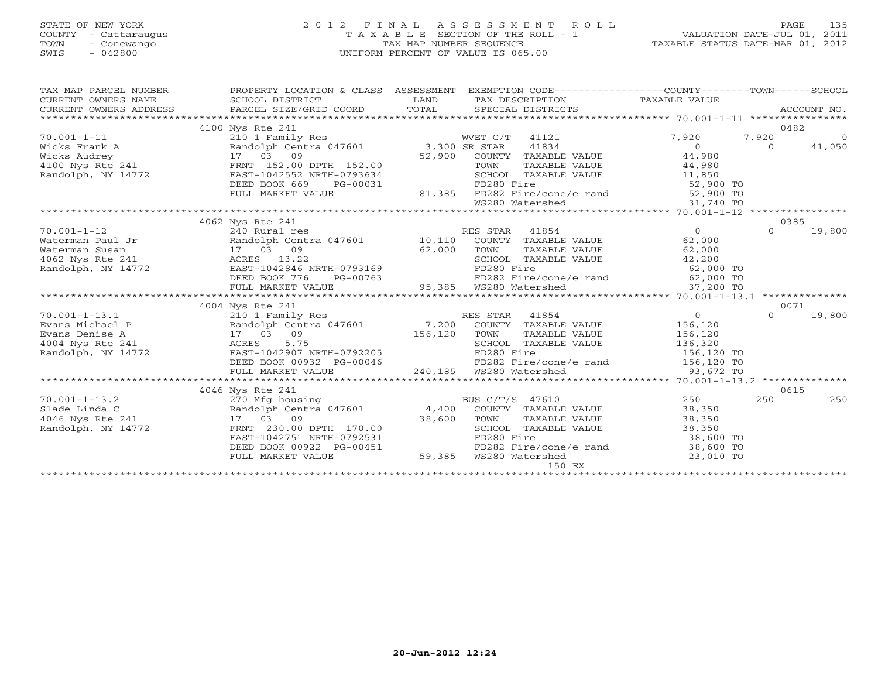STATE OF NEW YORK
COUNTY - Cattaraugus
TOWN - Conewango
SWIS - 042800

# 2012 FINAL ASSESSMENT ROLL

TAXABLE SECTION OF THE ROLL - 1
TAX MAP NUMBER SEQUENCE
UNIFORM PERCENT OF VALUE IS 065.00

VALUATION DATE-JUL 01, 2011
TAXABLE STATUS DATE-MAR 01, 2012

| TAX MAP PARCEL NUMBER / CURRENT OWNERS NAME / CURRENT OWNERS ADDRESS | PROPERTY LOCATION & CLASS / SCHOOL DISTRICT / PARCEL SIZE/GRID COORD | ASSESSMENT LAND / TOTAL | EXEMPTION CODE / TAX DESCRIPTION / SPECIAL DISTRICTS | COUNTY TAXABLE VALUE | TOWN | SCHOOL / ACCOUNT NO. |
|---|---|---|---|---|---|---|
| | 4100 Nys Rte 241 | | | | | 0482 |
| 70.001-1-11 | 210 1 Family Res | | WVET C/T 41121 | 7,920 | 7,920 | 0 |
| Wicks Frank A | Randolph Centra 047601 | 3,300 | SR STAR 41834 | 0 | 0 | 41,050 |
| Wicks Audrey | 17 03 09 | 52,900 | COUNTY TAXABLE VALUE | 44,980 | | |
| 4100 Nys Rte 241 | FRNT 152.00 DPTH 152.00 | | TOWN TAXABLE VALUE | 44,980 | | |
| Randolph, NY 14772 | EAST-1042552 NRTH-0793634 | | SCHOOL TAXABLE VALUE | 11,850 | | |
| | DEED BOOK 669 PG-00031 | | FD280 Fire | 52,900 TO | | |
| | FULL MARKET VALUE | 81,385 | FD282 Fire/cone/e rand | 52,900 TO | | |
| | | | WS280 Watershed | 31,740 TO | | |
| | 4062 Nys Rte 241 | | | | | 0385 |
| 70.001-1-12 | 240 Rural res | | RES STAR 41854 | 0 | 0 | 19,800 |
| Waterman Paul Jr | Randolph Centra 047601 | 10,110 | COUNTY TAXABLE VALUE | 62,000 | | |
| Waterman Susan | 17 03 09 | 62,000 | TOWN TAXABLE VALUE | 62,000 | | |
| 4062 Nys Rte 241 | ACRES 13.22 | | SCHOOL TAXABLE VALUE | 42,200 | | |
| Randolph, NY 14772 | EAST-1042846 NRTH-0793169 | | FD280 Fire | 62,000 TO | | |
| | DEED BOOK 776 PG-00763 | | FD282 Fire/cone/e rand | 62,000 TO | | |
| | FULL MARKET VALUE | 95,385 | WS280 Watershed | 37,200 TO | | |
| | 4004 Nys Rte 241 | | | | | 0071 |
| 70.001-1-13.1 | 210 1 Family Res | | RES STAR 41854 | 0 | 0 | 19,800 |
| Evans Michael P | Randolph Centra 047601 | 7,200 | COUNTY TAXABLE VALUE | 156,120 | | |
| Evans Denise A | 17 03 09 | 156,120 | TOWN TAXABLE VALUE | 156,120 | | |
| 4004 Nys Rte 241 | ACRES 5.75 | | SCHOOL TAXABLE VALUE | 136,320 | | |
| Randolph, NY 14772 | EAST-1042907 NRTH-0792205 | | FD280 Fire | 156,120 TO | | |
| | DEED BOOK 00932 PG-00046 | | FD282 Fire/cone/e rand | 156,120 TO | | |
| | FULL MARKET VALUE | 240,185 | WS280 Watershed | 93,672 TO | | |
| | 4046 Nys Rte 241 | | | | | 0615 |
| 70.001-1-13.2 | 270 Mfg housing | | BUS C/T/S 47610 | 250 | 250 | 250 |
| Slade Linda C | Randolph Centra 047601 | 4,400 | COUNTY TAXABLE VALUE | 38,350 | | |
| 4046 Nys Rte 241 | 17 03 09 | 38,600 | TOWN TAXABLE VALUE | 38,350 | | |
| Randolph, NY 14772 | FRNT 230.00 DPTH 170.00 | | SCHOOL TAXABLE VALUE | 38,350 | | |
| | EAST-1042751 NRTH-0792531 | | FD280 Fire | 38,600 TO | | |
| | DEED BOOK 00922 PG-00451 | | FD282 Fire/cone/e rand | 38,600 TO | | |
| | FULL MARKET VALUE | 59,385 | WS280 Watershed | 23,010 TO | | |
| | | | 150 EX | | | |

20-Jun-2012 12:24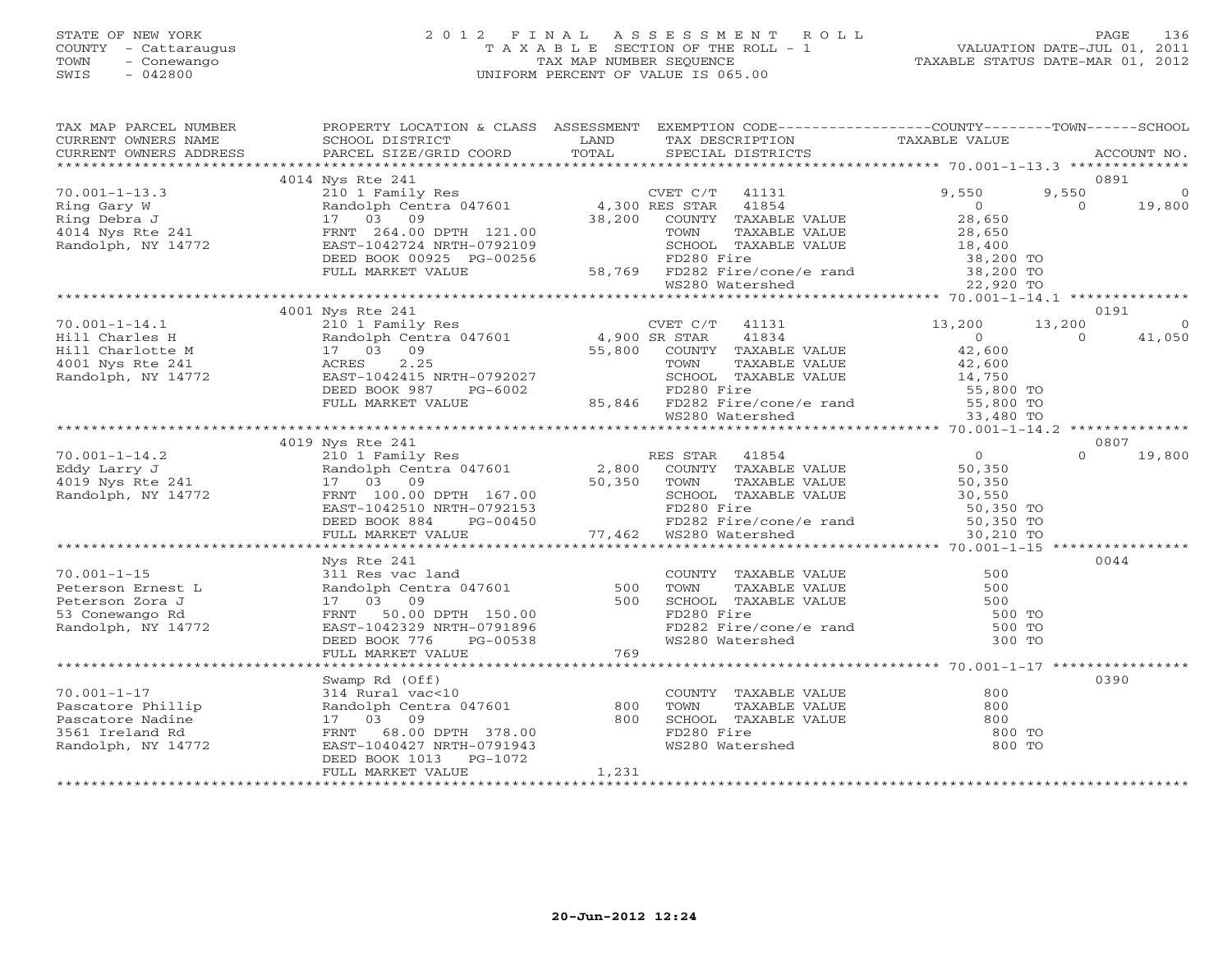STATE OF NEW YORK
COUNTY - Cattaraugus
TOWN - Conewango
SWIS - 042800

# 2012 FINAL ASSESSMENT ROLL
TAXABLE SECTION OF THE ROLL - 1
TAX MAP NUMBER SEQUENCE
UNIFORM PERCENT OF VALUE IS 065.00

VALUATION DATE-JUL 01, 2011
TAXABLE STATUS DATE-MAR 01, 2012

| TAX MAP PARCEL NUMBER / CURRENT OWNERS NAME / CURRENT OWNERS ADDRESS | PROPERTY LOCATION & CLASS / SCHOOL DISTRICT / PARCEL SIZE/GRID COORD | ASSESSMENT LAND / TOTAL | EXEMPTION CODE / TAX DESCRIPTION / SPECIAL DISTRICTS | COUNTY TAXABLE VALUE | TOWN | SCHOOL | ACCOUNT NO. |
|---|---|---|---|---|---|---|---|
| 70.001-1-13.3 | 4014 Nys Rte 241 | | | | | | 0891 |
| Ring Gary W | 210 1 Family Res | | CVET C/T 41131 | 9,550 | 9,550 | 0 | |
| Ring Debra J | Randolph Centra 047601 | 4,300 | RES STAR 41854 | 0 | 0 | 19,800 | |
| 4014 Nys Rte 241 | 17 03 09 | 38,200 | COUNTY TAXABLE VALUE | 28,650 | | | |
| Randolph, NY 14772 | FRNT 264.00 DPTH 121.00 | | TOWN TAXABLE VALUE | 28,650 | | | |
| | EAST-1042724 NRTH-0792109 | | SCHOOL TAXABLE VALUE | 18,400 | | | |
| | DEED BOOK 00925 PG-00256 | | FD280 Fire | 38,200 TO | | | |
| | FULL MARKET VALUE | 58,769 | FD282 Fire/cone/e rand | 38,200 TO | | | |
| | | | WS280 Watershed | 22,920 TO | | | |
| 70.001-1-14.1 | 4001 Nys Rte 241 | | | | | | 0191 |
| Hill Charles H | 210 1 Family Res | | CVET C/T 41131 | 13,200 | 13,200 | 0 | |
| Hill Charlotte M | Randolph Centra 047601 | 4,900 | SR STAR 41834 | 0 | 0 | 41,050 | |
| 4001 Nys Rte 241 | 17 03 09 | 55,800 | COUNTY TAXABLE VALUE | 42,600 | | | |
| Randolph, NY 14772 | ACRES 2.25 | | TOWN TAXABLE VALUE | 42,600 | | | |
| | EAST-1042415 NRTH-0792027 | | SCHOOL TAXABLE VALUE | 14,750 | | | |
| | DEED BOOK 987 PG-6002 | | FD280 Fire | 55,800 TO | | | |
| | FULL MARKET VALUE | 85,846 | FD282 Fire/cone/e rand | 55,800 TO | | | |
| | | | WS280 Watershed | 33,480 TO | | | |
| 70.001-1-14.2 | 4019 Nys Rte 241 | | | | | | 0807 |
| Eddy Larry J | 210 1 Family Res | | RES STAR 41854 | 0 | 0 | 19,800 | |
| 4019 Nys Rte 241 | Randolph Centra 047601 | 2,800 | COUNTY TAXABLE VALUE | 50,350 | | | |
| Randolph, NY 14772 | 17 03 09 | 50,350 | TOWN TAXABLE VALUE | 50,350 | | | |
| | FRNT 100.00 DPTH 167.00 | | SCHOOL TAXABLE VALUE | 30,550 | | | |
| | EAST-1042510 NRTH-0792153 | | FD280 Fire | 50,350 TO | | | |
| | DEED BOOK 884 PG-00450 | | FD282 Fire/cone/e rand | 50,350 TO | | | |
| | FULL MARKET VALUE | 77,462 | WS280 Watershed | 30,210 TO | | | |
| 70.001-1-15 | Nys Rte 241 | | | | | | 0044 |
| Peterson Ernest L | 311 Res vac land | | COUNTY TAXABLE VALUE | 500 | | | |
| Peterson Zora J | Randolph Centra 047601 | 500 | TOWN TAXABLE VALUE | 500 | | | |
| 53 Conewango Rd | 17 03 09 | 500 | SCHOOL TAXABLE VALUE | 500 | | | |
| Randolph, NY 14772 | FRNT 50.00 DPTH 150.00 | | FD280 Fire | 500 TO | | | |
| | EAST-1042329 NRTH-0791896 | | FD282 Fire/cone/e rand | 500 TO | | | |
| | DEED BOOK 776 PG-00538 | | WS280 Watershed | 300 TO | | | |
| | FULL MARKET VALUE | 769 | | | | | |
| 70.001-1-17 | Swamp Rd (Off) | | | | | | 0390 |
| Pascatore Phillip | 314 Rural vac<10 | | COUNTY TAXABLE VALUE | 800 | | | |
| Pascatore Nadine | Randolph Centra 047601 | 800 | TOWN TAXABLE VALUE | 800 | | | |
| 3561 Ireland Rd | 17 03 09 | 800 | SCHOOL TAXABLE VALUE | 800 | | | |
| Randolph, NY 14772 | FRNT 68.00 DPTH 378.00 | | FD280 Fire | 800 TO | | | |
| | EAST-1040427 NRTH-0791943 | | WS280 Watershed | 800 TO | | | |
| | DEED BOOK 1013 PG-1072 | | | | | | |
| | FULL MARKET VALUE | 1,231 | | | | | |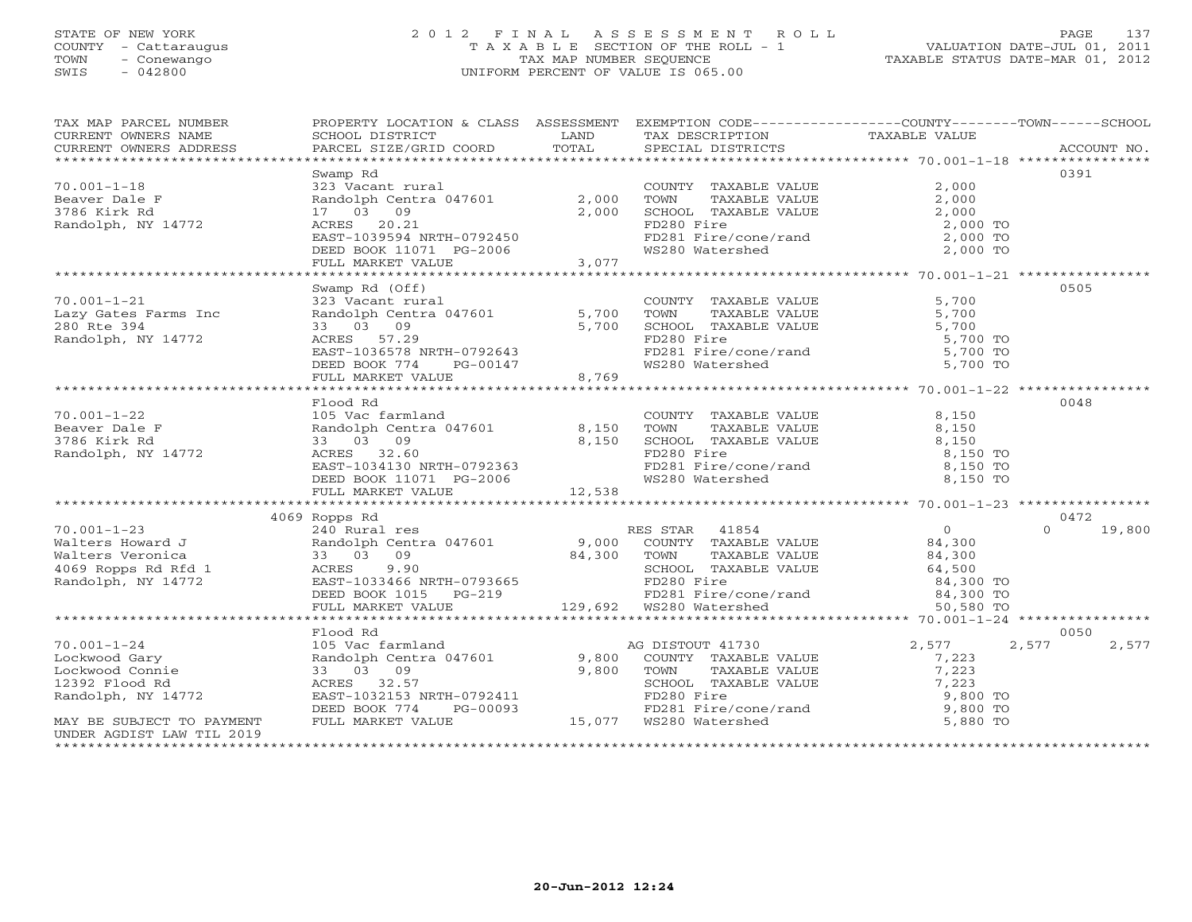STATE OF NEW YORK
COUNTY - Cattaraugus
TOWN - Conewango
SWIS - 042800

# 2012 FINAL ASSESSMENT ROLL
TAXABLE SECTION OF THE ROLL - 1
TAX MAP NUMBER SEQUENCE
UNIFORM PERCENT OF VALUE IS 065.00

VALUATION DATE-JUL 01, 2011
TAXABLE STATUS DATE-MAR 01, 2012

| TAX MAP PARCEL NUMBER / CURRENT OWNERS NAME / CURRENT OWNERS ADDRESS | PROPERTY LOCATION & CLASS / SCHOOL DISTRICT / PARCEL SIZE/GRID COORD | ASSESSMENT LAND / TOTAL | EXEMPTION CODE / TAX DESCRIPTION / SPECIAL DISTRICTS | COUNTY TAXABLE VALUE | TOWN | SCHOOL | ACCOUNT NO. |
|---|---|---|---|---|---|---|---|
| **70.001-1-18** | Swamp Rd | | | | | | 0391 |
| 70.001-1-18 | 323 Vacant rural | | COUNTY TAXABLE VALUE | 2,000 | | | |
| Beaver Dale F | Randolph Centra 047601 | 2,000 | TOWN TAXABLE VALUE | 2,000 | | | |
| 3786 Kirk Rd | 17 03 09 | 2,000 | SCHOOL TAXABLE VALUE | 2,000 | | | |
| Randolph, NY 14772 | ACRES 20.21 | | FD280 Fire | 2,000 TO | | | |
| | EAST-1039594 NRTH-0792450 | | FD281 Fire/cone/rand | 2,000 TO | | | |
| | DEED BOOK 11071 PG-2006 | | WS280 Watershed | 2,000 TO | | | |
| | FULL MARKET VALUE | 3,077 | | | | | |
| **70.001-1-21** | Swamp Rd (Off) | | | | | | 0505 |
| 70.001-1-21 | 323 Vacant rural | | COUNTY TAXABLE VALUE | 5,700 | | | |
| Lazy Gates Farms Inc | Randolph Centra 047601 | 5,700 | TOWN TAXABLE VALUE | 5,700 | | | |
| 280 Rte 394 | 33 03 09 | 5,700 | SCHOOL TAXABLE VALUE | 5,700 | | | |
| Randolph, NY 14772 | ACRES 57.29 | | FD280 Fire | 5,700 TO | | | |
| | EAST-1036578 NRTH-0792643 | | FD281 Fire/cone/rand | 5,700 TO | | | |
| | DEED BOOK 774 PG-00147 | | WS280 Watershed | 5,700 TO | | | |
| | FULL MARKET VALUE | 8,769 | | | | | |
| **70.001-1-22** | Flood Rd | | | | | | 0048 |
| 70.001-1-22 | 105 Vac farmland | | COUNTY TAXABLE VALUE | 8,150 | | | |
| Beaver Dale F | Randolph Centra 047601 | 8,150 | TOWN TAXABLE VALUE | 8,150 | | | |
| 3786 Kirk Rd | 33 03 09 | 8,150 | SCHOOL TAXABLE VALUE | 8,150 | | | |
| Randolph, NY 14772 | ACRES 32.60 | | FD280 Fire | 8,150 TO | | | |
| | EAST-1034130 NRTH-0792363 | | FD281 Fire/cone/rand | 8,150 TO | | | |
| | DEED BOOK 11071 PG-2006 | | WS280 Watershed | 8,150 TO | | | |
| | FULL MARKET VALUE | 12,538 | | | | | |
| **70.001-1-23** | 4069 Ropps Rd | | | | | | 0472 |
| 70.001-1-23 | 240 Rural res | | RES STAR 41854 | 0 | 0 | 19,800 | |
| Walters Howard J | Randolph Centra 047601 | 9,000 | COUNTY TAXABLE VALUE | 84,300 | | | |
| Walters Veronica | 33 03 09 | 84,300 | TOWN TAXABLE VALUE | 84,300 | | | |
| 4069 Ropps Rd Rfd 1 | ACRES 9.90 | | SCHOOL TAXABLE VALUE | 64,500 | | | |
| Randolph, NY 14772 | EAST-1033466 NRTH-0793665 | | FD280 Fire | 84,300 TO | | | |
| | DEED BOOK 1015 PG-219 | | FD281 Fire/cone/rand | 84,300 TO | | | |
| | FULL MARKET VALUE | 129,692 | WS280 Watershed | 50,580 TO | | | |
| **70.001-1-24** | Flood Rd | | | | | | 0050 |
| 70.001-1-24 | 105 Vac farmland | | AG DISTOUT 41730 | 2,577 | 2,577 | 2,577 | |
| Lockwood Gary | Randolph Centra 047601 | 9,800 | COUNTY TAXABLE VALUE | 7,223 | | | |
| Lockwood Connie | 33 03 09 | 9,800 | TOWN TAXABLE VALUE | 7,223 | | | |
| 12392 Flood Rd | ACRES 32.57 | | SCHOOL TAXABLE VALUE | 7,223 | | | |
| Randolph, NY 14772 | EAST-1032153 NRTH-0792411 | | FD280 Fire | 9,800 TO | | | |
| | DEED BOOK 774 PG-00093 | | FD281 Fire/cone/rand | 9,800 TO | | | |
| MAY BE SUBJECT TO PAYMENT | FULL MARKET VALUE | 15,077 | WS280 Watershed | 5,880 TO | | | |
| UNDER AGDIST LAW TIL 2019 | | | | | | | |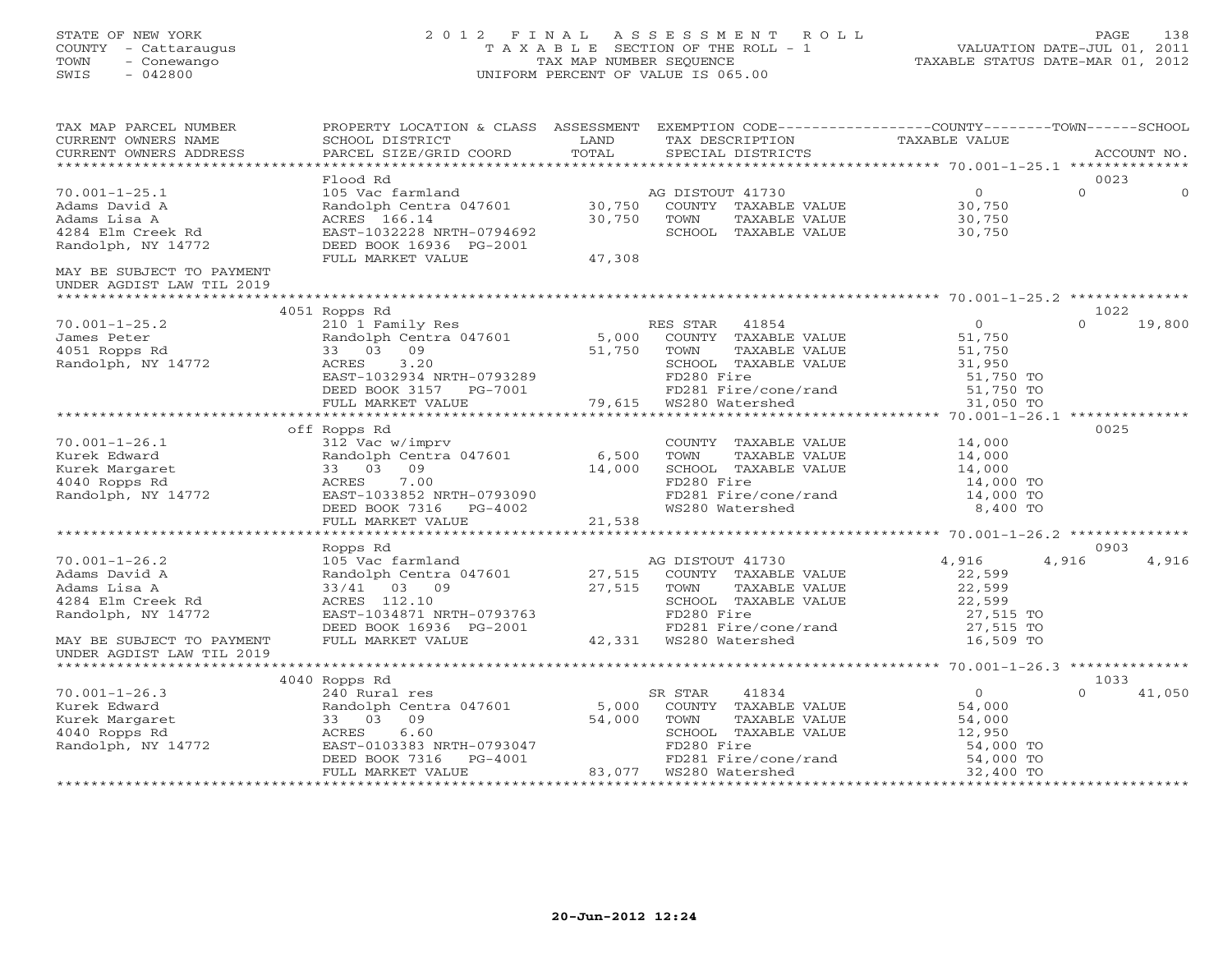STATE OF NEW YORK
COUNTY - Cattaraugus
TOWN - Conewango
SWIS - 042800

# 2012 FINAL ASSESSMENT ROLL
TAXABLE SECTION OF THE ROLL - 1
TAX MAP NUMBER SEQUENCE
UNIFORM PERCENT OF VALUE IS 065.00

VALUATION DATE-JUL 01, 2011
TAXABLE STATUS DATE-MAR 01, 2012

| TAX MAP PARCEL NUMBER / CURRENT OWNERS NAME / CURRENT OWNERS ADDRESS | PROPERTY LOCATION & CLASS / SCHOOL DISTRICT / PARCEL SIZE/GRID COORD | ASSESSMENT LAND / TOTAL | EXEMPTION CODE / TAX DESCRIPTION / SPECIAL DISTRICTS | COUNTY | TOWN | SCHOOL | ACCOUNT NO. |
|---|---|---|---|---|---|---|---|
| | Flood Rd | | | | | | 0023 |
| 70.001-1-25.1 | 105 Vac farmland | | AG DISTOUT 41730 | 0 | 0 | 0 | |
| Adams David A | Randolph Centra 047601 | 30,750 | COUNTY TAXABLE VALUE | 30,750 | | | |
| Adams Lisa A | ACRES 166.14 | 30,750 | TOWN TAXABLE VALUE | | 30,750 | | |
| 4284 Elm Creek Rd | EAST-1032228 NRTH-0794692 | | SCHOOL TAXABLE VALUE | | | 30,750 | |
| Randolph, NY 14772 | DEED BOOK 16936 PG-2001 | | | | | | |
| | FULL MARKET VALUE | 47,308 | | | | | |
| MAY BE SUBJECT TO PAYMENT UNDER AGDIST LAW TIL 2019 | | | | | | | |
| | 4051 Ropps Rd | | | | | | 1022 |
| 70.001-1-25.2 | 210 1 Family Res | | RES STAR 41854 | 0 | 0 | 19,800 | |
| James Peter | Randolph Centra 047601 | 5,000 | COUNTY TAXABLE VALUE | 51,750 | | | |
| 4051 Ropps Rd | 33 03 09 | 51,750 | TOWN TAXABLE VALUE | | 51,750 | | |
| Randolph, NY 14772 | ACRES 3.20 | | SCHOOL TAXABLE VALUE | | | 31,950 | |
| | EAST-1032934 NRTH-0793289 | | FD280 Fire | 51,750 TO | | | |
| | DEED BOOK 3157 PG-7001 | | FD281 Fire/cone/rand | 51,750 TO | | | |
| | FULL MARKET VALUE | 79,615 | WS280 Watershed | 31,050 TO | | | |
| | off Ropps Rd | | | | | | 0025 |
| 70.001-1-26.1 | 312 Vac w/imprv | | COUNTY TAXABLE VALUE | 14,000 | | | |
| Kurek Edward | Randolph Centra 047601 | 6,500 | TOWN TAXABLE VALUE | | 14,000 | | |
| Kurek Margaret | 33 03 09 | 14,000 | SCHOOL TAXABLE VALUE | | | 14,000 | |
| 4040 Ropps Rd | ACRES 7.00 | | FD280 Fire | 14,000 TO | | | |
| Randolph, NY 14772 | EAST-1033852 NRTH-0793090 | | FD281 Fire/cone/rand | 14,000 TO | | | |
| | DEED BOOK 7316 PG-4002 | | WS280 Watershed | 8,400 TO | | | |
| | FULL MARKET VALUE | 21,538 | | | | | |
| | Ropps Rd | | | | | | 0903 |
| 70.001-1-26.2 | 105 Vac farmland | | AG DISTOUT 41730 | 4,916 | 4,916 | 4,916 | |
| Adams David A | Randolph Centra 047601 | 27,515 | COUNTY TAXABLE VALUE | 22,599 | | | |
| Adams Lisa A | 33/41 03 09 | 27,515 | TOWN TAXABLE VALUE | | 22,599 | | |
| 4284 Elm Creek Rd | ACRES 112.10 | | SCHOOL TAXABLE VALUE | | | 22,599 | |
| Randolph, NY 14772 | EAST-1034871 NRTH-0793763 | | FD280 Fire | 27,515 TO | | | |
| | DEED BOOK 16936 PG-2001 | | FD281 Fire/cone/rand | 27,515 TO | | | |
| MAY BE SUBJECT TO PAYMENT UNDER AGDIST LAW TIL 2019 | FULL MARKET VALUE | 42,331 | WS280 Watershed | 16,509 TO | | | |
| | 4040 Ropps Rd | | | | | | 1033 |
| 70.001-1-26.3 | 240 Rural res | | SR STAR 41834 | 0 | 0 | 41,050 | |
| Kurek Edward | Randolph Centra 047601 | 5,000 | COUNTY TAXABLE VALUE | 54,000 | | | |
| Kurek Margaret | 33 03 09 | 54,000 | TOWN TAXABLE VALUE | | 54,000 | | |
| 4040 Ropps Rd | ACRES 6.60 | | SCHOOL TAXABLE VALUE | | | 12,950 | |
| Randolph, NY 14772 | EAST-0103383 NRTH-0793047 | | FD280 Fire | 54,000 TO | | | |
| | DEED BOOK 7316 PG-4001 | | FD281 Fire/cone/rand | 54,000 TO | | | |
| | FULL MARKET VALUE | 83,077 | WS280 Watershed | 32,400 TO | | | |

20-Jun-2012 12:24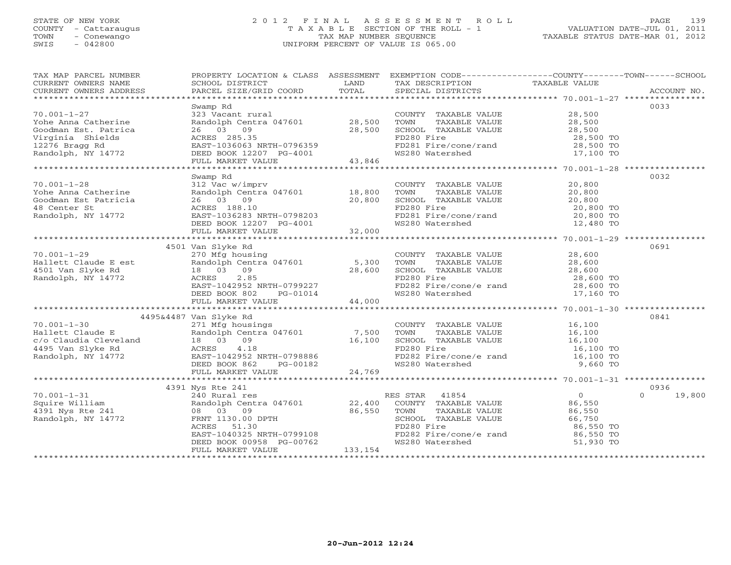STATE OF NEW YORK
COUNTY - Cattaraugus
TOWN - Conewango
SWIS - 042800

# 2012 FINAL ASSESSMENT ROLL
TAXABLE SECTION OF THE ROLL - 1
TAX MAP NUMBER SEQUENCE
UNIFORM PERCENT OF VALUE IS 065.00

VALUATION DATE-JUL 01, 2011
TAXABLE STATUS DATE-MAR 01, 2012

| TAX MAP PARCEL NUMBER / CURRENT OWNERS NAME / CURRENT OWNERS ADDRESS | PROPERTY LOCATION & CLASS / SCHOOL DISTRICT / PARCEL SIZE/GRID COORD | ASSESSMENT LAND / TOTAL | EXEMPTION CODE / TAX DESCRIPTION / SPECIAL DISTRICTS | COUNTY / TOWN / SCHOOL TAXABLE VALUE | ACCOUNT NO. |
|---|---|---|---|---|---|
| **70.001-1-27** | Swamp Rd | | | | 0033 |
| 70.001-1-27 | 323 Vacant rural | | COUNTY TAXABLE VALUE | 28,500 | |
| Yohe Anna Catherine | Randolph Centra 047601 | 28,500 | TOWN TAXABLE VALUE | 28,500 | |
| Goodman Est. Patrica | 26 03 09 | 28,500 | SCHOOL TAXABLE VALUE | 28,500 | |
| Virginia Shields | ACRES 285.35 | | FD280 Fire | 28,500 TO | |
| 12276 Bragg Rd | EAST-1036063 NRTH-0796359 | | FD281 Fire/cone/rand | 28,500 TO | |
| Randolph, NY 14772 | DEED BOOK 12207 PG-4001 | | WS280 Watershed | 17,100 TO | |
| | FULL MARKET VALUE | 43,846 | | | |
| **70.001-1-28** | Swamp Rd | | | | 0032 |
| 70.001-1-28 | 312 Vac w/imprv | | COUNTY TAXABLE VALUE | 20,800 | |
| Yohe Anna Catherine | Randolph Centra 047601 | 18,800 | TOWN TAXABLE VALUE | 20,800 | |
| Goodman Est Patricia | 26 03 09 | 20,800 | SCHOOL TAXABLE VALUE | 20,800 | |
| 48 Center St | ACRES 188.10 | | FD280 Fire | 20,800 TO | |
| Randolph, NY 14772 | EAST-1036283 NRTH-0798203 | | FD281 Fire/cone/rand | 20,800 TO | |
| | DEED BOOK 12207 PG-4001 | | WS280 Watershed | 12,480 TO | |
| | FULL MARKET VALUE | 32,000 | | | |
| **70.001-1-29** | 4501 Van Slyke Rd | | | | 0691 |
| 70.001-1-29 | 270 Mfg housing | | COUNTY TAXABLE VALUE | 28,600 | |
| Hallett Claude E est | Randolph Centra 047601 | 5,300 | TOWN TAXABLE VALUE | 28,600 | |
| 4501 Van Slyke Rd | 18 03 09 | 28,600 | SCHOOL TAXABLE VALUE | 28,600 | |
| Randolph, NY 14772 | ACRES 2.85 | | FD280 Fire | 28,600 TO | |
| | EAST-1042952 NRTH-0799227 | | FD282 Fire/cone/e rand | 28,600 TO | |
| | DEED BOOK 802 PG-01014 | | WS280 Watershed | 17,160 TO | |
| | FULL MARKET VALUE | 44,000 | | | |
| **70.001-1-30** | 4495&4487 Van Slyke Rd | | | | 0841 |
| 70.001-1-30 | 271 Mfg housings | | COUNTY TAXABLE VALUE | 16,100 | |
| Hallett Claude E | Randolph Centra 047601 | 7,500 | TOWN TAXABLE VALUE | 16,100 | |
| c/o Claudia Cleveland | 18 03 09 | 16,100 | SCHOOL TAXABLE VALUE | 16,100 | |
| 4495 Van Slyke Rd | ACRES 4.18 | | FD280 Fire | 16,100 TO | |
| Randolph, NY 14772 | EAST-1042952 NRTH-0798886 | | FD282 Fire/cone/e rand | 16,100 TO | |
| | DEED BOOK 862 PG-00182 | | WS280 Watershed | 9,660 TO | |
| | FULL MARKET VALUE | 24,769 | | | |
| **70.001-1-31** | 4391 Nys Rte 241 | | | | 0936 |
| 70.001-1-31 | 240 Rural res | | RES STAR 41854 | 0 | 0 19,800 |
| Squire William | Randolph Centra 047601 | 22,400 | COUNTY TAXABLE VALUE | 86,550 | |
| 4391 Nys Rte 241 | 08 03 09 | 86,550 | TOWN TAXABLE VALUE | 86,550 | |
| Randolph, NY 14772 | FRNT 1130.00 DPTH | | SCHOOL TAXABLE VALUE | 66,750 | |
| | ACRES 51.30 | | FD280 Fire | 86,550 TO | |
| | EAST-1040325 NRTH-0799108 | | FD282 Fire/cone/e rand | 86,550 TO | |
| | DEED BOOK 00958 PG-00762 | | WS280 Watershed | 51,930 TO | |
| | FULL MARKET VALUE | 133,154 | | | |

20-Jun-2012 12:24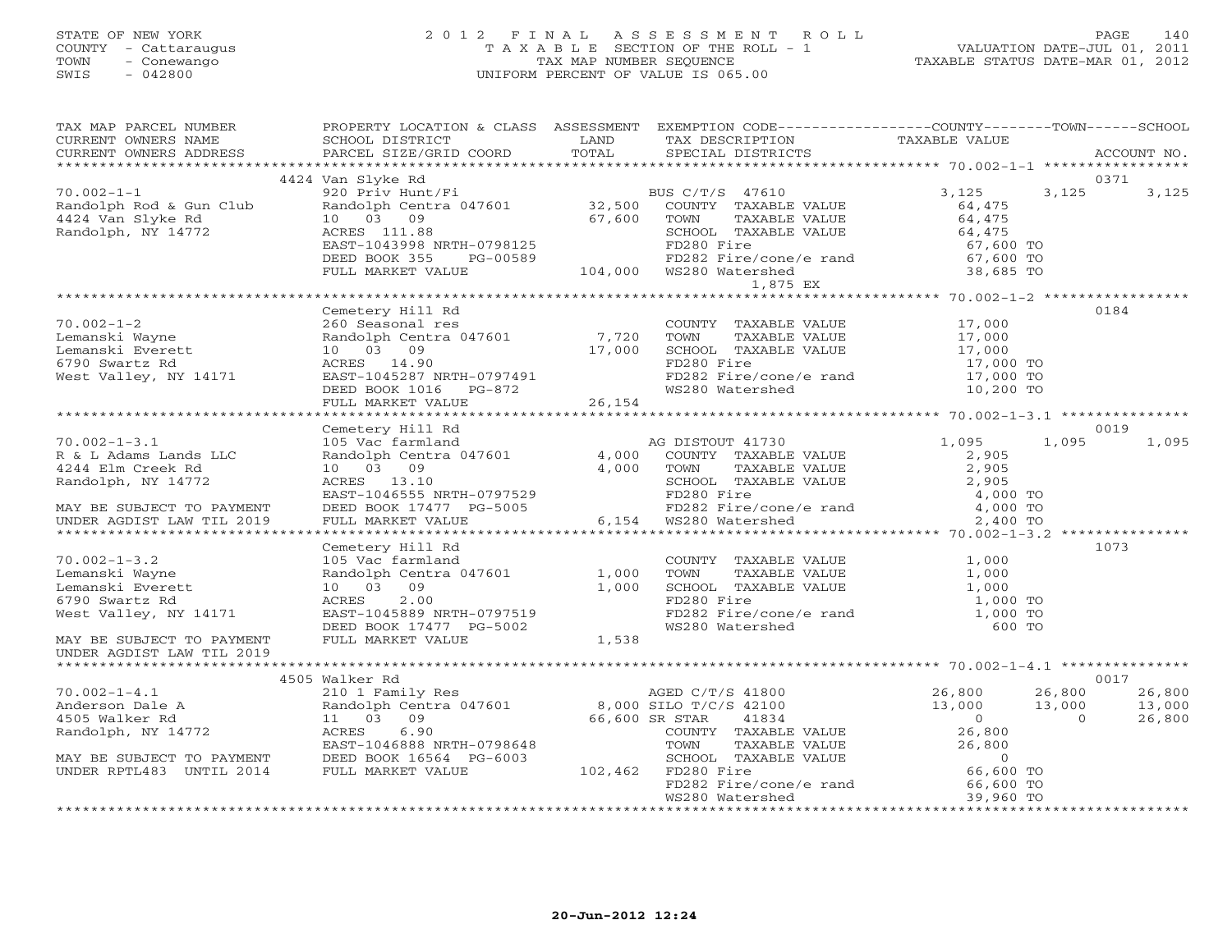STATE OF NEW YORK
COUNTY - Cattaraugus
TOWN - Conewango
SWIS - 042800

# 2012 FINAL ASSESSMENT ROLL
TAXABLE SECTION OF THE ROLL - 1
TAX MAP NUMBER SEQUENCE
UNIFORM PERCENT OF VALUE IS 065.00

VALUATION DATE-JUL 01, 2011
TAXABLE STATUS DATE-MAR 01, 2012

| TAX MAP PARCEL NUMBER / CURRENT OWNERS NAME / CURRENT OWNERS ADDRESS | PROPERTY LOCATION & CLASS / SCHOOL DISTRICT / PARCEL SIZE/GRID COORD | ASSESSMENT LAND / TOTAL | EXEMPTION CODE / TAX DESCRIPTION / SPECIAL DISTRICTS | COUNTY TAXABLE VALUE | TOWN | SCHOOL / ACCOUNT NO. |
|---|---|---|---|---|---|---|
| | 4424 Van Slyke Rd | | | | | 0371 |
| 70.002-1-1 | 920 Priv Hunt/Fi | | BUS C/T/S 47610 | 3,125 | 3,125 | 3,125 |
| Randolph Rod & Gun Club | Randolph Centra 047601 | 32,500 | COUNTY TAXABLE VALUE | 64,475 | | |
| 4424 Van Slyke Rd | 10 03 09 | 67,600 | TOWN TAXABLE VALUE | 64,475 | | |
| Randolph, NY 14772 | ACRES 111.88 | | SCHOOL TAXABLE VALUE | 64,475 | | |
| | EAST-1043998 NRTH-0798125 | | FD280 Fire | 67,600 TO | | |
| | DEED BOOK 355 PG-00589 | | FD282 Fire/cone/e rand | 67,600 TO | | |
| | FULL MARKET VALUE | 104,000 | WS280 Watershed | 38,685 TO | | |
| | | | 1,875 EX | | | |
| | Cemetery Hill Rd | | | | | 0184 |
| 70.002-1-2 | 260 Seasonal res | | COUNTY TAXABLE VALUE | 17,000 | | |
| Lemanski Wayne | Randolph Centra 047601 | 7,720 | TOWN TAXABLE VALUE | 17,000 | | |
| Lemanski Everett | 10 03 09 | 17,000 | SCHOOL TAXABLE VALUE | 17,000 | | |
| 6790 Swartz Rd | ACRES 14.90 | | FD280 Fire | 17,000 TO | | |
| West Valley, NY 14171 | EAST-1045287 NRTH-0797491 | | FD282 Fire/cone/e rand | 17,000 TO | | |
| | DEED BOOK 1016 PG-872 | | WS280 Watershed | 10,200 TO | | |
| | FULL MARKET VALUE | 26,154 | | | | |
| | Cemetery Hill Rd | | | | | 0019 |
| 70.002-1-3.1 | 105 Vac farmland | | AG DISTOUT 41730 | 1,095 | 1,095 | 1,095 |
| R & L Adams Lands LLC | Randolph Centra 047601 | 4,000 | COUNTY TAXABLE VALUE | 2,905 | | |
| 4244 Elm Creek Rd | 10 03 09 | 4,000 | TOWN TAXABLE VALUE | 2,905 | | |
| Randolph, NY 14772 | ACRES 13.10 | | SCHOOL TAXABLE VALUE | 2,905 | | |
| | EAST-1046555 NRTH-0797529 | | FD280 Fire | 4,000 TO | | |
| MAY BE SUBJECT TO PAYMENT | DEED BOOK 17477 PG-5005 | | FD282 Fire/cone/e rand | 4,000 TO | | |
| UNDER AGDIST LAW TIL 2019 | FULL MARKET VALUE | 6,154 | WS280 Watershed | 2,400 TO | | |
| | Cemetery Hill Rd | | | | | 1073 |
| 70.002-1-3.2 | 105 Vac farmland | | COUNTY TAXABLE VALUE | 1,000 | | |
| Lemanski Wayne | Randolph Centra 047601 | 1,000 | TOWN TAXABLE VALUE | 1,000 | | |
| Lemanski Everett | 10 03 09 | 1,000 | SCHOOL TAXABLE VALUE | 1,000 | | |
| 6790 Swartz Rd | ACRES 2.00 | | FD280 Fire | 1,000 TO | | |
| West Valley, NY 14171 | EAST-1045889 NRTH-0797519 | | FD282 Fire/cone/e rand | 1,000 TO | | |
| | DEED BOOK 17477 PG-5002 | | WS280 Watershed | 600 TO | | |
| MAY BE SUBJECT TO PAYMENT | FULL MARKET VALUE | 1,538 | | | | |
| UNDER AGDIST LAW TIL 2019 | | | | | | |
| | 4505 Walker Rd | | | | | 0017 |
| 70.002-1-4.1 | 210 1 Family Res | | AGED C/T/S 41800 | 26,800 | 26,800 | 26,800 |
| Anderson Dale A | Randolph Centra 047601 | 8,000 | SILO T/C/S 42100 | 13,000 | 13,000 | 13,000 |
| 4505 Walker Rd | 11 03 09 | 66,600 | SR STAR 41834 | 0 | 0 | 26,800 |
| Randolph, NY 14772 | ACRES 6.90 | | COUNTY TAXABLE VALUE | 26,800 | | |
| | EAST-1046888 NRTH-0798648 | | TOWN TAXABLE VALUE | 26,800 | | |
| MAY BE SUBJECT TO PAYMENT | DEED BOOK 16564 PG-6003 | | SCHOOL TAXABLE VALUE | 0 | | |
| UNDER RPTL483 UNTIL 2014 | FULL MARKET VALUE | 102,462 | FD280 Fire | 66,600 TO | | |
| | | | FD282 Fire/cone/e rand | 66,600 TO | | |
| | | | WS280 Watershed | 39,960 TO | | |

20-Jun-2012 12:24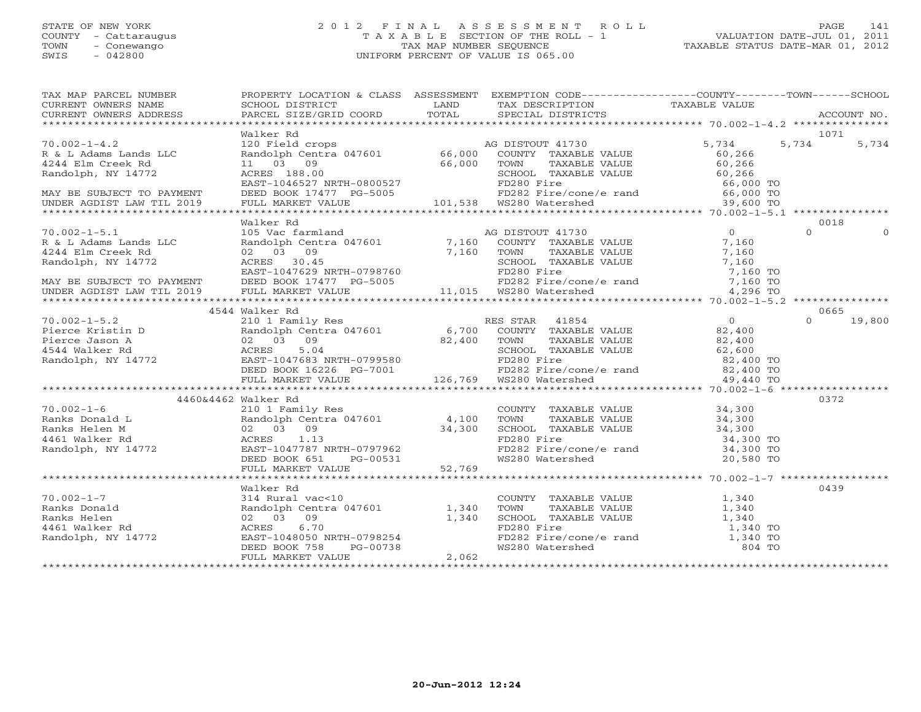STATE OF NEW YORK
COUNTY - Cattaraugus
TOWN - Conewango
SWIS - 042800

# 2012 FINAL ASSESSMENT ROLL
TAXABLE SECTION OF THE ROLL - 1
TAX MAP NUMBER SEQUENCE
UNIFORM PERCENT OF VALUE IS 065.00

VALUATION DATE-JUL 01, 2011
TAXABLE STATUS DATE-MAR 01, 2012

| TAX MAP PARCEL NUMBER / CURRENT OWNERS NAME / CURRENT OWNERS ADDRESS | PROPERTY LOCATION & CLASS / SCHOOL DISTRICT / PARCEL SIZE/GRID COORD | ASSESSMENT LAND / TOTAL | EXEMPTION CODE / TAX DESCRIPTION / SPECIAL DISTRICTS | COUNTY TAXABLE VALUE | TOWN | SCHOOL | ACCOUNT NO. |
|---|---|---|---|---|---|---|---|
| **70.002-1-4.2** | Walker Rd | | | | | | 1071 |
| | 120 Field crops | | AG DISTOUT 41730 | 5,734 | 5,734 | 5,734 | |
| R & L Adams Lands LLC | Randolph Centra 047601 | 66,000 | COUNTY TAXABLE VALUE | 60,266 | | | |
| 4244 Elm Creek Rd | 11 03 09 | 66,000 | TOWN TAXABLE VALUE | 60,266 | | | |
| Randolph, NY 14772 | ACRES 188.00 | | SCHOOL TAXABLE VALUE | 60,266 | | | |
| | EAST-1046527 NRTH-0800527 | | FD280 Fire | 66,000 TO | | | |
| MAY BE SUBJECT TO PAYMENT | DEED BOOK 17477 PG-5005 | | FD282 Fire/cone/e rand | 66,000 TO | | | |
| UNDER AGDIST LAW TIL 2019 | FULL MARKET VALUE | 101,538 | WS280 Watershed | 39,600 TO | | | |
| **70.002-1-5.1** | Walker Rd | | | | | | 0018 |
| | 105 Vac farmland | | AG DISTOUT 41730 | 0 | 0 | 0 | |
| R & L Adams Lands LLC | Randolph Centra 047601 | 7,160 | COUNTY TAXABLE VALUE | 7,160 | | | |
| 4244 Elm Creek Rd | 02 03 09 | 7,160 | TOWN TAXABLE VALUE | 7,160 | | | |
| Randolph, NY 14772 | ACRES 30.45 | | SCHOOL TAXABLE VALUE | 7,160 | | | |
| | EAST-1047629 NRTH-0798760 | | FD280 Fire | 7,160 TO | | | |
| MAY BE SUBJECT TO PAYMENT | DEED BOOK 17477 PG-5005 | | FD282 Fire/cone/e rand | 7,160 TO | | | |
| UNDER AGDIST LAW TIL 2019 | FULL MARKET VALUE | 11,015 | WS280 Watershed | 4,296 TO | | | |
| **70.002-1-5.2** | 4544 Walker Rd | | | | | | 0665 |
| | 210 1 Family Res | | RES STAR 41854 | 0 | 0 | 19,800 | |
| Pierce Kristin D | Randolph Centra 047601 | 6,700 | COUNTY TAXABLE VALUE | 82,400 | | | |
| Pierce Jason A | 02 03 09 | 82,400 | TOWN TAXABLE VALUE | 82,400 | | | |
| 4544 Walker Rd | ACRES 5.04 | | SCHOOL TAXABLE VALUE | 62,600 | | | |
| Randolph, NY 14772 | EAST-1047683 NRTH-0799580 | | FD280 Fire | 82,400 TO | | | |
| | DEED BOOK 16226 PG-7001 | | FD282 Fire/cone/e rand | 82,400 TO | | | |
| | FULL MARKET VALUE | 126,769 | WS280 Watershed | 49,440 TO | | | |
| **70.002-1-6** | 4460&4462 Walker Rd | | | | | | 0372 |
| | 210 1 Family Res | | COUNTY TAXABLE VALUE | 34,300 | | | |
| Ranks Donald L | Randolph Centra 047601 | 4,100 | TOWN TAXABLE VALUE | 34,300 | | | |
| Ranks Helen M | 02 03 09 | 34,300 | SCHOOL TAXABLE VALUE | 34,300 | | | |
| 4461 Walker Rd | ACRES 1.13 | | FD280 Fire | 34,300 TO | | | |
| Randolph, NY 14772 | EAST-1047787 NRTH-0797962 | | FD282 Fire/cone/e rand | 34,300 TO | | | |
| | DEED BOOK 651 PG-00531 | | WS280 Watershed | 20,580 TO | | | |
| | FULL MARKET VALUE | 52,769 | | | | | |
| **70.002-1-7** | Walker Rd | | | | | | 0439 |
| | 314 Rural vac<10 | | COUNTY TAXABLE VALUE | 1,340 | | | |
| Ranks Donald | Randolph Centra 047601 | 1,340 | TOWN TAXABLE VALUE | 1,340 | | | |
| Ranks Helen | 02 03 09 | 1,340 | SCHOOL TAXABLE VALUE | 1,340 | | | |
| 4461 Walker Rd | ACRES 6.70 | | FD280 Fire | 1,340 TO | | | |
| Randolph, NY 14772 | EAST-1048050 NRTH-0798254 | | FD282 Fire/cone/e rand | 1,340 TO | | | |
| | DEED BOOK 758 PG-00738 | | WS280 Watershed | 804 TO | | | |
| | FULL MARKET VALUE | 2,062 | | | | | |

20-Jun-2012 12:24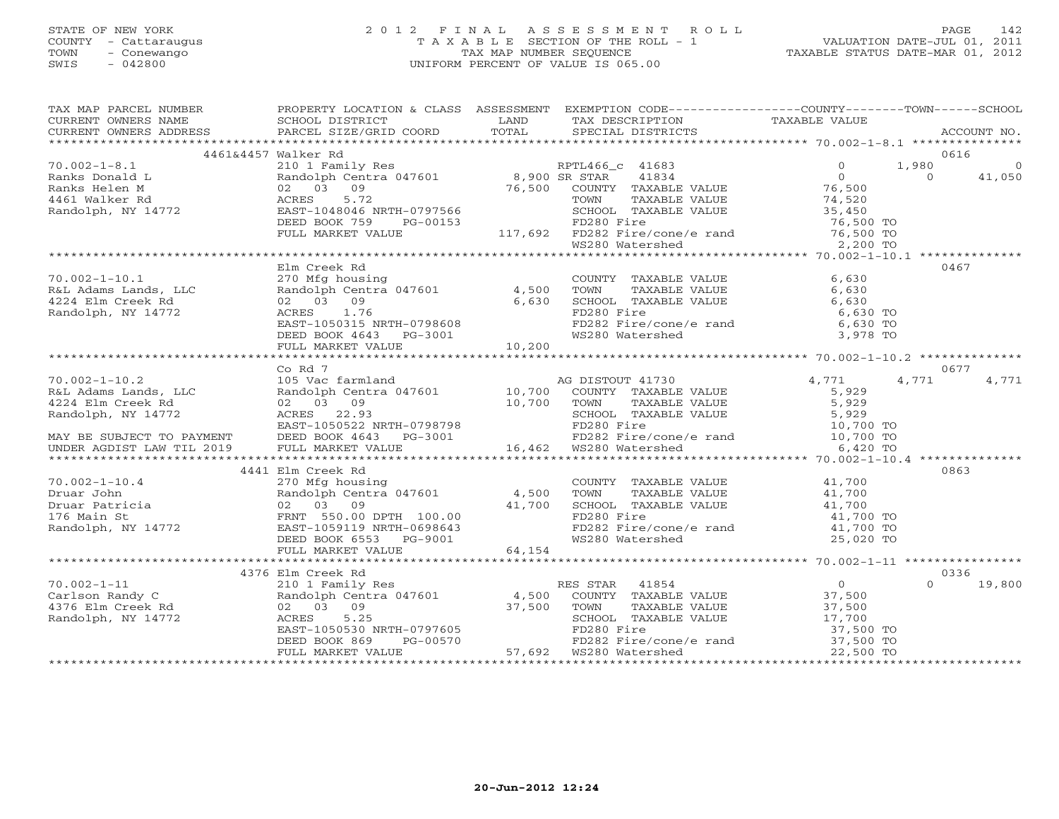STATE OF NEW YORK
COUNTY - Cattaraugus
TOWN - Conewango
SWIS - 042800

# 2012 FINAL ASSESSMENT ROLL
TAXABLE SECTION OF THE ROLL - 1
TAX MAP NUMBER SEQUENCE
UNIFORM PERCENT OF VALUE IS 065.00

VALUATION DATE-JUL 01, 2011
TAXABLE STATUS DATE-MAR 01, 2012

| TAX MAP PARCEL NUMBER / CURRENT OWNERS NAME / CURRENT OWNERS ADDRESS | PROPERTY LOCATION & CLASS / SCHOOL DISTRICT / PARCEL SIZE/GRID COORD | ASSESSMENT LAND / TOTAL | EXEMPTION CODE / TAX DESCRIPTION / SPECIAL DISTRICTS | COUNTY TAXABLE VALUE | TOWN | SCHOOL / ACCOUNT NO. |
|---|---|---|---|---|---|---|
| | 4461&4457 Walker Rd | | | | | 0616 |
| 70.002-1-8.1 | 210 1 Family Res | | RPTL466_c 41683 | 0 | 1,980 | 0 |
| Ranks Donald L | Randolph Centra 047601 | 8,900 | SR STAR 41834 | 0 | 0 | 41,050 |
| Ranks Helen M | 02 03 09 | 76,500 | COUNTY TAXABLE VALUE | 76,500 | | |
| 4461 Walker Rd | ACRES 5.72 | | TOWN TAXABLE VALUE | 74,520 | | |
| Randolph, NY 14772 | EAST-1048046 NRTH-0797566 | | SCHOOL TAXABLE VALUE | 35,450 | | |
| | DEED BOOK 759 PG-00153 | | FD280 Fire | 76,500 TO | | |
| | FULL MARKET VALUE | 117,692 | FD282 Fire/cone/e rand | 76,500 TO | | |
| | | | WS280 Watershed | 2,200 TO | | |
| | Elm Creek Rd | | | | | 0467 |
| 70.002-1-10.1 | 270 Mfg housing | | COUNTY TAXABLE VALUE | 6,630 | | |
| R&L Adams Lands, LLC | Randolph Centra 047601 | 4,500 | TOWN TAXABLE VALUE | 6,630 | | |
| 4224 Elm Creek Rd | 02 03 09 | 6,630 | SCHOOL TAXABLE VALUE | 6,630 | | |
| Randolph, NY 14772 | ACRES 1.76 | | FD280 Fire | 6,630 TO | | |
| | EAST-1050315 NRTH-0798608 | | FD282 Fire/cone/e rand | 6,630 TO | | |
| | DEED BOOK 4643 PG-3001 | | WS280 Watershed | 3,978 TO | | |
| | FULL MARKET VALUE | 10,200 | | | | |
| | Co Rd 7 | | | | | 0677 |
| 70.002-1-10.2 | 105 Vac farmland | | AG DISTOUT 41730 | 4,771 | 4,771 | 4,771 |
| R&L Adams Lands, LLC | Randolph Centra 047601 | 10,700 | COUNTY TAXABLE VALUE | 5,929 | | |
| 4224 Elm Creek Rd | 02 03 09 | 10,700 | TOWN TAXABLE VALUE | 5,929 | | |
| Randolph, NY 14772 | ACRES 22.93 | | SCHOOL TAXABLE VALUE | 5,929 | | |
| | EAST-1050522 NRTH-0798798 | | FD280 Fire | 10,700 TO | | |
| MAY BE SUBJECT TO PAYMENT | DEED BOOK 4643 PG-3001 | | FD282 Fire/cone/e rand | 10,700 TO | | |
| UNDER AGDIST LAW TIL 2019 | FULL MARKET VALUE | 16,462 | WS280 Watershed | 6,420 TO | | |
| | 4441 Elm Creek Rd | | | | | 0863 |
| 70.002-1-10.4 | 270 Mfg housing | | COUNTY TAXABLE VALUE | 41,700 | | |
| Druar John | Randolph Centra 047601 | 4,500 | TOWN TAXABLE VALUE | 41,700 | | |
| Druar Patricia | 02 03 09 | 41,700 | SCHOOL TAXABLE VALUE | 41,700 | | |
| 176 Main St | FRNT 550.00 DPTH 100.00 | | FD280 Fire | 41,700 TO | | |
| Randolph, NY 14772 | EAST-1059119 NRTH-0698643 | | FD282 Fire/cone/e rand | 41,700 TO | | |
| | DEED BOOK 6553 PG-9001 | | WS280 Watershed | 25,020 TO | | |
| | FULL MARKET VALUE | 64,154 | | | | |
| | 4376 Elm Creek Rd | | | | | 0336 |
| 70.002-1-11 | 210 1 Family Res | | RES STAR 41854 | 0 | 0 | 19,800 |
| Carlson Randy C | Randolph Centra 047601 | 4,500 | COUNTY TAXABLE VALUE | 37,500 | | |
| 4376 Elm Creek Rd | 02 03 09 | 37,500 | TOWN TAXABLE VALUE | 37,500 | | |
| Randolph, NY 14772 | ACRES 5.25 | | SCHOOL TAXABLE VALUE | 17,700 | | |
| | EAST-1050530 NRTH-0797605 | | FD280 Fire | 37,500 TO | | |
| | DEED BOOK 869 PG-00570 | | FD282 Fire/cone/e rand | 37,500 TO | | |
| | FULL MARKET VALUE | 57,692 | WS280 Watershed | 22,500 TO | | |

20-Jun-2012 12:24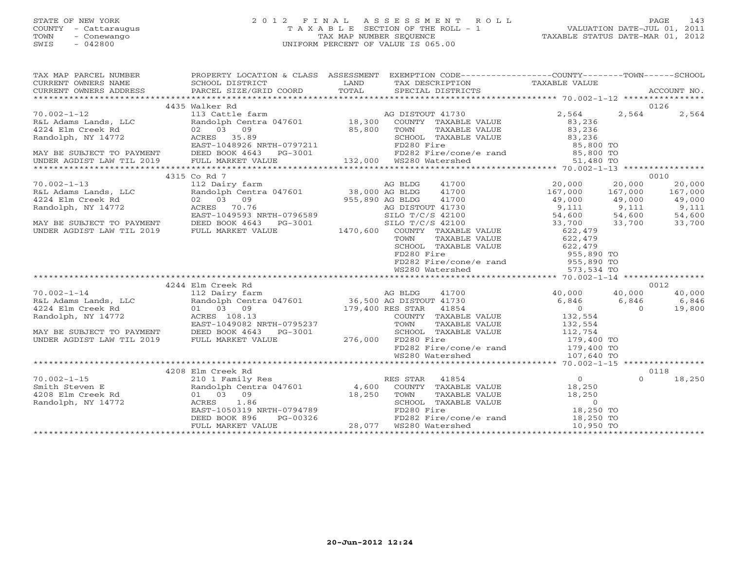STATE OF NEW YORK
COUNTY - Cattaraugus
TOWN - Conewango
SWIS - 042800

2012 FINAL ASSESSMENT ROLL
TAXABLE SECTION OF THE ROLL - 1
TAX MAP NUMBER SEQUENCE
UNIFORM PERCENT OF VALUE IS 065.00

VALUATION DATE-JUL 01, 2011
TAXABLE STATUS DATE-MAR 01, 2012

| TAX MAP PARCEL NUMBER / CURRENT OWNERS NAME / CURRENT OWNERS ADDRESS | PROPERTY LOCATION & CLASS / SCHOOL DISTRICT / PARCEL SIZE/GRID COORD | LAND / ASSESSMENT TOTAL | EXEMPTION CODE / TAX DESCRIPTION / SPECIAL DISTRICTS | COUNTY TAXABLE VALUE | TOWN | SCHOOL / ACCOUNT NO. |
|---|---|---|---|---|---|---|
| **70.002-1-12** | 4435 Walker Rd | | | | | 0126 |
| 70.002-1-12 | 113 Cattle farm | | AG DISTOUT 41730 | 2,564 | 2,564 | 2,564 |
| R&L Adams Lands, LLC | Randolph Centra 047601 | 18,300 | COUNTY TAXABLE VALUE | 83,236 | | |
| 4224 Elm Creek Rd | 02 03 09 | 85,800 | TOWN TAXABLE VALUE | 83,236 | | |
| Randolph, NY 14772 | ACRES 35.89 | | SCHOOL TAXABLE VALUE | 83,236 | | |
| | EAST-1048926 NRTH-0797211 | | FD280 Fire | 85,800 TO | | |
| MAY BE SUBJECT TO PAYMENT | DEED BOOK 4643 PG-3001 | | FD282 Fire/cone/e rand | 85,800 TO | | |
| UNDER AGDIST LAW TIL 2019 | FULL MARKET VALUE | 132,000 | WS280 Watershed | 51,480 TO | | |
| **70.002-1-13** | 4315 Co Rd 7 | | | | | 0010 |
| 70.002-1-13 | 112 Dairy farm | | AG BLDG 41700 | 20,000 | 20,000 | 20,000 |
| R&L Adams Lands, LLC | Randolph Centra 047601 | 38,000 | AG BLDG 41700 | 167,000 | 167,000 | 167,000 |
| 4224 Elm Creek Rd | 02 03 09 | 955,890 | AG BLDG 41700 | 49,000 | 49,000 | 49,000 |
| Randolph, NY 14772 | ACRES 70.76 | | AG DISTOUT 41730 | 9,111 | 9,111 | 9,111 |
| | EAST-1049593 NRTH-0796589 | | SILO T/C/S 42100 | 54,600 | 54,600 | 54,600 |
| MAY BE SUBJECT TO PAYMENT | DEED BOOK 4643 PG-3001 | | SILO T/C/S 42100 | 33,700 | 33,700 | 33,700 |
| UNDER AGDIST LAW TIL 2019 | FULL MARKET VALUE | 1470,600 | COUNTY TAXABLE VALUE | 622,479 | | |
| | | | TOWN TAXABLE VALUE | 622,479 | | |
| | | | SCHOOL TAXABLE VALUE | 622,479 | | |
| | | | FD280 Fire | 955,890 TO | | |
| | | | FD282 Fire/cone/e rand | 955,890 TO | | |
| | | | WS280 Watershed | 573,534 TO | | |
| **70.002-1-14** | 4244 Elm Creek Rd | | | | | 0012 |
| 70.002-1-14 | 112 Dairy farm | | AG BLDG 41700 | 40,000 | 40,000 | 40,000 |
| R&L Adams Lands, LLC | Randolph Centra 047601 | 36,500 | AG DISTOUT 41730 | 6,846 | 6,846 | 6,846 |
| 4224 Elm Creek Rd | 01 03 09 | 179,400 | RES STAR 41854 | 0 | 0 | 19,800 |
| Randolph, NY 14772 | ACRES 108.13 | | COUNTY TAXABLE VALUE | 132,554 | | |
| | EAST-1049082 NRTH-0795237 | | TOWN TAXABLE VALUE | 132,554 | | |
| MAY BE SUBJECT TO PAYMENT | DEED BOOK 4643 PG-3001 | | SCHOOL TAXABLE VALUE | 112,754 | | |
| UNDER AGDIST LAW TIL 2019 | FULL MARKET VALUE | 276,000 | FD280 Fire | 179,400 TO | | |
| | | | FD282 Fire/cone/e rand | 179,400 TO | | |
| | | | WS280 Watershed | 107,640 TO | | |
| **70.002-1-15** | 4208 Elm Creek Rd | | | | | 0118 |
| 70.002-1-15 | 210 1 Family Res | | RES STAR 41854 | 0 | 0 | 18,250 |
| Smith Steven E | Randolph Centra 047601 | 4,600 | COUNTY TAXABLE VALUE | 18,250 | | |
| 4208 Elm Creek Rd | 01 03 09 | 18,250 | TOWN TAXABLE VALUE | 18,250 | | |
| Randolph, NY 14772 | ACRES 1.86 | | SCHOOL TAXABLE VALUE | 0 | | |
| | EAST-1050319 NRTH-0794789 | | FD280 Fire | 18,250 TO | | |
| | DEED BOOK 896 PG-00326 | | FD282 Fire/cone/e rand | 18,250 TO | | |
| | FULL MARKET VALUE | 28,077 | WS280 Watershed | 10,950 TO | | |

20-Jun-2012 12:24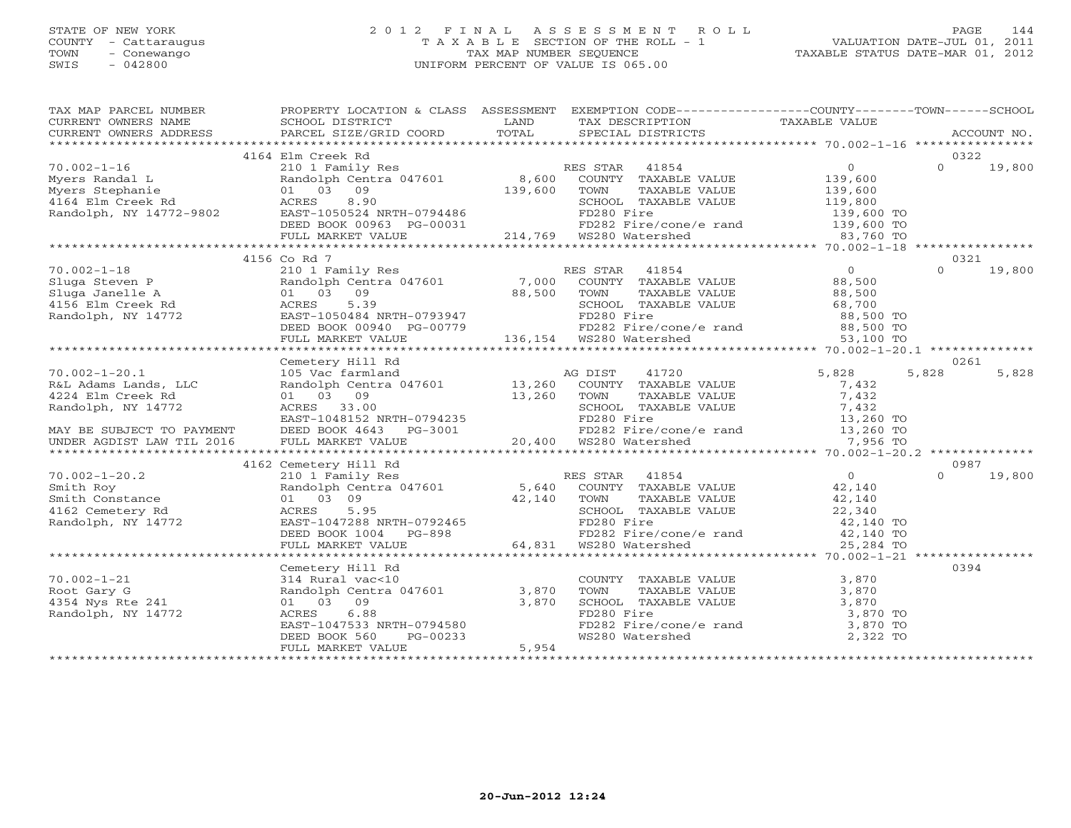STATE OF NEW YORK
COUNTY - Cattaraugus
TOWN - Conewango
SWIS - 042800

# 2012 FINAL ASSESSMENT ROLL

TAXABLE SECTION OF THE ROLL - 1
TAX MAP NUMBER SEQUENCE
UNIFORM PERCENT OF VALUE IS 065.00

VALUATION DATE-JUL 01, 2011
TAXABLE STATUS DATE-MAR 01, 2012

| TAX MAP PARCEL NUMBER / CURRENT OWNERS NAME / CURRENT OWNERS ADDRESS | PROPERTY LOCATION & CLASS / SCHOOL DISTRICT / PARCEL SIZE/GRID COORD | ASSESSMENT LAND / TOTAL | EXEMPTION CODE / TAX DESCRIPTION / SPECIAL DISTRICTS | COUNTY TAXABLE VALUE | TOWN | SCHOOL / ACCOUNT NO. |
|---|---|---|---|---|---|---|
| | 4164 Elm Creek Rd | | | | | 0322 |
| 70.002-1-16 | 210 1 Family Res | | RES STAR 41854 | 0 | 0 | 19,800 |
| Myers Randal L | Randolph Centra 047601 | 8,600 | COUNTY TAXABLE VALUE | 139,600 | | |
| Myers Stephanie | 01 03 09 | 139,600 | TOWN TAXABLE VALUE | 139,600 | | |
| 4164 Elm Creek Rd | ACRES 8.90 | | SCHOOL TAXABLE VALUE | 119,800 | | |
| Randolph, NY 14772-9802 | EAST-1050524 NRTH-0794486 | | FD280 Fire | 139,600 TO | | |
| | DEED BOOK 00963 PG-00031 | | FD282 Fire/cone/e rand | 139,600 TO | | |
| | FULL MARKET VALUE | 214,769 | WS280 Watershed | 83,760 TO | | |
| | 4156 Co Rd 7 | | | | | 0321 |
| 70.002-1-18 | 210 1 Family Res | | RES STAR 41854 | 0 | 0 | 19,800 |
| Sluga Steven P | Randolph Centra 047601 | 7,000 | COUNTY TAXABLE VALUE | 88,500 | | |
| Sluga Janelle A | 01 03 09 | 88,500 | TOWN TAXABLE VALUE | 88,500 | | |
| 4156 Elm Creek Rd | ACRES 5.39 | | SCHOOL TAXABLE VALUE | 68,700 | | |
| Randolph, NY 14772 | EAST-1050484 NRTH-0793947 | | FD280 Fire | 88,500 TO | | |
| | DEED BOOK 00940 PG-00779 | | FD282 Fire/cone/e rand | 88,500 TO | | |
| | FULL MARKET VALUE | 136,154 | WS280 Watershed | 53,100 TO | | |
| | Cemetery Hill Rd | | | | | 0261 |
| 70.002-1-20.1 | 105 Vac farmland | | AG DIST 41720 | 5,828 | 5,828 | 5,828 |
| R&L Adams Lands, LLC | Randolph Centra 047601 | 13,260 | COUNTY TAXABLE VALUE | 7,432 | | |
| 4224 Elm Creek Rd | 01 03 09 | 13,260 | TOWN TAXABLE VALUE | 7,432 | | |
| Randolph, NY 14772 | ACRES 33.00 | | SCHOOL TAXABLE VALUE | 7,432 | | |
| | EAST-1048152 NRTH-0794235 | | FD280 Fire | 13,260 TO | | |
| MAY BE SUBJECT TO PAYMENT | DEED BOOK 4643 PG-3001 | | FD282 Fire/cone/e rand | 13,260 TO | | |
| UNDER AGDIST LAW TIL 2016 | FULL MARKET VALUE | 20,400 | WS280 Watershed | 7,956 TO | | |
| | 4162 Cemetery Hill Rd | | | | | 0987 |
| 70.002-1-20.2 | 210 1 Family Res | | RES STAR 41854 | 0 | 0 | 19,800 |
| Smith Roy | Randolph Centra 047601 | 5,640 | COUNTY TAXABLE VALUE | 42,140 | | |
| Smith Constance | 01 03 09 | 42,140 | TOWN TAXABLE VALUE | 42,140 | | |
| 4162 Cemetery Rd | ACRES 5.95 | | SCHOOL TAXABLE VALUE | 22,340 | | |
| Randolph, NY 14772 | EAST-1047288 NRTH-0792465 | | FD280 Fire | 42,140 TO | | |
| | DEED BOOK 1004 PG-898 | | FD282 Fire/cone/e rand | 42,140 TO | | |
| | FULL MARKET VALUE | 64,831 | WS280 Watershed | 25,284 TO | | |
| | Cemetery Hill Rd | | | | | 0394 |
| 70.002-1-21 | 314 Rural vac<10 | | COUNTY TAXABLE VALUE | 3,870 | | |
| Root Gary G | Randolph Centra 047601 | 3,870 | TOWN TAXABLE VALUE | 3,870 | | |
| 4354 Nys Rte 241 | 01 03 09 | 3,870 | SCHOOL TAXABLE VALUE | 3,870 | | |
| Randolph, NY 14772 | ACRES 6.88 | | FD280 Fire | 3,870 TO | | |
| | EAST-1047533 NRTH-0794580 | | FD282 Fire/cone/e rand | 3,870 TO | | |
| | DEED BOOK 560 PG-00233 | | WS280 Watershed | 2,322 TO | | |
| | FULL MARKET VALUE | 5,954 | | | | |

20-Jun-2012 12:24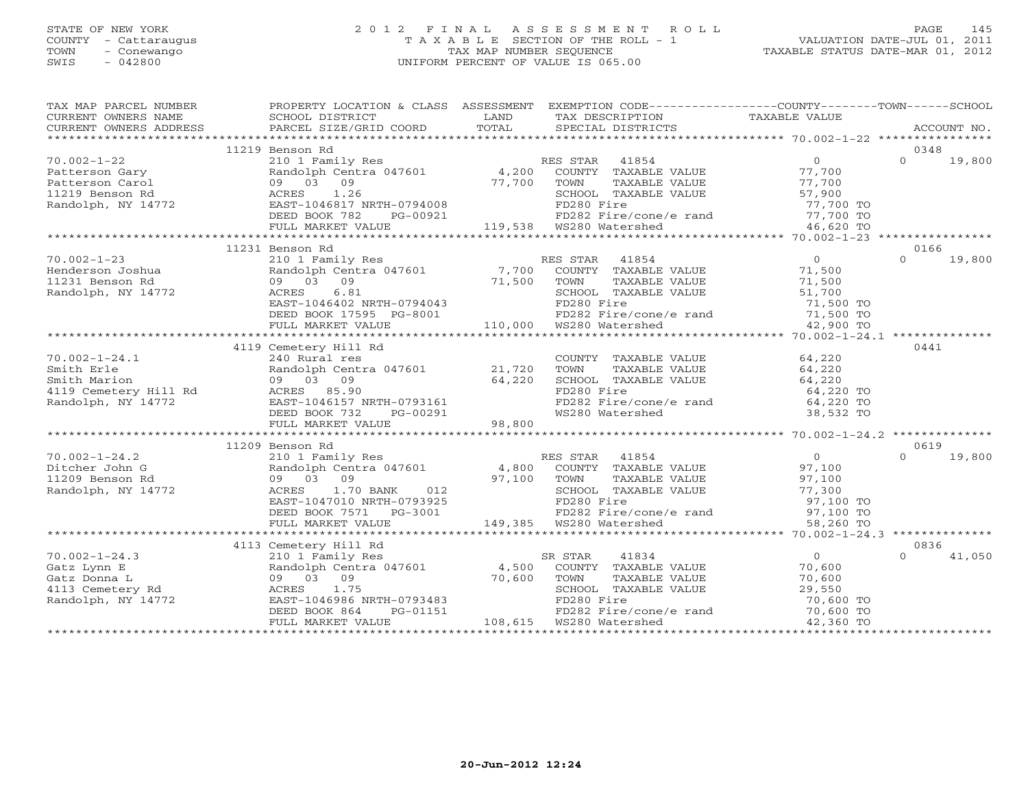STATE OF NEW YORK | 2012 FINAL ASSESSMENT ROLL | 
COUNTY - Cattaraugus | TAXABLE SECTION OF THE ROLL - 1 | VALUATION DATE-JUL 01, 2011
TOWN - Conewango | TAX MAP NUMBER SEQUENCE | TAXABLE STATUS DATE-MAR 01, 2012
SWIS - 042800 | UNIFORM PERCENT OF VALUE IS 065.00

```
TAX MAP PARCEL NUMBER          PROPERTY LOCATION & CLASS  ASSESSMENT  EXEMPTION CODE------------------COUNTY--------TOWN------SCHOOL
CURRENT OWNERS NAME            SCHOOL DISTRICT              LAND      TAX DESCRIPTION               TAXABLE VALUE
CURRENT OWNERS ADDRESS         PARCEL SIZE/GRID COORD       TOTAL     SPECIAL DISTRICTS                                    ACCOUNT NO.
******************************************************************************************************* 70.002-1-22 ****************
                   11219 Benson Rd                                                                                        0348
70.002-1-22                    210 1 Family Res                       RES STAR   41854              0            0      19,800
Patterson Gary                 Randolph Centra 047601       4,200     COUNTY  TAXABLE VALUE        77,700
Patterson Carol                09  03  09                  77,700     TOWN    TAXABLE VALUE        77,700
11219 Benson Rd                ACRES    1.26                          SCHOOL  TAXABLE VALUE        57,900
Randolph, NY 14772             EAST-1046817 NRTH-0794008              FD280 Fire                   77,700 TO
                               DEED BOOK 782     PG-00921             FD282 Fire/cone/e rand       77,700 TO
                               FULL MARKET VALUE          119,538     WS280 Watershed              46,620 TO
******************************************************************************************************* 70.002-1-23 ****************
                   11231 Benson Rd                                                                                        0166
70.002-1-23                    210 1 Family Res                       RES STAR   41854              0            0      19,800
Henderson Joshua               Randolph Centra 047601       7,700     COUNTY  TAXABLE VALUE        71,500
11231 Benson Rd                09  03  09                  71,500     TOWN    TAXABLE VALUE        71,500
Randolph, NY 14772             ACRES    6.81                          SCHOOL  TAXABLE VALUE        51,700
                               EAST-1046402 NRTH-0794043              FD280 Fire                   71,500 TO
                               DEED BOOK 17595   PG-8001              FD282 Fire/cone/e rand       71,500 TO
                               FULL MARKET VALUE          110,000     WS280 Watershed              42,900 TO
******************************************************************************************************* 70.002-1-24.1 **************
                   4119 Cemetery Hill Rd                                                                                  0441
70.002-1-24.1                  240 Rural res                          COUNTY  TAXABLE VALUE        64,220
Smith Erle                     Randolph Centra 047601      21,720     TOWN    TAXABLE VALUE        64,220
Smith Marion                   09  03  09                  64,220     SCHOOL  TAXABLE VALUE        64,220
4119 Cemetery Hill Rd          ACRES   85.90                          FD280 Fire                   64,220 TO
Randolph, NY 14772             EAST-1046157 NRTH-0793161              FD282 Fire/cone/e rand       64,220 TO
                               DEED BOOK 732     PG-00291             WS280 Watershed              38,532 TO
                               FULL MARKET VALUE           98,800
******************************************************************************************************* 70.002-1-24.2 **************
                   11209 Benson Rd                                                                                        0619
70.002-1-24.2                  210 1 Family Res                       RES STAR   41854              0            0      19,800
Ditcher John G                 Randolph Centra 047601       4,800     COUNTY  TAXABLE VALUE        97,100
11209 Benson Rd                09  03  09                  97,100     TOWN    TAXABLE VALUE        97,100
Randolph, NY 14772             ACRES    1.70 BANK    012              SCHOOL  TAXABLE VALUE        77,300
                               EAST-1047010 NRTH-0793925              FD280 Fire                   97,100 TO
                               DEED BOOK 7571    PG-3001              FD282 Fire/cone/e rand       97,100 TO
                               FULL MARKET VALUE          149,385     WS280 Watershed              58,260 TO
******************************************************************************************************* 70.002-1-24.3 **************
                   4113 Cemetery Hill Rd                                                                                  0836
70.002-1-24.3                  210 1 Family Res                       SR STAR    41834              0            0      41,050
Gatz Lynn E                    Randolph Centra 047601       4,500     COUNTY  TAXABLE VALUE        70,600
Gatz Donna L                   09  03  09                  70,600     TOWN    TAXABLE VALUE        70,600
4113 Cemetery Rd               ACRES    1.75                          SCHOOL  TAXABLE VALUE        29,550
Randolph, NY 14772             EAST-1046986 NRTH-0793483              FD280 Fire                   70,600 TO
                               DEED BOOK 864     PG-01151             FD282 Fire/cone/e rand       70,600 TO
                               FULL MARKET VALUE          108,615     WS280 Watershed              42,360 TO
************************************************************************************************************************************
```

20-Jun-2012 12:24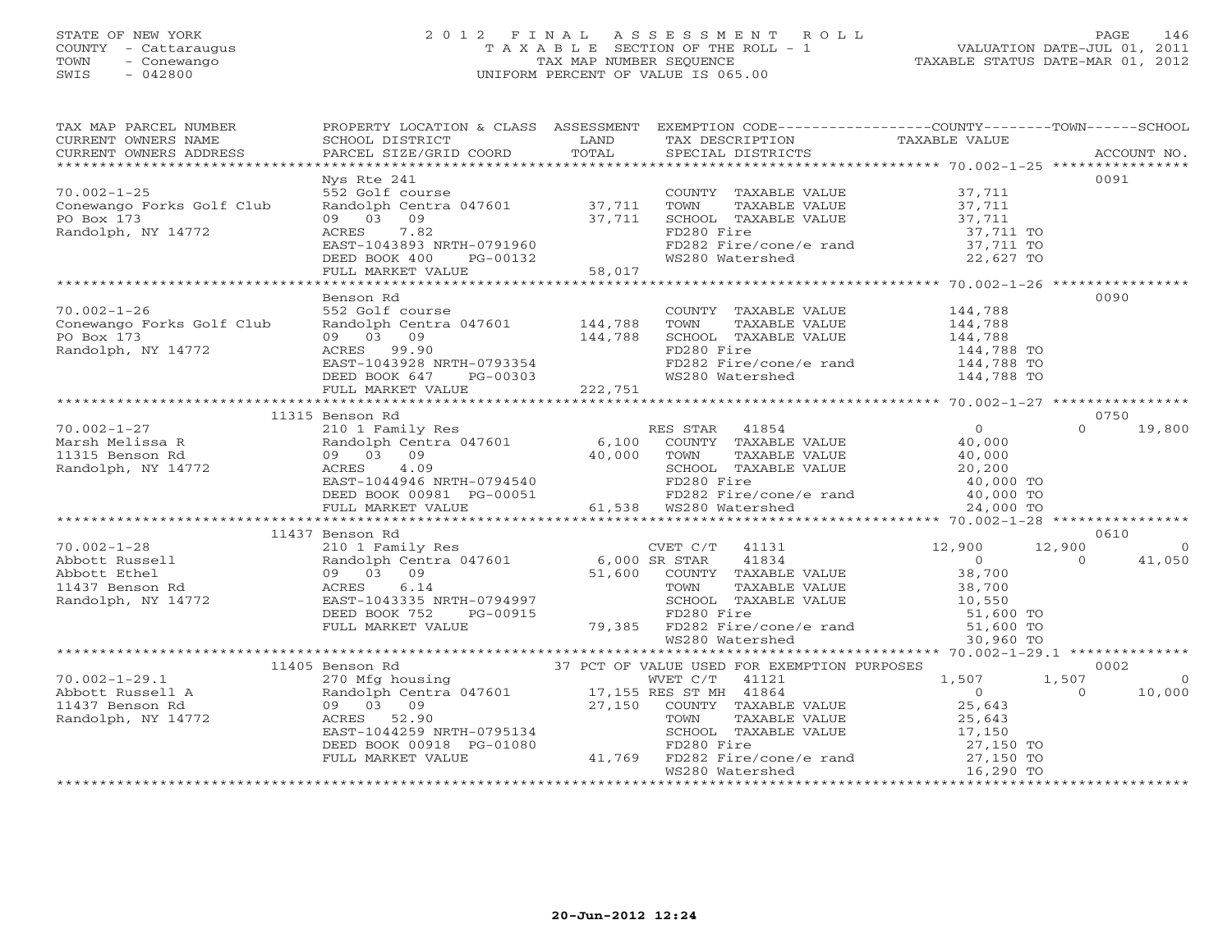STATE OF NEW YORK
COUNTY - Cattaraugus
TOWN - Conewango
SWIS - 042800

# 2012 FINAL ASSESSMENT ROLL

TAXABLE SECTION OF THE ROLL - 1
TAX MAP NUMBER SEQUENCE
UNIFORM PERCENT OF VALUE IS 065.00

VALUATION DATE-JUL 01, 2011
TAXABLE STATUS DATE-MAR 01, 2012

| TAX MAP PARCEL NUMBER / CURRENT OWNERS NAME / CURRENT OWNERS ADDRESS | PROPERTY LOCATION & CLASS / SCHOOL DISTRICT / PARCEL SIZE/GRID COORD | ASSESSMENT LAND / TOTAL | EXEMPTION CODE / TAX DESCRIPTION / SPECIAL DISTRICTS | COUNTY TAXABLE VALUE | TOWN | SCHOOL | ACCOUNT NO. |
|---|---|---|---|---|---|---|---|
| **70.002-1-25** | Nys Rte 241 | | | | | | 0091 |
| 70.002-1-25 | 552 Golf course | | COUNTY TAXABLE VALUE | 37,711 | | | |
| Conewango Forks Golf Club | Randolph Centra 047601 | 37,711 | TOWN TAXABLE VALUE | 37,711 | | | |
| PO Box 173 | 09 03 09 | 37,711 | SCHOOL TAXABLE VALUE | 37,711 | | | |
| Randolph, NY 14772 | ACRES 7.82 | | FD280 Fire | 37,711 TO | | | |
| | EAST-1043893 NRTH-0791960 | | FD282 Fire/cone/e rand | 37,711 TO | | | |
| | DEED BOOK 400 PG-00132 | | WS280 Watershed | 22,627 TO | | | |
| | FULL MARKET VALUE | 58,017 | | | | | |
| **70.002-1-26** | Benson Rd | | | | | | 0090 |
| 70.002-1-26 | 552 Golf course | | COUNTY TAXABLE VALUE | 144,788 | | | |
| Conewango Forks Golf Club | Randolph Centra 047601 | 144,788 | TOWN TAXABLE VALUE | 144,788 | | | |
| PO Box 173 | 09 03 09 | 144,788 | SCHOOL TAXABLE VALUE | 144,788 | | | |
| Randolph, NY 14772 | ACRES 99.90 | | FD280 Fire | 144,788 TO | | | |
| | EAST-1043928 NRTH-0793354 | | FD282 Fire/cone/e rand | 144,788 TO | | | |
| | DEED BOOK 647 PG-00303 | | WS280 Watershed | 144,788 TO | | | |
| | FULL MARKET VALUE | 222,751 | | | | | |
| **70.002-1-27** | 11315 Benson Rd | | | | | | 0750 |
| 70.002-1-27 | 210 1 Family Res | | RES STAR 41854 | 0 | 0 | 19,800 | |
| Marsh Melissa R | Randolph Centra 047601 | 6,100 | COUNTY TAXABLE VALUE | 40,000 | | | |
| 11315 Benson Rd | 09 03 09 | 40,000 | TOWN TAXABLE VALUE | 40,000 | | | |
| Randolph, NY 14772 | ACRES 4.09 | | SCHOOL TAXABLE VALUE | 20,200 | | | |
| | EAST-1044946 NRTH-0794540 | | FD280 Fire | 40,000 TO | | | |
| | DEED BOOK 00981 PG-00051 | | FD282 Fire/cone/e rand | 40,000 TO | | | |
| | FULL MARKET VALUE | 61,538 | WS280 Watershed | 24,000 TO | | | |
| **70.002-1-28** | 11437 Benson Rd | | | | | | 0610 |
| 70.002-1-28 | 210 1 Family Res | | CVET C/T 41131 | 12,900 | 12,900 | 0 | |
| Abbott Russell | Randolph Centra 047601 | 6,000 | SR STAR 41834 | 0 | 0 | 41,050 | |
| Abbott Ethel | 09 03 09 | 51,600 | COUNTY TAXABLE VALUE | 38,700 | | | |
| 11437 Benson Rd | ACRES 6.14 | | TOWN TAXABLE VALUE | 38,700 | | | |
| Randolph, NY 14772 | EAST-1043335 NRTH-0794997 | | SCHOOL TAXABLE VALUE | 10,550 | | | |
| | DEED BOOK 752 PG-00915 | | FD280 Fire | 51,600 TO | | | |
| | FULL MARKET VALUE | 79,385 | FD282 Fire/cone/e rand | 51,600 TO | | | |
| | | | WS280 Watershed | 30,960 TO | | | |
| **70.002-1-29.1** | 11405 Benson Rd | | 37 PCT OF VALUE USED FOR EXEMPTION PURPOSES | | | | 0002 |
| 70.002-1-29.1 | 270 Mfg housing | | WVET C/T 41121 | 1,507 | 1,507 | 0 | |
| Abbott Russell A | Randolph Centra 047601 | 17,155 | RES ST MH 41864 | 0 | 0 | 10,000 | |
| 11437 Benson Rd | 09 03 09 | 27,150 | COUNTY TAXABLE VALUE | 25,643 | | | |
| Randolph, NY 14772 | ACRES 52.90 | | TOWN TAXABLE VALUE | 25,643 | | | |
| | EAST-1044259 NRTH-0795134 | | SCHOOL TAXABLE VALUE | 17,150 | | | |
| | DEED BOOK 00918 PG-01080 | | FD280 Fire | 27,150 TO | | | |
| | FULL MARKET VALUE | 41,769 | FD282 Fire/cone/e rand | 27,150 TO | | | |
| | | | WS280 Watershed | 16,290 TO | | | |

20-Jun-2012 12:24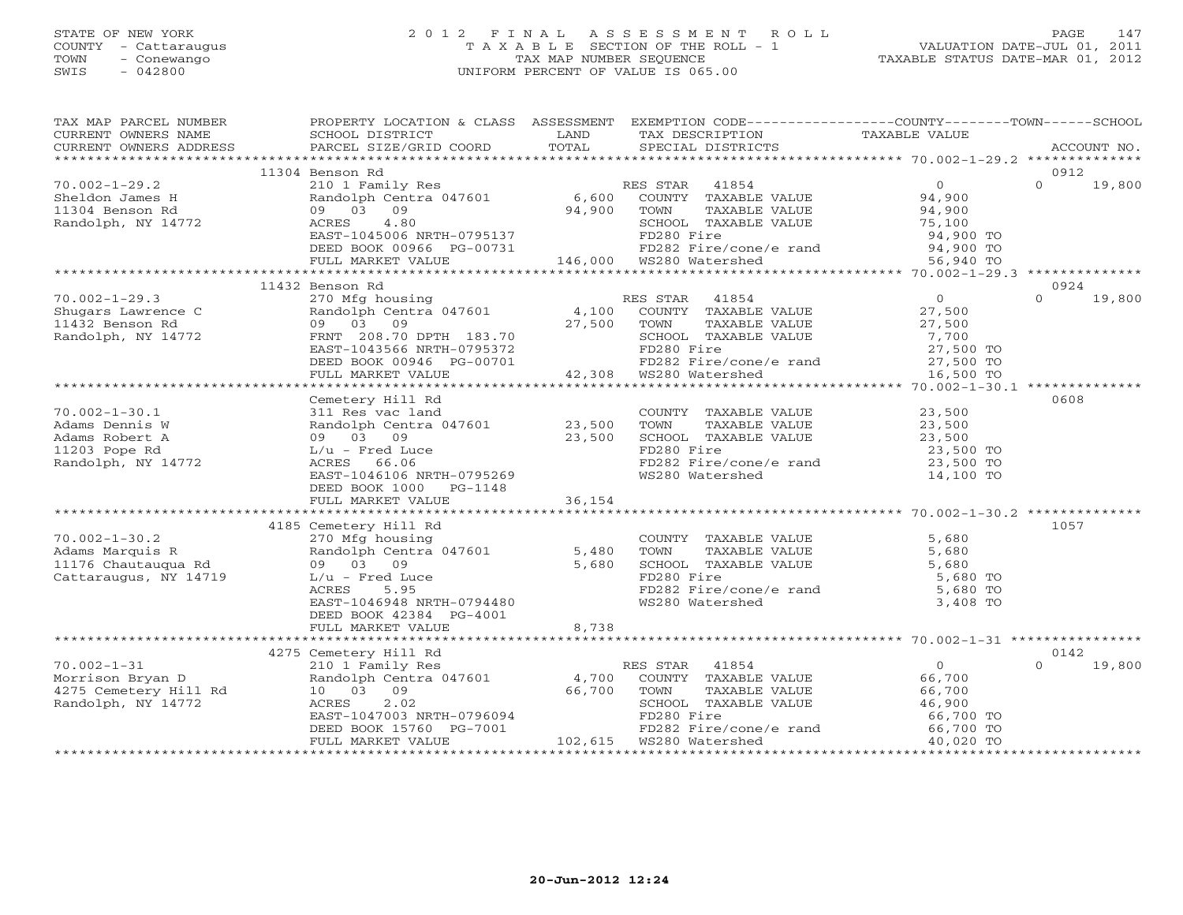STATE OF NEW YORK
COUNTY - Cattaraugus
TOWN - Conewango
SWIS - 042800

# 2012 FINAL ASSESSMENT ROLL
TAXABLE SECTION OF THE ROLL - 1
TAX MAP NUMBER SEQUENCE
UNIFORM PERCENT OF VALUE IS 065.00

VALUATION DATE-JUL 01, 2011
TAXABLE STATUS DATE-MAR 01, 2012

| TAX MAP PARCEL NUMBER / CURRENT OWNERS NAME / CURRENT OWNERS ADDRESS | PROPERTY LOCATION & CLASS / SCHOOL DISTRICT / PARCEL SIZE/GRID COORD | ASSESSMENT LAND / TOTAL | EXEMPTION CODE / TAX DESCRIPTION / SPECIAL DISTRICTS | COUNTY / TOWN / SCHOOL TAXABLE VALUE | ACCOUNT NO. |
|---|---|---|---|---|---|
| | 11304 Benson Rd | | | | 0912 |
| 70.002-1-29.2 | 210 1 Family Res | | RES STAR 41854 | 0 | 0 19,800 |
| Sheldon James H | Randolph Centra 047601 | 6,600 | COUNTY TAXABLE VALUE | 94,900 | |
| 11304 Benson Rd | 09 03 09 | 94,900 | TOWN TAXABLE VALUE | 94,900 | |
| Randolph, NY 14772 | ACRES 4.80 | | SCHOOL TAXABLE VALUE | 75,100 | |
| | EAST-1045006 NRTH-0795137 | | FD280 Fire | 94,900 TO | |
| | DEED BOOK 00966 PG-00731 | | FD282 Fire/cone/e rand | 94,900 TO | |
| | FULL MARKET VALUE | 146,000 | WS280 Watershed | 56,940 TO | |
| | 11432 Benson Rd | | | | 0924 |
| 70.002-1-29.3 | 270 Mfg housing | | RES STAR 41854 | 0 | 0 19,800 |
| Shugars Lawrence C | Randolph Centra 047601 | 4,100 | COUNTY TAXABLE VALUE | 27,500 | |
| 11432 Benson Rd | 09 03 09 | 27,500 | TOWN TAXABLE VALUE | 27,500 | |
| Randolph, NY 14772 | FRNT 208.70 DPTH 183.70 | | SCHOOL TAXABLE VALUE | 7,700 | |
| | EAST-1043566 NRTH-0795372 | | FD280 Fire | 27,500 TO | |
| | DEED BOOK 00946 PG-00701 | | FD282 Fire/cone/e rand | 27,500 TO | |
| | FULL MARKET VALUE | 42,308 | WS280 Watershed | 16,500 TO | |
| | Cemetery Hill Rd | | | | 0608 |
| 70.002-1-30.1 | 311 Res vac land | | COUNTY TAXABLE VALUE | 23,500 | |
| Adams Dennis W | Randolph Centra 047601 | 23,500 | TOWN TAXABLE VALUE | 23,500 | |
| Adams Robert A | 09 03 09 | 23,500 | SCHOOL TAXABLE VALUE | 23,500 | |
| 11203 Pope Rd | L/u - Fred Luce | | FD280 Fire | 23,500 TO | |
| Randolph, NY 14772 | ACRES 66.06 | | FD282 Fire/cone/e rand | 23,500 TO | |
| | EAST-1046106 NRTH-0795269 | | WS280 Watershed | 14,100 TO | |
| | DEED BOOK 1000 PG-1148 | | | | |
| | FULL MARKET VALUE | 36,154 | | | |
| | 4185 Cemetery Hill Rd | | | | 1057 |
| 70.002-1-30.2 | 270 Mfg housing | | COUNTY TAXABLE VALUE | 5,680 | |
| Adams Marquis R | Randolph Centra 047601 | 5,480 | TOWN TAXABLE VALUE | 5,680 | |
| 11176 Chautauqua Rd | 09 03 09 | 5,680 | SCHOOL TAXABLE VALUE | 5,680 | |
| Cattaraugus, NY 14719 | L/u - Fred Luce | | FD280 Fire | 5,680 TO | |
| | ACRES 5.95 | | FD282 Fire/cone/e rand | 5,680 TO | |
| | EAST-1046948 NRTH-0794480 | | WS280 Watershed | 3,408 TO | |
| | DEED BOOK 42384 PG-4001 | | | | |
| | FULL MARKET VALUE | 8,738 | | | |
| | 4275 Cemetery Hill Rd | | | | 0142 |
| 70.002-1-31 | 210 1 Family Res | | RES STAR 41854 | 0 | 0 19,800 |
| Morrison Bryan D | Randolph Centra 047601 | 4,700 | COUNTY TAXABLE VALUE | 66,700 | |
| 4275 Cemetery Hill Rd | 10 03 09 | 66,700 | TOWN TAXABLE VALUE | 66,700 | |
| Randolph, NY 14772 | ACRES 2.02 | | SCHOOL TAXABLE VALUE | 46,900 | |
| | EAST-1047003 NRTH-0796094 | | FD280 Fire | 66,700 TO | |
| | DEED BOOK 15760 PG-7001 | | FD282 Fire/cone/e rand | 66,700 TO | |
| | FULL MARKET VALUE | 102,615 | WS280 Watershed | 40,020 TO | |

20-Jun-2012 12:24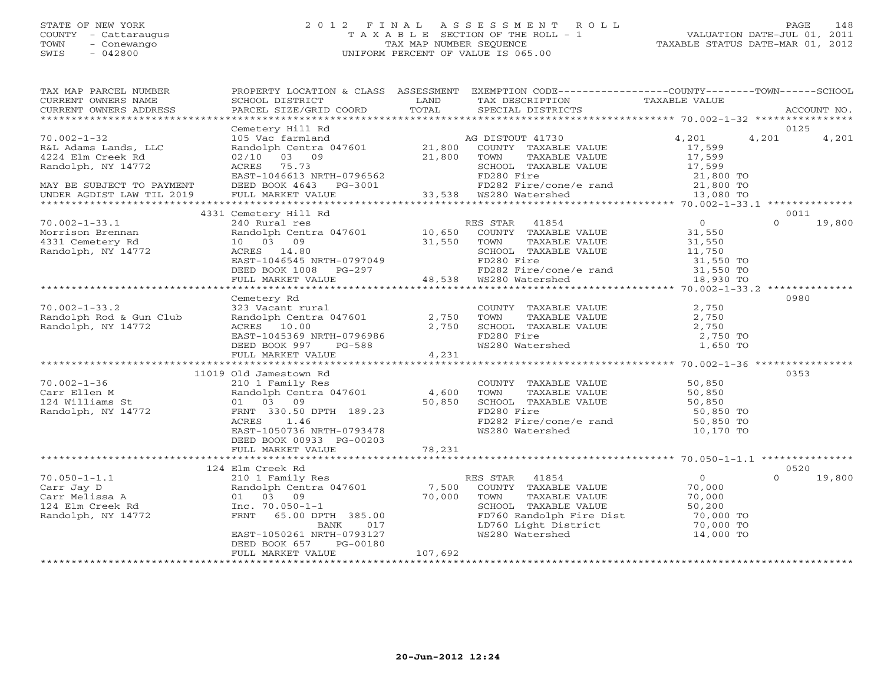STATE OF NEW YORK
COUNTY - Cattaraugus
TOWN - Conewango
SWIS - 042800

# 2012 FINAL ASSESSMENT ROLL
TAXABLE SECTION OF THE ROLL - 1
TAX MAP NUMBER SEQUENCE
UNIFORM PERCENT OF VALUE IS 065.00

VALUATION DATE-JUL 01, 2011
TAXABLE STATUS DATE-MAR 01, 2012

| TAX MAP PARCEL NUMBER / CURRENT OWNERS NAME / CURRENT OWNERS ADDRESS | PROPERTY LOCATION & CLASS / SCHOOL DISTRICT / PARCEL SIZE/GRID COORD | ASSESSMENT LAND / TOTAL | EXEMPTION CODE / TAX DESCRIPTION / SPECIAL DISTRICTS | COUNTY TAXABLE VALUE | TOWN | SCHOOL | ACCOUNT NO. |
|---|---|---|---|---|---|---|---|
| 70.002-1-32 | Cemetery Hill Rd | | | | | | 0125 |
| | 105 Vac farmland | | AG DISTOUT 41730 | 4,201 | 4,201 | 4,201 | |
| R&L Adams Lands, LLC | Randolph Centra 047601 | 21,800 | COUNTY TAXABLE VALUE | 17,599 | | | |
| 4224 Elm Creek Rd | 02/10 03 09 | 21,800 | TOWN TAXABLE VALUE | 17,599 | | | |
| Randolph, NY 14772 | ACRES 75.73 | | SCHOOL TAXABLE VALUE | 17,599 | | | |
| | EAST-1046613 NRTH-0796562 | | FD280 Fire | 21,800 TO | | | |
| MAY BE SUBJECT TO PAYMENT | DEED BOOK 4643 PG-3001 | | FD282 Fire/cone/e rand | 21,800 TO | | | |
| UNDER AGDIST LAW TIL 2019 | FULL MARKET VALUE | 33,538 | WS280 Watershed | 13,080 TO | | | |
| 70.002-1-33.1 | 4331 Cemetery Hill Rd | | | | | | 0011 |
| | 240 Rural res | | RES STAR 41854 | 0 | 0 | 19,800 | |
| Morrison Brennan | Randolph Centra 047601 | 10,650 | COUNTY TAXABLE VALUE | 31,550 | | | |
| 4331 Cemetery Rd | 10 03 09 | 31,550 | TOWN TAXABLE VALUE | 31,550 | | | |
| Randolph, NY 14772 | ACRES 14.80 | | SCHOOL TAXABLE VALUE | 11,750 | | | |
| | EAST-1046545 NRTH-0797049 | | FD280 Fire | 31,550 TO | | | |
| | DEED BOOK 1008 PG-297 | | FD282 Fire/cone/e rand | 31,550 TO | | | |
| | FULL MARKET VALUE | 48,538 | WS280 Watershed | 18,930 TO | | | |
| 70.002-1-33.2 | Cemetery Rd | | | | | | 0980 |
| | 323 Vacant rural | | COUNTY TAXABLE VALUE | 2,750 | | | |
| Randolph Rod & Gun Club | Randolph Centra 047601 | 2,750 | TOWN TAXABLE VALUE | 2,750 | | | |
| Randolph, NY 14772 | ACRES 10.00 | 2,750 | SCHOOL TAXABLE VALUE | 2,750 | | | |
| | EAST-1045369 NRTH-0796986 | | FD280 Fire | 2,750 TO | | | |
| | DEED BOOK 997 PG-588 | | WS280 Watershed | 1,650 TO | | | |
| | FULL MARKET VALUE | 4,231 | | | | | |
| 70.002-1-36 | 11019 Old Jamestown Rd | | | | | | 0353 |
| | 210 1 Family Res | | COUNTY TAXABLE VALUE | 50,850 | | | |
| Carr Ellen M | Randolph Centra 047601 | 4,600 | TOWN TAXABLE VALUE | 50,850 | | | |
| 124 Williams St | 01 03 09 | 50,850 | SCHOOL TAXABLE VALUE | 50,850 | | | |
| Randolph, NY 14772 | FRNT 330.50 DPTH 189.23 | | FD280 Fire | 50,850 TO | | | |
| | ACRES 1.46 | | FD282 Fire/cone/e rand | 50,850 TO | | | |
| | EAST-1050736 NRTH-0793478 | | WS280 Watershed | 10,170 TO | | | |
| | DEED BOOK 00933 PG-00203 | | | | | | |
| | FULL MARKET VALUE | 78,231 | | | | | |
| 70.050-1-1.1 | 124 Elm Creek Rd | | | | | | 0520 |
| | 210 1 Family Res | | RES STAR 41854 | 0 | 0 | 19,800 | |
| Carr Jay D | Randolph Centra 047601 | 7,500 | COUNTY TAXABLE VALUE | 70,000 | | | |
| Carr Melissa A | 01 03 09 | 70,000 | TOWN TAXABLE VALUE | 70,000 | | | |
| 124 Elm Creek Rd | Inc. 70.050-1-1 | | SCHOOL TAXABLE VALUE | 50,200 | | | |
| Randolph, NY 14772 | FRNT 65.00 DPTH 385.00 | | FD760 Randolph Fire Dist | 70,000 TO | | | |
| | BANK 017 | | LD760 Light District | 70,000 TO | | | |
| | EAST-1050261 NRTH-0793127 | | WS280 Watershed | 14,000 TO | | | |
| | DEED BOOK 657 PG-00180 | | | | | | |
| | FULL MARKET VALUE | 107,692 | | | | | |

20-Jun-2012 12:24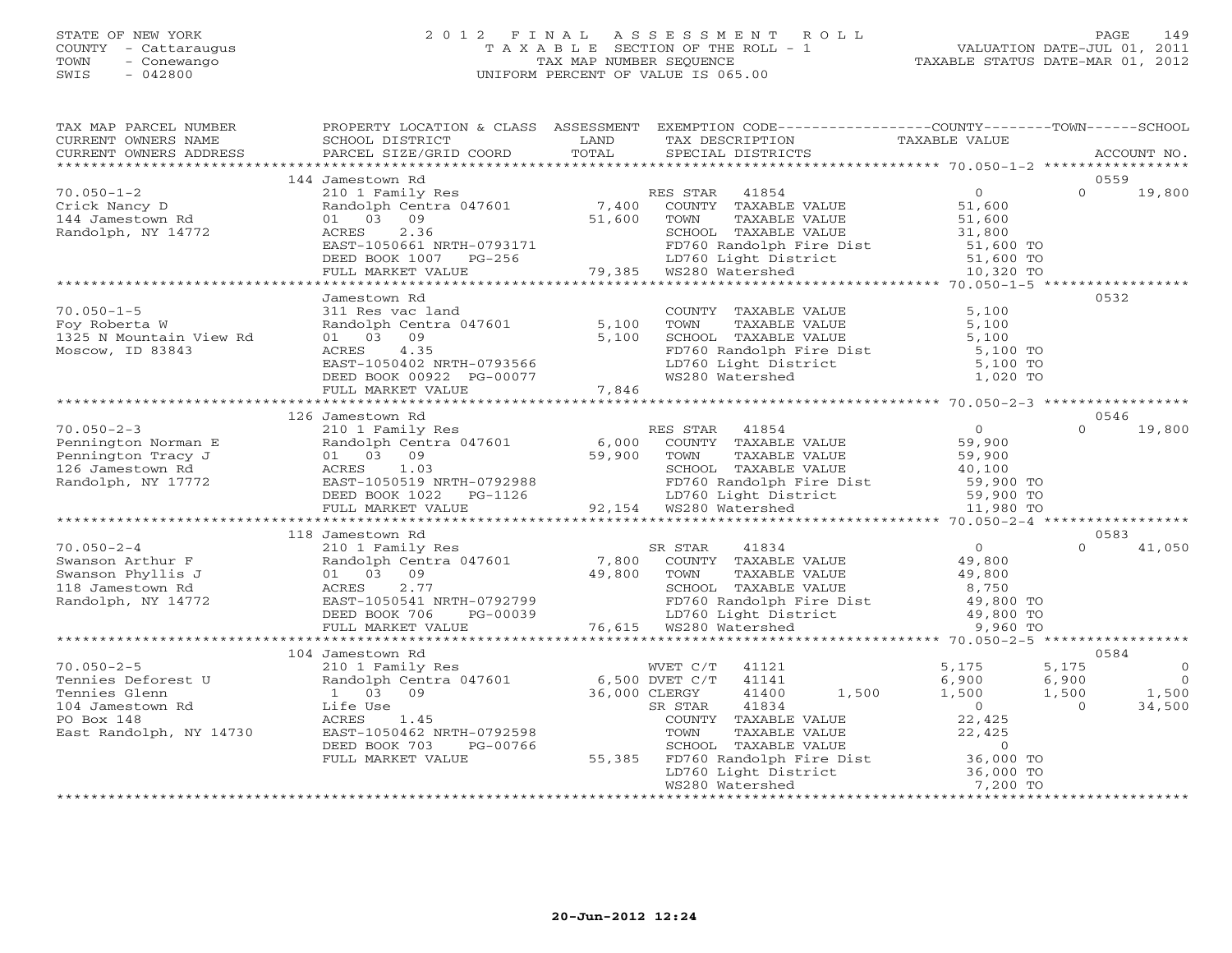STATE OF NEW YORK
COUNTY - Cattaraugus
TOWN - Conewango
SWIS - 042800

# 2012 FINAL ASSESSMENT ROLL
TAXABLE SECTION OF THE ROLL - 1
TAX MAP NUMBER SEQUENCE
UNIFORM PERCENT OF VALUE IS 065.00

VALUATION DATE-JUL 01, 2011
TAXABLE STATUS DATE-MAR 01, 2012

| TAX MAP PARCEL NUMBER / CURRENT OWNERS NAME / CURRENT OWNERS ADDRESS | PROPERTY LOCATION & CLASS / SCHOOL DISTRICT / PARCEL SIZE/GRID COORD | ASSESSMENT LAND / TOTAL | EXEMPTION CODE / TAX DESCRIPTION / SPECIAL DISTRICTS | COUNTY TAXABLE VALUE | TOWN | SCHOOL | ACCOUNT NO. |
|---|---|---|---|---|---|---|---|
| | 144 Jamestown Rd | | | | | | 0559 |
| 70.050-1-2 | 210 1 Family Res | | RES STAR 41854 | 0 | 0 | 19,800 | |
| Crick Nancy D | Randolph Centra 047601 | 7,400 | COUNTY TAXABLE VALUE | 51,600 | | | |
| 144 Jamestown Rd | 01 03 09 | 51,600 | TOWN TAXABLE VALUE | 51,600 | | | |
| Randolph, NY 14772 | ACRES 2.36 | | SCHOOL TAXABLE VALUE | 31,800 | | | |
| | EAST-1050661 NRTH-0793171 | | FD760 Randolph Fire Dist | 51,600 TO | | | |
| | DEED BOOK 1007 PG-256 | | LD760 Light District | 51,600 TO | | | |
| | FULL MARKET VALUE | 79,385 | WS280 Watershed | 10,320 TO | | | |
| | Jamestown Rd | | | | | | 0532 |
| 70.050-1-5 | 311 Res vac land | | COUNTY TAXABLE VALUE | 5,100 | | | |
| Foy Roberta W | Randolph Centra 047601 | 5,100 | TOWN TAXABLE VALUE | 5,100 | | | |
| 1325 N Mountain View Rd | 01 03 09 | 5,100 | SCHOOL TAXABLE VALUE | 5,100 | | | |
| Moscow, ID 83843 | ACRES 4.35 | | FD760 Randolph Fire Dist | 5,100 TO | | | |
| | EAST-1050402 NRTH-0793566 | | LD760 Light District | 5,100 TO | | | |
| | DEED BOOK 00922 PG-00077 | | WS280 Watershed | 1,020 TO | | | |
| | FULL MARKET VALUE | 7,846 | | | | | |
| | 126 Jamestown Rd | | | | | | 0546 |
| 70.050-2-3 | 210 1 Family Res | | RES STAR 41854 | 0 | 0 | 19,800 | |
| Pennington Norman E | Randolph Centra 047601 | 6,000 | COUNTY TAXABLE VALUE | 59,900 | | | |
| Pennington Tracy J | 01 03 09 | 59,900 | TOWN TAXABLE VALUE | 59,900 | | | |
| 126 Jamestown Rd | ACRES 1.03 | | SCHOOL TAXABLE VALUE | 40,100 | | | |
| Randolph, NY 17772 | EAST-1050519 NRTH-0792988 | | FD760 Randolph Fire Dist | 59,900 TO | | | |
| | DEED BOOK 1022 PG-1126 | | LD760 Light District | 59,900 TO | | | |
| | FULL MARKET VALUE | 92,154 | WS280 Watershed | 11,980 TO | | | |
| | 118 Jamestown Rd | | | | | | 0583 |
| 70.050-2-4 | 210 1 Family Res | | SR STAR 41834 | 0 | 0 | 41,050 | |
| Swanson Arthur F | Randolph Centra 047601 | 7,800 | COUNTY TAXABLE VALUE | 49,800 | | | |
| Swanson Phyllis J | 01 03 09 | 49,800 | TOWN TAXABLE VALUE | 49,800 | | | |
| 118 Jamestown Rd | ACRES 2.77 | | SCHOOL TAXABLE VALUE | 8,750 | | | |
| Randolph, NY 14772 | EAST-1050541 NRTH-0792799 | | FD760 Randolph Fire Dist | 49,800 TO | | | |
| | DEED BOOK 706 PG-00039 | | LD760 Light District | 49,800 TO | | | |
| | FULL MARKET VALUE | 76,615 | WS280 Watershed | 9,960 TO | | | |
| | 104 Jamestown Rd | | | | | | 0584 |
| 70.050-2-5 | 210 1 Family Res | | WVET C/T 41121 | 5,175 | 5,175 | 0 | |
| Tennies Deforest U | Randolph Centra 047601 | 6,500 | DVET C/T 41141 | 6,900 | 6,900 | 0 | |
| Tennies Glenn | 1 03 09 | 36,000 | CLERGY 41400 1,500 | 1,500 | 1,500 | 1,500 | |
| 104 Jamestown Rd | Life Use | | SR STAR 41834 | 0 | 0 | 34,500 | |
| PO Box 148 | ACRES 1.45 | | COUNTY TAXABLE VALUE | 22,425 | | | |
| East Randolph, NY 14730 | EAST-1050462 NRTH-0792598 | | TOWN TAXABLE VALUE | 22,425 | | | |
| | DEED BOOK 703 PG-00766 | | SCHOOL TAXABLE VALUE | 0 | | | |
| | FULL MARKET VALUE | 55,385 | FD760 Randolph Fire Dist | 36,000 TO | | | |
| | | | LD760 Light District | 36,000 TO | | | |
| | | | WS280 Watershed | 7,200 TO | | | |

20-Jun-2012 12:24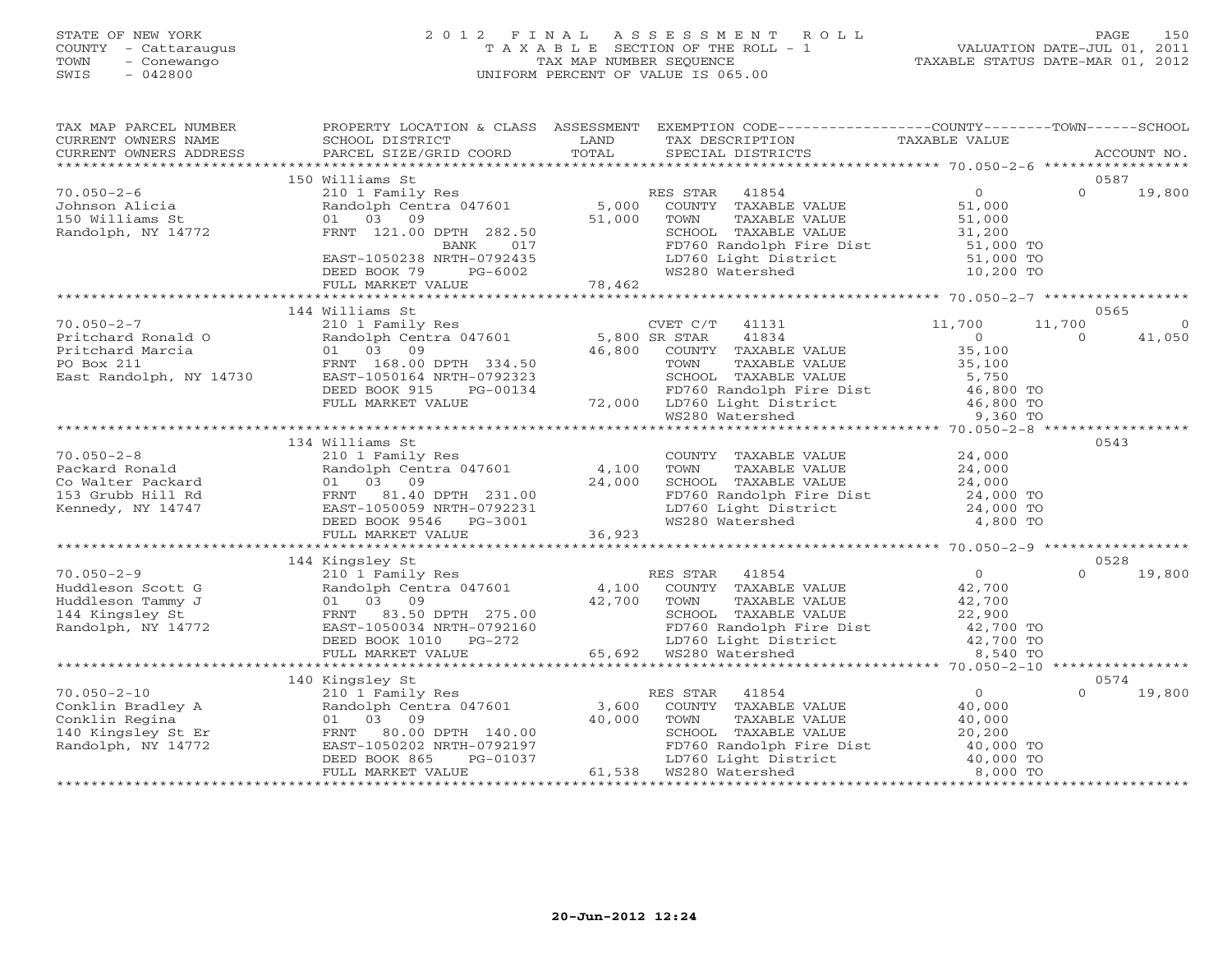STATE OF NEW YORK
COUNTY - Cattaraugus
TOWN - Conewango
SWIS - 042800

# 2012 FINAL ASSESSMENT ROLL

TAXABLE SECTION OF THE ROLL - 1
TAX MAP NUMBER SEQUENCE
UNIFORM PERCENT OF VALUE IS 065.00

VALUATION DATE-JUL 01, 2011
TAXABLE STATUS DATE-MAR 01, 2012

| TAX MAP PARCEL NUMBER / CURRENT OWNERS NAME / CURRENT OWNERS ADDRESS | PROPERTY LOCATION & CLASS / SCHOOL DISTRICT / PARCEL SIZE/GRID COORD | ASSESSMENT LAND / TOTAL | EXEMPTION CODE / TAX DESCRIPTION / SPECIAL DISTRICTS | COUNTY TAXABLE VALUE | TOWN | SCHOOL / ACCOUNT NO. |
|---|---|---|---|---|---|---|
| **70.050-2-6** | 150 Williams St | | | | | 0587 |
| 70.050-2-6 | 210 1 Family Res | | RES STAR 41854 | 0 | 0 | 19,800 |
| Johnson Alicia | Randolph Centra 047601 | 5,000 | COUNTY TAXABLE VALUE | 51,000 | | |
| 150 Williams St | 01 03 09 | 51,000 | TOWN TAXABLE VALUE | 51,000 | | |
| Randolph, NY 14772 | FRNT 121.00 DPTH 282.50 | | SCHOOL TAXABLE VALUE | 31,200 | | |
| | BANK 017 | | FD760 Randolph Fire Dist | 51,000 TO | | |
| | EAST-1050238 NRTH-0792435 | | LD760 Light District | 51,000 TO | | |
| | DEED BOOK 79 PG-6002 | | WS280 Watershed | 10,200 TO | | |
| | FULL MARKET VALUE | 78,462 | | | | |
| **70.050-2-7** | 144 Williams St | | | | | 0565 |
| 70.050-2-7 | 210 1 Family Res | | CVET C/T 41131 | 11,700 | 11,700 | 0 |
| Pritchard Ronald O | Randolph Centra 047601 | 5,800 | SR STAR 41834 | 0 | 0 | 41,050 |
| Pritchard Marcia | 01 03 09 | 46,800 | COUNTY TAXABLE VALUE | 35,100 | | |
| PO Box 211 | FRNT 168.00 DPTH 334.50 | | TOWN TAXABLE VALUE | 35,100 | | |
| East Randolph, NY 14730 | EAST-1050164 NRTH-0792323 | | SCHOOL TAXABLE VALUE | 5,750 | | |
| | DEED BOOK 915 PG-00134 | | FD760 Randolph Fire Dist | 46,800 TO | | |
| | FULL MARKET VALUE | 72,000 | LD760 Light District | 46,800 TO | | |
| | | | WS280 Watershed | 9,360 TO | | |
| **70.050-2-8** | 134 Williams St | | | | | 0543 |
| 70.050-2-8 | 210 1 Family Res | | COUNTY TAXABLE VALUE | 24,000 | | |
| Packard Ronald | Randolph Centra 047601 | 4,100 | TOWN TAXABLE VALUE | 24,000 | | |
| Co Walter Packard | 01 03 09 | 24,000 | SCHOOL TAXABLE VALUE | 24,000 | | |
| 153 Grubb Hill Rd | FRNT 81.40 DPTH 231.00 | | FD760 Randolph Fire Dist | 24,000 TO | | |
| Kennedy, NY 14747 | EAST-1050059 NRTH-0792231 | | LD760 Light District | 24,000 TO | | |
| | DEED BOOK 9546 PG-3001 | | WS280 Watershed | 4,800 TO | | |
| | FULL MARKET VALUE | 36,923 | | | | |
| **70.050-2-9** | 144 Kingsley St | | | | | 0528 |
| 70.050-2-9 | 210 1 Family Res | | RES STAR 41854 | 0 | 0 | 19,800 |
| Huddleson Scott G | Randolph Centra 047601 | 4,100 | COUNTY TAXABLE VALUE | 42,700 | | |
| Huddleson Tammy J | 01 03 09 | 42,700 | TOWN TAXABLE VALUE | 42,700 | | |
| 144 Kingsley St | FRNT 83.50 DPTH 275.00 | | SCHOOL TAXABLE VALUE | 22,900 | | |
| Randolph, NY 14772 | EAST-1050034 NRTH-0792160 | | FD760 Randolph Fire Dist | 42,700 TO | | |
| | DEED BOOK 1010 PG-272 | | LD760 Light District | 42,700 TO | | |
| | FULL MARKET VALUE | 65,692 | WS280 Watershed | 8,540 TO | | |
| **70.050-2-10** | 140 Kingsley St | | | | | 0574 |
| 70.050-2-10 | 210 1 Family Res | | RES STAR 41854 | 0 | 0 | 19,800 |
| Conklin Bradley A | Randolph Centra 047601 | 3,600 | COUNTY TAXABLE VALUE | 40,000 | | |
| Conklin Regina | 01 03 09 | 40,000 | TOWN TAXABLE VALUE | 40,000 | | |
| 140 Kingsley St Er | FRNT 80.00 DPTH 140.00 | | SCHOOL TAXABLE VALUE | 20,200 | | |
| Randolph, NY 14772 | EAST-1050202 NRTH-0792197 | | FD760 Randolph Fire Dist | 40,000 TO | | |
| | DEED BOOK 865 PG-01037 | | LD760 Light District | 40,000 TO | | |
| | FULL MARKET VALUE | 61,538 | WS280 Watershed | 8,000 TO | | |

20-Jun-2012 12:24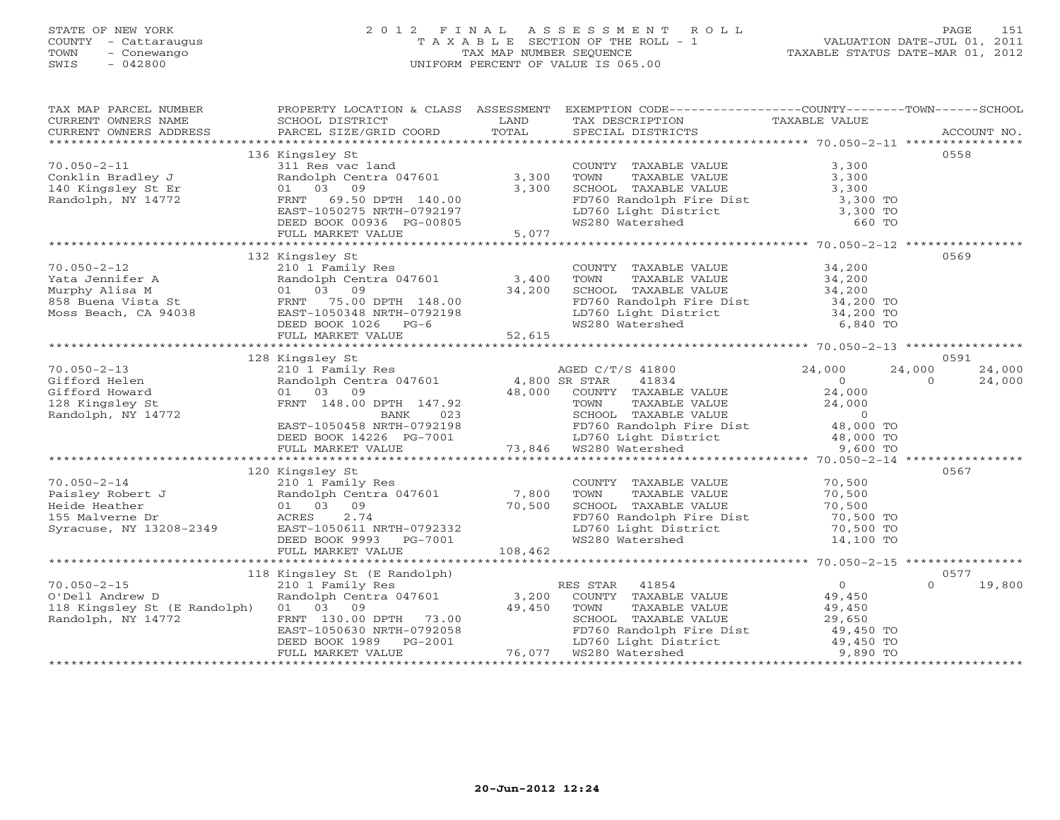STATE OF NEW YORK
COUNTY - Cattaraugus
TOWN - Conewango
SWIS - 042800

# 2012 FINAL ASSESSMENT ROLL
TAXABLE SECTION OF THE ROLL - 1
TAX MAP NUMBER SEQUENCE
UNIFORM PERCENT OF VALUE IS 065.00

VALUATION DATE-JUL 01, 2011
TAXABLE STATUS DATE-MAR 01, 2012

| TAX MAP PARCEL NUMBER / CURRENT OWNERS NAME / CURRENT OWNERS ADDRESS | PROPERTY LOCATION & CLASS / SCHOOL DISTRICT / PARCEL SIZE/GRID COORD | ASSESSMENT LAND / TOTAL | EXEMPTION CODE / TAX DESCRIPTION / SPECIAL DISTRICTS | COUNTY TAXABLE VALUE | TOWN | SCHOOL | ACCOUNT NO. |
|---|---|---|---|---|---|---|---|
| | 136 Kingsley St | | | | | | 0558 |
| 70.050-2-11 | 311 Res vac land | | COUNTY TAXABLE VALUE | 3,300 | | | |
| Conklin Bradley J | Randolph Centra 047601 | 3,300 | TOWN TAXABLE VALUE | 3,300 | | | |
| 140 Kingsley St Er | 01 03 09 | 3,300 | SCHOOL TAXABLE VALUE | 3,300 | | | |
| Randolph, NY 14772 | FRNT 69.50 DPTH 140.00 | | FD760 Randolph Fire Dist | 3,300 TO | | | |
| | EAST-1050275 NRTH-0792197 | | LD760 Light District | 3,300 TO | | | |
| | DEED BOOK 00936 PG-00805 | | WS280 Watershed | 660 TO | | | |
| | FULL MARKET VALUE | 5,077 | | | | | |
| | 132 Kingsley St | | | | | | 0569 |
| 70.050-2-12 | 210 1 Family Res | | COUNTY TAXABLE VALUE | 34,200 | | | |
| Yata Jennifer A | Randolph Centra 047601 | 3,400 | TOWN TAXABLE VALUE | 34,200 | | | |
| Murphy Alisa M | 01 03 09 | 34,200 | SCHOOL TAXABLE VALUE | 34,200 | | | |
| 858 Buena Vista St | FRNT 75.00 DPTH 148.00 | | FD760 Randolph Fire Dist | 34,200 TO | | | |
| Moss Beach, CA 94038 | EAST-1050348 NRTH-0792198 | | LD760 Light District | 34,200 TO | | | |
| | DEED BOOK 1026 PG-6 | | WS280 Watershed | 6,840 TO | | | |
| | FULL MARKET VALUE | 52,615 | | | | | |
| | 128 Kingsley St | | | | | | 0591 |
| 70.050-2-13 | 210 1 Family Res | | AGED C/T/S 41800 | 24,000 | 24,000 | 24,000 | |
| Gifford Helen | Randolph Centra 047601 | 4,800 | SR STAR 41834 | 0 | 0 | 24,000 | |
| Gifford Howard | 01 03 09 | 48,000 | COUNTY TAXABLE VALUE | 24,000 | | | |
| 128 Kingsley St | FRNT 148.00 DPTH 147.92 | | TOWN TAXABLE VALUE | 24,000 | | | |
| Randolph, NY 14772 | BANK 023 | | SCHOOL TAXABLE VALUE | 0 | | | |
| | EAST-1050458 NRTH-0792198 | | FD760 Randolph Fire Dist | 48,000 TO | | | |
| | DEED BOOK 14226 PG-7001 | | LD760 Light District | 48,000 TO | | | |
| | FULL MARKET VALUE | 73,846 | WS280 Watershed | 9,600 TO | | | |
| | 120 Kingsley St | | | | | | 0567 |
| 70.050-2-14 | 210 1 Family Res | | COUNTY TAXABLE VALUE | 70,500 | | | |
| Paisley Robert J | Randolph Centra 047601 | 7,800 | TOWN TAXABLE VALUE | 70,500 | | | |
| Heide Heather | 01 03 09 | 70,500 | SCHOOL TAXABLE VALUE | 70,500 | | | |
| 155 Malverne Dr | ACRES 2.74 | | FD760 Randolph Fire Dist | 70,500 TO | | | |
| Syracuse, NY 13208-2349 | EAST-1050611 NRTH-0792332 | | LD760 Light District | 70,500 TO | | | |
| | DEED BOOK 9993 PG-7001 | | WS280 Watershed | 14,100 TO | | | |
| | FULL MARKET VALUE | 108,462 | | | | | |
| | 118 Kingsley St (E Randolph) | | | | | | 0577 |
| 70.050-2-15 | 210 1 Family Res | | RES STAR 41854 | 0 | 0 | 19,800 | |
| O'Dell Andrew D | Randolph Centra 047601 | 3,200 | COUNTY TAXABLE VALUE | 49,450 | | | |
| 118 Kingsley St (E Randolph) | 01 03 09 | 49,450 | TOWN TAXABLE VALUE | 49,450 | | | |
| Randolph, NY 14772 | FRNT 130.00 DPTH 73.00 | | SCHOOL TAXABLE VALUE | 29,650 | | | |
| | EAST-1050630 NRTH-0792058 | | FD760 Randolph Fire Dist | 49,450 TO | | | |
| | DEED BOOK 1989 PG-2001 | | LD760 Light District | 49,450 TO | | | |
| | FULL MARKET VALUE | 76,077 | WS280 Watershed | 9,890 TO | | | |

20-Jun-2012 12:24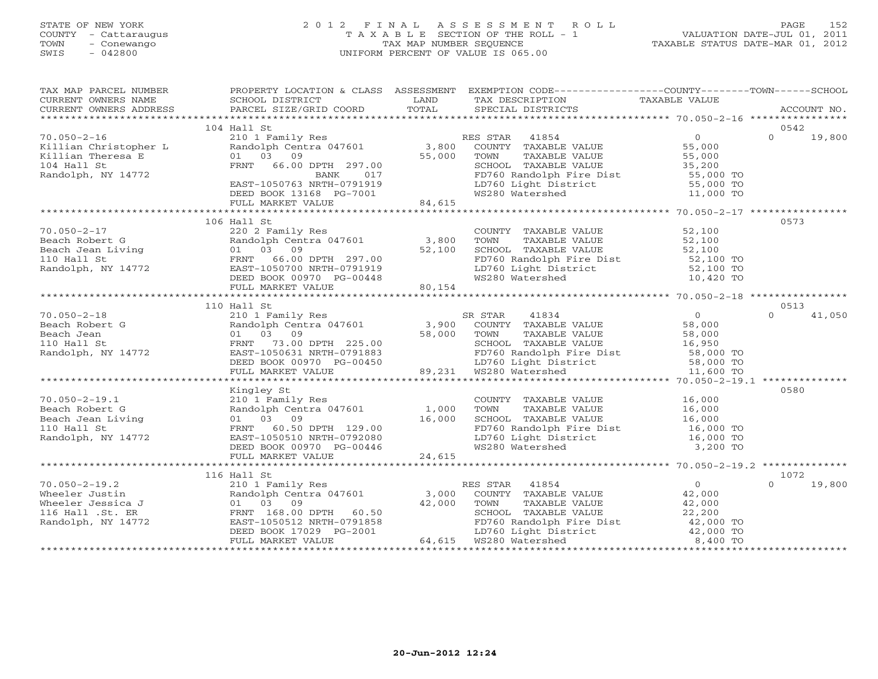STATE OF NEW YORK
COUNTY - Cattaraugus
TOWN - Conewango
SWIS - 042800

2012 FINAL ASSESSMENT ROLL
TAXABLE SECTION OF THE ROLL - 1
TAX MAP NUMBER SEQUENCE
UNIFORM PERCENT OF VALUE IS 065.00

VALUATION DATE-JUL 01, 2011
TAXABLE STATUS DATE-MAR 01, 2012

| TAX MAP PARCEL NUMBER / CURRENT OWNERS NAME / CURRENT OWNERS ADDRESS | PROPERTY LOCATION & CLASS / SCHOOL DISTRICT / PARCEL SIZE/GRID COORD | ASSESSMENT LAND / TOTAL | EXEMPTION CODE / TAX DESCRIPTION / SPECIAL DISTRICTS | COUNTY / TOWN TAXABLE VALUE | SCHOOL | ACCOUNT NO. |
|---|---|---|---|---|---|---|
| **70.050-2-16** | 104 Hall St | | | | | 0542 |
| Killian Christopher L | 210 1 Family Res | | RES STAR 41854 | 0 | 0 | 19,800 |
| Killian Theresa E | Randolph Centra 047601 | 3,800 | COUNTY TAXABLE VALUE | 55,000 | | |
| 104 Hall St | 01 03 09 | 55,000 | TOWN TAXABLE VALUE | 55,000 | | |
| Randolph, NY 14772 | FRNT 66.00 DPTH 297.00 | | SCHOOL TAXABLE VALUE | 35,200 | | |
| | BANK 017 | | FD760 Randolph Fire Dist | 55,000 TO | | |
| | EAST-1050763 NRTH-0791919 | | LD760 Light District | 55,000 TO | | |
| | DEED BOOK 13168 PG-7001 | | WS280 Watershed | 11,000 TO | | |
| | FULL MARKET VALUE | 84,615 | | | | |
| **70.050-2-17** | 106 Hall St | | | | | 0573 |
| Beach Robert G | 220 2 Family Res | | COUNTY TAXABLE VALUE | 52,100 | | |
| Beach Jean Living | Randolph Centra 047601 | 3,800 | TOWN TAXABLE VALUE | 52,100 | | |
| 110 Hall St | 01 03 09 | 52,100 | SCHOOL TAXABLE VALUE | 52,100 | | |
| Randolph, NY 14772 | FRNT 66.00 DPTH 297.00 | | FD760 Randolph Fire Dist | 52,100 TO | | |
| | EAST-1050700 NRTH-0791919 | | LD760 Light District | 52,100 TO | | |
| | DEED BOOK 00970 PG-00448 | | WS280 Watershed | 10,420 TO | | |
| | FULL MARKET VALUE | 80,154 | | | | |
| **70.050-2-18** | 110 Hall St | | | | | 0513 |
| Beach Robert G | 210 1 Family Res | | SR STAR 41834 | 0 | 0 | 41,050 |
| Beach Jean | Randolph Centra 047601 | 3,900 | COUNTY TAXABLE VALUE | 58,000 | | |
| 110 Hall St | 01 03 09 | 58,000 | TOWN TAXABLE VALUE | 58,000 | | |
| Randolph, NY 14772 | FRNT 73.00 DPTH 225.00 | | SCHOOL TAXABLE VALUE | 16,950 | | |
| | EAST-1050631 NRTH-0791883 | | FD760 Randolph Fire Dist | 58,000 TO | | |
| | DEED BOOK 00970 PG-00450 | | LD760 Light District | 58,000 TO | | |
| | FULL MARKET VALUE | 89,231 | WS280 Watershed | 11,600 TO | | |
| **70.050-2-19.1** | Kingley St | | | | | 0580 |
| Beach Robert G | 210 1 Family Res | | COUNTY TAXABLE VALUE | 16,000 | | |
| Beach Jean Living | Randolph Centra 047601 | 1,000 | TOWN TAXABLE VALUE | 16,000 | | |
| 110 Hall St | 01 03 09 | 16,000 | SCHOOL TAXABLE VALUE | 16,000 | | |
| Randolph, NY 14772 | FRNT 60.50 DPTH 129.00 | | FD760 Randolph Fire Dist | 16,000 TO | | |
| | EAST-1050510 NRTH-0792080 | | LD760 Light District | 16,000 TO | | |
| | DEED BOOK 00970 PG-00446 | | WS280 Watershed | 3,200 TO | | |
| | FULL MARKET VALUE | 24,615 | | | | |
| **70.050-2-19.2** | 116 Hall St | | | | | 1072 |
| Wheeler Justin | 210 1 Family Res | | RES STAR 41854 | 0 | 0 | 19,800 |
| Wheeler Jessica J | Randolph Centra 047601 | 3,000 | COUNTY TAXABLE VALUE | 42,000 | | |
| 116 Hall .St. ER | 01 03 09 | 42,000 | TOWN TAXABLE VALUE | 42,000 | | |
| Randolph, NY 14772 | FRNT 168.00 DPTH 60.50 | | SCHOOL TAXABLE VALUE | 22,200 | | |
| | EAST-1050512 NRTH-0791858 | | FD760 Randolph Fire Dist | 42,000 TO | | |
| | DEED BOOK 17029 PG-2001 | | LD760 Light District | 42,000 TO | | |
| | FULL MARKET VALUE | 64,615 | WS280 Watershed | 8,400 TO | | |

20-Jun-2012 12:24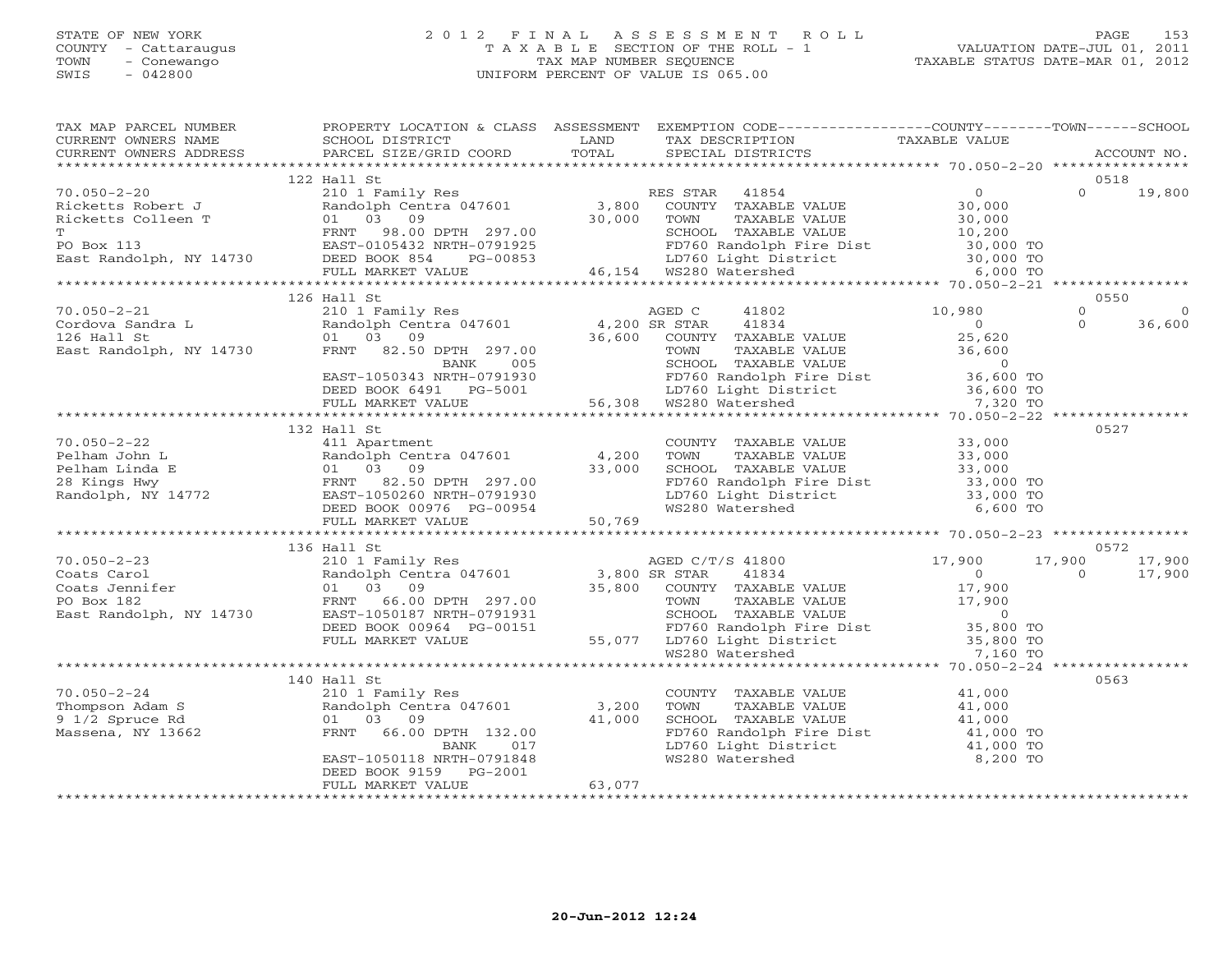STATE OF NEW YORK
COUNTY - Cattaraugus
TOWN - Conewango
SWIS - 042800

# 2012 FINAL ASSESSMENT ROLL
TAXABLE SECTION OF THE ROLL - 1
TAX MAP NUMBER SEQUENCE
UNIFORM PERCENT OF VALUE IS 065.00

VALUATION DATE-JUL 01, 2011
TAXABLE STATUS DATE-MAR 01, 2012

| TAX MAP PARCEL NUMBER / CURRENT OWNERS NAME / CURRENT OWNERS ADDRESS | PROPERTY LOCATION & CLASS / SCHOOL DISTRICT / PARCEL SIZE/GRID COORD | ASSESSMENT LAND / TOTAL | EXEMPTION CODE / TAX DESCRIPTION / SPECIAL DISTRICTS | COUNTY TAXABLE VALUE | TOWN | SCHOOL / ACCOUNT NO. |
|---|---|---|---|---|---|---|
| | 122 Hall St | | | | | 0518 |
| 70.050-2-20 | 210 1 Family Res | | RES STAR 41854 | 0 | 0 | 19,800 |
| Ricketts Robert J | Randolph Centra 047601 | 3,800 | COUNTY TAXABLE VALUE | 30,000 | | |
| Ricketts Colleen T | 01 03 09 | 30,000 | TOWN TAXABLE VALUE | 30,000 | | |
| T | FRNT 98.00 DPTH 297.00 | | SCHOOL TAXABLE VALUE | 10,200 | | |
| PO Box 113 | EAST-0105432 NRTH-0791925 | | FD760 Randolph Fire Dist | 30,000 TO | | |
| East Randolph, NY 14730 | DEED BOOK 854 PG-00853 | | LD760 Light District | 30,000 TO | | |
| | FULL MARKET VALUE | 46,154 | WS280 Watershed | 6,000 TO | | |
| | 126 Hall St | | | | | 0550 |
| 70.050-2-21 | 210 1 Family Res | | AGED C 41802 | 10,980 | 0 | 0 |
| Cordova Sandra L | Randolph Centra 047601 | 4,200 | SR STAR 41834 | 0 | 0 | 36,600 |
| 126 Hall St | 01 03 09 | 36,600 | COUNTY TAXABLE VALUE | 25,620 | | |
| East Randolph, NY 14730 | FRNT 82.50 DPTH 297.00 | | TOWN TAXABLE VALUE | 36,600 | | |
| | BANK 005 | | SCHOOL TAXABLE VALUE | 0 | | |
| | EAST-1050343 NRTH-0791930 | | FD760 Randolph Fire Dist | 36,600 TO | | |
| | DEED BOOK 6491 PG-5001 | | LD760 Light District | 36,600 TO | | |
| | FULL MARKET VALUE | 56,308 | WS280 Watershed | 7,320 TO | | |
| | 132 Hall St | | | | | 0527 |
| 70.050-2-22 | 411 Apartment | | COUNTY TAXABLE VALUE | 33,000 | | |
| Pelham John L | Randolph Centra 047601 | 4,200 | TOWN TAXABLE VALUE | 33,000 | | |
| Pelham Linda E | 01 03 09 | 33,000 | SCHOOL TAXABLE VALUE | 33,000 | | |
| 28 Kings Hwy | FRNT 82.50 DPTH 297.00 | | FD760 Randolph Fire Dist | 33,000 TO | | |
| Randolph, NY 14772 | EAST-1050260 NRTH-0791930 | | LD760 Light District | 33,000 TO | | |
| | DEED BOOK 00976 PG-00954 | | WS280 Watershed | 6,600 TO | | |
| | FULL MARKET VALUE | 50,769 | | | | |
| | 136 Hall St | | | | | 0572 |
| 70.050-2-23 | 210 1 Family Res | | AGED C/T/S 41800 | 17,900 | 17,900 | 17,900 |
| Coats Carol | Randolph Centra 047601 | 3,800 | SR STAR 41834 | 0 | 0 | 17,900 |
| Coats Jennifer | 01 03 09 | 35,800 | COUNTY TAXABLE VALUE | 17,900 | | |
| PO Box 182 | FRNT 66.00 DPTH 297.00 | | TOWN TAXABLE VALUE | 17,900 | | |
| East Randolph, NY 14730 | EAST-1050187 NRTH-0791931 | | SCHOOL TAXABLE VALUE | 0 | | |
| | DEED BOOK 00964 PG-00151 | | FD760 Randolph Fire Dist | 35,800 TO | | |
| | FULL MARKET VALUE | 55,077 | LD760 Light District | 35,800 TO | | |
| | | | WS280 Watershed | 7,160 TO | | |
| | 140 Hall St | | | | | 0563 |
| 70.050-2-24 | 210 1 Family Res | | COUNTY TAXABLE VALUE | 41,000 | | |
| Thompson Adam S | Randolph Centra 047601 | 3,200 | TOWN TAXABLE VALUE | 41,000 | | |
| 9 1/2 Spruce Rd | 01 03 09 | 41,000 | SCHOOL TAXABLE VALUE | 41,000 | | |
| Massena, NY 13662 | FRNT 66.00 DPTH 132.00 | | FD760 Randolph Fire Dist | 41,000 TO | | |
| | BANK 017 | | LD760 Light District | 41,000 TO | | |
| | EAST-1050118 NRTH-0791848 | | WS280 Watershed | 8,200 TO | | |
| | DEED BOOK 9159 PG-2001 | | | | | |
| | FULL MARKET VALUE | 63,077 | | | | |

20-Jun-2012 12:24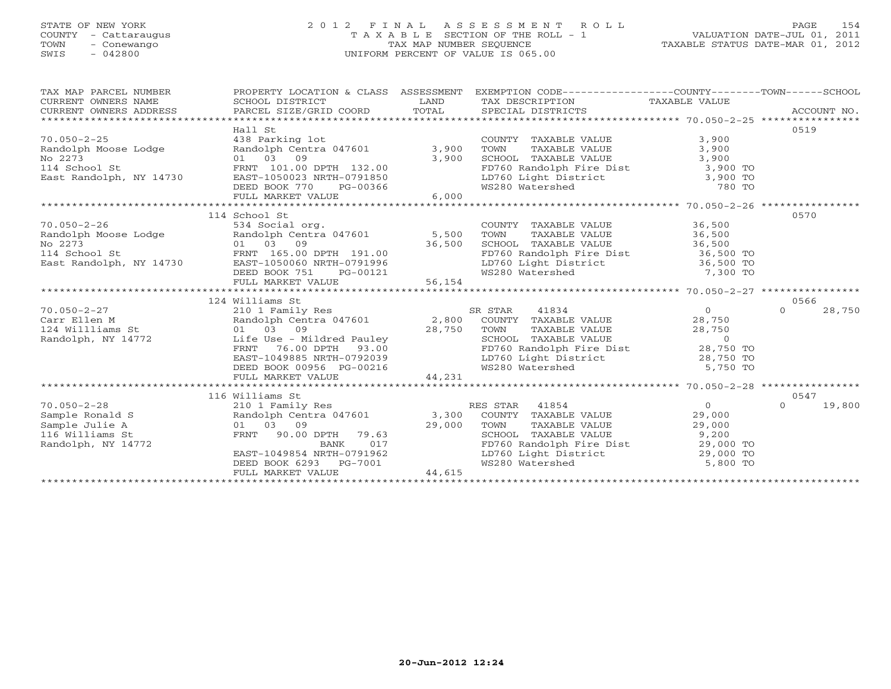STATE OF NEW YORK
COUNTY - Cattaraugus
TOWN - Conewango
SWIS - 042800

# 2012 FINAL ASSESSMENT ROLL
TAXABLE SECTION OF THE ROLL - 1
TAX MAP NUMBER SEQUENCE
UNIFORM PERCENT OF VALUE IS 065.00

VALUATION DATE-JUL 01, 2011
TAXABLE STATUS DATE-MAR 01, 2012

| TAX MAP PARCEL NUMBER / CURRENT OWNERS NAME / CURRENT OWNERS ADDRESS | PROPERTY LOCATION & CLASS / SCHOOL DISTRICT / PARCEL SIZE/GRID COORD | ASSESSMENT LAND / TOTAL | EXEMPTION CODE / TAX DESCRIPTION / SPECIAL DISTRICTS | COUNTY / TOWN TAXABLE VALUE | SCHOOL | ACCOUNT NO. |
|---|---|---|---|---|---|---|
| 70.050-2-25 | Hall St | | | | | 0519 |
| | 438 Parking lot | | COUNTY TAXABLE VALUE | 3,900 | | |
| Randolph Moose Lodge | Randolph Centra 047601 | 3,900 | TOWN TAXABLE VALUE | 3,900 | | |
| No 2273 | 01 03 09 | 3,900 | SCHOOL TAXABLE VALUE | 3,900 | | |
| 114 School St | FRNT 101.00 DPTH 132.00 | | FD760 Randolph Fire Dist | 3,900 TO | | |
| East Randolph, NY 14730 | EAST-1050023 NRTH-0791850 | | LD760 Light District | 3,900 TO | | |
| | DEED BOOK 770 PG-00366 | | WS280 Watershed | 780 TO | | |
| | FULL MARKET VALUE | 6,000 | | | | |
| 70.050-2-26 | 114 School St | | | | | 0570 |
| | 534 Social org. | | COUNTY TAXABLE VALUE | 36,500 | | |
| Randolph Moose Lodge | Randolph Centra 047601 | 5,500 | TOWN TAXABLE VALUE | 36,500 | | |
| No 2273 | 01 03 09 | 36,500 | SCHOOL TAXABLE VALUE | 36,500 | | |
| 114 School St | FRNT 165.00 DPTH 191.00 | | FD760 Randolph Fire Dist | 36,500 TO | | |
| East Randolph, NY 14730 | EAST-1050060 NRTH-0791996 | | LD760 Light District | 36,500 TO | | |
| | DEED BOOK 751 PG-00121 | | WS280 Watershed | 7,300 TO | | |
| | FULL MARKET VALUE | 56,154 | | | | |
| 70.050-2-27 | 124 Williams St | | | | | 0566 |
| | 210 1 Family Res | | SR STAR 41834 | 0 | 0 | 28,750 |
| Carr Ellen M | Randolph Centra 047601 | 2,800 | COUNTY TAXABLE VALUE | 28,750 | | |
| 124 Willliams St | 01 03 09 | 28,750 | TOWN TAXABLE VALUE | 28,750 | | |
| Randolph, NY 14772 | Life Use - Mildred Pauley | | SCHOOL TAXABLE VALUE | 0 | | |
| | FRNT 76.00 DPTH 93.00 | | FD760 Randolph Fire Dist | 28,750 TO | | |
| | EAST-1049885 NRTH-0792039 | | LD760 Light District | 28,750 TO | | |
| | DEED BOOK 00956 PG-00216 | | WS280 Watershed | 5,750 TO | | |
| | FULL MARKET VALUE | 44,231 | | | | |
| 70.050-2-28 | 116 Williams St | | | | | 0547 |
| | 210 1 Family Res | | RES STAR 41854 | 0 | 0 | 19,800 |
| Sample Ronald S | Randolph Centra 047601 | 3,300 | COUNTY TAXABLE VALUE | 29,000 | | |
| Sample Julie A | 01 03 09 | 29,000 | TOWN TAXABLE VALUE | 29,000 | | |
| 116 Williams St | FRNT 90.00 DPTH 79.63 | | SCHOOL TAXABLE VALUE | 9,200 | | |
| Randolph, NY 14772 | BANK 017 | | FD760 Randolph Fire Dist | 29,000 TO | | |
| | EAST-1049854 NRTH-0791962 | | LD760 Light District | 29,000 TO | | |
| | DEED BOOK 6293 PG-7001 | | WS280 Watershed | 5,800 TO | | |
| | FULL MARKET VALUE | 44,615 | | | | |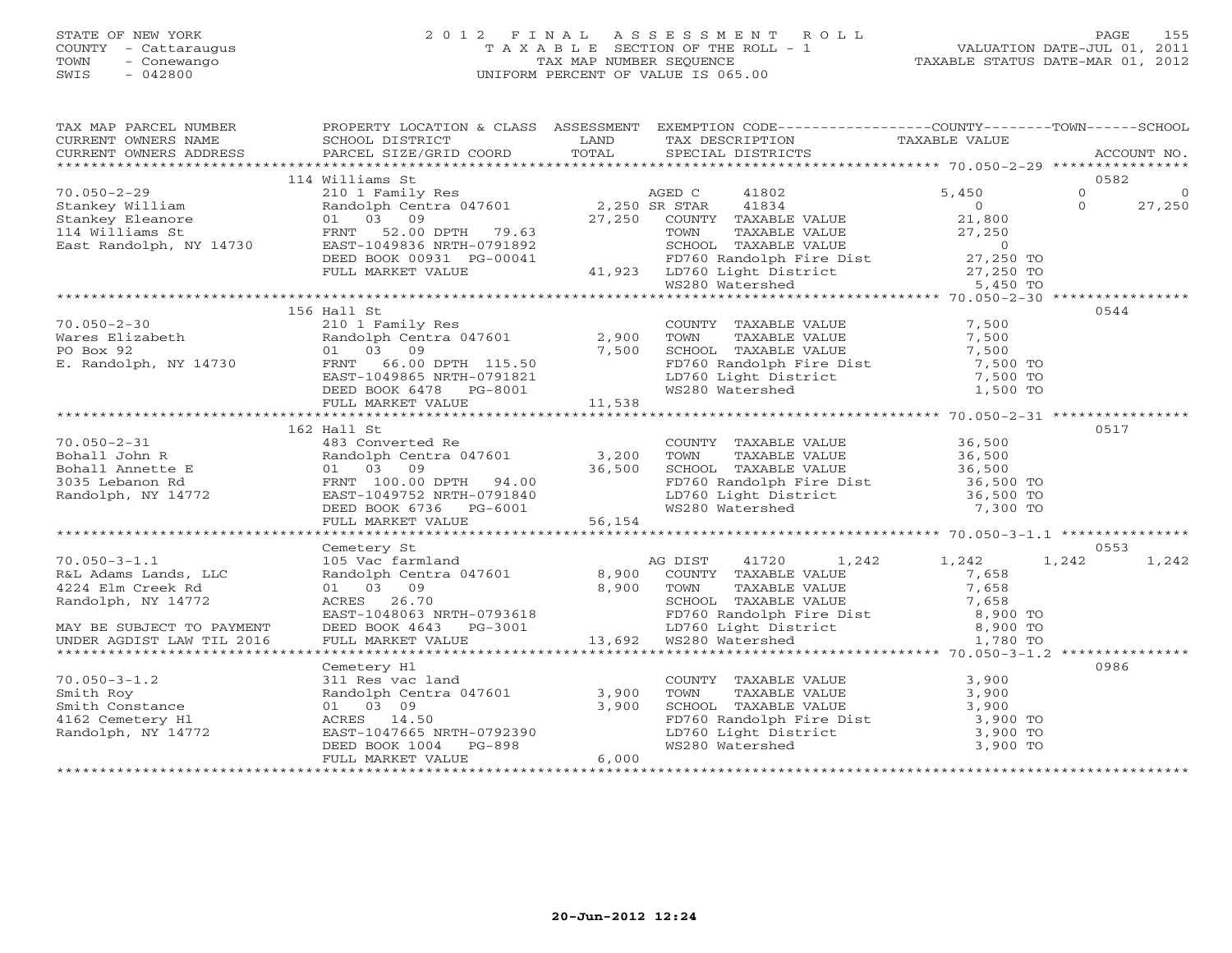STATE OF NEW YORK
COUNTY - Cattaraugus
TOWN - Conewango
SWIS - 042800

2012 FINAL ASSESSMENT ROLL
TAXABLE SECTION OF THE ROLL - 1
TAX MAP NUMBER SEQUENCE
UNIFORM PERCENT OF VALUE IS 065.00

VALUATION DATE-JUL 01, 2011
TAXABLE STATUS DATE-MAR 01, 2012

| TAX MAP PARCEL NUMBER / CURRENT OWNERS NAME / CURRENT OWNERS ADDRESS | PROPERTY LOCATION & CLASS / SCHOOL DISTRICT / PARCEL SIZE/GRID COORD | ASSESSMENT LAND / TOTAL | EXEMPTION CODE / TAX DESCRIPTION / SPECIAL DISTRICTS | COUNTY TAXABLE VALUE | TOWN | SCHOOL | ACCOUNT NO. |
|---|---|---|---|---|---|---|---|
| **70.050-2-29** | 114 Williams St | | | | | | 0582 |
| Stankey William | 210 1 Family Res | | AGED C 41802 | 5,450 | 0 | 0 | |
| Stankey Eleanore | Randolph Centra 047601 | 2,250 | SR STAR 41834 | 0 | 0 | 27,250 | |
| 114 Williams St | 01 03 09 | 27,250 | COUNTY TAXABLE VALUE | 21,800 | | | |
| East Randolph, NY 14730 | FRNT 52.00 DPTH 79.63 | | TOWN TAXABLE VALUE | 27,250 | | | |
| | EAST-1049836 NRTH-0791892 | | SCHOOL TAXABLE VALUE | 0 | | | |
| | DEED BOOK 00931 PG-00041 | | FD760 Randolph Fire Dist | 27,250 TO | | | |
| | FULL MARKET VALUE | 41,923 | LD760 Light District | 27,250 TO | | | |
| | | | WS280 Watershed | 5,450 TO | | | |
| **70.050-2-30** | 156 Hall St | | | | | | 0544 |
| Wares Elizabeth | 210 1 Family Res | | COUNTY TAXABLE VALUE | 7,500 | | | |
| PO Box 92 | Randolph Centra 047601 | 2,900 | TOWN TAXABLE VALUE | 7,500 | | | |
| E. Randolph, NY 14730 | 01 03 09 | 7,500 | SCHOOL TAXABLE VALUE | 7,500 | | | |
| | FRNT 66.00 DPTH 115.50 | | FD760 Randolph Fire Dist | 7,500 TO | | | |
| | EAST-1049865 NRTH-0791821 | | LD760 Light District | 7,500 TO | | | |
| | DEED BOOK 6478 PG-8001 | | WS280 Watershed | 1,500 TO | | | |
| | FULL MARKET VALUE | 11,538 | | | | | |
| **70.050-2-31** | 162 Hall St | | | | | | 0517 |
| Bohall John R | 483 Converted Re | | COUNTY TAXABLE VALUE | 36,500 | | | |
| Bohall Annette E | Randolph Centra 047601 | 3,200 | TOWN TAXABLE VALUE | 36,500 | | | |
| 3035 Lebanon Rd | 01 03 09 | 36,500 | SCHOOL TAXABLE VALUE | 36,500 | | | |
| Randolph, NY 14772 | FRNT 100.00 DPTH 94.00 | | FD760 Randolph Fire Dist | 36,500 TO | | | |
| | EAST-1049752 NRTH-0791840 | | LD760 Light District | 36,500 TO | | | |
| | DEED BOOK 6736 PG-6001 | | WS280 Watershed | 7,300 TO | | | |
| | FULL MARKET VALUE | 56,154 | | | | | |
| **70.050-3-1.1** | Cemetery St | | | | | | 0553 |
| R&L Adams Lands, LLC | 105 Vac farmland | | AG DIST 41720 1,242 | 1,242 | 1,242 | 1,242 | |
| 4224 Elm Creek Rd | Randolph Centra 047601 | 8,900 | COUNTY TAXABLE VALUE | 7,658 | | | |
| Randolph, NY 14772 | 01 03 09 | 8,900 | TOWN TAXABLE VALUE | 7,658 | | | |
| | ACRES 26.70 | | SCHOOL TAXABLE VALUE | 7,658 | | | |
| MAY BE SUBJECT TO PAYMENT | EAST-1048063 NRTH-0793618 | | FD760 Randolph Fire Dist | 8,900 TO | | | |
| UNDER AGDIST LAW TIL 2016 | DEED BOOK 4643 PG-3001 | | LD760 Light District | 8,900 TO | | | |
| | FULL MARKET VALUE | 13,692 | WS280 Watershed | 1,780 TO | | | |
| **70.050-3-1.2** | Cemetery Hl | | | | | | 0986 |
| Smith Roy | 311 Res vac land | | COUNTY TAXABLE VALUE | 3,900 | | | |
| Smith Constance | Randolph Centra 047601 | 3,900 | TOWN TAXABLE VALUE | 3,900 | | | |
| 4162 Cemetery Hl | 01 03 09 | 3,900 | SCHOOL TAXABLE VALUE | 3,900 | | | |
| Randolph, NY 14772 | ACRES 14.50 | | FD760 Randolph Fire Dist | 3,900 TO | | | |
| | EAST-1047665 NRTH-0792390 | | LD760 Light District | 3,900 TO | | | |
| | DEED BOOK 1004 PG-898 | | WS280 Watershed | 3,900 TO | | | |
| | FULL MARKET VALUE | 6,000 | | | | | |

20-Jun-2012 12:24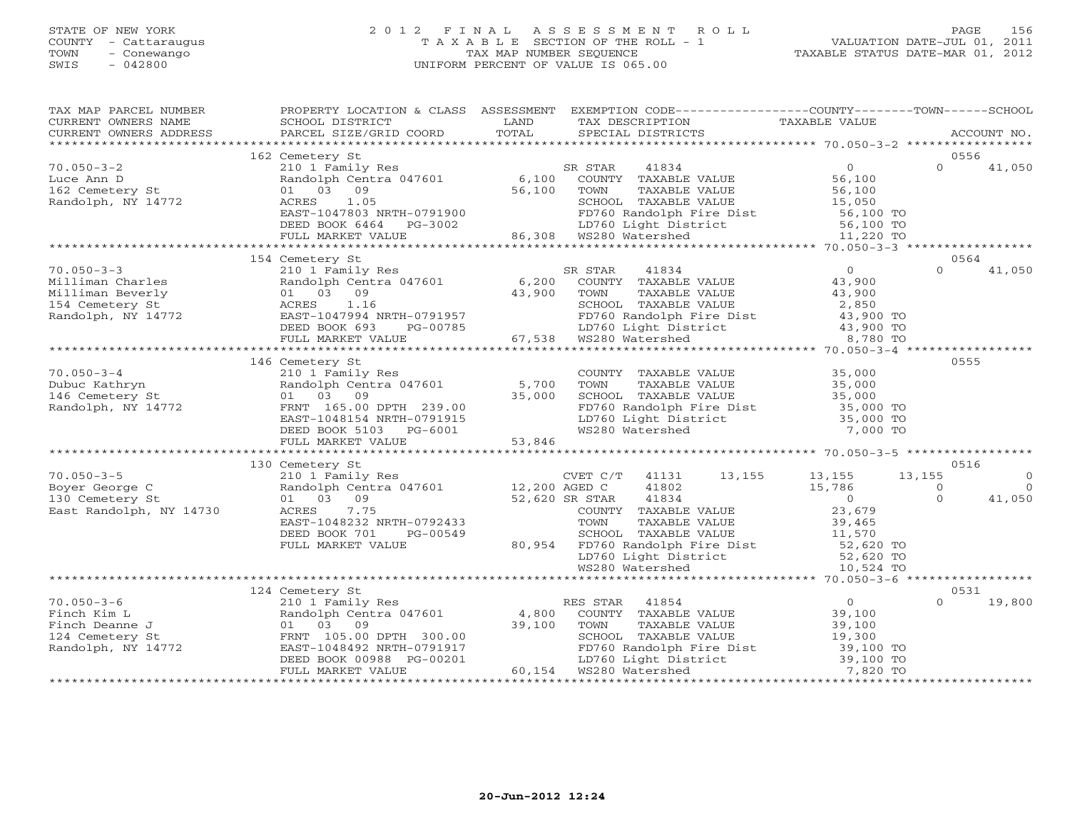STATE OF NEW YORK
COUNTY - Cattaraugus
TOWN - Conewango
SWIS - 042800

# 2012 FINAL ASSESSMENT ROLL
TAXABLE SECTION OF THE ROLL - 1
TAX MAP NUMBER SEQUENCE
UNIFORM PERCENT OF VALUE IS 065.00

VALUATION DATE-JUL 01, 2011
TAXABLE STATUS DATE-MAR 01, 2012

| TAX MAP PARCEL NUMBER / CURRENT OWNERS NAME / CURRENT OWNERS ADDRESS | PROPERTY LOCATION & CLASS / SCHOOL DISTRICT / PARCEL SIZE/GRID COORD | ASSESSMENT LAND / TOTAL | EXEMPTION CODE / TAX DESCRIPTION / SPECIAL DISTRICTS | COUNTY TAXABLE VALUE | TOWN | SCHOOL / ACCOUNT NO. |
|---|---|---|---|---|---|---|
| | 162 Cemetery St | | | | | 0556 |
| 70.050-3-2 | 210 1 Family Res | | SR STAR 41834 | 0 | 0 | 41,050 |
| Luce Ann D | Randolph Centra 047601 | 6,100 | COUNTY TAXABLE VALUE | 56,100 | | |
| 162 Cemetery St | 01 03 09 | 56,100 | TOWN TAXABLE VALUE | 56,100 | | |
| Randolph, NY 14772 | ACRES 1.05 | | SCHOOL TAXABLE VALUE | 15,050 | | |
| | EAST-1047803 NRTH-0791900 | | FD760 Randolph Fire Dist | 56,100 TO | | |
| | DEED BOOK 6464 PG-3002 | | LD760 Light District | 56,100 TO | | |
| | FULL MARKET VALUE | 86,308 | WS280 Watershed | 11,220 TO | | |
| | 154 Cemetery St | | | | | 0564 |
| 70.050-3-3 | 210 1 Family Res | | SR STAR 41834 | 0 | 0 | 41,050 |
| Milliman Charles | Randolph Centra 047601 | 6,200 | COUNTY TAXABLE VALUE | 43,900 | | |
| Milliman Beverly | 01 03 09 | 43,900 | TOWN TAXABLE VALUE | 43,900 | | |
| 154 Cemetery St | ACRES 1.16 | | SCHOOL TAXABLE VALUE | 2,850 | | |
| Randolph, NY 14772 | EAST-1047994 NRTH-0791957 | | FD760 Randolph Fire Dist | 43,900 TO | | |
| | DEED BOOK 693 PG-00785 | | LD760 Light District | 43,900 TO | | |
| | FULL MARKET VALUE | 67,538 | WS280 Watershed | 8,780 TO | | |
| | 146 Cemetery St | | | | | 0555 |
| 70.050-3-4 | 210 1 Family Res | | COUNTY TAXABLE VALUE | 35,000 | | |
| Dubuc Kathryn | Randolph Centra 047601 | 5,700 | TOWN TAXABLE VALUE | 35,000 | | |
| 146 Cemetery St | 01 03 09 | 35,000 | SCHOOL TAXABLE VALUE | 35,000 | | |
| Randolph, NY 14772 | FRNT 165.00 DPTH 239.00 | | FD760 Randolph Fire Dist | 35,000 TO | | |
| | EAST-1048154 NRTH-0791915 | | LD760 Light District | 35,000 TO | | |
| | DEED BOOK 5103 PG-6001 | | WS280 Watershed | 7,000 TO | | |
| | FULL MARKET VALUE | 53,846 | | | | |
| | 130 Cemetery St | | | | | 0516 |
| 70.050-3-5 | 210 1 Family Res | | CVET C/T 41131 13,155 | 13,155 | 13,155 | 0 |
| Boyer George C | Randolph Centra 047601 | 12,200 | AGED C 41802 | 15,786 | 0 | 0 |
| 130 Cemetery St | 01 03 09 | 52,620 | SR STAR 41834 | 0 | 0 | 41,050 |
| East Randolph, NY 14730 | ACRES 7.75 | | COUNTY TAXABLE VALUE | 23,679 | | |
| | EAST-1048232 NRTH-0792433 | | TOWN TAXABLE VALUE | 39,465 | | |
| | DEED BOOK 701 PG-00549 | | SCHOOL TAXABLE VALUE | 11,570 | | |
| | FULL MARKET VALUE | 80,954 | FD760 Randolph Fire Dist | 52,620 TO | | |
| | | | LD760 Light District | 52,620 TO | | |
| | | | WS280 Watershed | 10,524 TO | | |
| | 124 Cemetery St | | | | | 0531 |
| 70.050-3-6 | 210 1 Family Res | | RES STAR 41854 | 0 | 0 | 19,800 |
| Finch Kim L | Randolph Centra 047601 | 4,800 | COUNTY TAXABLE VALUE | 39,100 | | |
| Finch Deanne J | 01 03 09 | 39,100 | TOWN TAXABLE VALUE | 39,100 | | |
| 124 Cemetery St | FRNT 105.00 DPTH 300.00 | | SCHOOL TAXABLE VALUE | 19,300 | | |
| Randolph, NY 14772 | EAST-1048492 NRTH-0791917 | | FD760 Randolph Fire Dist | 39,100 TO | | |
| | DEED BOOK 00988 PG-00201 | | LD760 Light District | 39,100 TO | | |
| | FULL MARKET VALUE | 60,154 | WS280 Watershed | 7,820 TO | | |

20-Jun-2012 12:24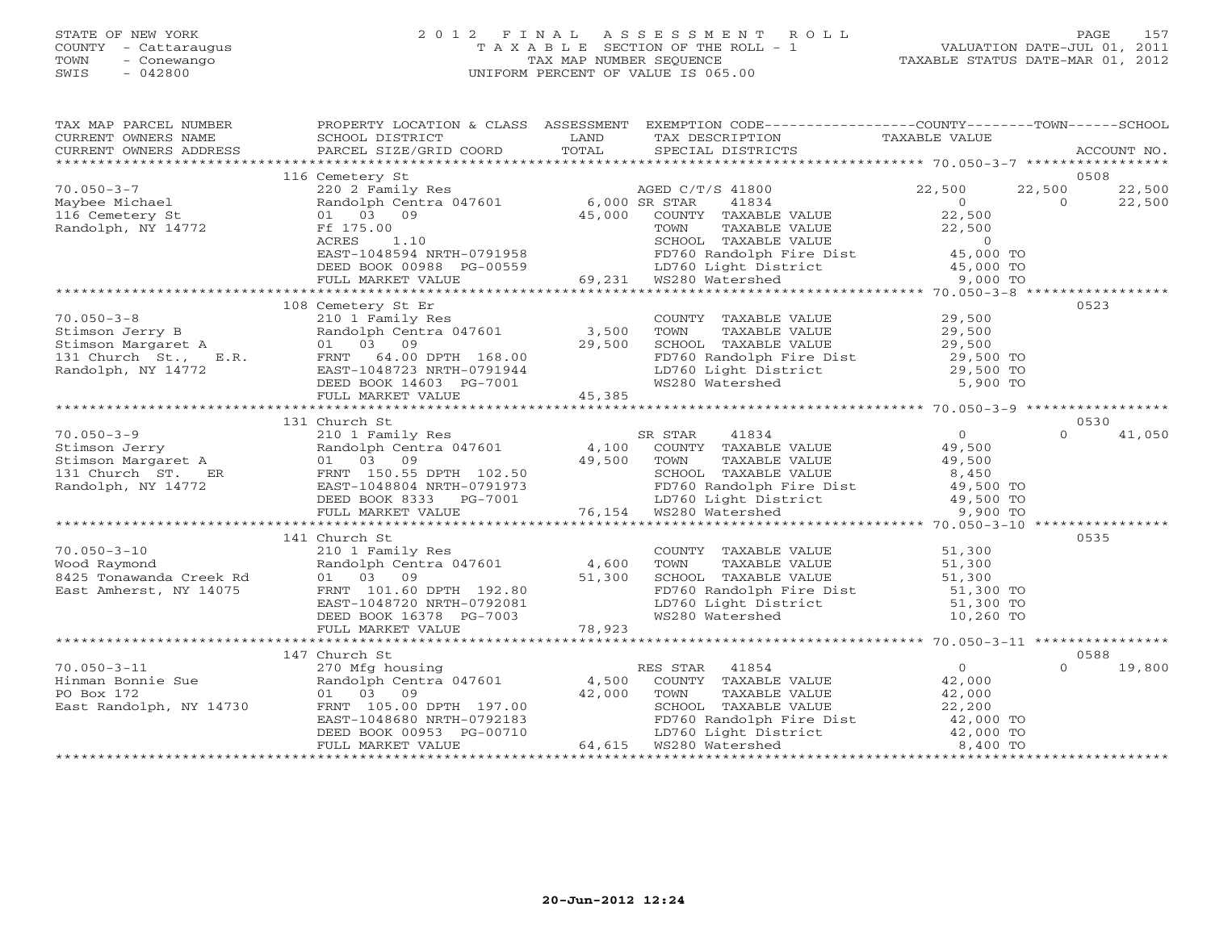STATE OF NEW YORK
COUNTY - Cattaraugus
TOWN - Conewango
SWIS - 042800

2 0 1 2 F I N A L A S S E S S M E N T R O L L
T A X A B L E SECTION OF THE ROLL - 1
TAX MAP NUMBER SEQUENCE
UNIFORM PERCENT OF VALUE IS 065.00

VALUATION DATE-JUL 01, 2011
TAXABLE STATUS DATE-MAR 01, 2012

| TAX MAP PARCEL NUMBER / CURRENT OWNERS NAME / CURRENT OWNERS ADDRESS | PROPERTY LOCATION & CLASS / SCHOOL DISTRICT / PARCEL SIZE/GRID COORD | ASSESSMENT LAND / TOTAL | EXEMPTION CODE / TAX DESCRIPTION / SPECIAL DISTRICTS | COUNTY TAXABLE VALUE | TOWN | SCHOOL | ACCOUNT NO. |
|---|---|---|---|---|---|---|---|
| 70.050-3-7 | 116 Cemetery St | | | | | | 0508 |
| Maybee Michael | 220 2 Family Res | | AGED C/T/S 41800 | 22,500 | 22,500 | 22,500 | |
| 116 Cemetery St | Randolph Centra 047601 | 6,000 | SR STAR 41834 | 0 | 0 | 22,500 | |
| Randolph, NY 14772 | 01 03 09 | 45,000 | COUNTY TAXABLE VALUE | 22,500 | | | |
| | Ff 175.00 | | TOWN TAXABLE VALUE | 22,500 | | | |
| | ACRES 1.10 | | SCHOOL TAXABLE VALUE | 0 | | | |
| | EAST-1048594 NRTH-0791958 | | FD760 Randolph Fire Dist | 45,000 TO | | | |
| | DEED BOOK 00988 PG-00559 | | LD760 Light District | 45,000 TO | | | |
| | FULL MARKET VALUE | 69,231 | WS280 Watershed | 9,000 TO | | | |
| 70.050-3-8 | 108 Cemetery St Er | | | | | | 0523 |
| Stimson Jerry B | 210 1 Family Res | | COUNTY TAXABLE VALUE | 29,500 | | | |
| Stimson Margaret A | Randolph Centra 047601 | 3,500 | TOWN TAXABLE VALUE | 29,500 | | | |
| 131 Church St., E.R. | 01 03 09 | 29,500 | SCHOOL TAXABLE VALUE | 29,500 | | | |
| Randolph, NY 14772 | FRNT 64.00 DPTH 168.00 | | FD760 Randolph Fire Dist | 29,500 TO | | | |
| | EAST-1048723 NRTH-0791944 | | LD760 Light District | 29,500 TO | | | |
| | DEED BOOK 14603 PG-7001 | | WS280 Watershed | 5,900 TO | | | |
| | FULL MARKET VALUE | 45,385 | | | | | |
| 70.050-3-9 | 131 Church St | | | | | | 0530 |
| Stimson Jerry | 210 1 Family Res | | SR STAR 41834 | 0 | 0 | 41,050 | |
| Stimson Margaret A | Randolph Centra 047601 | 4,100 | COUNTY TAXABLE VALUE | 49,500 | | | |
| 131 Church ST. ER | 01 03 09 | 49,500 | TOWN TAXABLE VALUE | 49,500 | | | |
| Randolph, NY 14772 | FRNT 150.55 DPTH 102.50 | | SCHOOL TAXABLE VALUE | 8,450 | | | |
| | EAST-1048804 NRTH-0791973 | | FD760 Randolph Fire Dist | 49,500 TO | | | |
| | DEED BOOK 8333 PG-7001 | | LD760 Light District | 49,500 TO | | | |
| | FULL MARKET VALUE | 76,154 | WS280 Watershed | 9,900 TO | | | |
| 70.050-3-10 | 141 Church St | | | | | | 0535 |
| Wood Raymond | 210 1 Family Res | | COUNTY TAXABLE VALUE | 51,300 | | | |
| 8425 Tonawanda Creek Rd | Randolph Centra 047601 | 4,600 | TOWN TAXABLE VALUE | 51,300 | | | |
| East Amherst, NY 14075 | 01 03 09 | 51,300 | SCHOOL TAXABLE VALUE | 51,300 | | | |
| | FRNT 101.60 DPTH 192.80 | | FD760 Randolph Fire Dist | 51,300 TO | | | |
| | EAST-1048720 NRTH-0792081 | | LD760 Light District | 51,300 TO | | | |
| | DEED BOOK 16378 PG-7003 | | WS280 Watershed | 10,260 TO | | | |
| | FULL MARKET VALUE | 78,923 | | | | | |
| 70.050-3-11 | 147 Church St | | | | | | 0588 |
| Hinman Bonnie Sue | 270 Mfg housing | | RES STAR 41854 | 0 | 0 | 19,800 | |
| PO Box 172 | Randolph Centra 047601 | 4,500 | COUNTY TAXABLE VALUE | 42,000 | | | |
| East Randolph, NY 14730 | 01 03 09 | 42,000 | TOWN TAXABLE VALUE | 42,000 | | | |
| | FRNT 105.00 DPTH 197.00 | | SCHOOL TAXABLE VALUE | 22,200 | | | |
| | EAST-1048680 NRTH-0792183 | | FD760 Randolph Fire Dist | 42,000 TO | | | |
| | DEED BOOK 00953 PG-00710 | | LD760 Light District | 42,000 TO | | | |
| | FULL MARKET VALUE | 64,615 | WS280 Watershed | 8,400 TO | | | |

20-Jun-2012 12:24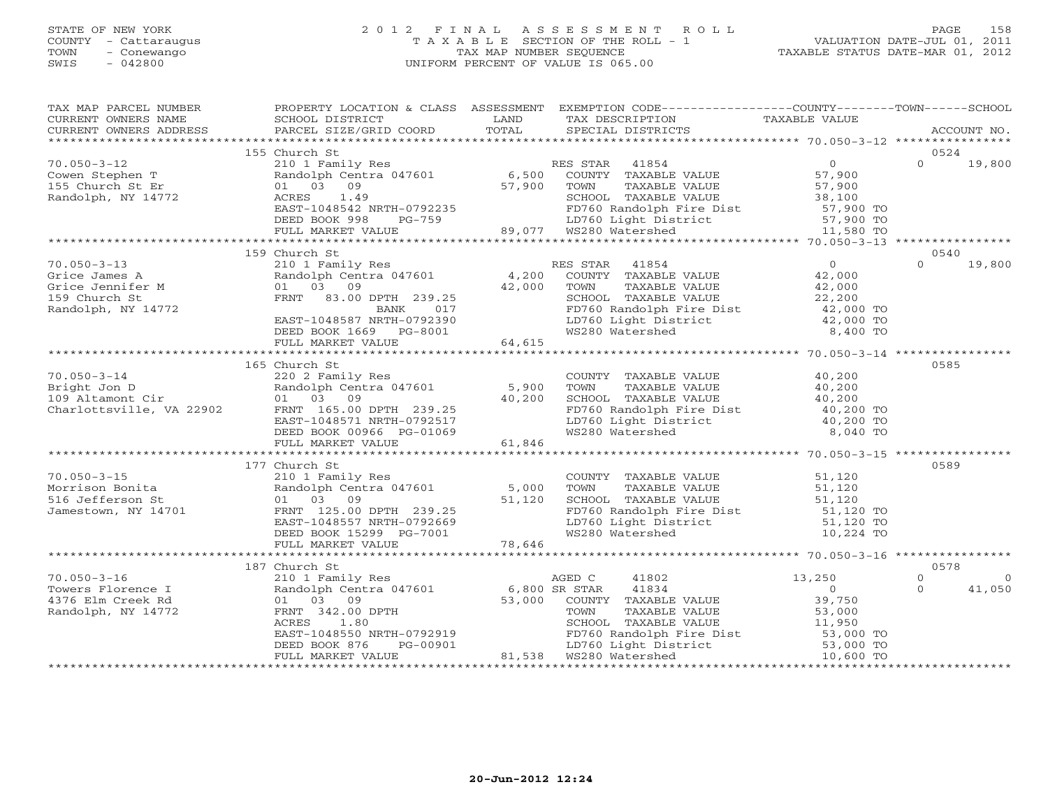STATE OF NEW YORK
COUNTY - Cattaraugus
TOWN - Conewango
SWIS - 042800

# 2012 FINAL ASSESSMENT ROLL
TAXABLE SECTION OF THE ROLL - 1
TAX MAP NUMBER SEQUENCE
UNIFORM PERCENT OF VALUE IS 065.00

VALUATION DATE-JUL 01, 2011
TAXABLE STATUS DATE-MAR 01, 2012

| TAX MAP PARCEL NUMBER / CURRENT OWNERS NAME / CURRENT OWNERS ADDRESS | PROPERTY LOCATION & CLASS / SCHOOL DISTRICT / PARCEL SIZE/GRID COORD | ASSESSMENT LAND / TOTAL | EXEMPTION CODE / TAX DESCRIPTION / SPECIAL DISTRICTS | COUNTY TAXABLE VALUE | TOWN | SCHOOL / ACCOUNT NO. |
|---|---|---|---|---|---|---|
| | 155 Church St | | | | | 0524 |
| 70.050-3-12 | 210 1 Family Res | | RES STAR 41854 | 0 | 0 | 19,800 |
| Cowen Stephen T | Randolph Centra 047601 | 6,500 | COUNTY TAXABLE VALUE | 57,900 | | |
| 155 Church St Er | 01 03 09 | 57,900 | TOWN TAXABLE VALUE | 57,900 | | |
| Randolph, NY 14772 | ACRES 1.49 | | SCHOOL TAXABLE VALUE | 38,100 | | |
| | EAST-1048542 NRTH-0792235 | | FD760 Randolph Fire Dist | 57,900 TO | | |
| | DEED BOOK 998 PG-759 | | LD760 Light District | 57,900 TO | | |
| | FULL MARKET VALUE | 89,077 | WS280 Watershed | 11,580 TO | | |
| | 159 Church St | | | | | 0540 |
| 70.050-3-13 | 210 1 Family Res | | RES STAR 41854 | 0 | 0 | 19,800 |
| Grice James A | Randolph Centra 047601 | 4,200 | COUNTY TAXABLE VALUE | 42,000 | | |
| Grice Jennifer M | 01 03 09 | 42,000 | TOWN TAXABLE VALUE | 42,000 | | |
| 159 Church St | FRNT 83.00 DPTH 239.25 | | SCHOOL TAXABLE VALUE | 22,200 | | |
| Randolph, NY 14772 | BANK 017 | | FD760 Randolph Fire Dist | 42,000 TO | | |
| | EAST-1048587 NRTH-0792390 | | LD760 Light District | 42,000 TO | | |
| | DEED BOOK 1669 PG-8001 | | WS280 Watershed | 8,400 TO | | |
| | FULL MARKET VALUE | 64,615 | | | | |
| | 165 Church St | | | | | 0585 |
| 70.050-3-14 | 220 2 Family Res | | COUNTY TAXABLE VALUE | 40,200 | | |
| Bright Jon D | Randolph Centra 047601 | 5,900 | TOWN TAXABLE VALUE | 40,200 | | |
| 109 Altamont Cir | 01 03 09 | 40,200 | SCHOOL TAXABLE VALUE | 40,200 | | |
| Charlottsville, VA 22902 | FRNT 165.00 DPTH 239.25 | | FD760 Randolph Fire Dist | 40,200 TO | | |
| | EAST-1048571 NRTH-0792517 | | LD760 Light District | 40,200 TO | | |
| | DEED BOOK 00966 PG-01069 | | WS280 Watershed | 8,040 TO | | |
| | FULL MARKET VALUE | 61,846 | | | | |
| | 177 Church St | | | | | 0589 |
| 70.050-3-15 | 210 1 Family Res | | COUNTY TAXABLE VALUE | 51,120 | | |
| Morrison Bonita | Randolph Centra 047601 | 5,000 | TOWN TAXABLE VALUE | 51,120 | | |
| 516 Jefferson St | 01 03 09 | 51,120 | SCHOOL TAXABLE VALUE | 51,120 | | |
| Jamestown, NY 14701 | FRNT 125.00 DPTH 239.25 | | FD760 Randolph Fire Dist | 51,120 TO | | |
| | EAST-1048557 NRTH-0792669 | | LD760 Light District | 51,120 TO | | |
| | DEED BOOK 15299 PG-7001 | | WS280 Watershed | 10,224 TO | | |
| | FULL MARKET VALUE | 78,646 | | | | |
| | 187 Church St | | | | | 0578 |
| 70.050-3-16 | 210 1 Family Res | | AGED C 41802 | 13,250 | 0 | 0 |
| Towers Florence I | Randolph Centra 047601 | 6,800 | SR STAR 41834 | 0 | 0 | 41,050 |
| 4376 Elm Creek Rd | 01 03 09 | 53,000 | COUNTY TAXABLE VALUE | 39,750 | | |
| Randolph, NY 14772 | FRNT 342.00 DPTH | | TOWN TAXABLE VALUE | 53,000 | | |
| | ACRES 1.80 | | SCHOOL TAXABLE VALUE | 11,950 | | |
| | EAST-1048550 NRTH-0792919 | | FD760 Randolph Fire Dist | 53,000 TO | | |
| | DEED BOOK 876 PG-00901 | | LD760 Light District | 53,000 TO | | |
| | FULL MARKET VALUE | 81,538 | WS280 Watershed | 10,600 TO | | |

20-Jun-2012 12:24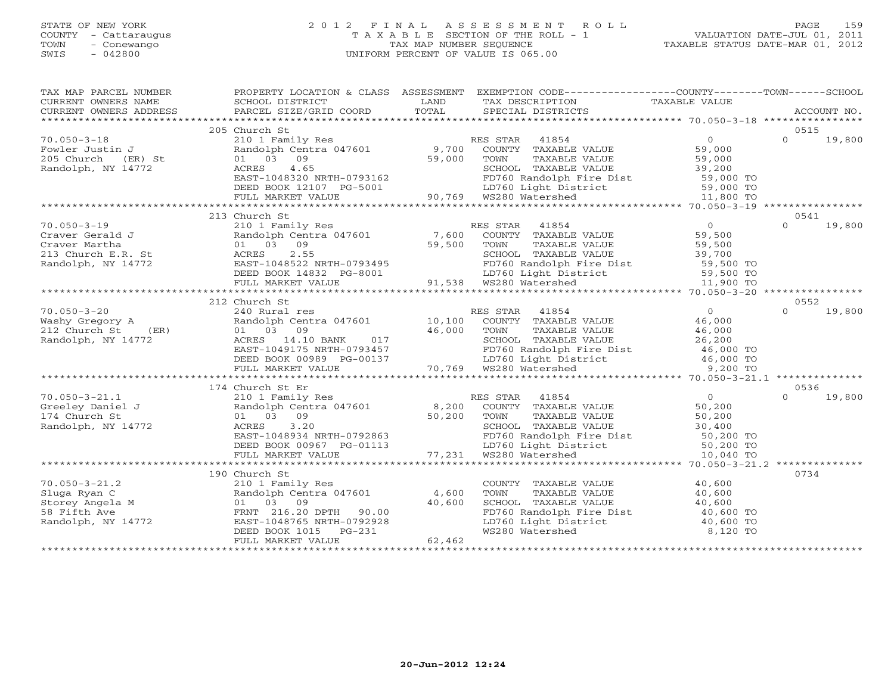STATE OF NEW YORK
COUNTY - Cattaraugus
TOWN - Conewango
SWIS - 042800

# 2012 FINAL ASSESSMENT ROLL
TAXABLE SECTION OF THE ROLL - 1
TAX MAP NUMBER SEQUENCE
UNIFORM PERCENT OF VALUE IS 065.00

VALUATION DATE-JUL 01, 2011
TAXABLE STATUS DATE-MAR 01, 2012

| TAX MAP PARCEL NUMBER / CURRENT OWNERS NAME / CURRENT OWNERS ADDRESS | PROPERTY LOCATION & CLASS / SCHOOL DISTRICT / PARCEL SIZE/GRID COORD | ASSESSMENT LAND / TOTAL | EXEMPTION CODE / TAX DESCRIPTION / SPECIAL DISTRICTS | COUNTY TAXABLE VALUE | TOWN | SCHOOL / ACCOUNT NO. |
|---|---|---|---|---|---|---|
| | 205 Church St | | | | | 0515 |
| 70.050-3-18 | 210 1 Family Res | | RES STAR 41854 | 0 | 0 | 19,800 |
| Fowler Justin J | Randolph Centra 047601 | 9,700 | COUNTY TAXABLE VALUE | 59,000 | | |
| 205 Church (ER) St | 01 03 09 | 59,000 | TOWN TAXABLE VALUE | 59,000 | | |
| Randolph, NY 14772 | ACRES 4.65 | | SCHOOL TAXABLE VALUE | 39,200 | | |
| | EAST-1048320 NRTH-0793162 | | FD760 Randolph Fire Dist | 59,000 TO | | |
| | DEED BOOK 12107 PG-5001 | | LD760 Light District | 59,000 TO | | |
| | FULL MARKET VALUE | 90,769 | WS280 Watershed | 11,800 TO | | |
| | 213 Church St | | | | | 0541 |
| 70.050-3-19 | 210 1 Family Res | | RES STAR 41854 | 0 | 0 | 19,800 |
| Craver Gerald J | Randolph Centra 047601 | 7,600 | COUNTY TAXABLE VALUE | 59,500 | | |
| Craver Martha | 01 03 09 | 59,500 | TOWN TAXABLE VALUE | 59,500 | | |
| 213 Church E.R. St | ACRES 2.55 | | SCHOOL TAXABLE VALUE | 39,700 | | |
| Randolph, NY 14772 | EAST-1048522 NRTH-0793495 | | FD760 Randolph Fire Dist | 59,500 TO | | |
| | DEED BOOK 14832 PG-8001 | | LD760 Light District | 59,500 TO | | |
| | FULL MARKET VALUE | 91,538 | WS280 Watershed | 11,900 TO | | |
| | 212 Church St | | | | | 0552 |
| 70.050-3-20 | 240 Rural res | | RES STAR 41854 | 0 | 0 | 19,800 |
| Washy Gregory A | Randolph Centra 047601 | 10,100 | COUNTY TAXABLE VALUE | 46,000 | | |
| 212 Church St (ER) | 01 03 09 | 46,000 | TOWN TAXABLE VALUE | 46,000 | | |
| Randolph, NY 14772 | ACRES 14.10 BANK 017 | | SCHOOL TAXABLE VALUE | 26,200 | | |
| | EAST-1049175 NRTH-0793457 | | FD760 Randolph Fire Dist | 46,000 TO | | |
| | DEED BOOK 00989 PG-00137 | | LD760 Light District | 46,000 TO | | |
| | FULL MARKET VALUE | 70,769 | WS280 Watershed | 9,200 TO | | |
| | 174 Church St Er | | | | | 0536 |
| 70.050-3-21.1 | 210 1 Family Res | | RES STAR 41854 | 0 | 0 | 19,800 |
| Greeley Daniel J | Randolph Centra 047601 | 8,200 | COUNTY TAXABLE VALUE | 50,200 | | |
| 174 Church St | 01 03 09 | 50,200 | TOWN TAXABLE VALUE | 50,200 | | |
| Randolph, NY 14772 | ACRES 3.20 | | SCHOOL TAXABLE VALUE | 30,400 | | |
| | EAST-1048934 NRTH-0792863 | | FD760 Randolph Fire Dist | 50,200 TO | | |
| | DEED BOOK 00967 PG-01113 | | LD760 Light District | 50,200 TO | | |
| | FULL MARKET VALUE | 77,231 | WS280 Watershed | 10,040 TO | | |
| | 190 Church St | | | | | 0734 |
| 70.050-3-21.2 | 210 1 Family Res | | COUNTY TAXABLE VALUE | 40,600 | | |
| Sluga Ryan C | Randolph Centra 047601 | 4,600 | TOWN TAXABLE VALUE | 40,600 | | |
| Storey Angela M | 01 03 09 | 40,600 | SCHOOL TAXABLE VALUE | 40,600 | | |
| 58 Fifth Ave | FRNT 216.20 DPTH 90.00 | | FD760 Randolph Fire Dist | 40,600 TO | | |
| Randolph, NY 14772 | EAST-1048765 NRTH-0792928 | | LD760 Light District | 40,600 TO | | |
| | DEED BOOK 1015 PG-231 | | WS280 Watershed | 8,120 TO | | |
| | FULL MARKET VALUE | 62,462 | | | | |

20-Jun-2012 12:24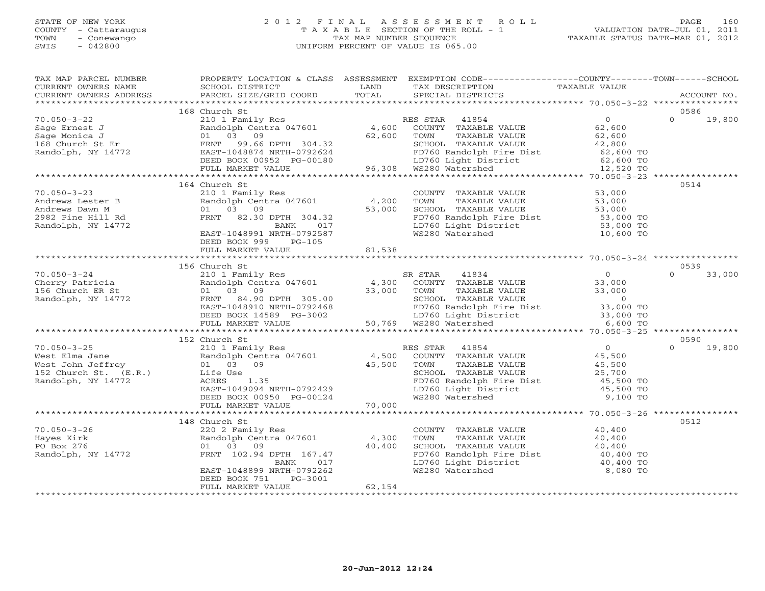STATE OF NEW YORK
COUNTY - Cattaraugus
TOWN - Conewango
SWIS - 042800

# 2012 FINAL ASSESSMENT ROLL
TAXABLE SECTION OF THE ROLL - 1
TAX MAP NUMBER SEQUENCE
UNIFORM PERCENT OF VALUE IS 065.00

VALUATION DATE-JUL 01, 2011
TAXABLE STATUS DATE-MAR 01, 2012

| TAX MAP PARCEL NUMBER / CURRENT OWNERS NAME / CURRENT OWNERS ADDRESS | PROPERTY LOCATION & CLASS / SCHOOL DISTRICT / PARCEL SIZE/GRID COORD | ASSESSMENT LAND / TOTAL | EXEMPTION CODE / TAX DESCRIPTION / SPECIAL DISTRICTS | COUNTY / TOWN TAXABLE VALUE | SCHOOL / ACCOUNT NO. |
|---|---|---|---|---|---|
| | 168 Church St | | | | 0586 |
| 70.050-3-22 | 210 1 Family Res | | RES STAR 41854 | 0 | 0 19,800 |
| Sage Ernest J | Randolph Centra 047601 | 4,600 | COUNTY TAXABLE VALUE | 62,600 | |
| Sage Monica J | 01 03 09 | 62,600 | TOWN TAXABLE VALUE | 62,600 | |
| 168 Church St Er | FRNT 99.66 DPTH 304.32 | | SCHOOL TAXABLE VALUE | 42,800 | |
| Randolph, NY 14772 | EAST-1048874 NRTH-0792624 | | FD760 Randolph Fire Dist | 62,600 TO | |
| | DEED BOOK 00952 PG-00180 | | LD760 Light District | 62,600 TO | |
| | FULL MARKET VALUE | 96,308 | WS280 Watershed | 12,520 TO | |
| | 164 Church St | | | | 0514 |
| 70.050-3-23 | 210 1 Family Res | | COUNTY TAXABLE VALUE | 53,000 | |
| Andrews Lester B | Randolph Centra 047601 | 4,200 | TOWN TAXABLE VALUE | 53,000 | |
| Andrews Dawn M | 01 03 09 | 53,000 | SCHOOL TAXABLE VALUE | 53,000 | |
| 2982 Pine Hill Rd | FRNT 82.30 DPTH 304.32 | | FD760 Randolph Fire Dist | 53,000 TO | |
| Randolph, NY 14772 | BANK 017 | | LD760 Light District | 53,000 TO | |
| | EAST-1048991 NRTH-0792587 | | WS280 Watershed | 10,600 TO | |
| | DEED BOOK 999 PG-105 | | | | |
| | FULL MARKET VALUE | 81,538 | | | |
| | 156 Church St | | | | 0539 |
| 70.050-3-24 | 210 1 Family Res | | SR STAR 41834 | 0 | 0 33,000 |
| Cherry Patricia | Randolph Centra 047601 | 4,300 | COUNTY TAXABLE VALUE | 33,000 | |
| 156 Church ER St | 01 03 09 | 33,000 | TOWN TAXABLE VALUE | 33,000 | |
| Randolph, NY 14772 | FRNT 84.90 DPTH 305.00 | | SCHOOL TAXABLE VALUE | 0 | |
| | EAST-1048910 NRTH-0792468 | | FD760 Randolph Fire Dist | 33,000 TO | |
| | DEED BOOK 14589 PG-3002 | | LD760 Light District | 33,000 TO | |
| | FULL MARKET VALUE | 50,769 | WS280 Watershed | 6,600 TO | |
| | 152 Church St | | | | 0590 |
| 70.050-3-25 | 210 1 Family Res | | RES STAR 41854 | 0 | 0 19,800 |
| West Elma Jane | Randolph Centra 047601 | 4,500 | COUNTY TAXABLE VALUE | 45,500 | |
| West John Jeffrey | 01 03 09 | 45,500 | TOWN TAXABLE VALUE | 45,500 | |
| 152 Church St. (E.R.) | Life Use | | SCHOOL TAXABLE VALUE | 25,700 | |
| Randolph, NY 14772 | ACRES 1.35 | | FD760 Randolph Fire Dist | 45,500 TO | |
| | EAST-1049094 NRTH-0792429 | | LD760 Light District | 45,500 TO | |
| | DEED BOOK 00950 PG-00124 | | WS280 Watershed | 9,100 TO | |
| | FULL MARKET VALUE | 70,000 | | | |
| | 148 Church St | | | | 0512 |
| 70.050-3-26 | 220 2 Family Res | | COUNTY TAXABLE VALUE | 40,400 | |
| Hayes Kirk | Randolph Centra 047601 | 4,300 | TOWN TAXABLE VALUE | 40,400 | |
| PO Box 276 | 01 03 09 | 40,400 | SCHOOL TAXABLE VALUE | 40,400 | |
| Randolph, NY 14772 | FRNT 102.94 DPTH 167.47 | | FD760 Randolph Fire Dist | 40,400 TO | |
| | BANK 017 | | LD760 Light District | 40,400 TO | |
| | EAST-1048899 NRTH-0792262 | | WS280 Watershed | 8,080 TO | |
| | DEED BOOK 751 PG-3001 | | | | |
| | FULL MARKET VALUE | 62,154 | | | |

20-Jun-2012 12:24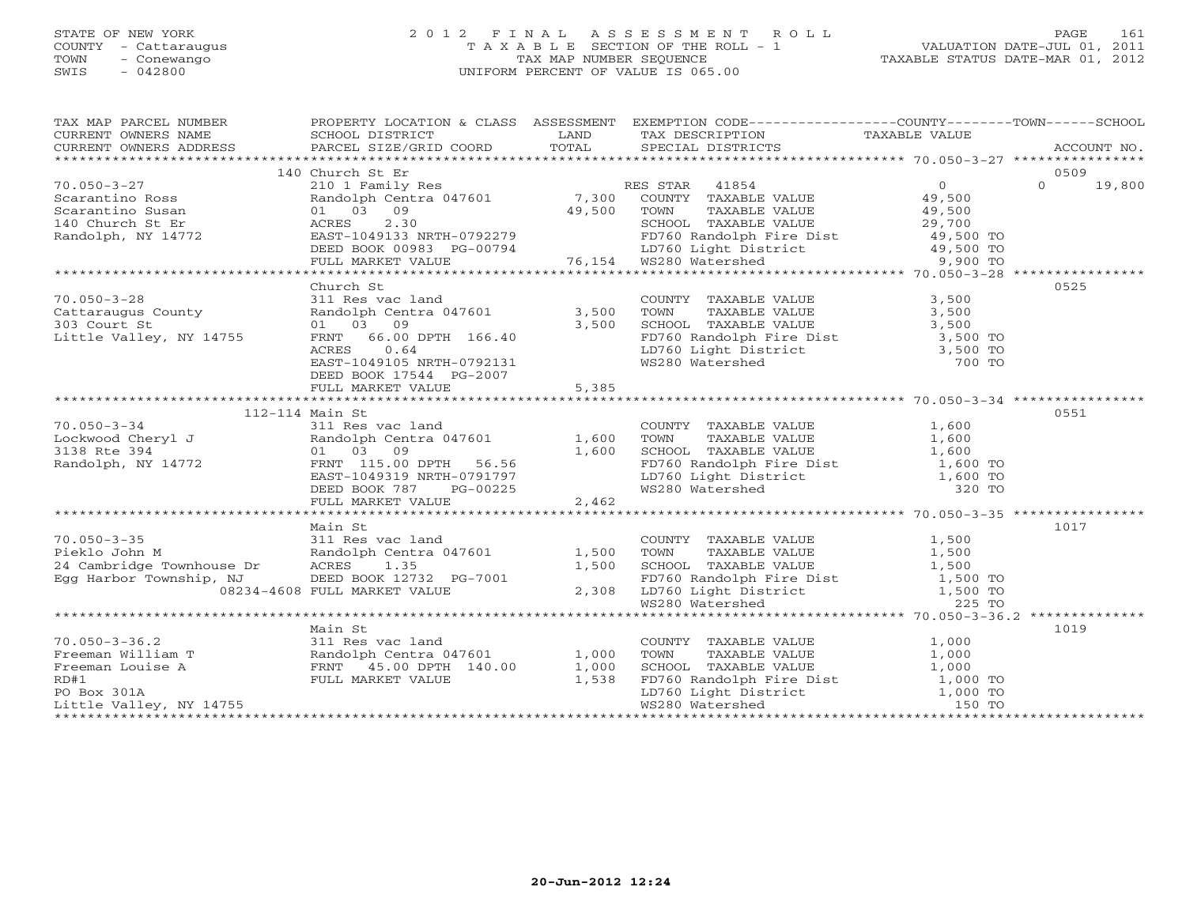STATE OF NEW YORK
COUNTY - Cattaraugus
TOWN - Conewango
SWIS - 042800

# 2012 FINAL ASSESSMENT ROLL

TAXABLE SECTION OF THE ROLL - 1
TAX MAP NUMBER SEQUENCE
UNIFORM PERCENT OF VALUE IS 065.00

VALUATION DATE-JUL 01, 2011
TAXABLE STATUS DATE-MAR 01, 2012

| TAX MAP PARCEL NUMBER / CURRENT OWNERS NAME / CURRENT OWNERS ADDRESS | PROPERTY LOCATION & CLASS / SCHOOL DISTRICT / PARCEL SIZE/GRID COORD | ASSESSMENT LAND / TOTAL | EXEMPTION CODE / TAX DESCRIPTION / SPECIAL DISTRICTS | COUNTY TAXABLE VALUE | TOWN | SCHOOL | ACCOUNT NO. |
|---|---|---|---|---|---|---|---|
| | 140 Church St Er | | | | | | 0509 |
| 70.050-3-27 | 210 1 Family Res | | RES STAR 41854 | 0 | 0 | 19,800 | |
| Scarantino Ross | Randolph Centra 047601 | 7,300 | COUNTY TAXABLE VALUE | 49,500 | | | |
| Scarantino Susan | 01 03 09 | 49,500 | TOWN TAXABLE VALUE | 49,500 | | | |
| 140 Church St Er | ACRES 2.30 | | SCHOOL TAXABLE VALUE | 29,700 | | | |
| Randolph, NY 14772 | EAST-1049133 NRTH-0792279 | | FD760 Randolph Fire Dist | 49,500 TO | | | |
| | DEED BOOK 00983 PG-00794 | | LD760 Light District | 49,500 TO | | | |
| | FULL MARKET VALUE | 76,154 | WS280 Watershed | 9,900 TO | | | |
| | Church St | | | | | | 0525 |
| 70.050-3-28 | 311 Res vac land | | COUNTY TAXABLE VALUE | 3,500 | | | |
| Cattaraugus County | Randolph Centra 047601 | 3,500 | TOWN TAXABLE VALUE | 3,500 | | | |
| 303 Court St | 01 03 09 | 3,500 | SCHOOL TAXABLE VALUE | 3,500 | | | |
| Little Valley, NY 14755 | FRNT 66.00 DPTH 166.40 | | FD760 Randolph Fire Dist | 3,500 TO | | | |
| | ACRES 0.64 | | LD760 Light District | 3,500 TO | | | |
| | EAST-1049105 NRTH-0792131 | | WS280 Watershed | 700 TO | | | |
| | DEED BOOK 17544 PG-2007 | | | | | | |
| | FULL MARKET VALUE | 5,385 | | | | | |
| | 112-114 Main St | | | | | | 0551 |
| 70.050-3-34 | 311 Res vac land | | COUNTY TAXABLE VALUE | 1,600 | | | |
| Lockwood Cheryl J | Randolph Centra 047601 | 1,600 | TOWN TAXABLE VALUE | 1,600 | | | |
| 3138 Rte 394 | 01 03 09 | 1,600 | SCHOOL TAXABLE VALUE | 1,600 | | | |
| Randolph, NY 14772 | FRNT 115.00 DPTH 56.56 | | FD760 Randolph Fire Dist | 1,600 TO | | | |
| | EAST-1049319 NRTH-0791797 | | LD760 Light District | 1,600 TO | | | |
| | DEED BOOK 787 PG-00225 | | WS280 Watershed | 320 TO | | | |
| | FULL MARKET VALUE | 2,462 | | | | | |
| | Main St | | | | | | 1017 |
| 70.050-3-35 | 311 Res vac land | | COUNTY TAXABLE VALUE | 1,500 | | | |
| Pieklo John M | Randolph Centra 047601 | 1,500 | TOWN TAXABLE VALUE | 1,500 | | | |
| 24 Cambridge Townhouse Dr | ACRES 1.35 | 1,500 | SCHOOL TAXABLE VALUE | 1,500 | | | |
| Egg Harbor Township, NJ | DEED BOOK 12732 PG-7001 | | FD760 Randolph Fire Dist | 1,500 TO | | | |
| 08234-4608 | FULL MARKET VALUE | 2,308 | LD760 Light District | 1,500 TO | | | |
| | | | WS280 Watershed | 225 TO | | | |
| | Main St | | | | | | 1019 |
| 70.050-3-36.2 | 311 Res vac land | | COUNTY TAXABLE VALUE | 1,000 | | | |
| Freeman William T | Randolph Centra 047601 | 1,000 | TOWN TAXABLE VALUE | 1,000 | | | |
| Freeman Louise A | FRNT 45.00 DPTH 140.00 | 1,000 | SCHOOL TAXABLE VALUE | 1,000 | | | |
| RD#1 | FULL MARKET VALUE | 1,538 | FD760 Randolph Fire Dist | 1,000 TO | | | |
| PO Box 301A | | | LD760 Light District | 1,000 TO | | | |
| Little Valley, NY 14755 | | | WS280 Watershed | 150 TO | | | |

20-Jun-2012 12:24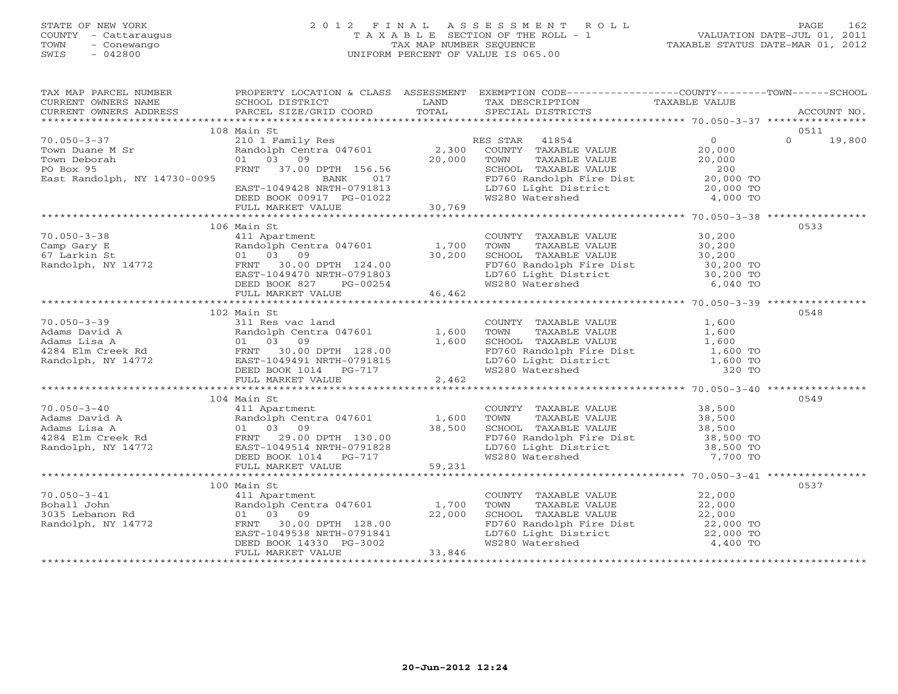STATE OF NEW YORK
COUNTY - Cattaraugus
TOWN - Conewango
SWIS - 042800

# 2012 FINAL ASSESSMENT ROLL
TAXABLE SECTION OF THE ROLL - 1
TAX MAP NUMBER SEQUENCE
UNIFORM PERCENT OF VALUE IS 065.00

VALUATION DATE-JUL 01, 2011
TAXABLE STATUS DATE-MAR 01, 2012

| TAX MAP PARCEL NUMBER / CURRENT OWNERS NAME / CURRENT OWNERS ADDRESS | PROPERTY LOCATION & CLASS / SCHOOL DISTRICT / PARCEL SIZE/GRID COORD | ASSESSMENT LAND / TOTAL | EXEMPTION CODE / TAX DESCRIPTION / SPECIAL DISTRICTS | COUNTY / TOWN / SCHOOL TAXABLE VALUE | ACCOUNT NO. |
|---|---|---|---|---|---|
| **70.050-3-37** | 108 Main St | | | | 0511 |
| Town Duane M Sr | 210 1 Family Res | | RES STAR 41854 | 0 / 0 / 19,800 | |
| Town Deborah | Randolph Centra 047601 | 2,300 | COUNTY TAXABLE VALUE | 20,000 | |
| PO Box 95 | 01 03 09 | 20,000 | TOWN TAXABLE VALUE | 20,000 | |
| East Randolph, NY 14730-0095 | FRNT 37.00 DPTH 156.56 | | SCHOOL TAXABLE VALUE | 200 | |
| | BANK 017 | | FD760 Randolph Fire Dist | 20,000 TO | |
| | EAST-1049428 NRTH-0791813 | | LD760 Light District | 20,000 TO | |
| | DEED BOOK 00917 PG-01022 | | WS280 Watershed | 4,000 TO | |
| | FULL MARKET VALUE | 30,769 | | | |
| **70.050-3-38** | 106 Main St | | | | 0533 |
| Camp Gary E | 411 Apartment | | COUNTY TAXABLE VALUE | 30,200 | |
| 67 Larkin St | Randolph Centra 047601 | 1,700 | TOWN TAXABLE VALUE | 30,200 | |
| Randolph, NY 14772 | 01 03 09 | 30,200 | SCHOOL TAXABLE VALUE | 30,200 | |
| | FRNT 30.00 DPTH 124.00 | | FD760 Randolph Fire Dist | 30,200 TO | |
| | EAST-1049470 NRTH-0791803 | | LD760 Light District | 30,200 TO | |
| | DEED BOOK 827 PG-00254 | | WS280 Watershed | 6,040 TO | |
| | FULL MARKET VALUE | 46,462 | | | |
| **70.050-3-39** | 102 Main St | | | | 0548 |
| Adams David A | 311 Res vac land | | COUNTY TAXABLE VALUE | 1,600 | |
| Adams Lisa A | Randolph Centra 047601 | 1,600 | TOWN TAXABLE VALUE | 1,600 | |
| 4284 Elm Creek Rd | 01 03 09 | 1,600 | SCHOOL TAXABLE VALUE | 1,600 | |
| Randolph, NY 14772 | FRNT 30.00 DPTH 128.00 | | FD760 Randolph Fire Dist | 1,600 TO | |
| | EAST-1049491 NRTH-0791815 | | LD760 Light District | 1,600 TO | |
| | DEED BOOK 1014 PG-717 | | WS280 Watershed | 320 TO | |
| | FULL MARKET VALUE | 2,462 | | | |
| **70.050-3-40** | 104 Main St | | | | 0549 |
| Adams David A | 411 Apartment | | COUNTY TAXABLE VALUE | 38,500 | |
| Adams Lisa A | Randolph Centra 047601 | 1,600 | TOWN TAXABLE VALUE | 38,500 | |
| 4284 Elm Creek Rd | 01 03 09 | 38,500 | SCHOOL TAXABLE VALUE | 38,500 | |
| Randolph, NY 14772 | FRNT 29.00 DPTH 130.00 | | FD760 Randolph Fire Dist | 38,500 TO | |
| | EAST-1049514 NRTH-0791828 | | LD760 Light District | 38,500 TO | |
| | DEED BOOK 1014 PG-717 | | WS280 Watershed | 7,700 TO | |
| | FULL MARKET VALUE | 59,231 | | | |
| **70.050-3-41** | 100 Main St | | | | 0537 |
| Bohall John | 411 Apartment | | COUNTY TAXABLE VALUE | 22,000 | |
| 3035 Lebanon Rd | Randolph Centra 047601 | 1,700 | TOWN TAXABLE VALUE | 22,000 | |
| Randolph, NY 14772 | 01 03 09 | 22,000 | SCHOOL TAXABLE VALUE | 22,000 | |
| | FRNT 30.00 DPTH 128.00 | | FD760 Randolph Fire Dist | 22,000 TO | |
| | EAST-1049538 NRTH-0791841 | | LD760 Light District | 22,000 TO | |
| | DEED BOOK 14330 PG-3002 | | WS280 Watershed | 4,400 TO | |
| | FULL MARKET VALUE | 33,846 | | | |

20-Jun-2012 12:24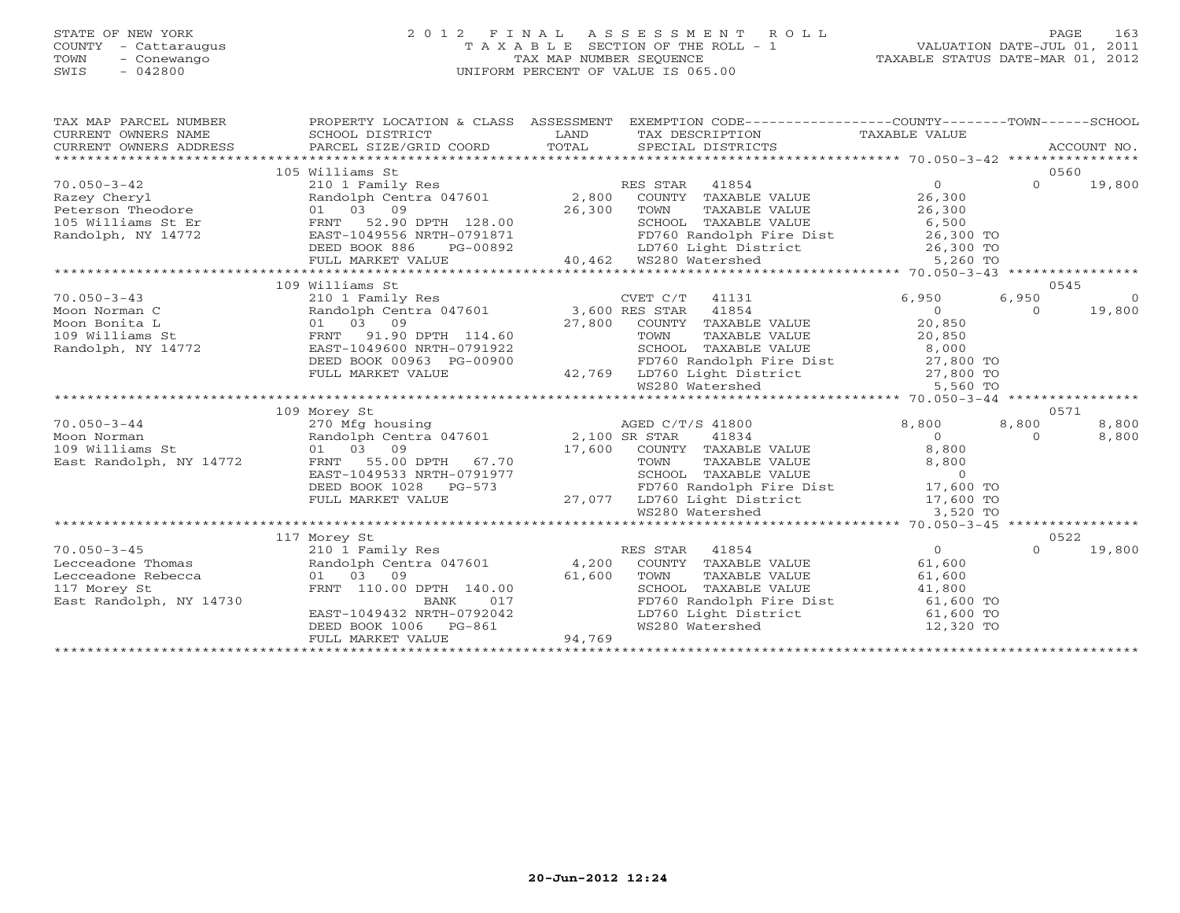STATE OF NEW YORK
COUNTY - Cattaraugus
TOWN - Conewango
SWIS - 042800

# 2012 FINAL ASSESSMENT ROLL

TAXABLE SECTION OF THE ROLL - 1
TAX MAP NUMBER SEQUENCE
UNIFORM PERCENT OF VALUE IS 065.00

VALUATION DATE-JUL 01, 2011
TAXABLE STATUS DATE-MAR 01, 2012

| TAX MAP PARCEL NUMBER / CURRENT OWNERS NAME / CURRENT OWNERS ADDRESS | PROPERTY LOCATION & CLASS / SCHOOL DISTRICT / PARCEL SIZE/GRID COORD | ASSESSMENT LAND / TOTAL | EXEMPTION CODE / TAX DESCRIPTION / SPECIAL DISTRICTS | COUNTY TAXABLE VALUE | TOWN | SCHOOL | ACCOUNT NO. |
|---|---|---|---|---|---|---|---|
| | 105 Williams St | | | | | | 0560 |
| 70.050-3-42 | 210 1 Family Res | | RES STAR 41854 | 0 | 0 | 19,800 | |
| Razey Cheryl | Randolph Centra 047601 | 2,800 | COUNTY TAXABLE VALUE | 26,300 | | | |
| Peterson Theodore | 01 03 09 | 26,300 | TOWN TAXABLE VALUE | 26,300 | | | |
| 105 Williams St Er | FRNT 52.90 DPTH 128.00 | | SCHOOL TAXABLE VALUE | 6,500 | | | |
| Randolph, NY 14772 | EAST-1049556 NRTH-0791871 | | FD760 Randolph Fire Dist | 26,300 TO | | | |
| | DEED BOOK 886 PG-00892 | | LD760 Light District | 26,300 TO | | | |
| | FULL MARKET VALUE | 40,462 | WS280 Watershed | 5,260 TO | | | |
| | 109 Williams St | | | | | | 0545 |
| 70.050-3-43 | 210 1 Family Res | | CVET C/T 41131 | 6,950 | 6,950 | 0 | |
| Moon Norman C | Randolph Centra 047601 | 3,600 | RES STAR 41854 | 0 | 0 | 19,800 | |
| Moon Bonita L | 01 03 09 | 27,800 | COUNTY TAXABLE VALUE | 20,850 | | | |
| 109 Williams St | FRNT 91.90 DPTH 114.60 | | TOWN TAXABLE VALUE | 20,850 | | | |
| Randolph, NY 14772 | EAST-1049600 NRTH-0791922 | | SCHOOL TAXABLE VALUE | 8,000 | | | |
| | DEED BOOK 00963 PG-00900 | | FD760 Randolph Fire Dist | 27,800 TO | | | |
| | FULL MARKET VALUE | 42,769 | LD760 Light District | 27,800 TO | | | |
| | | | WS280 Watershed | 5,560 TO | | | |
| | 109 Morey St | | | | | | 0571 |
| 70.050-3-44 | 270 Mfg housing | | AGED C/T/S 41800 | 8,800 | 8,800 | 8,800 | |
| Moon Norman | Randolph Centra 047601 | 2,100 | SR STAR 41834 | 0 | 0 | 8,800 | |
| 109 Williams St | 01 03 09 | 17,600 | COUNTY TAXABLE VALUE | 8,800 | | | |
| East Randolph, NY 14772 | FRNT 55.00 DPTH 67.70 | | TOWN TAXABLE VALUE | 8,800 | | | |
| | EAST-1049533 NRTH-0791977 | | SCHOOL TAXABLE VALUE | 0 | | | |
| | DEED BOOK 1028 PG-573 | | FD760 Randolph Fire Dist | 17,600 TO | | | |
| | FULL MARKET VALUE | 27,077 | LD760 Light District | 17,600 TO | | | |
| | | | WS280 Watershed | 3,520 TO | | | |
| | 117 Morey St | | | | | | 0522 |
| 70.050-3-45 | 210 1 Family Res | | RES STAR 41854 | 0 | 0 | 19,800 | |
| Lecceadone Thomas | Randolph Centra 047601 | 4,200 | COUNTY TAXABLE VALUE | 61,600 | | | |
| Lecceadone Rebecca | 01 03 09 | 61,600 | TOWN TAXABLE VALUE | 61,600 | | | |
| 117 Morey St | FRNT 110.00 DPTH 140.00 | | SCHOOL TAXABLE VALUE | 41,800 | | | |
| East Randolph, NY 14730 | BANK 017 | | FD760 Randolph Fire Dist | 61,600 TO | | | |
| | EAST-1049432 NRTH-0792042 | | LD760 Light District | 61,600 TO | | | |
| | DEED BOOK 1006 PG-861 | | WS280 Watershed | 12,320 TO | | | |
| | FULL MARKET VALUE | 94,769 | | | | | |

20-Jun-2012 12:24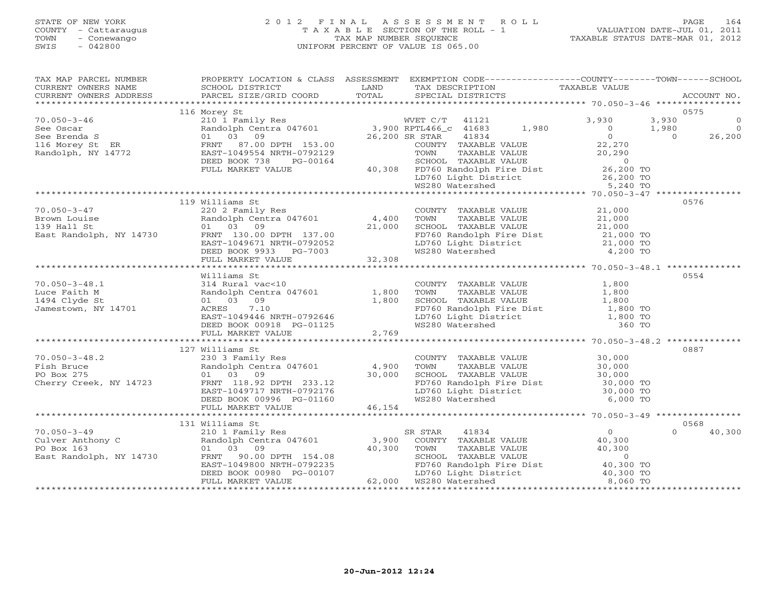STATE OF NEW YORK
COUNTY - Cattaraugus
TOWN - Conewango
SWIS - 042800

2012 FINAL ASSESSMENT ROLL
TAXABLE SECTION OF THE ROLL - 1
TAX MAP NUMBER SEQUENCE
UNIFORM PERCENT OF VALUE IS 065.00

VALUATION DATE-JUL 01, 2011
TAXABLE STATUS DATE-MAR 01, 2012

```
TAX MAP PARCEL NUMBER     PROPERTY LOCATION & CLASS  ASSESSMENT  EXEMPTION CODE------------------COUNTY--------TOWN------SCHOOL
CURRENT OWNERS NAME       SCHOOL DISTRICT            LAND        TAX DESCRIPTION               TAXABLE VALUE
CURRENT OWNERS ADDRESS    PARCEL SIZE/GRID COORD     TOTAL       SPECIAL DISTRICTS                                       ACCOUNT NO.
******************************************************************************************************* 70.050-3-46 ****************
                          116 Morey St                                                                                    0575
70.050-3-46               210 1 Family Res                        WVET C/T   41121               3,930     3,930              0
See Oscar                 Randolph Centra 047601      3,900 RPTL466_c 41683       1,980              0     1,980              0
See Brenda S              01  03  09                  26,200 SR STAR    41834                      0         0         26,200
116 Morey St  ER          FRNT  87.00 DPTH 153.00            COUNTY  TAXABLE VALUE          22,270
Randolph, NY 14772        EAST-1049554 NRTH-0792129          TOWN    TAXABLE VALUE          20,290
                          DEED BOOK 738     PG-00164         SCHOOL  TAXABLE VALUE               0
                          FULL MARKET VALUE            40,308 FD760 Randolph Fire Dist       26,200 TO
                                                             LD760 Light District           26,200 TO
                                                             WS280 Watershed                 5,240 TO
******************************************************************************************************* 70.050-3-47 ****************
                          119 Williams St                                                                                 0576
70.050-3-47               220 2 Family Res                   COUNTY  TAXABLE VALUE          21,000
Brown Louise              Randolph Centra 047601      4,400  TOWN    TAXABLE VALUE          21,000
139 Hall St               01  03  09                  21,000 SCHOOL  TAXABLE VALUE          21,000
East Randolph, NY 14730   FRNT 130.00 DPTH 137.00            FD760 Randolph Fire Dist       21,000 TO
                          EAST-1049671 NRTH-0792052          LD760 Light District           21,000 TO
                          DEED BOOK 9933    PG-7003          WS280 Watershed                 4,200 TO
                          FULL MARKET VALUE            32,308
******************************************************************************************************* 70.050-3-48.1 **************
                          Williams St                                                                                     0554
70.050-3-48.1             314 Rural vac<10                   COUNTY  TAXABLE VALUE           1,800
Luce Faith M              Randolph Centra 047601      1,800  TOWN    TAXABLE VALUE           1,800
1494 Clyde St             01  03  09                  1,800  SCHOOL  TAXABLE VALUE           1,800
Jamestown, NY 14701       ACRES    7.10                      FD760 Randolph Fire Dist        1,800 TO
                          EAST-1049446 NRTH-0792646          LD760 Light District            1,800 TO
                          DEED BOOK 00918 PG-01125           WS280 Watershed                   360 TO
                          FULL MARKET VALUE             2,769
******************************************************************************************************* 70.050-3-48.2 **************
                          127 Williams St                                                                                 0887
70.050-3-48.2             230 3 Family Res                   COUNTY  TAXABLE VALUE          30,000
Fish Bruce                Randolph Centra 047601      4,900  TOWN    TAXABLE VALUE          30,000
PO Box 275                01  03  09                  30,000 SCHOOL  TAXABLE VALUE          30,000
Cherry Creek, NY 14723    FRNT 118.92 DPTH 233.12            FD760 Randolph Fire Dist       30,000 TO
                          EAST-1049717 NRTH-0792176          LD760 Light District           30,000 TO
                          DEED BOOK 00996 PG-01160           WS280 Watershed                 6,000 TO
                          FULL MARKET VALUE            46,154
******************************************************************************************************* 70.050-3-49 ****************
                          131 Williams St                                                                                 0568
70.050-3-49               210 1 Family Res                   SR STAR    41834                      0         0         40,300
Culver Anthony C          Randolph Centra 047601      3,900  COUNTY  TAXABLE VALUE          40,300
PO Box 163                01  03  09                  40,300 TOWN    TAXABLE VALUE          40,300
East Randolph, NY 14730   FRNT  90.00 DPTH 154.08            SCHOOL  TAXABLE VALUE               0
                          EAST-1049800 NRTH-0792235          FD760 Randolph Fire Dist       40,300 TO
                          DEED BOOK 00980 PG-00107           LD760 Light District           40,300 TO
                          FULL MARKET VALUE            62,000 WS280 Watershed                 8,060 TO
************************************************************************************************************************************
```

20-Jun-2012 12:24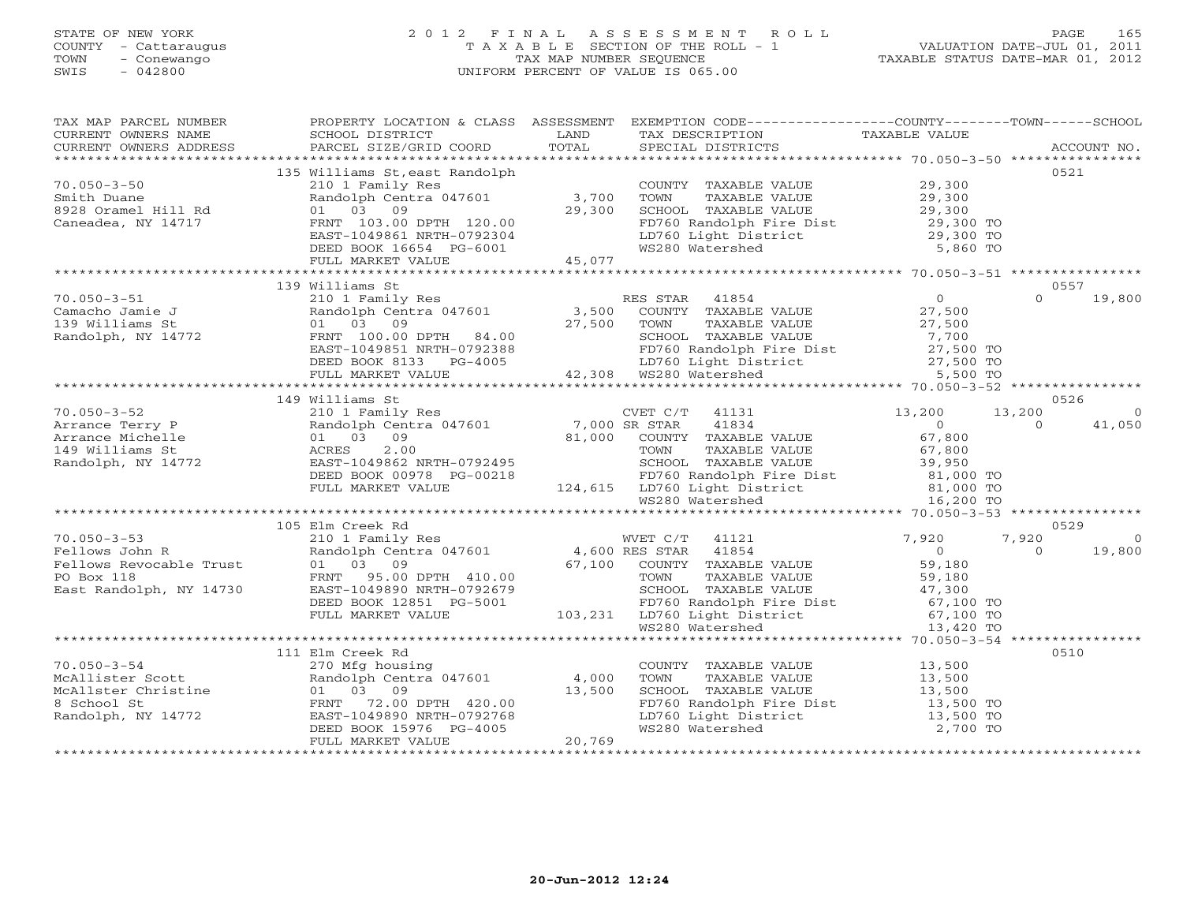STATE OF NEW YORK
COUNTY - Cattaraugus
TOWN - Conewango
SWIS - 042800

2012 FINAL ASSESSMENT ROLL
TAXABLE SECTION OF THE ROLL - 1
TAX MAP NUMBER SEQUENCE
UNIFORM PERCENT OF VALUE IS 065.00

VALUATION DATE-JUL 01, 2011
TAXABLE STATUS DATE-MAR 01, 2012

| TAX MAP PARCEL NUMBER / CURRENT OWNERS NAME / CURRENT OWNERS ADDRESS | PROPERTY LOCATION & CLASS / SCHOOL DISTRICT / PARCEL SIZE/GRID COORD | ASSESSMENT LAND / TOTAL | EXEMPTION CODE / TAX DESCRIPTION / SPECIAL DISTRICTS | COUNTY TAXABLE VALUE | TOWN | SCHOOL | ACCOUNT NO. |
|---|---|---|---|---|---|---|---|
| | 135 Williams St,east Randolph | | | | | | 0521 |
| 70.050-3-50 | 210 1 Family Res | | COUNTY TAXABLE VALUE | 29,300 | | | |
| Smith Duane | Randolph Centra 047601 | 3,700 | TOWN TAXABLE VALUE | 29,300 | | | |
| 8928 Oramel Hill Rd | 01 03 09 | 29,300 | SCHOOL TAXABLE VALUE | 29,300 | | | |
| Caneadea, NY 14717 | FRNT 103.00 DPTH 120.00 | | FD760 Randolph Fire Dist | 29,300 TO | | | |
| | EAST-1049861 NRTH-0792304 | | LD760 Light District | 29,300 TO | | | |
| | DEED BOOK 16654 PG-6001 | | WS280 Watershed | 5,860 TO | | | |
| | FULL MARKET VALUE | 45,077 | | | | | |
| | 139 Williams St | | | | | | 0557 |
| 70.050-3-51 | 210 1 Family Res | | RES STAR 41854 | 0 | 0 | 19,800 | |
| Camacho Jamie J | Randolph Centra 047601 | 3,500 | COUNTY TAXABLE VALUE | 27,500 | | | |
| 139 Williams St | 01 03 09 | 27,500 | TOWN TAXABLE VALUE | 27,500 | | | |
| Randolph, NY 14772 | FRNT 100.00 DPTH 84.00 | | SCHOOL TAXABLE VALUE | 7,700 | | | |
| | EAST-1049851 NRTH-0792388 | | FD760 Randolph Fire Dist | 27,500 TO | | | |
| | DEED BOOK 8133 PG-4005 | | LD760 Light District | 27,500 TO | | | |
| | FULL MARKET VALUE | 42,308 | WS280 Watershed | 5,500 TO | | | |
| | 149 Williams St | | | | | | 0526 |
| 70.050-3-52 | 210 1 Family Res | | CVET C/T 41131 | 13,200 | 13,200 | 0 | |
| Arrance Terry P | Randolph Centra 047601 | 7,000 | SR STAR 41834 | 0 | 0 | 41,050 | |
| Arrance Michelle | 01 03 09 | 81,000 | COUNTY TAXABLE VALUE | 67,800 | | | |
| 149 Williams St | ACRES 2.00 | | TOWN TAXABLE VALUE | 67,800 | | | |
| Randolph, NY 14772 | EAST-1049862 NRTH-0792495 | | SCHOOL TAXABLE VALUE | 39,950 | | | |
| | DEED BOOK 00978 PG-00218 | | FD760 Randolph Fire Dist | 81,000 TO | | | |
| | FULL MARKET VALUE | 124,615 | LD760 Light District | 81,000 TO | | | |
| | | | WS280 Watershed | 16,200 TO | | | |
| | 105 Elm Creek Rd | | | | | | 0529 |
| 70.050-3-53 | 210 1 Family Res | | WVET C/T 41121 | 7,920 | 7,920 | 0 | |
| Fellows John R | Randolph Centra 047601 | 4,600 | RES STAR 41854 | 0 | 0 | 19,800 | |
| Fellows Revocable Trust | 01 03 09 | 67,100 | COUNTY TAXABLE VALUE | 59,180 | | | |
| PO Box 118 | FRNT 95.00 DPTH 410.00 | | TOWN TAXABLE VALUE | 59,180 | | | |
| East Randolph, NY 14730 | EAST-1049890 NRTH-0792679 | | SCHOOL TAXABLE VALUE | 47,300 | | | |
| | DEED BOOK 12851 PG-5001 | | FD760 Randolph Fire Dist | 67,100 TO | | | |
| | FULL MARKET VALUE | 103,231 | LD760 Light District | 67,100 TO | | | |
| | | | WS280 Watershed | 13,420 TO | | | |
| | 111 Elm Creek Rd | | | | | | 0510 |
| 70.050-3-54 | 270 Mfg housing | | COUNTY TAXABLE VALUE | 13,500 | | | |
| McAllister Scott | Randolph Centra 047601 | 4,000 | TOWN TAXABLE VALUE | 13,500 | | | |
| McAllster Christine | 01 03 09 | 13,500 | SCHOOL TAXABLE VALUE | 13,500 | | | |
| 8 School St | FRNT 72.00 DPTH 420.00 | | FD760 Randolph Fire Dist | 13,500 TO | | | |
| Randolph, NY 14772 | EAST-1049890 NRTH-0792768 | | LD760 Light District | 13,500 TO | | | |
| | DEED BOOK 15976 PG-4005 | | WS280 Watershed | 2,700 TO | | | |
| | FULL MARKET VALUE | 20,769 | | | | | |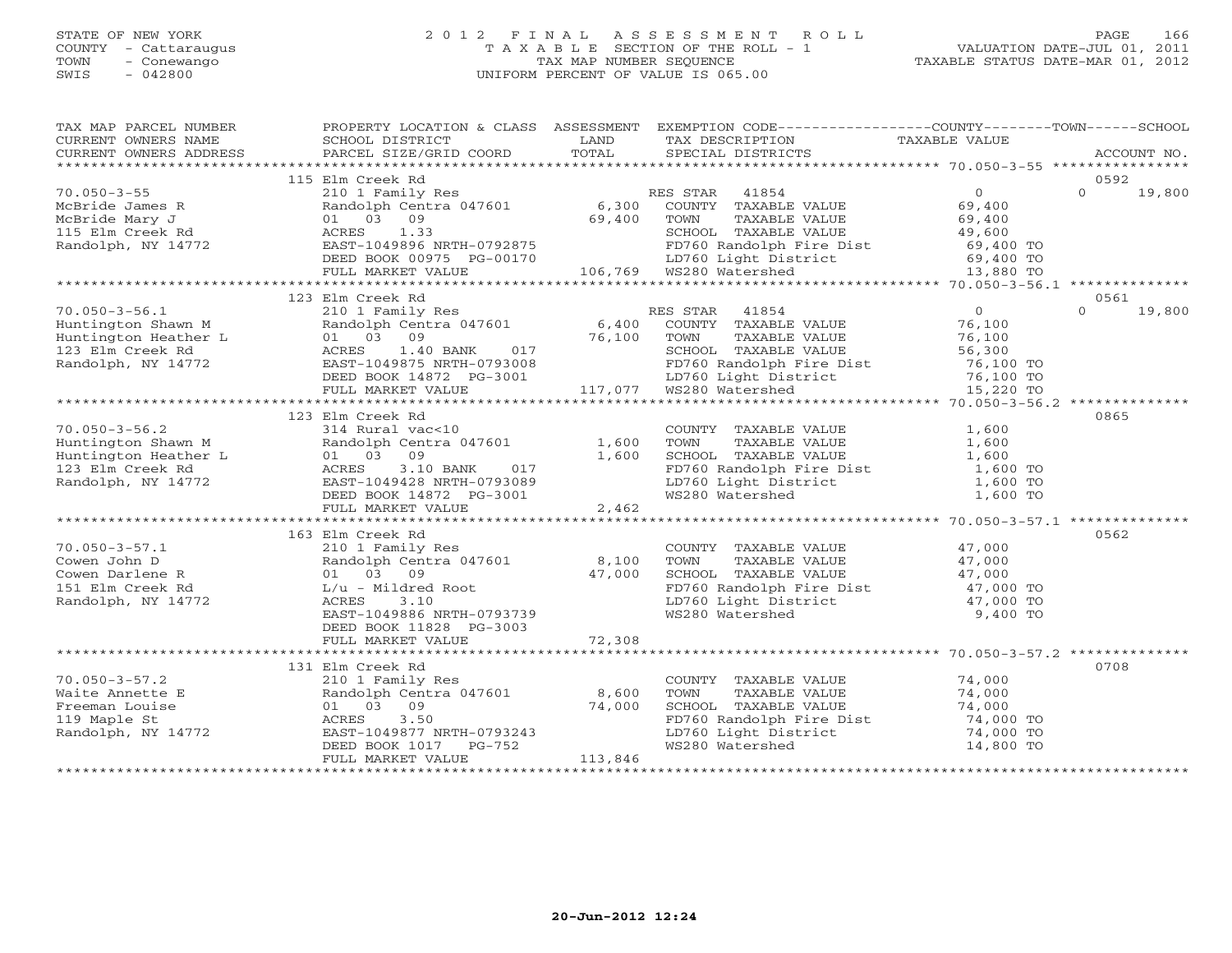STATE OF NEW YORK
COUNTY - Cattaraugus
TOWN - Conewango
SWIS - 042800

# 2012 FINAL ASSESSMENT ROLL
TAXABLE SECTION OF THE ROLL - 1
TAX MAP NUMBER SEQUENCE
UNIFORM PERCENT OF VALUE IS 065.00

VALUATION DATE-JUL 01, 2011
TAXABLE STATUS DATE-MAR 01, 2012

| TAX MAP PARCEL NUMBER / CURRENT OWNERS NAME / CURRENT OWNERS ADDRESS | PROPERTY LOCATION & CLASS / SCHOOL DISTRICT / PARCEL SIZE/GRID COORD | ASSESSMENT LAND / TOTAL | EXEMPTION CODE / TAX DESCRIPTION / SPECIAL DISTRICTS | COUNTY / TAXABLE VALUE | TOWN | SCHOOL / ACCOUNT NO. |
|---|---|---|---|---|---|---|
| | 115 Elm Creek Rd | | | | | 0592 |
| 70.050-3-55 | 210 1 Family Res | | RES STAR 41854 | 0 | 0 | 19,800 |
| McBride James R | Randolph Centra 047601 | 6,300 | COUNTY TAXABLE VALUE | 69,400 | | |
| McBride Mary J | 01 03 09 | 69,400 | TOWN TAXABLE VALUE | 69,400 | | |
| 115 Elm Creek Rd | ACRES 1.33 | | SCHOOL TAXABLE VALUE | 49,600 | | |
| Randolph, NY 14772 | EAST-1049896 NRTH-0792875 | | FD760 Randolph Fire Dist | 69,400 TO | | |
| | DEED BOOK 00975 PG-00170 | | LD760 Light District | 69,400 TO | | |
| | FULL MARKET VALUE | 106,769 | WS280 Watershed | 13,880 TO | | |
| | 123 Elm Creek Rd | | | | | 0561 |
| 70.050-3-56.1 | 210 1 Family Res | | RES STAR 41854 | 0 | 0 | 19,800 |
| Huntington Shawn M | Randolph Centra 047601 | 6,400 | COUNTY TAXABLE VALUE | 76,100 | | |
| Huntington Heather L | 01 03 09 | 76,100 | TOWN TAXABLE VALUE | 76,100 | | |
| 123 Elm Creek Rd | ACRES 1.40 BANK 017 | | SCHOOL TAXABLE VALUE | 56,300 | | |
| Randolph, NY 14772 | EAST-1049875 NRTH-0793008 | | FD760 Randolph Fire Dist | 76,100 TO | | |
| | DEED BOOK 14872 PG-3001 | | LD760 Light District | 76,100 TO | | |
| | FULL MARKET VALUE | 117,077 | WS280 Watershed | 15,220 TO | | |
| | 123 Elm Creek Rd | | | | | 0865 |
| 70.050-3-56.2 | 314 Rural vac<10 | | COUNTY TAXABLE VALUE | 1,600 | | |
| Huntington Shawn M | Randolph Centra 047601 | 1,600 | TOWN TAXABLE VALUE | 1,600 | | |
| Huntington Heather L | 01 03 09 | 1,600 | SCHOOL TAXABLE VALUE | 1,600 | | |
| 123 Elm Creek Rd | ACRES 3.10 BANK 017 | | FD760 Randolph Fire Dist | 1,600 TO | | |
| Randolph, NY 14772 | EAST-1049428 NRTH-0793089 | | LD760 Light District | 1,600 TO | | |
| | DEED BOOK 14872 PG-3001 | | WS280 Watershed | 1,600 TO | | |
| | FULL MARKET VALUE | 2,462 | | | | |
| | 163 Elm Creek Rd | | | | | 0562 |
| 70.050-3-57.1 | 210 1 Family Res | | COUNTY TAXABLE VALUE | 47,000 | | |
| Cowen John D | Randolph Centra 047601 | 8,100 | TOWN TAXABLE VALUE | 47,000 | | |
| Cowen Darlene R | 01 03 09 | 47,000 | SCHOOL TAXABLE VALUE | 47,000 | | |
| 151 Elm Creek Rd | L/u - Mildred Root | | FD760 Randolph Fire Dist | 47,000 TO | | |
| Randolph, NY 14772 | ACRES 3.10 | | LD760 Light District | 47,000 TO | | |
| | EAST-1049886 NRTH-0793739 | | WS280 Watershed | 9,400 TO | | |
| | DEED BOOK 11828 PG-3003 | | | | | |
| | FULL MARKET VALUE | 72,308 | | | | |
| | 131 Elm Creek Rd | | | | | 0708 |
| 70.050-3-57.2 | 210 1 Family Res | | COUNTY TAXABLE VALUE | 74,000 | | |
| Waite Annette E | Randolph Centra 047601 | 8,600 | TOWN TAXABLE VALUE | 74,000 | | |
| Freeman Louise | 01 03 09 | 74,000 | SCHOOL TAXABLE VALUE | 74,000 | | |
| 119 Maple St | ACRES 3.50 | | FD760 Randolph Fire Dist | 74,000 TO | | |
| Randolph, NY 14772 | EAST-1049877 NRTH-0793243 | | LD760 Light District | 74,000 TO | | |
| | DEED BOOK 1017 PG-752 | | WS280 Watershed | 14,800 TO | | |
| | FULL MARKET VALUE | 113,846 | | | | |

20-Jun-2012 12:24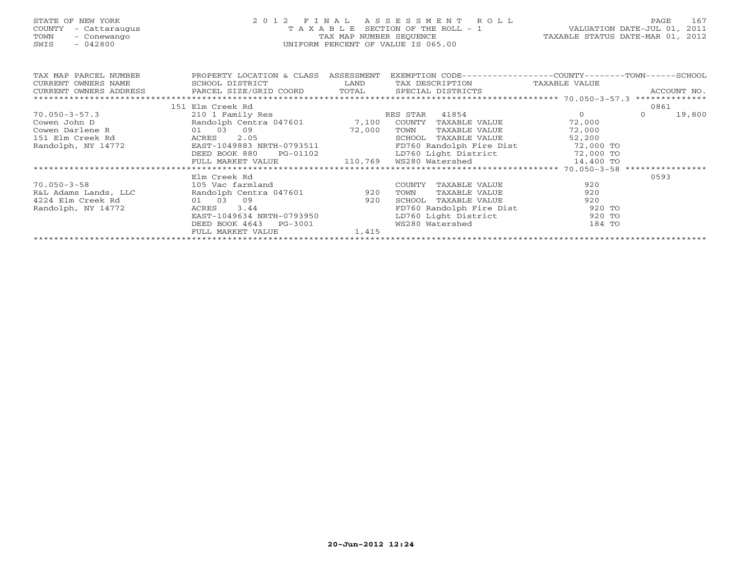STATE OF NEW YORK
COUNTY - Cattaraugus
TOWN - Conewango
SWIS - 042800

# 2012 FINAL ASSESSMENT ROLL
TAXABLE SECTION OF THE ROLL - 1
TAX MAP NUMBER SEQUENCE
UNIFORM PERCENT OF VALUE IS 065.00

VALUATION DATE-JUL 01, 2011
TAXABLE STATUS DATE-MAR 01, 2012

| TAX MAP PARCEL NUMBER / CURRENT OWNERS NAME / CURRENT OWNERS ADDRESS | PROPERTY LOCATION & CLASS / SCHOOL DISTRICT / PARCEL SIZE/GRID COORD | ASSESSMENT LAND / TOTAL | EXEMPTION CODE / TAX DESCRIPTION / SPECIAL DISTRICTS | COUNTY TAXABLE VALUE | TOWN | SCHOOL / ACCOUNT NO. |
|---|---|---|---|---|---|---|
| | 151 Elm Creek Rd | | | | | 0861 |
| 70.050-3-57.3 | 210 1 Family Res | | RES STAR 41854 | 0 | 0 | 19,800 |
| Cowen John D | Randolph Centra 047601 | 7,100 | COUNTY TAXABLE VALUE | 72,000 | | |
| Cowen Darlene R | 01 03 09 | 72,000 | TOWN TAXABLE VALUE | 72,000 | | |
| 151 Elm Creek Rd | ACRES 2.05 | | SCHOOL TAXABLE VALUE | 52,200 | | |
| Randolph, NY 14772 | EAST-1049883 NRTH-0793511 | | FD760 Randolph Fire Dist | 72,000 TO | | |
| | DEED BOOK 880 PG-01102 | | LD760 Light District | 72,000 TO | | |
| | FULL MARKET VALUE | 110,769 | WS280 Watershed | 14,400 TO | | |
| | Elm Creek Rd | | | | | 0593 |
| 70.050-3-58 | 105 Vac farmland | | COUNTY TAXABLE VALUE | 920 | | |
| R&L Adams Lands, LLC | Randolph Centra 047601 | 920 | TOWN TAXABLE VALUE | 920 | | |
| 4224 Elm Creek Rd | 01 03 09 | 920 | SCHOOL TAXABLE VALUE | 920 | | |
| Randolph, NY 14772 | ACRES 3.44 | | FD760 Randolph Fire Dist | 920 TO | | |
| | EAST-1049634 NRTH-0793950 | | LD760 Light District | 920 TO | | |
| | DEED BOOK 4643 PG-3001 | | WS280 Watershed | 184 TO | | |
| | FULL MARKET VALUE | 1,415 | | | | |

20-Jun-2012 12:24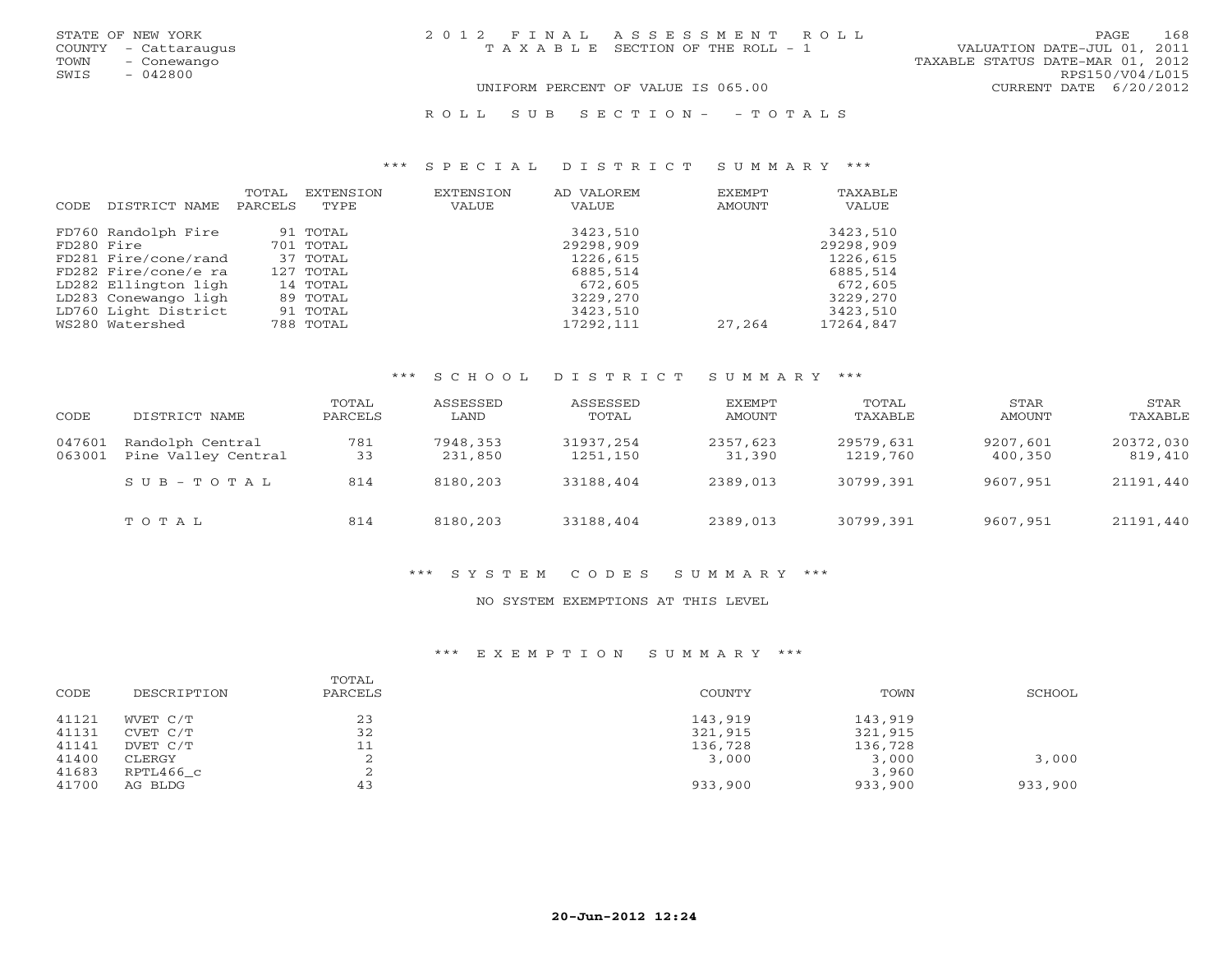STATE OF NEW YORK
COUNTY - Cattaraugus
TOWN - Conewango
SWIS - 042800

2012 FINAL ASSESSMENT ROLL
TAXABLE SECTION OF THE ROLL - 1

VALUATION DATE-JUL 01, 2011
TAXABLE STATUS DATE-MAR 01, 2012
RPS150/V04/L015
CURRENT DATE 6/20/2012

UNIFORM PERCENT OF VALUE IS 065.00

ROLL SUB SECTION- - TOTALS

### *** SPECIAL DISTRICT SUMMARY ***

| CODE | DISTRICT NAME | TOTAL PARCELS | EXTENSION TYPE | EXTENSION VALUE | AD VALOREM VALUE | EXEMPT AMOUNT | TAXABLE VALUE |
|---|---|---|---|---|---|---|---|
| FD760 | Randolph Fire | 91 | TOTAL | | 3423,510 | | 3423,510 |
| FD280 | Fire | 701 | TOTAL | | 29298,909 | | 29298,909 |
| FD281 | Fire/cone/rand | 37 | TOTAL | | 1226,615 | | 1226,615 |
| FD282 | Fire/cone/e ra | 127 | TOTAL | | 6885,514 | | 6885,514 |
| LD282 | Ellington ligh | 14 | TOTAL | | 672,605 | | 672,605 |
| LD283 | Conewango ligh | 89 | TOTAL | | 3229,270 | | 3229,270 |
| LD760 | Light District | 91 | TOTAL | | 3423,510 | | 3423,510 |
| WS280 | Watershed | 788 | TOTAL | | 17292,111 | 27,264 | 17264,847 |

### *** SCHOOL DISTRICT SUMMARY ***

| CODE | DISTRICT NAME | TOTAL PARCELS | ASSESSED LAND | ASSESSED TOTAL | EXEMPT AMOUNT | TOTAL TAXABLE | STAR AMOUNT | STAR TAXABLE |
|---|---|---|---|---|---|---|---|---|
| 047601 | Randolph Central | 781 | 7948,353 | 31937,254 | 2357,623 | 29579,631 | 9207,601 | 20372,030 |
| 063001 | Pine Valley Central | 33 | 231,850 | 1251,150 | 31,390 | 1219,760 | 400,350 | 819,410 |
| | SUB-TOTAL | 814 | 8180,203 | 33188,404 | 2389,013 | 30799,391 | 9607,951 | 21191,440 |
| | TOTAL | 814 | 8180,203 | 33188,404 | 2389,013 | 30799,391 | 9607,951 | 21191,440 |

### *** SYSTEM CODES SUMMARY ***

NO SYSTEM EXEMPTIONS AT THIS LEVEL

### *** EXEMPTION SUMMARY ***

| CODE | DESCRIPTION | TOTAL PARCELS | COUNTY | TOWN | SCHOOL |
|---|---|---|---|---|---|
| 41121 | WVET C/T | 23 | 143,919 | 143,919 | |
| 41131 | CVET C/T | 32 | 321,915 | 321,915 | |
| 41141 | DVET C/T | 11 | 136,728 | 136,728 | |
| 41400 | CLERGY | 2 | 3,000 | 3,000 | 3,000 |
| 41683 | RPTL466_c | 2 | | 3,960 | |
| 41700 | AG BLDG | 43 | 933,900 | 933,900 | 933,900 |

20-Jun-2012 12:24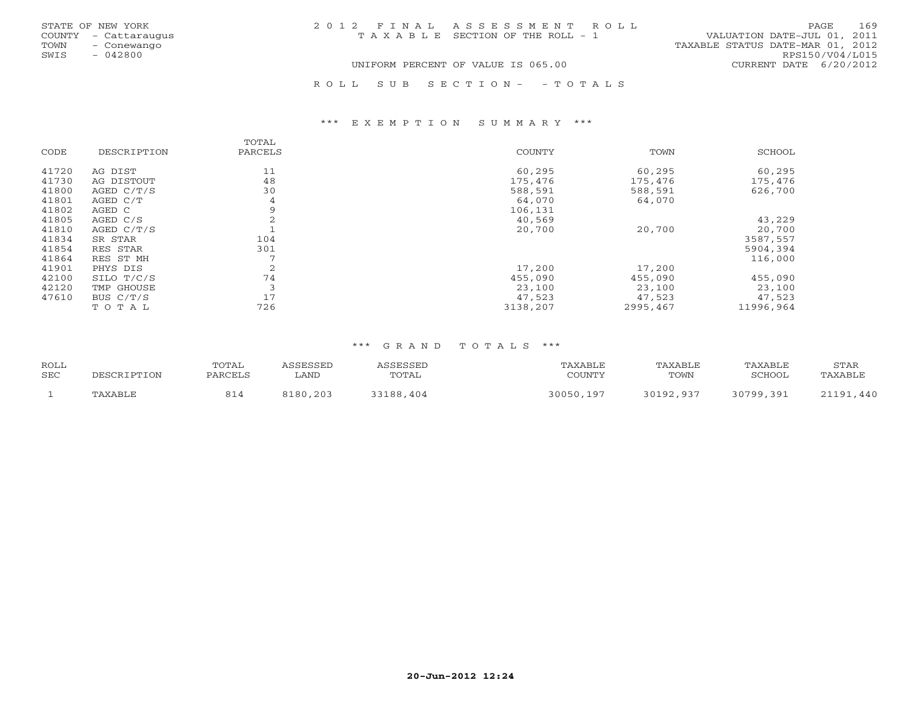STATE OF NEW YORK
COUNTY - Cattaraugus
TOWN - Conewango
SWIS - 042800

2012 FINAL ASSESSMENT ROLL
TAXABLE SECTION OF THE ROLL - 1

VALUATION DATE-JUL 01, 2011
TAXABLE STATUS DATE-MAR 01, 2012
RPS150/V04/L015
CURRENT DATE 6/20/2012

UNIFORM PERCENT OF VALUE IS 065.00

ROLL SUB SECTION - - TOTALS

### *** EXEMPTION SUMMARY ***

| CODE | DESCRIPTION | TOTAL PARCELS | COUNTY | TOWN | SCHOOL |
|---|---|---|---|---|---|
| 41720 | AG DIST | 11 | 60,295 | 60,295 | 60,295 |
| 41730 | AG DISTOUT | 48 | 175,476 | 175,476 | 175,476 |
| 41800 | AGED C/T/S | 30 | 588,591 | 588,591 | 626,700 |
| 41801 | AGED C/T | 4 | 64,070 | 64,070 | |
| 41802 | AGED C | 9 | 106,131 | | |
| 41805 | AGED C/S | 2 | 40,569 | | 43,229 |
| 41810 | AGED C/T/S | 1 | 20,700 | 20,700 | 20,700 |
| 41834 | SR STAR | 104 | | | 3587,557 |
| 41854 | RES STAR | 301 | | | 5904,394 |
| 41864 | RES ST MH | 7 | | | 116,000 |
| 41901 | PHYS DIS | 2 | 17,200 | 17,200 | |
| 42100 | SILO T/C/S | 74 | 455,090 | 455,090 | 455,090 |
| 42120 | TMP GHOUSE | 3 | 23,100 | 23,100 | 23,100 |
| 47610 | BUS C/T/S | 17 | 47,523 | 47,523 | 47,523 |
| | TOTAL | 726 | 3138,207 | 2995,467 | 11996,964 |

### *** GRAND TOTALS ***

| ROLL SEC | DESCRIPTION | TOTAL PARCELS | ASSESSED LAND | ASSESSED TOTAL | TAXABLE COUNTY | TAXABLE TOWN | TAXABLE SCHOOL | STAR TAXABLE |
|---|---|---|---|---|---|---|---|---|
| 1 | TAXABLE | 814 | 8180,203 | 33188,404 | 30050,197 | 30192,937 | 30799,391 | 21191,440 |

20-Jun-2012 12:24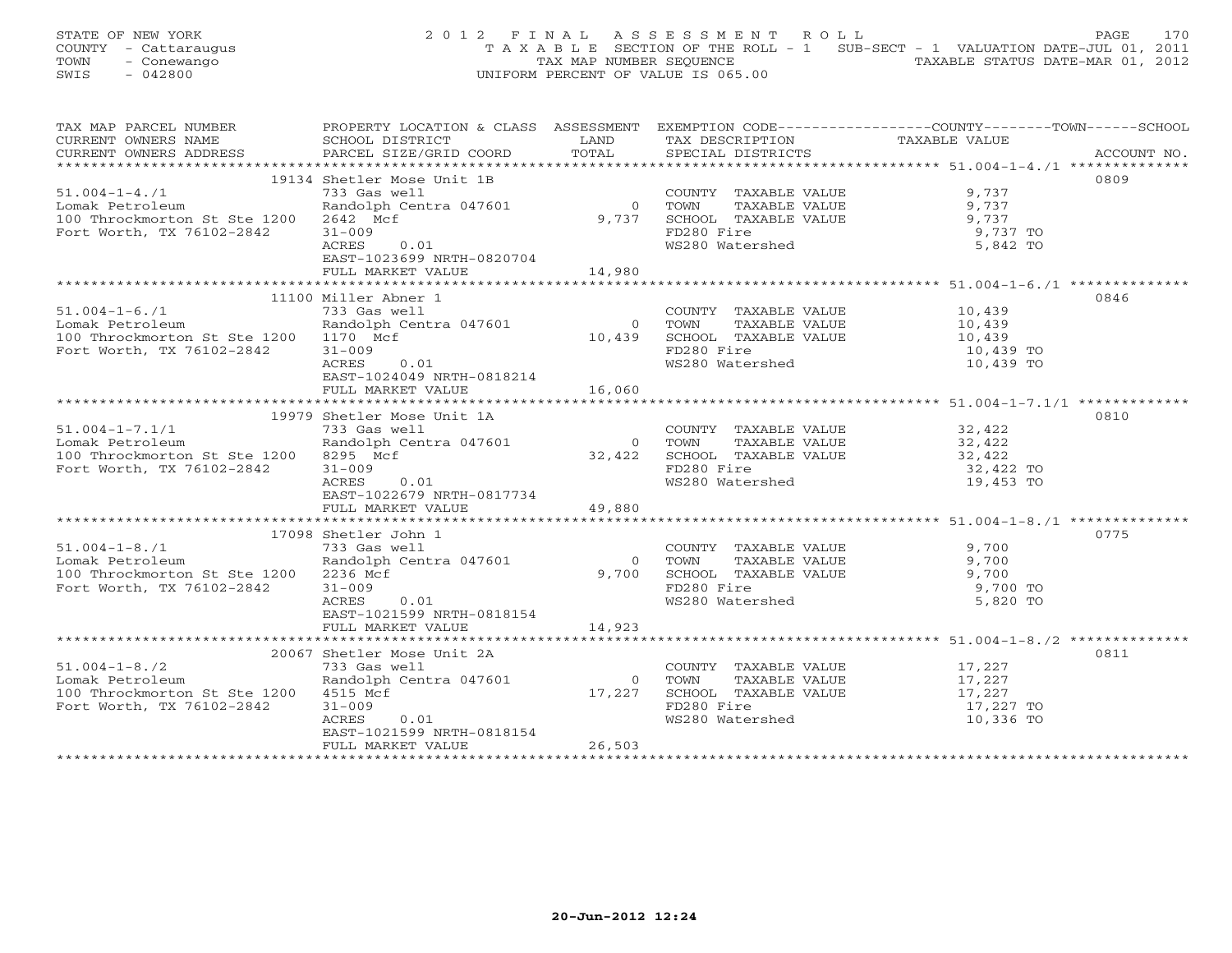STATE OF NEW YORK
COUNTY - Cattaraugus
TOWN - Conewango
SWIS - 042800

2012 FINAL ASSESSMENT ROLL
TAXABLE SECTION OF THE ROLL - 1 SUB-SECT - 1 VALUATION DATE-JUL 01, 2011
TAX MAP NUMBER SEQUENCE TAXABLE STATUS DATE-MAR 01, 2012
UNIFORM PERCENT OF VALUE IS 065.00

| TAX MAP PARCEL NUMBER / CURRENT OWNERS NAME / CURRENT OWNERS ADDRESS | PROPERTY LOCATION & CLASS / SCHOOL DISTRICT / PARCEL SIZE/GRID COORD | ASSESSMENT LAND / TOTAL | EXEMPTION CODE / TAX DESCRIPTION / SPECIAL DISTRICTS | TAXABLE VALUE (COUNTY / TOWN / SCHOOL) | ACCOUNT NO. |
|---|---|---|---|---|---|
| 51.004-1-4./1 | 19134 Shetler Mose Unit 1B | | | | 0809 |
| | 733 Gas well | | COUNTY TAXABLE VALUE | 9,737 | |
| Lomak Petroleum | Randolph Centra 047601 | 0 | TOWN TAXABLE VALUE | 9,737 | |
| 100 Throckmorton St Ste 1200 | 2642 Mcf | 9,737 | SCHOOL TAXABLE VALUE | 9,737 | |
| Fort Worth, TX 76102-2842 | 31-009 | | FD280 Fire | 9,737 TO | |
| | ACRES 0.01 | | WS280 Watershed | 5,842 TO | |
| | EAST-1023699 NRTH-0820704 | | | | |
| | FULL MARKET VALUE | 14,980 | | | |
| 51.004-1-6./1 | 11100 Miller Abner 1 | | | | 0846 |
| | 733 Gas well | | COUNTY TAXABLE VALUE | 10,439 | |
| Lomak Petroleum | Randolph Centra 047601 | 0 | TOWN TAXABLE VALUE | 10,439 | |
| 100 Throckmorton St Ste 1200 | 1170 Mcf | 10,439 | SCHOOL TAXABLE VALUE | 10,439 | |
| Fort Worth, TX 76102-2842 | 31-009 | | FD280 Fire | 10,439 TO | |
| | ACRES 0.01 | | WS280 Watershed | 10,439 TO | |
| | EAST-1024049 NRTH-0818214 | | | | |
| | FULL MARKET VALUE | 16,060 | | | |
| 51.004-1-7.1/1 | 19979 Shetler Mose Unit 1A | | | | 0810 |
| | 733 Gas well | | COUNTY TAXABLE VALUE | 32,422 | |
| Lomak Petroleum | Randolph Centra 047601 | 0 | TOWN TAXABLE VALUE | 32,422 | |
| 100 Throckmorton St Ste 1200 | 8295 Mcf | 32,422 | SCHOOL TAXABLE VALUE | 32,422 | |
| Fort Worth, TX 76102-2842 | 31-009 | | FD280 Fire | 32,422 TO | |
| | ACRES 0.01 | | WS280 Watershed | 19,453 TO | |
| | EAST-1022679 NRTH-0817734 | | | | |
| | FULL MARKET VALUE | 49,880 | | | |
| 51.004-1-8./1 | 17098 Shetler John 1 | | | | 0775 |
| | 733 Gas well | | COUNTY TAXABLE VALUE | 9,700 | |
| Lomak Petroleum | Randolph Centra 047601 | 0 | TOWN TAXABLE VALUE | 9,700 | |
| 100 Throckmorton St Ste 1200 | 2236 Mcf | 9,700 | SCHOOL TAXABLE VALUE | 9,700 | |
| Fort Worth, TX 76102-2842 | 31-009 | | FD280 Fire | 9,700 TO | |
| | ACRES 0.01 | | WS280 Watershed | 5,820 TO | |
| | EAST-1021599 NRTH-0818154 | | | | |
| | FULL MARKET VALUE | 14,923 | | | |
| 51.004-1-8./2 | 20067 Shetler Mose Unit 2A | | | | 0811 |
| | 733 Gas well | | COUNTY TAXABLE VALUE | 17,227 | |
| Lomak Petroleum | Randolph Centra 047601 | 0 | TOWN TAXABLE VALUE | 17,227 | |
| 100 Throckmorton St Ste 1200 | 4515 Mcf | 17,227 | SCHOOL TAXABLE VALUE | 17,227 | |
| Fort Worth, TX 76102-2842 | 31-009 | | FD280 Fire | 17,227 TO | |
| | ACRES 0.01 | | WS280 Watershed | 10,336 TO | |
| | EAST-1021599 NRTH-0818154 | | | | |
| | FULL MARKET VALUE | 26,503 | | | |

20-Jun-2012 12:24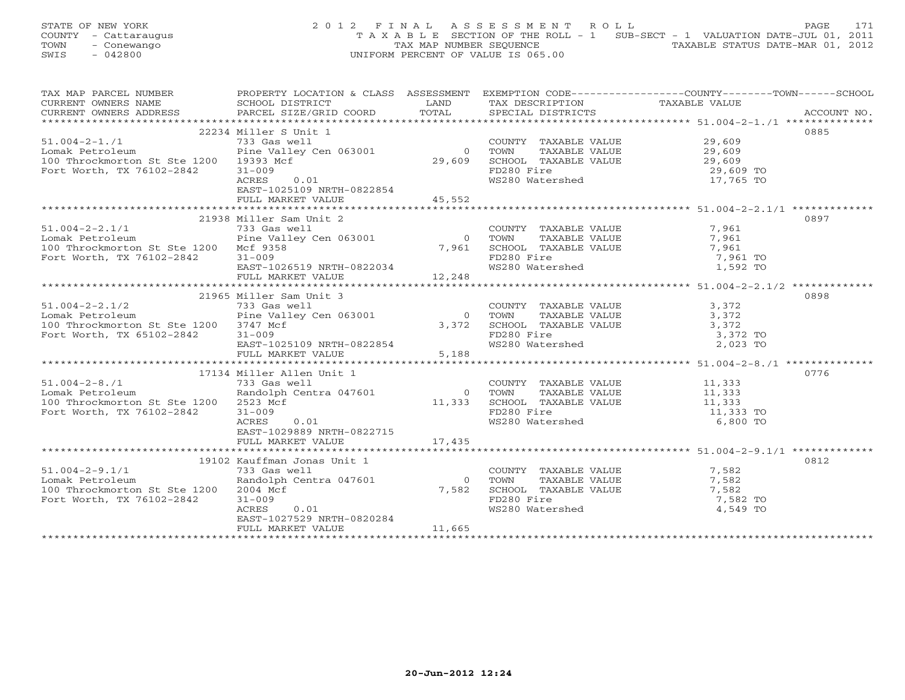STATE OF NEW YORK
COUNTY - Cattaraugus
TOWN - Conewango
SWIS - 042800

# 2012 FINAL ASSESSMENT ROLL

TAXABLE SECTION OF THE ROLL - 1 SUB-SECT - 1 VALUATION DATE-JUL 01, 2011
TAX MAP NUMBER SEQUENCE TAXABLE STATUS DATE-MAR 01, 2012
UNIFORM PERCENT OF VALUE IS 065.00

| TAX MAP PARCEL NUMBER / CURRENT OWNERS NAME / CURRENT OWNERS ADDRESS | PROPERTY LOCATION & CLASS / SCHOOL DISTRICT / PARCEL SIZE/GRID COORD | ASSESSMENT LAND / TOTAL | EXEMPTION CODE / TAX DESCRIPTION / SPECIAL DISTRICTS | COUNTY--------TOWN------SCHOOL TAXABLE VALUE | ACCOUNT NO. |
|---|---|---|---|---|---|
| 51.004-2-1./1 | 22234 Miller S Unit 1 | | | | 0885 |
| | 733 Gas well | | COUNTY TAXABLE VALUE | 29,609 | |
| Lomak Petroleum | Pine Valley Cen 063001 | 0 | TOWN TAXABLE VALUE | 29,609 | |
| 100 Throckmorton St Ste 1200 | 19393 Mcf | 29,609 | SCHOOL TAXABLE VALUE | 29,609 | |
| Fort Worth, TX 76102-2842 | 31-009 | | FD280 Fire | 29,609 TO | |
| | ACRES 0.01 | | WS280 Watershed | 17,765 TO | |
| | EAST-1025109 NRTH-0822854 | | | | |
| | FULL MARKET VALUE | 45,552 | | | |
| 51.004-2-2.1/1 | 21938 Miller Sam Unit 2 | | | | 0897 |
| | 733 Gas well | | COUNTY TAXABLE VALUE | 7,961 | |
| Lomak Petroleum | Pine Valley Cen 063001 | 0 | TOWN TAXABLE VALUE | 7,961 | |
| 100 Throckmorton St Ste 1200 | Mcf 9358 | 7,961 | SCHOOL TAXABLE VALUE | 7,961 | |
| Fort Worth, TX 76102-2842 | 31-009 | | FD280 Fire | 7,961 TO | |
| | EAST-1026519 NRTH-0822034 | | WS280 Watershed | 1,592 TO | |
| | FULL MARKET VALUE | 12,248 | | | |
| 51.004-2-2.1/2 | 21965 Miller Sam Unit 3 | | | | 0898 |
| | 733 Gas well | | COUNTY TAXABLE VALUE | 3,372 | |
| Lomak Petroleum | Pine Valley Cen 063001 | 0 | TOWN TAXABLE VALUE | 3,372 | |
| 100 Throckmorton St Ste 1200 | 3747 Mcf | 3,372 | SCHOOL TAXABLE VALUE | 3,372 | |
| Fort Worth, TX 65102-2842 | 31-009 | | FD280 Fire | 3,372 TO | |
| | EAST-1025109 NRTH-0822854 | | WS280 Watershed | 2,023 TO | |
| | FULL MARKET VALUE | 5,188 | | | |
| 51.004-2-8./1 | 17134 Miller Allen Unit 1 | | | | 0776 |
| | 733 Gas well | | COUNTY TAXABLE VALUE | 11,333 | |
| Lomak Petroleum | Randolph Centra 047601 | 0 | TOWN TAXABLE VALUE | 11,333 | |
| 100 Throckmorton St Ste 1200 | 2523 Mcf | 11,333 | SCHOOL TAXABLE VALUE | 11,333 | |
| Fort Worth, TX 76102-2842 | 31-009 | | FD280 Fire | 11,333 TO | |
| | ACRES 0.01 | | WS280 Watershed | 6,800 TO | |
| | EAST-1029889 NRTH-0822715 | | | | |
| | FULL MARKET VALUE | 17,435 | | | |
| 51.004-2-9.1/1 | 19102 Kauffman Jonas Unit 1 | | | | 0812 |
| | 733 Gas well | | COUNTY TAXABLE VALUE | 7,582 | |
| Lomak Petroleum | Randolph Centra 047601 | 0 | TOWN TAXABLE VALUE | 7,582 | |
| 100 Throckmorton St Ste 1200 | 2004 Mcf | 7,582 | SCHOOL TAXABLE VALUE | 7,582 | |
| Fort Worth, TX 76102-2842 | 31-009 | | FD280 Fire | 7,582 TO | |
| | ACRES 0.01 | | WS280 Watershed | 4,549 TO | |
| | EAST-1027529 NRTH-0820284 | | | | |
| | FULL MARKET VALUE | 11,665 | | | |

20-Jun-2012 12:24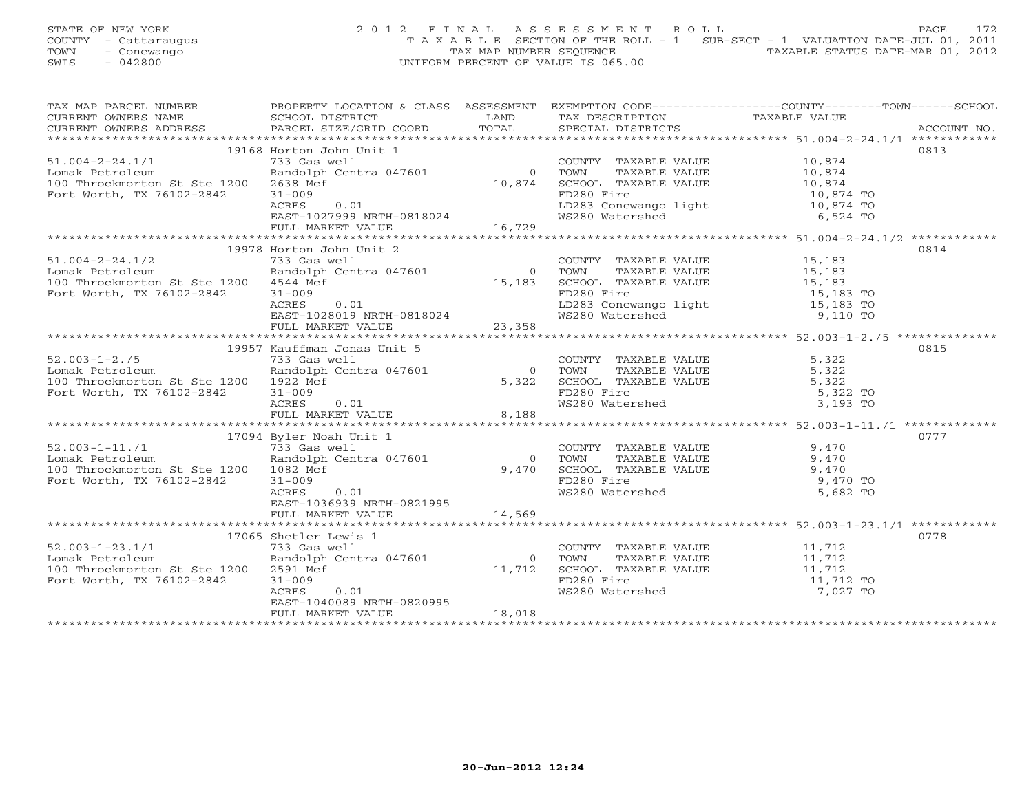STATE OF NEW YORK
COUNTY - Cattaraugus
TOWN - Conewango
SWIS - 042800

# 2012 FINAL ASSESSMENT ROLL

TAXABLE SECTION OF THE ROLL - 1 SUB-SECT - 1 VALUATION DATE-JUL 01, 2011
TAX MAP NUMBER SEQUENCE TAXABLE STATUS DATE-MAR 01, 2012
UNIFORM PERCENT OF VALUE IS 065.00

| TAX MAP PARCEL NUMBER / CURRENT OWNERS NAME / CURRENT OWNERS ADDRESS | PROPERTY LOCATION & CLASS / SCHOOL DISTRICT / PARCEL SIZE/GRID COORD | ASSESSMENT LAND / TOTAL | EXEMPTION CODE / TAX DESCRIPTION / SPECIAL DISTRICTS | COUNTY--------TOWN------SCHOOL TAXABLE VALUE | ACCOUNT NO. |
|---|---|---|---|---|---|
| 51.004-2-24.1/1 | 19168 Horton John Unit 1 | | | | 0813 |
| 51.004-2-24.1/1 | 733 Gas well | | COUNTY TAXABLE VALUE | 10,874 | |
| Lomak Petroleum | Randolph Centra 047601 | 0 | TOWN TAXABLE VALUE | 10,874 | |
| 100 Throckmorton St Ste 1200 | 2638 Mcf | 10,874 | SCHOOL TAXABLE VALUE | 10,874 | |
| Fort Worth, TX 76102-2842 | 31-009 | | FD280 Fire | 10,874 TO | |
| | ACRES 0.01 | | LD283 Conewango light | 10,874 TO | |
| | EAST-1027999 NRTH-0818024 | | WS280 Watershed | 6,524 TO | |
| | FULL MARKET VALUE | 16,729 | | | |
| 51.004-2-24.1/2 | 19978 Horton John Unit 2 | | | | 0814 |
| 51.004-2-24.1/2 | 733 Gas well | | COUNTY TAXABLE VALUE | 15,183 | |
| Lomak Petroleum | Randolph Centra 047601 | 0 | TOWN TAXABLE VALUE | 15,183 | |
| 100 Throckmorton St Ste 1200 | 4544 Mcf | 15,183 | SCHOOL TAXABLE VALUE | 15,183 | |
| Fort Worth, TX 76102-2842 | 31-009 | | FD280 Fire | 15,183 TO | |
| | ACRES 0.01 | | LD283 Conewango light | 15,183 TO | |
| | EAST-1028019 NRTH-0818024 | | WS280 Watershed | 9,110 TO | |
| | FULL MARKET VALUE | 23,358 | | | |
| 52.003-1-2./5 | 19957 Kauffman Jonas Unit 5 | | | | 0815 |
| 52.003-1-2./5 | 733 Gas well | | COUNTY TAXABLE VALUE | 5,322 | |
| Lomak Petroleum | Randolph Centra 047601 | 0 | TOWN TAXABLE VALUE | 5,322 | |
| 100 Throckmorton St Ste 1200 | 1922 Mcf | 5,322 | SCHOOL TAXABLE VALUE | 5,322 | |
| Fort Worth, TX 76102-2842 | 31-009 | | FD280 Fire | 5,322 TO | |
| | ACRES 0.01 | | WS280 Watershed | 3,193 TO | |
| | FULL MARKET VALUE | 8,188 | | | |
| 52.003-1-11./1 | 17094 Byler Noah Unit 1 | | | | 0777 |
| 52.003-1-11./1 | 733 Gas well | | COUNTY TAXABLE VALUE | 9,470 | |
| Lomak Petroleum | Randolph Centra 047601 | 0 | TOWN TAXABLE VALUE | 9,470 | |
| 100 Throckmorton St Ste 1200 | 1082 Mcf | 9,470 | SCHOOL TAXABLE VALUE | 9,470 | |
| Fort Worth, TX 76102-2842 | 31-009 | | FD280 Fire | 9,470 TO | |
| | ACRES 0.01 | | WS280 Watershed | 5,682 TO | |
| | EAST-1036939 NRTH-0821995 | | | | |
| | FULL MARKET VALUE | 14,569 | | | |
| 52.003-1-23.1/1 | 17065 Shetler Lewis 1 | | | | 0778 |
| 52.003-1-23.1/1 | 733 Gas well | | COUNTY TAXABLE VALUE | 11,712 | |
| Lomak Petroleum | Randolph Centra 047601 | 0 | TOWN TAXABLE VALUE | 11,712 | |
| 100 Throckmorton St Ste 1200 | 2591 Mcf | 11,712 | SCHOOL TAXABLE VALUE | 11,712 | |
| Fort Worth, TX 76102-2842 | 31-009 | | FD280 Fire | 11,712 TO | |
| | ACRES 0.01 | | WS280 Watershed | 7,027 TO | |
| | EAST-1040089 NRTH-0820995 | | | | |
| | FULL MARKET VALUE | 18,018 | | | |

20-Jun-2012 12:24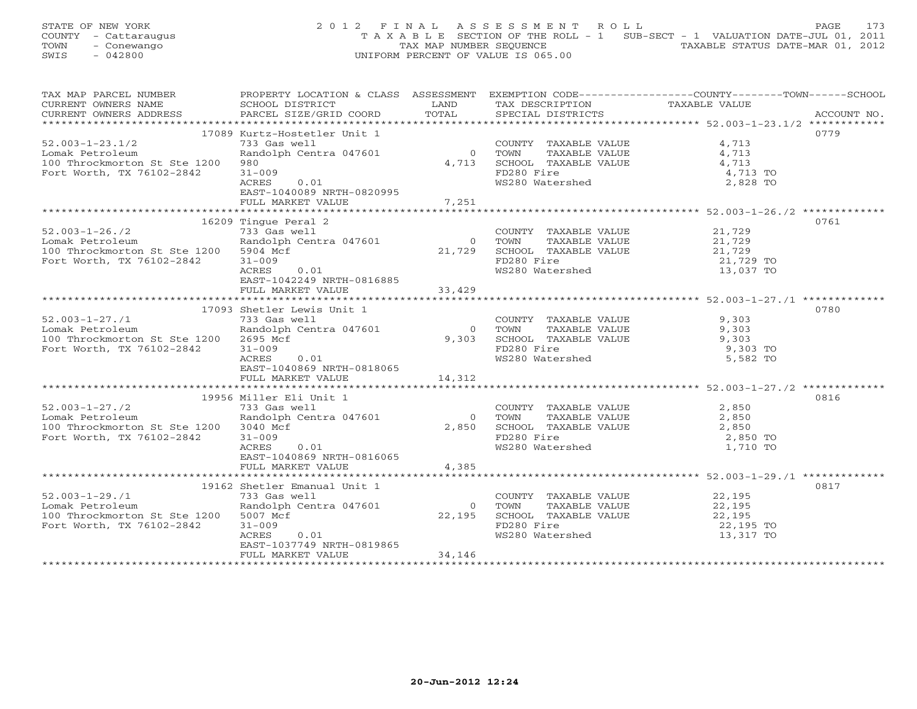STATE OF NEW YORK
COUNTY - Cattaraugus
TOWN - Conewango
SWIS - 042800

2012 FINAL ASSESSMENT ROLL
TAXABLE SECTION OF THE ROLL - 1 SUB-SECT - 1 VALUATION DATE-JUL 01, 2011
TAX MAP NUMBER SEQUENCE TAXABLE STATUS DATE-MAR 01, 2012
UNIFORM PERCENT OF VALUE IS 065.00

| TAX MAP PARCEL NUMBER / CURRENT OWNERS NAME / CURRENT OWNERS ADDRESS | PROPERTY LOCATION & CLASS / SCHOOL DISTRICT / PARCEL SIZE/GRID COORD | ASSESSMENT LAND / TOTAL | EXEMPTION CODE / TAX DESCRIPTION / SPECIAL DISTRICTS | TAXABLE VALUE | ACCOUNT NO. |
|---|---|---|---|---|---|
| 52.003-1-23.1/2 | 17089 Kurtz-Hostetler Unit 1 | | | | 0779 |
| 52.003-1-23.1/2 | 733 Gas well | | COUNTY TAXABLE VALUE | 4,713 | |
| Lomak Petroleum | Randolph Centra 047601 | 0 | TOWN TAXABLE VALUE | 4,713 | |
| 100 Throckmorton St Ste 1200 | 980 | 4,713 | SCHOOL TAXABLE VALUE | 4,713 | |
| Fort Worth, TX 76102-2842 | 31-009 | | FD280 Fire | 4,713 TO | |
| | ACRES 0.01 | | WS280 Watershed | 2,828 TO | |
| | EAST-1040089 NRTH-0820995 | | | | |
| | FULL MARKET VALUE | 7,251 | | | |
| 52.003-1-26./2 | 16209 Tingue Peral 2 | | | | 0761 |
| 52.003-1-26./2 | 733 Gas well | | COUNTY TAXABLE VALUE | 21,729 | |
| Lomak Petroleum | Randolph Centra 047601 | 0 | TOWN TAXABLE VALUE | 21,729 | |
| 100 Throckmorton St Ste 1200 | 5904 Mcf | 21,729 | SCHOOL TAXABLE VALUE | 21,729 | |
| Fort Worth, TX 76102-2842 | 31-009 | | FD280 Fire | 21,729 TO | |
| | ACRES 0.01 | | WS280 Watershed | 13,037 TO | |
| | EAST-1042249 NRTH-0816885 | | | | |
| | FULL MARKET VALUE | 33,429 | | | |
| 52.003-1-27./1 | 17093 Shetler Lewis Unit 1 | | | | 0780 |
| 52.003-1-27./1 | 733 Gas well | | COUNTY TAXABLE VALUE | 9,303 | |
| Lomak Petroleum | Randolph Centra 047601 | 0 | TOWN TAXABLE VALUE | 9,303 | |
| 100 Throckmorton St Ste 1200 | 2695 Mcf | 9,303 | SCHOOL TAXABLE VALUE | 9,303 | |
| Fort Worth, TX 76102-2842 | 31-009 | | FD280 Fire | 9,303 TO | |
| | ACRES 0.01 | | WS280 Watershed | 5,582 TO | |
| | EAST-1040869 NRTH-0818065 | | | | |
| | FULL MARKET VALUE | 14,312 | | | |
| 52.003-1-27./2 | 19956 Miller Eli Unit 1 | | | | 0816 |
| 52.003-1-27./2 | 733 Gas well | | COUNTY TAXABLE VALUE | 2,850 | |
| Lomak Petroleum | Randolph Centra 047601 | 0 | TOWN TAXABLE VALUE | 2,850 | |
| 100 Throckmorton St Ste 1200 | 3040 Mcf | 2,850 | SCHOOL TAXABLE VALUE | 2,850 | |
| Fort Worth, TX 76102-2842 | 31-009 | | FD280 Fire | 2,850 TO | |
| | ACRES 0.01 | | WS280 Watershed | 1,710 TO | |
| | EAST-1040869 NRTH-0816065 | | | | |
| | FULL MARKET VALUE | 4,385 | | | |
| 52.003-1-29./1 | 19162 Shetler Emanual Unit 1 | | | | 0817 |
| 52.003-1-29./1 | 733 Gas well | | COUNTY TAXABLE VALUE | 22,195 | |
| Lomak Petroleum | Randolph Centra 047601 | 0 | TOWN TAXABLE VALUE | 22,195 | |
| 100 Throckmorton St Ste 1200 | 5007 Mcf | 22,195 | SCHOOL TAXABLE VALUE | 22,195 | |
| Fort Worth, TX 76102-2842 | 31-009 | | FD280 Fire | 22,195 TO | |
| | ACRES 0.01 | | WS280 Watershed | 13,317 TO | |
| | EAST-1037749 NRTH-0819865 | | | | |
| | FULL MARKET VALUE | 34,146 | | | |

20-Jun-2012 12:24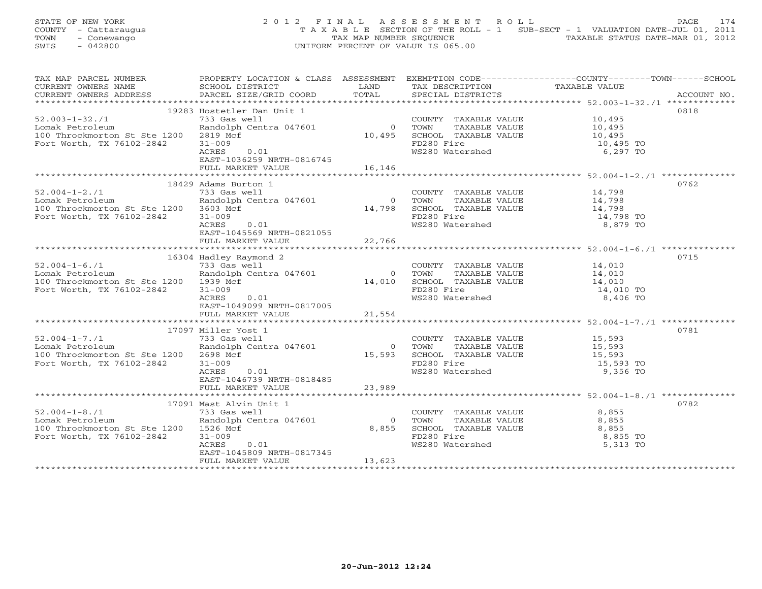STATE OF NEW YORK
COUNTY - Cattaraugus
TOWN - Conewango
SWIS - 042800

# 2012 FINAL ASSESSMENT ROLL

TAXABLE SECTION OF THE ROLL - 1 SUB-SECT - 1 VALUATION DATE-JUL 01, 2011
TAX MAP NUMBER SEQUENCE TAXABLE STATUS DATE-MAR 01, 2012
UNIFORM PERCENT OF VALUE IS 065.00

| TAX MAP PARCEL NUMBER / CURRENT OWNERS NAME / CURRENT OWNERS ADDRESS | PROPERTY LOCATION & CLASS / SCHOOL DISTRICT / PARCEL SIZE/GRID COORD | ASSESSMENT LAND | TOTAL | EXEMPTION CODE / TAX DESCRIPTION / SPECIAL DISTRICTS | COUNTY--------TOWN------SCHOOL TAXABLE VALUE | ACCOUNT NO. |
|---|---|---|---|---|---|---|
| **52.003-1-32./1** | 19283 Hostetler Dan Unit 1 | | | | | 0818 |
| 52.003-1-32./1 | 733 Gas well | | | COUNTY TAXABLE VALUE | 10,495 | |
| Lomak Petroleum | Randolph Centra 047601 | 0 | | TOWN TAXABLE VALUE | 10,495 | |
| 100 Throckmorton St Ste 1200 | 2819 Mcf | | 10,495 | SCHOOL TAXABLE VALUE | 10,495 | |
| Fort Worth, TX 76102-2842 | 31-009 | | | FD280 Fire | 10,495 TO | |
| | ACRES 0.01 | | | WS280 Watershed | 6,297 TO | |
| | EAST-1036259 NRTH-0816745 | | | | | |
| | FULL MARKET VALUE | | 16,146 | | | |
| **52.004-1-2./1** | 18429 Adams Burton 1 | | | | | 0762 |
| 52.004-1-2./1 | 733 Gas well | | | COUNTY TAXABLE VALUE | 14,798 | |
| Lomak Petroleum | Randolph Centra 047601 | 0 | | TOWN TAXABLE VALUE | 14,798 | |
| 100 Throckmorton St Ste 1200 | 3603 Mcf | | 14,798 | SCHOOL TAXABLE VALUE | 14,798 | |
| Fort Worth, TX 76102-2842 | 31-009 | | | FD280 Fire | 14,798 TO | |
| | ACRES 0.01 | | | WS280 Watershed | 8,879 TO | |
| | EAST-1045569 NRTH-0821055 | | | | | |
| | FULL MARKET VALUE | | 22,766 | | | |
| **52.004-1-6./1** | 16304 Hadley Raymond 2 | | | | | 0715 |
| 52.004-1-6./1 | 733 Gas well | | | COUNTY TAXABLE VALUE | 14,010 | |
| Lomak Petroleum | Randolph Centra 047601 | 0 | | TOWN TAXABLE VALUE | 14,010 | |
| 100 Throckmorton St Ste 1200 | 1939 Mcf | | 14,010 | SCHOOL TAXABLE VALUE | 14,010 | |
| Fort Worth, TX 76102-2842 | 31-009 | | | FD280 Fire | 14,010 TO | |
| | ACRES 0.01 | | | WS280 Watershed | 8,406 TO | |
| | EAST-1049099 NRTH-0817005 | | | | | |
| | FULL MARKET VALUE | | 21,554 | | | |
| **52.004-1-7./1** | 17097 Miller Yost 1 | | | | | 0781 |
| 52.004-1-7./1 | 733 Gas well | | | COUNTY TAXABLE VALUE | 15,593 | |
| Lomak Petroleum | Randolph Centra 047601 | 0 | | TOWN TAXABLE VALUE | 15,593 | |
| 100 Throckmorton St Ste 1200 | 2698 Mcf | | 15,593 | SCHOOL TAXABLE VALUE | 15,593 | |
| Fort Worth, TX 76102-2842 | 31-009 | | | FD280 Fire | 15,593 TO | |
| | ACRES 0.01 | | | WS280 Watershed | 9,356 TO | |
| | EAST-1046739 NRTH-0818485 | | | | | |
| | FULL MARKET VALUE | | 23,989 | | | |
| **52.004-1-8./1** | 17091 Mast Alvin Unit 1 | | | | | 0782 |
| 52.004-1-8./1 | 733 Gas well | | | COUNTY TAXABLE VALUE | 8,855 | |
| Lomak Petroleum | Randolph Centra 047601 | 0 | | TOWN TAXABLE VALUE | 8,855 | |
| 100 Throckmorton St Ste 1200 | 1526 Mcf | | 8,855 | SCHOOL TAXABLE VALUE | 8,855 | |
| Fort Worth, TX 76102-2842 | 31-009 | | | FD280 Fire | 8,855 TO | |
| | ACRES 0.01 | | | WS280 Watershed | 5,313 TO | |
| | EAST-1045809 NRTH-0817345 | | | | | |
| | FULL MARKET VALUE | | 13,623 | | | |

20-Jun-2012 12:24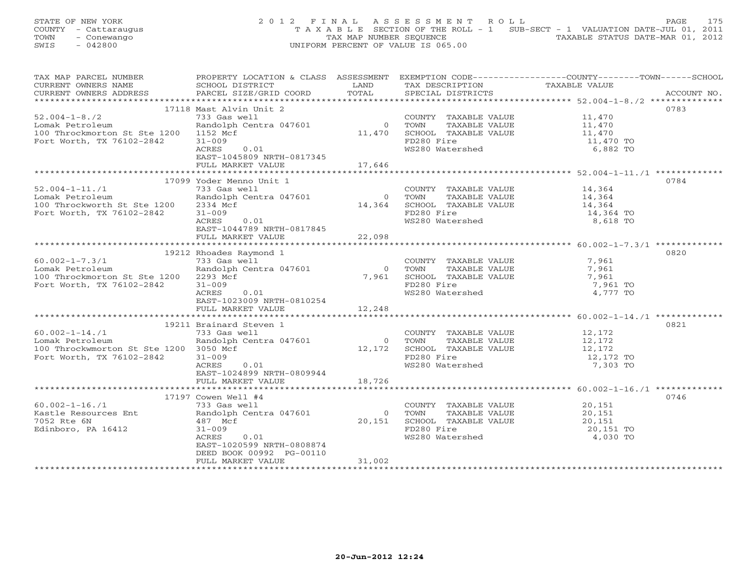STATE OF NEW YORK
COUNTY - Cattaraugus
TOWN - Conewango
SWIS - 042800

# 2012 FINAL ASSESSMENT ROLL

TAXABLE SECTION OF THE ROLL - 1 SUB-SECT - 1 VALUATION DATE-JUL 01, 2011
TAX MAP NUMBER SEQUENCE TAXABLE STATUS DATE-MAR 01, 2012
UNIFORM PERCENT OF VALUE IS 065.00

| TAX MAP PARCEL NUMBER / CURRENT OWNERS NAME / CURRENT OWNERS ADDRESS | PROPERTY LOCATION & CLASS / SCHOOL DISTRICT / PARCEL SIZE/GRID COORD | ASSESSMENT LAND / TOTAL | EXEMPTION CODE / TAX DESCRIPTION / SPECIAL DISTRICTS | COUNTY--------TOWN------SCHOOL TAXABLE VALUE | ACCOUNT NO. |
|---|---|---|---|---|---|
| 52.004-1-8./2 | 17118 Mast Alvin Unit 2 | | | | 0783 |
| | 733 Gas well | | COUNTY TAXABLE VALUE | 11,470 | |
| Lomak Petroleum | Randolph Centra 047601 | 0 | TOWN TAXABLE VALUE | 11,470 | |
| 100 Throckmorton St Ste 1200 | 1152 Mcf | 11,470 | SCHOOL TAXABLE VALUE | 11,470 | |
| Fort Worth, TX 76102-2842 | 31-009 | | FD280 Fire | 11,470 TO | |
| | ACRES 0.01 | | WS280 Watershed | 6,882 TO | |
| | EAST-1045809 NRTH-0817345 | | | | |
| | FULL MARKET VALUE | 17,646 | | | |
| 52.004-1-11./1 | 17099 Yoder Menno Unit 1 | | | | 0784 |
| | 733 Gas well | | COUNTY TAXABLE VALUE | 14,364 | |
| Lomak Petroleum | Randolph Centra 047601 | 0 | TOWN TAXABLE VALUE | 14,364 | |
| 100 Throckworth St Ste 1200 | 2334 Mcf | 14,364 | SCHOOL TAXABLE VALUE | 14,364 | |
| Fort Worth, TX 76102-2842 | 31-009 | | FD280 Fire | 14,364 TO | |
| | ACRES 0.01 | | WS280 Watershed | 8,618 TO | |
| | EAST-1044789 NRTH-0817845 | | | | |
| | FULL MARKET VALUE | 22,098 | | | |
| 60.002-1-7.3/1 | 19212 Rhoades Raymond 1 | | | | 0820 |
| | 733 Gas well | | COUNTY TAXABLE VALUE | 7,961 | |
| Lomak Petroleum | Randolph Centra 047601 | 0 | TOWN TAXABLE VALUE | 7,961 | |
| 100 Throckmorton St Ste 1200 | 2293 Mcf | 7,961 | SCHOOL TAXABLE VALUE | 7,961 | |
| Fort Worth, TX 76102-2842 | 31-009 | | FD280 Fire | 7,961 TO | |
| | ACRES 0.01 | | WS280 Watershed | 4,777 TO | |
| | EAST-1023009 NRTH-0810254 | | | | |
| | FULL MARKET VALUE | 12,248 | | | |
| 60.002-1-14./1 | 19211 Brainard Steven 1 | | | | 0821 |
| | 733 Gas well | | COUNTY TAXABLE VALUE | 12,172 | |
| Lomak Petroleum | Randolph Centra 047601 | 0 | TOWN TAXABLE VALUE | 12,172 | |
| 100 Throckwmorton St Ste 1200 | 3050 Mcf | 12,172 | SCHOOL TAXABLE VALUE | 12,172 | |
| Fort Worth, TX 76102-2842 | 31-009 | | FD280 Fire | 12,172 TO | |
| | ACRES 0.01 | | WS280 Watershed | 7,303 TO | |
| | EAST-1024899 NRTH-0809944 | | | | |
| | FULL MARKET VALUE | 18,726 | | | |
| 60.002-1-16./1 | 17197 Cowen Well #4 | | | | 0746 |
| | 733 Gas well | | COUNTY TAXABLE VALUE | 20,151 | |
| Kastle Resources Ent | Randolph Centra 047601 | 0 | TOWN TAXABLE VALUE | 20,151 | |
| 7052 Rte 6N | 487 Mcf | 20,151 | SCHOOL TAXABLE VALUE | 20,151 | |
| Edinboro, PA 16412 | 31-009 | | FD280 Fire | 20,151 TO | |
| | ACRES 0.01 | | WS280 Watershed | 4,030 TO | |
| | EAST-1020599 NRTH-0808874 | | | | |
| | DEED BOOK 00992 PG-00110 | | | | |
| | FULL MARKET VALUE | 31,002 | | | |

20-Jun-2012 12:24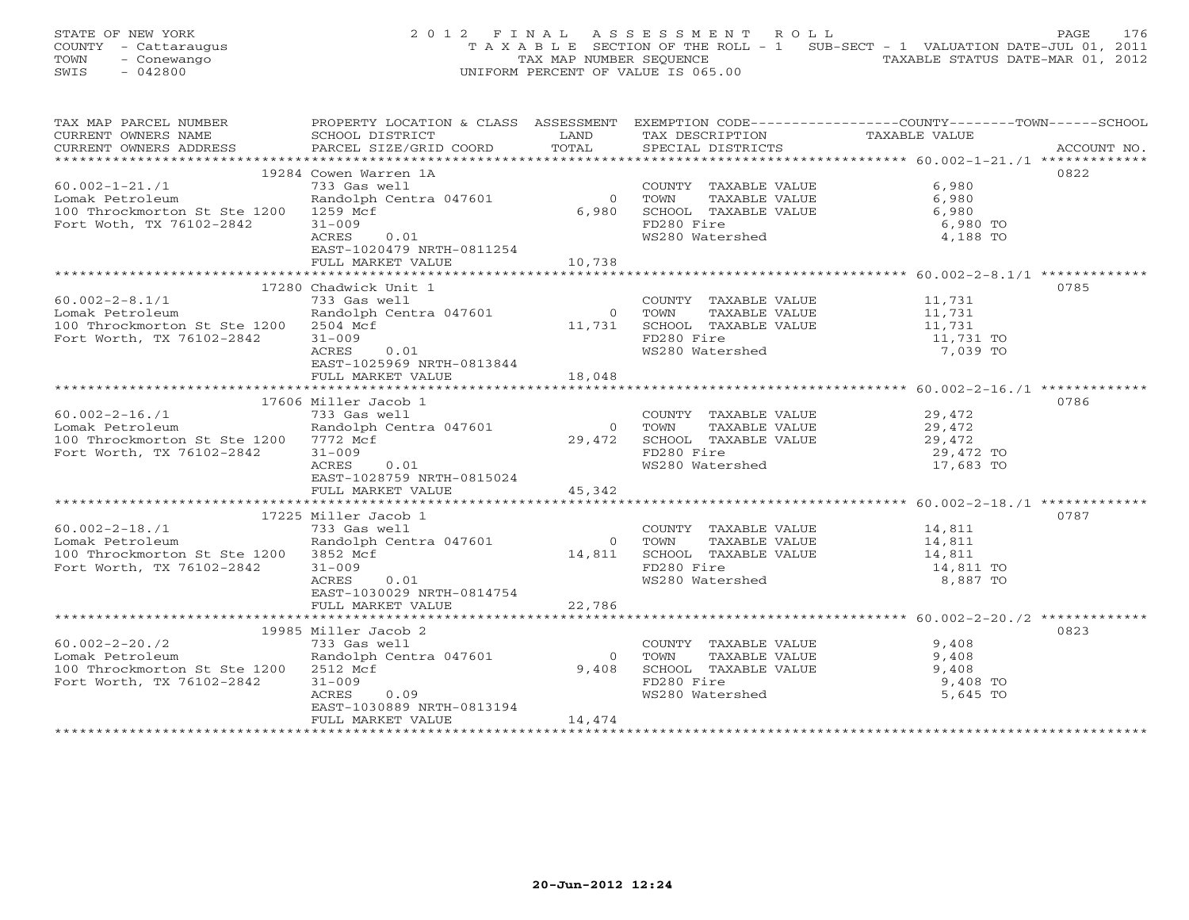STATE OF NEW YORK
COUNTY - Cattaraugus
TOWN - Conewango
SWIS - 042800

2012 FINAL ASSESSMENT ROLL
TAXABLE SECTION OF THE ROLL - 1 SUB-SECT - 1 VALUATION DATE-JUL 01, 2011
TAX MAP NUMBER SEQUENCE TAXABLE STATUS DATE-MAR 01, 2012
UNIFORM PERCENT OF VALUE IS 065.00

| TAX MAP PARCEL NUMBER / CURRENT OWNERS NAME / CURRENT OWNERS ADDRESS | PROPERTY LOCATION & CLASS / SCHOOL DISTRICT / PARCEL SIZE/GRID COORD | ASSESSMENT LAND | TOTAL | EXEMPTION CODE / TAX DESCRIPTION / SPECIAL DISTRICTS | COUNTY--------TOWN------SCHOOL TAXABLE VALUE | ACCOUNT NO. |
|---|---|---|---|---|---|---|
| | 19284 Cowen Warren 1A | | | | | 0822 |
| 60.002-1-21./1 | 733 Gas well | | | COUNTY TAXABLE VALUE | 6,980 | |
| Lomak Petroleum | Randolph Centra 047601 | 0 | | TOWN TAXABLE VALUE | 6,980 | |
| 100 Throckmorton St Ste 1200 | 1259 Mcf | | 6,980 | SCHOOL TAXABLE VALUE | 6,980 | |
| Fort Woth, TX 76102-2842 | 31-009 | | | FD280 Fire | 6,980 TO | |
| | ACRES 0.01 | | | WS280 Watershed | 4,188 TO | |
| | EAST-1020479 NRTH-0811254 | | | | | |
| | FULL MARKET VALUE | | 10,738 | | | |
| | 17280 Chadwick Unit 1 | | | | | 0785 |
| 60.002-2-8.1/1 | 733 Gas well | | | COUNTY TAXABLE VALUE | 11,731 | |
| Lomak Petroleum | Randolph Centra 047601 | 0 | | TOWN TAXABLE VALUE | 11,731 | |
| 100 Throckmorton St Ste 1200 | 2504 Mcf | | 11,731 | SCHOOL TAXABLE VALUE | 11,731 | |
| Fort Worth, TX 76102-2842 | 31-009 | | | FD280 Fire | 11,731 TO | |
| | ACRES 0.01 | | | WS280 Watershed | 7,039 TO | |
| | EAST-1025969 NRTH-0813844 | | | | | |
| | FULL MARKET VALUE | | 18,048 | | | |
| | 17606 Miller Jacob 1 | | | | | 0786 |
| 60.002-2-16./1 | 733 Gas well | | | COUNTY TAXABLE VALUE | 29,472 | |
| Lomak Petroleum | Randolph Centra 047601 | 0 | | TOWN TAXABLE VALUE | 29,472 | |
| 100 Throckmorton St Ste 1200 | 7772 Mcf | | 29,472 | SCHOOL TAXABLE VALUE | 29,472 | |
| Fort Worth, TX 76102-2842 | 31-009 | | | FD280 Fire | 29,472 TO | |
| | ACRES 0.01 | | | WS280 Watershed | 17,683 TO | |
| | EAST-1028759 NRTH-0815024 | | | | | |
| | FULL MARKET VALUE | | 45,342 | | | |
| | 17225 Miller Jacob 1 | | | | | 0787 |
| 60.002-2-18./1 | 733 Gas well | | | COUNTY TAXABLE VALUE | 14,811 | |
| Lomak Petroleum | Randolph Centra 047601 | 0 | | TOWN TAXABLE VALUE | 14,811 | |
| 100 Throckmorton St Ste 1200 | 3852 Mcf | | 14,811 | SCHOOL TAXABLE VALUE | 14,811 | |
| Fort Worth, TX 76102-2842 | 31-009 | | | FD280 Fire | 14,811 TO | |
| | ACRES 0.01 | | | WS280 Watershed | 8,887 TO | |
| | EAST-1030029 NRTH-0814754 | | | | | |
| | FULL MARKET VALUE | | 22,786 | | | |
| | 19985 Miller Jacob 2 | | | | | 0823 |
| 60.002-2-20./2 | 733 Gas well | | | COUNTY TAXABLE VALUE | 9,408 | |
| Lomak Petroleum | Randolph Centra 047601 | 0 | | TOWN TAXABLE VALUE | 9,408 | |
| 100 Throckmorton St Ste 1200 | 2512 Mcf | | 9,408 | SCHOOL TAXABLE VALUE | 9,408 | |
| Fort Worth, TX 76102-2842 | 31-009 | | | FD280 Fire | 9,408 TO | |
| | ACRES 0.09 | | | WS280 Watershed | 5,645 TO | |
| | EAST-1030889 NRTH-0813194 | | | | | |
| | FULL MARKET VALUE | | 14,474 | | | |

20-Jun-2012 12:24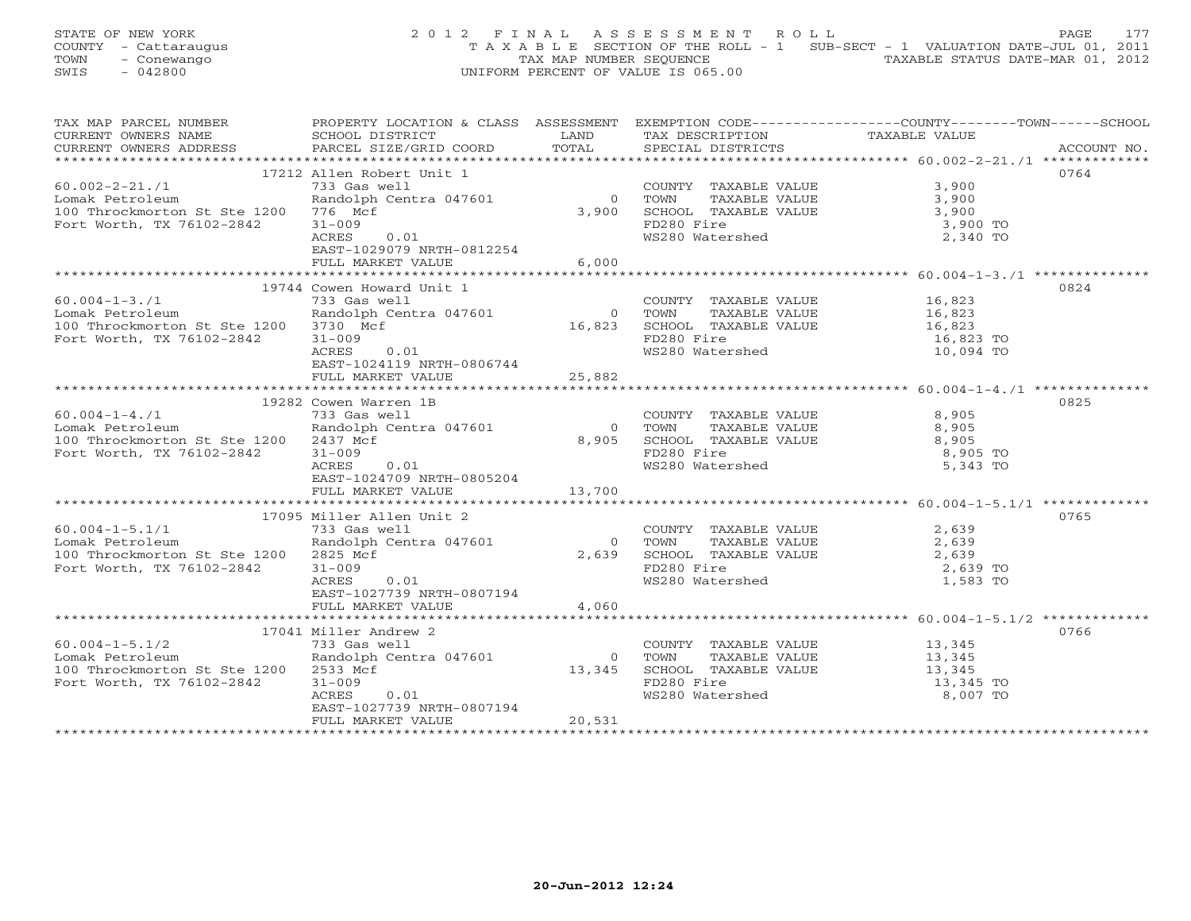STATE OF NEW YORK
COUNTY - Cattaraugus
TOWN - Conewango
SWIS - 042800

# 2012 FINAL ASSESSMENT ROLL

TAXABLE SECTION OF THE ROLL - 1 SUB-SECT - 1 VALUATION DATE-JUL 01, 2011
TAX MAP NUMBER SEQUENCE TAXABLE STATUS DATE-MAR 01, 2012
UNIFORM PERCENT OF VALUE IS 065.00

| TAX MAP PARCEL NUMBER / CURRENT OWNERS NAME / CURRENT OWNERS ADDRESS | PROPERTY LOCATION & CLASS / SCHOOL DISTRICT / PARCEL SIZE/GRID COORD | ASSESSMENT LAND / TOTAL | EXEMPTION CODE / TAX DESCRIPTION / SPECIAL DISTRICTS | TAXABLE VALUE | ACCOUNT NO. |
|---|---|---|---|---|---|
| 60.002-2-21./1 | 17212 Allen Robert Unit 1 | | | | 0764 |
| | 733 Gas well | | COUNTY TAXABLE VALUE | 3,900 | |
| Lomak Petroleum | Randolph Centra 047601 | 0 | TOWN TAXABLE VALUE | 3,900 | |
| 100 Throckmorton St Ste 1200 | 776 Mcf | 3,900 | SCHOOL TAXABLE VALUE | 3,900 | |
| Fort Worth, TX 76102-2842 | 31-009 | | FD280 Fire | 3,900 TO | |
| | ACRES 0.01 | | WS280 Watershed | 2,340 TO | |
| | EAST-1029079 NRTH-0812254 | | | | |
| | FULL MARKET VALUE | 6,000 | | | |
| 60.004-1-3./1 | 19744 Cowen Howard Unit 1 | | | | 0824 |
| | 733 Gas well | | COUNTY TAXABLE VALUE | 16,823 | |
| Lomak Petroleum | Randolph Centra 047601 | 0 | TOWN TAXABLE VALUE | 16,823 | |
| 100 Throckmorton St Ste 1200 | 3730 Mcf | 16,823 | SCHOOL TAXABLE VALUE | 16,823 | |
| Fort Worth, TX 76102-2842 | 31-009 | | FD280 Fire | 16,823 TO | |
| | ACRES 0.01 | | WS280 Watershed | 10,094 TO | |
| | EAST-1024119 NRTH-0806744 | | | | |
| | FULL MARKET VALUE | 25,882 | | | |
| 60.004-1-4./1 | 19282 Cowen Warren 1B | | | | 0825 |
| | 733 Gas well | | COUNTY TAXABLE VALUE | 8,905 | |
| Lomak Petroleum | Randolph Centra 047601 | 0 | TOWN TAXABLE VALUE | 8,905 | |
| 100 Throckmorton St Ste 1200 | 2437 Mcf | 8,905 | SCHOOL TAXABLE VALUE | 8,905 | |
| Fort Worth, TX 76102-2842 | 31-009 | | FD280 Fire | 8,905 TO | |
| | ACRES 0.01 | | WS280 Watershed | 5,343 TO | |
| | EAST-1024709 NRTH-0805204 | | | | |
| | FULL MARKET VALUE | 13,700 | | | |
| 60.004-1-5.1/1 | 17095 Miller Allen Unit 2 | | | | 0765 |
| | 733 Gas well | | COUNTY TAXABLE VALUE | 2,639 | |
| Lomak Petroleum | Randolph Centra 047601 | 0 | TOWN TAXABLE VALUE | 2,639 | |
| 100 Throckmorton St Ste 1200 | 2825 Mcf | 2,639 | SCHOOL TAXABLE VALUE | 2,639 | |
| Fort Worth, TX 76102-2842 | 31-009 | | FD280 Fire | 2,639 TO | |
| | ACRES 0.01 | | WS280 Watershed | 1,583 TO | |
| | EAST-1027739 NRTH-0807194 | | | | |
| | FULL MARKET VALUE | 4,060 | | | |
| 60.004-1-5.1/2 | 17041 Miller Andrew 2 | | | | 0766 |
| | 733 Gas well | | COUNTY TAXABLE VALUE | 13,345 | |
| Lomak Petroleum | Randolph Centra 047601 | 0 | TOWN TAXABLE VALUE | 13,345 | |
| 100 Throckmorton St Ste 1200 | 2533 Mcf | 13,345 | SCHOOL TAXABLE VALUE | 13,345 | |
| Fort Worth, TX 76102-2842 | 31-009 | | FD280 Fire | 13,345 TO | |
| | ACRES 0.01 | | WS280 Watershed | 8,007 TO | |
| | EAST-1027739 NRTH-0807194 | | | | |
| | FULL MARKET VALUE | 20,531 | | | |

20-Jun-2012 12:24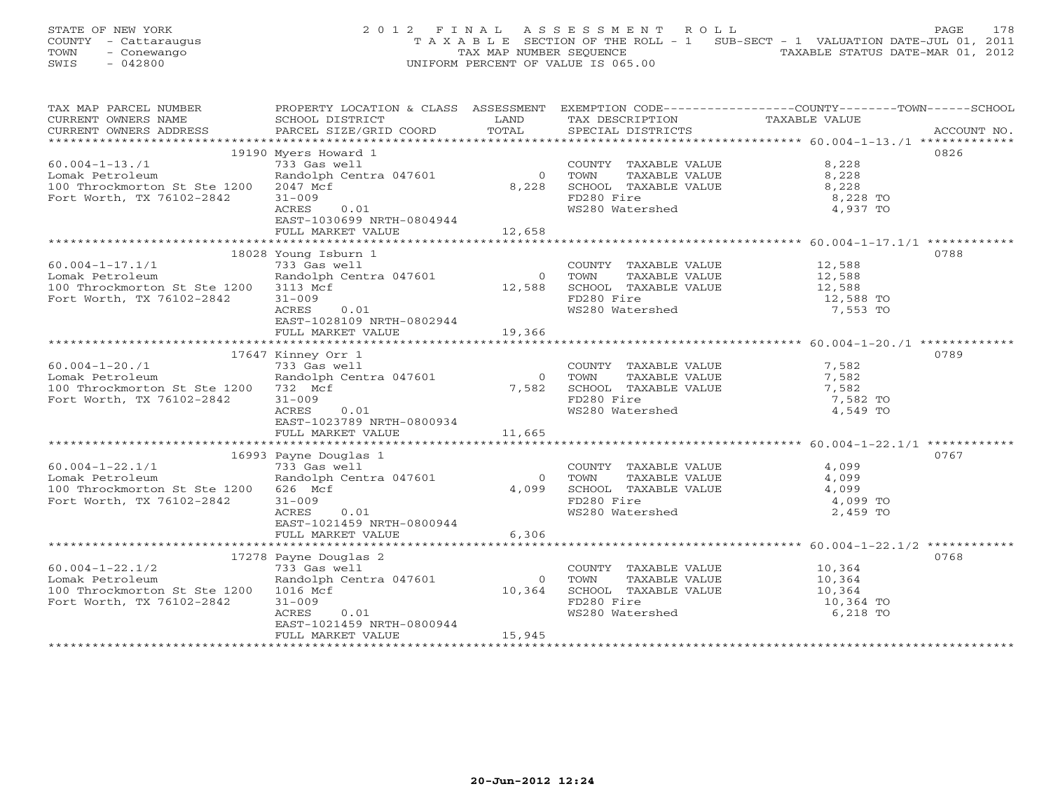STATE OF NEW YORK
COUNTY - Cattaraugus
TOWN - Conewango
SWIS - 042800

# 2012 FINAL ASSESSMENT ROLL

TAXABLE SECTION OF THE ROLL - 1 SUB-SECT - 1 VALUATION DATE-JUL 01, 2011
TAX MAP NUMBER SEQUENCE TAXABLE STATUS DATE-MAR 01, 2012
UNIFORM PERCENT OF VALUE IS 065.00

| TAX MAP PARCEL NUMBER / CURRENT OWNERS NAME / CURRENT OWNERS ADDRESS | PROPERTY LOCATION & CLASS / SCHOOL DISTRICT / PARCEL SIZE/GRID COORD | ASSESSMENT LAND / TOTAL | EXEMPTION CODE / TAX DESCRIPTION / SPECIAL DISTRICTS | COUNTY / TOWN / SCHOOL TAXABLE VALUE | ACCOUNT NO. |
|---|---|---|---|---|---|
| 60.004-1-13./1 | 19190 Myers Howard 1 | | | | 0826 |
| 60.004-1-13./1 | 733 Gas well | | COUNTY TAXABLE VALUE | 8,228 | |
| Lomak Petroleum | Randolph Centra 047601 | 0 | TOWN TAXABLE VALUE | 8,228 | |
| 100 Throckmorton St Ste 1200 | 2047 Mcf | 8,228 | SCHOOL TAXABLE VALUE | 8,228 | |
| Fort Worth, TX 76102-2842 | 31-009 | | FD280 Fire | 8,228 TO | |
| | ACRES 0.01 | | WS280 Watershed | 4,937 TO | |
| | EAST-1030699 NRTH-0804944 | | | | |
| | FULL MARKET VALUE | 12,658 | | | |
| 60.004-1-17.1/1 | 18028 Young Isburn 1 | | | | 0788 |
| 60.004-1-17.1/1 | 733 Gas well | | COUNTY TAXABLE VALUE | 12,588 | |
| Lomak Petroleum | Randolph Centra 047601 | 0 | TOWN TAXABLE VALUE | 12,588 | |
| 100 Throckmorton St Ste 1200 | 3113 Mcf | 12,588 | SCHOOL TAXABLE VALUE | 12,588 | |
| Fort Worth, TX 76102-2842 | 31-009 | | FD280 Fire | 12,588 TO | |
| | ACRES 0.01 | | WS280 Watershed | 7,553 TO | |
| | EAST-1028109 NRTH-0802944 | | | | |
| | FULL MARKET VALUE | 19,366 | | | |
| 60.004-1-20./1 | 17647 Kinney Orr 1 | | | | 0789 |
| 60.004-1-20./1 | 733 Gas well | | COUNTY TAXABLE VALUE | 7,582 | |
| Lomak Petroleum | Randolph Centra 047601 | 0 | TOWN TAXABLE VALUE | 7,582 | |
| 100 Throckmorton St Ste 1200 | 732 Mcf | 7,582 | SCHOOL TAXABLE VALUE | 7,582 | |
| Fort Worth, TX 76102-2842 | 31-009 | | FD280 Fire | 7,582 TO | |
| | ACRES 0.01 | | WS280 Watershed | 4,549 TO | |
| | EAST-1023789 NRTH-0800934 | | | | |
| | FULL MARKET VALUE | 11,665 | | | |
| 60.004-1-22.1/1 | 16993 Payne Douglas 1 | | | | 0767 |
| 60.004-1-22.1/1 | 733 Gas well | | COUNTY TAXABLE VALUE | 4,099 | |
| Lomak Petroleum | Randolph Centra 047601 | 0 | TOWN TAXABLE VALUE | 4,099 | |
| 100 Throckmorton St Ste 1200 | 626 Mcf | 4,099 | SCHOOL TAXABLE VALUE | 4,099 | |
| Fort Worth, TX 76102-2842 | 31-009 | | FD280 Fire | 4,099 TO | |
| | ACRES 0.01 | | WS280 Watershed | 2,459 TO | |
| | EAST-1021459 NRTH-0800944 | | | | |
| | FULL MARKET VALUE | 6,306 | | | |
| 60.004-1-22.1/2 | 17278 Payne Douglas 2 | | | | 0768 |
| 60.004-1-22.1/2 | 733 Gas well | | COUNTY TAXABLE VALUE | 10,364 | |
| Lomak Petroleum | Randolph Centra 047601 | 0 | TOWN TAXABLE VALUE | 10,364 | |
| 100 Throckmorton St Ste 1200 | 1016 Mcf | 10,364 | SCHOOL TAXABLE VALUE | 10,364 | |
| Fort Worth, TX 76102-2842 | 31-009 | | FD280 Fire | 10,364 TO | |
| | ACRES 0.01 | | WS280 Watershed | 6,218 TO | |
| | EAST-1021459 NRTH-0800944 | | | | |
| | FULL MARKET VALUE | 15,945 | | | |

20-Jun-2012 12:24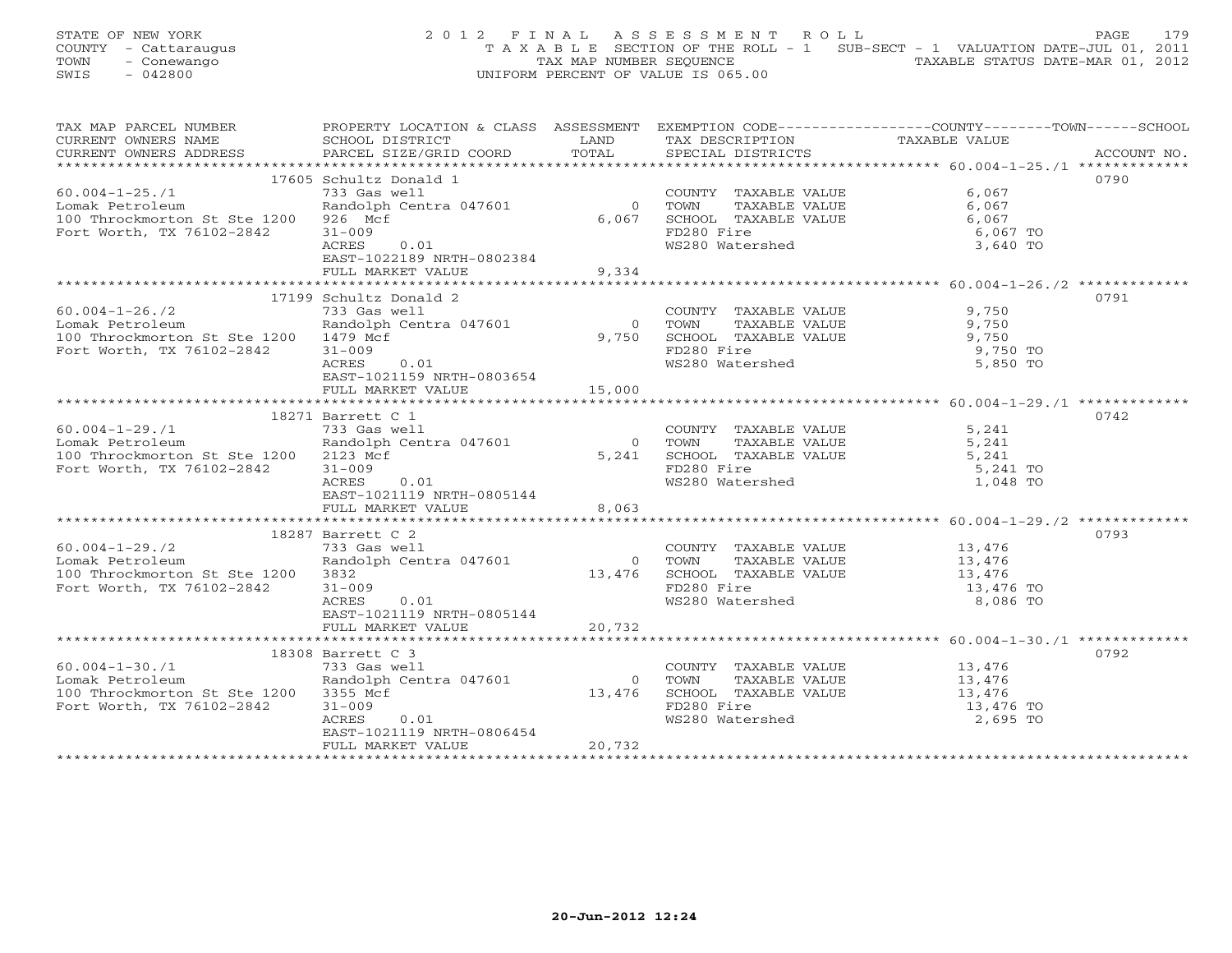STATE OF NEW YORK
COUNTY - Cattaraugus
TOWN - Conewango
SWIS - 042800

2012 FINAL ASSESSMENT ROLL
TAXABLE SECTION OF THE ROLL - 1 SUB-SECT - 1 VALUATION DATE-JUL 01, 2011
TAX MAP NUMBER SEQUENCE TAXABLE STATUS DATE-MAR 01, 2012
UNIFORM PERCENT OF VALUE IS 065.00

| TAX MAP PARCEL NUMBER / CURRENT OWNERS NAME / CURRENT OWNERS ADDRESS | PROPERTY LOCATION & CLASS / SCHOOL DISTRICT / PARCEL SIZE/GRID COORD | ASSESSMENT LAND / TOTAL | EXEMPTION CODE / TAX DESCRIPTION / SPECIAL DISTRICTS | COUNTY--------TOWN------SCHOOL TAXABLE VALUE | ACCOUNT NO. |
|---|---|---|---|---|---|
| **60.004-1-25./1** | 17605 Schultz Donald 1 | | | | 0790 |
| 60.004-1-25./1 | 733 Gas well | | COUNTY TAXABLE VALUE | 6,067 | |
| Lomak Petroleum | Randolph Centra 047601 | 0 | TOWN TAXABLE VALUE | 6,067 | |
| 100 Throckmorton St Ste 1200 | 926 Mcf | 6,067 | SCHOOL TAXABLE VALUE | 6,067 | |
| Fort Worth, TX 76102-2842 | 31-009 | | FD280 Fire | 6,067 TO | |
| | ACRES 0.01 | | WS280 Watershed | 3,640 TO | |
| | EAST-1022189 NRTH-0802384 | | | | |
| | FULL MARKET VALUE | 9,334 | | | |
| **60.004-1-26./2** | 17199 Schultz Donald 2 | | | | 0791 |
| 60.004-1-26./2 | 733 Gas well | | COUNTY TAXABLE VALUE | 9,750 | |
| Lomak Petroleum | Randolph Centra 047601 | 0 | TOWN TAXABLE VALUE | 9,750 | |
| 100 Throckmorton St Ste 1200 | 1479 Mcf | 9,750 | SCHOOL TAXABLE VALUE | 9,750 | |
| Fort Worth, TX 76102-2842 | 31-009 | | FD280 Fire | 9,750 TO | |
| | ACRES 0.01 | | WS280 Watershed | 5,850 TO | |
| | EAST-1021159 NRTH-0803654 | | | | |
| | FULL MARKET VALUE | 15,000 | | | |
| **60.004-1-29./1** | 18271 Barrett C 1 | | | | 0742 |
| 60.004-1-29./1 | 733 Gas well | | COUNTY TAXABLE VALUE | 5,241 | |
| Lomak Petroleum | Randolph Centra 047601 | 0 | TOWN TAXABLE VALUE | 5,241 | |
| 100 Throckmorton St Ste 1200 | 2123 Mcf | 5,241 | SCHOOL TAXABLE VALUE | 5,241 | |
| Fort Worth, TX 76102-2842 | 31-009 | | FD280 Fire | 5,241 TO | |
| | ACRES 0.01 | | WS280 Watershed | 1,048 TO | |
| | EAST-1021119 NRTH-0805144 | | | | |
| | FULL MARKET VALUE | 8,063 | | | |
| **60.004-1-29./2** | 18287 Barrett C 2 | | | | 0793 |
| 60.004-1-29./2 | 733 Gas well | | COUNTY TAXABLE VALUE | 13,476 | |
| Lomak Petroleum | Randolph Centra 047601 | 0 | TOWN TAXABLE VALUE | 13,476 | |
| 100 Throckmorton St Ste 1200 | 3832 | 13,476 | SCHOOL TAXABLE VALUE | 13,476 | |
| Fort Worth, TX 76102-2842 | 31-009 | | FD280 Fire | 13,476 TO | |
| | ACRES 0.01 | | WS280 Watershed | 8,086 TO | |
| | EAST-1021119 NRTH-0805144 | | | | |
| | FULL MARKET VALUE | 20,732 | | | |
| **60.004-1-30./1** | 18308 Barrett C 3 | | | | 0792 |
| 60.004-1-30./1 | 733 Gas well | | COUNTY TAXABLE VALUE | 13,476 | |
| Lomak Petroleum | Randolph Centra 047601 | 0 | TOWN TAXABLE VALUE | 13,476 | |
| 100 Throckmorton St Ste 1200 | 3355 Mcf | 13,476 | SCHOOL TAXABLE VALUE | 13,476 | |
| Fort Worth, TX 76102-2842 | 31-009 | | FD280 Fire | 13,476 TO | |
| | ACRES 0.01 | | WS280 Watershed | 2,695 TO | |
| | EAST-1021119 NRTH-0806454 | | | | |
| | FULL MARKET VALUE | 20,732 | | | |

20-Jun-2012 12:24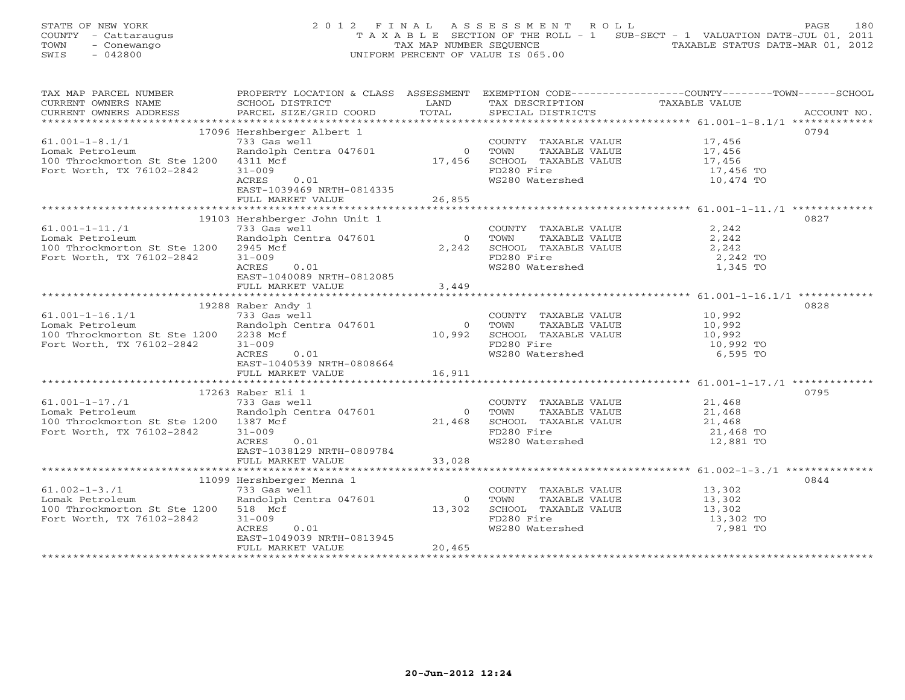STATE OF NEW YORK
COUNTY - Cattaraugus
TOWN - Conewango
SWIS - 042800

2012 FINAL ASSESSMENT ROLL
TAXABLE SECTION OF THE ROLL - 1 SUB-SECT - 1 VALUATION DATE-JUL 01, 2011
TAX MAP NUMBER SEQUENCE TAXABLE STATUS DATE-MAR 01, 2012
UNIFORM PERCENT OF VALUE IS 065.00

| TAX MAP PARCEL NUMBER / CURRENT OWNERS NAME / CURRENT OWNERS ADDRESS | PROPERTY LOCATION & CLASS / SCHOOL DISTRICT / PARCEL SIZE/GRID COORD | ASSESSMENT LAND / TOTAL | EXEMPTION CODE / TAX DESCRIPTION / SPECIAL DISTRICTS | TAXABLE VALUE | ACCOUNT NO. |
|---|---|---|---|---|---|
| 61.001-1-8.1/1 | 17096 Hershberger Albert 1 | | | | 0794 |
| | 733 Gas well | | COUNTY TAXABLE VALUE | 17,456 | |
| Lomak Petroleum | Randolph Centra 047601 | 0 | TOWN TAXABLE VALUE | 17,456 | |
| 100 Throckmorton St Ste 1200 | 4311 Mcf | 17,456 | SCHOOL TAXABLE VALUE | 17,456 | |
| Fort Worth, TX 76102-2842 | 31-009 | | FD280 Fire | 17,456 TO | |
| | ACRES 0.01 | | WS280 Watershed | 10,474 TO | |
| | EAST-1039469 NRTH-0814335 | | | | |
| | FULL MARKET VALUE | 26,855 | | | |
| 61.001-1-11./1 | 19103 Hershberger John Unit 1 | | | | 0827 |
| | 733 Gas well | | COUNTY TAXABLE VALUE | 2,242 | |
| Lomak Petroleum | Randolph Centra 047601 | 0 | TOWN TAXABLE VALUE | 2,242 | |
| 100 Throckmorton St Ste 1200 | 2945 Mcf | 2,242 | SCHOOL TAXABLE VALUE | 2,242 | |
| Fort Worth, TX 76102-2842 | 31-009 | | FD280 Fire | 2,242 TO | |
| | ACRES 0.01 | | WS280 Watershed | 1,345 TO | |
| | EAST-1040089 NRTH-0812085 | | | | |
| | FULL MARKET VALUE | 3,449 | | | |
| 61.001-1-16.1/1 | 19288 Raber Andy 1 | | | | 0828 |
| | 733 Gas well | | COUNTY TAXABLE VALUE | 10,992 | |
| Lomak Petroleum | Randolph Centra 047601 | 0 | TOWN TAXABLE VALUE | 10,992 | |
| 100 Throckmorton St Ste 1200 | 2238 Mcf | 10,992 | SCHOOL TAXABLE VALUE | 10,992 | |
| Fort Worth, TX 76102-2842 | 31-009 | | FD280 Fire | 10,992 TO | |
| | ACRES 0.01 | | WS280 Watershed | 6,595 TO | |
| | EAST-1040539 NRTH-0808664 | | | | |
| | FULL MARKET VALUE | 16,911 | | | |
| 61.001-1-17./1 | 17263 Raber Eli 1 | | | | 0795 |
| | 733 Gas well | | COUNTY TAXABLE VALUE | 21,468 | |
| Lomak Petroleum | Randolph Centra 047601 | 0 | TOWN TAXABLE VALUE | 21,468 | |
| 100 Throckmorton St Ste 1200 | 1387 Mcf | 21,468 | SCHOOL TAXABLE VALUE | 21,468 | |
| Fort Worth, TX 76102-2842 | 31-009 | | FD280 Fire | 21,468 TO | |
| | ACRES 0.01 | | WS280 Watershed | 12,881 TO | |
| | EAST-1038129 NRTH-0809784 | | | | |
| | FULL MARKET VALUE | 33,028 | | | |
| 61.002-1-3./1 | 11099 Hershberger Menna 1 | | | | 0844 |
| | 733 Gas well | | COUNTY TAXABLE VALUE | 13,302 | |
| Lomak Petroleum | Randolph Centra 047601 | 0 | TOWN TAXABLE VALUE | 13,302 | |
| 100 Throckmorton St Ste 1200 | 518 Mcf | 13,302 | SCHOOL TAXABLE VALUE | 13,302 | |
| Fort Worth, TX 76102-2842 | 31-009 | | FD280 Fire | 13,302 TO | |
| | ACRES 0.01 | | WS280 Watershed | 7,981 TO | |
| | EAST-1049039 NRTH-0813945 | | | | |
| | FULL MARKET VALUE | 20,465 | | | |

20-Jun-2012 12:24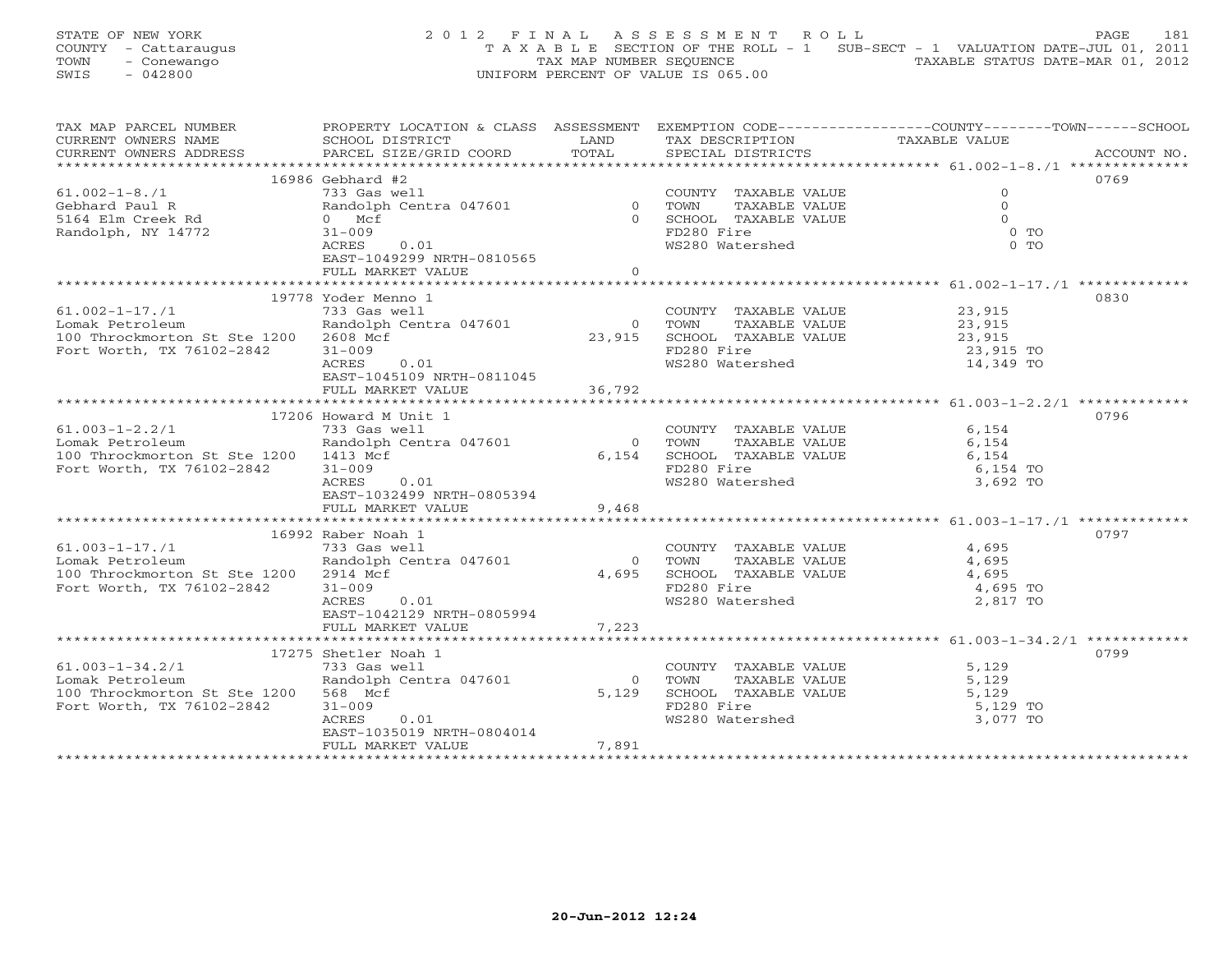STATE OF NEW YORK
COUNTY - Cattaraugus
TOWN - Conewango
SWIS - 042800

2012 FINAL ASSESSMENT ROLL
TAXABLE SECTION OF THE ROLL - 1 SUB-SECT - 1 VALUATION DATE-JUL 01, 2011
TAX MAP NUMBER SEQUENCE TAXABLE STATUS DATE-MAR 01, 2012
UNIFORM PERCENT OF VALUE IS 065.00

| TAX MAP PARCEL NUMBER / CURRENT OWNERS NAME / CURRENT OWNERS ADDRESS | PROPERTY LOCATION & CLASS / SCHOOL DISTRICT / PARCEL SIZE/GRID COORD | ASSESSMENT LAND / TOTAL | EXEMPTION CODE / TAX DESCRIPTION / SPECIAL DISTRICTS | TAXABLE VALUE (COUNTY / TOWN / SCHOOL) | ACCOUNT NO. |
|---|---|---|---|---|---|
| 61.002-1-8./1 | 16986 Gebhard #2 | | | | 0769 |
| | 733 Gas well | | COUNTY TAXABLE VALUE | 0 | |
| Gebhard Paul R | Randolph Centra 047601 | 0 | TOWN TAXABLE VALUE | 0 | |
| 5164 Elm Creek Rd | 0 Mcf | 0 | SCHOOL TAXABLE VALUE | 0 | |
| Randolph, NY 14772 | 31-009 | | FD280 Fire | 0 TO | |
| | ACRES 0.01 | | WS280 Watershed | 0 TO | |
| | EAST-1049299 NRTH-0810565 | | | | |
| | FULL MARKET VALUE | 0 | | | |
| 61.002-1-17./1 | 19778 Yoder Menno 1 | | | | 0830 |
| | 733 Gas well | | COUNTY TAXABLE VALUE | 23,915 | |
| Lomak Petroleum | Randolph Centra 047601 | 0 | TOWN TAXABLE VALUE | 23,915 | |
| 100 Throckmorton St Ste 1200 | 2608 Mcf | 23,915 | SCHOOL TAXABLE VALUE | 23,915 | |
| Fort Worth, TX 76102-2842 | 31-009 | | FD280 Fire | 23,915 TO | |
| | ACRES 0.01 | | WS280 Watershed | 14,349 TO | |
| | EAST-1045109 NRTH-0811045 | | | | |
| | FULL MARKET VALUE | 36,792 | | | |
| 61.003-1-2.2/1 | 17206 Howard M Unit 1 | | | | 0796 |
| | 733 Gas well | | COUNTY TAXABLE VALUE | 6,154 | |
| Lomak Petroleum | Randolph Centra 047601 | 0 | TOWN TAXABLE VALUE | 6,154 | |
| 100 Throckmorton St Ste 1200 | 1413 Mcf | 6,154 | SCHOOL TAXABLE VALUE | 6,154 | |
| Fort Worth, TX 76102-2842 | 31-009 | | FD280 Fire | 6,154 TO | |
| | ACRES 0.01 | | WS280 Watershed | 3,692 TO | |
| | EAST-1032499 NRTH-0805394 | | | | |
| | FULL MARKET VALUE | 9,468 | | | |
| 61.003-1-17./1 | 16992 Raber Noah 1 | | | | 0797 |
| | 733 Gas well | | COUNTY TAXABLE VALUE | 4,695 | |
| Lomak Petroleum | Randolph Centra 047601 | 0 | TOWN TAXABLE VALUE | 4,695 | |
| 100 Throckmorton St Ste 1200 | 2914 Mcf | 4,695 | SCHOOL TAXABLE VALUE | 4,695 | |
| Fort Worth, TX 76102-2842 | 31-009 | | FD280 Fire | 4,695 TO | |
| | ACRES 0.01 | | WS280 Watershed | 2,817 TO | |
| | EAST-1042129 NRTH-0805994 | | | | |
| | FULL MARKET VALUE | 7,223 | | | |
| 61.003-1-34.2/1 | 17275 Shetler Noah 1 | | | | 0799 |
| | 733 Gas well | | COUNTY TAXABLE VALUE | 5,129 | |
| Lomak Petroleum | Randolph Centra 047601 | 0 | TOWN TAXABLE VALUE | 5,129 | |
| 100 Throckmorton St Ste 1200 | 568 Mcf | 5,129 | SCHOOL TAXABLE VALUE | 5,129 | |
| Fort Worth, TX 76102-2842 | 31-009 | | FD280 Fire | 5,129 TO | |
| | ACRES 0.01 | | WS280 Watershed | 3,077 TO | |
| | EAST-1035019 NRTH-0804014 | | | | |
| | FULL MARKET VALUE | 7,891 | | | |

20-Jun-2012 12:24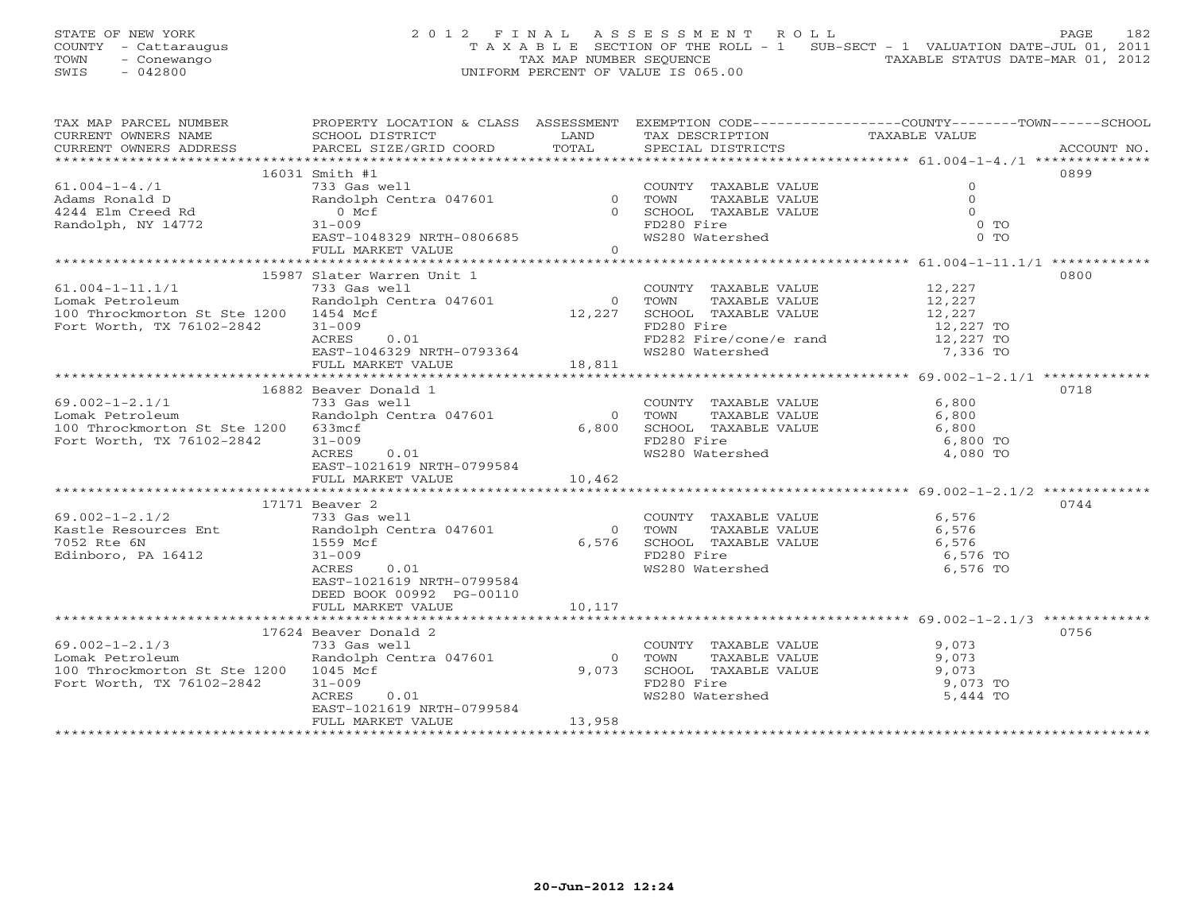STATE OF NEW YORK
COUNTY - Cattaraugus
TOWN - Conewango
SWIS - 042800

2 0 1 2 F I N A L A S S E S S M E N T R O L L
T A X A B L E SECTION OF THE ROLL - 1 SUB-SECT - 1 VALUATION DATE-JUL 01, 2011
TAX MAP NUMBER SEQUENCE TAXABLE STATUS DATE-MAR 01, 2012
UNIFORM PERCENT OF VALUE IS 065.00

| TAX MAP PARCEL NUMBER / CURRENT OWNERS NAME / CURRENT OWNERS ADDRESS | PROPERTY LOCATION & CLASS / SCHOOL DISTRICT / PARCEL SIZE/GRID COORD | ASSESSMENT LAND / TOTAL | EXEMPTION CODE / TAX DESCRIPTION / SPECIAL DISTRICTS | COUNTY / TOWN / SCHOOL TAXABLE VALUE | ACCOUNT NO. |
|---|---|---|---|---|---|
| 61.004-1-4./1 | 16031 Smith #1 | | | | 0899 |
| | 733 Gas well | | COUNTY TAXABLE VALUE | 0 | |
| Adams Ronald D | Randolph Centra 047601 | 0 | TOWN TAXABLE VALUE | 0 | |
| 4244 Elm Creed Rd | 0 Mcf | 0 | SCHOOL TAXABLE VALUE | 0 | |
| Randolph, NY 14772 | 31-009 | | FD280 Fire | 0 TO | |
| | EAST-1048329 NRTH-0806685 | | WS280 Watershed | 0 TO | |
| | FULL MARKET VALUE | 0 | | | |
| 61.004-1-11.1/1 | 15987 Slater Warren Unit 1 | | | | 0800 |
| | 733 Gas well | | COUNTY TAXABLE VALUE | 12,227 | |
| Lomak Petroleum | Randolph Centra 047601 | 0 | TOWN TAXABLE VALUE | 12,227 | |
| 100 Throckmorton St Ste 1200 | 1454 Mcf | 12,227 | SCHOOL TAXABLE VALUE | 12,227 | |
| Fort Worth, TX 76102-2842 | 31-009 | | FD280 Fire | 12,227 TO | |
| | ACRES 0.01 | | FD282 Fire/cone/e rand | 12,227 TO | |
| | EAST-1046329 NRTH-0793364 | | WS280 Watershed | 7,336 TO | |
| | FULL MARKET VALUE | 18,811 | | | |
| 69.002-1-2.1/1 | 16882 Beaver Donald 1 | | | | 0718 |
| | 733 Gas well | | COUNTY TAXABLE VALUE | 6,800 | |
| Lomak Petroleum | Randolph Centra 047601 | 0 | TOWN TAXABLE VALUE | 6,800 | |
| 100 Throckmorton St Ste 1200 | 633mcf | 6,800 | SCHOOL TAXABLE VALUE | 6,800 | |
| Fort Worth, TX 76102-2842 | 31-009 | | FD280 Fire | 6,800 TO | |
| | ACRES 0.01 | | WS280 Watershed | 4,080 TO | |
| | EAST-1021619 NRTH-0799584 | | | | |
| | FULL MARKET VALUE | 10,462 | | | |
| 69.002-1-2.1/2 | 17171 Beaver 2 | | | | 0744 |
| | 733 Gas well | | COUNTY TAXABLE VALUE | 6,576 | |
| Kastle Resources Ent | Randolph Centra 047601 | 0 | TOWN TAXABLE VALUE | 6,576 | |
| 7052 Rte 6N | 1559 Mcf | 6,576 | SCHOOL TAXABLE VALUE | 6,576 | |
| Edinboro, PA 16412 | 31-009 | | FD280 Fire | 6,576 TO | |
| | ACRES 0.01 | | WS280 Watershed | 6,576 TO | |
| | EAST-1021619 NRTH-0799584 | | | | |
| | DEED BOOK 00992 PG-00110 | | | | |
| | FULL MARKET VALUE | 10,117 | | | |
| 69.002-1-2.1/3 | 17624 Beaver Donald 2 | | | | 0756 |
| | 733 Gas well | | COUNTY TAXABLE VALUE | 9,073 | |
| Lomak Petroleum | Randolph Centra 047601 | 0 | TOWN TAXABLE VALUE | 9,073 | |
| 100 Throckmorton St Ste 1200 | 1045 Mcf | 9,073 | SCHOOL TAXABLE VALUE | 9,073 | |
| Fort Worth, TX 76102-2842 | 31-009 | | FD280 Fire | 9,073 TO | |
| | ACRES 0.01 | | WS280 Watershed | 5,444 TO | |
| | EAST-1021619 NRTH-0799584 | | | | |
| | FULL MARKET VALUE | 13,958 | | | |

20-Jun-2012 12:24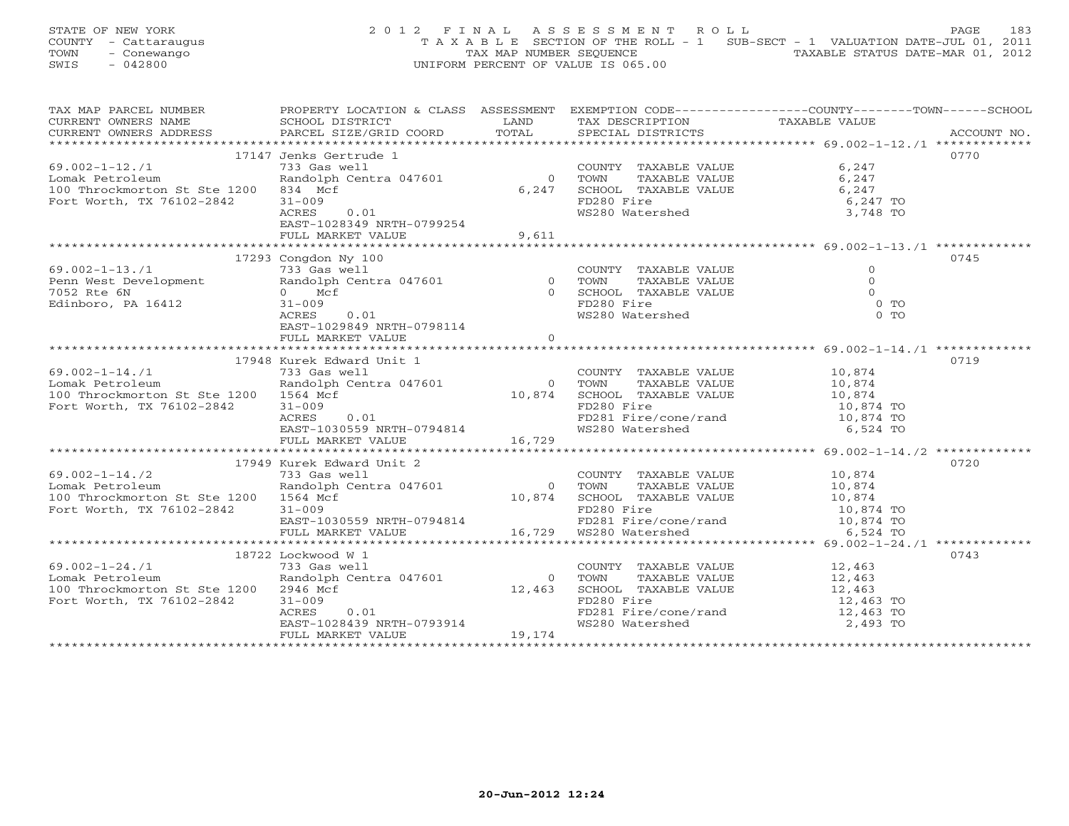STATE OF NEW YORK
COUNTY - Cattaraugus
TOWN - Conewango
SWIS - 042800

# 2012 FINAL ASSESSMENT ROLL

TAXABLE SECTION OF THE ROLL - 1   SUB-SECT - 1   VALUATION DATE-JUL 01, 2011
TAX MAP NUMBER SEQUENCE   TAXABLE STATUS DATE-MAR 01, 2012
UNIFORM PERCENT OF VALUE IS 065.00

| TAX MAP PARCEL NUMBER / CURRENT OWNERS NAME / CURRENT OWNERS ADDRESS | PROPERTY LOCATION & CLASS / SCHOOL DISTRICT / PARCEL SIZE/GRID COORD | ASSESSMENT LAND / TOTAL | EXEMPTION CODE / TAX DESCRIPTION / SPECIAL DISTRICTS | TAXABLE VALUE | ACCOUNT NO. |
|---|---|---|---|---|---|
| **69.002-1-12./1** | 17147 Jenks Gertrude 1 | | | | 0770 |
| | 733 Gas well | | COUNTY TAXABLE VALUE | 6,247 | |
| Lomak Petroleum | Randolph Centra 047601 | 0 | TOWN TAXABLE VALUE | 6,247 | |
| 100 Throckmorton St Ste 1200 | 834 Mcf | 6,247 | SCHOOL TAXABLE VALUE | 6,247 | |
| Fort Worth, TX 76102-2842 | 31-009 | | FD280 Fire | 6,247 TO | |
| | ACRES 0.01 | | WS280 Watershed | 3,748 TO | |
| | EAST-1028349 NRTH-0799254 | | | | |
| | FULL MARKET VALUE | 9,611 | | | |
| **69.002-1-13./1** | 17293 Congdon Ny 100 | | | | 0745 |
| | 733 Gas well | | COUNTY TAXABLE VALUE | 0 | |
| Penn West Development | Randolph Centra 047601 | 0 | TOWN TAXABLE VALUE | 0 | |
| 7052 Rte 6N | 0 Mcf | 0 | SCHOOL TAXABLE VALUE | 0 | |
| Edinboro, PA 16412 | 31-009 | | FD280 Fire | 0 TO | |
| | ACRES 0.01 | | WS280 Watershed | 0 TO | |
| | EAST-1029849 NRTH-0798114 | | | | |
| | FULL MARKET VALUE | 0 | | | |
| **69.002-1-14./1** | 17948 Kurek Edward Unit 1 | | | | 0719 |
| | 733 Gas well | | COUNTY TAXABLE VALUE | 10,874 | |
| Lomak Petroleum | Randolph Centra 047601 | 0 | TOWN TAXABLE VALUE | 10,874 | |
| 100 Throckmorton St Ste 1200 | 1564 Mcf | 10,874 | SCHOOL TAXABLE VALUE | 10,874 | |
| Fort Worth, TX 76102-2842 | 31-009 | | FD280 Fire | 10,874 TO | |
| | ACRES 0.01 | | FD281 Fire/cone/rand | 10,874 TO | |
| | EAST-1030559 NRTH-0794814 | | WS280 Watershed | 6,524 TO | |
| | FULL MARKET VALUE | 16,729 | | | |
| **69.002-1-14./2** | 17949 Kurek Edward Unit 2 | | | | 0720 |
| | 733 Gas well | | COUNTY TAXABLE VALUE | 10,874 | |
| Lomak Petroleum | Randolph Centra 047601 | 0 | TOWN TAXABLE VALUE | 10,874 | |
| 100 Throckmorton St Ste 1200 | 1564 Mcf | 10,874 | SCHOOL TAXABLE VALUE | 10,874 | |
| Fort Worth, TX 76102-2842 | 31-009 | | FD280 Fire | 10,874 TO | |
| | EAST-1030559 NRTH-0794814 | | FD281 Fire/cone/rand | 10,874 TO | |
| | FULL MARKET VALUE | 16,729 | WS280 Watershed | 6,524 TO | |
| **69.002-1-24./1** | 18722 Lockwood W 1 | | | | 0743 |
| | 733 Gas well | | COUNTY TAXABLE VALUE | 12,463 | |
| Lomak Petroleum | Randolph Centra 047601 | 0 | TOWN TAXABLE VALUE | 12,463 | |
| 100 Throckmorton St Ste 1200 | 2946 Mcf | 12,463 | SCHOOL TAXABLE VALUE | 12,463 | |
| Fort Worth, TX 76102-2842 | 31-009 | | FD280 Fire | 12,463 TO | |
| | ACRES 0.01 | | FD281 Fire/cone/rand | 12,463 TO | |
| | EAST-1028439 NRTH-0793914 | | WS280 Watershed | 2,493 TO | |
| | FULL MARKET VALUE | 19,174 | | | |

20-Jun-2012 12:24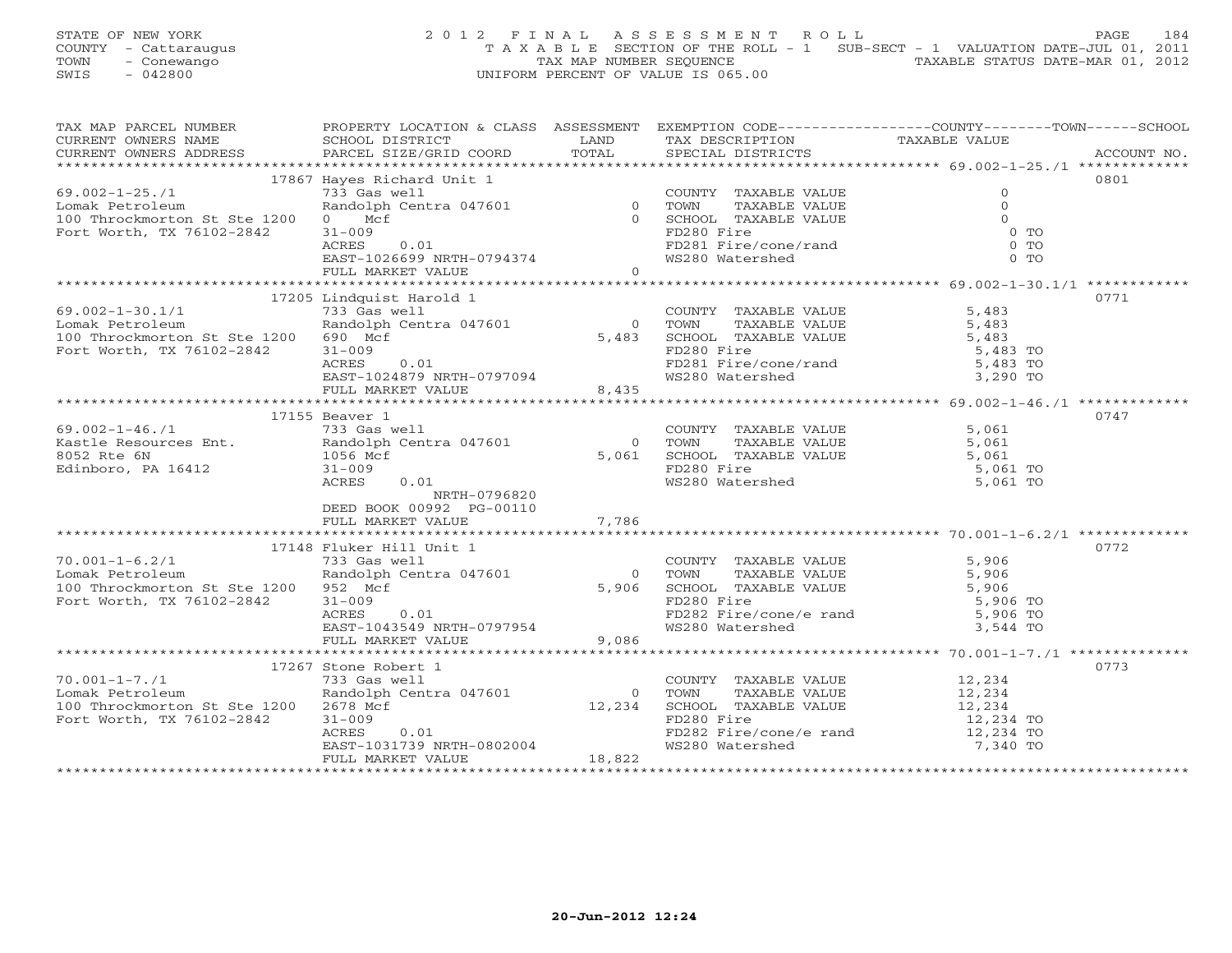STATE OF NEW YORK
COUNTY - Cattaraugus
TOWN - Conewango
SWIS - 042800

# 2012 FINAL ASSESSMENT ROLL

TAXABLE SECTION OF THE ROLL - 1 SUB-SECT - 1 VALUATION DATE-JUL 01, 2011
TAX MAP NUMBER SEQUENCE TAXABLE STATUS DATE-MAR 01, 2012
UNIFORM PERCENT OF VALUE IS 065.00

| TAX MAP PARCEL NUMBER / CURRENT OWNERS NAME / CURRENT OWNERS ADDRESS | PROPERTY LOCATION & CLASS / SCHOOL DISTRICT / PARCEL SIZE/GRID COORD | ASSESSMENT LAND / TOTAL | EXEMPTION CODE / TAX DESCRIPTION / SPECIAL DISTRICTS | COUNTY / TOWN / SCHOOL TAXABLE VALUE | ACCOUNT NO. |
|---|---|---|---|---|---|
| 69.002-1-25./1 | 17867 Hayes Richard Unit 1 | | | | 0801 |
| | 733 Gas well | | COUNTY TAXABLE VALUE | 0 | |
| Lomak Petroleum | Randolph Centra 047601 | 0 | TOWN TAXABLE VALUE | 0 | |
| 100 Throckmorton St Ste 1200 | 0 Mcf | 0 | SCHOOL TAXABLE VALUE | 0 | |
| Fort Worth, TX 76102-2842 | 31-009 | | FD280 Fire | 0 TO | |
| | ACRES 0.01 | | FD281 Fire/cone/rand | 0 TO | |
| | EAST-1026699 NRTH-0794374 | | WS280 Watershed | 0 TO | |
| | FULL MARKET VALUE | 0 | | | |
| 69.002-1-30.1/1 | 17205 Lindquist Harold 1 | | | | 0771 |
| | 733 Gas well | | COUNTY TAXABLE VALUE | 5,483 | |
| Lomak Petroleum | Randolph Centra 047601 | 0 | TOWN TAXABLE VALUE | 5,483 | |
| 100 Throckmorton St Ste 1200 | 690 Mcf | 5,483 | SCHOOL TAXABLE VALUE | 5,483 | |
| Fort Worth, TX 76102-2842 | 31-009 | | FD280 Fire | 5,483 TO | |
| | ACRES 0.01 | | FD281 Fire/cone/rand | 5,483 TO | |
| | EAST-1024879 NRTH-0797094 | | WS280 Watershed | 3,290 TO | |
| | FULL MARKET VALUE | 8,435 | | | |
| 69.002-1-46./1 | 17155 Beaver 1 | | | | 0747 |
| | 733 Gas well | | COUNTY TAXABLE VALUE | 5,061 | |
| Kastle Resources Ent. | Randolph Centra 047601 | 0 | TOWN TAXABLE VALUE | 5,061 | |
| 8052 Rte 6N | 1056 Mcf | 5,061 | SCHOOL TAXABLE VALUE | 5,061 | |
| Edinboro, PA 16412 | 31-009 | | FD280 Fire | 5,061 TO | |
| | ACRES 0.01 | | WS280 Watershed | 5,061 TO | |
| | NRTH-0796820 | | | | |
| | DEED BOOK 00992 PG-00110 | | | | |
| | FULL MARKET VALUE | 7,786 | | | |
| 70.001-1-6.2/1 | 17148 Fluker Hill Unit 1 | | | | 0772 |
| | 733 Gas well | | COUNTY TAXABLE VALUE | 5,906 | |
| Lomak Petroleum | Randolph Centra 047601 | 0 | TOWN TAXABLE VALUE | 5,906 | |
| 100 Throckmorton St Ste 1200 | 952 Mcf | 5,906 | SCHOOL TAXABLE VALUE | 5,906 | |
| Fort Worth, TX 76102-2842 | 31-009 | | FD280 Fire | 5,906 TO | |
| | ACRES 0.01 | | FD282 Fire/cone/e rand | 5,906 TO | |
| | EAST-1043549 NRTH-0797954 | | WS280 Watershed | 3,544 TO | |
| | FULL MARKET VALUE | 9,086 | | | |
| 70.001-1-7./1 | 17267 Stone Robert 1 | | | | 0773 |
| | 733 Gas well | | COUNTY TAXABLE VALUE | 12,234 | |
| Lomak Petroleum | Randolph Centra 047601 | 0 | TOWN TAXABLE VALUE | 12,234 | |
| 100 Throckmorton St Ste 1200 | 2678 Mcf | 12,234 | SCHOOL TAXABLE VALUE | 12,234 | |
| Fort Worth, TX 76102-2842 | 31-009 | | FD280 Fire | 12,234 TO | |
| | ACRES 0.01 | | FD282 Fire/cone/e rand | 12,234 TO | |
| | EAST-1031739 NRTH-0802004 | | WS280 Watershed | 7,340 TO | |
| | FULL MARKET VALUE | 18,822 | | | |

20-Jun-2012 12:24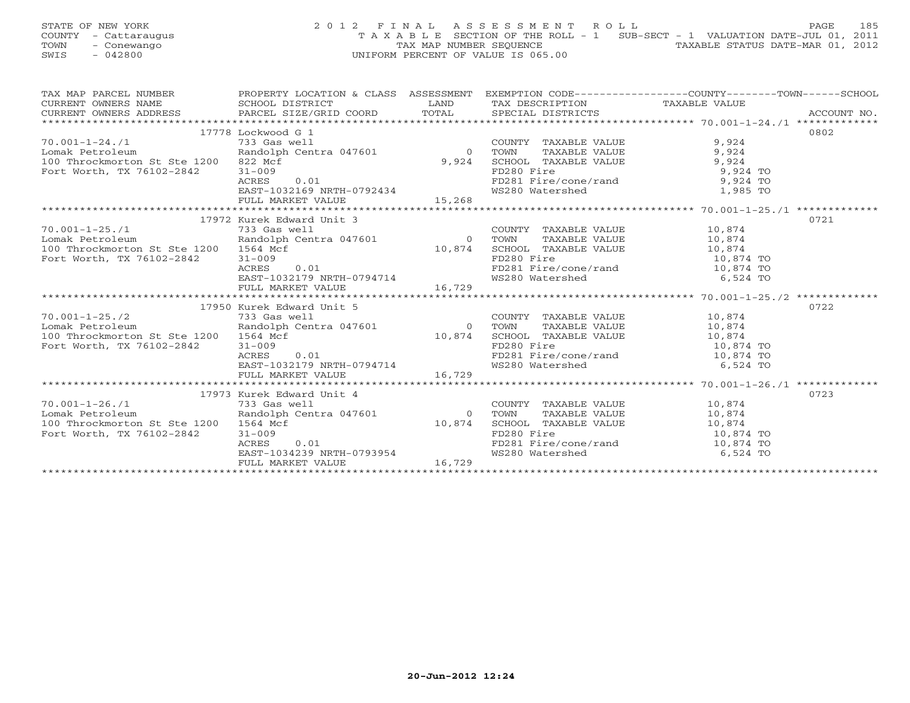STATE OF NEW YORK
COUNTY - Cattaraugus
TOWN - Conewango
SWIS - 042800

# 2012 FINAL ASSESSMENT ROLL

TAXABLE SECTION OF THE ROLL - 1 SUB-SECT - 1 VALUATION DATE-JUL 01, 2011
TAX MAP NUMBER SEQUENCE TAXABLE STATUS DATE-MAR 01, 2012
UNIFORM PERCENT OF VALUE IS 065.00

| TAX MAP PARCEL NUMBER / CURRENT OWNERS NAME / CURRENT OWNERS ADDRESS | PROPERTY LOCATION & CLASS / SCHOOL DISTRICT / PARCEL SIZE/GRID COORD | ASSESSMENT LAND / TOTAL | EXEMPTION CODE / TAX DESCRIPTION / SPECIAL DISTRICTS | TAXABLE VALUE | ACCOUNT NO. |
|---|---|---|---|---|---|
| | 17778 Lockwood G 1 | | | | 0802 |
| 70.001-1-24./1 | 733 Gas well | | COUNTY TAXABLE VALUE | 9,924 | |
| Lomak Petroleum | Randolph Centra 047601 | 0 | TOWN TAXABLE VALUE | 9,924 | |
| 100 Throckmorton St Ste 1200 | 822 Mcf | 9,924 | SCHOOL TAXABLE VALUE | 9,924 | |
| Fort Worth, TX 76102-2842 | 31-009 | | FD280 Fire | 9,924 TO | |
| | ACRES 0.01 | | FD281 Fire/cone/rand | 9,924 TO | |
| | EAST-1032169 NRTH-0792434 | | WS280 Watershed | 1,985 TO | |
| | FULL MARKET VALUE | 15,268 | | | |
| | 17972 Kurek Edward Unit 3 | | | | 0721 |
| 70.001-1-25./1 | 733 Gas well | | COUNTY TAXABLE VALUE | 10,874 | |
| Lomak Petroleum | Randolph Centra 047601 | 0 | TOWN TAXABLE VALUE | 10,874 | |
| 100 Throckmorton St Ste 1200 | 1564 Mcf | 10,874 | SCHOOL TAXABLE VALUE | 10,874 | |
| Fort Worth, TX 76102-2842 | 31-009 | | FD280 Fire | 10,874 TO | |
| | ACRES 0.01 | | FD281 Fire/cone/rand | 10,874 TO | |
| | EAST-1032179 NRTH-0794714 | | WS280 Watershed | 6,524 TO | |
| | FULL MARKET VALUE | 16,729 | | | |
| | 17950 Kurek Edward Unit 5 | | | | 0722 |
| 70.001-1-25./2 | 733 Gas well | | COUNTY TAXABLE VALUE | 10,874 | |
| Lomak Petroleum | Randolph Centra 047601 | 0 | TOWN TAXABLE VALUE | 10,874 | |
| 100 Throckmorton St Ste 1200 | 1564 Mcf | 10,874 | SCHOOL TAXABLE VALUE | 10,874 | |
| Fort Worth, TX 76102-2842 | 31-009 | | FD280 Fire | 10,874 TO | |
| | ACRES 0.01 | | FD281 Fire/cone/rand | 10,874 TO | |
| | EAST-1032179 NRTH-0794714 | | WS280 Watershed | 6,524 TO | |
| | FULL MARKET VALUE | 16,729 | | | |
| | 17973 Kurek Edward Unit 4 | | | | 0723 |
| 70.001-1-26./1 | 733 Gas well | | COUNTY TAXABLE VALUE | 10,874 | |
| Lomak Petroleum | Randolph Centra 047601 | 0 | TOWN TAXABLE VALUE | 10,874 | |
| 100 Throckmorton St Ste 1200 | 1564 Mcf | 10,874 | SCHOOL TAXABLE VALUE | 10,874 | |
| Fort Worth, TX 76102-2842 | 31-009 | | FD280 Fire | 10,874 TO | |
| | ACRES 0.01 | | FD281 Fire/cone/rand | 10,874 TO | |
| | EAST-1034239 NRTH-0793954 | | WS280 Watershed | 6,524 TO | |
| | FULL MARKET VALUE | 16,729 | | | |

20-Jun-2012 12:24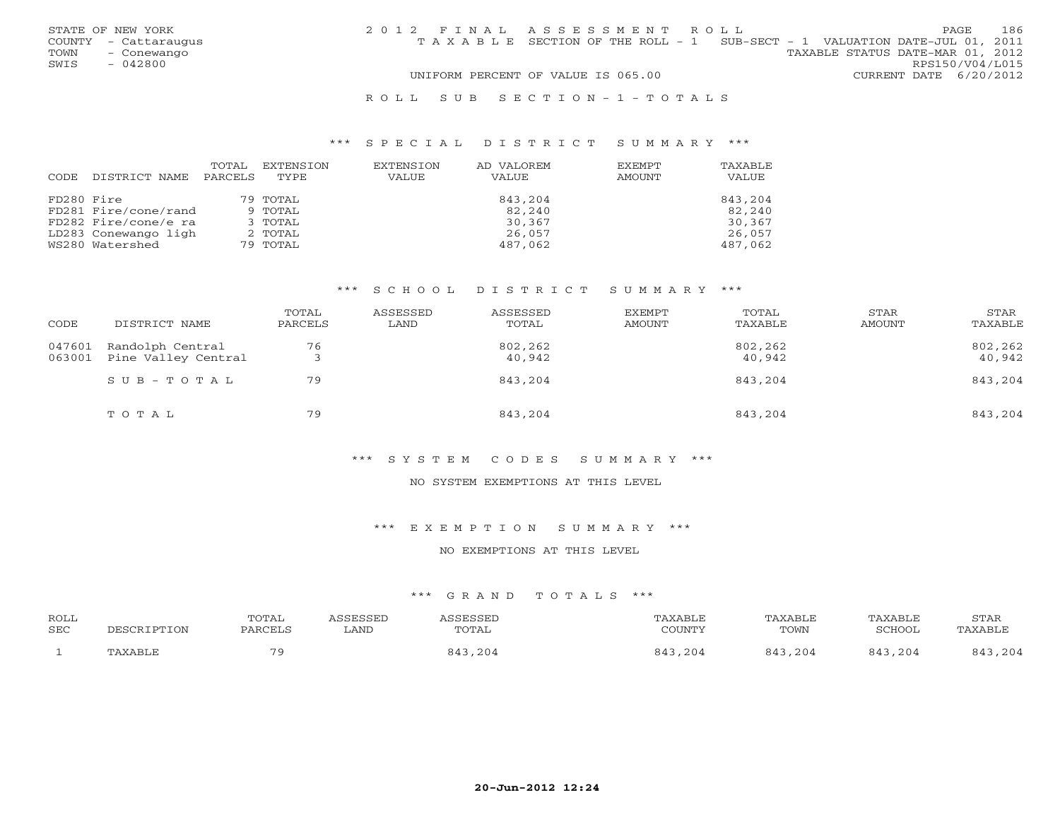STATE OF NEW YORK
COUNTY - Cattaraugus
TOWN - Conewango
SWIS - 042800

2012 FINAL ASSESSMENT ROLL
TAXABLE SECTION OF THE ROLL - 1 SUB-SECT - 1 VALUATION DATE-JUL 01, 2011
TAXABLE STATUS DATE-MAR 01, 2012
RPS150/V04/L015
UNIFORM PERCENT OF VALUE IS 065.00 CURRENT DATE 6/20/2012

ROLL SUB SECTION-1-TOTALS

### *** SPECIAL DISTRICT SUMMARY ***

| CODE | DISTRICT NAME | TOTAL PARCELS | EXTENSION TYPE | EXTENSION VALUE | AD VALOREM VALUE | EXEMPT AMOUNT | TAXABLE VALUE |
|---|---|---|---|---|---|---|---|
| FD280 | Fire | 79 | TOTAL | | 843,204 | | 843,204 |
| FD281 | Fire/cone/rand | 9 | TOTAL | | 82,240 | | 82,240 |
| FD282 | Fire/cone/e ra | 3 | TOTAL | | 30,367 | | 30,367 |
| LD283 | Conewango ligh | 2 | TOTAL | | 26,057 | | 26,057 |
| WS280 | Watershed | 79 | TOTAL | | 487,062 | | 487,062 |

### *** SCHOOL DISTRICT SUMMARY ***

| CODE | DISTRICT NAME | TOTAL PARCELS | ASSESSED LAND | ASSESSED TOTAL | EXEMPT AMOUNT | TOTAL TAXABLE | STAR AMOUNT | STAR TAXABLE |
|---|---|---|---|---|---|---|---|---|
| 047601 | Randolph Central | 76 | | 802,262 | | 802,262 | | 802,262 |
| 063001 | Pine Valley Central | 3 | | 40,942 | | 40,942 | | 40,942 |
| | SUB-TOTAL | 79 | | 843,204 | | 843,204 | | 843,204 |
| | TOTAL | 79 | | 843,204 | | 843,204 | | 843,204 |

### *** SYSTEM CODES SUMMARY ***

NO SYSTEM EXEMPTIONS AT THIS LEVEL

### *** EXEMPTION SUMMARY ***

NO EXEMPTIONS AT THIS LEVEL

### *** GRAND TOTALS ***

| ROLL SEC | DESCRIPTION | TOTAL PARCELS | ASSESSED LAND | ASSESSED TOTAL | TAXABLE COUNTY | TAXABLE TOWN | TAXABLE SCHOOL | STAR TAXABLE |
|---|---|---|---|---|---|---|---|---|
| 1 | TAXABLE | 79 | | 843,204 | 843,204 | 843,204 | 843,204 | 843,204 |

20-Jun-2012 12:24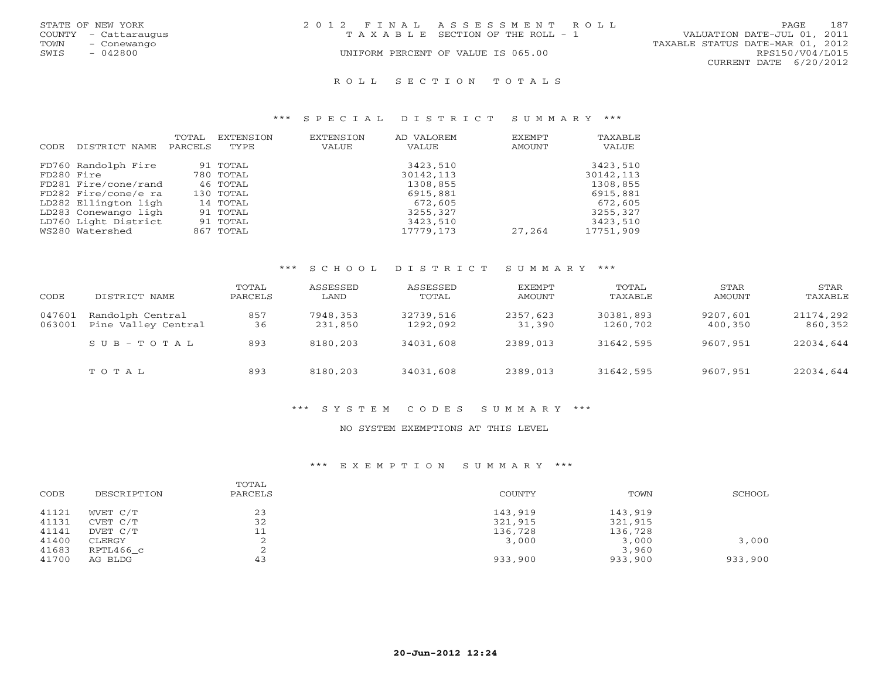STATE OF NEW YORK
COUNTY - Cattaraugus
TOWN - Conewango
SWIS - 042800

# 2012 FINAL ASSESSMENT ROLL

TAXABLE SECTION OF THE ROLL - 1

UNIFORM PERCENT OF VALUE IS 065.00

VALUATION DATE-JUL 01, 2011
TAXABLE STATUS DATE-MAR 01, 2012
RPS150/V04/L015
CURRENT DATE 6/20/2012

## ROLL SECTION TOTALS

### *** SPECIAL DISTRICT SUMMARY ***

| CODE | DISTRICT NAME | TOTAL PARCELS | EXTENSION TYPE | EXTENSION VALUE | AD VALOREM VALUE | EXEMPT AMOUNT | TAXABLE VALUE |
|---|---|---|---|---|---|---|---|
| FD760 | Randolph Fire | 91 | TOTAL | | 3423,510 | | 3423,510 |
| FD280 | Fire | 780 | TOTAL | | 30142,113 | | 30142,113 |
| FD281 | Fire/cone/rand | 46 | TOTAL | | 1308,855 | | 1308,855 |
| FD282 | Fire/cone/e ra | 130 | TOTAL | | 6915,881 | | 6915,881 |
| LD282 | Ellington ligh | 14 | TOTAL | | 672,605 | | 672,605 |
| LD283 | Conewango ligh | 91 | TOTAL | | 3255,327 | | 3255,327 |
| LD760 | Light District | 91 | TOTAL | | 3423,510 | | 3423,510 |
| WS280 | Watershed | 867 | TOTAL | | 17779,173 | 27,264 | 17751,909 |

### *** SCHOOL DISTRICT SUMMARY ***

| CODE | DISTRICT NAME | TOTAL PARCELS | ASSESSED LAND | ASSESSED TOTAL | EXEMPT AMOUNT | TOTAL TAXABLE | STAR AMOUNT | STAR TAXABLE |
|---|---|---|---|---|---|---|---|---|
| 047601 | Randolph Central | 857 | 7948,353 | 32739,516 | 2357,623 | 30381,893 | 9207,601 | 21174,292 |
| 063001 | Pine Valley Central | 36 | 231,850 | 1292,092 | 31,390 | 1260,702 | 400,350 | 860,352 |
| | SUB-TOTAL | 893 | 8180,203 | 34031,608 | 2389,013 | 31642,595 | 9607,951 | 22034,644 |
| | TOTAL | 893 | 8180,203 | 34031,608 | 2389,013 | 31642,595 | 9607,951 | 22034,644 |

### *** SYSTEM CODES SUMMARY ***

NO SYSTEM EXEMPTIONS AT THIS LEVEL

### *** EXEMPTION SUMMARY ***

| CODE | DESCRIPTION | TOTAL PARCELS | COUNTY | TOWN | SCHOOL |
|---|---|---|---|---|---|
| 41121 | WVET C/T | 23 | 143,919 | 143,919 | |
| 41131 | CVET C/T | 32 | 321,915 | 321,915 | |
| 41141 | DVET C/T | 11 | 136,728 | 136,728 | |
| 41400 | CLERGY | 2 | 3,000 | 3,000 | 3,000 |
| 41683 | RPTL466_c | 2 | | 3,960 | |
| 41700 | AG BLDG | 43 | 933,900 | 933,900 | 933,900 |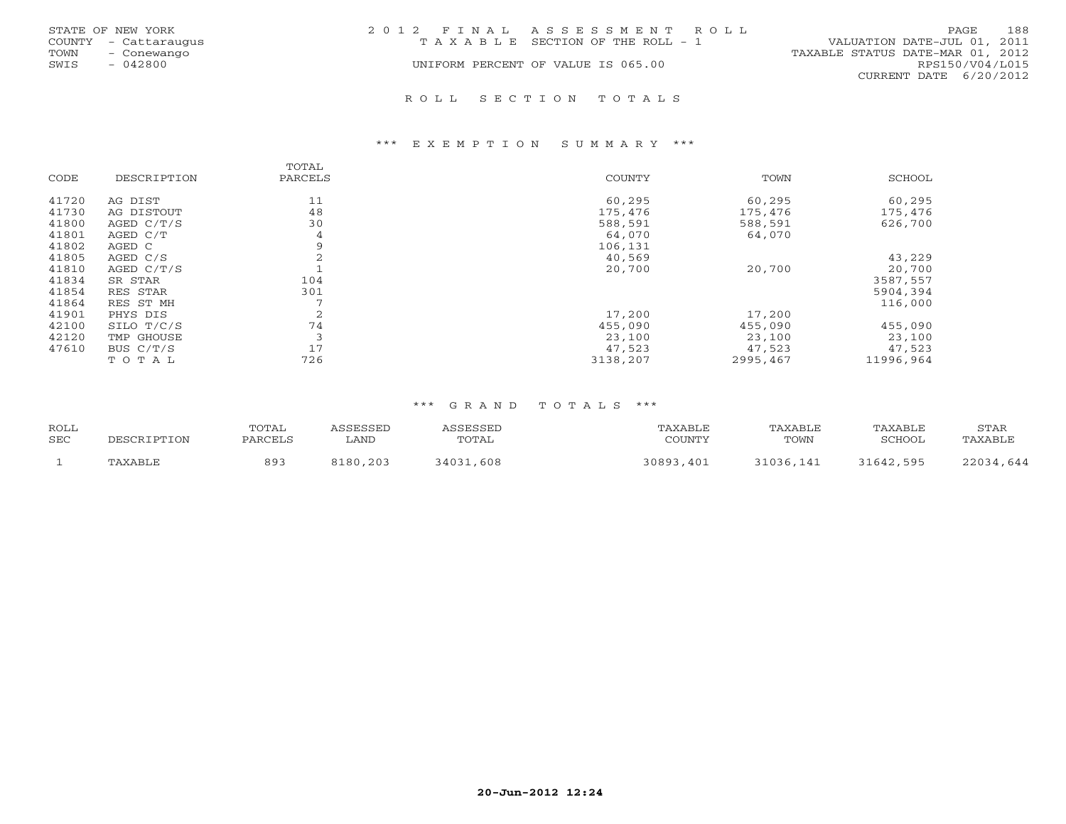STATE OF NEW YORK
COUNTY - Cattaraugus
TOWN - Conewango
SWIS - 042800

2 0 1 2 F I N A L A S S E S S M E N T R O L L
T A X A B L E SECTION OF THE ROLL - 1
UNIFORM PERCENT OF VALUE IS 065.00

VALUATION DATE-JUL 01, 2011
TAXABLE STATUS DATE-MAR 01, 2012
RPS150/V04/L015
CURRENT DATE 6/20/2012

## R O L L S E C T I O N T O T A L S

### \*\*\* E X E M P T I O N S U M M A R Y \*\*\*

| CODE | DESCRIPTION | TOTAL PARCELS | COUNTY | TOWN | SCHOOL |
|---|---|---|---|---|---|
| 41720 | AG DIST | 11 | 60,295 | 60,295 | 60,295 |
| 41730 | AG DISTOUT | 48 | 175,476 | 175,476 | 175,476 |
| 41800 | AGED C/T/S | 30 | 588,591 | 588,591 | 626,700 |
| 41801 | AGED C/T | 4 | 64,070 | 64,070 | |
| 41802 | AGED C | 9 | 106,131 | | |
| 41805 | AGED C/S | 2 | 40,569 | | 43,229 |
| 41810 | AGED C/T/S | 1 | 20,700 | 20,700 | 20,700 |
| 41834 | SR STAR | 104 | | | 3587,557 |
| 41854 | RES STAR | 301 | | | 5904,394 |
| 41864 | RES ST MH | 7 | | | 116,000 |
| 41901 | PHYS DIS | 2 | 17,200 | 17,200 | |
| 42100 | SILO T/C/S | 74 | 455,090 | 455,090 | 455,090 |
| 42120 | TMP GHOUSE | 3 | 23,100 | 23,100 | 23,100 |
| 47610 | BUS C/T/S | 17 | 47,523 | 47,523 | 47,523 |
| | T O T A L | 726 | 3138,207 | 2995,467 | 11996,964 |

### \*\*\* G R A N D T O T A L S \*\*\*

| ROLL SEC | DESCRIPTION | TOTAL PARCELS | ASSESSED LAND | ASSESSED TOTAL | TAXABLE COUNTY | TAXABLE TOWN | TAXABLE SCHOOL | STAR TAXABLE |
|---|---|---|---|---|---|---|---|---|
| 1 | TAXABLE | 893 | 8180,203 | 34031,608 | 30893,401 | 31036,141 | 31642,595 | 22034,644 |

20-Jun-2012 12:24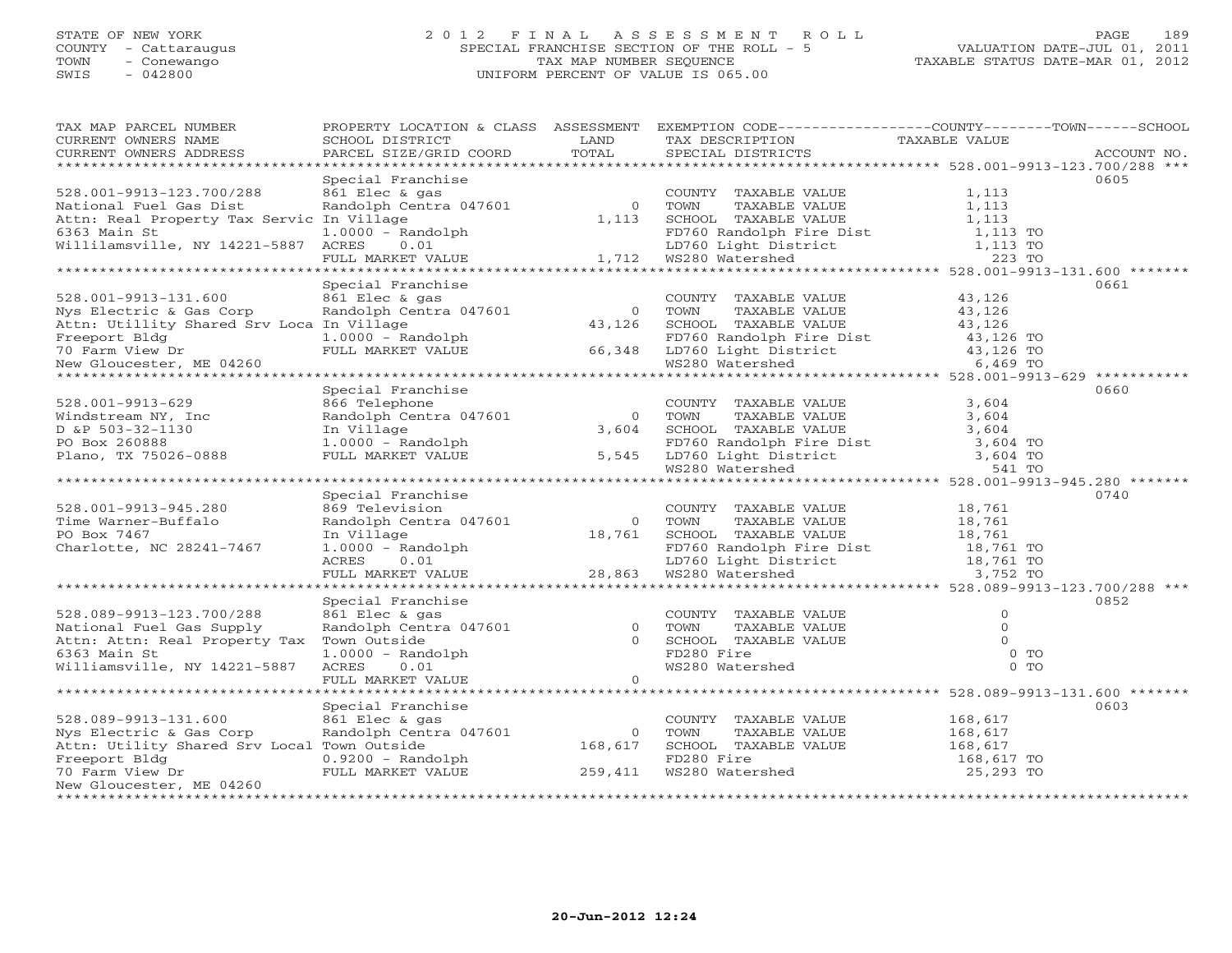STATE OF NEW YORK
COUNTY - Cattaraugus
TOWN - Conewango
SWIS - 042800

# 2012 FINAL ASSESSMENT ROLL
SPECIAL FRANCHISE SECTION OF THE ROLL - 5
TAX MAP NUMBER SEQUENCE
UNIFORM PERCENT OF VALUE IS 065.00

VALUATION DATE-JUL 01, 2011
TAXABLE STATUS DATE-MAR 01, 2012

| TAX MAP PARCEL NUMBER / CURRENT OWNERS NAME / CURRENT OWNERS ADDRESS | PROPERTY LOCATION & CLASS / SCHOOL DISTRICT / PARCEL SIZE/GRID COORD | ASSESSMENT LAND / TOTAL | EXEMPTION CODE / TAX DESCRIPTION / SPECIAL DISTRICTS | TAXABLE VALUE | ACCOUNT NO. |
|---|---|---|---|---|---|
| **528.001-9913-123.700/288** | Special Franchise | | | | 0605 |
| 528.001-9913-123.700/288 | 861 Elec & gas | | COUNTY TAXABLE VALUE | 1,113 | |
| National Fuel Gas Dist | Randolph Centra 047601 | 0 | TOWN TAXABLE VALUE | 1,113 | |
| Attn: Real Property Tax Servic | In Village | 1,113 | SCHOOL TAXABLE VALUE | 1,113 | |
| 6363 Main St | 1.0000 - Randolph | | FD760 Randolph Fire Dist | 1,113 TO | |
| Willilamsville, NY 14221-5887 | ACRES 0.01 | | LD760 Light District | 1,113 TO | |
| | FULL MARKET VALUE | 1,712 | WS280 Watershed | 223 TO | |
| **528.001-9913-131.600** | Special Franchise | | | | 0661 |
| 528.001-9913-131.600 | 861 Elec & gas | | COUNTY TAXABLE VALUE | 43,126 | |
| Nys Electric & Gas Corp | Randolph Centra 047601 | 0 | TOWN TAXABLE VALUE | 43,126 | |
| Attn: Utillity Shared Srv Loca | In Village | 43,126 | SCHOOL TAXABLE VALUE | 43,126 | |
| Freeport Bldg | 1.0000 - Randolph | | FD760 Randolph Fire Dist | 43,126 TO | |
| 70 Farm View Dr | FULL MARKET VALUE | 66,348 | LD760 Light District | 43,126 TO | |
| New Gloucester, ME 04260 | | | WS280 Watershed | 6,469 TO | |
| **528.001-9913-629** | Special Franchise | | | | 0660 |
| 528.001-9913-629 | 866 Telephone | | COUNTY TAXABLE VALUE | 3,604 | |
| Windstream NY, Inc | Randolph Centra 047601 | 0 | TOWN TAXABLE VALUE | 3,604 | |
| D &P 503-32-1130 | In Village | 3,604 | SCHOOL TAXABLE VALUE | 3,604 | |
| PO Box 260888 | 1.0000 - Randolph | | FD760 Randolph Fire Dist | 3,604 TO | |
| Plano, TX 75026-0888 | FULL MARKET VALUE | 5,545 | LD760 Light District | 3,604 TO | |
| | | | WS280 Watershed | 541 TO | |
| **528.001-9913-945.280** | Special Franchise | | | | 0740 |
| 528.001-9913-945.280 | 869 Television | | COUNTY TAXABLE VALUE | 18,761 | |
| Time Warner-Buffalo | Randolph Centra 047601 | 0 | TOWN TAXABLE VALUE | 18,761 | |
| PO Box 7467 | In Village | 18,761 | SCHOOL TAXABLE VALUE | 18,761 | |
| Charlotte, NC 28241-7467 | 1.0000 - Randolph | | FD760 Randolph Fire Dist | 18,761 TO | |
| | ACRES 0.01 | | LD760 Light District | 18,761 TO | |
| | FULL MARKET VALUE | 28,863 | WS280 Watershed | 3,752 TO | |
| **528.089-9913-123.700/288** | Special Franchise | | | | 0852 |
| 528.089-9913-123.700/288 | 861 Elec & gas | | COUNTY TAXABLE VALUE | 0 | |
| National Fuel Gas Supply | Randolph Centra 047601 | 0 | TOWN TAXABLE VALUE | 0 | |
| Attn: Attn: Real Property Tax | Town Outside | 0 | SCHOOL TAXABLE VALUE | 0 | |
| 6363 Main St | 1.0000 - Randolph | | FD280 Fire | 0 TO | |
| Williamsville, NY 14221-5887 | ACRES 0.01 | | WS280 Watershed | 0 TO | |
| | FULL MARKET VALUE | 0 | | | |
| **528.089-9913-131.600** | Special Franchise | | | | 0603 |
| 528.089-9913-131.600 | 861 Elec & gas | | COUNTY TAXABLE VALUE | 168,617 | |
| Nys Electric & Gas Corp | Randolph Centra 047601 | 0 | TOWN TAXABLE VALUE | 168,617 | |
| Attn: Utility Shared Srv Local | Town Outside | 168,617 | SCHOOL TAXABLE VALUE | 168,617 | |
| Freeport Bldg | 0.9200 - Randolph | | FD280 Fire | 168,617 TO | |
| 70 Farm View Dr | FULL MARKET VALUE | 259,411 | WS280 Watershed | 25,293 TO | |
| New Gloucester, ME 04260 | | | | | |

20-Jun-2012 12:24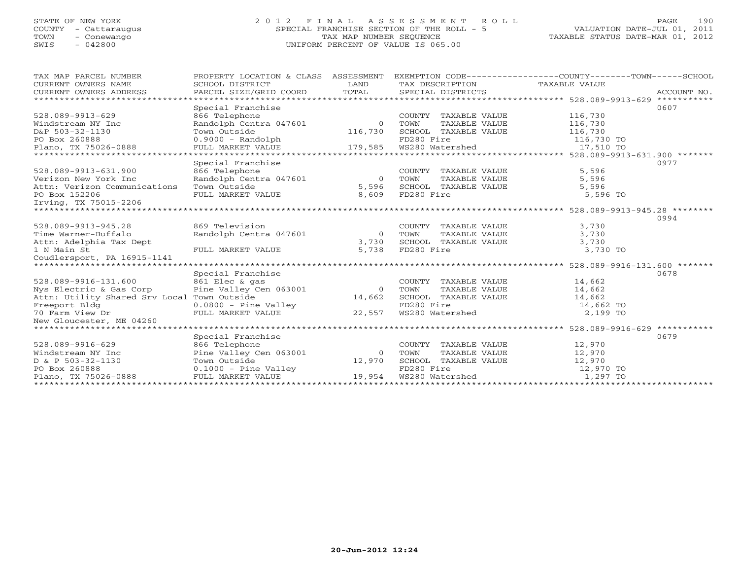STATE OF NEW YORK
COUNTY - Cattaraugus
TOWN - Conewango
SWIS - 042800

# 2012 FINAL ASSESSMENT ROLL
SPECIAL FRANCHISE SECTION OF THE ROLL - 5
TAX MAP NUMBER SEQUENCE
UNIFORM PERCENT OF VALUE IS 065.00

VALUATION DATE-JUL 01, 2011
TAXABLE STATUS DATE-MAR 01, 2012

| TAX MAP PARCEL NUMBER / CURRENT OWNERS NAME / CURRENT OWNERS ADDRESS | PROPERTY LOCATION & CLASS / SCHOOL DISTRICT / PARCEL SIZE/GRID COORD | ASSESSMENT LAND / TOTAL | EXEMPTION CODE / TAX DESCRIPTION / SPECIAL DISTRICTS | COUNTY--TOWN--SCHOOL TAXABLE VALUE | ACCOUNT NO. |
|---|---|---|---|---|---|
| **528.089-9913-629** | Special Franchise | | | | 0607 |
| 528.089-9913-629 | 866 Telephone | | COUNTY TAXABLE VALUE | 116,730 | |
| Windstream NY Inc | Randolph Centra 047601 | 0 | TOWN TAXABLE VALUE | 116,730 | |
| D&P 503-32-1130 | Town Outside | 116,730 | SCHOOL TAXABLE VALUE | 116,730 | |
| PO Box 260888 | 0.9000 - Randolph | | FD280 Fire | 116,730 TO | |
| Plano, TX 75026-0888 | FULL MARKET VALUE | 179,585 | WS280 Watershed | 17,510 TO | |
| **528.089-9913-631.900** | Special Franchise | | | | 0977 |
| 528.089-9913-631.900 | 866 Telephone | | COUNTY TAXABLE VALUE | 5,596 | |
| Verizon New York Inc | Randolph Centra 047601 | 0 | TOWN TAXABLE VALUE | 5,596 | |
| Attn: Verizon Communications | Town Outside | 5,596 | SCHOOL TAXABLE VALUE | 5,596 | |
| PO Box 152206 | FULL MARKET VALUE | 8,609 | FD280 Fire | 5,596 TO | |
| Irving, TX 75015-2206 | | | | | |
| **528.089-9913-945.28** | | | | | 0994 |
| 528.089-9913-945.28 | 869 Television | | COUNTY TAXABLE VALUE | 3,730 | |
| Time Warner-Buffalo | Randolph Centra 047601 | 0 | TOWN TAXABLE VALUE | 3,730 | |
| Attn: Adelphia Tax Dept | | 3,730 | SCHOOL TAXABLE VALUE | 3,730 | |
| 1 N Main St | FULL MARKET VALUE | 5,738 | FD280 Fire | 3,730 TO | |
| Coudlersport, PA 16915-1141 | | | | | |
| **528.089-9916-131.600** | Special Franchise | | | | 0678 |
| 528.089-9916-131.600 | 861 Elec & gas | | COUNTY TAXABLE VALUE | 14,662 | |
| Nys Electric & Gas Corp | Pine Valley Cen 063001 | 0 | TOWN TAXABLE VALUE | 14,662 | |
| Attn: Utility Shared Srv Local | Town Outside | 14,662 | SCHOOL TAXABLE VALUE | 14,662 | |
| Freeport Bldg | 0.0800 - Pine Valley | | FD280 Fire | 14,662 TO | |
| 70 Farm View Dr | FULL MARKET VALUE | 22,557 | WS280 Watershed | 2,199 TO | |
| New Gloucester, ME 04260 | | | | | |
| **528.089-9916-629** | Special Franchise | | | | 0679 |
| 528.089-9916-629 | 866 Telephone | | COUNTY TAXABLE VALUE | 12,970 | |
| Windstream NY Inc | Pine Valley Cen 063001 | 0 | TOWN TAXABLE VALUE | 12,970 | |
| D & P 503-32-1130 | Town Outside | 12,970 | SCHOOL TAXABLE VALUE | 12,970 | |
| PO Box 260888 | 0.1000 - Pine Valley | | FD280 Fire | 12,970 TO | |
| Plano, TX 75026-0888 | FULL MARKET VALUE | 19,954 | WS280 Watershed | 1,297 TO | |

20-Jun-2012 12:24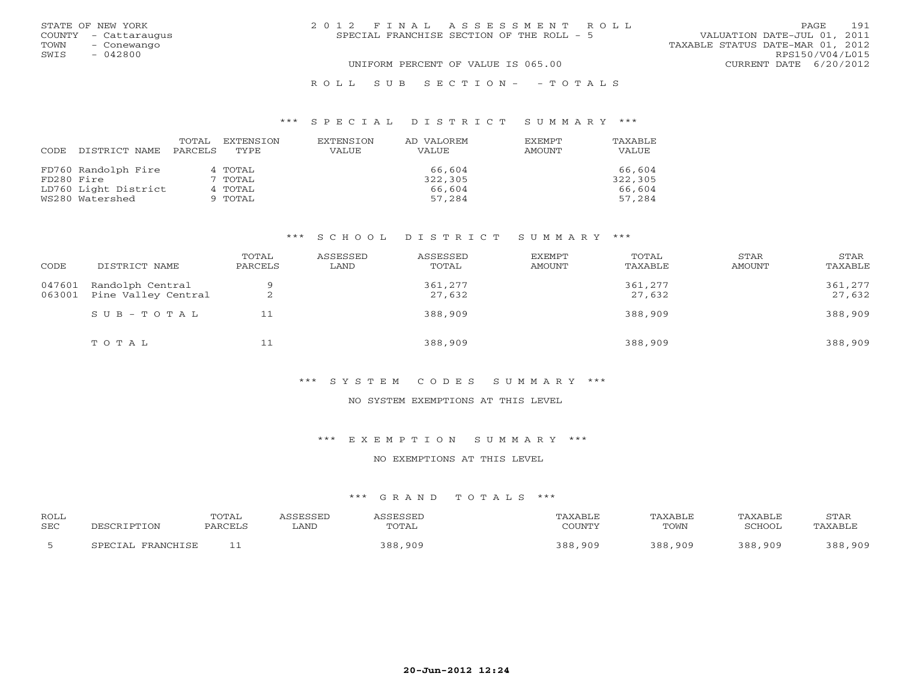STATE OF NEW YORK
COUNTY - Cattaraugus
TOWN - Conewango
SWIS - 042800

# 2012 FINAL ASSESSMENT ROLL
SPECIAL FRANCHISE SECTION OF THE ROLL - 5

UNIFORM PERCENT OF VALUE IS 065.00

VALUATION DATE-JUL 01, 2011
TAXABLE STATUS DATE-MAR 01, 2012
RPS150/V04/L015
CURRENT DATE 6/20/2012

## ROLL SUB SECTION- - TOTALS

### *** SPECIAL DISTRICT SUMMARY ***

| CODE | DISTRICT NAME | TOTAL PARCELS | EXTENSION TYPE | EXTENSION VALUE | AD VALOREM VALUE | EXEMPT AMOUNT | TAXABLE VALUE |
|---|---|---|---|---|---|---|---|
| FD760 | Randolph Fire | 4 | TOTAL | | 66,604 | | 66,604 |
| FD280 | Fire | 7 | TOTAL | | 322,305 | | 322,305 |
| LD760 | Light District | 4 | TOTAL | | 66,604 | | 66,604 |
| WS280 | Watershed | 9 | TOTAL | | 57,284 | | 57,284 |

### *** SCHOOL DISTRICT SUMMARY ***

| CODE | DISTRICT NAME | TOTAL PARCELS | ASSESSED LAND | ASSESSED TOTAL | EXEMPT AMOUNT | TOTAL TAXABLE | STAR AMOUNT | STAR TAXABLE |
|---|---|---|---|---|---|---|---|---|
| 047601 | Randolph Central | 9 | | 361,277 | | 361,277 | | 361,277 |
| 063001 | Pine Valley Central | 2 | | 27,632 | | 27,632 | | 27,632 |
| | SUB-TOTAL | 11 | | 388,909 | | 388,909 | | 388,909 |
| | TOTAL | 11 | | 388,909 | | 388,909 | | 388,909 |

### *** SYSTEM CODES SUMMARY ***

NO SYSTEM EXEMPTIONS AT THIS LEVEL

### *** EXEMPTION SUMMARY ***

NO EXEMPTIONS AT THIS LEVEL

### *** GRAND TOTALS ***

| ROLL SEC | DESCRIPTION | TOTAL PARCELS | ASSESSED LAND | ASSESSED TOTAL | TAXABLE COUNTY | TAXABLE TOWN | TAXABLE SCHOOL | STAR TAXABLE |
|---|---|---|---|---|---|---|---|---|
| 5 | SPECIAL FRANCHISE | 11 | | 388,909 | 388,909 | 388,909 | 388,909 | 388,909 |

20-Jun-2012 12:24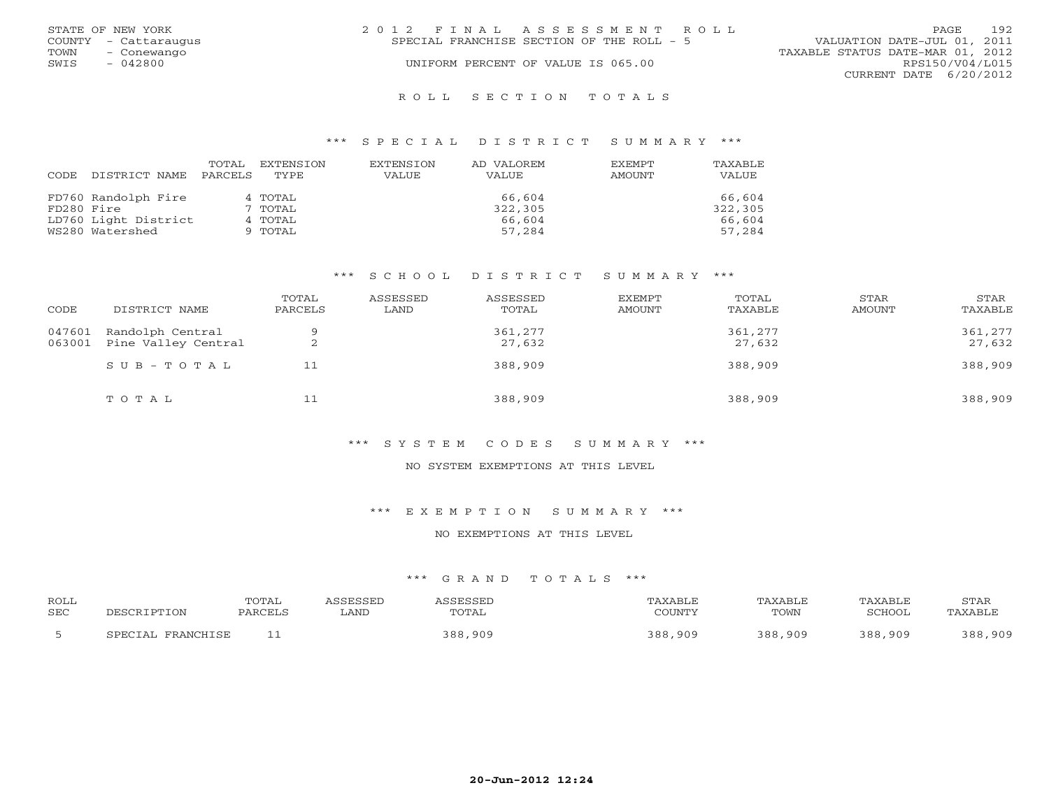STATE OF NEW YORK
COUNTY - Cattaraugus
TOWN - Conewango
SWIS - 042800

2 0 1 2 F I N A L A S S E S S M E N T R O L L
SPECIAL FRANCHISE SECTION OF THE ROLL - 5
UNIFORM PERCENT OF VALUE IS 065.00

VALUATION DATE-JUL 01, 2011
TAXABLE STATUS DATE-MAR 01, 2012
RPS150/V04/L015
CURRENT DATE 6/20/2012

## R O L L S E C T I O N T O T A L S

### *** S P E C I A L D I S T R I C T S U M M A R Y ***

| CODE DISTRICT NAME | TOTAL PARCELS | EXTENSION TYPE | EXTENSION VALUE | AD VALOREM VALUE | EXEMPT AMOUNT | TAXABLE VALUE |
|---|---|---|---|---|---|---|
| FD760 Randolph Fire | 4 | TOTAL | | 66,604 | | 66,604 |
| FD280 Fire | 7 | TOTAL | | 322,305 | | 322,305 |
| LD760 Light District | 4 | TOTAL | | 66,604 | | 66,604 |
| WS280 Watershed | 9 | TOTAL | | 57,284 | | 57,284 |

### *** S C H O O L D I S T R I C T S U M M A R Y ***

| CODE | DISTRICT NAME | TOTAL PARCELS | ASSESSED LAND | ASSESSED TOTAL | EXEMPT AMOUNT | TOTAL TAXABLE | STAR AMOUNT | STAR TAXABLE |
|---|---|---|---|---|---|---|---|---|
| 047601 | Randolph Central | 9 | | 361,277 | | 361,277 | | 361,277 |
| 063001 | Pine Valley Central | 2 | | 27,632 | | 27,632 | | 27,632 |
| | S U B - T O T A L | 11 | | 388,909 | | 388,909 | | 388,909 |
| | T O T A L | 11 | | 388,909 | | 388,909 | | 388,909 |

### *** S Y S T E M C O D E S S U M M A R Y ***

NO SYSTEM EXEMPTIONS AT THIS LEVEL

### *** E X E M P T I O N S U M M A R Y ***

NO EXEMPTIONS AT THIS LEVEL

### *** G R A N D T O T A L S ***

| ROLL SEC | DESCRIPTION | TOTAL PARCELS | ASSESSED LAND | ASSESSED TOTAL | TAXABLE COUNTY | TAXABLE TOWN | TAXABLE SCHOOL | STAR TAXABLE |
|---|---|---|---|---|---|---|---|---|
| 5 | SPECIAL FRANCHISE | 11 | | 388,909 | 388,909 | 388,909 | 388,909 | 388,909 |

20-Jun-2012 12:24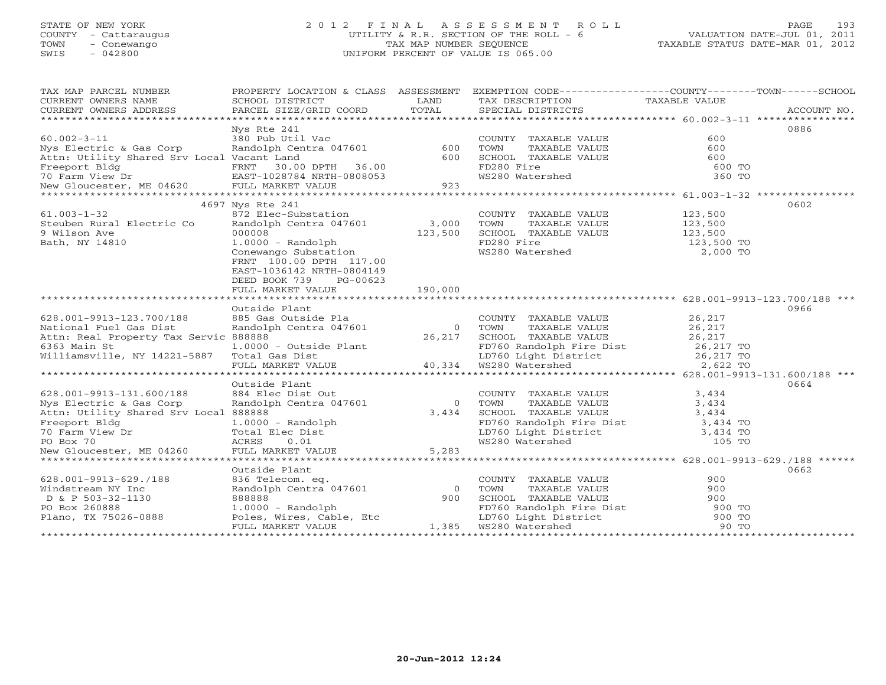STATE OF NEW YORK
COUNTY - Cattaraugus
TOWN - Conewango
SWIS - 042800

# 2012 FINAL ASSESSMENT ROLL
UTILITY & R.R. SECTION OF THE ROLL - 6
TAX MAP NUMBER SEQUENCE
UNIFORM PERCENT OF VALUE IS 065.00

VALUATION DATE-JUL 01, 2011
TAXABLE STATUS DATE-MAR 01, 2012

| TAX MAP PARCEL NUMBER / CURRENT OWNERS NAME / CURRENT OWNERS ADDRESS | PROPERTY LOCATION & CLASS / SCHOOL DISTRICT / PARCEL SIZE/GRID COORD | ASSESSMENT LAND / TOTAL | EXEMPTION CODE / TAX DESCRIPTION / SPECIAL DISTRICTS | COUNTY--------TOWN------SCHOOL TAXABLE VALUE | ACCOUNT NO. |
|---|---|---|---|---|---|
| 60.002-3-11 | Nys Rte 241 | | | | 0886 |
| 60.002-3-11 | 380 Pub Util Vac | | COUNTY TAXABLE VALUE | 600 | |
| Nys Electric & Gas Corp | Randolph Centra 047601 | 600 | TOWN TAXABLE VALUE | 600 | |
| Attn: Utility Shared Srv Local | Vacant Land | 600 | SCHOOL TAXABLE VALUE | 600 | |
| Freeport Bldg | FRNT 30.00 DPTH 36.00 | | FD280 Fire | 600 TO | |
| 70 Farm View Dr | EAST-1028784 NRTH-0808053 | | WS280 Watershed | 360 TO | |
| New Gloucester, ME 04620 | FULL MARKET VALUE | 923 | | | |
| 61.003-1-32 | 4697 Nys Rte 241 | | | | 0602 |
| 61.003-1-32 | 872 Elec-Substation | | COUNTY TAXABLE VALUE | 123,500 | |
| Steuben Rural Electric Co | Randolph Centra 047601 | 3,000 | TOWN TAXABLE VALUE | 123,500 | |
| 9 Wilson Ave | 000008 | 123,500 | SCHOOL TAXABLE VALUE | 123,500 | |
| Bath, NY 14810 | 1.0000 - Randolph | | FD280 Fire | 123,500 TO | |
| | Conewango Substation | | WS280 Watershed | 2,000 TO | |
| | FRNT 100.00 DPTH 117.00 | | | | |
| | EAST-1036142 NRTH-0804149 | | | | |
| | DEED BOOK 739 PG-00623 | | | | |
| | FULL MARKET VALUE | 190,000 | | | |
| 628.001-9913-123.700/188 | Outside Plant | | | | 0966 |
| 628.001-9913-123.700/188 | 885 Gas Outside Pla | | COUNTY TAXABLE VALUE | 26,217 | |
| National Fuel Gas Dist | Randolph Centra 047601 | 0 | TOWN TAXABLE VALUE | 26,217 | |
| Attn: Real Property Tax Servic | 888888 | 26,217 | SCHOOL TAXABLE VALUE | 26,217 | |
| 6363 Main St | 1.0000 - Outside Plant | | FD760 Randolph Fire Dist | 26,217 TO | |
| Williamsville, NY 14221-5887 | Total Gas Dist | | LD760 Light District | 26,217 TO | |
| | FULL MARKET VALUE | 40,334 | WS280 Watershed | 2,622 TO | |
| 628.001-9913-131.600/188 | Outside Plant | | | | 0664 |
| 628.001-9913-131.600/188 | 884 Elec Dist Out | | COUNTY TAXABLE VALUE | 3,434 | |
| Nys Electric & Gas Corp | Randolph Centra 047601 | 0 | TOWN TAXABLE VALUE | 3,434 | |
| Attn: Utility Shared Srv Local | 888888 | 3,434 | SCHOOL TAXABLE VALUE | 3,434 | |
| Freeport Bldg | 1.0000 - Randolph | | FD760 Randolph Fire Dist | 3,434 TO | |
| 70 Farm View Dr | Total Elec Dist | | LD760 Light District | 3,434 TO | |
| PO Box 70 | ACRES 0.01 | | WS280 Watershed | 105 TO | |
| New Gloucester, ME 04260 | FULL MARKET VALUE | 5,283 | | | |
| 628.001-9913-629./188 | Outside Plant | | | | 0662 |
| 628.001-9913-629./188 | 836 Telecom. eq. | | COUNTY TAXABLE VALUE | 900 | |
| Windstream NY Inc | Randolph Centra 047601 | 0 | TOWN TAXABLE VALUE | 900 | |
| D & P 503-32-1130 | 888888 | 900 | SCHOOL TAXABLE VALUE | 900 | |
| PO Box 260888 | 1.0000 - Randolph | | FD760 Randolph Fire Dist | 900 TO | |
| Plano, TX 75026-0888 | Poles, Wires, Cable, Etc | | LD760 Light District | 900 TO | |
| | FULL MARKET VALUE | 1,385 | WS280 Watershed | 90 TO | |

20-Jun-2012 12:24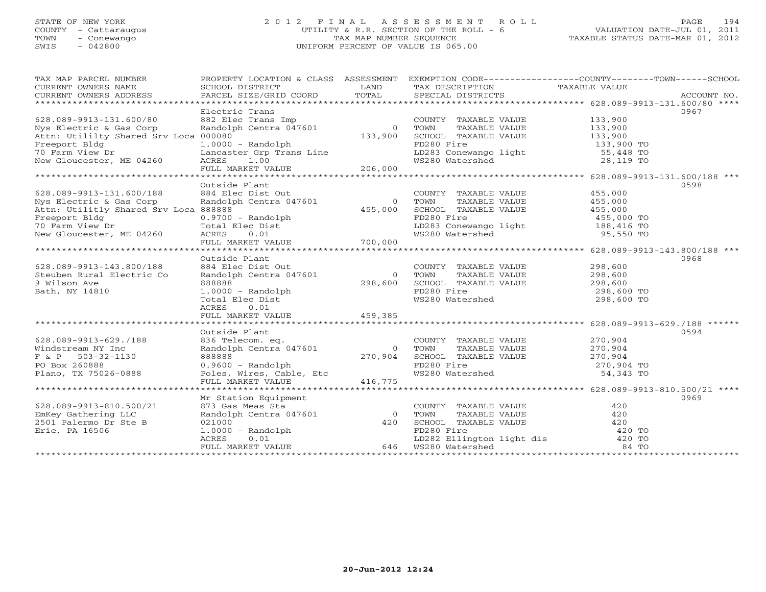STATE OF NEW YORK
COUNTY - Cattaraugus
TOWN - Conewango
SWIS - 042800

# 2012 FINAL ASSESSMENT ROLL
UTILITY & R.R. SECTION OF THE ROLL - 6
TAX MAP NUMBER SEQUENCE
UNIFORM PERCENT OF VALUE IS 065.00

VALUATION DATE-JUL 01, 2011
TAXABLE STATUS DATE-MAR 01, 2012

| TAX MAP PARCEL NUMBER / CURRENT OWNERS NAME / CURRENT OWNERS ADDRESS | PROPERTY LOCATION & CLASS / SCHOOL DISTRICT / PARCEL SIZE/GRID COORD | ASSESSMENT LAND / TOTAL | EXEMPTION CODE / TAX DESCRIPTION / SPECIAL DISTRICTS | COUNTY--------TOWN------SCHOOL TAXABLE VALUE | ACCOUNT NO. |
|---|---|---|---|---|---|
| **628.089-9913-131.600/80** | Electric Trans | | | | 0967 |
| 628.089-9913-131.600/80 | 882 Elec Trans Imp | | COUNTY TAXABLE VALUE | 133,900 | |
| Nys Electric & Gas Corp | Randolph Centra 047601 | 0 | TOWN TAXABLE VALUE | 133,900 | |
| Attn: Utililty Shared Srv Loca | 000080 | 133,900 | SCHOOL TAXABLE VALUE | 133,900 | |
| Freeport Bldg | 1.0000 - Randolph | | FD280 Fire | 133,900 TO | |
| 70 Farm View Dr | Lancaster Grp Trans Line | | LD283 Conewango light | 55,448 TO | |
| New Gloucester, ME 04260 | ACRES 1.00 | | WS280 Watershed | 28,119 TO | |
| | FULL MARKET VALUE | 206,000 | | | |
| **628.089-9913-131.600/188** | Outside Plant | | | | 0598 |
| 628.089-9913-131.600/188 | 884 Elec Dist Out | | COUNTY TAXABLE VALUE | 455,000 | |
| Nys Electric & Gas Corp | Randolph Centra 047601 | 0 | TOWN TAXABLE VALUE | 455,000 | |
| Attn: Utililty Shared Srv Loca | 888888 | 455,000 | SCHOOL TAXABLE VALUE | 455,000 | |
| Freeport Bldg | 0.9700 - Randolph | | FD280 Fire | 455,000 TO | |
| 70 Farm View Dr | Total Elec Dist | | LD283 Conewango light | 188,416 TO | |
| New Gloucester, ME 04260 | ACRES 0.01 | | WS280 Watershed | 95,550 TO | |
| | FULL MARKET VALUE | 700,000 | | | |
| **628.089-9913-143.800/188** | Outside Plant | | | | 0968 |
| 628.089-9913-143.800/188 | 884 Elec Dist Out | | COUNTY TAXABLE VALUE | 298,600 | |
| Steuben Rural Electric Co | Randolph Centra 047601 | 0 | TOWN TAXABLE VALUE | 298,600 | |
| 9 Wilson Ave | 888888 | 298,600 | SCHOOL TAXABLE VALUE | 298,600 | |
| Bath, NY 14810 | 1.0000 - Randolph | | FD280 Fire | 298,600 TO | |
| | Total Elec Dist | | WS280 Watershed | 298,600 TO | |
| | ACRES 0.01 | | | | |
| | FULL MARKET VALUE | 459,385 | | | |
| **628.089-9913-629./188** | Outside Plant | | | | 0594 |
| 628.089-9913-629./188 | 836 Telecom. eq. | | COUNTY TAXABLE VALUE | 270,904 | |
| Windstream NY Inc | Randolph Centra 047601 | 0 | TOWN TAXABLE VALUE | 270,904 | |
| F & P 503-32-1130 | 888888 | 270,904 | SCHOOL TAXABLE VALUE | 270,904 | |
| PO Box 260888 | 0.9600 - Randolph | | FD280 Fire | 270,904 TO | |
| Plano, TX 75026-0888 | Poles, Wires, Cable, Etc | | WS280 Watershed | 54,343 TO | |
| | FULL MARKET VALUE | 416,775 | | | |
| **628.089-9913-810.500/21** | Mr Station Equipment | | | | 0969 |
| 628.089-9913-810.500/21 | 873 Gas Meas Sta | | COUNTY TAXABLE VALUE | 420 | |
| EmKey Gathering LLC | Randolph Centra 047601 | 0 | TOWN TAXABLE VALUE | 420 | |
| 2501 Palermo Dr Ste B | 021000 | 420 | SCHOOL TAXABLE VALUE | 420 | |
| Erie, PA 16506 | 1.0000 - Randolph | | FD280 Fire | 420 TO | |
| | ACRES 0.01 | | LD282 Ellington light dis | 420 TO | |
| | FULL MARKET VALUE | 646 | WS280 Watershed | 84 TO | |

20-Jun-2012 12:24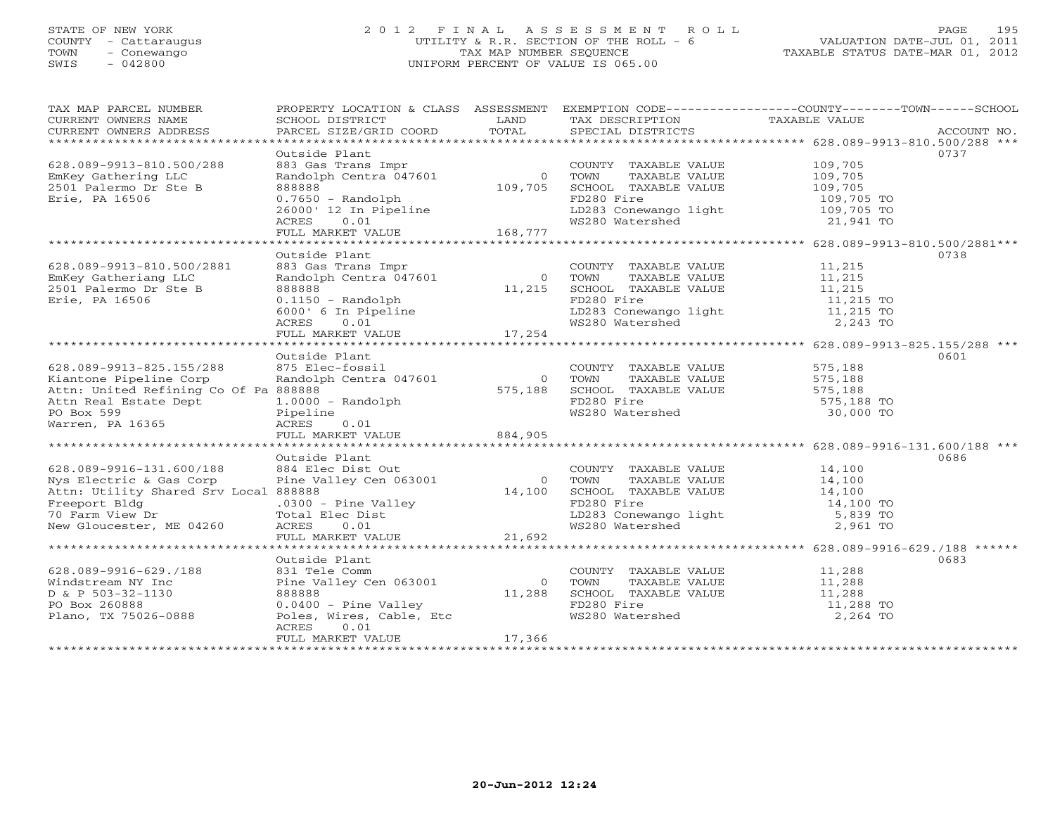STATE OF NEW YORK
COUNTY - Cattaraugus
TOWN - Conewango
SWIS - 042800

# 2012 FINAL ASSESSMENT ROLL
UTILITY & R.R. SECTION OF THE ROLL - 6
TAX MAP NUMBER SEQUENCE
UNIFORM PERCENT OF VALUE IS 065.00

VALUATION DATE-JUL 01, 2011
TAXABLE STATUS DATE-MAR 01, 2012

| TAX MAP PARCEL NUMBER / CURRENT OWNERS NAME / CURRENT OWNERS ADDRESS | PROPERTY LOCATION & CLASS / SCHOOL DISTRICT / PARCEL SIZE/GRID COORD | ASSESSMENT LAND / TOTAL | EXEMPTION CODE / TAX DESCRIPTION / SPECIAL DISTRICTS | COUNTY--------TOWN------SCHOOL TAXABLE VALUE | ACCOUNT NO. |
|---|---|---|---|---|---|
| **628.089-9913-810.500/288** | Outside Plant | | | | 0737 |
| 628.089-9913-810.500/288 | 883 Gas Trans Impr | | COUNTY TAXABLE VALUE | 109,705 | |
| EmKey Gathering LLC | Randolph Centra 047601 | 0 | TOWN TAXABLE VALUE | 109,705 | |
| 2501 Palermo Dr Ste B | 888888 | 109,705 | SCHOOL TAXABLE VALUE | 109,705 | |
| Erie, PA 16506 | 0.7650 - Randolph | | FD280 Fire | 109,705 TO | |
| | 26000' 12 In Pipeline | | LD283 Conewango light | 109,705 TO | |
| | ACRES 0.01 | | WS280 Watershed | 21,941 TO | |
| | FULL MARKET VALUE | 168,777 | | | |
| **628.089-9913-810.500/2881** | Outside Plant | | | | 0738 |
| 628.089-9913-810.500/2881 | 883 Gas Trans Impr | | COUNTY TAXABLE VALUE | 11,215 | |
| EmKey Gatheriang LLC | Randolph Centra 047601 | 0 | TOWN TAXABLE VALUE | 11,215 | |
| 2501 Palermo Dr Ste B | 888888 | 11,215 | SCHOOL TAXABLE VALUE | 11,215 | |
| Erie, PA 16506 | 0.1150 - Randolph | | FD280 Fire | 11,215 TO | |
| | 6000' 6 In Pipeline | | LD283 Conewango light | 11,215 TO | |
| | ACRES 0.01 | | WS280 Watershed | 2,243 TO | |
| | FULL MARKET VALUE | 17,254 | | | |
| **628.089-9913-825.155/288** | Outside Plant | | | | 0601 |
| 628.089-9913-825.155/288 | 875 Elec-fossil | | COUNTY TAXABLE VALUE | 575,188 | |
| Kiantone Pipeline Corp | Randolph Centra 047601 | 0 | TOWN TAXABLE VALUE | 575,188 | |
| Attn: United Refining Co Of Pa | 888888 | 575,188 | SCHOOL TAXABLE VALUE | 575,188 | |
| Attn Real Estate Dept | 1.0000 - Randolph | | FD280 Fire | 575,188 TO | |
| PO Box 599 | Pipeline | | WS280 Watershed | 30,000 TO | |
| Warren, PA 16365 | ACRES 0.01 | | | | |
| | FULL MARKET VALUE | 884,905 | | | |
| **628.089-9916-131.600/188** | Outside Plant | | | | 0686 |
| 628.089-9916-131.600/188 | 884 Elec Dist Out | | COUNTY TAXABLE VALUE | 14,100 | |
| Nys Electric & Gas Corp | Pine Valley Cen 063001 | 0 | TOWN TAXABLE VALUE | 14,100 | |
| Attn: Utility Shared Srv Local | 888888 | 14,100 | SCHOOL TAXABLE VALUE | 14,100 | |
| Freeport Bldg | .0300 - Pine Valley | | FD280 Fire | 14,100 TO | |
| 70 Farm View Dr | Total Elec Dist | | LD283 Conewango light | 5,839 TO | |
| New Gloucester, ME 04260 | ACRES 0.01 | | WS280 Watershed | 2,961 TO | |
| | FULL MARKET VALUE | 21,692 | | | |
| **628.089-9916-629./188** | Outside Plant | | | | 0683 |
| 628.089-9916-629./188 | 831 Tele Comm | | COUNTY TAXABLE VALUE | 11,288 | |
| Windstream NY Inc | Pine Valley Cen 063001 | 0 | TOWN TAXABLE VALUE | 11,288 | |
| D & P 503-32-1130 | 888888 | 11,288 | SCHOOL TAXABLE VALUE | 11,288 | |
| PO Box 260888 | 0.0400 - Pine Valley | | FD280 Fire | 11,288 TO | |
| Plano, TX 75026-0888 | Poles, Wires, Cable, Etc | | WS280 Watershed | 2,264 TO | |
| | ACRES 0.01 | | | | |
| | FULL MARKET VALUE | 17,366 | | | |

20-Jun-2012 12:24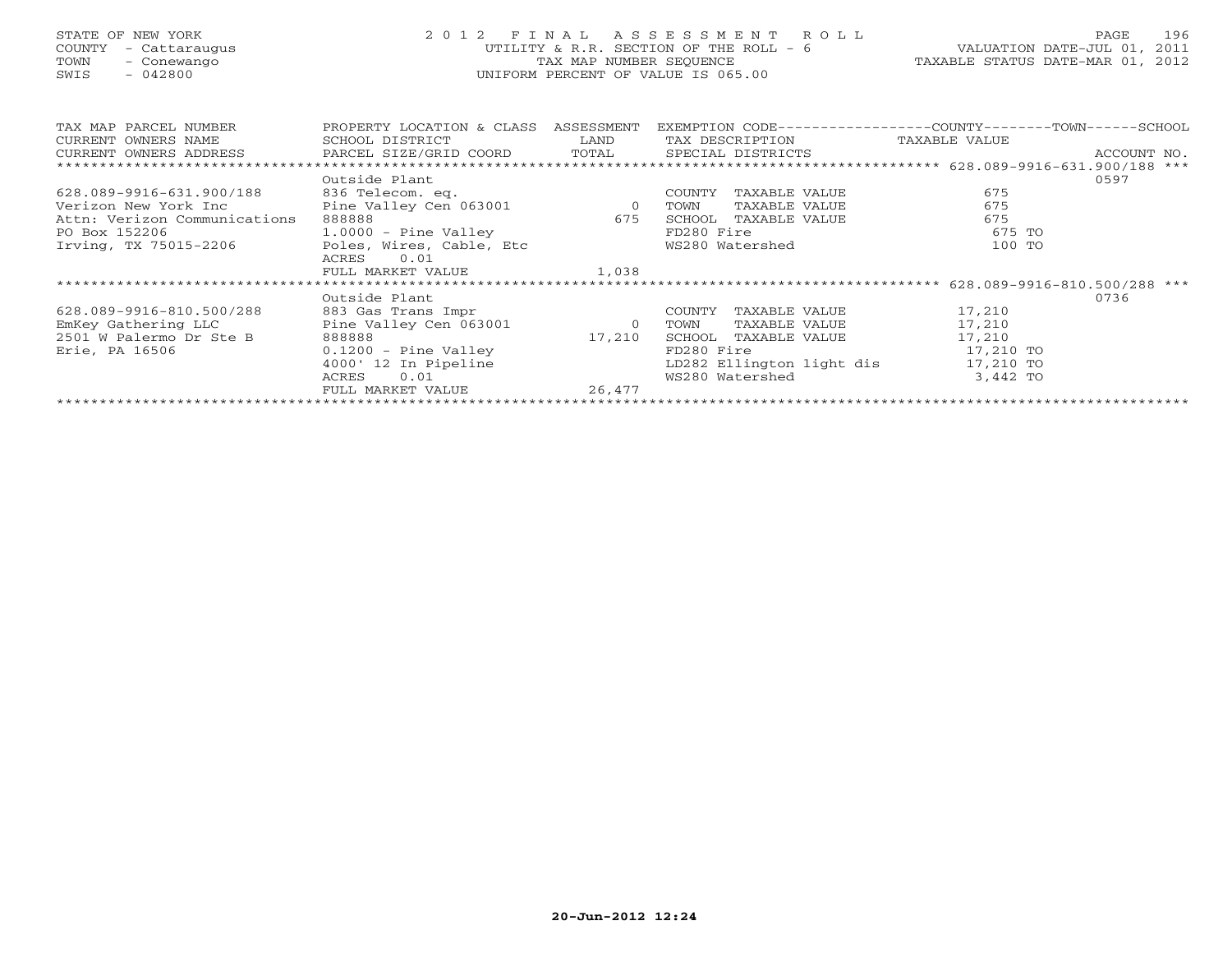STATE OF NEW YORK
COUNTY - Cattaraugus
TOWN - Conewango
SWIS - 042800

2 0 1 2 F I N A L A S S E S S M E N T R O L L
UTILITY & R.R. SECTION OF THE ROLL - 6
TAX MAP NUMBER SEQUENCE
UNIFORM PERCENT OF VALUE IS 065.00

VALUATION DATE-JUL 01, 2011
TAXABLE STATUS DATE-MAR 01, 2012

| TAX MAP PARCEL NUMBER<br>CURRENT OWNERS NAME<br>CURRENT OWNERS ADDRESS | PROPERTY LOCATION & CLASS<br>SCHOOL DISTRICT<br>PARCEL SIZE/GRID COORD | ASSESSMENT<br>LAND<br>TOTAL | EXEMPTION CODE------COUNTY-----TOWN-----SCHOOL<br>TAX DESCRIPTION<br>SPECIAL DISTRICTS | TAXABLE VALUE | ACCOUNT NO. |
|---|---|---|---|---|---|
| ***** 628.089-9916-631.900/188 *** | | | | | |
| | Outside Plant | | | | 0597 |
| 628.089-9916-631.900/188 | 836 Telecom. eq. | | COUNTY TAXABLE VALUE | 675 | |
| Verizon New York Inc | Pine Valley Cen 063001 | 0 | TOWN TAXABLE VALUE | 675 | |
| Attn: Verizon Communications | 888888 | 675 | SCHOOL TAXABLE VALUE | 675 | |
| PO Box 152206 | 1.0000 - Pine Valley | | FD280 Fire | 675 TO | |
| Irving, TX 75015-2206 | Poles, Wires, Cable, Etc | | WS280 Watershed | 100 TO | |
| | ACRES 0.01 | | | | |
| | FULL MARKET VALUE | 1,038 | | | |
| ***** 628.089-9916-810.500/288 *** | | | | | |
| | Outside Plant | | | | 0736 |
| 628.089-9916-810.500/288 | 883 Gas Trans Impr | | COUNTY TAXABLE VALUE | 17,210 | |
| EmKey Gathering LLC | Pine Valley Cen 063001 | 0 | TOWN TAXABLE VALUE | 17,210 | |
| 2501 W Palermo Dr Ste B | 888888 | 17,210 | SCHOOL TAXABLE VALUE | 17,210 | |
| Erie, PA 16506 | 0.1200 - Pine Valley | | FD280 Fire | 17,210 TO | |
| | 4000' 12 In Pipeline | | LD282 Ellington light dis | 17,210 TO | |
| | ACRES 0.01 | | WS280 Watershed | 3,442 TO | |
| | FULL MARKET VALUE | 26,477 | | | |

20-Jun-2012 12:24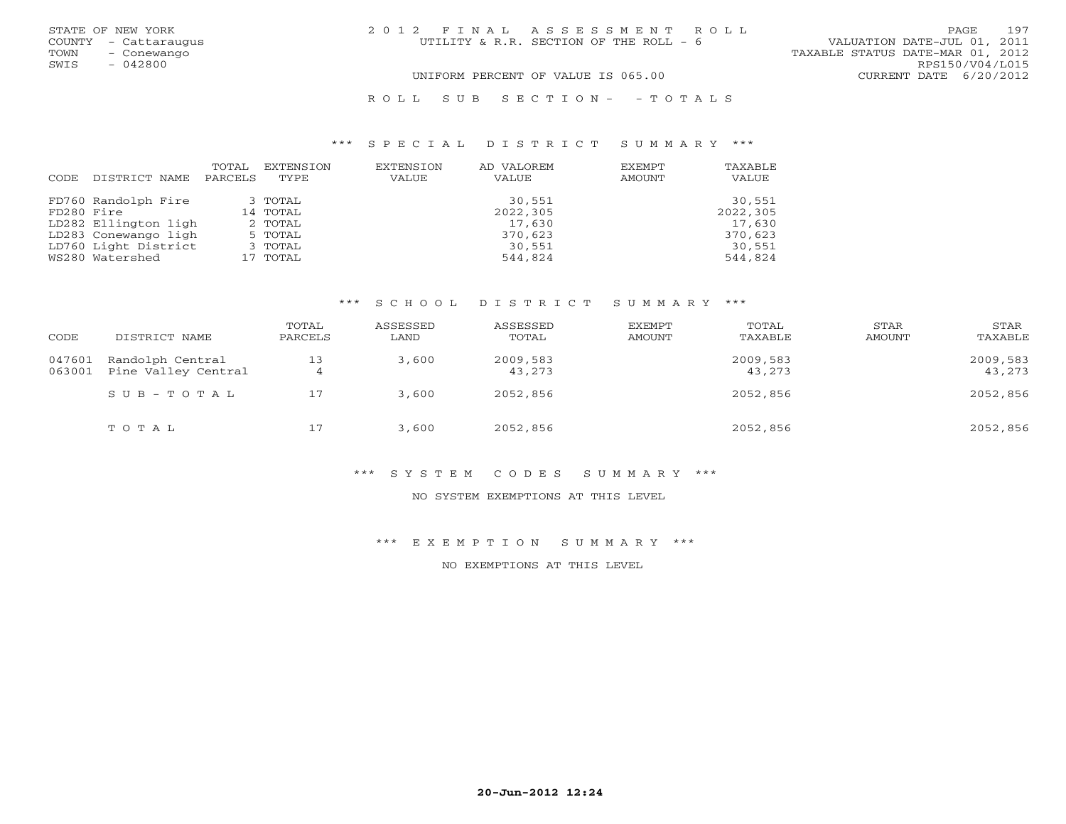STATE OF NEW YORK
COUNTY - Cattaraugus
TOWN - Conewango
SWIS - 042800

2012 FINAL ASSESSMENT ROLL
UTILITY & R.R. SECTION OF THE ROLL - 6

VALUATION DATE-JUL 01, 2011
TAXABLE STATUS DATE-MAR 01, 2012
RPS150/V04/L015
CURRENT DATE 6/20/2012

UNIFORM PERCENT OF VALUE IS 065.00

ROLL SUB SECTION- - TOTALS

### *** SPECIAL DISTRICT SUMMARY ***

| CODE | DISTRICT NAME | TOTAL PARCELS | EXTENSION TYPE | EXTENSION VALUE | AD VALOREM VALUE | EXEMPT AMOUNT | TAXABLE VALUE |
|---|---|---|---|---|---|---|---|
| FD760 | Randolph Fire | 3 | TOTAL | | 30,551 | | 30,551 |
| FD280 | Fire | 14 | TOTAL | | 2022,305 | | 2022,305 |
| LD282 | Ellington ligh | 2 | TOTAL | | 17,630 | | 17,630 |
| LD283 | Conewango ligh | 5 | TOTAL | | 370,623 | | 370,623 |
| LD760 | Light District | 3 | TOTAL | | 30,551 | | 30,551 |
| WS280 | Watershed | 17 | TOTAL | | 544,824 | | 544,824 |

### *** SCHOOL DISTRICT SUMMARY ***

| CODE | DISTRICT NAME | TOTAL PARCELS | ASSESSED LAND | ASSESSED TOTAL | EXEMPT AMOUNT | TOTAL TAXABLE | STAR AMOUNT | STAR TAXABLE |
|---|---|---|---|---|---|---|---|---|
| 047601 | Randolph Central | 13 | 3,600 | 2009,583 | | 2009,583 | | 2009,583 |
| 063001 | Pine Valley Central | 4 | | 43,273 | | 43,273 | | 43,273 |
| | SUB-TOTAL | 17 | 3,600 | 2052,856 | | 2052,856 | | 2052,856 |
| | TOTAL | 17 | 3,600 | 2052,856 | | 2052,856 | | 2052,856 |

### *** SYSTEM CODES SUMMARY ***

NO SYSTEM EXEMPTIONS AT THIS LEVEL

### *** EXEMPTION SUMMARY ***

NO EXEMPTIONS AT THIS LEVEL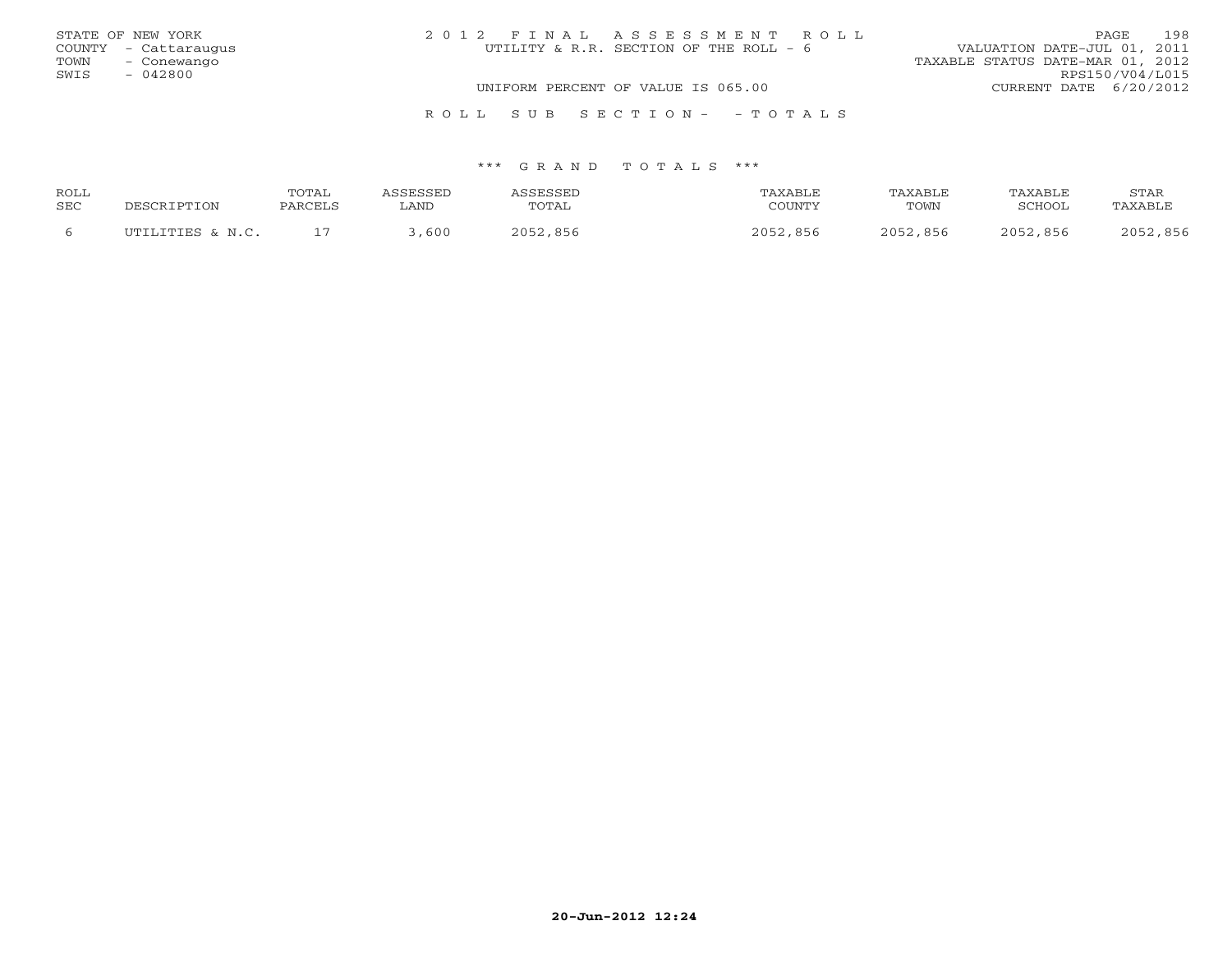STATE OF NEW YORK
COUNTY - Cattaraugus
TOWN - Conewango
SWIS - 042800

2 0 1 2 F I N A L A S S E S S M E N T R O L L
UTILITY & R.R. SECTION OF THE ROLL - 6

VALUATION DATE-JUL 01, 2011
TAXABLE STATUS DATE-MAR 01, 2012
RPS150/V04/L015

UNIFORM PERCENT OF VALUE IS 065.00

CURRENT DATE 6/20/2012

R O L L S U B S E C T I O N - - T O T A L S

*** G R A N D T O T A L S ***

| ROLL SEC | DESCRIPTION | TOTAL PARCELS | ASSESSED LAND | ASSESSED TOTAL | TAXABLE COUNTY | TAXABLE TOWN | TAXABLE SCHOOL | STAR TAXABLE |
|---|---|---|---|---|---|---|---|---|
| 6 | UTILITIES & N.C. | 17 | 3,600 | 2052,856 | 2052,856 | 2052,856 | 2052,856 | 2052,856 |

**20-Jun-2012 12:24**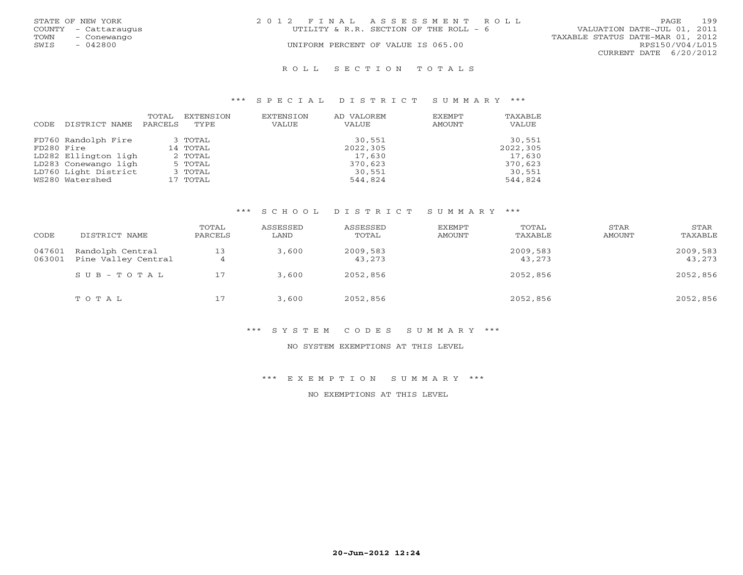STATE OF NEW YORK
COUNTY - Cattaraugus
TOWN - Conewango
SWIS - 042800

2012 FINAL ASSESSMENT ROLL
UTILITY & R.R. SECTION OF THE ROLL - 6
UNIFORM PERCENT OF VALUE IS 065.00

VALUATION DATE-JUL 01, 2011
TAXABLE STATUS DATE-MAR 01, 2012
RPS150/V04/L015
CURRENT DATE 6/20/2012

# ROLL SECTION TOTALS

## *** SPECIAL DISTRICT SUMMARY ***

| CODE | DISTRICT NAME | TOTAL PARCELS | EXTENSION TYPE | EXTENSION VALUE | AD VALOREM VALUE | EXEMPT AMOUNT | TAXABLE VALUE |
|---|---|---|---|---|---|---|---|
| FD760 | Randolph Fire | 3 | TOTAL | | 30,551 | | 30,551 |
| FD280 | Fire | 14 | TOTAL | | 2022,305 | | 2022,305 |
| LD282 | Ellington ligh | 2 | TOTAL | | 17,630 | | 17,630 |
| LD283 | Conewango ligh | 5 | TOTAL | | 370,623 | | 370,623 |
| LD760 | Light District | 3 | TOTAL | | 30,551 | | 30,551 |
| WS280 | Watershed | 17 | TOTAL | | 544,824 | | 544,824 |

## *** SCHOOL DISTRICT SUMMARY ***

| CODE | DISTRICT NAME | TOTAL PARCELS | ASSESSED LAND | ASSESSED TOTAL | EXEMPT AMOUNT | TOTAL TAXABLE | STAR AMOUNT | STAR TAXABLE |
|---|---|---|---|---|---|---|---|---|
| 047601 | Randolph Central | 13 | 3,600 | 2009,583 | | 2009,583 | | 2009,583 |
| 063001 | Pine Valley Central | 4 | | 43,273 | | 43,273 | | 43,273 |
| | SUB-TOTAL | 17 | 3,600 | 2052,856 | | 2052,856 | | 2052,856 |
| | TOTAL | 17 | 3,600 | 2052,856 | | 2052,856 | | 2052,856 |

## *** SYSTEM CODES SUMMARY ***

NO SYSTEM EXEMPTIONS AT THIS LEVEL

## *** EXEMPTION SUMMARY ***

NO EXEMPTIONS AT THIS LEVEL

20-Jun-2012 12:24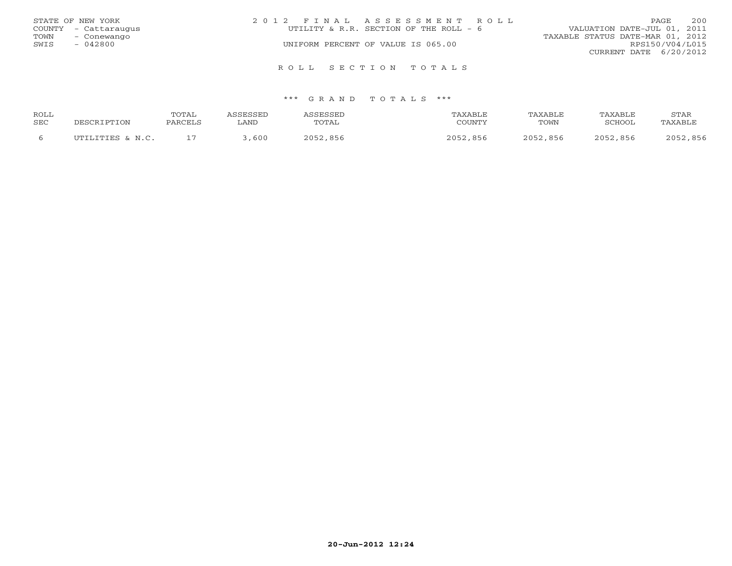STATE OF NEW YORK
COUNTY - Cattaraugus
TOWN - Conewango
SWIS - 042800

2 0 1 2 F I N A L A S S E S S M E N T R O L L
UTILITY & R.R. SECTION OF THE ROLL - 6
UNIFORM PERCENT OF VALUE IS 065.00

VALUATION DATE-JUL 01, 2011
TAXABLE STATUS DATE-MAR 01, 2012
RPS150/V04/L015
CURRENT DATE 6/20/2012

## R O L L S E C T I O N T O T A L S

### *** G R A N D T O T A L S ***

| ROLL SEC | DESCRIPTION | TOTAL PARCELS | ASSESSED LAND | ASSESSED TOTAL | TAXABLE COUNTY | TAXABLE TOWN | TAXABLE SCHOOL | STAR TAXABLE |
|---|---|---|---|---|---|---|---|---|
| 6 | UTILITIES & N.C. | 17 | 3,600 | 2052,856 | 2052,856 | 2052,856 | 2052,856 | 2052,856 |

20-Jun-2012 12:24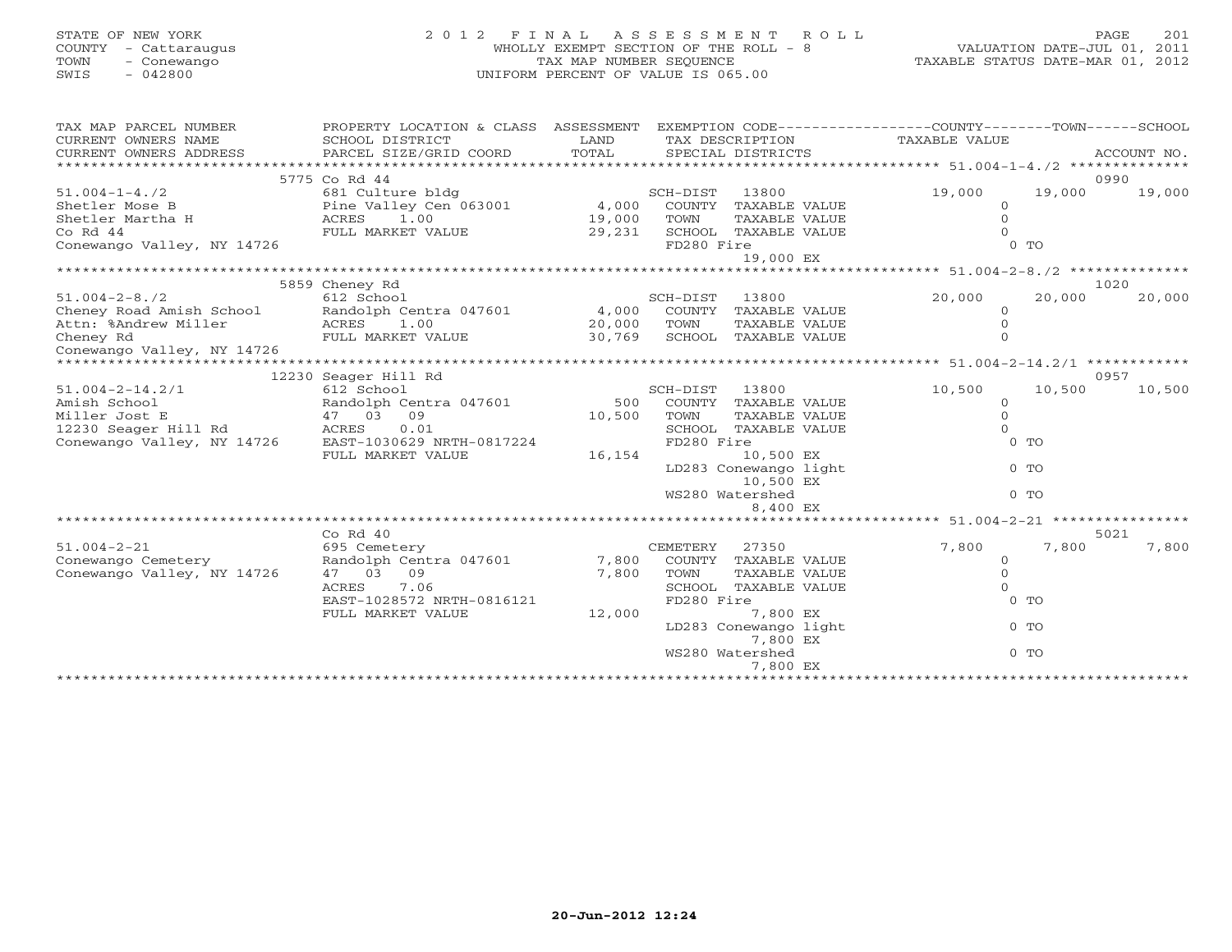STATE OF NEW YORK
COUNTY - Cattaraugus
TOWN - Conewango
SWIS - 042800

# 2012 FINAL ASSESSMENT ROLL
WHOLLY EXEMPT SECTION OF THE ROLL - 8
TAX MAP NUMBER SEQUENCE
UNIFORM PERCENT OF VALUE IS 065.00

VALUATION DATE-JUL 01, 2011
TAXABLE STATUS DATE-MAR 01, 2012

| TAX MAP PARCEL NUMBER / CURRENT OWNERS NAME / CURRENT OWNERS ADDRESS | PROPERTY LOCATION & CLASS / SCHOOL DISTRICT / PARCEL SIZE/GRID COORD | ASSESSMENT LAND / TOTAL | EXEMPTION CODE / TAX DESCRIPTION / SPECIAL DISTRICTS | COUNTY TAXABLE VALUE | TOWN | SCHOOL / ACCOUNT NO. |
|---|---|---|---|---|---|---|
| 51.004-1-4./2 | 5775 Co Rd 44 | | | | | 0990 |
| 51.004-1-4./2 | 681 Culture bldg | | SCH-DIST 13800 | 19,000 | 19,000 | 19,000 |
| Shetler Mose B | Pine Valley Cen 063001 | 4,000 | COUNTY TAXABLE VALUE | 0 | | |
| Shetler Martha H | ACRES 1.00 | 19,000 | TOWN TAXABLE VALUE | 0 | | |
| Co Rd 44 | FULL MARKET VALUE | 29,231 | SCHOOL TAXABLE VALUE | 0 | | |
| Conewango Valley, NY 14726 | | | FD280 Fire 19,000 EX | 0 TO | | |
| 51.004-2-8./2 | 5859 Cheney Rd | | | | | 1020 |
| 51.004-2-8./2 | 612 School | | SCH-DIST 13800 | 20,000 | 20,000 | 20,000 |
| Cheney Road Amish School | Randolph Centra 047601 | 4,000 | COUNTY TAXABLE VALUE | 0 | | |
| Attn: %Andrew Miller | ACRES 1.00 | 20,000 | TOWN TAXABLE VALUE | 0 | | |
| Cheney Rd | FULL MARKET VALUE | 30,769 | SCHOOL TAXABLE VALUE | 0 | | |
| Conewango Valley, NY 14726 | | | | | | |
| 51.004-2-14.2/1 | 12230 Seager Hill Rd | | | | | 0957 |
| 51.004-2-14.2/1 | 612 School | | SCH-DIST 13800 | 10,500 | 10,500 | 10,500 |
| Amish School | Randolph Centra 047601 | 500 | COUNTY TAXABLE VALUE | 0 | | |
| Miller Jost E | 47 03 09 | 10,500 | TOWN TAXABLE VALUE | 0 | | |
| 12230 Seager Hill Rd | ACRES 0.01 | | SCHOOL TAXABLE VALUE | 0 | | |
| Conewango Valley, NY 14726 | EAST-1030629 NRTH-0817224 | | FD280 Fire 10,500 EX | 0 TO | | |
| | FULL MARKET VALUE | 16,154 | LD283 Conewango light 10,500 EX | 0 TO | | |
| | | | WS280 Watershed 8,400 EX | 0 TO | | |
| 51.004-2-21 | Co Rd 40 | | | | | 5021 |
| 51.004-2-21 | 695 Cemetery | | CEMETERY 27350 | 7,800 | 7,800 | 7,800 |
| Conewango Cemetery | Randolph Centra 047601 | 7,800 | COUNTY TAXABLE VALUE | 0 | | |
| Conewango Valley, NY 14726 | 47 03 09 | 7,800 | TOWN TAXABLE VALUE | 0 | | |
| | ACRES 7.06 | | SCHOOL TAXABLE VALUE | 0 | | |
| | EAST-1028572 NRTH-0816121 | | FD280 Fire 7,800 EX | 0 TO | | |
| | FULL MARKET VALUE | 12,000 | LD283 Conewango light 7,800 EX | 0 TO | | |
| | | | WS280 Watershed 7,800 EX | 0 TO | | |

20-Jun-2012 12:24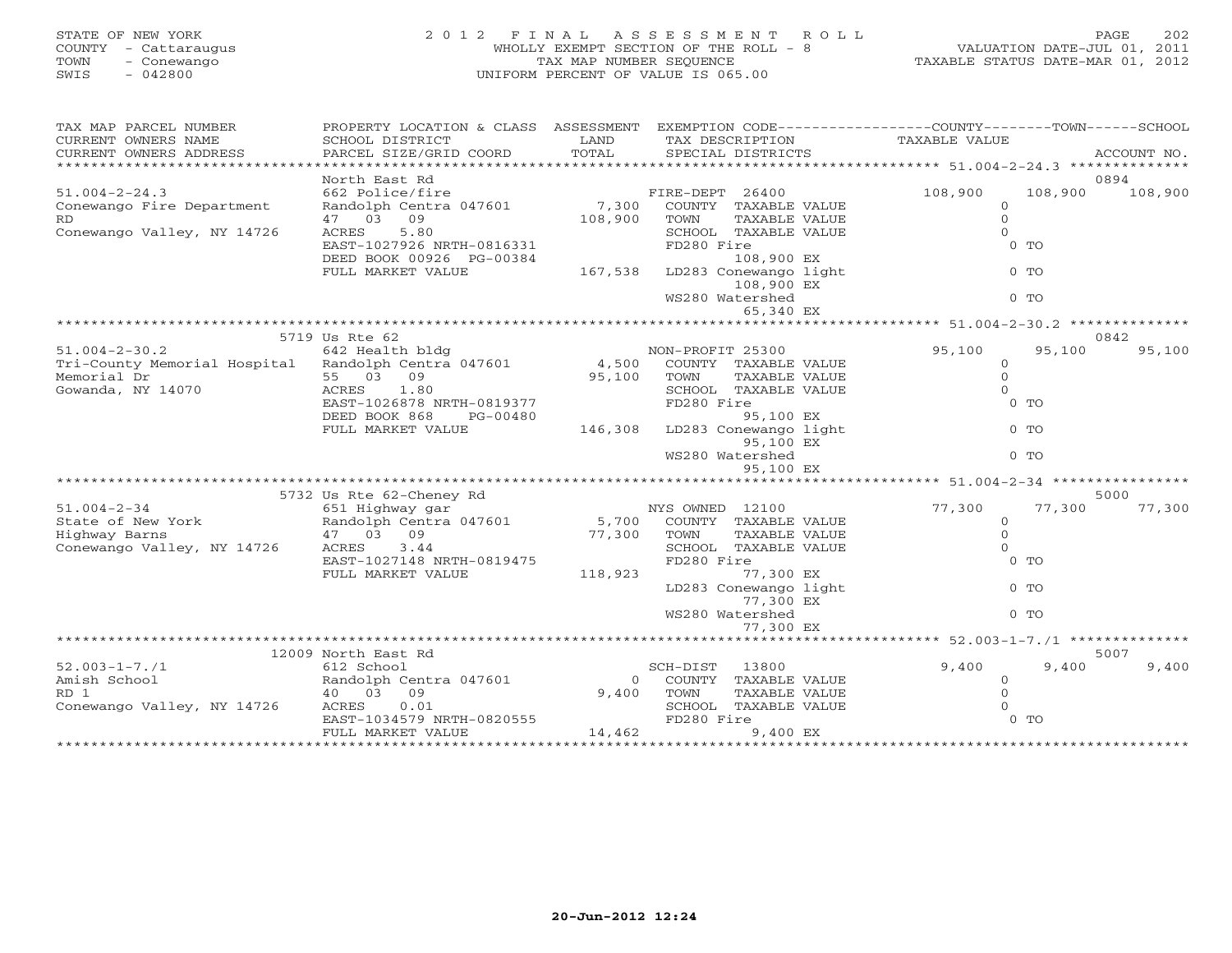STATE OF NEW YORK
COUNTY - Cattaraugus
TOWN - Conewango
SWIS - 042800

# 2012 FINAL ASSESSMENT ROLL

WHOLLY EXEMPT SECTION OF THE ROLL - 8
TAX MAP NUMBER SEQUENCE
UNIFORM PERCENT OF VALUE IS 065.00

VALUATION DATE-JUL 01, 2011
TAXABLE STATUS DATE-MAR 01, 2012

| TAX MAP PARCEL NUMBER / CURRENT OWNERS NAME / CURRENT OWNERS ADDRESS | PROPERTY LOCATION & CLASS / SCHOOL DISTRICT / PARCEL SIZE/GRID COORD | ASSESSMENT LAND / TOTAL | EXEMPTION CODE / TAX DESCRIPTION / SPECIAL DISTRICTS | COUNTY TAXABLE VALUE | TOWN | SCHOOL / ACCOUNT NO. |
|---|---|---|---|---|---|---|
| **51.004-2-24.3** | North East Rd | | | | | 0894 |
| 51.004-2-24.3 | 662 Police/fire | | FIRE-DEPT 26400 | 108,900 | 108,900 | 108,900 |
| Conewango Fire Department | Randolph Centra 047601 | 7,300 | COUNTY TAXABLE VALUE | 0 | | |
| RD | 47 03 09 | 108,900 | TOWN TAXABLE VALUE | 0 | | |
| Conewango Valley, NY 14726 | ACRES 5.80 | | SCHOOL TAXABLE VALUE | 0 | | |
| | EAST-1027926 NRTH-0816331 | | FD280 Fire 108,900 EX | 0 TO | | |
| | DEED BOOK 00926 PG-00384 | | | | | |
| | FULL MARKET VALUE | 167,538 | LD283 Conewango light 108,900 EX | 0 TO | | |
| | | | WS280 Watershed 65,340 EX | 0 TO | | |
| **51.004-2-30.2** | 5719 Us Rte 62 | | | | | 0842 |
| 51.004-2-30.2 | 642 Health bldg | | NON-PROFIT 25300 | 95,100 | 95,100 | 95,100 |
| Tri-County Memorial Hospital | Randolph Centra 047601 | 4,500 | COUNTY TAXABLE VALUE | 0 | | |
| Memorial Dr | 55 03 09 | 95,100 | TOWN TAXABLE VALUE | 0 | | |
| Gowanda, NY 14070 | ACRES 1.80 | | SCHOOL TAXABLE VALUE | 0 | | |
| | EAST-1026878 NRTH-0819377 | | FD280 Fire 95,100 EX | 0 TO | | |
| | DEED BOOK 868 PG-00480 | | | | | |
| | FULL MARKET VALUE | 146,308 | LD283 Conewango light 95,100 EX | 0 TO | | |
| | | | WS280 Watershed 95,100 EX | 0 TO | | |
| **51.004-2-34** | 5732 Us Rte 62-Cheney Rd | | | | | 5000 |
| 51.004-2-34 | 651 Highway gar | | NYS OWNED 12100 | 77,300 | 77,300 | 77,300 |
| State of New York | Randolph Centra 047601 | 5,700 | COUNTY TAXABLE VALUE | 0 | | |
| Highway Barns | 47 03 09 | 77,300 | TOWN TAXABLE VALUE | 0 | | |
| Conewango Valley, NY 14726 | ACRES 3.44 | | SCHOOL TAXABLE VALUE | 0 | | |
| | EAST-1027148 NRTH-0819475 | | FD280 Fire 77,300 EX | 0 TO | | |
| | FULL MARKET VALUE | 118,923 | LD283 Conewango light 77,300 EX | 0 TO | | |
| | | | WS280 Watershed 77,300 EX | 0 TO | | |
| **52.003-1-7./1** | 12009 North East Rd | | | | | 5007 |
| 52.003-1-7./1 | 612 School | | SCH-DIST 13800 | 9,400 | 9,400 | 9,400 |
| Amish School | Randolph Centra 047601 | 0 | COUNTY TAXABLE VALUE | 0 | | |
| RD 1 | 40 03 09 | 9,400 | TOWN TAXABLE VALUE | 0 | | |
| Conewango Valley, NY 14726 | ACRES 0.01 | | SCHOOL TAXABLE VALUE | 0 | | |
| | EAST-1034579 NRTH-0820555 | | FD280 Fire 9,400 EX | 0 TO | | |
| | FULL MARKET VALUE | 14,462 | | | | |

20-Jun-2012 12:24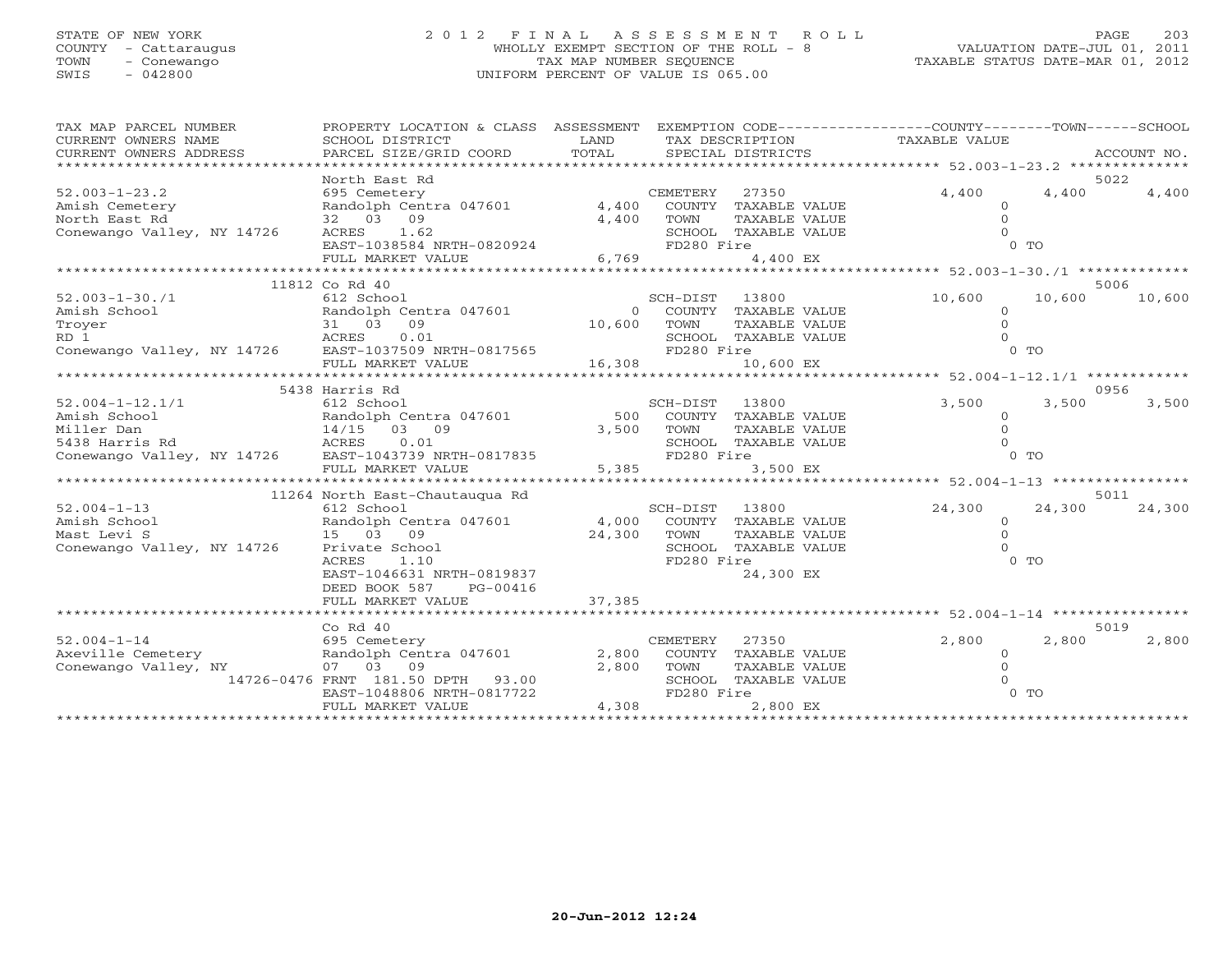STATE OF NEW YORK
COUNTY - Cattaraugus
TOWN - Conewango
SWIS - 042800

# 2012 FINAL ASSESSMENT ROLL

WHOLLY EXEMPT SECTION OF THE ROLL - 8
TAX MAP NUMBER SEQUENCE
UNIFORM PERCENT OF VALUE IS 065.00

VALUATION DATE-JUL 01, 2011
TAXABLE STATUS DATE-MAR 01, 2012

| TAX MAP PARCEL NUMBER / CURRENT OWNERS NAME / CURRENT OWNERS ADDRESS | PROPERTY LOCATION & CLASS / SCHOOL DISTRICT / PARCEL SIZE/GRID COORD | ASSESSMENT LAND / TOTAL | EXEMPTION CODE / TAX DESCRIPTION / SPECIAL DISTRICTS | COUNTY TAXABLE VALUE | TOWN | SCHOOL | ACCOUNT NO. |
|---|---|---|---|---|---|---|---|
| 52.003-1-23.2 | North East Rd | | | | | | 5022 |
| Amish Cemetery | 695 Cemetery | | CEMETERY 27350 | 4,400 | 4,400 | 4,400 | |
| North East Rd | Randolph Centra 047601 | 4,400 | COUNTY TAXABLE VALUE | 0 | | | |
| Conewango Valley, NY 14726 | 32 03 09 | 4,400 | TOWN TAXABLE VALUE | | 0 | | |
| | ACRES 1.62 | | SCHOOL TAXABLE VALUE | | | 0 | |
| | EAST-1038584 NRTH-0820924 | | FD280 Fire | 0 TO | | | |
| | FULL MARKET VALUE | 6,769 | 4,400 EX | | | | |
| 52.003-1-30./1 | 11812 Co Rd 40 | | | | | | 5006 |
| Amish School | 612 School | | SCH-DIST 13800 | 10,600 | 10,600 | 10,600 | |
| Troyer | Randolph Centra 047601 | 0 | COUNTY TAXABLE VALUE | 0 | | | |
| RD 1 | 31 03 09 | 10,600 | TOWN TAXABLE VALUE | | 0 | | |
| Conewango Valley, NY 14726 | ACRES 0.01 | | SCHOOL TAXABLE VALUE | | | 0 | |
| | EAST-1037509 NRTH-0817565 | | FD280 Fire | 0 TO | | | |
| | FULL MARKET VALUE | 16,308 | 10,600 EX | | | | |
| 52.004-1-12.1/1 | 5438 Harris Rd | | | | | | 0956 |
| Amish School | 612 School | | SCH-DIST 13800 | 3,500 | 3,500 | 3,500 | |
| Miller Dan | Randolph Centra 047601 | 500 | COUNTY TAXABLE VALUE | 0 | | | |
| 5438 Harris Rd | 14/15 03 09 | 3,500 | TOWN TAXABLE VALUE | | 0 | | |
| Conewango Valley, NY 14726 | ACRES 0.01 | | SCHOOL TAXABLE VALUE | | | 0 | |
| | EAST-1043739 NRTH-0817835 | | FD280 Fire | 0 TO | | | |
| | FULL MARKET VALUE | 5,385 | 3,500 EX | | | | |
| 52.004-1-13 | 11264 North East-Chautauqua Rd | | | | | | 5011 |
| Amish School | 612 School | | SCH-DIST 13800 | 24,300 | 24,300 | 24,300 | |
| Mast Levi S | Randolph Centra 047601 | 4,000 | COUNTY TAXABLE VALUE | 0 | | | |
| Conewango Valley, NY 14726 | 15 03 09 | 24,300 | TOWN TAXABLE VALUE | | 0 | | |
| | Private School | | SCHOOL TAXABLE VALUE | | | 0 | |
| | ACRES 1.10 | | FD280 Fire | 0 TO | | | |
| | EAST-1046631 NRTH-0819837 | | 24,300 EX | | | | |
| | DEED BOOK 587 PG-00416 | | | | | | |
| | FULL MARKET VALUE | 37,385 | | | | | |
| 52.004-1-14 | Co Rd 40 | | | | | | 5019 |
| Axeville Cemetery | 695 Cemetery | | CEMETERY 27350 | 2,800 | 2,800 | 2,800 | |
| Conewango Valley, NY | Randolph Centra 047601 | 2,800 | COUNTY TAXABLE VALUE | 0 | | | |
| 14726-0476 | 07 03 09 | 2,800 | TOWN TAXABLE VALUE | | 0 | | |
| | FRNT 181.50 DPTH 93.00 | | SCHOOL TAXABLE VALUE | | | 0 | |
| | EAST-1048806 NRTH-0817722 | | FD280 Fire | 0 TO | | | |
| | FULL MARKET VALUE | 4,308 | 2,800 EX | | | | |

20-Jun-2012 12:24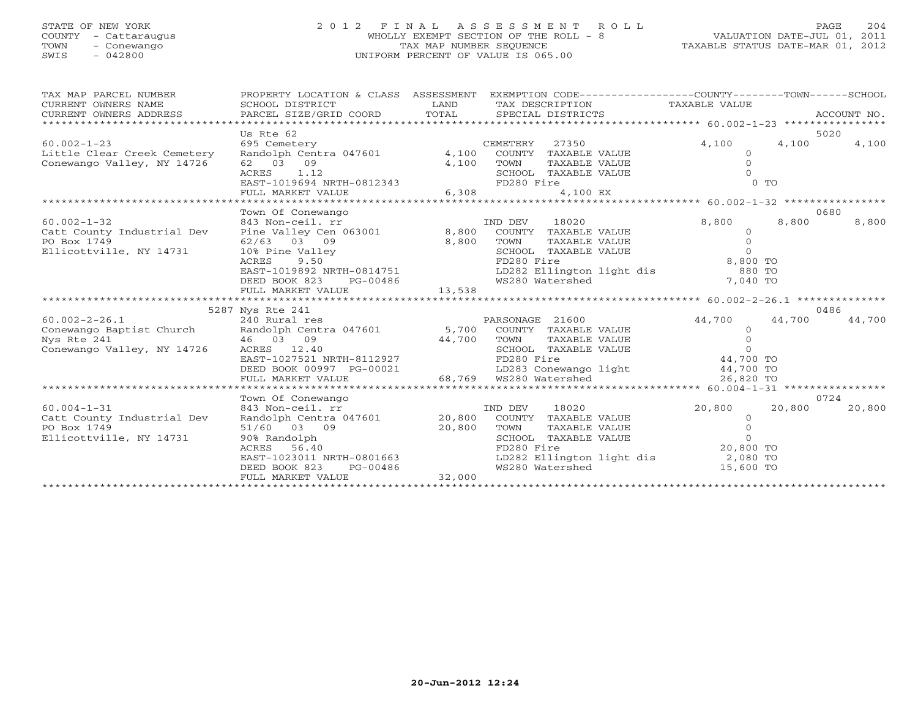STATE OF NEW YORK
COUNTY - Cattaraugus
TOWN - Conewango
SWIS - 042800

# 2012 FINAL ASSESSMENT ROLL

WHOLLY EXEMPT SECTION OF THE ROLL - 8
TAX MAP NUMBER SEQUENCE
UNIFORM PERCENT OF VALUE IS 065.00

VALUATION DATE-JUL 01, 2011
TAXABLE STATUS DATE-MAR 01, 2012

| TAX MAP PARCEL NUMBER / CURRENT OWNERS NAME / CURRENT OWNERS ADDRESS | PROPERTY LOCATION & CLASS / SCHOOL DISTRICT / PARCEL SIZE/GRID COORD | ASSESSMENT LAND / TOTAL | EXEMPTION CODE / TAX DESCRIPTION / SPECIAL DISTRICTS | COUNTY TAXABLE VALUE | TOWN | SCHOOL / ACCOUNT NO. |
|---|---|---|---|---|---|---|
| 60.002-1-23 | Us Rte 62 | | | | | 5020 |
| Little Clear Creek Cemetery | 695 Cemetery | | CEMETERY 27350 | 4,100 | 4,100 | 4,100 |
| Conewango Valley, NY 14726 | Randolph Centra 047601 | 4,100 | COUNTY TAXABLE VALUE | 0 | | |
| | 62 03 09 | 4,100 | TOWN TAXABLE VALUE | 0 | | |
| | ACRES 1.12 | | SCHOOL TAXABLE VALUE | 0 | | |
| | EAST-1019694 NRTH-0812343 | | FD280 Fire | 0 TO | | |
| | FULL MARKET VALUE | 6,308 | 4,100 EX | | | |
| 60.002-1-32 | Town Of Conewango | | | | | 0680 |
| Catt County Industrial Dev | 843 Non-ceil. rr | | IND DEV 18020 | 8,800 | 8,800 | 8,800 |
| PO Box 1749 | Pine Valley Cen 063001 | 8,800 | COUNTY TAXABLE VALUE | 0 | | |
| Ellicottville, NY 14731 | 62/63 03 09 | 8,800 | TOWN TAXABLE VALUE | 0 | | |
| | 10% Pine Valley | | SCHOOL TAXABLE VALUE | 0 | | |
| | ACRES 9.50 | | FD280 Fire | 8,800 TO | | |
| | EAST-1019892 NRTH-0814751 | | LD282 Ellington light dis | 880 TO | | |
| | DEED BOOK 823 PG-00486 | | WS280 Watershed | 7,040 TO | | |
| | FULL MARKET VALUE | 13,538 | | | | |
| 60.002-2-26.1 | 5287 Nys Rte 241 | | | | | 0486 |
| Conewango Baptist Church | 240 Rural res | | PARSONAGE 21600 | 44,700 | 44,700 | 44,700 |
| Nys Rte 241 | Randolph Centra 047601 | 5,700 | COUNTY TAXABLE VALUE | 0 | | |
| Conewango Valley, NY 14726 | 46 03 09 | 44,700 | TOWN TAXABLE VALUE | 0 | | |
| | ACRES 12.40 | | SCHOOL TAXABLE VALUE | 0 | | |
| | EAST-1027521 NRTH-8112927 | | FD280 Fire | 44,700 TO | | |
| | DEED BOOK 00997 PG-00021 | | LD283 Conewango light | 44,700 TO | | |
| | FULL MARKET VALUE | 68,769 | WS280 Watershed | 26,820 TO | | |
| 60.004-1-31 | Town Of Conewango | | | | | 0724 |
| Catt County Industrial Dev | 843 Non-ceil. rr | | IND DEV 18020 | 20,800 | 20,800 | 20,800 |
| PO Box 1749 | Randolph Centra 047601 | 20,800 | COUNTY TAXABLE VALUE | 0 | | |
| Ellicottville, NY 14731 | 51/60 03 09 | 20,800 | TOWN TAXABLE VALUE | 0 | | |
| | 90% Randolph | | SCHOOL TAXABLE VALUE | 0 | | |
| | ACRES 56.40 | | FD280 Fire | 20,800 TO | | |
| | EAST-1023011 NRTH-0801663 | | LD282 Ellington light dis | 2,080 TO | | |
| | DEED BOOK 823 PG-00486 | | WS280 Watershed | 15,600 TO | | |
| | FULL MARKET VALUE | 32,000 | | | | |

20-Jun-2012 12:24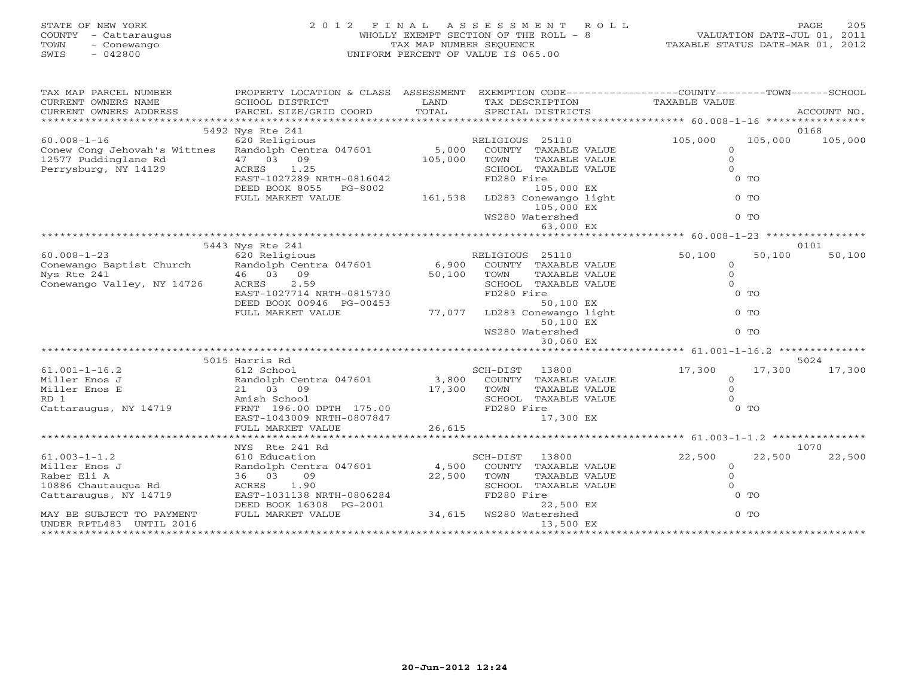STATE OF NEW YORK
COUNTY - Cattaraugus
TOWN - Conewango
SWIS - 042800

# 2012 FINAL ASSESSMENT ROLL

WHOLLY EXEMPT SECTION OF THE ROLL - 8
TAX MAP NUMBER SEQUENCE
UNIFORM PERCENT OF VALUE IS 065.00

VALUATION DATE-JUL 01, 2011
TAXABLE STATUS DATE-MAR 01, 2012

| TAX MAP PARCEL NUMBER / CURRENT OWNERS NAME / CURRENT OWNERS ADDRESS | PROPERTY LOCATION & CLASS / SCHOOL DISTRICT / PARCEL SIZE/GRID COORD | ASSESSMENT LAND / TOTAL | EXEMPTION CODE / TAX DESCRIPTION / SPECIAL DISTRICTS | COUNTY TAXABLE VALUE | TOWN | SCHOOL / ACCOUNT NO. |
|---|---|---|---|---|---|---|
| | 5492 Nys Rte 241 | | | | | 0168 |
| 60.008-1-16 | 620 Religious | | RELIGIOUS 25110 | 105,000 | 105,000 | 105,000 |
| Conew Cong Jehovah's Wittnes | Randolph Centra 047601 | 5,000 | COUNTY TAXABLE VALUE | 0 | | |
| 12577 Puddinglane Rd | 47 03 09 | 105,000 | TOWN TAXABLE VALUE | 0 | | |
| Perrysburg, NY 14129 | ACRES 1.25 | | SCHOOL TAXABLE VALUE | 0 | | |
| | EAST-1027289 NRTH-0816042 | | FD280 Fire | 0 TO | | |
| | DEED BOOK 8055 PG-8002 | | 105,000 EX | | | |
| | FULL MARKET VALUE | 161,538 | LD283 Conewango light | 0 TO | | |
| | | | 105,000 EX | | | |
| | | | WS280 Watershed | 0 TO | | |
| | | | 63,000 EX | | | |
| | 5443 Nys Rte 241 | | | | | 0101 |
| 60.008-1-23 | 620 Religious | | RELIGIOUS 25110 | 50,100 | 50,100 | 50,100 |
| Conewango Baptist Church | Randolph Centra 047601 | 6,900 | COUNTY TAXABLE VALUE | 0 | | |
| Nys Rte 241 | 46 03 09 | 50,100 | TOWN TAXABLE VALUE | 0 | | |
| Conewango Valley, NY 14726 | ACRES 2.59 | | SCHOOL TAXABLE VALUE | 0 | | |
| | EAST-1027714 NRTH-0815730 | | FD280 Fire | 0 TO | | |
| | DEED BOOK 00946 PG-00453 | | 50,100 EX | | | |
| | FULL MARKET VALUE | 77,077 | LD283 Conewango light | 0 TO | | |
| | | | 50,100 EX | | | |
| | | | WS280 Watershed | 0 TO | | |
| | | | 30,060 EX | | | |
| | 5015 Harris Rd | | | | | 5024 |
| 61.001-1-16.2 | 612 School | | SCH-DIST 13800 | 17,300 | 17,300 | 17,300 |
| Miller Enos J | Randolph Centra 047601 | 3,800 | COUNTY TAXABLE VALUE | 0 | | |
| Miller Enos E | 21 03 09 | 17,300 | TOWN TAXABLE VALUE | 0 | | |
| RD 1 | Amish School | | SCHOOL TAXABLE VALUE | 0 | | |
| Cattaraugus, NY 14719 | FRNT 196.00 DPTH 175.00 | | FD280 Fire | 0 TO | | |
| | EAST-1043009 NRTH-0807847 | | 17,300 EX | | | |
| | FULL MARKET VALUE | 26,615 | | | | |
| | NYS Rte 241 Rd | | | | | 1070 |
| 61.003-1-1.2 | 610 Education | | SCH-DIST 13800 | 22,500 | 22,500 | 22,500 |
| Miller Enos J | Randolph Centra 047601 | 4,500 | COUNTY TAXABLE VALUE | 0 | | |
| Raber Eli A | 36 03 09 | 22,500 | TOWN TAXABLE VALUE | 0 | | |
| 10886 Chautauqua Rd | ACRES 1.90 | | SCHOOL TAXABLE VALUE | 0 | | |
| Cattaraugus, NY 14719 | EAST-1031138 NRTH-0806284 | | FD280 Fire | 0 TO | | |
| | DEED BOOK 16308 PG-2001 | | 22,500 EX | | | |
| MAY BE SUBJECT TO PAYMENT | FULL MARKET VALUE | 34,615 | WS280 Watershed | 0 TO | | |
| UNDER RPTL483 UNTIL 2016 | | | 13,500 EX | | | |

20-Jun-2012 12:24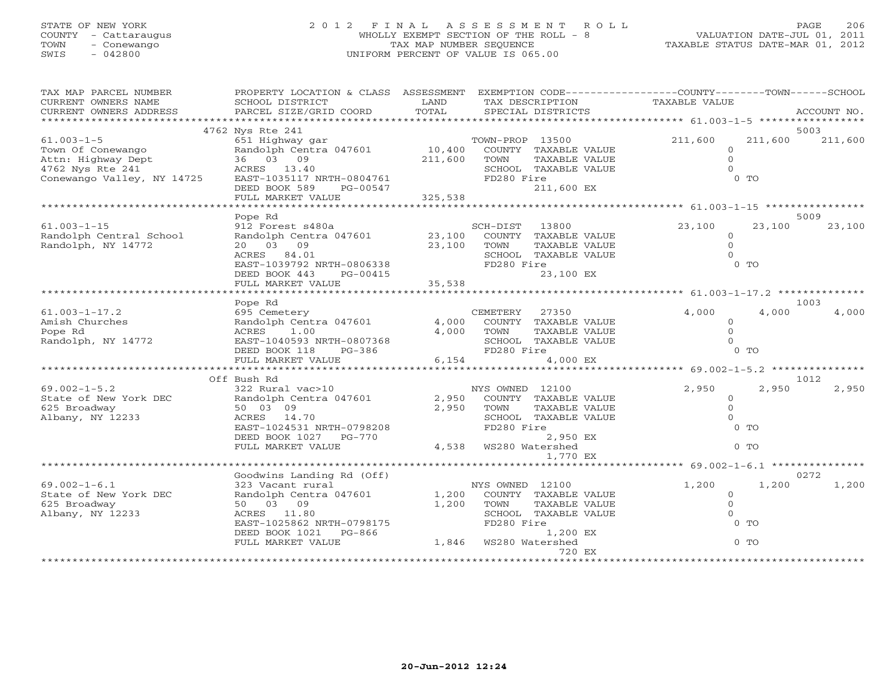STATE OF NEW YORK
COUNTY - Cattaraugus
TOWN - Conewango
SWIS - 042800

# 2012 FINAL ASSESSMENT ROLL

WHOLLY EXEMPT SECTION OF THE ROLL - 8
TAX MAP NUMBER SEQUENCE
UNIFORM PERCENT OF VALUE IS 065.00

VALUATION DATE-JUL 01, 2011
TAXABLE STATUS DATE-MAR 01, 2012

| TAX MAP PARCEL NUMBER / CURRENT OWNERS NAME / CURRENT OWNERS ADDRESS | PROPERTY LOCATION & CLASS / SCHOOL DISTRICT / PARCEL SIZE/GRID COORD | ASSESSMENT LAND / TOTAL | EXEMPTION CODE / TAX DESCRIPTION / SPECIAL DISTRICTS | COUNTY TAXABLE VALUE | TOWN | SCHOOL / ACCOUNT NO. |
|---|---|---|---|---|---|---|
| **61.003-1-5** | 4762 Nys Rte 241 | | | | | 5003 |
| Town Of Conewango | 651 Highway gar | | TOWN-PROP 13500 | 211,600 | 211,600 | 211,600 |
| Attn: Highway Dept | Randolph Centra 047601 | 10,400 | COUNTY TAXABLE VALUE | 0 | | |
| 4762 Nys Rte 241 | 36 03 09 | 211,600 | TOWN TAXABLE VALUE | 0 | | |
| Conewango Valley, NY 14725 | ACRES 13.40 | | SCHOOL TAXABLE VALUE | 0 | | |
| | EAST-1035117 NRTH-0804761 | | FD280 Fire | 0 TO | | |
| | DEED BOOK 589 PG-00547 | | 211,600 EX | | | |
| | FULL MARKET VALUE | 325,538 | | | | |
| **61.003-1-15** | Pope Rd | | | | | 5009 |
| Randolph Central School | 912 Forest s480a | | SCH-DIST 13800 | 23,100 | 23,100 | 23,100 |
| Randolph, NY 14772 | Randolph Centra 047601 | 23,100 | COUNTY TAXABLE VALUE | 0 | | |
| | 20 03 09 | 23,100 | TOWN TAXABLE VALUE | 0 | | |
| | ACRES 84.01 | | SCHOOL TAXABLE VALUE | 0 | | |
| | EAST-1039792 NRTH-0806338 | | FD280 Fire | 0 TO | | |
| | DEED BOOK 443 PG-00415 | | 23,100 EX | | | |
| | FULL MARKET VALUE | 35,538 | | | | |
| **61.003-1-17.2** | Pope Rd | | | | | 1003 |
| Amish Churches | 695 Cemetery | | CEMETERY 27350 | 4,000 | 4,000 | 4,000 |
| Pope Rd | Randolph Centra 047601 | 4,000 | COUNTY TAXABLE VALUE | 0 | | |
| Randolph, NY 14772 | ACRES 1.00 | 4,000 | TOWN TAXABLE VALUE | 0 | | |
| | EAST-1040593 NRTH-0807368 | | SCHOOL TAXABLE VALUE | 0 | | |
| | DEED BOOK 118 PG-386 | | FD280 Fire | 0 TO | | |
| | FULL MARKET VALUE | 6,154 | 4,000 EX | | | |
| **69.002-1-5.2** | Off Bush Rd | | | | | 1012 |
| State of New York DEC | 322 Rural vac>10 | | NYS OWNED 12100 | 2,950 | 2,950 | 2,950 |
| 625 Broadway | Randolph Centra 047601 | 2,950 | COUNTY TAXABLE VALUE | 0 | | |
| Albany, NY 12233 | 50 03 09 | 2,950 | TOWN TAXABLE VALUE | 0 | | |
| | ACRES 14.70 | | SCHOOL TAXABLE VALUE | 0 | | |
| | EAST-1024531 NRTH-0798208 | | FD280 Fire | 0 TO | | |
| | DEED BOOK 1027 PG-770 | | 2,950 EX | | | |
| | FULL MARKET VALUE | 4,538 | WS280 Watershed | 0 TO | | |
| | | | 1,770 EX | | | |
| **69.002-1-6.1** | Goodwins Landing Rd (Off) | | | | | 0272 |
| State of New York DEC | 323 Vacant rural | | NYS OWNED 12100 | 1,200 | 1,200 | 1,200 |
| 625 Broadway | Randolph Centra 047601 | 1,200 | COUNTY TAXABLE VALUE | 0 | | |
| Albany, NY 12233 | 50 03 09 | 1,200 | TOWN TAXABLE VALUE | 0 | | |
| | ACRES 11.80 | | SCHOOL TAXABLE VALUE | 0 | | |
| | EAST-1025862 NRTH-0798175 | | FD280 Fire | 0 TO | | |
| | DEED BOOK 1021 PG-866 | | 1,200 EX | | | |
| | FULL MARKET VALUE | 1,846 | WS280 Watershed | 0 TO | | |
| | | | 720 EX | | | |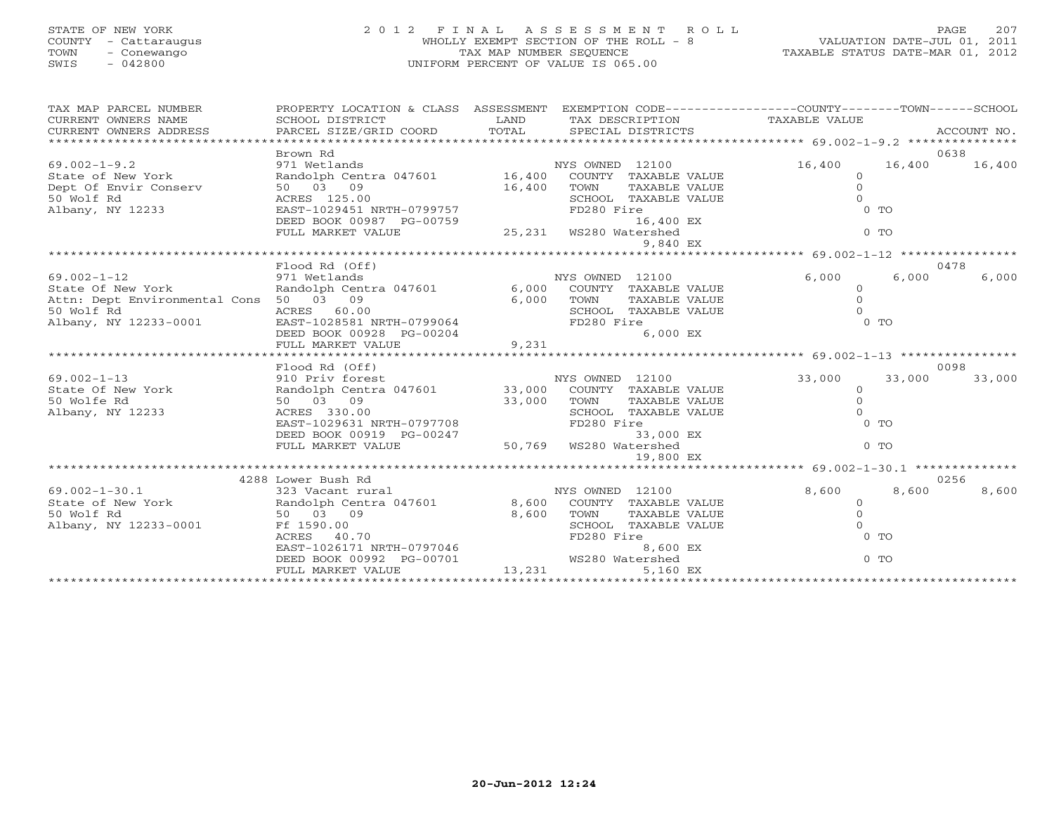STATE OF NEW YORK
COUNTY - Cattaraugus
TOWN - Conewango
SWIS - 042800

2 0 1 2 F I N A L A S S E S S M E N T R O L L
WHOLLY EXEMPT SECTION OF THE ROLL - 8
TAX MAP NUMBER SEQUENCE
UNIFORM PERCENT OF VALUE IS 065.00

VALUATION DATE-JUL 01, 2011
TAXABLE STATUS DATE-MAR 01, 2012

| TAX MAP PARCEL NUMBER / CURRENT OWNERS NAME / CURRENT OWNERS ADDRESS | PROPERTY LOCATION & CLASS / SCHOOL DISTRICT / PARCEL SIZE/GRID COORD | ASSESSMENT LAND / TOTAL | EXEMPTION CODE / TAX DESCRIPTION / SPECIAL DISTRICTS | COUNTY TAXABLE VALUE | TOWN | SCHOOL / ACCOUNT NO. |
|---|---|---|---|---|---|---|
| | Brown Rd | | | | | 0638 |
| 69.002-1-9.2 | 971 Wetlands | | NYS OWNED 12100 | 16,400 | 16,400 | 16,400 |
| State of New York | Randolph Centra 047601 | 16,400 | COUNTY TAXABLE VALUE | 0 | | |
| Dept Of Envir Conserv | 50 03 09 | 16,400 | TOWN TAXABLE VALUE | 0 | | |
| 50 Wolf Rd | ACRES 125.00 | | SCHOOL TAXABLE VALUE | 0 | | |
| Albany, NY 12233 | EAST-1029451 NRTH-0799757 | | FD280 Fire | 0 TO | | |
| | DEED BOOK 00987 PG-00759 | | 16,400 EX | | | |
| | FULL MARKET VALUE | 25,231 | WS280 Watershed | 0 TO | | |
| | | | 9,840 EX | | | |
| | Flood Rd (Off) | | | | | 0478 |
| 69.002-1-12 | 971 Wetlands | | NYS OWNED 12100 | 6,000 | 6,000 | 6,000 |
| State Of New York | Randolph Centra 047601 | 6,000 | COUNTY TAXABLE VALUE | 0 | | |
| Attn: Dept Environmental Cons | 50 03 09 | 6,000 | TOWN TAXABLE VALUE | 0 | | |
| 50 Wolf Rd | ACRES 60.00 | | SCHOOL TAXABLE VALUE | 0 | | |
| Albany, NY 12233-0001 | EAST-1028581 NRTH-0799064 | | FD280 Fire | 0 TO | | |
| | DEED BOOK 00928 PG-00204 | | 6,000 EX | | | |
| | FULL MARKET VALUE | 9,231 | | | | |
| | Flood Rd (Off) | | | | | 0098 |
| 69.002-1-13 | 910 Priv forest | | NYS OWNED 12100 | 33,000 | 33,000 | 33,000 |
| State Of New York | Randolph Centra 047601 | 33,000 | COUNTY TAXABLE VALUE | 0 | | |
| 50 Wolfe Rd | 50 03 09 | 33,000 | TOWN TAXABLE VALUE | 0 | | |
| Albany, NY 12233 | ACRES 330.00 | | SCHOOL TAXABLE VALUE | 0 | | |
| | EAST-1029631 NRTH-0797708 | | FD280 Fire | 0 TO | | |
| | DEED BOOK 00919 PG-00247 | | 33,000 EX | | | |
| | FULL MARKET VALUE | 50,769 | WS280 Watershed | 0 TO | | |
| | | | 19,800 EX | | | |
| | 4288 Lower Bush Rd | | | | | 0256 |
| 69.002-1-30.1 | 323 Vacant rural | | NYS OWNED 12100 | 8,600 | 8,600 | 8,600 |
| State of New York | Randolph Centra 047601 | 8,600 | COUNTY TAXABLE VALUE | 0 | | |
| 50 Wolf Rd | 50 03 09 | 8,600 | TOWN TAXABLE VALUE | 0 | | |
| Albany, NY 12233-0001 | Ff 1590.00 | | SCHOOL TAXABLE VALUE | 0 | | |
| | ACRES 40.70 | | FD280 Fire | 0 TO | | |
| | EAST-1026171 NRTH-0797046 | | 8,600 EX | | | |
| | DEED BOOK 00992 PG-00701 | | WS280 Watershed | 0 TO | | |
| | FULL MARKET VALUE | 13,231 | 5,160 EX | | | |

20-Jun-2012 12:24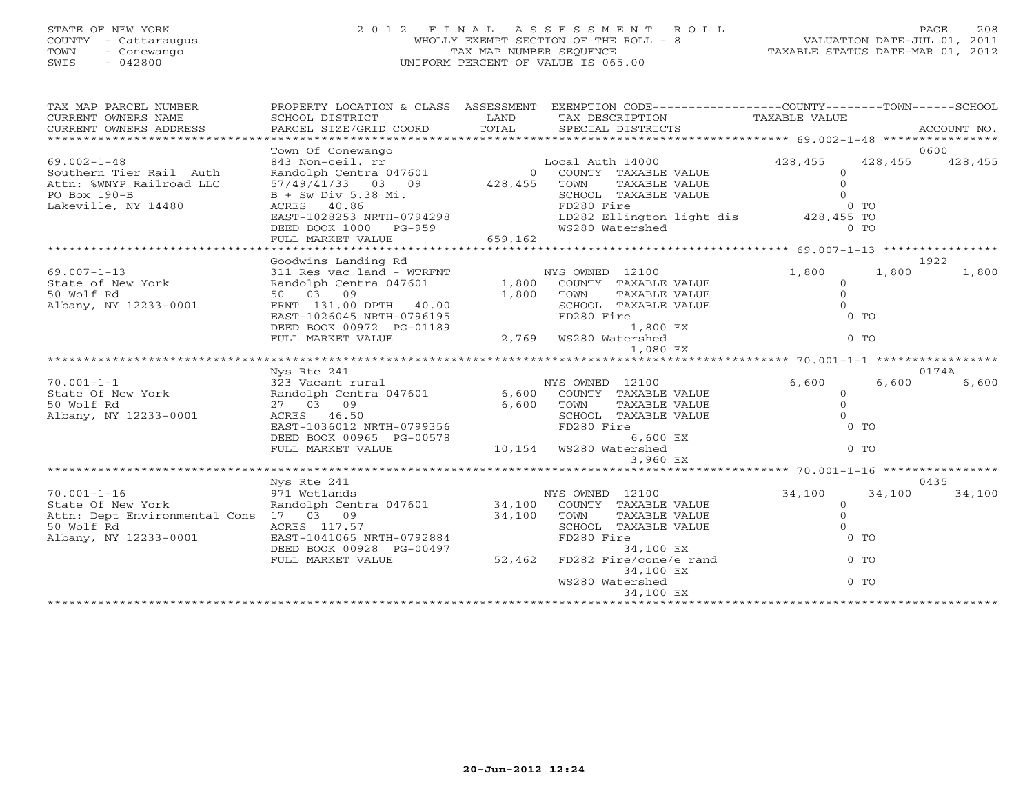STATE OF NEW YORK
COUNTY - Cattaraugus
TOWN - Conewango
SWIS - 042800

# 2012 FINAL ASSESSMENT ROLL

WHOLLY EXEMPT SECTION OF THE ROLL - 8
TAX MAP NUMBER SEQUENCE
UNIFORM PERCENT OF VALUE IS 065.00

VALUATION DATE-JUL 01, 2011
TAXABLE STATUS DATE-MAR 01, 2012

| TAX MAP PARCEL NUMBER / CURRENT OWNERS NAME / CURRENT OWNERS ADDRESS | PROPERTY LOCATION & CLASS / SCHOOL DISTRICT / PARCEL SIZE/GRID COORD | ASSESSMENT LAND / TOTAL | EXEMPTION CODE / TAX DESCRIPTION / SPECIAL DISTRICTS | COUNTY TAXABLE VALUE | TOWN | SCHOOL / ACCOUNT NO. |
|---|---|---|---|---|---|---|
| **69.002-1-48** | Town Of Conewango | | | | | 0600 |
| | 843 Non-ceil. rr | | Local Auth 14000 | 428,455 | 428,455 | 428,455 |
| Southern Tier Rail Auth | Randolph Centra 047601 | 0 | COUNTY TAXABLE VALUE | 0 | | |
| Attn: %WNYP Railroad LLC | 57/49/41/33 03 09 | 428,455 | TOWN TAXABLE VALUE | 0 | | |
| PO Box 190-B | B + Sw Div 5.38 Mi. | | SCHOOL TAXABLE VALUE | 0 | | |
| Lakeville, NY 14480 | ACRES 40.86 | | FD280 Fire | 0 TO | | |
| | EAST-1028253 NRTH-0794298 | | LD282 Ellington light dis | 428,455 TO | | |
| | DEED BOOK 1000 PG-959 | | WS280 Watershed | 0 TO | | |
| | FULL MARKET VALUE | 659,162 | | | | |
| **69.007-1-13** | Goodwins Landing Rd | | | | | 1922 |
| | 311 Res vac land - WTRFNT | | NYS OWNED 12100 | 1,800 | 1,800 | 1,800 |
| State of New York | Randolph Centra 047601 | 1,800 | COUNTY TAXABLE VALUE | 0 | | |
| 50 Wolf Rd | 50 03 09 | 1,800 | TOWN TAXABLE VALUE | 0 | | |
| Albany, NY 12233-0001 | FRNT 131.00 DPTH 40.00 | | SCHOOL TAXABLE VALUE | 0 | | |
| | EAST-1026045 NRTH-0796195 | | FD280 Fire | 0 TO | | |
| | DEED BOOK 00972 PG-01189 | | 1,800 EX | | | |
| | FULL MARKET VALUE | 2,769 | WS280 Watershed | 0 TO | | |
| | | | 1,080 EX | | | |
| **70.001-1-1** | Nys Rte 241 | | | | | 0174A |
| | 323 Vacant rural | | NYS OWNED 12100 | 6,600 | 6,600 | 6,600 |
| State Of New York | Randolph Centra 047601 | 6,600 | COUNTY TAXABLE VALUE | 0 | | |
| 50 Wolf Rd | 27 03 09 | 6,600 | TOWN TAXABLE VALUE | 0 | | |
| Albany, NY 12233-0001 | ACRES 46.50 | | SCHOOL TAXABLE VALUE | 0 | | |
| | EAST-1036012 NRTH-0799356 | | FD280 Fire | 0 TO | | |
| | DEED BOOK 00965 PG-00578 | | 6,600 EX | | | |
| | FULL MARKET VALUE | 10,154 | WS280 Watershed | 0 TO | | |
| | | | 3,960 EX | | | |
| **70.001-1-16** | Nys Rte 241 | | | | | 0435 |
| | 971 Wetlands | | NYS OWNED 12100 | 34,100 | 34,100 | 34,100 |
| State Of New York | Randolph Centra 047601 | 34,100 | COUNTY TAXABLE VALUE | 0 | | |
| Attn: Dept Environmental Cons | 17 03 09 | 34,100 | TOWN TAXABLE VALUE | 0 | | |
| 50 Wolf Rd | ACRES 117.57 | | SCHOOL TAXABLE VALUE | 0 | | |
| Albany, NY 12233-0001 | EAST-1041065 NRTH-0792884 | | FD280 Fire | 0 TO | | |
| | DEED BOOK 00928 PG-00497 | | 34,100 EX | | | |
| | FULL MARKET VALUE | 52,462 | FD282 Fire/cone/e rand | 0 TO | | |
| | | | 34,100 EX | | | |
| | | | WS280 Watershed | 0 TO | | |
| | | | 34,100 EX | | | |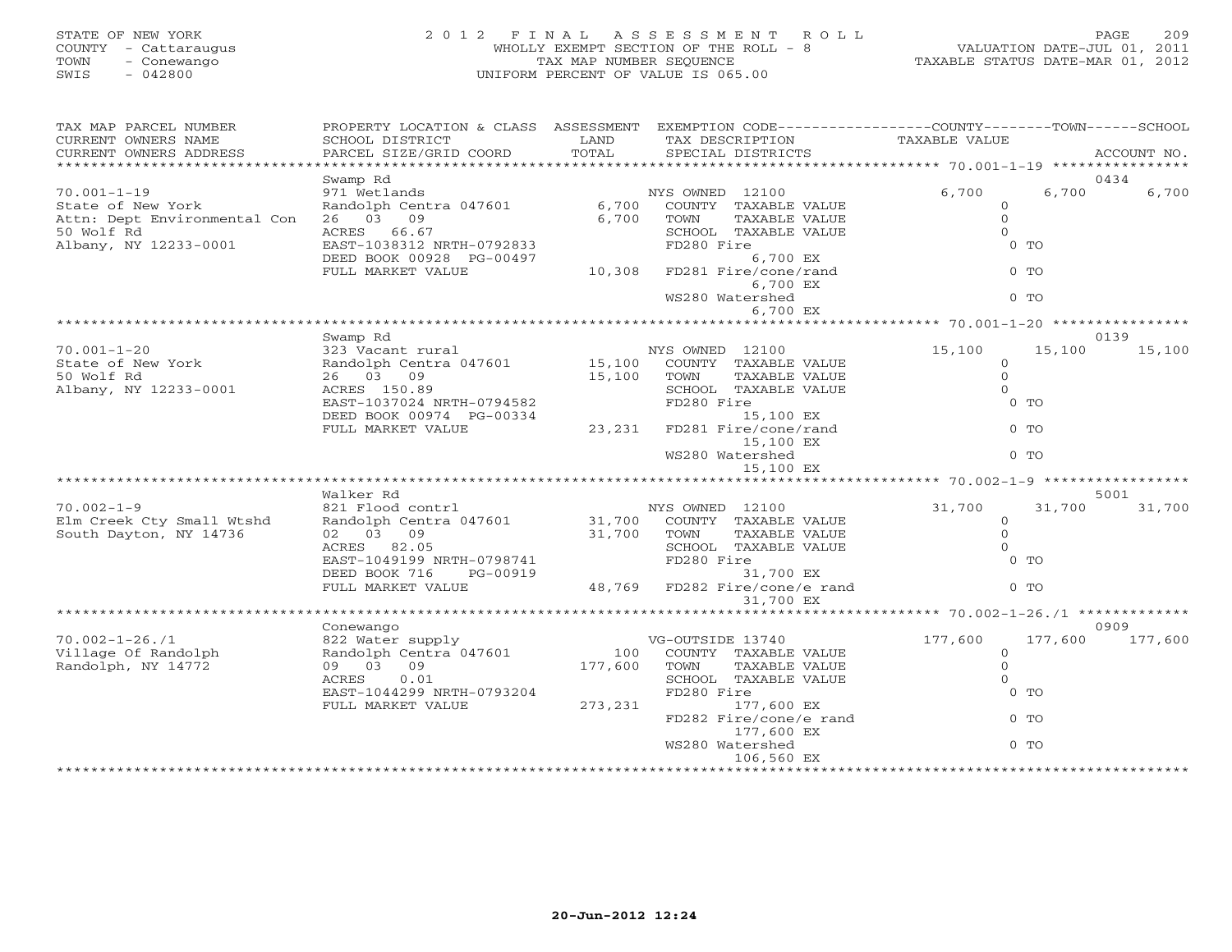STATE OF NEW YORK
COUNTY - Cattaraugus
TOWN - Conewango
SWIS - 042800

2 0 1 2 F I N A L A S S E S S M E N T R O L L
WHOLLY EXEMPT SECTION OF THE ROLL - 8
TAX MAP NUMBER SEQUENCE
UNIFORM PERCENT OF VALUE IS 065.00

VALUATION DATE-JUL 01, 2011
TAXABLE STATUS DATE-MAR 01, 2012

| TAX MAP PARCEL NUMBER / CURRENT OWNERS NAME / CURRENT OWNERS ADDRESS | PROPERTY LOCATION & CLASS / SCHOOL DISTRICT / PARCEL SIZE/GRID COORD | ASSESSMENT LAND / TOTAL | EXEMPTION CODE / TAX DESCRIPTION / SPECIAL DISTRICTS | COUNTY TAXABLE VALUE | TOWN | SCHOOL / ACCOUNT NO. |
|---|---|---|---|---|---|---|
| 70.001-1-19 | Swamp Rd | | | | | 0434 |
| | 971 Wetlands | | NYS OWNED 12100 | 6,700 | 6,700 | 6,700 |
| State of New York | Randolph Centra 047601 | 6,700 | COUNTY TAXABLE VALUE | 0 | | |
| Attn: Dept Environmental Con | 26 03 09 | 6,700 | TOWN TAXABLE VALUE | 0 | | |
| 50 Wolf Rd | ACRES 66.67 | | SCHOOL TAXABLE VALUE | 0 | | |
| Albany, NY 12233-0001 | EAST-1038312 NRTH-0792833 | | FD280 Fire | 0 TO | | |
| | DEED BOOK 00928 PG-00497 | | 6,700 EX | | | |
| | FULL MARKET VALUE | 10,308 | FD281 Fire/cone/rand | 0 TO | | |
| | | | 6,700 EX | | | |
| | | | WS280 Watershed | 0 TO | | |
| | | | 6,700 EX | | | |
| 70.001-1-20 | Swamp Rd | | | | | 0139 |
| | 323 Vacant rural | | NYS OWNED 12100 | 15,100 | 15,100 | 15,100 |
| State of New York | Randolph Centra 047601 | 15,100 | COUNTY TAXABLE VALUE | 0 | | |
| 50 Wolf Rd | 26 03 09 | 15,100 | TOWN TAXABLE VALUE | 0 | | |
| Albany, NY 12233-0001 | ACRES 150.89 | | SCHOOL TAXABLE VALUE | 0 | | |
| | EAST-1037024 NRTH-0794582 | | FD280 Fire | 0 TO | | |
| | DEED BOOK 00974 PG-00334 | | 15,100 EX | | | |
| | FULL MARKET VALUE | 23,231 | FD281 Fire/cone/rand | 0 TO | | |
| | | | 15,100 EX | | | |
| | | | WS280 Watershed | 0 TO | | |
| | | | 15,100 EX | | | |
| 70.002-1-9 | Walker Rd | | | | | 5001 |
| | 821 Flood contrl | | NYS OWNED 12100 | 31,700 | 31,700 | 31,700 |
| Elm Creek Cty Small Wtshd | Randolph Centra 047601 | 31,700 | COUNTY TAXABLE VALUE | 0 | | |
| South Dayton, NY 14736 | 02 03 09 | 31,700 | TOWN TAXABLE VALUE | 0 | | |
| | ACRES 82.05 | | SCHOOL TAXABLE VALUE | 0 | | |
| | EAST-1049199 NRTH-0798741 | | FD280 Fire | 0 TO | | |
| | DEED BOOK 716 PG-00919 | | 31,700 EX | | | |
| | FULL MARKET VALUE | 48,769 | FD282 Fire/cone/e rand | 0 TO | | |
| | | | 31,700 EX | | | |
| 70.002-1-26./1 | Conewango | | | | | 0909 |
| | 822 Water supply | | VG-OUTSIDE 13740 | 177,600 | 177,600 | 177,600 |
| Village Of Randolph | Randolph Centra 047601 | 100 | COUNTY TAXABLE VALUE | 0 | | |
| Randolph, NY 14772 | 09 03 09 | 177,600 | TOWN TAXABLE VALUE | 0 | | |
| | ACRES 0.01 | | SCHOOL TAXABLE VALUE | 0 | | |
| | EAST-1044299 NRTH-0793204 | | FD280 Fire | 0 TO | | |
| | FULL MARKET VALUE | 273,231 | 177,600 EX | | | |
| | | | FD282 Fire/cone/e rand | 0 TO | | |
| | | | 177,600 EX | | | |
| | | | WS280 Watershed | 0 TO | | |
| | | | 106,560 EX | | | |

20-Jun-2012 12:24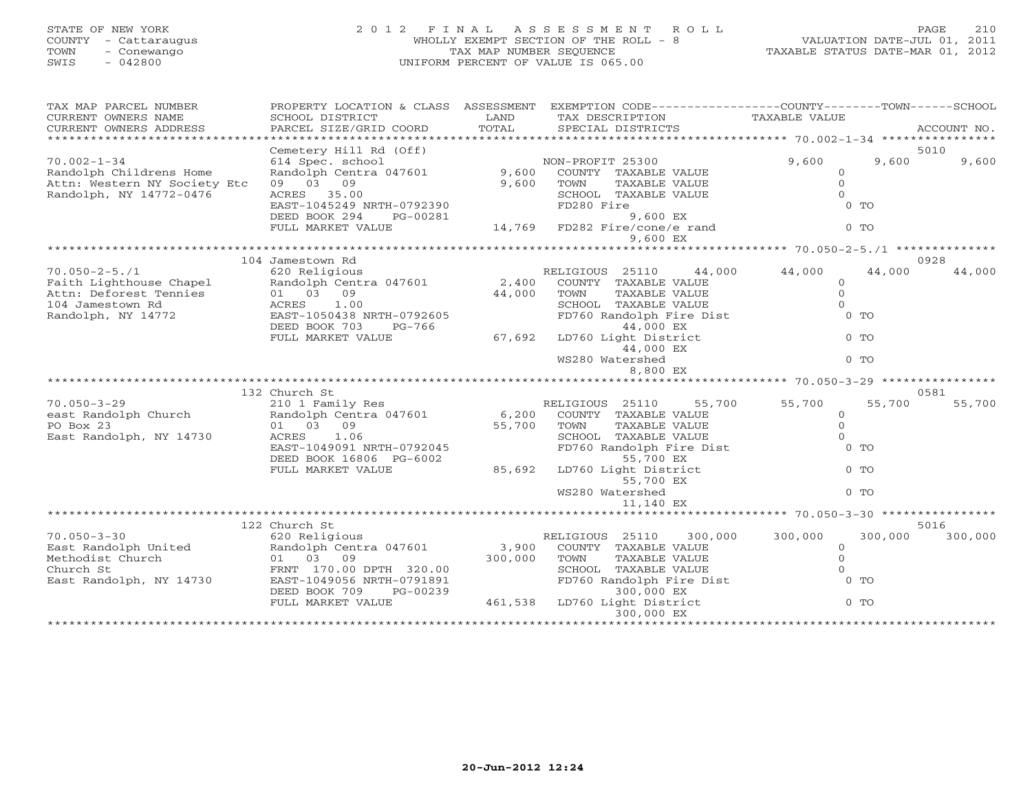STATE OF NEW YORK
COUNTY - Cattaraugus
TOWN - Conewango
SWIS - 042800

2012 FINAL ASSESSMENT ROLL
WHOLLY EXEMPT SECTION OF THE ROLL - 8
TAX MAP NUMBER SEQUENCE
UNIFORM PERCENT OF VALUE IS 065.00

VALUATION DATE-JUL 01, 2011
TAXABLE STATUS DATE-MAR 01, 2012

| TAX MAP PARCEL NUMBER / CURRENT OWNERS NAME / CURRENT OWNERS ADDRESS | PROPERTY LOCATION & CLASS / SCHOOL DISTRICT / PARCEL SIZE/GRID COORD | ASSESSMENT LAND / TOTAL | EXEMPTION CODE / TAX DESCRIPTION / SPECIAL DISTRICTS | COUNTY TAXABLE VALUE | TOWN | SCHOOL | ACCOUNT NO. |
|---|---|---|---|---|---|---|---|
| 70.002-1-34 | Cemetery Hill Rd (Off) | | | | | | 5010 |
| Randolph Childrens Home | 614 Spec. school | | NON-PROFIT 25300 | 9,600 | 9,600 | 9,600 | |
| Attn: Western NY Society Etc | Randolph Centra 047601 | 9,600 | COUNTY TAXABLE VALUE | 0 | | | |
| Randolph, NY 14772-0476 | 09 03 09 | 9,600 | TOWN TAXABLE VALUE | 0 | | | |
| | ACRES 35.00 | | SCHOOL TAXABLE VALUE | 0 | | | |
| | EAST-1045249 NRTH-0792390 | | FD280 Fire | 0 TO | | | |
| | DEED BOOK 294 PG-00281 | | 9,600 EX | | | | |
| | FULL MARKET VALUE | 14,769 | FD282 Fire/cone/e rand | 0 TO | | | |
| | | | 9,600 EX | | | | |
| 70.050-2-5./1 | 104 Jamestown Rd | | | | | | 0928 |
| Faith Lighthouse Chapel | 620 Religious | | RELIGIOUS 25110 44,000 | 44,000 | 44,000 | 44,000 | |
| Attn: Deforest Tennies | Randolph Centra 047601 | 2,400 | COUNTY TAXABLE VALUE | 0 | | | |
| 104 Jamestown Rd | 01 03 09 | 44,000 | TOWN TAXABLE VALUE | 0 | | | |
| Randolph, NY 14772 | ACRES 1.00 | | SCHOOL TAXABLE VALUE | 0 | | | |
| | EAST-1050438 NRTH-0792605 | | FD760 Randolph Fire Dist | 0 TO | | | |
| | DEED BOOK 703 PG-766 | | 44,000 EX | | | | |
| | FULL MARKET VALUE | 67,692 | LD760 Light District | 0 TO | | | |
| | | | 44,000 EX | | | | |
| | | | WS280 Watershed | 0 TO | | | |
| | | | 8,800 EX | | | | |
| 70.050-3-29 | 132 Church St | | | | | | 0581 |
| east Randolph Church | 210 1 Family Res | | RELIGIOUS 25110 55,700 | 55,700 | 55,700 | 55,700 | |
| PO Box 23 | Randolph Centra 047601 | 6,200 | COUNTY TAXABLE VALUE | 0 | | | |
| East Randolph, NY 14730 | 01 03 09 | 55,700 | TOWN TAXABLE VALUE | 0 | | | |
| | ACRES 1.06 | | SCHOOL TAXABLE VALUE | 0 | | | |
| | EAST-1049091 NRTH-0792045 | | FD760 Randolph Fire Dist | 0 TO | | | |
| | DEED BOOK 16806 PG-6002 | | 55,700 EX | | | | |
| | FULL MARKET VALUE | 85,692 | LD760 Light District | 0 TO | | | |
| | | | 55,700 EX | | | | |
| | | | WS280 Watershed | 0 TO | | | |
| | | | 11,140 EX | | | | |
| 70.050-3-30 | 122 Church St | | | | | | 5016 |
| East Randolph United | 620 Religious | | RELIGIOUS 25110 300,000 | 300,000 | 300,000 | 300,000 | |
| Methodist Church | Randolph Centra 047601 | 3,900 | COUNTY TAXABLE VALUE | 0 | | | |
| Church St | 01 03 09 | 300,000 | TOWN TAXABLE VALUE | 0 | | | |
| East Randolph, NY 14730 | FRNT 170.00 DPTH 320.00 | | SCHOOL TAXABLE VALUE | 0 | | | |
| | EAST-1049056 NRTH-0791891 | | FD760 Randolph Fire Dist | 0 TO | | | |
| | DEED BOOK 709 PG-00239 | | 300,000 EX | | | | |
| | FULL MARKET VALUE | 461,538 | LD760 Light District | 0 TO | | | |
| | | | 300,000 EX | | | | |

20-Jun-2012 12:24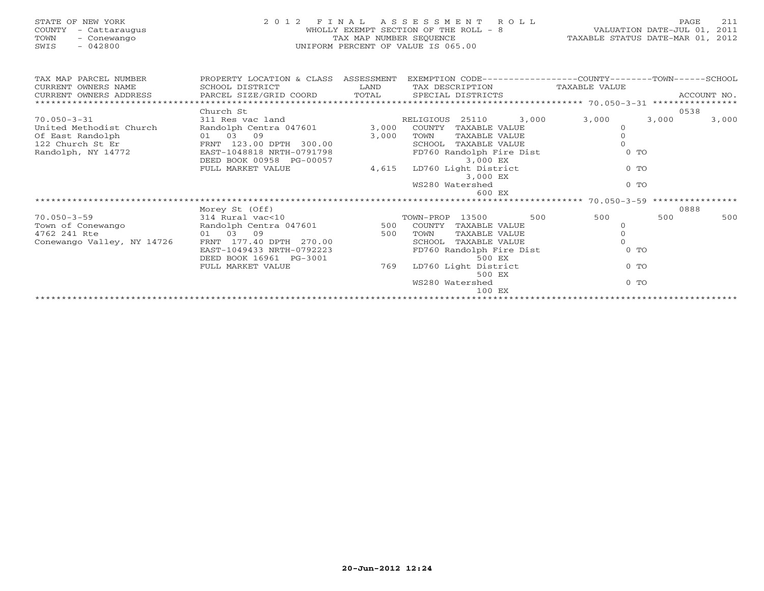STATE OF NEW YORK
COUNTY - Cattaraugus
TOWN - Conewango
SWIS - 042800

2012 FINAL ASSESSMENT ROLL
WHOLLY EXEMPT SECTION OF THE ROLL - 8
TAX MAP NUMBER SEQUENCE
UNIFORM PERCENT OF VALUE IS 065.00

VALUATION DATE-JUL 01, 2011
TAXABLE STATUS DATE-MAR 01, 2012

| TAX MAP PARCEL NUMBER / CURRENT OWNERS NAME / CURRENT OWNERS ADDRESS | PROPERTY LOCATION & CLASS / SCHOOL DISTRICT / PARCEL SIZE/GRID COORD | ASSESSMENT LAND / TOTAL | EXEMPTION CODE / TAX DESCRIPTION / SPECIAL DISTRICTS | | COUNTY / TAXABLE VALUE | TOWN | SCHOOL / ACCOUNT NO. |
|---|---|---|---|---|---|---|---|
| | Church St | | | | | | 0538 |
| 70.050-3-31 | 311 Res vac land | | RELIGIOUS 25110 | 3,000 | 3,000 | 3,000 | 3,000 |
| United Methodist Church | Randolph Centra 047601 | 3,000 | COUNTY TAXABLE VALUE | | 0 | | |
| Of East Randolph | 01 03 09 | 3,000 | TOWN TAXABLE VALUE | | 0 | | |
| 122 Church St Er | FRNT 123.00 DPTH 300.00 | | SCHOOL TAXABLE VALUE | | 0 | | |
| Randolph, NY 14772 | EAST-1048818 NRTH-0791798 | | FD760 Randolph Fire Dist | | 0 TO | | |
| | DEED BOOK 00958 PG-00057 | | 3,000 EX | | | | |
| | FULL MARKET VALUE | 4,615 | LD760 Light District | | 0 TO | | |
| | | | 3,000 EX | | | | |
| | | | WS280 Watershed | | 0 TO | | |
| | | | 600 EX | | | | |
| | Morey St (Off) | | | | | | 0888 |
| 70.050-3-59 | 314 Rural vac<10 | | TOWN-PROP 13500 | 500 | 500 | 500 | 500 |
| Town of Conewango | Randolph Centra 047601 | 500 | COUNTY TAXABLE VALUE | | 0 | | |
| 4762 241 Rte | 01 03 09 | 500 | TOWN TAXABLE VALUE | | 0 | | |
| Conewango Valley, NY 14726 | FRNT 177.40 DPTH 270.00 | | SCHOOL TAXABLE VALUE | | 0 | | |
| | EAST-1049433 NRTH-0792223 | | FD760 Randolph Fire Dist | | 0 TO | | |
| | DEED BOOK 16961 PG-3001 | | 500 EX | | | | |
| | FULL MARKET VALUE | 769 | LD760 Light District | | 0 TO | | |
| | | | 500 EX | | | | |
| | | | WS280 Watershed | | 0 TO | | |
| | | | 100 EX | | | | |

20-Jun-2012 12:24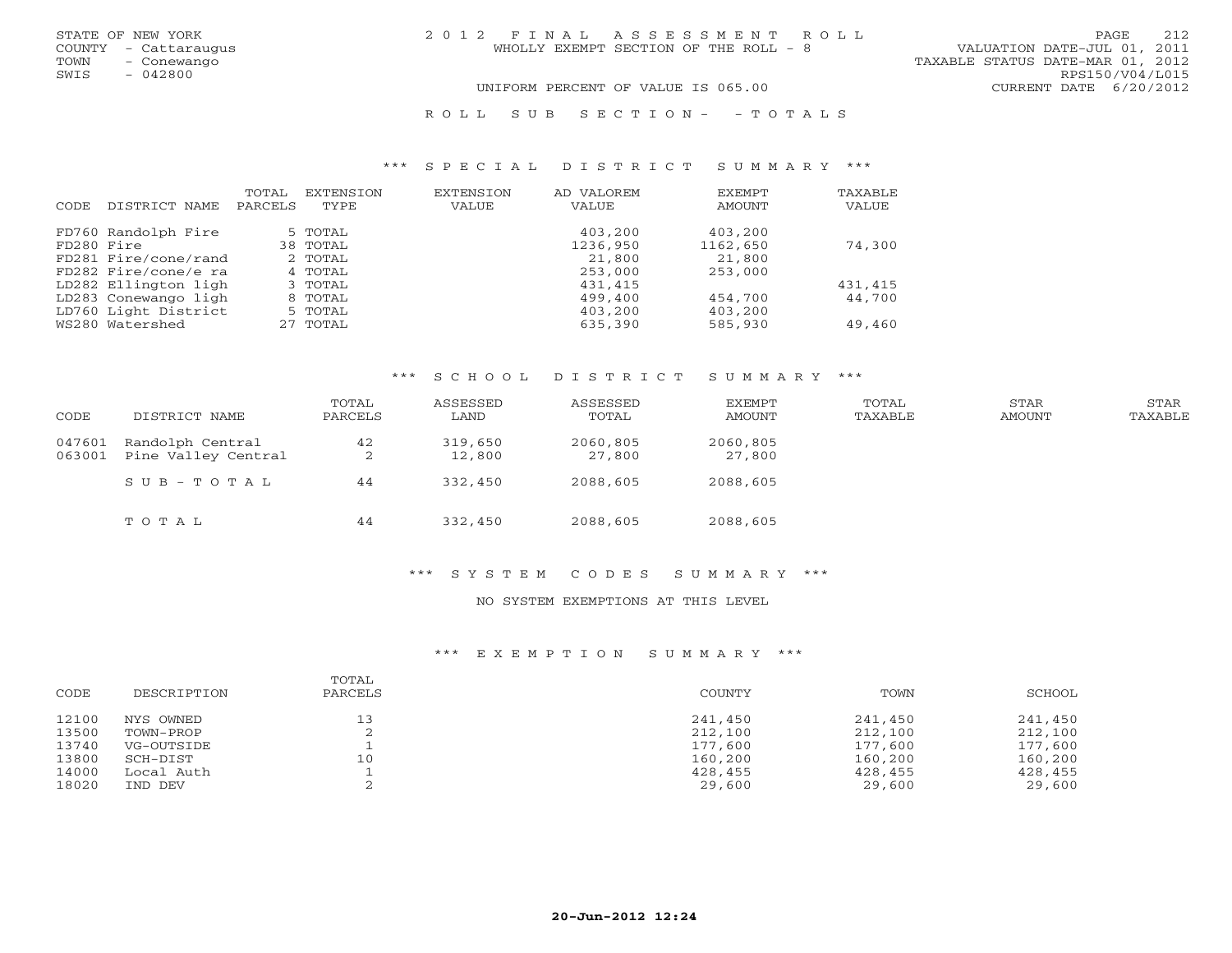STATE OF NEW YORK
COUNTY - Cattaraugus
TOWN - Conewango
SWIS - 042800

2012 FINAL ASSESSMENT ROLL
WHOLLY EXEMPT SECTION OF THE ROLL - 8

VALUATION DATE-JUL 01, 2011
TAXABLE STATUS DATE-MAR 01, 2012
RPS150/V04/L015
CURRENT DATE 6/20/2012

UNIFORM PERCENT OF VALUE IS 065.00

ROLL SUB SECTION- - TOTALS

### *** SPECIAL DISTRICT SUMMARY ***

| CODE | DISTRICT NAME | TOTAL PARCELS | EXTENSION TYPE | EXTENSION VALUE | AD VALOREM VALUE | EXEMPT AMOUNT | TAXABLE VALUE |
|---|---|---|---|---|---|---|---|
| FD760 | Randolph Fire | 5 | TOTAL | | 403,200 | 403,200 | |
| FD280 | Fire | 38 | TOTAL | | 1236,950 | 1162,650 | 74,300 |
| FD281 | Fire/cone/rand | 2 | TOTAL | | 21,800 | 21,800 | |
| FD282 | Fire/cone/e ra | 4 | TOTAL | | 253,000 | 253,000 | |
| LD282 | Ellington ligh | 3 | TOTAL | | 431,415 | | 431,415 |
| LD283 | Conewango ligh | 8 | TOTAL | | 499,400 | 454,700 | 44,700 |
| LD760 | Light District | 5 | TOTAL | | 403,200 | 403,200 | |
| WS280 | Watershed | 27 | TOTAL | | 635,390 | 585,930 | 49,460 |

### *** SCHOOL DISTRICT SUMMARY ***

| CODE | DISTRICT NAME | TOTAL PARCELS | ASSESSED LAND | ASSESSED TOTAL | EXEMPT AMOUNT | TOTAL TAXABLE | STAR AMOUNT | STAR TAXABLE |
|---|---|---|---|---|---|---|---|---|
| 047601 | Randolph Central | 42 | 319,650 | 2060,805 | 2060,805 | | | |
| 063001 | Pine Valley Central | 2 | 12,800 | 27,800 | 27,800 | | | |
| | SUB-TOTAL | 44 | 332,450 | 2088,605 | 2088,605 | | | |
| | TOTAL | 44 | 332,450 | 2088,605 | 2088,605 | | | |

### *** SYSTEM CODES SUMMARY ***

NO SYSTEM EXEMPTIONS AT THIS LEVEL

### *** EXEMPTION SUMMARY ***

| CODE | DESCRIPTION | TOTAL PARCELS | COUNTY | TOWN | SCHOOL |
|---|---|---|---|---|---|
| 12100 | NYS OWNED | 13 | 241,450 | 241,450 | 241,450 |
| 13500 | TOWN-PROP | 2 | 212,100 | 212,100 | 212,100 |
| 13740 | VG-OUTSIDE | 1 | 177,600 | 177,600 | 177,600 |
| 13800 | SCH-DIST | 10 | 160,200 | 160,200 | 160,200 |
| 14000 | Local Auth | 1 | 428,455 | 428,455 | 428,455 |
| 18020 | IND DEV | 2 | 29,600 | 29,600 | 29,600 |

20-Jun-2012 12:24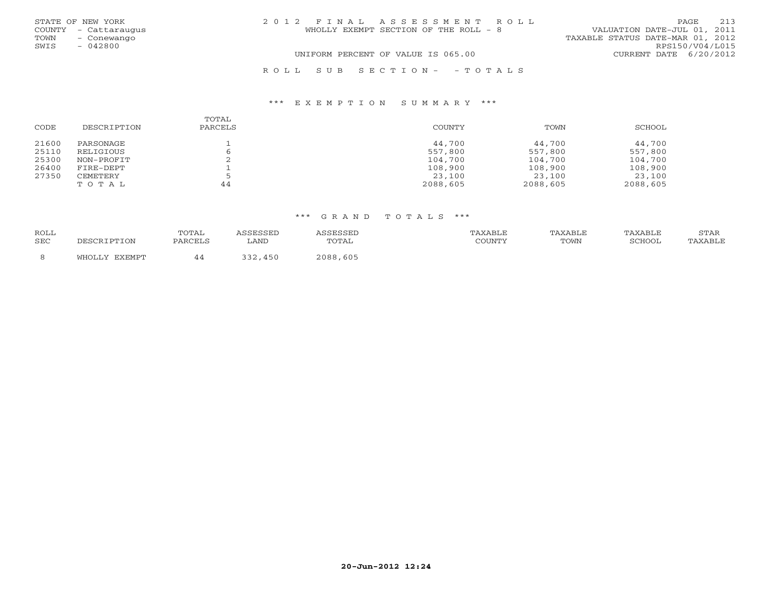STATE OF NEW YORK
COUNTY - Cattaraugus
TOWN - Conewango
SWIS - 042800

# 2012 FINAL ASSESSMENT ROLL

WHOLLY EXEMPT SECTION OF THE ROLL - 8

UNIFORM PERCENT OF VALUE IS 065.00

VALUATION DATE-JUL 01, 2011
TAXABLE STATUS DATE-MAR 01, 2012
RPS150/V04/L015
CURRENT DATE 6/20/2012

## ROLL SUB SECTION- - TOTALS

### *** EXEMPTION SUMMARY ***

| CODE | DESCRIPTION | TOTAL PARCELS | COUNTY | TOWN | SCHOOL |
|---|---|---|---|---|---|
| 21600 | PARSONAGE | 1 | 44,700 | 44,700 | 44,700 |
| 25110 | RELIGIOUS | 6 | 557,800 | 557,800 | 557,800 |
| 25300 | NON-PROFIT | 2 | 104,700 | 104,700 | 104,700 |
| 26400 | FIRE-DEPT | 1 | 108,900 | 108,900 | 108,900 |
| 27350 | CEMETERY | 5 | 23,100 | 23,100 | 23,100 |
| | TOTAL | 44 | 2088,605 | 2088,605 | 2088,605 |

### *** GRAND TOTALS ***

| ROLL SEC | DESCRIPTION | TOTAL PARCELS | ASSESSED LAND | ASSESSED TOTAL | TAXABLE COUNTY | TAXABLE TOWN | TAXABLE SCHOOL | STAR TAXABLE |
|---|---|---|---|---|---|---|---|---|
| 8 | WHOLLY EXEMPT | 44 | 332,450 | 2088,605 | | | | |

20-Jun-2012 12:24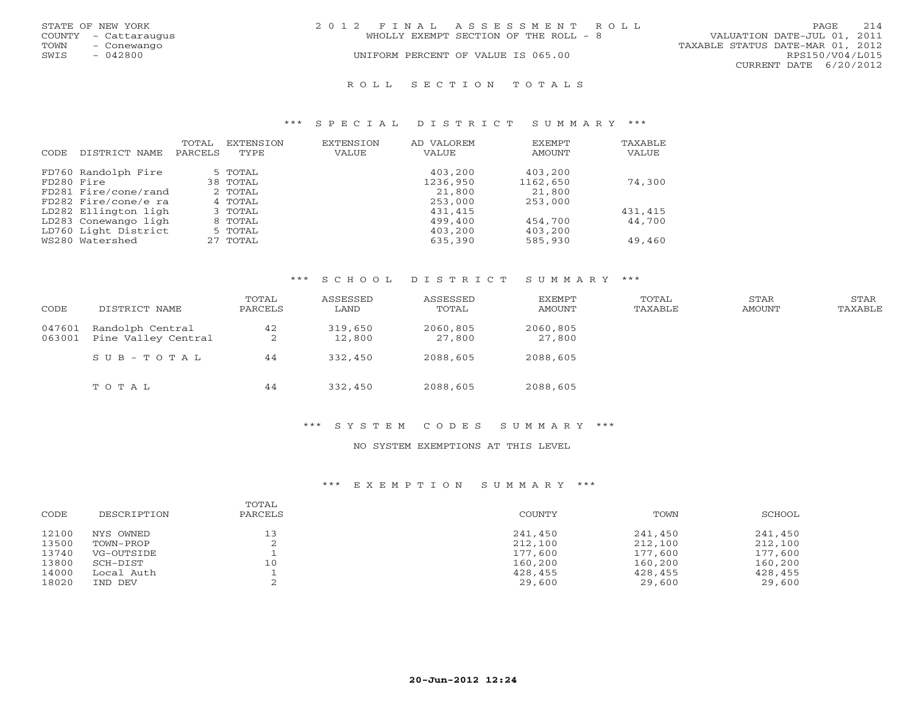STATE OF NEW YORK
COUNTY - Cattaraugus
TOWN - Conewango
SWIS - 042800

# 2012 FINAL ASSESSMENT ROLL

WHOLLY EXEMPT SECTION OF THE ROLL - 8
UNIFORM PERCENT OF VALUE IS 065.00

VALUATION DATE-JUL 01, 2011
TAXABLE STATUS DATE-MAR 01, 2012
RPS150/V04/L015
CURRENT DATE 6/20/2012

## ROLL SECTION TOTALS

### *** SPECIAL DISTRICT SUMMARY ***

| CODE | DISTRICT NAME | TOTAL PARCELS | EXTENSION TYPE | EXTENSION VALUE | AD VALOREM VALUE | EXEMPT AMOUNT | TAXABLE VALUE |
|---|---|---|---|---|---|---|---|
| FD760 | Randolph Fire | 5 | TOTAL | | 403,200 | 403,200 | |
| FD280 | Fire | 38 | TOTAL | | 1236,950 | 1162,650 | 74,300 |
| FD281 | Fire/cone/rand | 2 | TOTAL | | 21,800 | 21,800 | |
| FD282 | Fire/cone/e ra | 4 | TOTAL | | 253,000 | 253,000 | |
| LD282 | Ellington ligh | 3 | TOTAL | | 431,415 | | 431,415 |
| LD283 | Conewango ligh | 8 | TOTAL | | 499,400 | 454,700 | 44,700 |
| LD760 | Light District | 5 | TOTAL | | 403,200 | 403,200 | |
| WS280 | Watershed | 27 | TOTAL | | 635,390 | 585,930 | 49,460 |

### *** SCHOOL DISTRICT SUMMARY ***

| CODE | DISTRICT NAME | TOTAL PARCELS | ASSESSED LAND | ASSESSED TOTAL | EXEMPT AMOUNT | TOTAL TAXABLE | STAR AMOUNT | STAR TAXABLE |
|---|---|---|---|---|---|---|---|---|
| 047601 | Randolph Central | 42 | 319,650 | 2060,805 | 2060,805 | | | |
| 063001 | Pine Valley Central | 2 | 12,800 | 27,800 | 27,800 | | | |
| | SUB-TOTAL | 44 | 332,450 | 2088,605 | 2088,605 | | | |
| | TOTAL | 44 | 332,450 | 2088,605 | 2088,605 | | | |

### *** SYSTEM CODES SUMMARY ***

NO SYSTEM EXEMPTIONS AT THIS LEVEL

### *** EXEMPTION SUMMARY ***

| CODE | DESCRIPTION | TOTAL PARCELS | COUNTY | TOWN | SCHOOL |
|---|---|---|---|---|---|
| 12100 | NYS OWNED | 13 | 241,450 | 241,450 | 241,450 |
| 13500 | TOWN-PROP | 2 | 212,100 | 212,100 | 212,100 |
| 13740 | VG-OUTSIDE | 1 | 177,600 | 177,600 | 177,600 |
| 13800 | SCH-DIST | 10 | 160,200 | 160,200 | 160,200 |
| 14000 | Local Auth | 1 | 428,455 | 428,455 | 428,455 |
| 18020 | IND DEV | 2 | 29,600 | 29,600 | 29,600 |

20-Jun-2012 12:24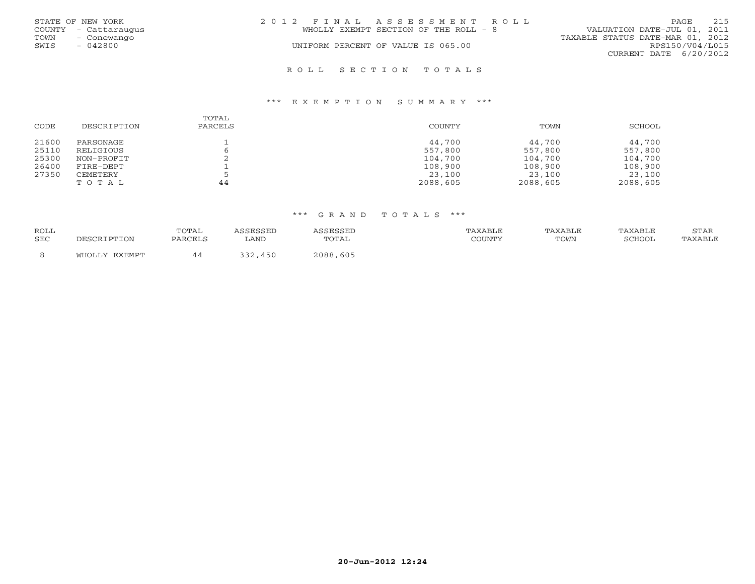STATE OF NEW YORK
COUNTY - Cattaraugus
TOWN - Conewango
SWIS - 042800

2 0 1 2 F I N A L A S S E S S M E N T R O L L
WHOLLY EXEMPT SECTION OF THE ROLL - 8
UNIFORM PERCENT OF VALUE IS 065.00

VALUATION DATE-JUL 01, 2011
TAXABLE STATUS DATE-MAR 01, 2012
RPS150/V04/L015
CURRENT DATE 6/20/2012

## R O L L S E C T I O N T O T A L S

### *** E X E M P T I O N S U M M A R Y ***

| CODE | DESCRIPTION | TOTAL PARCELS | COUNTY | TOWN | SCHOOL |
|---|---|---|---|---|---|
| 21600 | PARSONAGE | 1 | 44,700 | 44,700 | 44,700 |
| 25110 | RELIGIOUS | 6 | 557,800 | 557,800 | 557,800 |
| 25300 | NON-PROFIT | 2 | 104,700 | 104,700 | 104,700 |
| 26400 | FIRE-DEPT | 1 | 108,900 | 108,900 | 108,900 |
| 27350 | CEMETERY | 5 | 23,100 | 23,100 | 23,100 |
| | T O T A L | 44 | 2088,605 | 2088,605 | 2088,605 |

### *** G R A N D T O T A L S ***

| ROLL SEC | DESCRIPTION | TOTAL PARCELS | ASSESSED LAND | ASSESSED TOTAL | TAXABLE COUNTY | TAXABLE TOWN | TAXABLE SCHOOL | STAR TAXABLE |
|---|---|---|---|---|---|---|---|---|
| 8 | WHOLLY EXEMPT | 44 | 332,450 | 2088,605 | | | | |

20-Jun-2012 12:24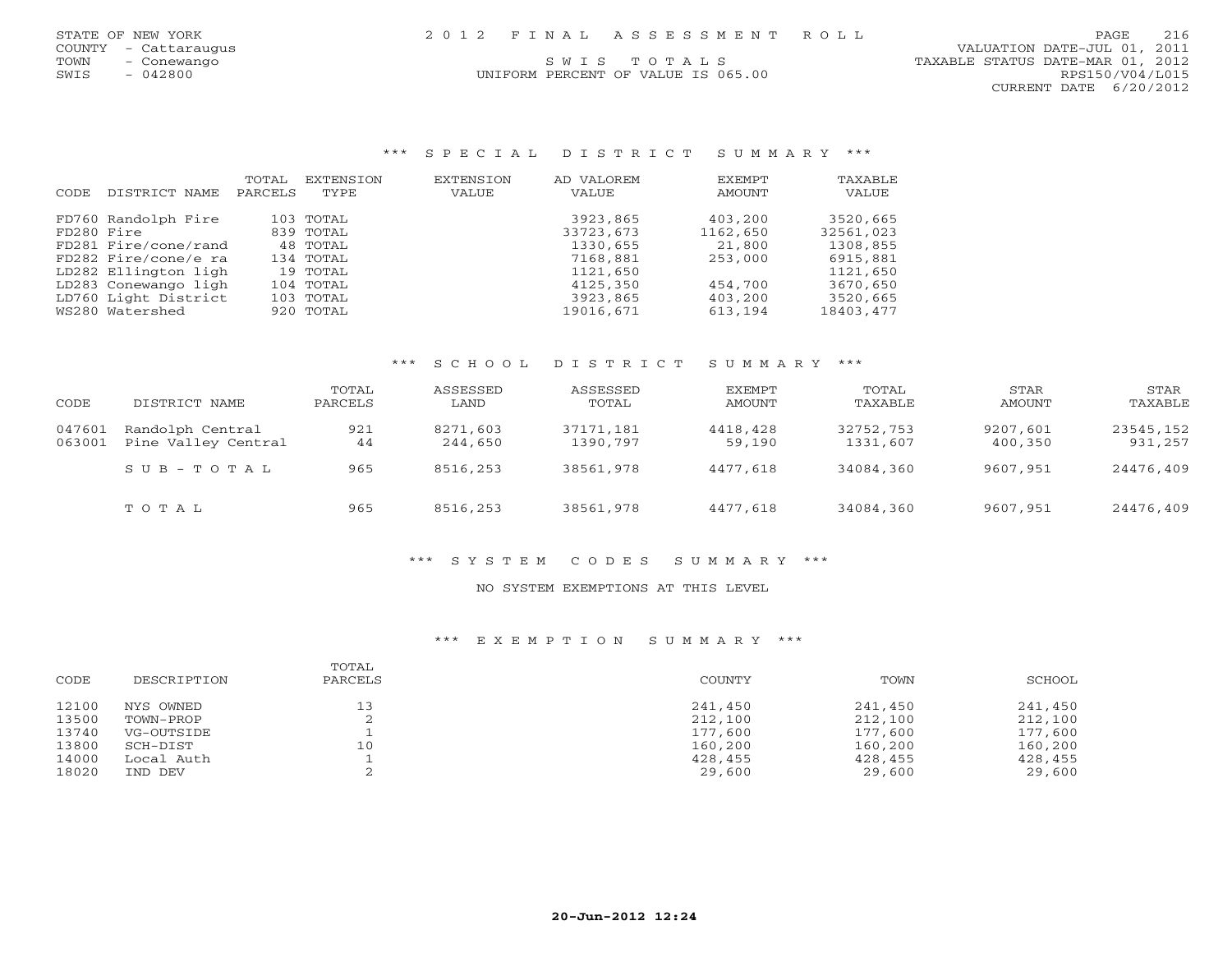STATE OF NEW YORK
COUNTY - Cattaraugus
TOWN - Conewango
SWIS - 042800

2012 FINAL ASSESSMENT ROLL
SWIS TOTALS
UNIFORM PERCENT OF VALUE IS 065.00

VALUATION DATE-JUL 01, 2011
TAXABLE STATUS DATE-MAR 01, 2012
RPS150/V04/L015
CURRENT DATE 6/20/2012

## *** SPECIAL DISTRICT SUMMARY ***

| CODE | DISTRICT NAME | TOTAL PARCELS | EXTENSION TYPE | EXTENSION VALUE | AD VALOREM VALUE | EXEMPT AMOUNT | TAXABLE VALUE |
|---|---|---|---|---|---|---|---|
| FD760 | Randolph Fire | 103 | TOTAL | | 3923,865 | 403,200 | 3520,665 |
| FD280 | Fire | 839 | TOTAL | | 33723,673 | 1162,650 | 32561,023 |
| FD281 | Fire/cone/rand | 48 | TOTAL | | 1330,655 | 21,800 | 1308,855 |
| FD282 | Fire/cone/e ra | 134 | TOTAL | | 7168,881 | 253,000 | 6915,881 |
| LD282 | Ellington ligh | 19 | TOTAL | | 1121,650 | | 1121,650 |
| LD283 | Conewango ligh | 104 | TOTAL | | 4125,350 | 454,700 | 3670,650 |
| LD760 | Light District | 103 | TOTAL | | 3923,865 | 403,200 | 3520,665 |
| WS280 | Watershed | 920 | TOTAL | | 19016,671 | 613,194 | 18403,477 |

## *** SCHOOL DISTRICT SUMMARY ***

| CODE | DISTRICT NAME | TOTAL PARCELS | ASSESSED LAND | ASSESSED TOTAL | EXEMPT AMOUNT | TOTAL TAXABLE | STAR AMOUNT | STAR TAXABLE |
|---|---|---|---|---|---|---|---|---|
| 047601 | Randolph Central | 921 | 8271,603 | 37171,181 | 4418,428 | 32752,753 | 9207,601 | 23545,152 |
| 063001 | Pine Valley Central | 44 | 244,650 | 1390,797 | 59,190 | 1331,607 | 400,350 | 931,257 |
| | SUB-TOTAL | 965 | 8516,253 | 38561,978 | 4477,618 | 34084,360 | 9607,951 | 24476,409 |
| | TOTAL | 965 | 8516,253 | 38561,978 | 4477,618 | 34084,360 | 9607,951 | 24476,409 |

## *** SYSTEM CODES SUMMARY ***

NO SYSTEM EXEMPTIONS AT THIS LEVEL

## *** EXEMPTION SUMMARY ***

| CODE | DESCRIPTION | TOTAL PARCELS | COUNTY | TOWN | SCHOOL |
|---|---|---|---|---|---|
| 12100 | NYS OWNED | 13 | 241,450 | 241,450 | 241,450 |
| 13500 | TOWN-PROP | 2 | 212,100 | 212,100 | 212,100 |
| 13740 | VG-OUTSIDE | 1 | 177,600 | 177,600 | 177,600 |
| 13800 | SCH-DIST | 10 | 160,200 | 160,200 | 160,200 |
| 14000 | Local Auth | 1 | 428,455 | 428,455 | 428,455 |
| 18020 | IND DEV | 2 | 29,600 | 29,600 | 29,600 |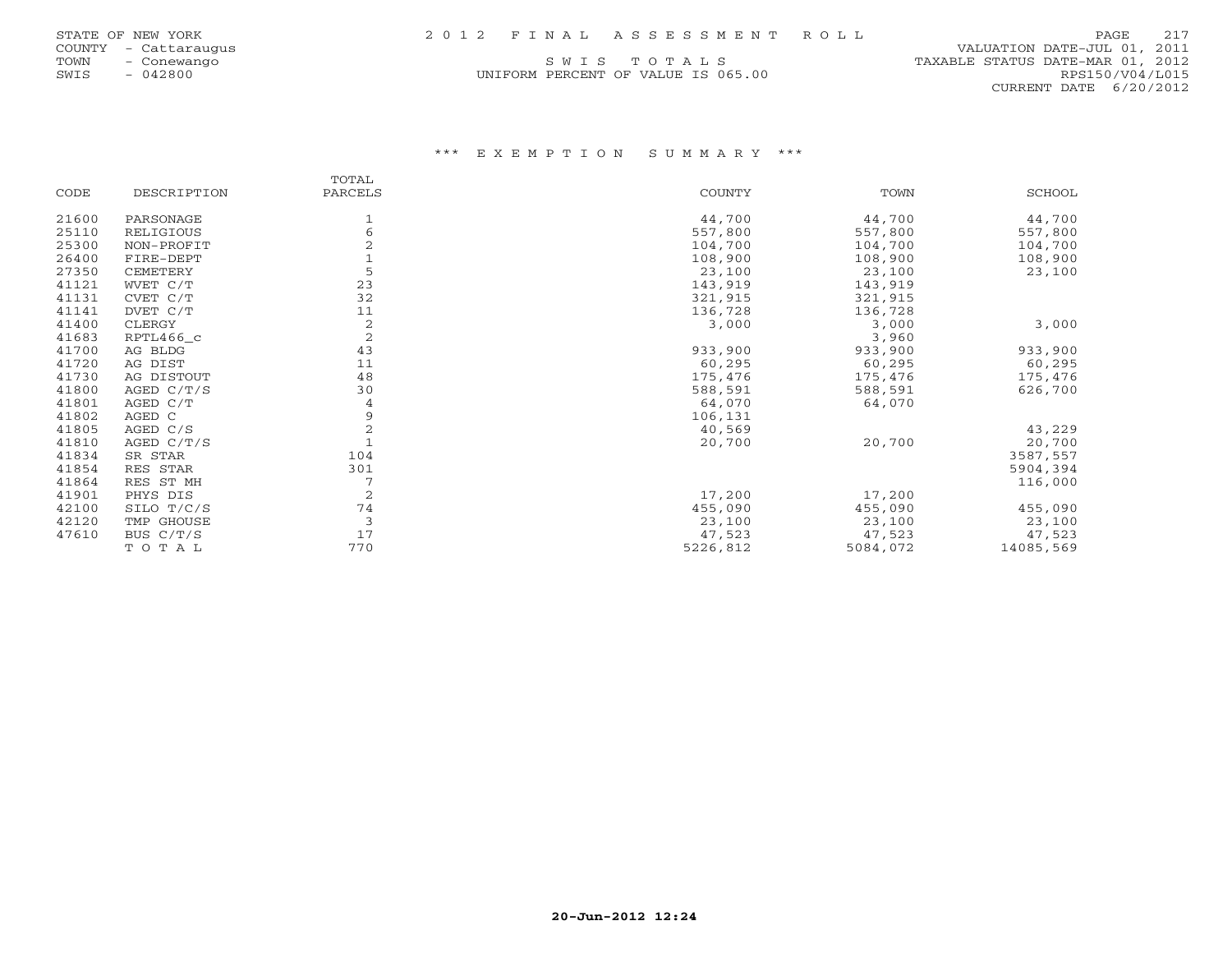STATE OF NEW YORK 2 0 1 2 F I N A L A S S E S S M E N T R O L L
COUNTY - Cattaraugus VALUATION DATE-JUL 01, 2011
TOWN - Conewango S W I S T O T A L S TAXABLE STATUS DATE-MAR 01, 2012
SWIS - 042800 UNIFORM PERCENT OF VALUE IS 065.00 RPS150/V04/L015
CURRENT DATE 6/20/2012

### \*\*\* E X E M P T I O N S U M M A R Y \*\*\*

| CODE | DESCRIPTION | TOTAL PARCELS | COUNTY | TOWN | SCHOOL |
|---|---|---|---|---|---|
| 21600 | PARSONAGE | 1 | 44,700 | 44,700 | 44,700 |
| 25110 | RELIGIOUS | 6 | 557,800 | 557,800 | 557,800 |
| 25300 | NON-PROFIT | 2 | 104,700 | 104,700 | 104,700 |
| 26400 | FIRE-DEPT | 1 | 108,900 | 108,900 | 108,900 |
| 27350 | CEMETERY | 5 | 23,100 | 23,100 | 23,100 |
| 41121 | WVET C/T | 23 | 143,919 | 143,919 | |
| 41131 | CVET C/T | 32 | 321,915 | 321,915 | |
| 41141 | DVET C/T | 11 | 136,728 | 136,728 | |
| 41400 | CLERGY | 2 | 3,000 | 3,000 | 3,000 |
| 41683 | RPTL466_c | 2 | | 3,960 | |
| 41700 | AG BLDG | 43 | 933,900 | 933,900 | 933,900 |
| 41720 | AG DIST | 11 | 60,295 | 60,295 | 60,295 |
| 41730 | AG DISTOUT | 48 | 175,476 | 175,476 | 175,476 |
| 41800 | AGED C/T/S | 30 | 588,591 | 588,591 | 626,700 |
| 41801 | AGED C/T | 4 | 64,070 | 64,070 | |
| 41802 | AGED C | 9 | 106,131 | | |
| 41805 | AGED C/S | 2 | 40,569 | | 43,229 |
| 41810 | AGED C/T/S | 1 | 20,700 | 20,700 | 20,700 |
| 41834 | SR STAR | 104 | | | 3587,557 |
| 41854 | RES STAR | 301 | | | 5904,394 |
| 41864 | RES ST MH | 7 | | | 116,000 |
| 41901 | PHYS DIS | 2 | 17,200 | 17,200 | |
| 42100 | SILO T/C/S | 74 | 455,090 | 455,090 | 455,090 |
| 42120 | TMP GHOUSE | 3 | 23,100 | 23,100 | 23,100 |
| 47610 | BUS C/T/S | 17 | 47,523 | 47,523 | 47,523 |
| | T O T A L | 770 | 5226,812 | 5084,072 | 14085,569 |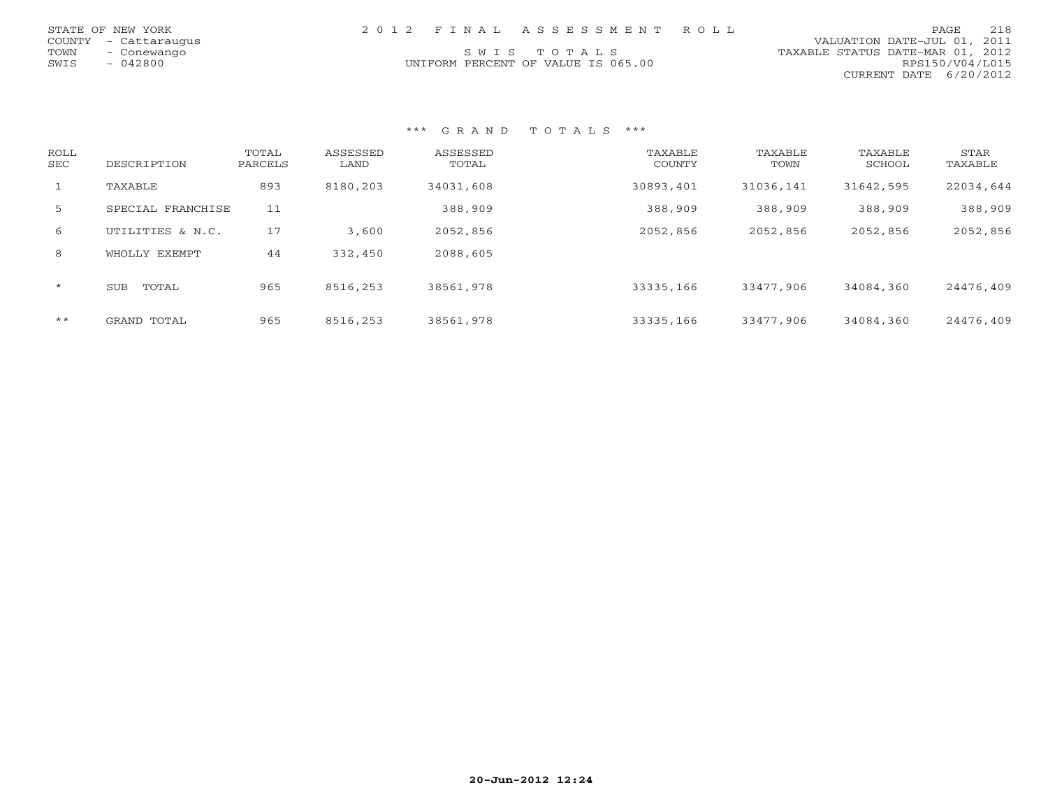STATE OF NEW YORK
COUNTY - Cattaraugus
TOWN - Conewango
SWIS - 042800

2 0 1 2 F I N A L A S S E S S M E N T R O L L

S W I S T O T A L S

UNIFORM PERCENT OF VALUE IS 065.00

VALUATION DATE-JUL 01, 2011
TAXABLE STATUS DATE-MAR 01, 2012
RPS150/V04/L015
CURRENT DATE 6/20/2012

*** G R A N D T O T A L S ***

| ROLL SEC | DESCRIPTION | TOTAL PARCELS | ASSESSED LAND | ASSESSED TOTAL | TAXABLE COUNTY | TAXABLE TOWN | TAXABLE SCHOOL | STAR TAXABLE |
|---|---|---|---|---|---|---|---|---|
| 1 | TAXABLE | 893 | 8180,203 | 34031,608 | 30893,401 | 31036,141 | 31642,595 | 22034,644 |
| 5 | SPECIAL FRANCHISE | 11 | | 388,909 | 388,909 | 388,909 | 388,909 | 388,909 |
| 6 | UTILITIES & N.C. | 17 | 3,600 | 2052,856 | 2052,856 | 2052,856 | 2052,856 | 2052,856 |
| 8 | WHOLLY EXEMPT | 44 | 332,450 | 2088,605 | | | | |
| * | SUB TOTAL | 965 | 8516,253 | 38561,978 | 33335,166 | 33477,906 | 34084,360 | 24476,409 |
| ** | GRAND TOTAL | 965 | 8516,253 | 38561,978 | 33335,166 | 33477,906 | 34084,360 | 24476,409 |

20-Jun-2012 12:24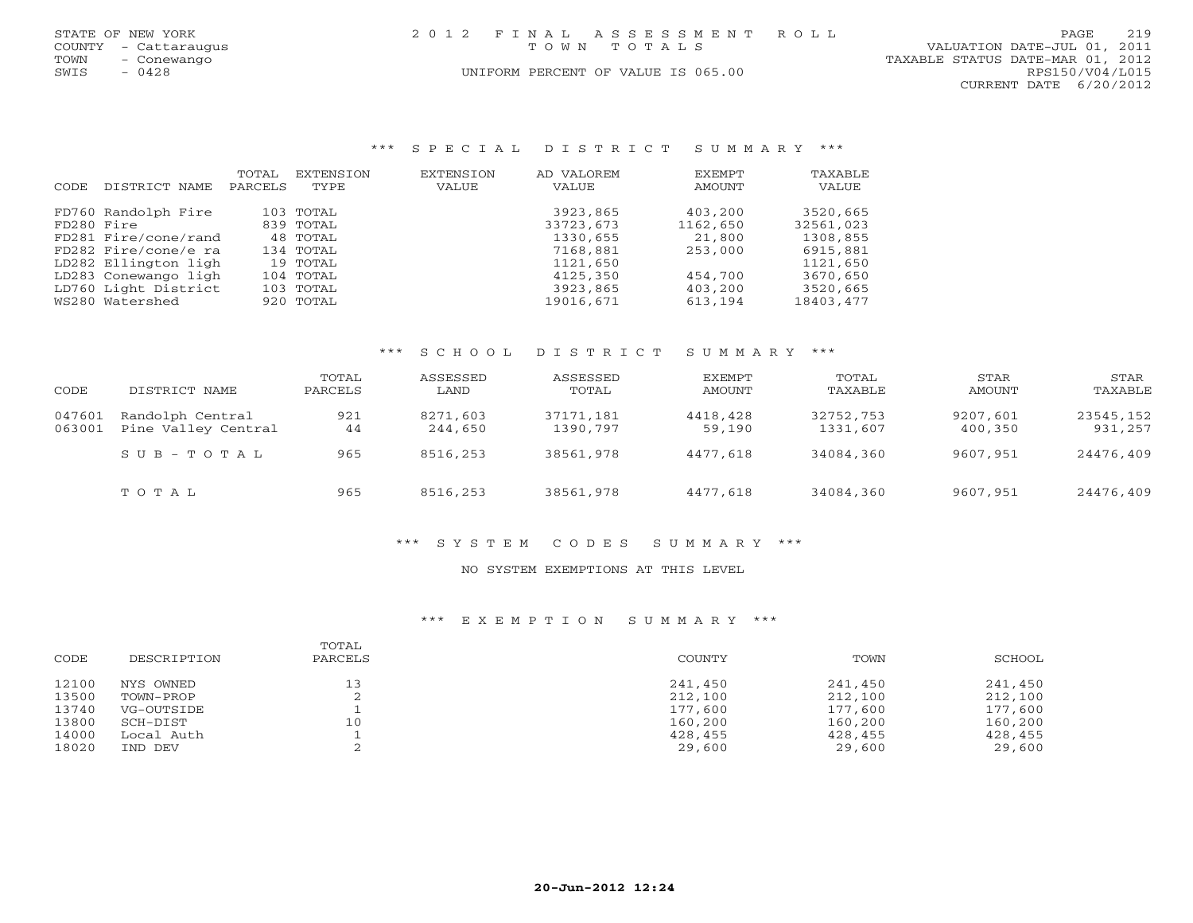STATE OF NEW YORK
COUNTY - Cattaraugus
TOWN - Conewango
SWIS - 0428

# 2012 FINAL ASSESSMENT ROLL
TOWN TOTALS

UNIFORM PERCENT OF VALUE IS 065.00

VALUATION DATE-JUL 01, 2011
TAXABLE STATUS DATE-MAR 01, 2012
RPS150/V04/L015
CURRENT DATE 6/20/2012

## *** SPECIAL DISTRICT SUMMARY ***

| CODE | DISTRICT NAME | TOTAL PARCELS | EXTENSION TYPE | EXTENSION VALUE | AD VALOREM VALUE | EXEMPT AMOUNT | TAXABLE VALUE |
|---|---|---|---|---|---|---|---|
| FD760 | Randolph Fire | 103 | TOTAL | | 3923,865 | 403,200 | 3520,665 |
| FD280 | Fire | 839 | TOTAL | | 33723,673 | 1162,650 | 32561,023 |
| FD281 | Fire/cone/rand | 48 | TOTAL | | 1330,655 | 21,800 | 1308,855 |
| FD282 | Fire/cone/e ra | 134 | TOTAL | | 7168,881 | 253,000 | 6915,881 |
| LD282 | Ellington ligh | 19 | TOTAL | | 1121,650 | | 1121,650 |
| LD283 | Conewango ligh | 104 | TOTAL | | 4125,350 | 454,700 | 3670,650 |
| LD760 | Light District | 103 | TOTAL | | 3923,865 | 403,200 | 3520,665 |
| WS280 | Watershed | 920 | TOTAL | | 19016,671 | 613,194 | 18403,477 |

## *** SCHOOL DISTRICT SUMMARY ***

| CODE | DISTRICT NAME | TOTAL PARCELS | ASSESSED LAND | ASSESSED TOTAL | EXEMPT AMOUNT | TOTAL TAXABLE | STAR AMOUNT | STAR TAXABLE |
|---|---|---|---|---|---|---|---|---|
| 047601 | Randolph Central | 921 | 8271,603 | 37171,181 | 4418,428 | 32752,753 | 9207,601 | 23545,152 |
| 063001 | Pine Valley Central | 44 | 244,650 | 1390,797 | 59,190 | 1331,607 | 400,350 | 931,257 |
| | S U B - T O T A L | 965 | 8516,253 | 38561,978 | 4477,618 | 34084,360 | 9607,951 | 24476,409 |
| | T O T A L | 965 | 8516,253 | 38561,978 | 4477,618 | 34084,360 | 9607,951 | 24476,409 |

## *** SYSTEM CODES SUMMARY ***

NO SYSTEM EXEMPTIONS AT THIS LEVEL

## *** EXEMPTION SUMMARY ***

| CODE | DESCRIPTION | TOTAL PARCELS | COUNTY | TOWN | SCHOOL |
|---|---|---|---|---|---|
| 12100 | NYS OWNED | 13 | 241,450 | 241,450 | 241,450 |
| 13500 | TOWN-PROP | 2 | 212,100 | 212,100 | 212,100 |
| 13740 | VG-OUTSIDE | 1 | 177,600 | 177,600 | 177,600 |
| 13800 | SCH-DIST | 10 | 160,200 | 160,200 | 160,200 |
| 14000 | Local Auth | 1 | 428,455 | 428,455 | 428,455 |
| 18020 | IND DEV | 2 | 29,600 | 29,600 | 29,600 |

20-Jun-2012 12:24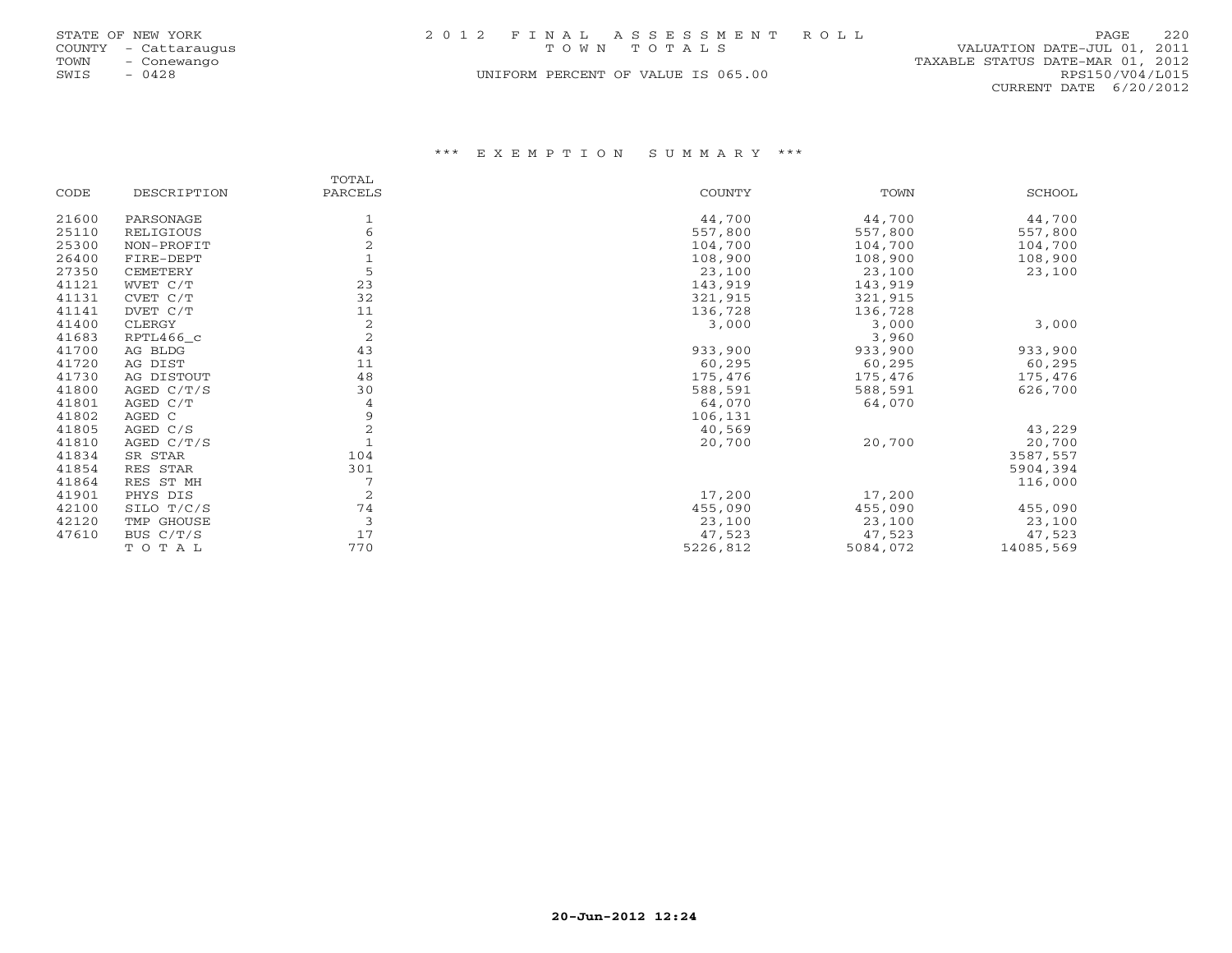STATE OF NEW YORK
COUNTY - Cattaraugus
TOWN - Conewango
SWIS - 0428

2012 FINAL ASSESSMENT ROLL
TOWN TOTALS
UNIFORM PERCENT OF VALUE IS 065.00

VALUATION DATE-JUL 01, 2011
TAXABLE STATUS DATE-MAR 01, 2012
RPS150/V04/L015
CURRENT DATE 6/20/2012

### *** EXEMPTION SUMMARY ***

| CODE | DESCRIPTION | TOTAL PARCELS | COUNTY | TOWN | SCHOOL |
|---|---|---|---|---|---|
| 21600 | PARSONAGE | 1 | 44,700 | 44,700 | 44,700 |
| 25110 | RELIGIOUS | 6 | 557,800 | 557,800 | 557,800 |
| 25300 | NON-PROFIT | 2 | 104,700 | 104,700 | 104,700 |
| 26400 | FIRE-DEPT | 1 | 108,900 | 108,900 | 108,900 |
| 27350 | CEMETERY | 5 | 23,100 | 23,100 | 23,100 |
| 41121 | WVET C/T | 23 | 143,919 | 143,919 | |
| 41131 | CVET C/T | 32 | 321,915 | 321,915 | |
| 41141 | DVET C/T | 11 | 136,728 | 136,728 | |
| 41400 | CLERGY | 2 | 3,000 | 3,000 | 3,000 |
| 41683 | RPTL466_c | 2 | | 3,960 | |
| 41700 | AG BLDG | 43 | 933,900 | 933,900 | 933,900 |
| 41720 | AG DIST | 11 | 60,295 | 60,295 | 60,295 |
| 41730 | AG DISTOUT | 48 | 175,476 | 175,476 | 175,476 |
| 41800 | AGED C/T/S | 30 | 588,591 | 588,591 | 626,700 |
| 41801 | AGED C/T | 4 | 64,070 | 64,070 | |
| 41802 | AGED C | 9 | 106,131 | | |
| 41805 | AGED C/S | 2 | 40,569 | | 43,229 |
| 41810 | AGED C/T/S | 1 | 20,700 | 20,700 | 20,700 |
| 41834 | SR STAR | 104 | | | 3587,557 |
| 41854 | RES STAR | 301 | | | 5904,394 |
| 41864 | RES ST MH | 7 | | | 116,000 |
| 41901 | PHYS DIS | 2 | 17,200 | 17,200 | |
| 42100 | SILO T/C/S | 74 | 455,090 | 455,090 | 455,090 |
| 42120 | TMP GHOUSE | 3 | 23,100 | 23,100 | 23,100 |
| 47610 | BUS C/T/S | 17 | 47,523 | 47,523 | 47,523 |
| | TOTAL | 770 | 5226,812 | 5084,072 | 14085,569 |

20-Jun-2012 12:24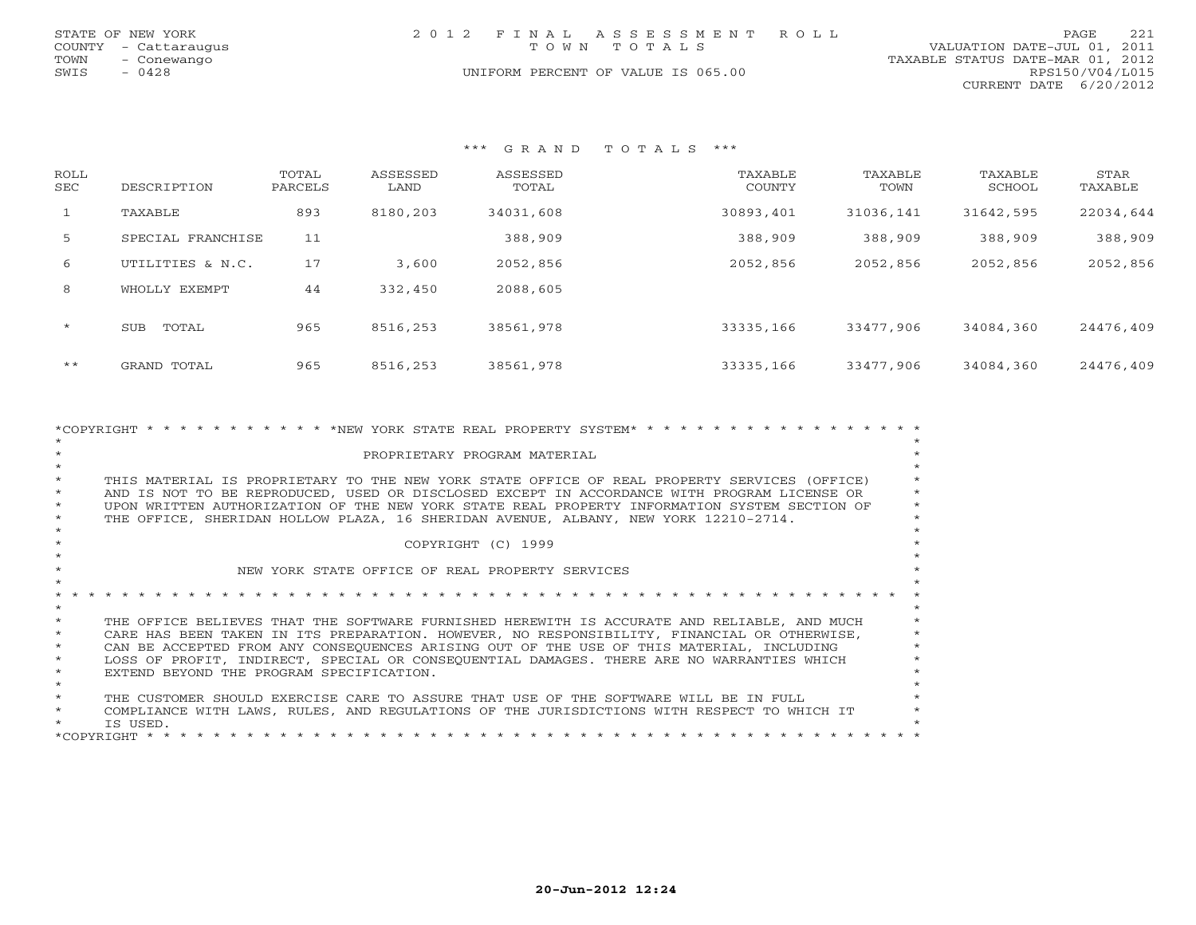STATE OF NEW YORK
COUNTY - Cattaraugus
TOWN - Conewango
SWIS - 0428

2 0 1 2 F I N A L A S S E S S M E N T R O L L
T O W N T O T A L S
UNIFORM PERCENT OF VALUE IS 065.00

VALUATION DATE-JUL 01, 2011
TAXABLE STATUS DATE-MAR 01, 2012
RPS150/V04/L015
CURRENT DATE 6/20/2012

*** G R A N D T O T A L S ***

| ROLL SEC | DESCRIPTION | TOTAL PARCELS | ASSESSED LAND | ASSESSED TOTAL | TAXABLE COUNTY | TAXABLE TOWN | TAXABLE SCHOOL | STAR TAXABLE |
|---|---|---|---|---|---|---|---|---|
| 1 | TAXABLE | 893 | 8180,203 | 34031,608 | 30893,401 | 31036,141 | 31642,595 | 22034,644 |
| 5 | SPECIAL FRANCHISE | 11 | | 388,909 | 388,909 | 388,909 | 388,909 | 388,909 |
| 6 | UTILITIES & N.C. | 17 | 3,600 | 2052,856 | 2052,856 | 2052,856 | 2052,856 | 2052,856 |
| 8 | WHOLLY EXEMPT | 44 | 332,450 | 2088,605 | | | | |
| * | SUB TOTAL | 965 | 8516,253 | 38561,978 | 33335,166 | 33477,906 | 34084,360 | 24476,409 |
| ** | GRAND TOTAL | 965 | 8516,253 | 38561,978 | 33335,166 | 33477,906 | 34084,360 | 24476,409 |

*COPYRIGHT * * * * * * * * * * * *NEW YORK STATE REAL PROPERTY SYSTEM* * * * * * * * * * * * * * * * * * *

PROPRIETARY PROGRAM MATERIAL

THIS MATERIAL IS PROPRIETARY TO THE NEW YORK STATE OFFICE OF REAL PROPERTY SERVICES (OFFICE) AND IS NOT TO BE REPRODUCED, USED OR DISCLOSED EXCEPT IN ACCORDANCE WITH PROGRAM LICENSE OR UPON WRITTEN AUTHORIZATION OF THE NEW YORK STATE REAL PROPERTY INFORMATION SYSTEM SECTION OF THE OFFICE, SHERIDAN HOLLOW PLAZA, 16 SHERIDAN AVENUE, ALBANY, NEW YORK 12210-2714.

COPYRIGHT (C) 1999

NEW YORK STATE OFFICE OF REAL PROPERTY SERVICES

THE OFFICE BELIEVES THAT THE SOFTWARE FURNISHED HEREWITH IS ACCURATE AND RELIABLE, AND MUCH CARE HAS BEEN TAKEN IN ITS PREPARATION. HOWEVER, NO RESPONSIBILITY, FINANCIAL OR OTHERWISE, CAN BE ACCEPTED FROM ANY CONSEQUENCES ARISING OUT OF THE USE OF THIS MATERIAL, INCLUDING LOSS OF PROFIT, INDIRECT, SPECIAL OR CONSEQUENTIAL DAMAGES. THERE ARE NO WARRANTIES WHICH EXTEND BEYOND THE PROGRAM SPECIFICATION.

THE CUSTOMER SHOULD EXERCISE CARE TO ASSURE THAT USE OF THE SOFTWARE WILL BE IN FULL COMPLIANCE WITH LAWS, RULES, AND REGULATIONS OF THE JURISDICTIONS WITH RESPECT TO WHICH IT IS USED.

*COPYRIGHT * * * * * * * * * * * * * * * * * * * * * * * * * * * * * * * * * * * * * * * * * * * * * * *

20-Jun-2012 12:24